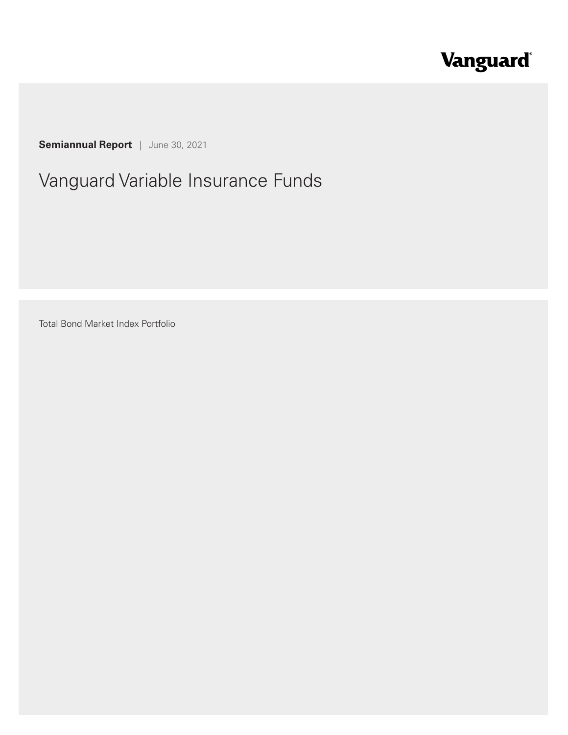Vanguard

**Semiannual Report** | June 30, 2021

# Vanguard Variable Insurance Funds

Total Bond Market Index Portfolio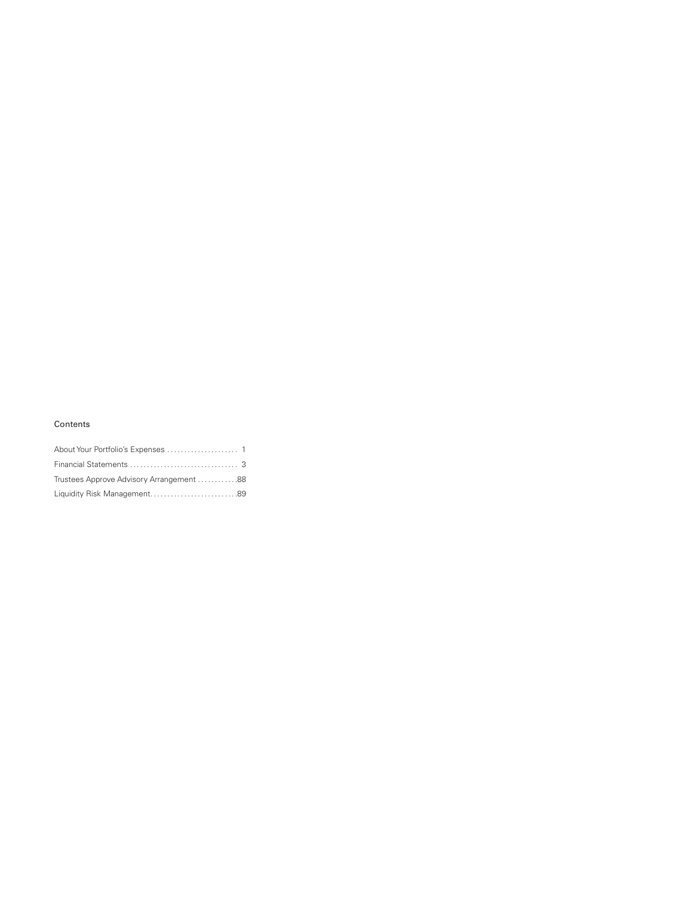## Contents

| | |
|---|---|
| About Your Portfolio's Expenses | 1 |
| Financial Statements | 3 |
| Trustees Approve Advisory Arrangement | 88 |
| Liquidity Risk Management | 89 |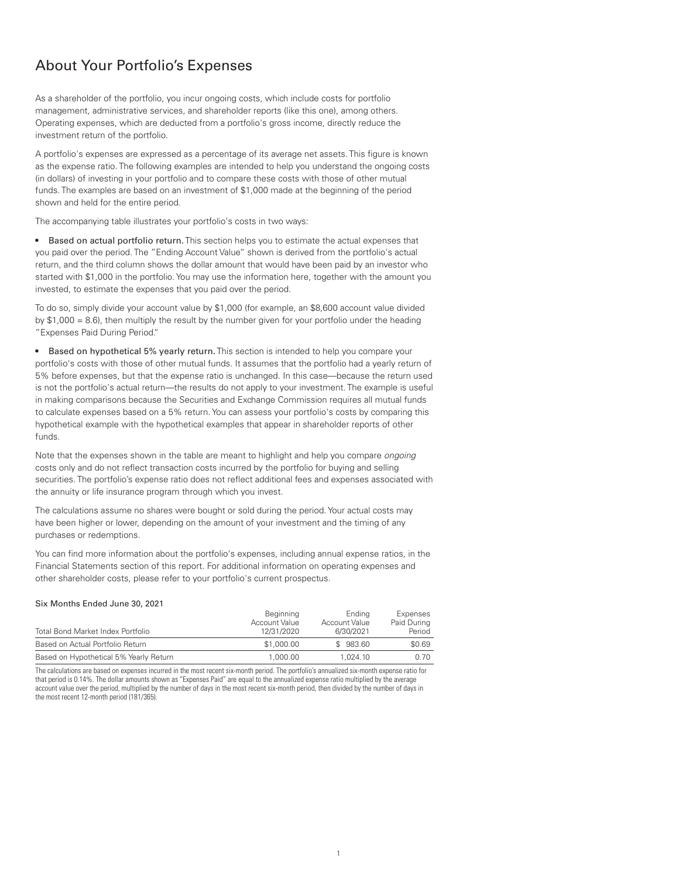# About Your Portfolio's Expenses

As a shareholder of the portfolio, you incur ongoing costs, which include costs for portfolio management, administrative services, and shareholder reports (like this one), among others. Operating expenses, which are deducted from a portfolio's gross income, directly reduce the investment return of the portfolio.

A portfolio's expenses are expressed as a percentage of its average net assets. This figure is known as the expense ratio. The following examples are intended to help you understand the ongoing costs (in dollars) of investing in your portfolio and to compare these costs with those of other mutual funds. The examples are based on an investment of $1,000 made at the beginning of the period shown and held for the entire period.

The accompanying table illustrates your portfolio's costs in two ways:

- **Based on actual portfolio return.** This section helps you to estimate the actual expenses that you paid over the period. The "Ending Account Value" shown is derived from the portfolio's actual return, and the third column shows the dollar amount that would have been paid by an investor who started with $1,000 in the portfolio. You may use the information here, together with the amount you invested, to estimate the expenses that you paid over the period.

To do so, simply divide your account value by $1,000 (for example, an $8,600 account value divided by $1,000 = 8.6), then multiply the result by the number given for your portfolio under the heading "Expenses Paid During Period."

- **Based on hypothetical 5% yearly return.** This section is intended to help you compare your portfolio's costs with those of other mutual funds. It assumes that the portfolio had a yearly return of 5% before expenses, but that the expense ratio is unchanged. In this case—because the return used is not the portfolio's actual return—the results do not apply to your investment. The example is useful in making comparisons because the Securities and Exchange Commission requires all mutual funds to calculate expenses based on a 5% return. You can assess your portfolio's costs by comparing this hypothetical example with the hypothetical examples that appear in shareholder reports of other funds.

Note that the expenses shown in the table are meant to highlight and help you compare *ongoing* costs only and do not reflect transaction costs incurred by the portfolio for buying and selling securities. The portfolio's expense ratio does not reflect additional fees and expenses associated with the annuity or life insurance program through which you invest.

The calculations assume no shares were bought or sold during the period. Your actual costs may have been higher or lower, depending on the amount of your investment and the timing of any purchases or redemptions.

You can find more information about the portfolio's expenses, including annual expense ratios, in the Financial Statements section of this report. For additional information on operating expenses and other shareholder costs, please refer to your portfolio's current prospectus.

Six Months Ended June 30, 2021

| Total Bond Market Index Portfolio | Beginning Account Value 12/31/2020 | Ending Account Value 6/30/2021 | Expenses Paid During Period |
|---|---|---|---|
| Based on Actual Portfolio Return | $1,000.00 | $ 983.60 | $0.69 |
| Based on Hypothetical 5% Yearly Return | 1,000.00 | 1,024.10 | 0.70 |

The calculations are based on expenses incurred in the most recent six-month period. The portfolio's annualized six-month expense ratio for that period is 0.14%. The dollar amounts shown as "Expenses Paid" are equal to the annualized expense ratio multiplied by the average account value over the period, multiplied by the number of days in the most recent six-month period, then divided by the number of days in the most recent 12-month period (181/365).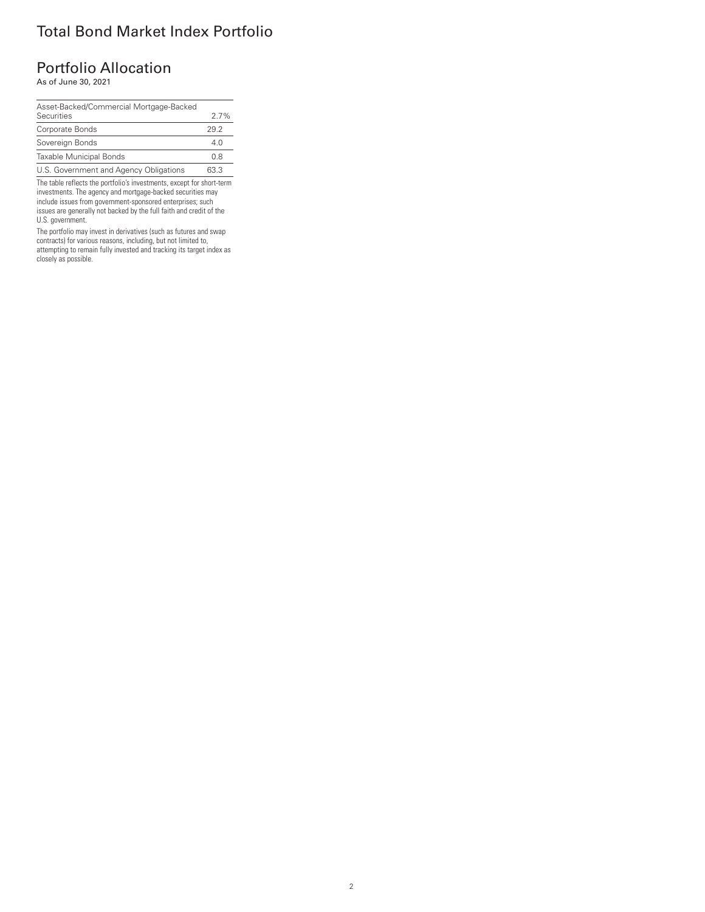# Total Bond Market Index Portfolio

## Portfolio Allocation

As of June 30, 2021

| | |
|---|---|
| Asset-Backed/Commercial Mortgage-Backed Securities | 2.7% |
| Corporate Bonds | 29.2 |
| Sovereign Bonds | 4.0 |
| Taxable Municipal Bonds | 0.8 |
| U.S. Government and Agency Obligations | 63.3 |

The table reflects the portfolio's investments, except for short-term investments. The agency and mortgage-backed securities may include issues from government-sponsored enterprises; such issues are generally not backed by the full faith and credit of the U.S. government.

The portfolio may invest in derivatives (such as futures and swap contracts) for various reasons, including, but not limited to, attempting to remain fully invested and tracking its target index as closely as possible.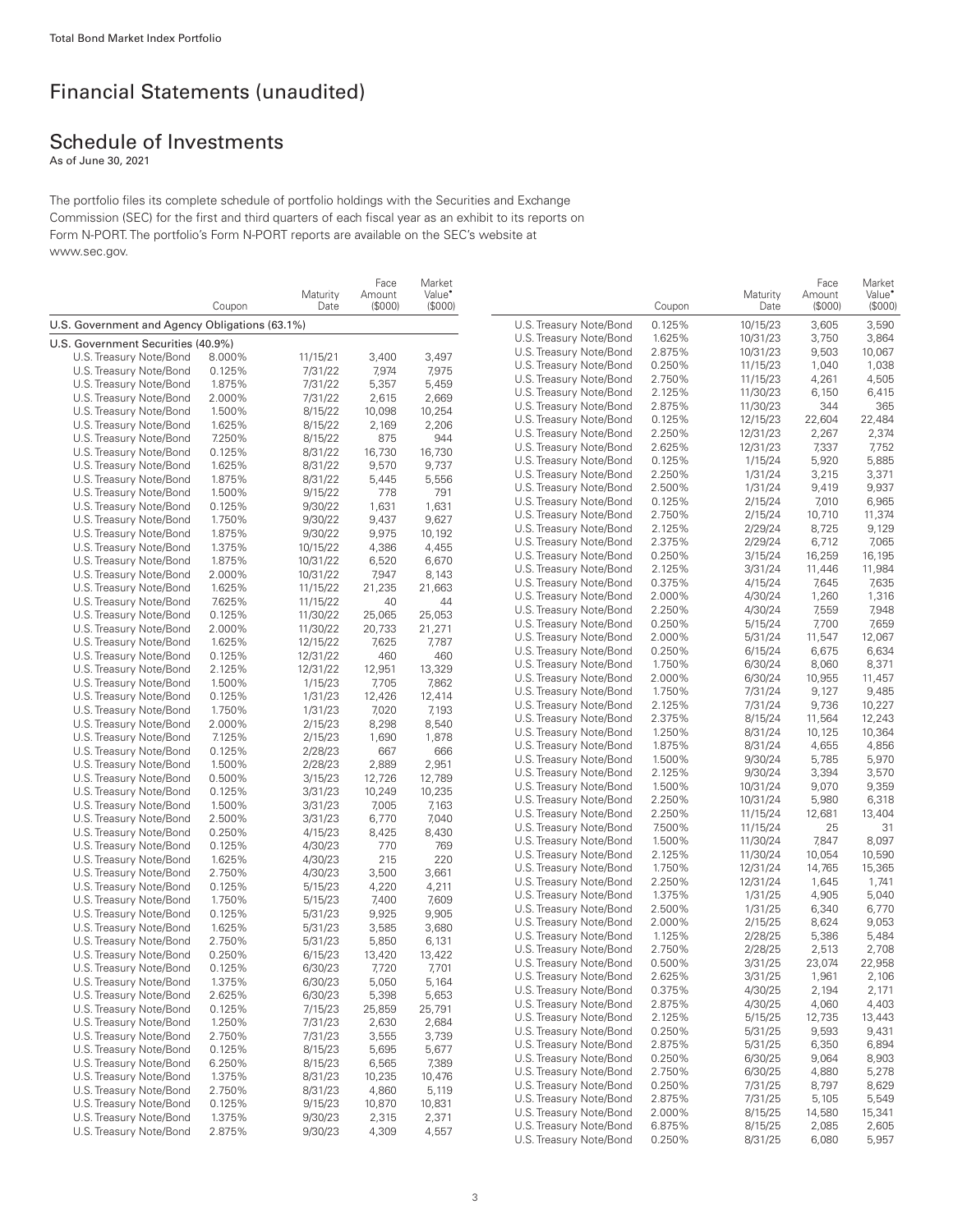# Financial Statements (unaudited)

## Schedule of Investments

As of June 30, 2021

The portfolio files its complete schedule of portfolio holdings with the Securities and Exchange Commission (SEC) for the first and third quarters of each fiscal year as an exhibit to its reports on Form N-PORT. The portfolio's Form N-PORT reports are available on the SEC's website at www.sec.gov.

| | Coupon | Maturity Date | Face Amount ($000) | Market Value• ($000) |
|---|---|---|---|---|
| **U.S. Government and Agency Obligations (63.1%)** | | | | |
| **U.S. Government Securities (40.9%)** | | | | |
| U.S. Treasury Note/Bond | 8.000% | 11/15/21 | 3,400 | 3,497 |
| U.S. Treasury Note/Bond | 0.125% | 7/31/22 | 7,974 | 7,975 |
| U.S. Treasury Note/Bond | 1.875% | 7/31/22 | 5,357 | 5,459 |
| U.S. Treasury Note/Bond | 2.000% | 7/31/22 | 2,615 | 2,669 |
| U.S. Treasury Note/Bond | 1.500% | 8/15/22 | 10,098 | 10,254 |
| U.S. Treasury Note/Bond | 1.625% | 8/15/22 | 2,169 | 2,206 |
| U.S. Treasury Note/Bond | 7.250% | 8/15/22 | 875 | 944 |
| U.S. Treasury Note/Bond | 0.125% | 8/31/22 | 16,730 | 16,730 |
| U.S. Treasury Note/Bond | 1.625% | 8/31/22 | 9,570 | 9,737 |
| U.S. Treasury Note/Bond | 1.875% | 8/31/22 | 5,445 | 5,556 |
| U.S. Treasury Note/Bond | 1.500% | 9/15/22 | 778 | 791 |
| U.S. Treasury Note/Bond | 0.125% | 9/30/22 | 1,631 | 1,631 |
| U.S. Treasury Note/Bond | 1.750% | 9/30/22 | 9,437 | 9,627 |
| U.S. Treasury Note/Bond | 1.875% | 9/30/22 | 9,975 | 10,192 |
| U.S. Treasury Note/Bond | 1.375% | 10/15/22 | 4,386 | 4,455 |
| U.S. Treasury Note/Bond | 1.875% | 10/31/22 | 6,520 | 6,670 |
| U.S. Treasury Note/Bond | 2.000% | 10/31/22 | 7,947 | 8,143 |
| U.S. Treasury Note/Bond | 1.625% | 11/15/22 | 21,235 | 21,663 |
| U.S. Treasury Note/Bond | 7.625% | 11/15/22 | 40 | 44 |
| U.S. Treasury Note/Bond | 0.125% | 11/30/22 | 25,065 | 25,053 |
| U.S. Treasury Note/Bond | 2.000% | 11/30/22 | 20,733 | 21,271 |
| U.S. Treasury Note/Bond | 1.625% | 12/15/22 | 7,625 | 7,787 |
| U.S. Treasury Note/Bond | 0.125% | 12/31/22 | 460 | 460 |
| U.S. Treasury Note/Bond | 2.125% | 12/31/22 | 12,951 | 13,329 |
| U.S. Treasury Note/Bond | 1.500% | 1/15/23 | 7,705 | 7,862 |
| U.S. Treasury Note/Bond | 0.125% | 1/31/23 | 12,426 | 12,414 |
| U.S. Treasury Note/Bond | 1.750% | 1/31/23 | 7,020 | 7,193 |
| U.S. Treasury Note/Bond | 2.000% | 2/15/23 | 8,298 | 8,540 |
| U.S. Treasury Note/Bond | 7.125% | 2/15/23 | 1,690 | 1,878 |
| U.S. Treasury Note/Bond | 0.125% | 2/28/23 | 667 | 666 |
| U.S. Treasury Note/Bond | 1.500% | 2/28/23 | 2,889 | 2,951 |
| U.S. Treasury Note/Bond | 0.500% | 3/15/23 | 12,726 | 12,789 |
| U.S. Treasury Note/Bond | 0.125% | 3/31/23 | 10,249 | 10,235 |
| U.S. Treasury Note/Bond | 1.500% | 3/31/23 | 7,005 | 7,163 |
| U.S. Treasury Note/Bond | 2.500% | 3/31/23 | 6,770 | 7,040 |
| U.S. Treasury Note/Bond | 0.250% | 4/15/23 | 8,425 | 8,430 |
| U.S. Treasury Note/Bond | 0.125% | 4/30/23 | 770 | 769 |
| U.S. Treasury Note/Bond | 1.625% | 4/30/23 | 215 | 220 |
| U.S. Treasury Note/Bond | 2.750% | 4/30/23 | 3,500 | 3,661 |
| U.S. Treasury Note/Bond | 0.125% | 5/15/23 | 4,220 | 4,211 |
| U.S. Treasury Note/Bond | 1.750% | 5/15/23 | 7,400 | 7,609 |
| U.S. Treasury Note/Bond | 0.125% | 5/31/23 | 9,925 | 9,905 |
| U.S. Treasury Note/Bond | 1.625% | 5/31/23 | 3,585 | 3,680 |
| U.S. Treasury Note/Bond | 2.750% | 5/31/23 | 5,850 | 6,131 |
| U.S. Treasury Note/Bond | 0.250% | 6/15/23 | 13,420 | 13,422 |
| U.S. Treasury Note/Bond | 0.125% | 6/30/23 | 7,720 | 7,701 |
| U.S. Treasury Note/Bond | 1.375% | 6/30/23 | 5,050 | 5,164 |
| U.S. Treasury Note/Bond | 2.625% | 6/30/23 | 5,398 | 5,653 |
| U.S. Treasury Note/Bond | 0.125% | 7/15/23 | 25,859 | 25,791 |
| U.S. Treasury Note/Bond | 1.250% | 7/31/23 | 2,630 | 2,684 |
| U.S. Treasury Note/Bond | 2.750% | 7/31/23 | 3,555 | 3,739 |
| U.S. Treasury Note/Bond | 0.125% | 8/15/23 | 5,695 | 5,677 |
| U.S. Treasury Note/Bond | 6.250% | 8/15/23 | 6,565 | 7,389 |
| U.S. Treasury Note/Bond | 1.375% | 8/31/23 | 10,235 | 10,476 |
| U.S. Treasury Note/Bond | 2.750% | 8/31/23 | 4,860 | 5,119 |
| U.S. Treasury Note/Bond | 0.125% | 9/15/23 | 10,870 | 10,831 |
| U.S. Treasury Note/Bond | 1.375% | 9/30/23 | 2,315 | 2,371 |
| U.S. Treasury Note/Bond | 2.875% | 9/30/23 | 4,309 | 4,557 |
| U.S. Treasury Note/Bond | 0.125% | 10/15/23 | 3,605 | 3,590 |
| U.S. Treasury Note/Bond | 1.625% | 10/31/23 | 3,750 | 3,864 |
| U.S. Treasury Note/Bond | 2.875% | 10/31/23 | 9,503 | 10,067 |
| U.S. Treasury Note/Bond | 0.250% | 11/15/23 | 1,040 | 1,038 |
| U.S. Treasury Note/Bond | 2.750% | 11/15/23 | 4,261 | 4,505 |
| U.S. Treasury Note/Bond | 2.125% | 11/30/23 | 6,150 | 6,415 |
| U.S. Treasury Note/Bond | 2.875% | 11/30/23 | 344 | 365 |
| U.S. Treasury Note/Bond | 0.125% | 12/15/23 | 22,604 | 22,484 |
| U.S. Treasury Note/Bond | 2.250% | 12/31/23 | 2,267 | 2,374 |
| U.S. Treasury Note/Bond | 2.625% | 12/31/23 | 7,337 | 7,752 |
| U.S. Treasury Note/Bond | 0.125% | 1/15/24 | 5,920 | 5,885 |
| U.S. Treasury Note/Bond | 2.250% | 1/31/24 | 3,215 | 3,371 |
| U.S. Treasury Note/Bond | 2.500% | 1/31/24 | 9,419 | 9,937 |
| U.S. Treasury Note/Bond | 0.125% | 2/15/24 | 7,010 | 6,965 |
| U.S. Treasury Note/Bond | 2.750% | 2/15/24 | 10,710 | 11,374 |
| U.S. Treasury Note/Bond | 2.125% | 2/29/24 | 8,725 | 9,129 |
| U.S. Treasury Note/Bond | 2.375% | 2/29/24 | 6,712 | 7,065 |
| U.S. Treasury Note/Bond | 0.250% | 3/15/24 | 16,259 | 16,195 |
| U.S. Treasury Note/Bond | 2.125% | 3/31/24 | 11,446 | 11,984 |
| U.S. Treasury Note/Bond | 0.375% | 4/15/24 | 7,645 | 7,635 |
| U.S. Treasury Note/Bond | 2.000% | 4/30/24 | 1,260 | 1,316 |
| U.S. Treasury Note/Bond | 2.250% | 4/30/24 | 7,559 | 7,948 |
| U.S. Treasury Note/Bond | 0.250% | 5/15/24 | 7,700 | 7,659 |
| U.S. Treasury Note/Bond | 2.000% | 5/31/24 | 11,547 | 12,067 |
| U.S. Treasury Note/Bond | 0.250% | 6/15/24 | 6,675 | 6,634 |
| U.S. Treasury Note/Bond | 1.750% | 6/30/24 | 8,060 | 8,371 |
| U.S. Treasury Note/Bond | 2.000% | 6/30/24 | 10,955 | 11,457 |
| U.S. Treasury Note/Bond | 1.750% | 7/31/24 | 9,127 | 9,485 |
| U.S. Treasury Note/Bond | 2.125% | 7/31/24 | 9,736 | 10,227 |
| U.S. Treasury Note/Bond | 2.375% | 8/15/24 | 11,564 | 12,243 |
| U.S. Treasury Note/Bond | 1.250% | 8/31/24 | 10,125 | 10,364 |
| U.S. Treasury Note/Bond | 1.875% | 8/31/24 | 4,655 | 4,856 |
| U.S. Treasury Note/Bond | 1.500% | 9/30/24 | 5,785 | 5,970 |
| U.S. Treasury Note/Bond | 2.125% | 9/30/24 | 3,394 | 3,570 |
| U.S. Treasury Note/Bond | 1.500% | 10/31/24 | 9,070 | 9,359 |
| U.S. Treasury Note/Bond | 2.250% | 10/31/24 | 5,980 | 6,318 |
| U.S. Treasury Note/Bond | 2.250% | 11/15/24 | 12,681 | 13,404 |
| U.S. Treasury Note/Bond | 7.500% | 11/15/24 | 25 | 31 |
| U.S. Treasury Note/Bond | 1.500% | 11/30/24 | 7,847 | 8,097 |
| U.S. Treasury Note/Bond | 2.125% | 11/30/24 | 10,054 | 10,590 |
| U.S. Treasury Note/Bond | 1.750% | 12/31/24 | 14,765 | 15,365 |
| U.S. Treasury Note/Bond | 2.250% | 12/31/24 | 1,645 | 1,741 |
| U.S. Treasury Note/Bond | 1.375% | 1/31/25 | 4,905 | 5,040 |
| U.S. Treasury Note/Bond | 2.500% | 1/31/25 | 6,340 | 6,770 |
| U.S. Treasury Note/Bond | 2.000% | 2/15/25 | 8,624 | 9,053 |
| U.S. Treasury Note/Bond | 1.125% | 2/28/25 | 5,386 | 5,484 |
| U.S. Treasury Note/Bond | 2.750% | 2/28/25 | 2,513 | 2,708 |
| U.S. Treasury Note/Bond | 0.500% | 3/31/25 | 23,074 | 22,958 |
| U.S. Treasury Note/Bond | 2.625% | 3/31/25 | 1,961 | 2,106 |
| U.S. Treasury Note/Bond | 0.375% | 4/30/25 | 2,194 | 2,171 |
| U.S. Treasury Note/Bond | 2.875% | 4/30/25 | 4,060 | 4,403 |
| U.S. Treasury Note/Bond | 2.125% | 5/15/25 | 12,735 | 13,443 |
| U.S. Treasury Note/Bond | 0.250% | 5/31/25 | 9,593 | 9,431 |
| U.S. Treasury Note/Bond | 2.875% | 5/31/25 | 6,350 | 6,894 |
| U.S. Treasury Note/Bond | 0.250% | 6/30/25 | 9,064 | 8,903 |
| U.S. Treasury Note/Bond | 2.750% | 6/30/25 | 4,880 | 5,278 |
| U.S. Treasury Note/Bond | 0.250% | 7/31/25 | 8,797 | 8,629 |
| U.S. Treasury Note/Bond | 2.875% | 7/31/25 | 5,105 | 5,549 |
| U.S. Treasury Note/Bond | 2.000% | 8/15/25 | 14,580 | 15,341 |
| U.S. Treasury Note/Bond | 6.875% | 8/15/25 | 2,085 | 2,605 |
| U.S. Treasury Note/Bond | 0.250% | 8/31/25 | 6,080 | 5,957 |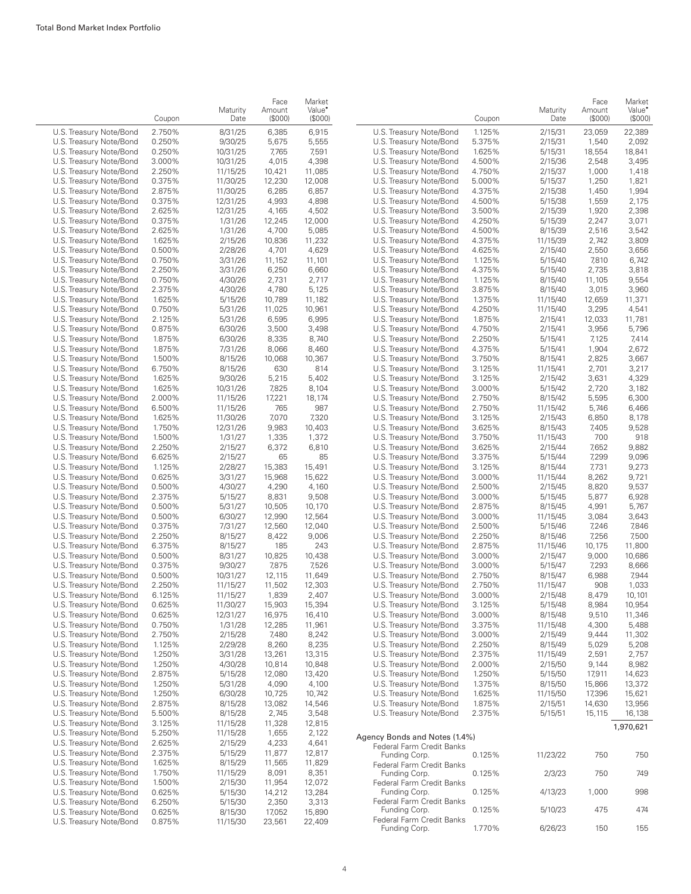| | Coupon | Maturity Date | Face Amount ($000) | Market Value• ($000) |
|---|---|---|---|---|
| U.S. Treasury Note/Bond | 2.750% | 8/31/25 | 6,385 | 6,915 |
| U.S. Treasury Note/Bond | 0.250% | 9/30/25 | 5,675 | 5,555 |
| U.S. Treasury Note/Bond | 0.250% | 10/31/25 | 7,765 | 7,591 |
| U.S. Treasury Note/Bond | 3.000% | 10/31/25 | 4,015 | 4,398 |
| U.S. Treasury Note/Bond | 2.250% | 11/15/25 | 10,421 | 11,085 |
| U.S. Treasury Note/Bond | 0.375% | 11/30/25 | 12,230 | 12,008 |
| U.S. Treasury Note/Bond | 2.875% | 11/30/25 | 6,285 | 6,857 |
| U.S. Treasury Note/Bond | 0.375% | 12/31/25 | 4,993 | 4,898 |
| U.S. Treasury Note/Bond | 2.625% | 12/31/25 | 4,165 | 4,502 |
| U.S. Treasury Note/Bond | 0.375% | 1/31/26 | 12,245 | 12,000 |
| U.S. Treasury Note/Bond | 2.625% | 1/31/26 | 4,700 | 5,085 |
| U.S. Treasury Note/Bond | 1.625% | 2/15/26 | 10,836 | 11,232 |
| U.S. Treasury Note/Bond | 0.500% | 2/28/26 | 4,701 | 4,629 |
| U.S. Treasury Note/Bond | 0.750% | 3/31/26 | 11,152 | 11,101 |
| U.S. Treasury Note/Bond | 2.250% | 3/31/26 | 6,250 | 6,660 |
| U.S. Treasury Note/Bond | 0.750% | 4/30/26 | 2,731 | 2,717 |
| U.S. Treasury Note/Bond | 2.375% | 4/30/26 | 4,780 | 5,125 |
| U.S. Treasury Note/Bond | 1.625% | 5/15/26 | 10,789 | 11,182 |
| U.S. Treasury Note/Bond | 0.750% | 5/31/26 | 11,025 | 10,961 |
| U.S. Treasury Note/Bond | 2.125% | 5/31/26 | 6,595 | 6,995 |
| U.S. Treasury Note/Bond | 0.875% | 6/30/26 | 3,500 | 3,498 |
| U.S. Treasury Note/Bond | 1.875% | 6/30/26 | 8,335 | 8,740 |
| U.S. Treasury Note/Bond | 1.875% | 7/31/26 | 8,066 | 8,460 |
| U.S. Treasury Note/Bond | 1.500% | 8/15/26 | 10,068 | 10,367 |
| U.S. Treasury Note/Bond | 6.750% | 8/15/26 | 630 | 814 |
| U.S. Treasury Note/Bond | 1.625% | 9/30/26 | 5,215 | 5,402 |
| U.S. Treasury Note/Bond | 1.625% | 10/31/26 | 7,825 | 8,104 |
| U.S. Treasury Note/Bond | 2.000% | 11/15/26 | 17,221 | 18,174 |
| U.S. Treasury Note/Bond | 6.500% | 11/15/26 | 765 | 987 |
| U.S. Treasury Note/Bond | 1.625% | 11/30/26 | 7,070 | 7,320 |
| U.S. Treasury Note/Bond | 1.750% | 12/31/26 | 9,983 | 10,403 |
| U.S. Treasury Note/Bond | 1.500% | 1/31/27 | 1,335 | 1,372 |
| U.S. Treasury Note/Bond | 2.250% | 2/15/27 | 6,372 | 6,810 |
| U.S. Treasury Note/Bond | 6.625% | 2/15/27 | 65 | 85 |
| U.S. Treasury Note/Bond | 1.125% | 2/28/27 | 15,383 | 15,491 |
| U.S. Treasury Note/Bond | 0.625% | 3/31/27 | 15,968 | 15,622 |
| U.S. Treasury Note/Bond | 0.500% | 4/30/27 | 4,290 | 4,160 |
| U.S. Treasury Note/Bond | 2.375% | 5/15/27 | 8,831 | 9,508 |
| U.S. Treasury Note/Bond | 0.500% | 5/31/27 | 10,505 | 10,170 |
| U.S. Treasury Note/Bond | 0.500% | 6/30/27 | 12,990 | 12,564 |
| U.S. Treasury Note/Bond | 0.375% | 7/31/27 | 12,560 | 12,040 |
| U.S. Treasury Note/Bond | 2.250% | 8/15/27 | 8,422 | 9,006 |
| U.S. Treasury Note/Bond | 6.375% | 8/15/27 | 185 | 243 |
| U.S. Treasury Note/Bond | 0.500% | 8/31/27 | 10,825 | 10,438 |
| U.S. Treasury Note/Bond | 0.375% | 9/30/27 | 7,875 | 7,526 |
| U.S. Treasury Note/Bond | 0.500% | 10/31/27 | 12,115 | 11,649 |
| U.S. Treasury Note/Bond | 2.250% | 11/15/27 | 11,502 | 12,303 |
| U.S. Treasury Note/Bond | 6.125% | 11/15/27 | 1,839 | 2,407 |
| U.S. Treasury Note/Bond | 0.625% | 11/30/27 | 15,903 | 15,394 |
| U.S. Treasury Note/Bond | 0.625% | 12/31/27 | 16,975 | 16,410 |
| U.S. Treasury Note/Bond | 0.750% | 1/31/28 | 12,285 | 11,961 |
| U.S. Treasury Note/Bond | 2.750% | 2/15/28 | 7,480 | 8,242 |
| U.S. Treasury Note/Bond | 1.125% | 2/29/28 | 8,260 | 8,235 |
| U.S. Treasury Note/Bond | 1.250% | 3/31/28 | 13,261 | 13,315 |
| U.S. Treasury Note/Bond | 1.250% | 4/30/28 | 10,814 | 10,848 |
| U.S. Treasury Note/Bond | 2.875% | 5/15/28 | 12,080 | 13,420 |
| U.S. Treasury Note/Bond | 1.250% | 5/31/28 | 4,090 | 4,100 |
| U.S. Treasury Note/Bond | 1.250% | 6/30/28 | 10,725 | 10,742 |
| U.S. Treasury Note/Bond | 2.875% | 8/15/28 | 13,082 | 14,546 |
| U.S. Treasury Note/Bond | 5.500% | 8/15/28 | 2,745 | 3,548 |
| U.S. Treasury Note/Bond | 3.125% | 11/15/28 | 11,328 | 12,815 |
| U.S. Treasury Note/Bond | 5.250% | 11/15/28 | 1,655 | 2,122 |
| U.S. Treasury Note/Bond | 2.625% | 2/15/29 | 4,233 | 4,641 |
| U.S. Treasury Note/Bond | 2.375% | 5/15/29 | 11,877 | 12,817 |
| U.S. Treasury Note/Bond | 1.625% | 8/15/29 | 11,565 | 11,829 |
| U.S. Treasury Note/Bond | 1.750% | 11/15/29 | 8,091 | 8,351 |
| U.S. Treasury Note/Bond | 1.500% | 2/15/30 | 11,954 | 12,072 |
| U.S. Treasury Note/Bond | 0.625% | 5/15/30 | 14,212 | 13,284 |
| U.S. Treasury Note/Bond | 6.250% | 5/15/30 | 2,350 | 3,313 |
| U.S. Treasury Note/Bond | 0.625% | 8/15/30 | 17,052 | 15,890 |
| U.S. Treasury Note/Bond | 0.875% | 11/15/30 | 23,561 | 22,409 |
| U.S. Treasury Note/Bond | 1.125% | 2/15/31 | 23,059 | 22,389 |
| U.S. Treasury Note/Bond | 5.375% | 2/15/31 | 1,540 | 2,092 |
| U.S. Treasury Note/Bond | 1.625% | 5/15/31 | 18,554 | 18,841 |
| U.S. Treasury Note/Bond | 4.500% | 2/15/36 | 2,548 | 3,495 |
| U.S. Treasury Note/Bond | 4.750% | 2/15/37 | 1,000 | 1,418 |
| U.S. Treasury Note/Bond | 5.000% | 5/15/37 | 1,250 | 1,821 |
| U.S. Treasury Note/Bond | 4.375% | 2/15/38 | 1,450 | 1,994 |
| U.S. Treasury Note/Bond | 4.500% | 5/15/38 | 1,559 | 2,175 |
| U.S. Treasury Note/Bond | 3.500% | 2/15/39 | 1,920 | 2,398 |
| U.S. Treasury Note/Bond | 4.250% | 5/15/39 | 2,247 | 3,071 |
| U.S. Treasury Note/Bond | 4.500% | 8/15/39 | 2,516 | 3,542 |
| U.S. Treasury Note/Bond | 4.375% | 11/15/39 | 2,742 | 3,809 |
| U.S. Treasury Note/Bond | 4.625% | 2/15/40 | 2,550 | 3,656 |
| U.S. Treasury Note/Bond | 1.125% | 5/15/40 | 7,810 | 6,742 |
| U.S. Treasury Note/Bond | 4.375% | 5/15/40 | 2,735 | 3,818 |
| U.S. Treasury Note/Bond | 1.125% | 8/15/40 | 11,105 | 9,554 |
| U.S. Treasury Note/Bond | 3.875% | 8/15/40 | 3,015 | 3,960 |
| U.S. Treasury Note/Bond | 1.375% | 11/15/40 | 12,659 | 11,371 |
| U.S. Treasury Note/Bond | 4.250% | 11/15/40 | 3,295 | 4,541 |
| U.S. Treasury Note/Bond | 1.875% | 2/15/41 | 12,033 | 11,781 |
| U.S. Treasury Note/Bond | 4.750% | 2/15/41 | 3,956 | 5,796 |
| U.S. Treasury Note/Bond | 2.250% | 5/15/41 | 7,125 | 7,414 |
| U.S. Treasury Note/Bond | 4.375% | 5/15/41 | 1,904 | 2,672 |
| U.S. Treasury Note/Bond | 3.750% | 8/15/41 | 2,825 | 3,667 |
| U.S. Treasury Note/Bond | 3.125% | 11/15/41 | 2,701 | 3,217 |
| U.S. Treasury Note/Bond | 3.125% | 2/15/42 | 3,631 | 4,329 |
| U.S. Treasury Note/Bond | 3.000% | 5/15/42 | 2,720 | 3,182 |
| U.S. Treasury Note/Bond | 2.750% | 8/15/42 | 5,595 | 6,300 |
| U.S. Treasury Note/Bond | 2.750% | 11/15/42 | 5,746 | 6,466 |
| U.S. Treasury Note/Bond | 3.125% | 2/15/43 | 6,850 | 8,178 |
| U.S. Treasury Note/Bond | 3.625% | 8/15/43 | 7,405 | 9,528 |
| U.S. Treasury Note/Bond | 3.750% | 11/15/43 | 700 | 918 |
| U.S. Treasury Note/Bond | 3.625% | 2/15/44 | 7,652 | 9,882 |
| U.S. Treasury Note/Bond | 3.375% | 5/15/44 | 7,299 | 9,096 |
| U.S. Treasury Note/Bond | 3.125% | 8/15/44 | 7,731 | 9,273 |
| U.S. Treasury Note/Bond | 3.000% | 11/15/44 | 8,262 | 9,721 |
| U.S. Treasury Note/Bond | 2.500% | 2/15/45 | 8,820 | 9,537 |
| U.S. Treasury Note/Bond | 3.000% | 5/15/45 | 5,877 | 6,928 |
| U.S. Treasury Note/Bond | 2.875% | 8/15/45 | 4,991 | 5,767 |
| U.S. Treasury Note/Bond | 3.000% | 11/15/45 | 3,084 | 3,643 |
| U.S. Treasury Note/Bond | 2.500% | 5/15/46 | 7,246 | 7,846 |
| U.S. Treasury Note/Bond | 2.250% | 8/15/46 | 7,256 | 7,500 |
| U.S. Treasury Note/Bond | 2.875% | 11/15/46 | 10,175 | 11,800 |
| U.S. Treasury Note/Bond | 3.000% | 2/15/47 | 9,000 | 10,686 |
| U.S. Treasury Note/Bond | 3.000% | 5/15/47 | 7,293 | 8,666 |
| U.S. Treasury Note/Bond | 2.750% | 8/15/47 | 6,988 | 7,944 |
| U.S. Treasury Note/Bond | 2.750% | 11/15/47 | 908 | 1,033 |
| U.S. Treasury Note/Bond | 3.000% | 2/15/48 | 8,479 | 10,101 |
| U.S. Treasury Note/Bond | 3.125% | 5/15/48 | 8,984 | 10,954 |
| U.S. Treasury Note/Bond | 3.000% | 8/15/48 | 9,510 | 11,346 |
| U.S. Treasury Note/Bond | 3.375% | 11/15/48 | 4,300 | 5,488 |
| U.S. Treasury Note/Bond | 3.000% | 2/15/49 | 9,444 | 11,302 |
| U.S. Treasury Note/Bond | 2.250% | 8/15/49 | 5,029 | 5,208 |
| U.S. Treasury Note/Bond | 2.375% | 11/15/49 | 2,591 | 2,757 |
| U.S. Treasury Note/Bond | 2.000% | 2/15/50 | 9,144 | 8,982 |
| U.S. Treasury Note/Bond | 1.250% | 5/15/50 | 17,911 | 14,623 |
| U.S. Treasury Note/Bond | 1.375% | 8/15/50 | 15,866 | 13,372 |
| U.S. Treasury Note/Bond | 1.625% | 11/15/50 | 17,396 | 15,621 |
| U.S. Treasury Note/Bond | 1.875% | 2/15/51 | 14,630 | 13,956 |
| U.S. Treasury Note/Bond | 2.375% | 5/15/51 | 15,115 | 16,138 |
| | | | | 1,970,621 |
| **Agency Bonds and Notes (1.4%)** | | | | |
| Federal Farm Credit Banks Funding Corp. | 0.125% | 11/23/22 | 750 | 750 |
| Federal Farm Credit Banks Funding Corp. | 0.125% | 2/3/23 | 750 | 749 |
| Federal Farm Credit Banks Funding Corp. | 0.125% | 4/13/23 | 1,000 | 998 |
| Federal Farm Credit Banks Funding Corp. | 0.125% | 5/10/23 | 475 | 474 |
| Federal Farm Credit Banks Funding Corp. | 1.770% | 6/26/23 | 150 | 155 |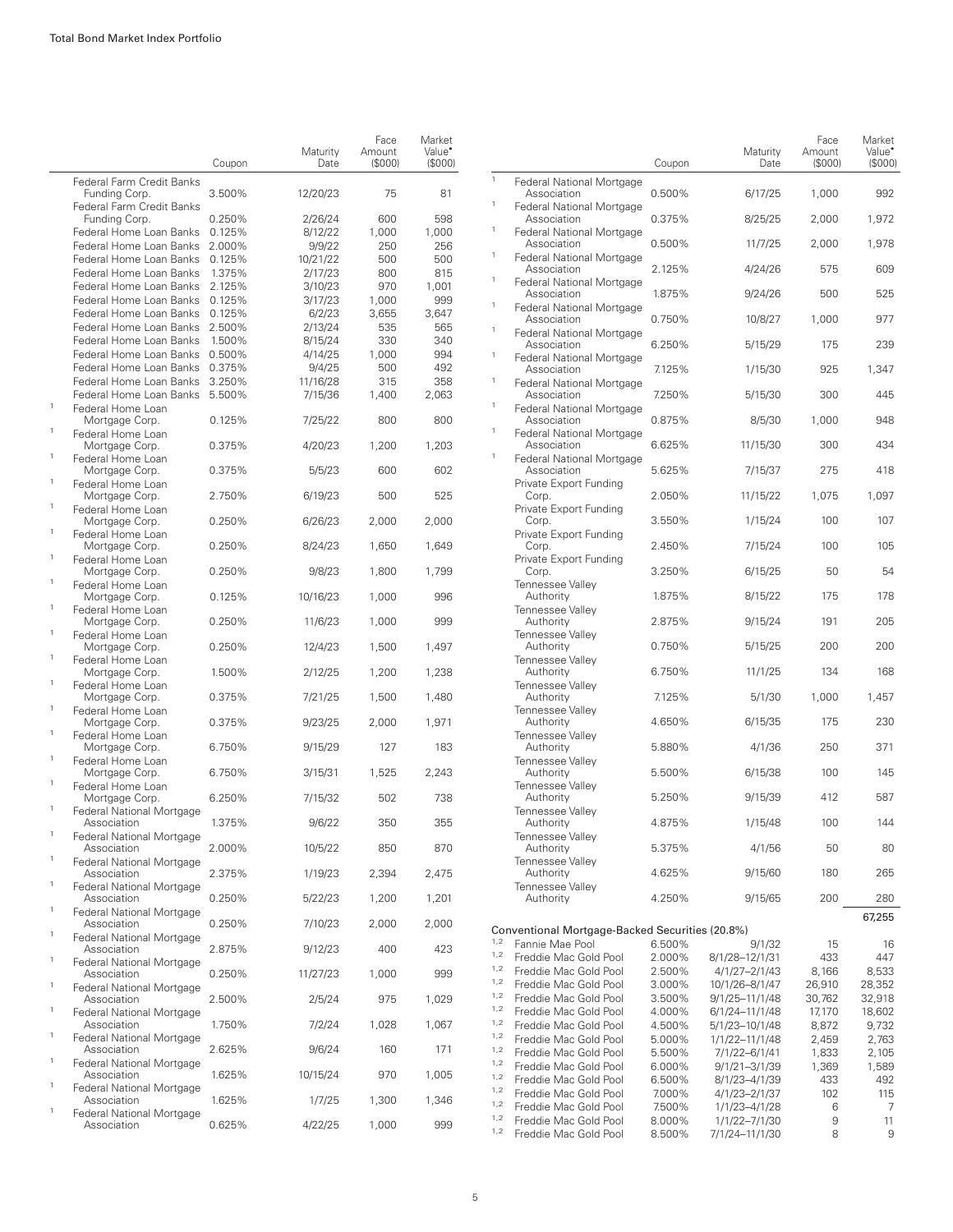| | | Coupon | Maturity Date | Face Amount ($000) | Market Value• ($000) |
|---|---|---|---|---|---|
| | Federal Farm Credit Banks Funding Corp. | 3.500% | 12/20/23 | 75 | 81 |
| | Federal Farm Credit Banks Funding Corp. | 0.250% | 2/26/24 | 600 | 598 |
| | Federal Home Loan Banks | 0.125% | 8/12/22 | 1,000 | 1,000 |
| | Federal Home Loan Banks | 2.000% | 9/9/22 | 250 | 256 |
| | Federal Home Loan Banks | 0.125% | 10/21/22 | 500 | 500 |
| | Federal Home Loan Banks | 1.375% | 2/17/23 | 800 | 815 |
| | Federal Home Loan Banks | 2.125% | 3/10/23 | 970 | 1,001 |
| | Federal Home Loan Banks | 0.125% | 3/17/23 | 1,000 | 999 |
| | Federal Home Loan Banks | 0.125% | 6/2/23 | 3,655 | 3,647 |
| | Federal Home Loan Banks | 2.500% | 2/13/24 | 535 | 565 |
| | Federal Home Loan Banks | 1.500% | 8/15/24 | 330 | 340 |
| | Federal Home Loan Banks | 0.500% | 4/14/25 | 1,000 | 994 |
| | Federal Home Loan Banks | 0.375% | 9/4/25 | 500 | 492 |
| | Federal Home Loan Banks | 3.250% | 11/16/28 | 315 | 358 |
| | Federal Home Loan Banks | 5.500% | 7/15/36 | 1,400 | 2,063 |
| 1 | Federal Home Loan Mortgage Corp. | 0.125% | 7/25/22 | 800 | 800 |
| 1 | Federal Home Loan Mortgage Corp. | 0.375% | 4/20/23 | 1,200 | 1,203 |
| 1 | Federal Home Loan Mortgage Corp. | 0.375% | 5/5/23 | 600 | 602 |
| 1 | Federal Home Loan Mortgage Corp. | 2.750% | 6/19/23 | 500 | 525 |
| 1 | Federal Home Loan Mortgage Corp. | 0.250% | 6/26/23 | 2,000 | 2,000 |
| 1 | Federal Home Loan Mortgage Corp. | 0.250% | 8/24/23 | 1,650 | 1,649 |
| 1 | Federal Home Loan Mortgage Corp. | 0.250% | 9/8/23 | 1,800 | 1,799 |
| 1 | Federal Home Loan Mortgage Corp. | 0.125% | 10/16/23 | 1,000 | 996 |
| 1 | Federal Home Loan Mortgage Corp. | 0.250% | 11/6/23 | 1,000 | 999 |
| 1 | Federal Home Loan Mortgage Corp. | 0.250% | 12/4/23 | 1,500 | 1,497 |
| 1 | Federal Home Loan Mortgage Corp. | 1.500% | 2/12/25 | 1,200 | 1,238 |
| 1 | Federal Home Loan Mortgage Corp. | 0.375% | 7/21/25 | 1,500 | 1,480 |
| 1 | Federal Home Loan Mortgage Corp. | 0.375% | 9/23/25 | 2,000 | 1,971 |
| 1 | Federal Home Loan Mortgage Corp. | 6.750% | 9/15/29 | 127 | 183 |
| 1 | Federal Home Loan Mortgage Corp. | 6.750% | 3/15/31 | 1,525 | 2,243 |
| 1 | Federal Home Loan Mortgage Corp. | 6.250% | 7/15/32 | 502 | 738 |
| 1 | Federal National Mortgage Association | 1.375% | 9/6/22 | 350 | 355 |
| 1 | Federal National Mortgage Association | 2.000% | 10/5/22 | 850 | 870 |
| 1 | Federal National Mortgage Association | 2.375% | 1/19/23 | 2,394 | 2,475 |
| 1 | Federal National Mortgage Association | 0.250% | 5/22/23 | 1,200 | 1,201 |
| 1 | Federal National Mortgage Association | 0.250% | 7/10/23 | 2,000 | 2,000 |
| 1 | Federal National Mortgage Association | 2.875% | 9/12/23 | 400 | 423 |
| 1 | Federal National Mortgage Association | 0.250% | 11/27/23 | 1,000 | 999 |
| 1 | Federal National Mortgage Association | 2.500% | 2/5/24 | 975 | 1,029 |
| 1 | Federal National Mortgage Association | 1.750% | 7/2/24 | 1,028 | 1,067 |
| 1 | Federal National Mortgage Association | 2.625% | 9/6/24 | 160 | 171 |
| 1 | Federal National Mortgage Association | 1.625% | 10/15/24 | 970 | 1,005 |
| 1 | Federal National Mortgage Association | 1.625% | 1/7/25 | 1,300 | 1,346 |
| 1 | Federal National Mortgage Association | 0.625% | 4/22/25 | 1,000 | 999 |
| 1 | Federal National Mortgage Association | 0.500% | 6/17/25 | 1,000 | 992 |
| 1 | Federal National Mortgage Association | 0.375% | 8/25/25 | 2,000 | 1,972 |
| 1 | Federal National Mortgage Association | 0.500% | 11/7/25 | 2,000 | 1,978 |
| 1 | Federal National Mortgage Association | 2.125% | 4/24/26 | 575 | 609 |
| 1 | Federal National Mortgage Association | 1.875% | 9/24/26 | 500 | 525 |
| 1 | Federal National Mortgage Association | 0.750% | 10/8/27 | 1,000 | 977 |
| 1 | Federal National Mortgage Association | 6.250% | 5/15/29 | 175 | 239 |
| 1 | Federal National Mortgage Association | 7.125% | 1/15/30 | 925 | 1,347 |
| 1 | Federal National Mortgage Association | 7.250% | 5/15/30 | 300 | 445 |
| 1 | Federal National Mortgage Association | 0.875% | 8/5/30 | 1,000 | 948 |
| 1 | Federal National Mortgage Association | 6.625% | 11/15/30 | 300 | 434 |
| 1 | Federal National Mortgage Association | 5.625% | 7/15/37 | 275 | 418 |
| | Private Export Funding Corp. | 2.050% | 11/15/22 | 1,075 | 1,097 |
| | Private Export Funding Corp. | 3.550% | 1/15/24 | 100 | 107 |
| | Private Export Funding Corp. | 2.450% | 7/15/24 | 100 | 105 |
| | Private Export Funding Corp. | 3.250% | 6/15/25 | 50 | 54 |
| | Tennessee Valley Authority | 1.875% | 8/15/22 | 175 | 178 |
| | Tennessee Valley Authority | 2.875% | 9/15/24 | 191 | 205 |
| | Tennessee Valley Authority | 0.750% | 5/15/25 | 200 | 200 |
| | Tennessee Valley Authority | 6.750% | 11/1/25 | 134 | 168 |
| | Tennessee Valley Authority | 7.125% | 5/1/30 | 1,000 | 1,457 |
| | Tennessee Valley Authority | 4.650% | 6/15/35 | 175 | 230 |
| | Tennessee Valley Authority | 5.880% | 4/1/36 | 250 | 371 |
| | Tennessee Valley Authority | 5.500% | 6/15/38 | 100 | 145 |
| | Tennessee Valley Authority | 5.250% | 9/15/39 | 412 | 587 |
| | Tennessee Valley Authority | 4.875% | 1/15/48 | 100 | 144 |
| | Tennessee Valley Authority | 5.375% | 4/1/56 | 50 | 80 |
| | Tennessee Valley Authority | 4.625% | 9/15/60 | 180 | 265 |
| | Tennessee Valley Authority | 4.250% | 9/15/65 | 200 | 280 |
| | | | | | 67,255 |
| | **Conventional Mortgage-Backed Securities (20.8%)** | | | | |
| 1,2 | Fannie Mae Pool | 6.500% | 9/1/32 | 15 | 16 |
| 1,2 | Freddie Mac Gold Pool | 2.000% | 8/1/28–12/1/31 | 433 | 447 |
| 1,2 | Freddie Mac Gold Pool | 2.500% | 4/1/27–2/1/43 | 8,166 | 8,533 |
| 1,2 | Freddie Mac Gold Pool | 3.000% | 10/1/26–8/1/47 | 26,910 | 28,352 |
| 1,2 | Freddie Mac Gold Pool | 3.500% | 9/1/25–11/1/48 | 30,762 | 32,918 |
| 1,2 | Freddie Mac Gold Pool | 4.000% | 6/1/24–11/1/48 | 17,170 | 18,602 |
| 1,2 | Freddie Mac Gold Pool | 4.500% | 5/1/23–10/1/48 | 8,872 | 9,732 |
| 1,2 | Freddie Mac Gold Pool | 5.000% | 1/1/22–11/1/48 | 2,459 | 2,763 |
| 1,2 | Freddie Mac Gold Pool | 5.500% | 7/1/22–6/1/41 | 1,833 | 2,105 |
| 1,2 | Freddie Mac Gold Pool | 6.000% | 9/1/21–3/1/39 | 1,369 | 1,589 |
| 1,2 | Freddie Mac Gold Pool | 6.500% | 8/1/23–4/1/39 | 433 | 492 |
| 1,2 | Freddie Mac Gold Pool | 7.000% | 4/1/23–2/1/37 | 102 | 115 |
| 1,2 | Freddie Mac Gold Pool | 7.500% | 1/1/23–4/1/28 | 6 | 7 |
| 1,2 | Freddie Mac Gold Pool | 8.000% | 1/1/22–7/1/30 | 9 | 11 |
| 1,2 | Freddie Mac Gold Pool | 8.500% | 7/1/24–11/1/30 | 8 | 9 |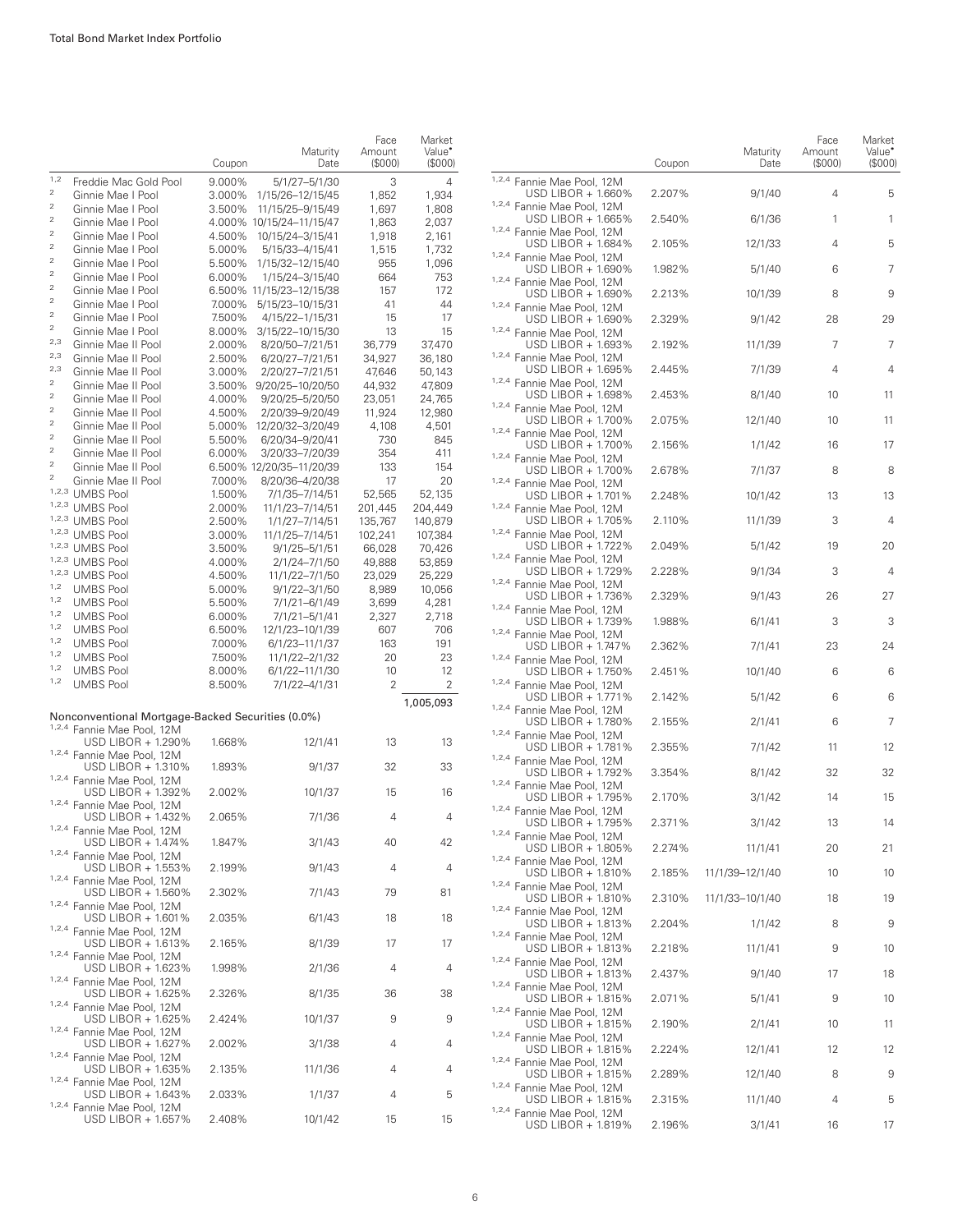|  | Coupon | Maturity Date | Face Amount ($000) | Market Value• ($000) |
|---|---|---|---|---|
| [1,2] Freddie Mac Gold Pool | 9.000% | 5/1/27–5/1/30 | 3 | 4 |
| [2] Ginnie Mae I Pool | 3.000% | 1/15/26–12/15/45 | 1,852 | 1,934 |
| [2] Ginnie Mae I Pool | 3.500% | 11/15/25–9/15/49 | 1,697 | 1,808 |
| [2] Ginnie Mae I Pool | 4.000% | 10/15/24–11/15/47 | 1,863 | 2,037 |
| [2] Ginnie Mae I Pool | 4.500% | 10/15/24–3/15/41 | 1,918 | 2,161 |
| [2] Ginnie Mae I Pool | 5.000% | 5/15/33–4/15/41 | 1,515 | 1,732 |
| [2] Ginnie Mae I Pool | 5.500% | 1/15/32–12/15/40 | 955 | 1,096 |
| [2] Ginnie Mae I Pool | 6.000% | 1/15/24–3/15/40 | 664 | 753 |
| [2] Ginnie Mae I Pool | 6.500% | 11/15/23–12/15/38 | 157 | 172 |
| [2] Ginnie Mae I Pool | 7.000% | 5/15/23–10/15/31 | 41 | 44 |
| [2] Ginnie Mae I Pool | 7.500% | 4/15/22–1/15/31 | 15 | 17 |
| [2] Ginnie Mae I Pool | 8.000% | 3/15/22–10/15/30 | 13 | 15 |
| [2,3] Ginnie Mae II Pool | 2.000% | 8/20/50–7/21/51 | 36,779 | 37,470 |
| [2,3] Ginnie Mae II Pool | 2.500% | 6/20/27–7/21/51 | 34,927 | 36,180 |
| [2,3] Ginnie Mae II Pool | 3.000% | 2/20/27–7/21/51 | 47,646 | 50,143 |
| [2] Ginnie Mae II Pool | 3.500% | 9/20/25–10/20/50 | 44,932 | 47,809 |
| [2] Ginnie Mae II Pool | 4.000% | 9/20/25–5/20/50 | 23,051 | 24,765 |
| [2] Ginnie Mae II Pool | 4.500% | 2/20/39–9/20/49 | 11,924 | 12,980 |
| [2] Ginnie Mae II Pool | 5.000% | 12/20/32–3/20/49 | 4,108 | 4,501 |
| [2] Ginnie Mae II Pool | 5.500% | 6/20/34–9/20/41 | 730 | 845 |
| [2] Ginnie Mae II Pool | 6.000% | 3/20/33–7/20/39 | 354 | 411 |
| [2] Ginnie Mae II Pool | 6.500% | 12/20/35–11/20/39 | 133 | 154 |
| [2] Ginnie Mae II Pool | 7.000% | 8/20/36–4/20/38 | 17 | 20 |
| [1,2,3] UMBS Pool | 1.500% | 7/1/35–7/14/51 | 52,565 | 52,135 |
| [1,2,3] UMBS Pool | 2.000% | 11/1/23–7/14/51 | 201,445 | 204,449 |
| [1,2,3] UMBS Pool | 2.500% | 1/1/27–7/14/51 | 135,767 | 140,879 |
| [1,2,3] UMBS Pool | 3.000% | 11/1/25–7/14/51 | 102,241 | 107,384 |
| [1,2,3] UMBS Pool | 3.500% | 9/1/25–5/1/51 | 66,028 | 70,426 |
| [1,2,3] UMBS Pool | 4.000% | 2/1/24–7/1/50 | 49,888 | 53,859 |
| [1,2,3] UMBS Pool | 4.500% | 11/1/22–7/1/50 | 23,029 | 25,229 |
| [1,2] UMBS Pool | 5.000% | 9/1/22–3/1/50 | 8,989 | 10,056 |
| [1,2] UMBS Pool | 5.500% | 7/1/21–6/1/49 | 3,699 | 4,281 |
| [1,2] UMBS Pool | 6.000% | 7/1/21–5/1/41 | 2,327 | 2,718 |
| [1,2] UMBS Pool | 6.500% | 12/1/23–10/1/39 | 607 | 706 |
| [1,2] UMBS Pool | 7.000% | 6/1/23–11/1/37 | 163 | 191 |
| [1,2] UMBS Pool | 7.500% | 11/1/22–2/1/32 | 20 | 23 |
| [1,2] UMBS Pool | 8.000% | 6/1/22–11/1/30 | 10 | 12 |
| [1,2] UMBS Pool | 8.500% | 7/1/22–4/1/31 | 2 | 2 |
|  |  |  |  | 1,005,093 |
| **Nonconventional Mortgage-Backed Securities (0.0%)** |  |  |  |  |
| [1,2,4] Fannie Mae Pool, 12M USD LIBOR + 1.290% | 1.668% | 12/1/41 | 13 | 13 |
| [1,2,4] Fannie Mae Pool, 12M USD LIBOR + 1.310% | 1.893% | 9/1/37 | 32 | 33 |
| [1,2,4] Fannie Mae Pool, 12M USD LIBOR + 1.392% | 2.002% | 10/1/37 | 15 | 16 |
| [1,2,4] Fannie Mae Pool, 12M USD LIBOR + 1.432% | 2.065% | 7/1/36 | 4 | 4 |
| [1,2,4] Fannie Mae Pool, 12M USD LIBOR + 1.474% | 1.847% | 3/1/43 | 40 | 42 |
| [1,2,4] Fannie Mae Pool, 12M USD LIBOR + 1.553% | 2.199% | 9/1/43 | 4 | 4 |
| [1,2,4] Fannie Mae Pool, 12M USD LIBOR + 1.560% | 2.302% | 7/1/43 | 79 | 81 |
| [1,2,4] Fannie Mae Pool, 12M USD LIBOR + 1.601% | 2.035% | 6/1/43 | 18 | 18 |
| [1,2,4] Fannie Mae Pool, 12M USD LIBOR + 1.613% | 2.165% | 8/1/39 | 17 | 17 |
| [1,2,4] Fannie Mae Pool, 12M USD LIBOR + 1.623% | 1.998% | 2/1/36 | 4 | 4 |
| [1,2,4] Fannie Mae Pool, 12M USD LIBOR + 1.625% | 2.326% | 8/1/35 | 36 | 38 |
| [1,2,4] Fannie Mae Pool, 12M USD LIBOR + 1.625% | 2.424% | 10/1/37 | 9 | 9 |
| [1,2,4] Fannie Mae Pool, 12M USD LIBOR + 1.627% | 2.002% | 3/1/38 | 4 | 4 |
| [1,2,4] Fannie Mae Pool, 12M USD LIBOR + 1.635% | 2.135% | 11/1/36 | 4 | 4 |
| [1,2,4] Fannie Mae Pool, 12M USD LIBOR + 1.643% | 2.033% | 1/1/37 | 4 | 5 |
| [1,2,4] Fannie Mae Pool, 12M USD LIBOR + 1.657% | 2.408% | 10/1/42 | 15 | 15 |
| [1,2,4] Fannie Mae Pool, 12M USD LIBOR + 1.660% | 2.207% | 9/1/40 | 4 | 5 |
| [1,2,4] Fannie Mae Pool, 12M USD LIBOR + 1.665% | 2.540% | 6/1/36 | 1 | 1 |
| [1,2,4] Fannie Mae Pool, 12M USD LIBOR + 1.684% | 2.105% | 12/1/33 | 4 | 5 |
| [1,2,4] Fannie Mae Pool, 12M USD LIBOR + 1.690% | 1.982% | 5/1/40 | 6 | 7 |
| [1,2,4] Fannie Mae Pool, 12M USD LIBOR + 1.690% | 2.213% | 10/1/39 | 8 | 9 |
| [1,2,4] Fannie Mae Pool, 12M USD LIBOR + 1.690% | 2.329% | 9/1/42 | 28 | 29 |
| [1,2,4] Fannie Mae Pool, 12M USD LIBOR + 1.693% | 2.192% | 11/1/39 | 7 | 7 |
| [1,2,4] Fannie Mae Pool, 12M USD LIBOR + 1.695% | 2.445% | 7/1/39 | 4 | 4 |
| [1,2,4] Fannie Mae Pool, 12M USD LIBOR + 1.698% | 2.453% | 8/1/40 | 10 | 11 |
| [1,2,4] Fannie Mae Pool, 12M USD LIBOR + 1.700% | 2.075% | 12/1/40 | 10 | 11 |
| [1,2,4] Fannie Mae Pool, 12M USD LIBOR + 1.700% | 2.156% | 1/1/42 | 16 | 17 |
| [1,2,4] Fannie Mae Pool, 12M USD LIBOR + 1.700% | 2.678% | 7/1/37 | 8 | 8 |
| [1,2,4] Fannie Mae Pool, 12M USD LIBOR + 1.701% | 2.248% | 10/1/42 | 13 | 13 |
| [1,2,4] Fannie Mae Pool, 12M USD LIBOR + 1.705% | 2.110% | 11/1/39 | 3 | 4 |
| [1,2,4] Fannie Mae Pool, 12M USD LIBOR + 1.722% | 2.049% | 5/1/42 | 19 | 20 |
| [1,2,4] Fannie Mae Pool, 12M USD LIBOR + 1.729% | 2.228% | 9/1/34 | 3 | 4 |
| [1,2,4] Fannie Mae Pool, 12M USD LIBOR + 1.736% | 2.329% | 9/1/43 | 26 | 27 |
| [1,2,4] Fannie Mae Pool, 12M USD LIBOR + 1.739% | 1.988% | 6/1/41 | 3 | 3 |
| [1,2,4] Fannie Mae Pool, 12M USD LIBOR + 1.747% | 2.362% | 7/1/41 | 23 | 24 |
| [1,2,4] Fannie Mae Pool, 12M USD LIBOR + 1.750% | 2.451% | 10/1/40 | 6 | 6 |
| [1,2,4] Fannie Mae Pool, 12M USD LIBOR + 1.771% | 2.142% | 5/1/42 | 6 | 6 |
| [1,2,4] Fannie Mae Pool, 12M USD LIBOR + 1.780% | 2.155% | 2/1/41 | 6 | 7 |
| [1,2,4] Fannie Mae Pool, 12M USD LIBOR + 1.781% | 2.355% | 7/1/42 | 11 | 12 |
| [1,2,4] Fannie Mae Pool, 12M USD LIBOR + 1.792% | 3.354% | 8/1/42 | 32 | 32 |
| [1,2,4] Fannie Mae Pool, 12M USD LIBOR + 1.795% | 2.170% | 3/1/42 | 14 | 15 |
| [1,2,4] Fannie Mae Pool, 12M USD LIBOR + 1.795% | 2.371% | 3/1/42 | 13 | 14 |
| [1,2,4] Fannie Mae Pool, 12M USD LIBOR + 1.805% | 2.274% | 11/1/41 | 20 | 21 |
| [1,2,4] Fannie Mae Pool, 12M USD LIBOR + 1.810% | 2.185% | 11/1/39–12/1/40 | 10 | 10 |
| [1,2,4] Fannie Mae Pool, 12M USD LIBOR + 1.810% | 2.310% | 11/1/33–10/1/40 | 18 | 19 |
| [1,2,4] Fannie Mae Pool, 12M USD LIBOR + 1.813% | 2.204% | 1/1/42 | 8 | 9 |
| [1,2,4] Fannie Mae Pool, 12M USD LIBOR + 1.813% | 2.218% | 11/1/41 | 9 | 10 |
| [1,2,4] Fannie Mae Pool, 12M USD LIBOR + 1.813% | 2.437% | 9/1/40 | 17 | 18 |
| [1,2,4] Fannie Mae Pool, 12M USD LIBOR + 1.815% | 2.071% | 5/1/41 | 9 | 10 |
| [1,2,4] Fannie Mae Pool, 12M USD LIBOR + 1.815% | 2.190% | 2/1/41 | 10 | 11 |
| [1,2,4] Fannie Mae Pool, 12M USD LIBOR + 1.815% | 2.224% | 12/1/41 | 12 | 12 |
| [1,2,4] Fannie Mae Pool, 12M USD LIBOR + 1.815% | 2.289% | 12/1/40 | 8 | 9 |
| [1,2,4] Fannie Mae Pool, 12M USD LIBOR + 1.815% | 2.315% | 11/1/40 | 4 | 5 |
| [1,2,4] Fannie Mae Pool, 12M USD LIBOR + 1.819% | 2.196% | 3/1/41 | 16 | 17 |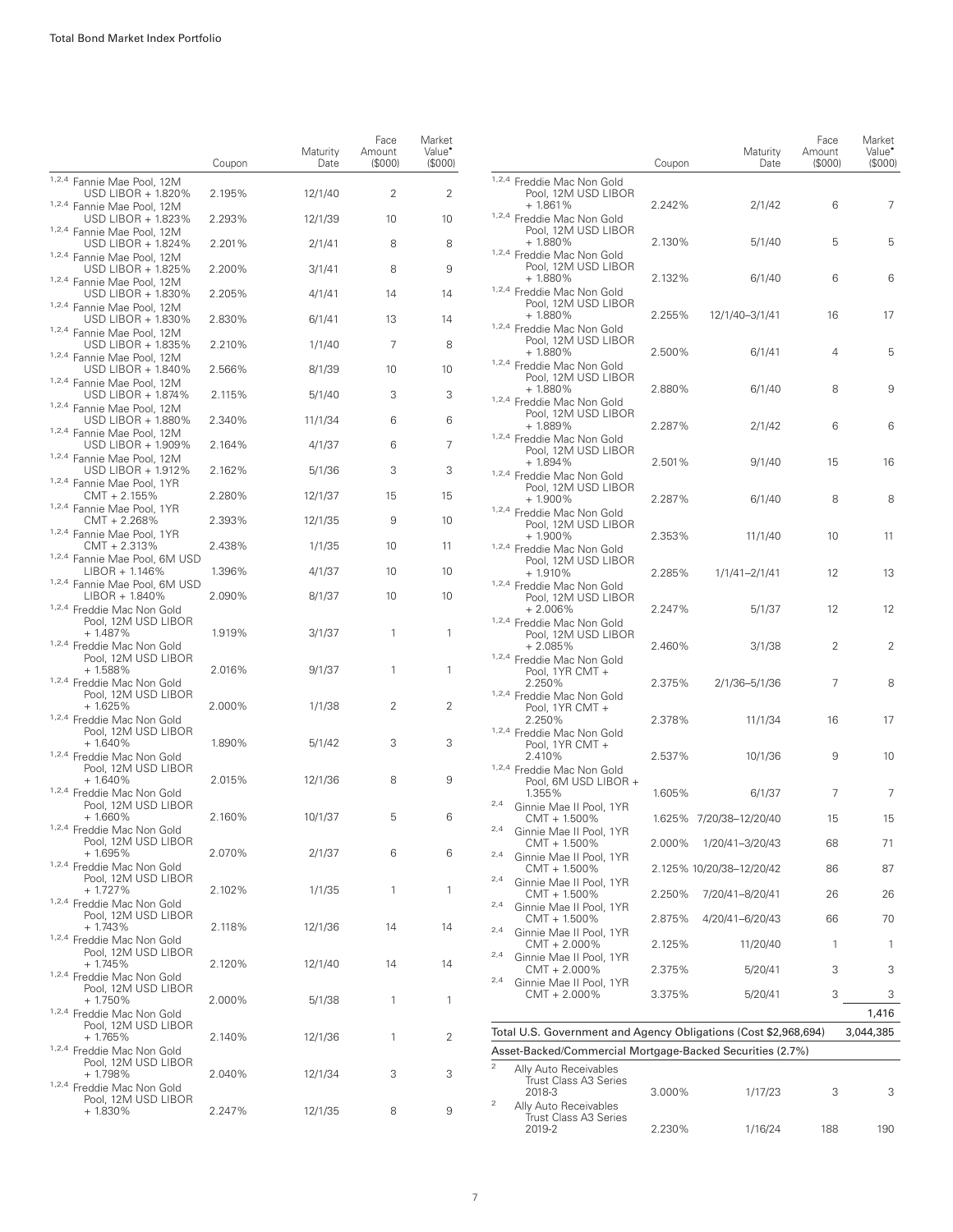| | Coupon | Maturity Date | Face Amount ($000) | Market Value• ($000) |
|---|---|---|---|---|
| [1,2,4] Fannie Mae Pool, 12M USD LIBOR + 1.820% | 2.195% | 12/1/40 | 2 | 2 |
| [1,2,4] Fannie Mae Pool, 12M USD LIBOR + 1.823% | 2.293% | 12/1/39 | 10 | 10 |
| [1,2,4] Fannie Mae Pool, 12M USD LIBOR + 1.824% | 2.201% | 2/1/41 | 8 | 8 |
| [1,2,4] Fannie Mae Pool, 12M USD LIBOR + 1.825% | 2.200% | 3/1/41 | 8 | 9 |
| [1,2,4] Fannie Mae Pool, 12M USD LIBOR + 1.830% | 2.205% | 4/1/41 | 14 | 14 |
| [1,2,4] Fannie Mae Pool, 12M USD LIBOR + 1.830% | 2.830% | 6/1/41 | 13 | 14 |
| [1,2,4] Fannie Mae Pool, 12M USD LIBOR + 1.835% | 2.210% | 1/1/40 | 7 | 8 |
| [1,2,4] Fannie Mae Pool, 12M USD LIBOR + 1.840% | 2.566% | 8/1/39 | 10 | 10 |
| [1,2,4] Fannie Mae Pool, 12M USD LIBOR + 1.874% | 2.115% | 5/1/40 | 3 | 3 |
| [1,2,4] Fannie Mae Pool, 12M USD LIBOR + 1.880% | 2.340% | 11/1/34 | 6 | 6 |
| [1,2,4] Fannie Mae Pool, 12M USD LIBOR + 1.909% | 2.164% | 4/1/37 | 6 | 7 |
| [1,2,4] Fannie Mae Pool, 12M USD LIBOR + 1.912% | 2.162% | 5/1/36 | 3 | 3 |
| [1,2,4] Fannie Mae Pool, 1YR CMT + 2.155% | 2.280% | 12/1/37 | 15 | 15 |
| [1,2,4] Fannie Mae Pool, 1YR CMT + 2.268% | 2.393% | 12/1/35 | 9 | 10 |
| [1,2,4] Fannie Mae Pool, 1YR CMT + 2.313% | 2.438% | 1/1/35 | 10 | 11 |
| [1,2,4] Fannie Mae Pool, 6M USD LIBOR + 1.146% | 1.396% | 4/1/37 | 10 | 10 |
| [1,2,4] Fannie Mae Pool, 6M USD LIBOR + 1.840% | 2.090% | 8/1/37 | 10 | 10 |
| [1,2,4] Freddie Mac Non Gold Pool, 12M USD LIBOR + 1.487% | 1.919% | 3/1/37 | 1 | 1 |
| [1,2,4] Freddie Mac Non Gold Pool, 12M USD LIBOR + 1.588% | 2.016% | 9/1/37 | 1 | 1 |
| [1,2,4] Freddie Mac Non Gold Pool, 12M USD LIBOR + 1.625% | 2.000% | 1/1/38 | 2 | 2 |
| [1,2,4] Freddie Mac Non Gold Pool, 12M USD LIBOR + 1.640% | 1.890% | 5/1/42 | 3 | 3 |
| [1,2,4] Freddie Mac Non Gold Pool, 12M USD LIBOR + 1.640% | 2.015% | 12/1/36 | 8 | 9 |
| [1,2,4] Freddie Mac Non Gold Pool, 12M USD LIBOR + 1.660% | 2.160% | 10/1/37 | 5 | 6 |
| [1,2,4] Freddie Mac Non Gold Pool, 12M USD LIBOR + 1.695% | 2.070% | 2/1/37 | 6 | 6 |
| [1,2,4] Freddie Mac Non Gold Pool, 12M USD LIBOR + 1.727% | 2.102% | 1/1/35 | 1 | 1 |
| [1,2,4] Freddie Mac Non Gold Pool, 12M USD LIBOR + 1.743% | 2.118% | 12/1/36 | 14 | 14 |
| [1,2,4] Freddie Mac Non Gold Pool, 12M USD LIBOR + 1.745% | 2.120% | 12/1/40 | 14 | 14 |
| [1,2,4] Freddie Mac Non Gold Pool, 12M USD LIBOR + 1.750% | 2.000% | 5/1/38 | 1 | 1 |
| [1,2,4] Freddie Mac Non Gold Pool, 12M USD LIBOR + 1.765% | 2.140% | 12/1/36 | 1 | 2 |
| [1,2,4] Freddie Mac Non Gold Pool, 12M USD LIBOR + 1.798% | 2.040% | 12/1/34 | 3 | 3 |
| [1,2,4] Freddie Mac Non Gold Pool, 12M USD LIBOR + 1.830% | 2.247% | 12/1/35 | 8 | 9 |
| [1,2,4] Freddie Mac Non Gold Pool, 12M USD LIBOR + 1.861% | 2.242% | 2/1/42 | 6 | 7 |
| [1,2,4] Freddie Mac Non Gold Pool, 12M USD LIBOR + 1.880% | 2.130% | 5/1/40 | 5 | 5 |
| [1,2,4] Freddie Mac Non Gold Pool, 12M USD LIBOR + 1.880% | 2.132% | 6/1/40 | 6 | 6 |
| [1,2,4] Freddie Mac Non Gold Pool, 12M USD LIBOR + 1.880% | 2.255% | 12/1/40–3/1/41 | 16 | 17 |
| [1,2,4] Freddie Mac Non Gold Pool, 12M USD LIBOR + 1.880% | 2.500% | 6/1/41 | 4 | 5 |
| [1,2,4] Freddie Mac Non Gold Pool, 12M USD LIBOR + 1.880% | 2.880% | 6/1/40 | 8 | 9 |
| [1,2,4] Freddie Mac Non Gold Pool, 12M USD LIBOR + 1.889% | 2.287% | 2/1/42 | 6 | 6 |
| [1,2,4] Freddie Mac Non Gold Pool, 12M USD LIBOR + 1.894% | 2.501% | 9/1/40 | 15 | 16 |
| [1,2,4] Freddie Mac Non Gold Pool, 12M USD LIBOR + 1.900% | 2.287% | 6/1/40 | 8 | 8 |
| [1,2,4] Freddie Mac Non Gold Pool, 12M USD LIBOR + 1.900% | 2.353% | 11/1/40 | 10 | 11 |
| [1,2,4] Freddie Mac Non Gold Pool, 12M USD LIBOR + 1.910% | 2.285% | 1/1/41–2/1/41 | 12 | 13 |
| [1,2,4] Freddie Mac Non Gold Pool, 12M USD LIBOR + 2.006% | 2.247% | 5/1/37 | 12 | 12 |
| [1,2,4] Freddie Mac Non Gold Pool, 12M USD LIBOR + 2.085% | 2.460% | 3/1/38 | 2 | 2 |
| [1,2,4] Freddie Mac Non Gold Pool, 1YR CMT + 2.250% | 2.375% | 2/1/36–5/1/36 | 7 | 8 |
| [1,2,4] Freddie Mac Non Gold Pool, 1YR CMT + 2.250% | 2.378% | 11/1/34 | 16 | 17 |
| [1,2,4] Freddie Mac Non Gold Pool, 1YR CMT + 2.410% | 2.537% | 10/1/36 | 9 | 10 |
| [1,2,4] Freddie Mac Non Gold Pool, 6M USD LIBOR + 1.355% | 1.605% | 6/1/37 | 7 | 7 |
| [2,4] Ginnie Mae II Pool, 1YR CMT + 1.500% | 1.625% | 7/20/38–12/20/40 | 15 | 15 |
| [2,4] Ginnie Mae II Pool, 1YR CMT + 1.500% | 2.000% | 1/20/41–3/20/43 | 68 | 71 |
| [2,4] Ginnie Mae II Pool, 1YR CMT + 1.500% | 2.125% | 10/20/38–12/20/42 | 86 | 87 |
| [2,4] Ginnie Mae II Pool, 1YR CMT + 1.500% | 2.250% | 7/20/41–8/20/41 | 26 | 26 |
| [2,4] Ginnie Mae II Pool, 1YR CMT + 1.500% | 2.875% | 4/20/41–6/20/43 | 66 | 70 |
| [2,4] Ginnie Mae II Pool, 1YR CMT + 2.000% | 2.125% | 11/20/40 | 1 | 1 |
| [2,4] Ginnie Mae II Pool, 1YR CMT + 2.000% | 2.375% | 5/20/41 | 3 | 3 |
| [2,4] Ginnie Mae II Pool, 1YR CMT + 2.000% | 3.375% | 5/20/41 | 3 | 3 |
| | | | | 1,416 |
| **Total U.S. Government and Agency Obligations (Cost $2,968,694)** | | | | 3,044,385 |
| **Asset-Backed/Commercial Mortgage-Backed Securities (2.7%)** | | | | |
| [2] Ally Auto Receivables Trust Class A3 Series 2018-3 | 3.000% | 1/17/23 | 3 | 3 |
| [2] Ally Auto Receivables Trust Class A3 Series 2019-2 | 2.230% | 1/16/24 | 188 | 190 |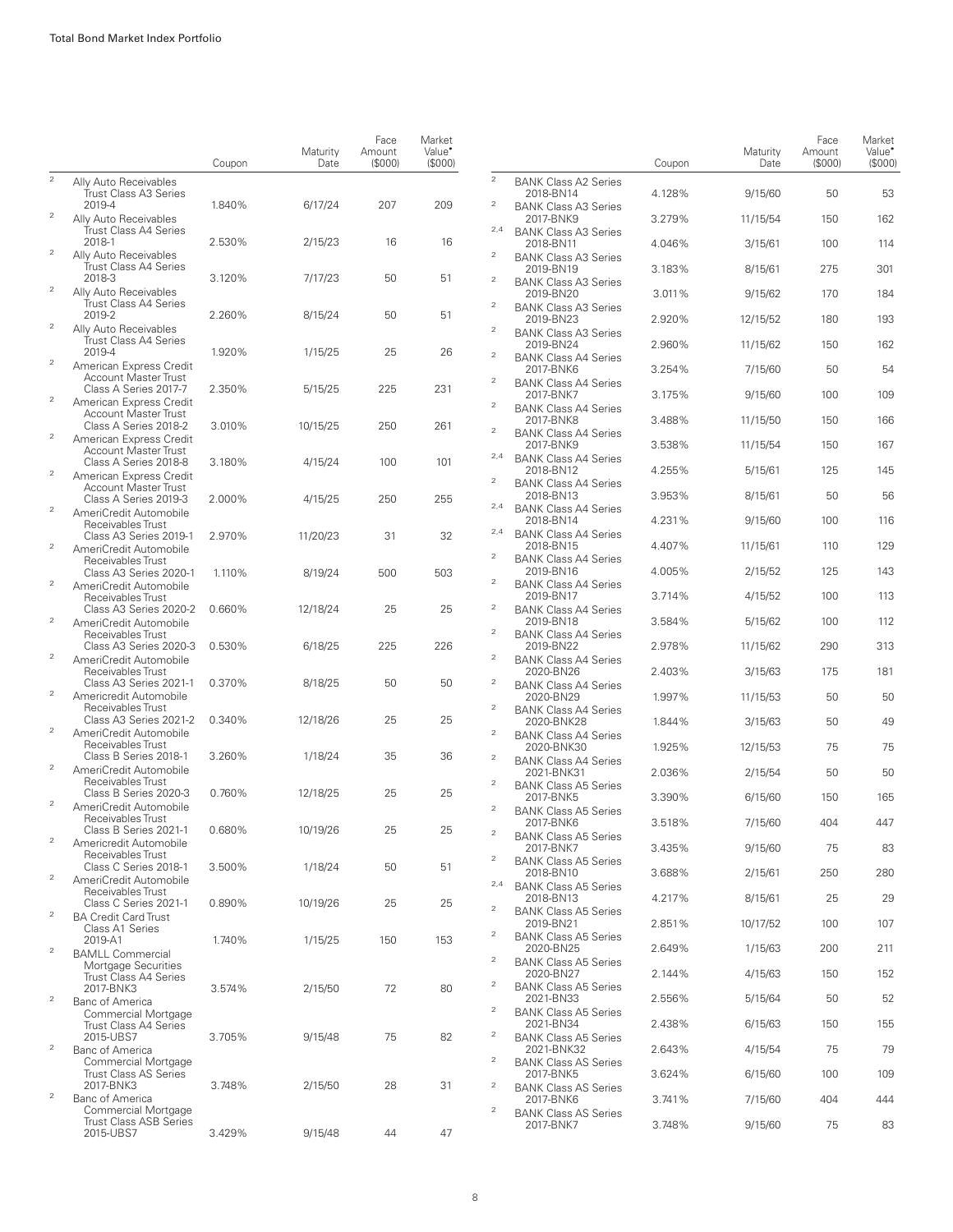| | | Coupon | Maturity Date | Face Amount ($000) | Market Value• ($000) |
|---|---|---|---|---|---|
| 2 | Ally Auto Receivables Trust Class A3 Series 2019-4 | 1.840% | 6/17/24 | 207 | 209 |
| 2 | Ally Auto Receivables Trust Class A4 Series 2018-1 | 2.530% | 2/15/23 | 16 | 16 |
| 2 | Ally Auto Receivables Trust Class A4 Series 2018-3 | 3.120% | 7/17/23 | 50 | 51 |
| 2 | Ally Auto Receivables Trust Class A4 Series 2019-2 | 2.260% | 8/15/24 | 50 | 51 |
| 2 | Ally Auto Receivables Trust Class A4 Series 2019-4 | 1.920% | 1/15/25 | 25 | 26 |
| 2 | American Express Credit Account Master Trust Class A Series 2017-7 | 2.350% | 5/15/25 | 225 | 231 |
| 2 | American Express Credit Account Master Trust Class A Series 2018-2 | 3.010% | 10/15/25 | 250 | 261 |
| 2 | American Express Credit Account Master Trust Class A Series 2018-8 | 3.180% | 4/15/24 | 100 | 101 |
| 2 | American Express Credit Account Master Trust Class A Series 2019-3 | 2.000% | 4/15/25 | 250 | 255 |
| 2 | AmeriCredit Automobile Receivables Trust Class A3 Series 2019-1 | 2.970% | 11/20/23 | 31 | 32 |
| 2 | AmeriCredit Automobile Receivables Trust Class A3 Series 2020-1 | 1.110% | 8/19/24 | 500 | 503 |
| 2 | AmeriCredit Automobile Receivables Trust Class A3 Series 2020-2 | 0.660% | 12/18/24 | 25 | 25 |
| 2 | AmeriCredit Automobile Receivables Trust Class A3 Series 2020-3 | 0.530% | 6/18/25 | 225 | 226 |
| 2 | AmeriCredit Automobile Receivables Trust Class A3 Series 2021-1 | 0.370% | 8/18/25 | 50 | 50 |
| 2 | Americredit Automobile Receivables Trust Class A3 Series 2021-2 | 0.340% | 12/18/26 | 25 | 25 |
| 2 | AmeriCredit Automobile Receivables Trust Class B Series 2018-1 | 3.260% | 1/18/24 | 35 | 36 |
| 2 | AmeriCredit Automobile Receivables Trust Class B Series 2020-3 | 0.760% | 12/18/25 | 25 | 25 |
| 2 | AmeriCredit Automobile Receivables Trust Class B Series 2021-1 | 0.680% | 10/19/26 | 25 | 25 |
| 2 | Americredit Automobile Receivables Trust Class C Series 2018-1 | 3.500% | 1/18/24 | 50 | 51 |
| 2 | AmeriCredit Automobile Receivables Trust Class C Series 2021-1 | 0.890% | 10/19/26 | 25 | 25 |
| 2 | BA Credit Card Trust Class A1 Series 2019-A1 | 1.740% | 1/15/25 | 150 | 153 |
| 2 | BAMLL Commercial Mortgage Securities Trust Class A4 Series 2017-BNK3 | 3.574% | 2/15/50 | 72 | 80 |
| 2 | Banc of America Commercial Mortgage Trust Class A4 Series 2015-UBS7 | 3.705% | 9/15/48 | 75 | 82 |
| 2 | Banc of America Commercial Mortgage Trust Class AS Series 2017-BNK3 | 3.748% | 2/15/50 | 28 | 31 |
| 2 | Banc of America Commercial Mortgage Trust Class ASB Series 2015-UBS7 | 3.429% | 9/15/48 | 44 | 47 |
| 2 | BANK Class A2 Series 2018-BN14 | 4.128% | 9/15/60 | 50 | 53 |
| 2 | BANK Class A3 Series 2017-BNK9 | 3.279% | 11/15/54 | 150 | 162 |
| 2,4 | BANK Class A3 Series 2018-BN11 | 4.046% | 3/15/61 | 100 | 114 |
| 2 | BANK Class A3 Series 2019-BN19 | 3.183% | 8/15/61 | 275 | 301 |
| 2 | BANK Class A3 Series 2019-BN20 | 3.011% | 9/15/62 | 170 | 184 |
| 2 | BANK Class A3 Series 2019-BN23 | 2.920% | 12/15/52 | 180 | 193 |
| 2 | BANK Class A3 Series 2019-BN24 | 2.960% | 11/15/62 | 150 | 162 |
| 2 | BANK Class A4 Series 2017-BNK6 | 3.254% | 7/15/60 | 50 | 54 |
| 2 | BANK Class A4 Series 2017-BNK7 | 3.175% | 9/15/60 | 100 | 109 |
| 2 | BANK Class A4 Series 2017-BNK8 | 3.488% | 11/15/50 | 150 | 166 |
| 2 | BANK Class A4 Series 2017-BNK9 | 3.538% | 11/15/54 | 150 | 167 |
| 2,4 | BANK Class A4 Series 2018-BN12 | 4.255% | 5/15/61 | 125 | 145 |
| 2 | BANK Class A4 Series 2018-BN13 | 3.953% | 8/15/61 | 50 | 56 |
| 2,4 | BANK Class A4 Series 2018-BN14 | 4.231% | 9/15/60 | 100 | 116 |
| 2,4 | BANK Class A4 Series 2018-BN15 | 4.407% | 11/15/61 | 110 | 129 |
| 2 | BANK Class A4 Series 2019-BN16 | 4.005% | 2/15/52 | 125 | 143 |
| 2 | BANK Class A4 Series 2019-BN17 | 3.714% | 4/15/52 | 100 | 113 |
| 2 | BANK Class A4 Series 2019-BN18 | 3.584% | 5/15/62 | 100 | 112 |
| 2 | BANK Class A4 Series 2019-BN22 | 2.978% | 11/15/62 | 290 | 313 |
| 2 | BANK Class A4 Series 2020-BN26 | 2.403% | 3/15/63 | 175 | 181 |
| 2 | BANK Class A4 Series 2020-BN29 | 1.997% | 11/15/53 | 50 | 50 |
| 2 | BANK Class A4 Series 2020-BNK28 | 1.844% | 3/15/63 | 50 | 49 |
| 2 | BANK Class A4 Series 2020-BNK30 | 1.925% | 12/15/53 | 75 | 75 |
| 2 | BANK Class A4 Series 2021-BNK31 | 2.036% | 2/15/54 | 50 | 50 |
| 2 | BANK Class A5 Series 2017-BNK5 | 3.390% | 6/15/60 | 150 | 165 |
| 2 | BANK Class A5 Series 2017-BNK6 | 3.518% | 7/15/60 | 404 | 447 |
| 2 | BANK Class A5 Series 2017-BNK7 | 3.435% | 9/15/60 | 75 | 83 |
| 2 | BANK Class A5 Series 2018-BN10 | 3.688% | 2/15/61 | 250 | 280 |
| 2,4 | BANK Class A5 Series 2018-BN13 | 4.217% | 8/15/61 | 25 | 29 |
| 2 | BANK Class A5 Series 2019-BN21 | 2.851% | 10/17/52 | 100 | 107 |
| 2 | BANK Class A5 Series 2020-BN25 | 2.649% | 1/15/63 | 200 | 211 |
| 2 | BANK Class A5 Series 2020-BN27 | 2.144% | 4/15/63 | 150 | 152 |
| 2 | BANK Class A5 Series 2021-BN33 | 2.556% | 5/15/64 | 50 | 52 |
| 2 | BANK Class A5 Series 2021-BN34 | 2.438% | 6/15/63 | 150 | 155 |
| 2 | BANK Class A5 Series 2021-BNK32 | 2.643% | 4/15/54 | 75 | 79 |
| 2 | BANK Class AS Series 2017-BNK5 | 3.624% | 6/15/60 | 100 | 109 |
| 2 | BANK Class AS Series 2017-BNK6 | 3.741% | 7/15/60 | 404 | 444 |
| 2 | BANK Class AS Series 2017-BNK7 | 3.748% | 9/15/60 | 75 | 83 |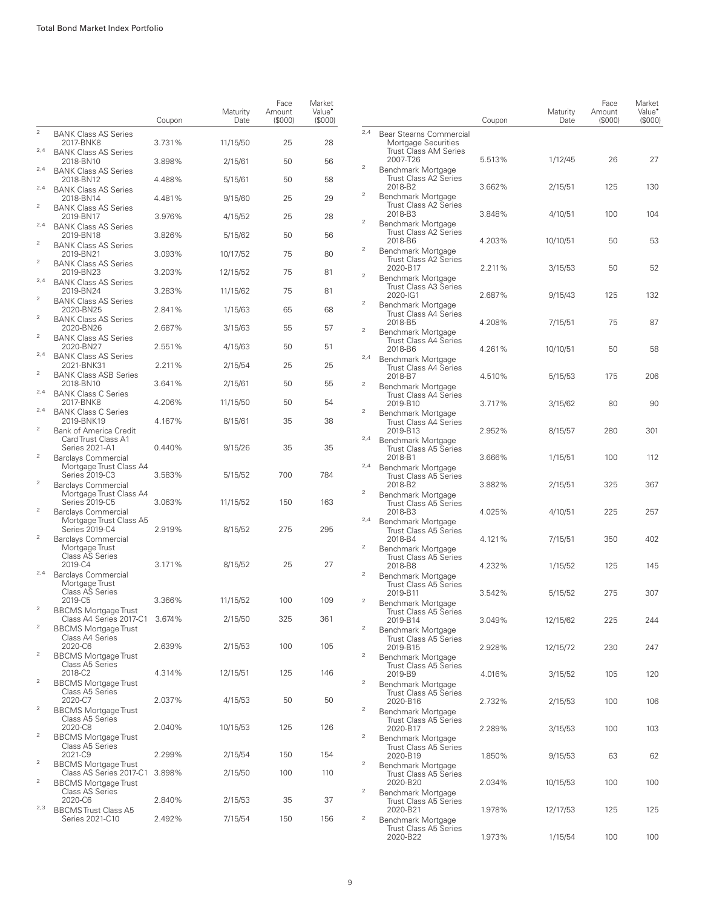| | | Coupon | Maturity Date | Face Amount ($000) | Market Value• ($000) |
|---|---|---|---|---|---|
| 2 | BANK Class AS Series 2017-BNK8 | 3.731% | 11/15/50 | 25 | 28 |
| 2,4 | BANK Class AS Series 2018-BN10 | 3.898% | 2/15/61 | 50 | 56 |
| 2,4 | BANK Class AS Series 2018-BN12 | 4.488% | 5/15/61 | 50 | 58 |
| 2,4 | BANK Class AS Series 2018-BN14 | 4.481% | 9/15/60 | 25 | 29 |
| 2 | BANK Class AS Series 2019-BN17 | 3.976% | 4/15/52 | 25 | 28 |
| 2,4 | BANK Class AS Series 2019-BN18 | 3.826% | 5/15/62 | 50 | 56 |
| 2 | BANK Class AS Series 2019-BN21 | 3.093% | 10/17/52 | 75 | 80 |
| 2 | BANK Class AS Series 2019-BN23 | 3.203% | 12/15/52 | 75 | 81 |
| 2,4 | BANK Class AS Series 2019-BN24 | 3.283% | 11/15/62 | 75 | 81 |
| 2 | BANK Class AS Series 2020-BN25 | 2.841% | 1/15/63 | 65 | 68 |
| 2 | BANK Class AS Series 2020-BN26 | 2.687% | 3/15/63 | 55 | 57 |
| 2 | BANK Class AS Series 2020-BN27 | 2.551% | 4/15/63 | 50 | 51 |
| 2,4 | BANK Class AS Series 2021-BNK31 | 2.211% | 2/15/54 | 25 | 25 |
| 2 | BANK Class ASB Series 2018-BN10 | 3.641% | 2/15/61 | 50 | 55 |
| 2,4 | BANK Class C Series 2017-BNK8 | 4.206% | 11/15/50 | 50 | 54 |
| 2,4 | BANK Class C Series 2019-BNK19 | 4.167% | 8/15/61 | 35 | 38 |
| 2 | Bank of America Credit Card Trust Class A1 Series 2021-A1 | 0.440% | 9/15/26 | 35 | 35 |
| 2 | Barclays Commercial Mortgage Trust Class A4 Series 2019-C3 | 3.583% | 5/15/52 | 700 | 784 |
| 2 | Barclays Commercial Mortgage Trust Class A4 Series 2019-C5 | 3.063% | 11/15/52 | 150 | 163 |
| 2 | Barclays Commercial Mortgage Trust Class A5 Series 2019-C4 | 2.919% | 8/15/52 | 275 | 295 |
| 2 | Barclays Commercial Mortgage Trust Class AS Series 2019-C4 | 3.171% | 8/15/52 | 25 | 27 |
| 2,4 | Barclays Commercial Mortgage Trust Class AS Series 2019-C5 | 3.366% | 11/15/52 | 100 | 109 |
| 2 | BBCMS Mortgage Trust Class A4 Series 2017-C1 | 3.674% | 2/15/50 | 325 | 361 |
| 2 | BBCMS Mortgage Trust Class A4 Series 2020-C6 | 2.639% | 2/15/53 | 100 | 105 |
| 2 | BBCMS Mortgage Trust Class A5 Series 2018-C2 | 4.314% | 12/15/51 | 125 | 146 |
| 2 | BBCMS Mortgage Trust Class A5 Series 2020-C7 | 2.037% | 4/15/53 | 50 | 50 |
| 2 | BBCMS Mortgage Trust Class A5 Series 2020-C8 | 2.040% | 10/15/53 | 125 | 126 |
| 2 | BBCMS Mortgage Trust Class A5 Series 2021-C9 | 2.299% | 2/15/54 | 150 | 154 |
| 2 | BBCMS Mortgage Trust Class AS Series 2017-C1 | 3.898% | 2/15/50 | 100 | 110 |
| 2 | BBCMS Mortgage Trust Class AS Series 2020-C6 | 2.840% | 2/15/53 | 35 | 37 |
| 2,3 | BBCMS Trust Class A5 Series 2021-C10 | 2.492% | 7/15/54 | 150 | 156 |
| 2,4 | Bear Stearns Commercial Mortgage Securities Trust Class AM Series 2007-T26 | 5.513% | 1/12/45 | 26 | 27 |
| 2 | Benchmark Mortgage Trust Class A2 Series 2018-B2 | 3.662% | 2/15/51 | 125 | 130 |
| 2 | Benchmark Mortgage Trust Class A2 Series 2018-B3 | 3.848% | 4/10/51 | 100 | 104 |
| 2 | Benchmark Mortgage Trust Class A2 Series 2018-B6 | 4.203% | 10/10/51 | 50 | 53 |
| 2 | Benchmark Mortgage Trust Class A2 Series 2020-B17 | 2.211% | 3/15/53 | 50 | 52 |
| 2 | Benchmark Mortgage Trust Class A3 Series 2020-IG1 | 2.687% | 9/15/43 | 125 | 132 |
| 2 | Benchmark Mortgage Trust Class A4 Series 2018-B5 | 4.208% | 7/15/51 | 75 | 87 |
| 2 | Benchmark Mortgage Trust Class A4 Series 2018-B6 | 4.261% | 10/10/51 | 50 | 58 |
| 2,4 | Benchmark Mortgage Trust Class A4 Series 2018-B7 | 4.510% | 5/15/53 | 175 | 206 |
| 2 | Benchmark Mortgage Trust Class A4 Series 2019-B10 | 3.717% | 3/15/62 | 80 | 90 |
| 2 | Benchmark Mortgage Trust Class A4 Series 2019-B13 | 2.952% | 8/15/57 | 280 | 301 |
| 2,4 | Benchmark Mortgage Trust Class A5 Series 2018-B1 | 3.666% | 1/15/51 | 100 | 112 |
| 2,4 | Benchmark Mortgage Trust Class A5 Series 2018-B2 | 3.882% | 2/15/51 | 325 | 367 |
| 2 | Benchmark Mortgage Trust Class A5 Series 2018-B3 | 4.025% | 4/10/51 | 225 | 257 |
| 2,4 | Benchmark Mortgage Trust Class A5 Series 2018-B4 | 4.121% | 7/15/51 | 350 | 402 |
| 2 | Benchmark Mortgage Trust Class A5 Series 2018-B8 | 4.232% | 1/15/52 | 125 | 145 |
| 2 | Benchmark Mortgage Trust Class A5 Series 2019-B11 | 3.542% | 5/15/52 | 275 | 307 |
| 2 | Benchmark Mortgage Trust Class A5 Series 2019-B14 | 3.049% | 12/15/62 | 225 | 244 |
| 2 | Benchmark Mortgage Trust Class A5 Series 2019-B15 | 2.928% | 12/15/72 | 230 | 247 |
| 2 | Benchmark Mortgage Trust Class A5 Series 2019-B9 | 4.016% | 3/15/52 | 105 | 120 |
| 2 | Benchmark Mortgage Trust Class A5 Series 2020-B16 | 2.732% | 2/15/53 | 100 | 106 |
| 2 | Benchmark Mortgage Trust Class A5 Series 2020-B17 | 2.289% | 3/15/53 | 100 | 103 |
| 2 | Benchmark Mortgage Trust Class A5 Series 2020-B19 | 1.850% | 9/15/53 | 63 | 62 |
| 2 | Benchmark Mortgage Trust Class A5 Series 2020-B20 | 2.034% | 10/15/53 | 100 | 100 |
| 2 | Benchmark Mortgage Trust Class A5 Series 2020-B21 | 1.978% | 12/17/53 | 125 | 125 |
| 2 | Benchmark Mortgage Trust Class A5 Series 2020-B22 | 1.973% | 1/15/54 | 100 | 100 |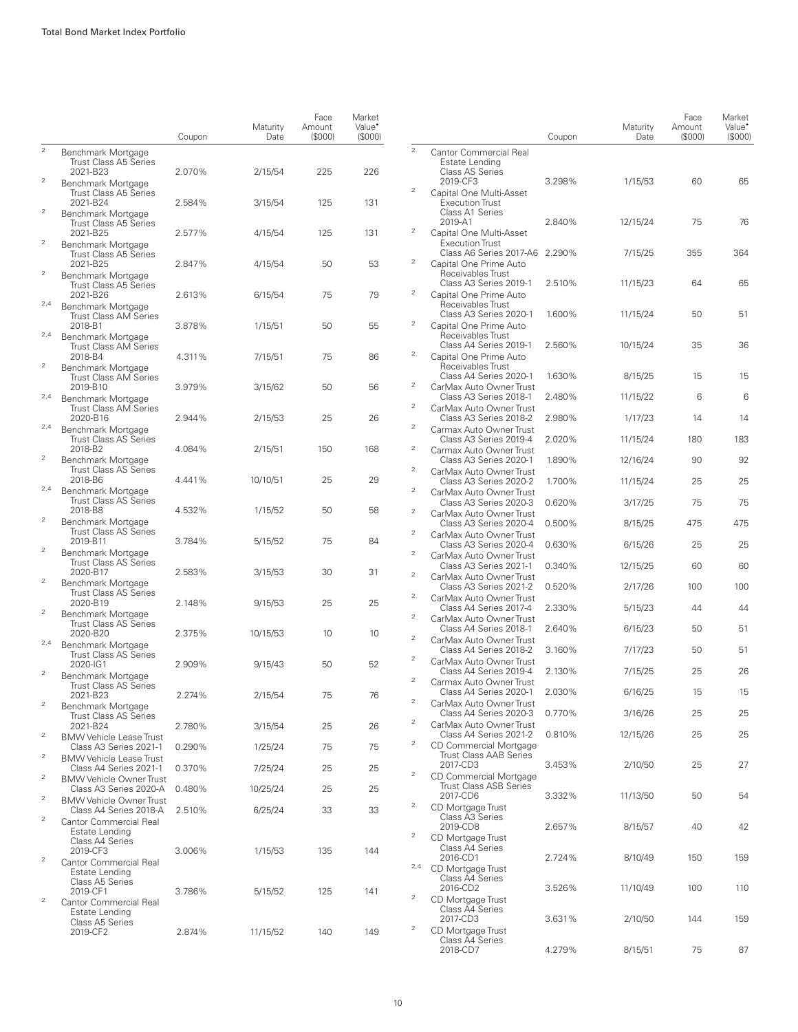| | | Coupon | Maturity Date | Face Amount ($000) | Market Value• ($000) |
|---|---|---|---|---|---|
| 2 | Benchmark Mortgage Trust Class A5 Series 2021-B23 | 2.070% | 2/15/54 | 225 | 226 |
| 2 | Benchmark Mortgage Trust Class A5 Series 2021-B24 | 2.584% | 3/15/54 | 125 | 131 |
| 2 | Benchmark Mortgage Trust Class A5 Series 2021-B25 | 2.577% | 4/15/54 | 125 | 131 |
| 2 | Benchmark Mortgage Trust Class A5 Series 2021-B25 | 2.847% | 4/15/54 | 50 | 53 |
| 2 | Benchmark Mortgage Trust Class A5 Series 2021-B26 | 2.613% | 6/15/54 | 75 | 79 |
| 2,4 | Benchmark Mortgage Trust Class AM Series 2018-B1 | 3.878% | 1/15/51 | 50 | 55 |
| 2,4 | Benchmark Mortgage Trust Class AM Series 2018-B4 | 4.311% | 7/15/51 | 75 | 86 |
| 2 | Benchmark Mortgage Trust Class AM Series 2019-B10 | 3.979% | 3/15/62 | 50 | 56 |
| 2,4 | Benchmark Mortgage Trust Class AM Series 2020-B16 | 2.944% | 2/15/53 | 25 | 26 |
| 2,4 | Benchmark Mortgage Trust Class AS Series 2018-B2 | 4.084% | 2/15/51 | 150 | 168 |
| 2 | Benchmark Mortgage Trust Class AS Series 2018-B6 | 4.441% | 10/10/51 | 25 | 29 |
| 2,4 | Benchmark Mortgage Trust Class AS Series 2018-B8 | 4.532% | 1/15/52 | 50 | 58 |
| 2 | Benchmark Mortgage Trust Class AS Series 2019-B11 | 3.784% | 5/15/52 | 75 | 84 |
| 2 | Benchmark Mortgage Trust Class AS Series 2020-B17 | 2.583% | 3/15/53 | 30 | 31 |
| 2 | Benchmark Mortgage Trust Class AS Series 2020-B19 | 2.148% | 9/15/53 | 25 | 25 |
| 2 | Benchmark Mortgage Trust Class AS Series 2020-B20 | 2.375% | 10/15/53 | 10 | 10 |
| 2,4 | Benchmark Mortgage Trust Class AS Series 2020-IG1 | 2.909% | 9/15/43 | 50 | 52 |
| 2 | Benchmark Mortgage Trust Class AS Series 2021-B23 | 2.274% | 2/15/54 | 75 | 76 |
| 2 | Benchmark Mortgage Trust Class AS Series 2021-B24 | 2.780% | 3/15/54 | 25 | 26 |
| 2 | BMW Vehicle Lease Trust Class A3 Series 2021-1 | 0.290% | 1/25/24 | 75 | 75 |
| 2 | BMW Vehicle Lease Trust Class A4 Series 2021-1 | 0.370% | 7/25/24 | 25 | 25 |
| 2 | BMW Vehicle Owner Trust Class A3 Series 2020-A | 0.480% | 10/25/24 | 25 | 25 |
| 2 | BMW Vehicle Owner Trust Class A4 Series 2018-A | 2.510% | 6/25/24 | 33 | 33 |
| 2 | Cantor Commercial Real Estate Lending Class A4 Series 2019-CF3 | 3.006% | 1/15/53 | 135 | 144 |
| 2 | Cantor Commercial Real Estate Lending Class A5 Series 2019-CF1 | 3.786% | 5/15/52 | 125 | 141 |
| 2 | Cantor Commercial Real Estate Lending Class A5 Series 2019-CF2 | 2.874% | 11/15/52 | 140 | 149 |
| 2 | Cantor Commercial Real Estate Lending Class AS Series 2019-CF3 | 3.298% | 1/15/53 | 60 | 65 |
| 2 | Capital One Multi-Asset Execution Trust Class A1 Series 2019-A1 | 2.840% | 12/15/24 | 75 | 76 |
| 2 | Capital One Multi-Asset Execution Trust Class A6 Series 2017-A6 | 2.290% | 7/15/25 | 355 | 364 |
| 2 | Capital One Prime Auto Receivables Trust Class A3 Series 2019-1 | 2.510% | 11/15/23 | 64 | 65 |
| 2 | Capital One Prime Auto Receivables Trust Class A3 Series 2020-1 | 1.600% | 11/15/24 | 50 | 51 |
| 2 | Capital One Prime Auto Receivables Trust Class A4 Series 2019-1 | 2.560% | 10/15/24 | 35 | 36 |
| 2 | Capital One Prime Auto Receivables Trust Class A4 Series 2020-1 | 1.630% | 8/15/25 | 15 | 15 |
| 2 | CarMax Auto Owner Trust Class A3 Series 2018-1 | 2.480% | 11/15/22 | 6 | 6 |
| 2 | CarMax Auto Owner Trust Class A3 Series 2018-2 | 2.980% | 1/17/23 | 14 | 14 |
| 2 | Carmax Auto Owner Trust Class A3 Series 2019-4 | 2.020% | 11/15/24 | 180 | 183 |
| 2 | Carmax Auto Owner Trust Class A3 Series 2020-1 | 1.890% | 12/16/24 | 90 | 92 |
| 2 | CarMax Auto Owner Trust Class A3 Series 2020-2 | 1.700% | 11/15/24 | 25 | 25 |
| 2 | CarMax Auto Owner Trust Class A3 Series 2020-3 | 0.620% | 3/17/25 | 75 | 75 |
| 2 | CarMax Auto Owner Trust Class A3 Series 2020-4 | 0.500% | 8/15/25 | 475 | 475 |
| 2 | CarMax Auto Owner Trust Class A3 Series 2020-4 | 0.630% | 6/15/26 | 25 | 25 |
| 2 | CarMax Auto Owner Trust Class A3 Series 2021-1 | 0.340% | 12/15/25 | 60 | 60 |
| 2 | CarMax Auto Owner Trust Class A3 Series 2021-2 | 0.520% | 2/17/26 | 100 | 100 |
| 2 | CarMax Auto Owner Trust Class A4 Series 2017-4 | 2.330% | 5/15/23 | 44 | 44 |
| 2 | CarMax Auto Owner Trust Class A4 Series 2018-1 | 2.640% | 6/15/23 | 50 | 51 |
| 2 | CarMax Auto Owner Trust Class A4 Series 2018-2 | 3.160% | 7/17/23 | 50 | 51 |
| 2 | CarMax Auto Owner Trust Class A4 Series 2019-4 | 2.130% | 7/15/25 | 25 | 26 |
| 2 | Carmax Auto Owner Trust Class A4 Series 2020-1 | 2.030% | 6/16/25 | 15 | 15 |
| 2 | CarMax Auto Owner Trust Class A4 Series 2020-3 | 0.770% | 3/16/26 | 25 | 25 |
| 2 | CarMax Auto Owner Trust Class A4 Series 2021-2 | 0.810% | 12/15/26 | 25 | 25 |
| 2 | CD Commercial Mortgage Trust Class AAB Series 2017-CD3 | 3.453% | 2/10/50 | 25 | 27 |
| 2 | CD Commercial Mortgage Trust Class ASB Series 2017-CD6 | 3.332% | 11/13/50 | 50 | 54 |
| 2 | CD Mortgage Trust Class A3 Series 2019-CD8 | 2.657% | 8/15/57 | 40 | 42 |
| 2 | CD Mortgage Trust Class A4 Series 2016-CD1 | 2.724% | 8/10/49 | 150 | 159 |
| 2,4 | CD Mortgage Trust Class A4 Series 2016-CD2 | 3.526% | 11/10/49 | 100 | 110 |
| 2 | CD Mortgage Trust Class A4 Series 2017-CD3 | 3.631% | 2/10/50 | 144 | 159 |
| 2 | CD Mortgage Trust Class A4 Series 2018-CD7 | 4.279% | 8/15/51 | 75 | 87 |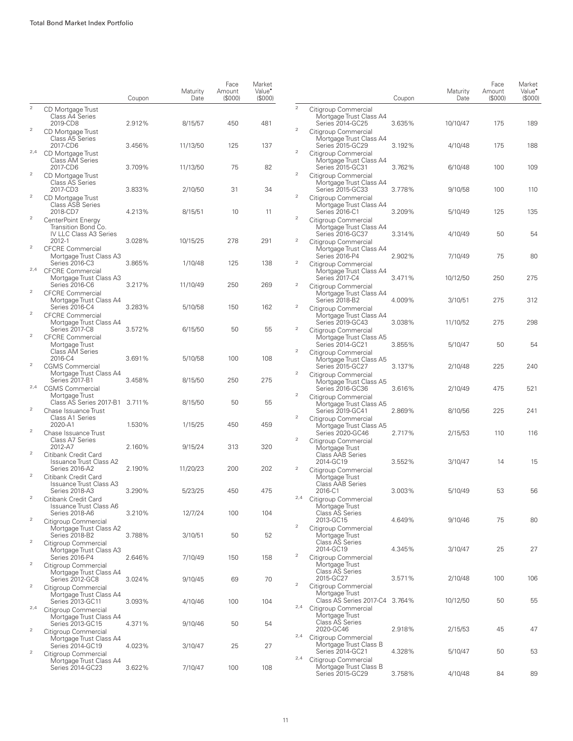| | | Coupon | Maturity Date | Face Amount ($000) | Market Value• ($000) |
|---|---|---|---|---|---|
| 2 | CD Mortgage Trust Class A4 Series 2019-CD8 | 2.912% | 8/15/57 | 450 | 481 |
| 2 | CD Mortgage Trust Class A5 Series 2017-CD6 | 3.456% | 11/13/50 | 125 | 137 |
| 2,4 | CD Mortgage Trust Class AM Series 2017-CD6 | 3.709% | 11/13/50 | 75 | 82 |
| 2 | CD Mortgage Trust Class AS Series 2017-CD3 | 3.833% | 2/10/50 | 31 | 34 |
| 2 | CD Mortgage Trust Class ASB Series 2018-CD7 | 4.213% | 8/15/51 | 10 | 11 |
| 2 | CenterPoint Energy Transition Bond Co. IV LLC Class A3 Series 2012-1 | 3.028% | 10/15/25 | 278 | 291 |
| 2 | CFCRE Commercial Mortgage Trust Class A3 Series 2016-C3 | 3.865% | 1/10/48 | 125 | 138 |
| 2,4 | CFCRE Commercial Mortgage Trust Class A3 Series 2016-C6 | 3.217% | 11/10/49 | 250 | 269 |
| 2 | CFCRE Commercial Mortgage Trust Class A4 Series 2016-C4 | 3.283% | 5/10/58 | 150 | 162 |
| 2 | CFCRE Commercial Mortgage Trust Class A4 Series 2017-C8 | 3.572% | 6/15/50 | 50 | 55 |
| 2 | CFCRE Commercial Mortgage Trust Class AM Series 2016-C4 | 3.691% | 5/10/58 | 100 | 108 |
| 2 | CGMS Commercial Mortgage Trust Class A4 Series 2017-B1 | 3.458% | 8/15/50 | 250 | 275 |
| 2,4 | CGMS Commercial Mortgage Trust Class AS Series 2017-B1 | 3.711% | 8/15/50 | 50 | 55 |
| 2 | Chase Issuance Trust Class A1 Series 2020-A1 | 1.530% | 1/15/25 | 450 | 459 |
| 2 | Chase Issuance Trust Class A7 Series 2012-A7 | 2.160% | 9/15/24 | 313 | 320 |
| 2 | Citibank Credit Card Issuance Trust Class A2 Series 2016-A2 | 2.190% | 11/20/23 | 200 | 202 |
| 2 | Citibank Credit Card Issuance Trust Class A3 Series 2018-A3 | 3.290% | 5/23/25 | 450 | 475 |
| 2 | Citibank Credit Card Issuance Trust Class A6 Series 2018-A6 | 3.210% | 12/7/24 | 100 | 104 |
| 2 | Citigroup Commercial Mortgage Trust Class A2 Series 2018-B2 | 3.788% | 3/10/51 | 50 | 52 |
| 2 | Citigroup Commercial Mortgage Trust Class A3 Series 2016-P4 | 2.646% | 7/10/49 | 150 | 158 |
| 2 | Citigroup Commercial Mortgage Trust Class A4 Series 2012-GC8 | 3.024% | 9/10/45 | 69 | 70 |
| 2 | Citigroup Commercial Mortgage Trust Class A4 Series 2013-GC11 | 3.093% | 4/10/46 | 100 | 104 |
| 2,4 | Citigroup Commercial Mortgage Trust Class A4 Series 2013-GC15 | 4.371% | 9/10/46 | 50 | 54 |
| 2 | Citigroup Commercial Mortgage Trust Class A4 Series 2014-GC19 | 4.023% | 3/10/47 | 25 | 27 |
| 2 | Citigroup Commercial Mortgage Trust Class A4 Series 2014-GC23 | 3.622% | 7/10/47 | 100 | 108 |
| 2 | Citigroup Commercial Mortgage Trust Class A4 Series 2014-GC25 | 3.635% | 10/10/47 | 175 | 189 |
| 2 | Citigroup Commercial Mortgage Trust Class A4 Series 2015-GC29 | 3.192% | 4/10/48 | 175 | 188 |
| 2 | Citigroup Commercial Mortgage Trust Class A4 Series 2015-GC31 | 3.762% | 6/10/48 | 100 | 109 |
| 2 | Citigroup Commercial Mortgage Trust Class A4 Series 2015-GC33 | 3.778% | 9/10/58 | 100 | 110 |
| 2 | Citigroup Commercial Mortgage Trust Class A4 Series 2016-C1 | 3.209% | 5/10/49 | 125 | 135 |
| 2 | Citigroup Commercial Mortgage Trust Class A4 Series 2016-GC37 | 3.314% | 4/10/49 | 50 | 54 |
| 2 | Citigroup Commercial Mortgage Trust Class A4 Series 2016-P4 | 2.902% | 7/10/49 | 75 | 80 |
| 2 | Citigroup Commercial Mortgage Trust Class A4 Series 2017-C4 | 3.471% | 10/12/50 | 250 | 275 |
| 2 | Citigroup Commercial Mortgage Trust Class A4 Series 2018-B2 | 4.009% | 3/10/51 | 275 | 312 |
| 2 | Citigroup Commercial Mortgage Trust Class A4 Series 2019-GC43 | 3.038% | 11/10/52 | 275 | 298 |
| 2 | Citigroup Commercial Mortgage Trust Class A5 Series 2014-GC21 | 3.855% | 5/10/47 | 50 | 54 |
| 2 | Citigroup Commercial Mortgage Trust Class A5 Series 2015-GC27 | 3.137% | 2/10/48 | 225 | 240 |
| 2 | Citigroup Commercial Mortgage Trust Class A5 Series 2016-GC36 | 3.616% | 2/10/49 | 475 | 521 |
| 2 | Citigroup Commercial Mortgage Trust Class A5 Series 2019-GC41 | 2.869% | 8/10/56 | 225 | 241 |
| 2 | Citigroup Commercial Mortgage Trust Class A5 Series 2020-GC46 | 2.717% | 2/15/53 | 110 | 116 |
| 2 | Citigroup Commercial Mortgage Trust Class AAB Series 2014-GC19 | 3.552% | 3/10/47 | 14 | 15 |
| 2 | Citigroup Commercial Mortgage Trust Class AAB Series 2016-C1 | 3.003% | 5/10/49 | 53 | 56 |
| 2,4 | Citigroup Commercial Mortgage Trust Class AS Series 2013-GC15 | 4.649% | 9/10/46 | 75 | 80 |
| 2 | Citigroup Commercial Mortgage Trust Class AS Series 2014-GC19 | 4.345% | 3/10/47 | 25 | 27 |
| 2 | Citigroup Commercial Mortgage Trust Class AS Series 2015-GC27 | 3.571% | 2/10/48 | 100 | 106 |
| 2 | Citigroup Commercial Mortgage Trust Class AS Series 2017-C4 | 3.764% | 10/12/50 | 50 | 55 |
| 2,4 | Citigroup Commercial Mortgage Trust Class AS Series 2020-GC46 | 2.918% | 2/15/53 | 45 | 47 |
| 2,4 | Citigroup Commercial Mortgage Trust Class B Series 2014-GC21 | 4.328% | 5/10/47 | 50 | 53 |
| 2,4 | Citigroup Commercial Mortgage Trust Class B Series 2015-GC29 | 3.758% | 4/10/48 | 84 | 89 |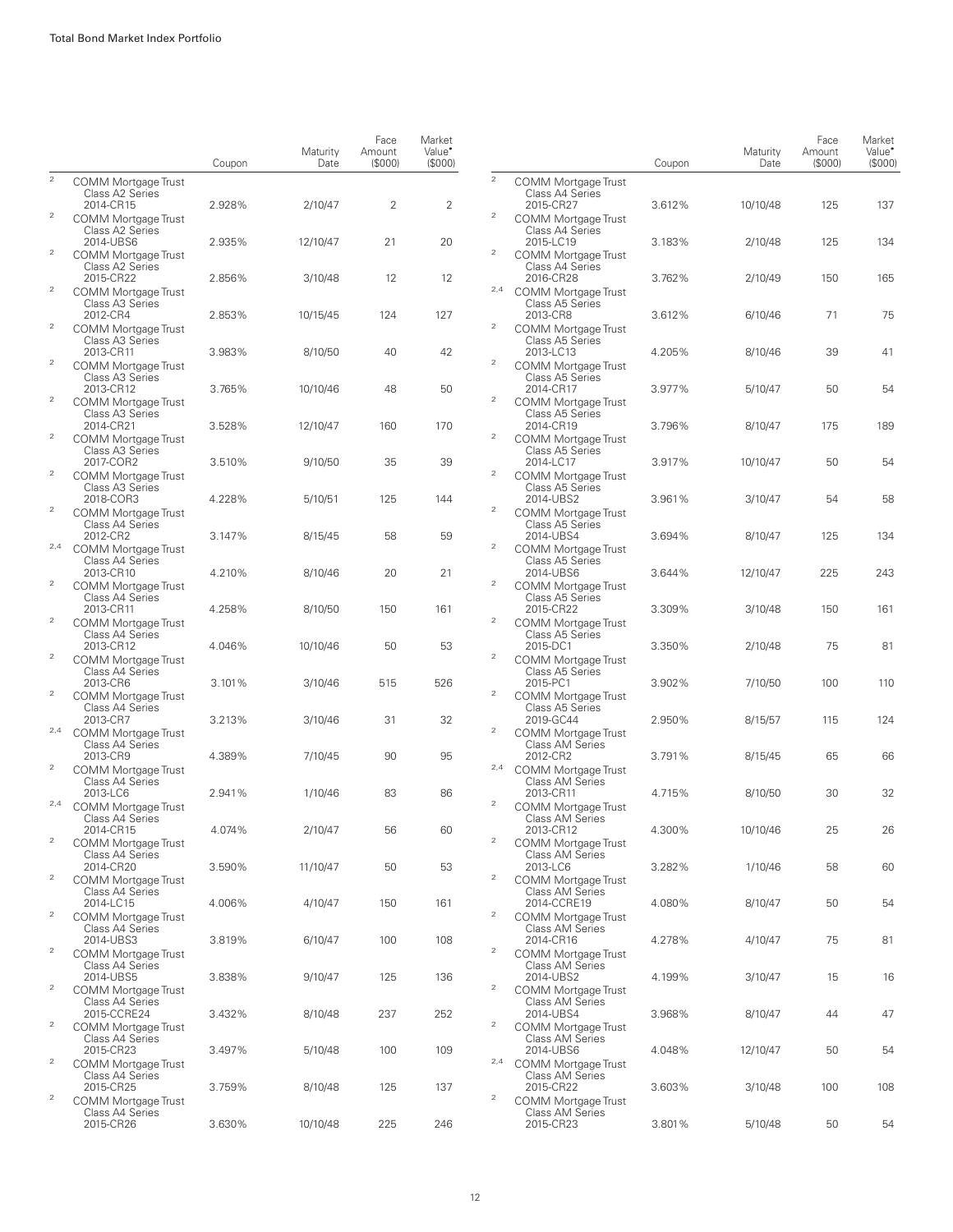| | | Coupon | Maturity Date | Face Amount ($000) | Market Value• ($000) |
|---|---|---|---|---|---|
| 2 | COMM Mortgage Trust Class A2 Series 2014-CR15 | 2.928% | 2/10/47 | 2 | 2 |
| 2 | COMM Mortgage Trust Class A2 Series 2014-UBS6 | 2.935% | 12/10/47 | 21 | 20 |
| 2 | COMM Mortgage Trust Class A2 Series 2015-CR22 | 2.856% | 3/10/48 | 12 | 12 |
| 2 | COMM Mortgage Trust Class A3 Series 2012-CR4 | 2.853% | 10/15/45 | 124 | 127 |
| 2 | COMM Mortgage Trust Class A3 Series 2013-CR11 | 3.983% | 8/10/50 | 40 | 42 |
| 2 | COMM Mortgage Trust Class A3 Series 2013-CR12 | 3.765% | 10/10/46 | 48 | 50 |
| 2 | COMM Mortgage Trust Class A3 Series 2014-CR21 | 3.528% | 12/10/47 | 160 | 170 |
| 2 | COMM Mortgage Trust Class A3 Series 2017-COR2 | 3.510% | 9/10/50 | 35 | 39 |
| 2 | COMM Mortgage Trust Class A3 Series 2018-COR3 | 4.228% | 5/10/51 | 125 | 144 |
| 2 | COMM Mortgage Trust Class A4 Series 2012-CR2 | 3.147% | 8/15/45 | 58 | 59 |
| 2,4 | COMM Mortgage Trust Class A4 Series 2013-CR10 | 4.210% | 8/10/46 | 20 | 21 |
| 2 | COMM Mortgage Trust Class A4 Series 2013-CR11 | 4.258% | 8/10/50 | 150 | 161 |
| 2 | COMM Mortgage Trust Class A4 Series 2013-CR12 | 4.046% | 10/10/46 | 50 | 53 |
| 2 | COMM Mortgage Trust Class A4 Series 2013-CR6 | 3.101% | 3/10/46 | 515 | 526 |
| 2 | COMM Mortgage Trust Class A4 Series 2013-CR7 | 3.213% | 3/10/46 | 31 | 32 |
| 2,4 | COMM Mortgage Trust Class A4 Series 2013-CR9 | 4.389% | 7/10/45 | 90 | 95 |
| 2 | COMM Mortgage Trust Class A4 Series 2013-LC6 | 2.941% | 1/10/46 | 83 | 86 |
| 2,4 | COMM Mortgage Trust Class A4 Series 2014-CR15 | 4.074% | 2/10/47 | 56 | 60 |
| 2 | COMM Mortgage Trust Class A4 Series 2014-CR20 | 3.590% | 11/10/47 | 50 | 53 |
| 2 | COMM Mortgage Trust Class A4 Series 2014-LC15 | 4.006% | 4/10/47 | 150 | 161 |
| 2 | COMM Mortgage Trust Class A4 Series 2014-UBS3 | 3.819% | 6/10/47 | 100 | 108 |
| 2 | COMM Mortgage Trust Class A4 Series 2014-UBS5 | 3.838% | 9/10/47 | 125 | 136 |
| 2 | COMM Mortgage Trust Class A4 Series 2015-CCRE24 | 3.432% | 8/10/48 | 237 | 252 |
| 2 | COMM Mortgage Trust Class A4 Series 2015-CR23 | 3.497% | 5/10/48 | 100 | 109 |
| 2 | COMM Mortgage Trust Class A4 Series 2015-CR25 | 3.759% | 8/10/48 | 125 | 137 |
| 2 | COMM Mortgage Trust Class A4 Series 2015-CR26 | 3.630% | 10/10/48 | 225 | 246 |
| 2 | COMM Mortgage Trust Class A4 Series 2015-CR27 | 3.612% | 10/10/48 | 125 | 137 |
| 2 | COMM Mortgage Trust Class A4 Series 2015-LC19 | 3.183% | 2/10/48 | 125 | 134 |
| 2 | COMM Mortgage Trust Class A4 Series 2016-CR28 | 3.762% | 2/10/49 | 150 | 165 |
| 2,4 | COMM Mortgage Trust Class A5 Series 2013-CR8 | 3.612% | 6/10/46 | 71 | 75 |
| 2 | COMM Mortgage Trust Class A5 Series 2013-LC13 | 4.205% | 8/10/46 | 39 | 41 |
| 2 | COMM Mortgage Trust Class A5 Series 2014-CR17 | 3.977% | 5/10/47 | 50 | 54 |
| 2 | COMM Mortgage Trust Class A5 Series 2014-CR19 | 3.796% | 8/10/47 | 175 | 189 |
| 2 | COMM Mortgage Trust Class A5 Series 2014-LC17 | 3.917% | 10/10/47 | 50 | 54 |
| 2 | COMM Mortgage Trust Class A5 Series 2014-UBS2 | 3.961% | 3/10/47 | 54 | 58 |
| 2 | COMM Mortgage Trust Class A5 Series 2014-UBS4 | 3.694% | 8/10/47 | 125 | 134 |
| 2 | COMM Mortgage Trust Class A5 Series 2014-UBS6 | 3.644% | 12/10/47 | 225 | 243 |
| 2 | COMM Mortgage Trust Class A5 Series 2015-CR22 | 3.309% | 3/10/48 | 150 | 161 |
| 2 | COMM Mortgage Trust Class A5 Series 2015-DC1 | 3.350% | 2/10/48 | 75 | 81 |
| 2 | COMM Mortgage Trust Class A5 Series 2015-PC1 | 3.902% | 7/10/50 | 100 | 110 |
| 2 | COMM Mortgage Trust Class A5 Series 2019-GC44 | 2.950% | 8/15/57 | 115 | 124 |
| 2 | COMM Mortgage Trust Class AM Series 2012-CR2 | 3.791% | 8/15/45 | 65 | 66 |
| 2,4 | COMM Mortgage Trust Class AM Series 2013-CR11 | 4.715% | 8/10/50 | 30 | 32 |
| 2 | COMM Mortgage Trust Class AM Series 2013-CR12 | 4.300% | 10/10/46 | 25 | 26 |
| 2 | COMM Mortgage Trust Class AM Series 2013-LC6 | 3.282% | 1/10/46 | 58 | 60 |
| 2 | COMM Mortgage Trust Class AM Series 2014-CCRE19 | 4.080% | 8/10/47 | 50 | 54 |
| 2 | COMM Mortgage Trust Class AM Series 2014-CR16 | 4.278% | 4/10/47 | 75 | 81 |
| 2 | COMM Mortgage Trust Class AM Series 2014-UBS2 | 4.199% | 3/10/47 | 15 | 16 |
| 2 | COMM Mortgage Trust Class AM Series 2014-UBS4 | 3.968% | 8/10/47 | 44 | 47 |
| 2 | COMM Mortgage Trust Class AM Series 2014-UBS6 | 4.048% | 12/10/47 | 50 | 54 |
| 2,4 | COMM Mortgage Trust Class AM Series 2015-CR22 | 3.603% | 3/10/48 | 100 | 108 |
| 2 | COMM Mortgage Trust Class AM Series 2015-CR23 | 3.801% | 5/10/48 | 50 | 54 |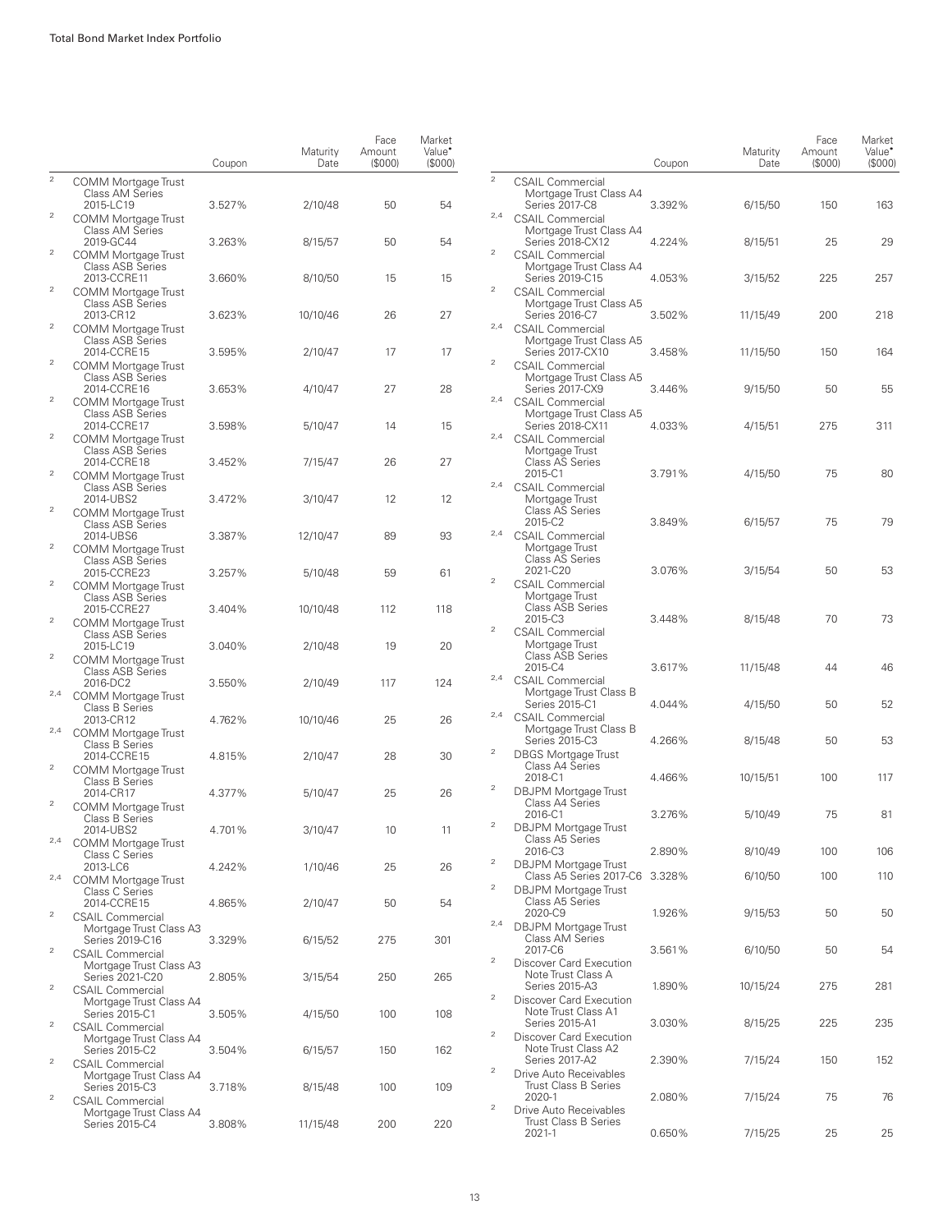| | | Coupon | Maturity Date | Face Amount ($000) | Market Value• ($000) |
|---|---|---|---|---|---|
| 2 | COMM Mortgage Trust Class AM Series 2015-LC19 | 3.527% | 2/10/48 | 50 | 54 |
| 2 | COMM Mortgage Trust Class AM Series 2019-GC44 | 3.263% | 8/15/57 | 50 | 54 |
| 2 | COMM Mortgage Trust Class ASB Series 2013-CCRE11 | 3.660% | 8/10/50 | 15 | 15 |
| 2 | COMM Mortgage Trust Class ASB Series 2013-CR12 | 3.623% | 10/10/46 | 26 | 27 |
| 2 | COMM Mortgage Trust Class ASB Series 2014-CCRE15 | 3.595% | 2/10/47 | 17 | 17 |
| 2 | COMM Mortgage Trust Class ASB Series 2014-CCRE16 | 3.653% | 4/10/47 | 27 | 28 |
| 2 | COMM Mortgage Trust Class ASB Series 2014-CCRE17 | 3.598% | 5/10/47 | 14 | 15 |
| 2 | COMM Mortgage Trust Class ASB Series 2014-CCRE18 | 3.452% | 7/15/47 | 26 | 27 |
| 2 | COMM Mortgage Trust Class ASB Series 2014-UBS2 | 3.472% | 3/10/47 | 12 | 12 |
| 2 | COMM Mortgage Trust Class ASB Series 2014-UBS6 | 3.387% | 12/10/47 | 89 | 93 |
| 2 | COMM Mortgage Trust Class ASB Series 2015-CCRE23 | 3.257% | 5/10/48 | 59 | 61 |
| 2 | COMM Mortgage Trust Class ASB Series 2015-CCRE27 | 3.404% | 10/10/48 | 112 | 118 |
| 2 | COMM Mortgage Trust Class ASB Series 2015-LC19 | 3.040% | 2/10/48 | 19 | 20 |
| 2 | COMM Mortgage Trust Class ASB Series 2016-DC2 | 3.550% | 2/10/49 | 117 | 124 |
| 2,4 | COMM Mortgage Trust Class B Series 2013-CR12 | 4.762% | 10/10/46 | 25 | 26 |
| 2,4 | COMM Mortgage Trust Class B Series 2014-CCRE15 | 4.815% | 2/10/47 | 28 | 30 |
| 2 | COMM Mortgage Trust Class B Series 2014-CR17 | 4.377% | 5/10/47 | 25 | 26 |
| 2 | COMM Mortgage Trust Class B Series 2014-UBS2 | 4.701% | 3/10/47 | 10 | 11 |
| 2,4 | COMM Mortgage Trust Class C Series 2013-LC6 | 4.242% | 1/10/46 | 25 | 26 |
| 2,4 | COMM Mortgage Trust Class C Series 2014-CCRE15 | 4.865% | 2/10/47 | 50 | 54 |
| 2 | CSAIL Commercial Mortgage Trust Class A3 Series 2019-C16 | 3.329% | 6/15/52 | 275 | 301 |
| 2 | CSAIL Commercial Mortgage Trust Class A3 Series 2021-C20 | 2.805% | 3/15/54 | 250 | 265 |
| 2 | CSAIL Commercial Mortgage Trust Class A4 Series 2015-C1 | 3.505% | 4/15/50 | 100 | 108 |
| 2 | CSAIL Commercial Mortgage Trust Class A4 Series 2015-C2 | 3.504% | 6/15/57 | 150 | 162 |
| 2 | CSAIL Commercial Mortgage Trust Class A4 Series 2015-C3 | 3.718% | 8/15/48 | 100 | 109 |
| 2 | CSAIL Commercial Mortgage Trust Class A4 Series 2015-C4 | 3.808% | 11/15/48 | 200 | 220 |
| 2 | CSAIL Commercial Mortgage Trust Class A4 Series 2017-C8 | 3.392% | 6/15/50 | 150 | 163 |
| 2,4 | CSAIL Commercial Mortgage Trust Class A4 Series 2018-CX12 | 4.224% | 8/15/51 | 25 | 29 |
| 2 | CSAIL Commercial Mortgage Trust Class A4 Series 2019-C15 | 4.053% | 3/15/52 | 225 | 257 |
| 2 | CSAIL Commercial Mortgage Trust Class A5 Series 2016-C7 | 3.502% | 11/15/49 | 200 | 218 |
| 2,4 | CSAIL Commercial Mortgage Trust Class A5 Series 2017-CX10 | 3.458% | 11/15/50 | 150 | 164 |
| 2 | CSAIL Commercial Mortgage Trust Class A5 Series 2017-CX9 | 3.446% | 9/15/50 | 50 | 55 |
| 2,4 | CSAIL Commercial Mortgage Trust Class A5 Series 2018-CX11 | 4.033% | 4/15/51 | 275 | 311 |
| 2,4 | CSAIL Commercial Mortgage Trust Class AS Series 2015-C1 | 3.791% | 4/15/50 | 75 | 80 |
| 2,4 | CSAIL Commercial Mortgage Trust Class AS Series 2015-C2 | 3.849% | 6/15/57 | 75 | 79 |
| 2,4 | CSAIL Commercial Mortgage Trust Class AS Series 2021-C20 | 3.076% | 3/15/54 | 50 | 53 |
| 2 | CSAIL Commercial Mortgage Trust Class ASB Series 2015-C3 | 3.448% | 8/15/48 | 70 | 73 |
| 2 | CSAIL Commercial Mortgage Trust Class ASB Series 2015-C4 | 3.617% | 11/15/48 | 44 | 46 |
| 2,4 | CSAIL Commercial Mortgage Trust Class B Series 2015-C1 | 4.044% | 4/15/50 | 50 | 52 |
| 2,4 | CSAIL Commercial Mortgage Trust Class B Series 2015-C3 | 4.266% | 8/15/48 | 50 | 53 |
| 2 | DBGS Mortgage Trust Class A4 Series 2018-C1 | 4.466% | 10/15/51 | 100 | 117 |
| 2 | DBJPM Mortgage Trust Class A4 Series 2016-C1 | 3.276% | 5/10/49 | 75 | 81 |
| 2 | DBJPM Mortgage Trust Class A5 Series 2016-C3 | 2.890% | 8/10/49 | 100 | 106 |
| 2 | DBJPM Mortgage Trust Class A5 Series 2017-C6 | 3.328% | 6/10/50 | 100 | 110 |
| 2 | DBJPM Mortgage Trust Class A5 Series 2020-C9 | 1.926% | 9/15/53 | 50 | 50 |
| 2,4 | DBJPM Mortgage Trust Class AM Series 2017-C6 | 3.561% | 6/10/50 | 50 | 54 |
| 2 | Discover Card Execution Note Trust Class A Series 2015-A3 | 1.890% | 10/15/24 | 275 | 281 |
| 2 | Discover Card Execution Note Trust Class A1 Series 2015-A1 | 3.030% | 8/15/25 | 225 | 235 |
| 2 | Discover Card Execution Note Trust Class A2 Series 2017-A2 | 2.390% | 7/15/24 | 150 | 152 |
| 2 | Drive Auto Receivables Trust Class B Series 2020-1 | 2.080% | 7/15/24 | 75 | 76 |
| 2 | Drive Auto Receivables Trust Class B Series 2021-1 | 0.650% | 7/15/25 | 25 | 25 |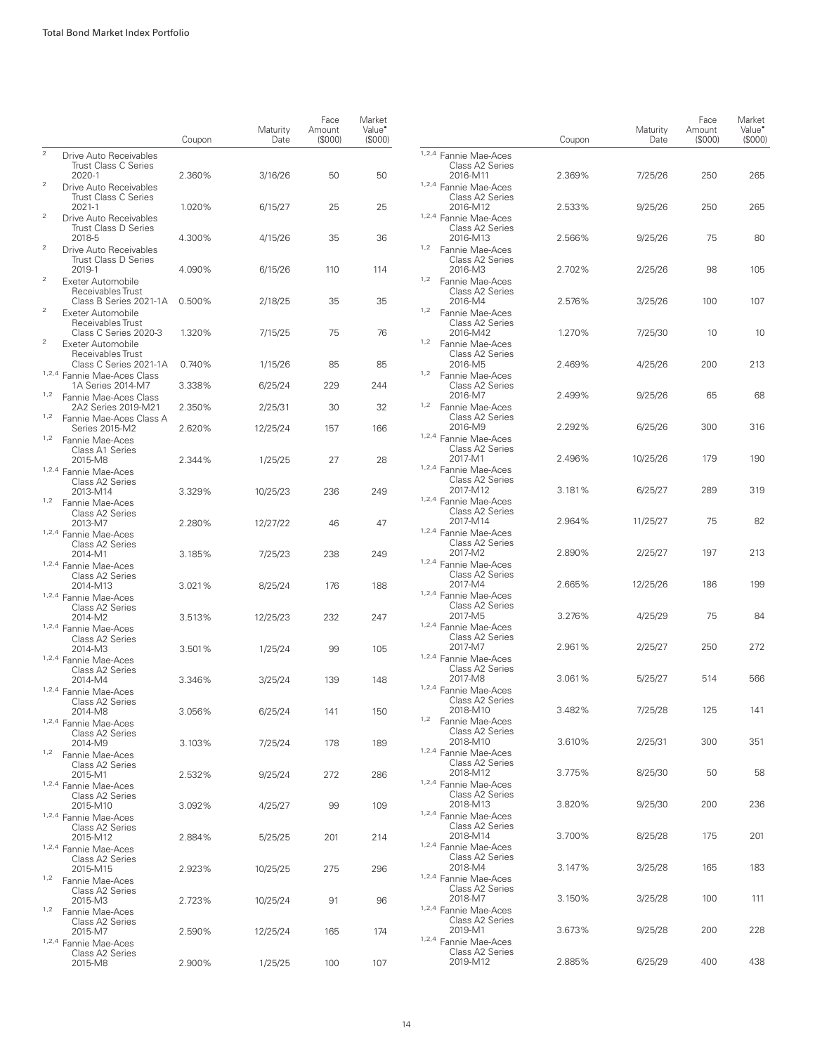| | Coupon | Maturity Date | Face Amount ($000) | Market Value• ($000) |
|---|---|---|---|---|
| [2] Drive Auto Receivables Trust Class C Series 2020-1 | 2.360% | 3/16/26 | 50 | 50 |
| [2] Drive Auto Receivables Trust Class C Series 2021-1 | 1.020% | 6/15/27 | 25 | 25 |
| [2] Drive Auto Receivables Trust Class D Series 2018-5 | 4.300% | 4/15/26 | 35 | 36 |
| [2] Drive Auto Receivables Trust Class D Series 2019-1 | 4.090% | 6/15/26 | 110 | 114 |
| [2] Exeter Automobile Receivables Trust Class B Series 2021-1A | 0.500% | 2/18/25 | 35 | 35 |
| [2] Exeter Automobile Receivables Trust Class C Series 2020-3 | 1.320% | 7/15/25 | 75 | 76 |
| [2] Exeter Automobile Receivables Trust Class C Series 2021-1A | 0.740% | 1/15/26 | 85 | 85 |
| [1,2,4] Fannie Mae-Aces Class 1A Series 2014-M7 | 3.338% | 6/25/24 | 229 | 244 |
| [1,2] Fannie Mae-Aces Class 2A2 Series 2019-M21 | 2.350% | 2/25/31 | 30 | 32 |
| [1,2] Fannie Mae-Aces Class A Series 2015-M2 | 2.620% | 12/25/24 | 157 | 166 |
| [1,2] Fannie Mae-Aces Class A1 Series 2015-M8 | 2.344% | 1/25/25 | 27 | 28 |
| [1,2,4] Fannie Mae-Aces Class A2 Series 2013-M14 | 3.329% | 10/25/23 | 236 | 249 |
| [1,2] Fannie Mae-Aces Class A2 Series 2013-M7 | 2.280% | 12/27/22 | 46 | 47 |
| [1,2,4] Fannie Mae-Aces Class A2 Series 2014-M1 | 3.185% | 7/25/23 | 238 | 249 |
| [1,2,4] Fannie Mae-Aces Class A2 Series 2014-M13 | 3.021% | 8/25/24 | 176 | 188 |
| [1,2,4] Fannie Mae-Aces Class A2 Series 2014-M2 | 3.513% | 12/25/23 | 232 | 247 |
| [1,2,4] Fannie Mae-Aces Class A2 Series 2014-M3 | 3.501% | 1/25/24 | 99 | 105 |
| [1,2,4] Fannie Mae-Aces Class A2 Series 2014-M4 | 3.346% | 3/25/24 | 139 | 148 |
| [1,2,4] Fannie Mae-Aces Class A2 Series 2014-M8 | 3.056% | 6/25/24 | 141 | 150 |
| [1,2,4] Fannie Mae-Aces Class A2 Series 2014-M9 | 3.103% | 7/25/24 | 178 | 189 |
| [1,2] Fannie Mae-Aces Class A2 Series 2015-M1 | 2.532% | 9/25/24 | 272 | 286 |
| [1,2,4] Fannie Mae-Aces Class A2 Series 2015-M10 | 3.092% | 4/25/27 | 99 | 109 |
| [1,2,4] Fannie Mae-Aces Class A2 Series 2015-M12 | 2.884% | 5/25/25 | 201 | 214 |
| [1,2,4] Fannie Mae-Aces Class A2 Series 2015-M15 | 2.923% | 10/25/25 | 275 | 296 |
| [1,2] Fannie Mae-Aces Class A2 Series 2015-M3 | 2.723% | 10/25/24 | 91 | 96 |
| [1,2] Fannie Mae-Aces Class A2 Series 2015-M7 | 2.590% | 12/25/24 | 165 | 174 |
| [1,2,4] Fannie Mae-Aces Class A2 Series 2015-M8 | 2.900% | 1/25/25 | 100 | 107 |
| [1,2,4] Fannie Mae-Aces Class A2 Series 2016-M11 | 2.369% | 7/25/26 | 250 | 265 |
| [1,2,4] Fannie Mae-Aces Class A2 Series 2016-M12 | 2.533% | 9/25/26 | 250 | 265 |
| [1,2,4] Fannie Mae-Aces Class A2 Series 2016-M13 | 2.566% | 9/25/26 | 75 | 80 |
| [1,2] Fannie Mae-Aces Class A2 Series 2016-M3 | 2.702% | 2/25/26 | 98 | 105 |
| [1,2] Fannie Mae-Aces Class A2 Series 2016-M4 | 2.576% | 3/25/26 | 100 | 107 |
| [1,2] Fannie Mae-Aces Class A2 Series 2016-M42 | 1.270% | 7/25/30 | 10 | 10 |
| [1,2] Fannie Mae-Aces Class A2 Series 2016-M5 | 2.469% | 4/25/26 | 200 | 213 |
| [1,2] Fannie Mae-Aces Class A2 Series 2016-M7 | 2.499% | 9/25/26 | 65 | 68 |
| [1,2] Fannie Mae-Aces Class A2 Series 2016-M9 | 2.292% | 6/25/26 | 300 | 316 |
| [1,2,4] Fannie Mae-Aces Class A2 Series 2017-M1 | 2.496% | 10/25/26 | 179 | 190 |
| [1,2,4] Fannie Mae-Aces Class A2 Series 2017-M12 | 3.181% | 6/25/27 | 289 | 319 |
| [1,2,4] Fannie Mae-Aces Class A2 Series 2017-M14 | 2.964% | 11/25/27 | 75 | 82 |
| [1,2,4] Fannie Mae-Aces Class A2 Series 2017-M2 | 2.890% | 2/25/27 | 197 | 213 |
| [1,2,4] Fannie Mae-Aces Class A2 Series 2017-M4 | 2.665% | 12/25/26 | 186 | 199 |
| [1,2,4] Fannie Mae-Aces Class A2 Series 2017-M5 | 3.276% | 4/25/29 | 75 | 84 |
| [1,2,4] Fannie Mae-Aces Class A2 Series 2017-M7 | 2.961% | 2/25/27 | 250 | 272 |
| [1,2,4] Fannie Mae-Aces Class A2 Series 2017-M8 | 3.061% | 5/25/27 | 514 | 566 |
| [1,2,4] Fannie Mae-Aces Class A2 Series 2018-M10 | 3.482% | 7/25/28 | 125 | 141 |
| [1,2] Fannie Mae-Aces Class A2 Series 2018-M10 | 3.610% | 2/25/31 | 300 | 351 |
| [1,2,4] Fannie Mae-Aces Class A2 Series 2018-M12 | 3.775% | 8/25/30 | 50 | 58 |
| [1,2,4] Fannie Mae-Aces Class A2 Series 2018-M13 | 3.820% | 9/25/30 | 200 | 236 |
| [1,2,4] Fannie Mae-Aces Class A2 Series 2018-M14 | 3.700% | 8/25/28 | 175 | 201 |
| [1,2,4] Fannie Mae-Aces Class A2 Series 2018-M4 | 3.147% | 3/25/28 | 165 | 183 |
| [1,2,4] Fannie Mae-Aces Class A2 Series 2018-M7 | 3.150% | 3/25/28 | 100 | 111 |
| [1,2,4] Fannie Mae-Aces Class A2 Series 2019-M1 | 3.673% | 9/25/28 | 200 | 228 |
| [1,2,4] Fannie Mae-Aces Class A2 Series 2019-M12 | 2.885% | 6/25/29 | 400 | 438 |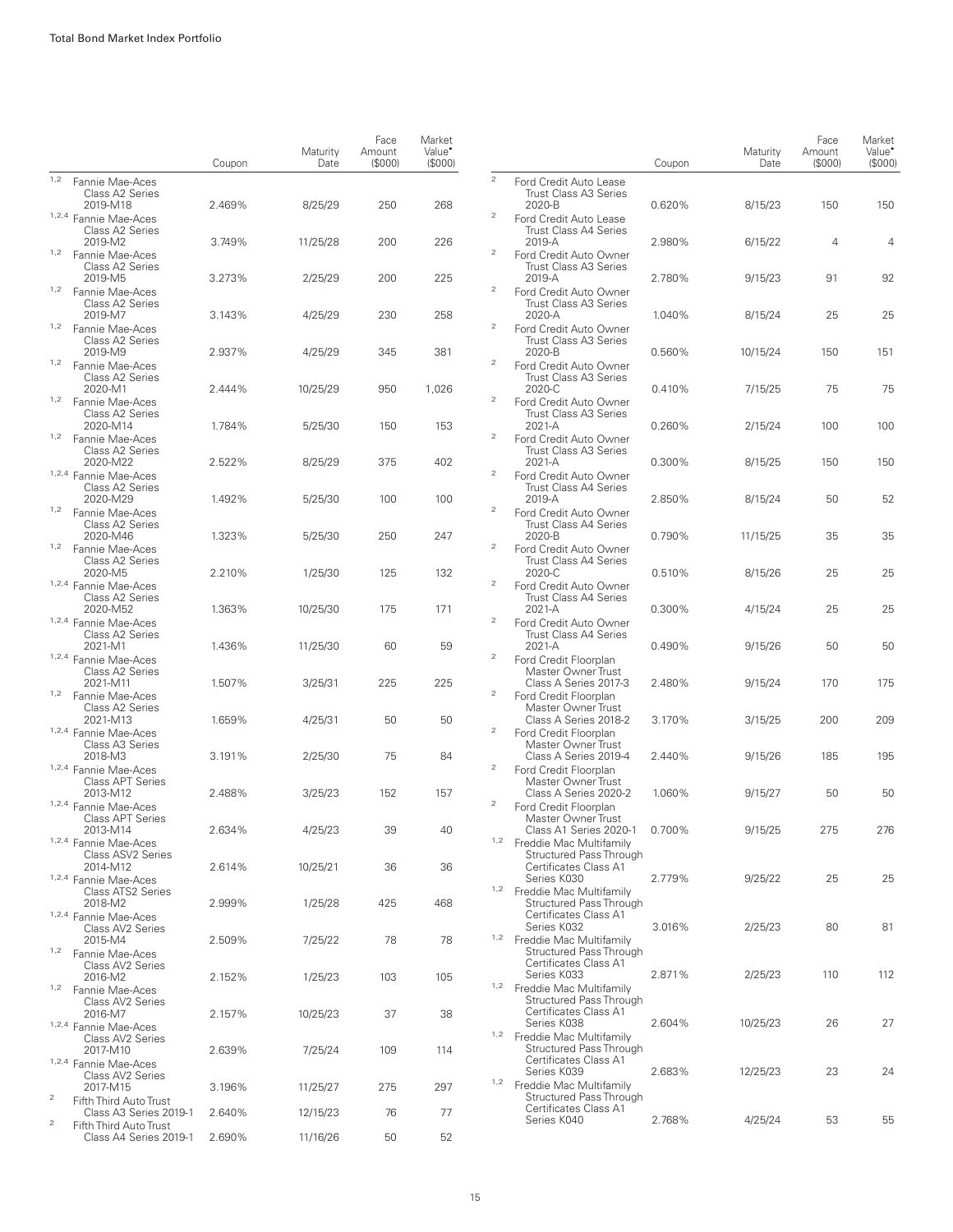| | Coupon | Maturity Date | Face Amount ($000) | Market Value• ($000) |
|---|---|---|---|---|
| [1,2] Fannie Mae-Aces Class A2 Series 2019-M18 | 2.469% | 8/25/29 | 250 | 268 |
| [1,2,4] Fannie Mae-Aces Class A2 Series 2019-M2 | 3.749% | 11/25/28 | 200 | 226 |
| [1,2] Fannie Mae-Aces Class A2 Series 2019-M5 | 3.273% | 2/25/29 | 200 | 225 |
| [1,2] Fannie Mae-Aces Class A2 Series 2019-M7 | 3.143% | 4/25/29 | 230 | 258 |
| [1,2] Fannie Mae-Aces Class A2 Series 2019-M9 | 2.937% | 4/25/29 | 345 | 381 |
| [1,2] Fannie Mae-Aces Class A2 Series 2020-M1 | 2.444% | 10/25/29 | 950 | 1,026 |
| [1,2] Fannie Mae-Aces Class A2 Series 2020-M14 | 1.784% | 5/25/30 | 150 | 153 |
| [1,2] Fannie Mae-Aces Class A2 Series 2020-M22 | 2.522% | 8/25/29 | 375 | 402 |
| [1,2,4] Fannie Mae-Aces Class A2 Series 2020-M29 | 1.492% | 5/25/30 | 100 | 100 |
| [1,2] Fannie Mae-Aces Class A2 Series 2020-M46 | 1.323% | 5/25/30 | 250 | 247 |
| [1,2] Fannie Mae-Aces Class A2 Series 2020-M5 | 2.210% | 1/25/30 | 125 | 132 |
| [1,2,4] Fannie Mae-Aces Class A2 Series 2020-M52 | 1.363% | 10/25/30 | 175 | 171 |
| [1,2,4] Fannie Mae-Aces Class A2 Series 2021-M1 | 1.436% | 11/25/30 | 60 | 59 |
| [1,2,4] Fannie Mae-Aces Class A2 Series 2021-M11 | 1.507% | 3/25/31 | 225 | 225 |
| [1,2] Fannie Mae-Aces Class A2 Series 2021-M13 | 1.659% | 4/25/31 | 50 | 50 |
| [1,2,4] Fannie Mae-Aces Class A3 Series 2018-M3 | 3.191% | 2/25/30 | 75 | 84 |
| [1,2,4] Fannie Mae-Aces Class APT Series 2013-M12 | 2.488% | 3/25/23 | 152 | 157 |
| [1,2,4] Fannie Mae-Aces Class APT Series 2013-M14 | 2.634% | 4/25/23 | 39 | 40 |
| [1,2,4] Fannie Mae-Aces Class ASV2 Series 2014-M12 | 2.614% | 10/25/21 | 36 | 36 |
| [1,2,4] Fannie Mae-Aces Class ATS2 Series 2018-M2 | 2.999% | 1/25/28 | 425 | 468 |
| [1,2,4] Fannie Mae-Aces Class AV2 Series 2015-M4 | 2.509% | 7/25/22 | 78 | 78 |
| [1,2] Fannie Mae-Aces Class AV2 Series 2016-M2 | 2.152% | 1/25/23 | 103 | 105 |
| [1,2] Fannie Mae-Aces Class AV2 Series 2016-M7 | 2.157% | 10/25/23 | 37 | 38 |
| [1,2,4] Fannie Mae-Aces Class AV2 Series 2017-M10 | 2.639% | 7/25/24 | 109 | 114 |
| [1,2,4] Fannie Mae-Aces Class AV2 Series 2017-M15 | 3.196% | 11/25/27 | 275 | 297 |
| [2] Fifth Third Auto Trust Class A3 Series 2019-1 | 2.640% | 12/15/23 | 76 | 77 |
| [2] Fifth Third Auto Trust Class A4 Series 2019-1 | 2.690% | 11/16/26 | 50 | 52 |
| [2] Ford Credit Auto Lease Trust Class A3 Series 2020-B | 0.620% | 8/15/23 | 150 | 150 |
| [2] Ford Credit Auto Lease Trust Class A4 Series 2019-A | 2.980% | 6/15/22 | 4 | 4 |
| [2] Ford Credit Auto Owner Trust Class A3 Series 2019-A | 2.780% | 9/15/23 | 91 | 92 |
| [2] Ford Credit Auto Owner Trust Class A3 Series 2020-A | 1.040% | 8/15/24 | 25 | 25 |
| [2] Ford Credit Auto Owner Trust Class A3 Series 2020-B | 0.560% | 10/15/24 | 150 | 151 |
| [2] Ford Credit Auto Owner Trust Class A3 Series 2020-C | 0.410% | 7/15/25 | 75 | 75 |
| [2] Ford Credit Auto Owner Trust Class A3 Series 2021-A | 0.260% | 2/15/24 | 100 | 100 |
| [2] Ford Credit Auto Owner Trust Class A3 Series 2021-A | 0.300% | 8/15/25 | 150 | 150 |
| [2] Ford Credit Auto Owner Trust Class A4 Series 2019-A | 2.850% | 8/15/24 | 50 | 52 |
| [2] Ford Credit Auto Owner Trust Class A4 Series 2020-B | 0.790% | 11/15/25 | 35 | 35 |
| [2] Ford Credit Auto Owner Trust Class A4 Series 2020-C | 0.510% | 8/15/26 | 25 | 25 |
| [2] Ford Credit Auto Owner Trust Class A4 Series 2021-A | 0.300% | 4/15/24 | 25 | 25 |
| [2] Ford Credit Auto Owner Trust Class A4 Series 2021-A | 0.490% | 9/15/26 | 50 | 50 |
| [2] Ford Credit Floorplan Master Owner Trust Class A Series 2017-3 | 2.480% | 9/15/24 | 170 | 175 |
| [2] Ford Credit Floorplan Master Owner Trust Class A Series 2018-2 | 3.170% | 3/15/25 | 200 | 209 |
| [2] Ford Credit Floorplan Master Owner Trust Class A Series 2019-4 | 2.440% | 9/15/26 | 185 | 195 |
| [2] Ford Credit Floorplan Master Owner Trust Class A Series 2020-2 | 1.060% | 9/15/27 | 50 | 50 |
| [2] Ford Credit Floorplan Master Owner Trust Class A1 Series 2020-1 | 0.700% | 9/15/25 | 275 | 276 |
| [1,2] Freddie Mac Multifamily Structured Pass Through Certificates Class A1 Series K030 | 2.779% | 9/25/22 | 25 | 25 |
| [1,2] Freddie Mac Multifamily Structured Pass Through Certificates Class A1 Series K032 | 3.016% | 2/25/23 | 80 | 81 |
| [1,2] Freddie Mac Multifamily Structured Pass Through Certificates Class A1 Series K033 | 2.871% | 2/25/23 | 110 | 112 |
| [1,2] Freddie Mac Multifamily Structured Pass Through Certificates Class A1 Series K038 | 2.604% | 10/25/23 | 26 | 27 |
| [1,2] Freddie Mac Multifamily Structured Pass Through Certificates Class A1 Series K039 | 2.683% | 12/25/23 | 23 | 24 |
| [1,2] Freddie Mac Multifamily Structured Pass Through Certificates Class A1 Series K040 | 2.768% | 4/25/24 | 53 | 55 |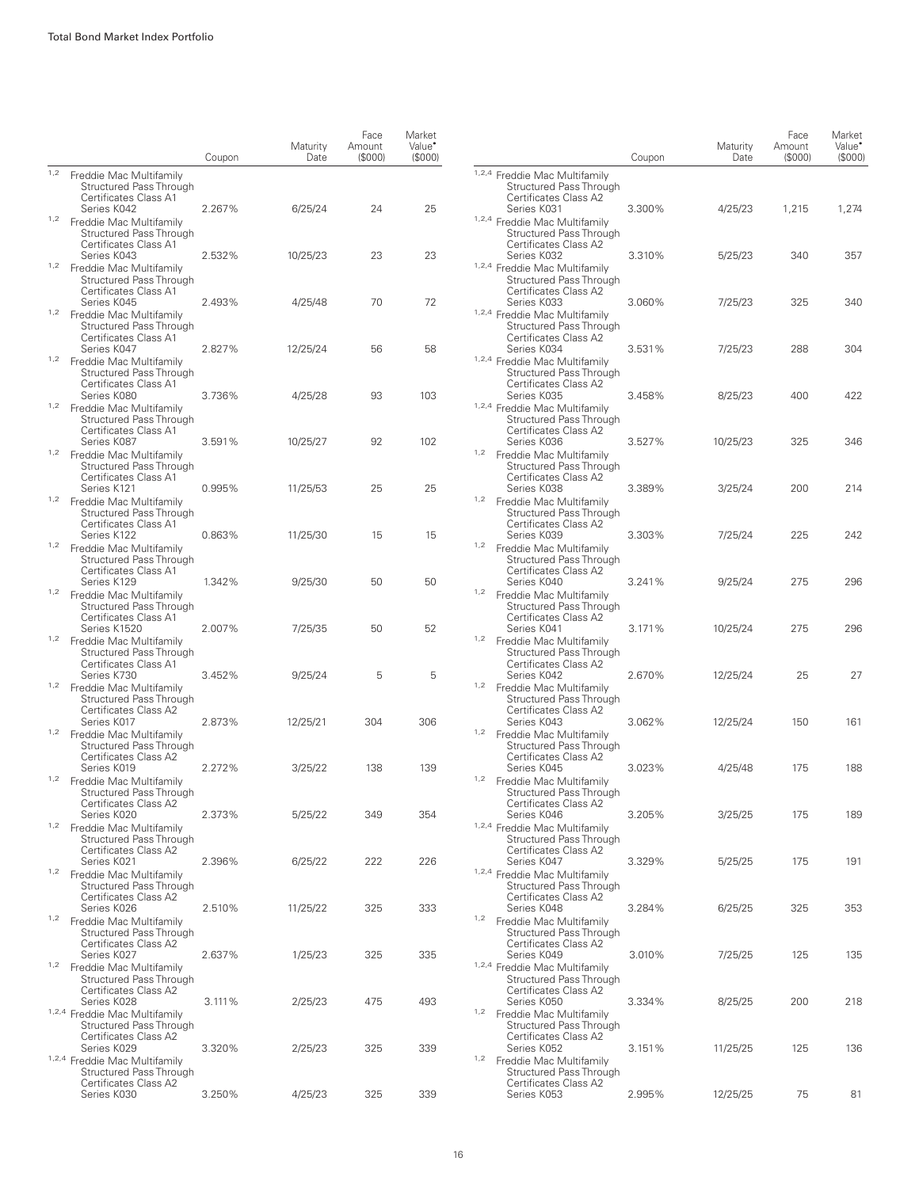| | Coupon | Maturity Date | Face Amount ($000) | Market Value• ($000) |
|---|---|---|---|---|
| [1,2] Freddie Mac Multifamily Structured Pass Through Certificates Class A1 Series K042 | 2.267% | 6/25/24 | 24 | 25 |
| [1,2] Freddie Mac Multifamily Structured Pass Through Certificates Class A1 Series K043 | 2.532% | 10/25/23 | 23 | 23 |
| [1,2] Freddie Mac Multifamily Structured Pass Through Certificates Class A1 Series K045 | 2.493% | 4/25/48 | 70 | 72 |
| [1,2] Freddie Mac Multifamily Structured Pass Through Certificates Class A1 Series K047 | 2.827% | 12/25/24 | 56 | 58 |
| [1,2] Freddie Mac Multifamily Structured Pass Through Certificates Class A1 Series K080 | 3.736% | 4/25/28 | 93 | 103 |
| [1,2] Freddie Mac Multifamily Structured Pass Through Certificates Class A1 Series K087 | 3.591% | 10/25/27 | 92 | 102 |
| [1,2] Freddie Mac Multifamily Structured Pass Through Certificates Class A1 Series K121 | 0.995% | 11/25/53 | 25 | 25 |
| [1,2] Freddie Mac Multifamily Structured Pass Through Certificates Class A1 Series K122 | 0.863% | 11/25/30 | 15 | 15 |
| [1,2] Freddie Mac Multifamily Structured Pass Through Certificates Class A1 Series K129 | 1.342% | 9/25/30 | 50 | 50 |
| [1,2] Freddie Mac Multifamily Structured Pass Through Certificates Class A1 Series K1520 | 2.007% | 7/25/35 | 50 | 52 |
| [1,2] Freddie Mac Multifamily Structured Pass Through Certificates Class A1 Series K730 | 3.452% | 9/25/24 | 5 | 5 |
| [1,2] Freddie Mac Multifamily Structured Pass Through Certificates Class A2 Series K017 | 2.873% | 12/25/21 | 304 | 306 |
| [1,2] Freddie Mac Multifamily Structured Pass Through Certificates Class A2 Series K019 | 2.272% | 3/25/22 | 138 | 139 |
| [1,2] Freddie Mac Multifamily Structured Pass Through Certificates Class A2 Series K020 | 2.373% | 5/25/22 | 349 | 354 |
| [1,2] Freddie Mac Multifamily Structured Pass Through Certificates Class A2 Series K021 | 2.396% | 6/25/22 | 222 | 226 |
| [1,2] Freddie Mac Multifamily Structured Pass Through Certificates Class A2 Series K026 | 2.510% | 11/25/22 | 325 | 333 |
| [1,2] Freddie Mac Multifamily Structured Pass Through Certificates Class A2 Series K027 | 2.637% | 1/25/23 | 325 | 335 |
| [1,2] Freddie Mac Multifamily Structured Pass Through Certificates Class A2 Series K028 | 3.111% | 2/25/23 | 475 | 493 |
| [1,2,4] Freddie Mac Multifamily Structured Pass Through Certificates Class A2 Series K029 | 3.320% | 2/25/23 | 325 | 339 |
| [1,2,4] Freddie Mac Multifamily Structured Pass Through Certificates Class A2 Series K030 | 3.250% | 4/25/23 | 325 | 339 |
| [1,2,4] Freddie Mac Multifamily Structured Pass Through Certificates Class A2 Series K031 | 3.300% | 4/25/23 | 1,215 | 1,274 |
| [1,2,4] Freddie Mac Multifamily Structured Pass Through Certificates Class A2 Series K032 | 3.310% | 5/25/23 | 340 | 357 |
| [1,2,4] Freddie Mac Multifamily Structured Pass Through Certificates Class A2 Series K033 | 3.060% | 7/25/23 | 325 | 340 |
| [1,2,4] Freddie Mac Multifamily Structured Pass Through Certificates Class A2 Series K034 | 3.531% | 7/25/23 | 288 | 304 |
| [1,2,4] Freddie Mac Multifamily Structured Pass Through Certificates Class A2 Series K035 | 3.458% | 8/25/23 | 400 | 422 |
| [1,2,4] Freddie Mac Multifamily Structured Pass Through Certificates Class A2 Series K036 | 3.527% | 10/25/23 | 325 | 346 |
| [1,2] Freddie Mac Multifamily Structured Pass Through Certificates Class A2 Series K038 | 3.389% | 3/25/24 | 200 | 214 |
| [1,2] Freddie Mac Multifamily Structured Pass Through Certificates Class A2 Series K039 | 3.303% | 7/25/24 | 225 | 242 |
| [1,2] Freddie Mac Multifamily Structured Pass Through Certificates Class A2 Series K040 | 3.241% | 9/25/24 | 275 | 296 |
| [1,2] Freddie Mac Multifamily Structured Pass Through Certificates Class A2 Series K041 | 3.171% | 10/25/24 | 275 | 296 |
| [1,2] Freddie Mac Multifamily Structured Pass Through Certificates Class A2 Series K042 | 2.670% | 12/25/24 | 25 | 27 |
| [1,2] Freddie Mac Multifamily Structured Pass Through Certificates Class A2 Series K043 | 3.062% | 12/25/24 | 150 | 161 |
| [1,2] Freddie Mac Multifamily Structured Pass Through Certificates Class A2 Series K045 | 3.023% | 4/25/48 | 175 | 188 |
| [1,2] Freddie Mac Multifamily Structured Pass Through Certificates Class A2 Series K046 | 3.205% | 3/25/25 | 175 | 189 |
| [1,2,4] Freddie Mac Multifamily Structured Pass Through Certificates Class A2 Series K047 | 3.329% | 5/25/25 | 175 | 191 |
| [1,2,4] Freddie Mac Multifamily Structured Pass Through Certificates Class A2 Series K048 | 3.284% | 6/25/25 | 325 | 353 |
| [1,2] Freddie Mac Multifamily Structured Pass Through Certificates Class A2 Series K049 | 3.010% | 7/25/25 | 125 | 135 |
| [1,2,4] Freddie Mac Multifamily Structured Pass Through Certificates Class A2 Series K050 | 3.334% | 8/25/25 | 200 | 218 |
| [1,2] Freddie Mac Multifamily Structured Pass Through Certificates Class A2 Series K052 | 3.151% | 11/25/25 | 125 | 136 |
| [1,2] Freddie Mac Multifamily Structured Pass Through Certificates Class A2 Series K053 | 2.995% | 12/25/25 | 75 | 81 |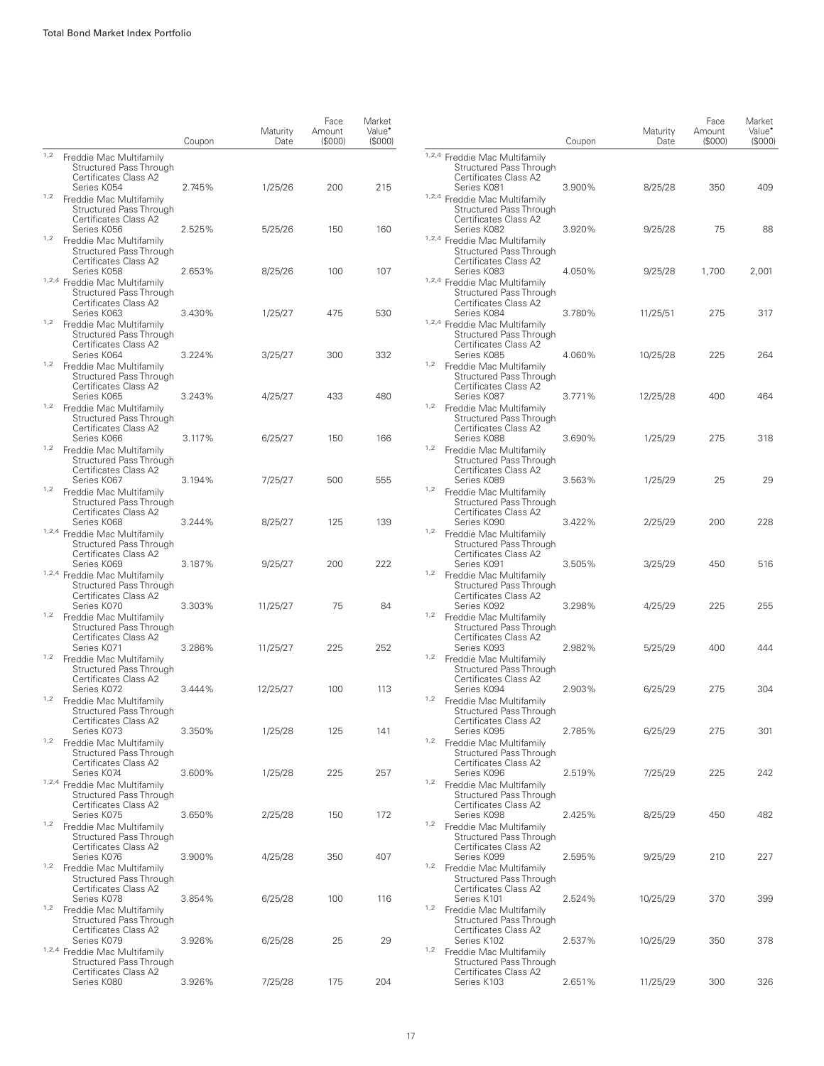| | Coupon | Maturity Date | Face Amount ($000) | Market Value• ($000) |
|---|---|---|---|---|
| [1,2] Freddie Mac Multifamily Structured Pass Through Certificates Class A2 Series K054 | 2.745% | 1/25/26 | 200 | 215 |
| [1,2] Freddie Mac Multifamily Structured Pass Through Certificates Class A2 Series K056 | 2.525% | 5/25/26 | 150 | 160 |
| [1,2] Freddie Mac Multifamily Structured Pass Through Certificates Class A2 Series K058 | 2.653% | 8/25/26 | 100 | 107 |
| [1,2,4] Freddie Mac Multifamily Structured Pass Through Certificates Class A2 Series K063 | 3.430% | 1/25/27 | 475 | 530 |
| [1,2] Freddie Mac Multifamily Structured Pass Through Certificates Class A2 Series K064 | 3.224% | 3/25/27 | 300 | 332 |
| [1,2] Freddie Mac Multifamily Structured Pass Through Certificates Class A2 Series K065 | 3.243% | 4/25/27 | 433 | 480 |
| [1,2] Freddie Mac Multifamily Structured Pass Through Certificates Class A2 Series K066 | 3.117% | 6/25/27 | 150 | 166 |
| [1,2] Freddie Mac Multifamily Structured Pass Through Certificates Class A2 Series K067 | 3.194% | 7/25/27 | 500 | 555 |
| [1,2] Freddie Mac Multifamily Structured Pass Through Certificates Class A2 Series K068 | 3.244% | 8/25/27 | 125 | 139 |
| [1,2,4] Freddie Mac Multifamily Structured Pass Through Certificates Class A2 Series K069 | 3.187% | 9/25/27 | 200 | 222 |
| [1,2,4] Freddie Mac Multifamily Structured Pass Through Certificates Class A2 Series K070 | 3.303% | 11/25/27 | 75 | 84 |
| [1,2] Freddie Mac Multifamily Structured Pass Through Certificates Class A2 Series K071 | 3.286% | 11/25/27 | 225 | 252 |
| [1,2] Freddie Mac Multifamily Structured Pass Through Certificates Class A2 Series K072 | 3.444% | 12/25/27 | 100 | 113 |
| [1,2] Freddie Mac Multifamily Structured Pass Through Certificates Class A2 Series K073 | 3.350% | 1/25/28 | 125 | 141 |
| [1,2] Freddie Mac Multifamily Structured Pass Through Certificates Class A2 Series K074 | 3.600% | 1/25/28 | 225 | 257 |
| [1,2,4] Freddie Mac Multifamily Structured Pass Through Certificates Class A2 Series K075 | 3.650% | 2/25/28 | 150 | 172 |
| [1,2] Freddie Mac Multifamily Structured Pass Through Certificates Class A2 Series K076 | 3.900% | 4/25/28 | 350 | 407 |
| [1,2] Freddie Mac Multifamily Structured Pass Through Certificates Class A2 Series K078 | 3.854% | 6/25/28 | 100 | 116 |
| [1,2] Freddie Mac Multifamily Structured Pass Through Certificates Class A2 Series K079 | 3.926% | 6/25/28 | 25 | 29 |
| [1,2,4] Freddie Mac Multifamily Structured Pass Through Certificates Class A2 Series K080 | 3.926% | 7/25/28 | 175 | 204 |
| [1,2,4] Freddie Mac Multifamily Structured Pass Through Certificates Class A2 Series K081 | 3.900% | 8/25/28 | 350 | 409 |
| [1,2,4] Freddie Mac Multifamily Structured Pass Through Certificates Class A2 Series K082 | 3.920% | 9/25/28 | 75 | 88 |
| [1,2,4] Freddie Mac Multifamily Structured Pass Through Certificates Class A2 Series K083 | 4.050% | 9/25/28 | 1,700 | 2,001 |
| [1,2,4] Freddie Mac Multifamily Structured Pass Through Certificates Class A2 Series K084 | 3.780% | 11/25/51 | 275 | 317 |
| [1,2,4] Freddie Mac Multifamily Structured Pass Through Certificates Class A2 Series K085 | 4.060% | 10/25/28 | 225 | 264 |
| [1,2] Freddie Mac Multifamily Structured Pass Through Certificates Class A2 Series K087 | 3.771% | 12/25/28 | 400 | 464 |
| [1,2] Freddie Mac Multifamily Structured Pass Through Certificates Class A2 Series K088 | 3.690% | 1/25/29 | 275 | 318 |
| [1,2] Freddie Mac Multifamily Structured Pass Through Certificates Class A2 Series K089 | 3.563% | 1/25/29 | 25 | 29 |
| [1,2] Freddie Mac Multifamily Structured Pass Through Certificates Class A2 Series K090 | 3.422% | 2/25/29 | 200 | 228 |
| [1,2] Freddie Mac Multifamily Structured Pass Through Certificates Class A2 Series K091 | 3.505% | 3/25/29 | 450 | 516 |
| [1,2] Freddie Mac Multifamily Structured Pass Through Certificates Class A2 Series K092 | 3.298% | 4/25/29 | 225 | 255 |
| [1,2] Freddie Mac Multifamily Structured Pass Through Certificates Class A2 Series K093 | 2.982% | 5/25/29 | 400 | 444 |
| [1,2] Freddie Mac Multifamily Structured Pass Through Certificates Class A2 Series K094 | 2.903% | 6/25/29 | 275 | 304 |
| [1,2] Freddie Mac Multifamily Structured Pass Through Certificates Class A2 Series K095 | 2.785% | 6/25/29 | 275 | 301 |
| [1,2] Freddie Mac Multifamily Structured Pass Through Certificates Class A2 Series K096 | 2.519% | 7/25/29 | 225 | 242 |
| [1,2] Freddie Mac Multifamily Structured Pass Through Certificates Class A2 Series K098 | 2.425% | 8/25/29 | 450 | 482 |
| [1,2] Freddie Mac Multifamily Structured Pass Through Certificates Class A2 Series K099 | 2.595% | 9/25/29 | 210 | 227 |
| [1,2] Freddie Mac Multifamily Structured Pass Through Certificates Class A2 Series K101 | 2.524% | 10/25/29 | 370 | 399 |
| [1,2] Freddie Mac Multifamily Structured Pass Through Certificates Class A2 Series K102 | 2.537% | 10/25/29 | 350 | 378 |
| [1,2] Freddie Mac Multifamily Structured Pass Through Certificates Class A2 Series K103 | 2.651% | 11/25/29 | 300 | 326 |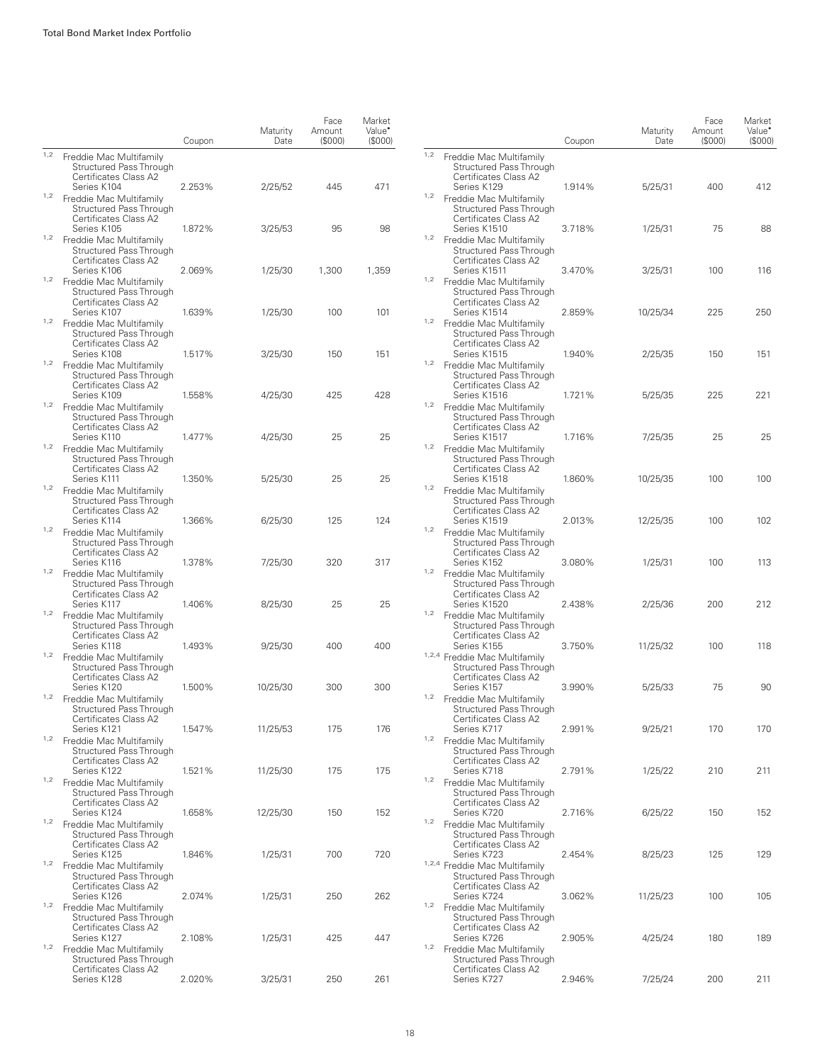| | Coupon | Maturity Date | Face Amount ($000) | Market Value• ($000) |
|---|---|---|---|---|
| [1,2] Freddie Mac Multifamily Structured Pass Through Certificates Class A2 Series K104 | 2.253% | 2/25/52 | 445 | 471 |
| [1,2] Freddie Mac Multifamily Structured Pass Through Certificates Class A2 Series K105 | 1.872% | 3/25/53 | 95 | 98 |
| [1,2] Freddie Mac Multifamily Structured Pass Through Certificates Class A2 Series K106 | 2.069% | 1/25/30 | 1,300 | 1,359 |
| [1,2] Freddie Mac Multifamily Structured Pass Through Certificates Class A2 Series K107 | 1.639% | 1/25/30 | 100 | 101 |
| [1,2] Freddie Mac Multifamily Structured Pass Through Certificates Class A2 Series K108 | 1.517% | 3/25/30 | 150 | 151 |
| [1,2] Freddie Mac Multifamily Structured Pass Through Certificates Class A2 Series K109 | 1.558% | 4/25/30 | 425 | 428 |
| [1,2] Freddie Mac Multifamily Structured Pass Through Certificates Class A2 Series K110 | 1.477% | 4/25/30 | 25 | 25 |
| [1,2] Freddie Mac Multifamily Structured Pass Through Certificates Class A2 Series K111 | 1.350% | 5/25/30 | 25 | 25 |
| [1,2] Freddie Mac Multifamily Structured Pass Through Certificates Class A2 Series K114 | 1.366% | 6/25/30 | 125 | 124 |
| [1,2] Freddie Mac Multifamily Structured Pass Through Certificates Class A2 Series K116 | 1.378% | 7/25/30 | 320 | 317 |
| [1,2] Freddie Mac Multifamily Structured Pass Through Certificates Class A2 Series K117 | 1.406% | 8/25/30 | 25 | 25 |
| [1,2] Freddie Mac Multifamily Structured Pass Through Certificates Class A2 Series K118 | 1.493% | 9/25/30 | 400 | 400 |
| [1,2] Freddie Mac Multifamily Structured Pass Through Certificates Class A2 Series K120 | 1.500% | 10/25/30 | 300 | 300 |
| [1,2] Freddie Mac Multifamily Structured Pass Through Certificates Class A2 Series K121 | 1.547% | 11/25/53 | 175 | 176 |
| [1,2] Freddie Mac Multifamily Structured Pass Through Certificates Class A2 Series K122 | 1.521% | 11/25/30 | 175 | 175 |
| [1,2] Freddie Mac Multifamily Structured Pass Through Certificates Class A2 Series K124 | 1.658% | 12/25/30 | 150 | 152 |
| [1,2] Freddie Mac Multifamily Structured Pass Through Certificates Class A2 Series K125 | 1.846% | 1/25/31 | 700 | 720 |
| [1,2] Freddie Mac Multifamily Structured Pass Through Certificates Class A2 Series K126 | 2.074% | 1/25/31 | 250 | 262 |
| [1,2] Freddie Mac Multifamily Structured Pass Through Certificates Class A2 Series K127 | 2.108% | 1/25/31 | 425 | 447 |
| [1,2] Freddie Mac Multifamily Structured Pass Through Certificates Class A2 Series K128 | 2.020% | 3/25/31 | 250 | 261 |
| [1,2] Freddie Mac Multifamily Structured Pass Through Certificates Class A2 Series K129 | 1.914% | 5/25/31 | 400 | 412 |
| [1,2] Freddie Mac Multifamily Structured Pass Through Certificates Class A2 Series K1510 | 3.718% | 1/25/31 | 75 | 88 |
| [1,2] Freddie Mac Multifamily Structured Pass Through Certificates Class A2 Series K1511 | 3.470% | 3/25/31 | 100 | 116 |
| [1,2] Freddie Mac Multifamily Structured Pass Through Certificates Class A2 Series K1514 | 2.859% | 10/25/34 | 225 | 250 |
| [1,2] Freddie Mac Multifamily Structured Pass Through Certificates Class A2 Series K1515 | 1.940% | 2/25/35 | 150 | 151 |
| [1,2] Freddie Mac Multifamily Structured Pass Through Certificates Class A2 Series K1516 | 1.721% | 5/25/35 | 225 | 221 |
| [1,2] Freddie Mac Multifamily Structured Pass Through Certificates Class A2 Series K1517 | 1.716% | 7/25/35 | 25 | 25 |
| [1,2] Freddie Mac Multifamily Structured Pass Through Certificates Class A2 Series K1518 | 1.860% | 10/25/35 | 100 | 100 |
| [1,2] Freddie Mac Multifamily Structured Pass Through Certificates Class A2 Series K1519 | 2.013% | 12/25/35 | 100 | 102 |
| [1,2] Freddie Mac Multifamily Structured Pass Through Certificates Class A2 Series K152 | 3.080% | 1/25/31 | 100 | 113 |
| [1,2] Freddie Mac Multifamily Structured Pass Through Certificates Class A2 Series K1520 | 2.438% | 2/25/36 | 200 | 212 |
| [1,2] Freddie Mac Multifamily Structured Pass Through Certificates Class A2 Series K155 | 3.750% | 11/25/32 | 100 | 118 |
| [1,2,4] Freddie Mac Multifamily Structured Pass Through Certificates Class A2 Series K157 | 3.990% | 5/25/33 | 75 | 90 |
| [1,2] Freddie Mac Multifamily Structured Pass Through Certificates Class A2 Series K717 | 2.991% | 9/25/21 | 170 | 170 |
| [1,2] Freddie Mac Multifamily Structured Pass Through Certificates Class A2 Series K718 | 2.791% | 1/25/22 | 210 | 211 |
| [1,2] Freddie Mac Multifamily Structured Pass Through Certificates Class A2 Series K720 | 2.716% | 6/25/22 | 150 | 152 |
| [1,2] Freddie Mac Multifamily Structured Pass Through Certificates Class A2 Series K723 | 2.454% | 8/25/23 | 125 | 129 |
| [1,2,4] Freddie Mac Multifamily Structured Pass Through Certificates Class A2 Series K724 | 3.062% | 11/25/23 | 100 | 105 |
| [1,2] Freddie Mac Multifamily Structured Pass Through Certificates Class A2 Series K726 | 2.905% | 4/25/24 | 180 | 189 |
| [1,2] Freddie Mac Multifamily Structured Pass Through Certificates Class A2 Series K727 | 2.946% | 7/25/24 | 200 | 211 |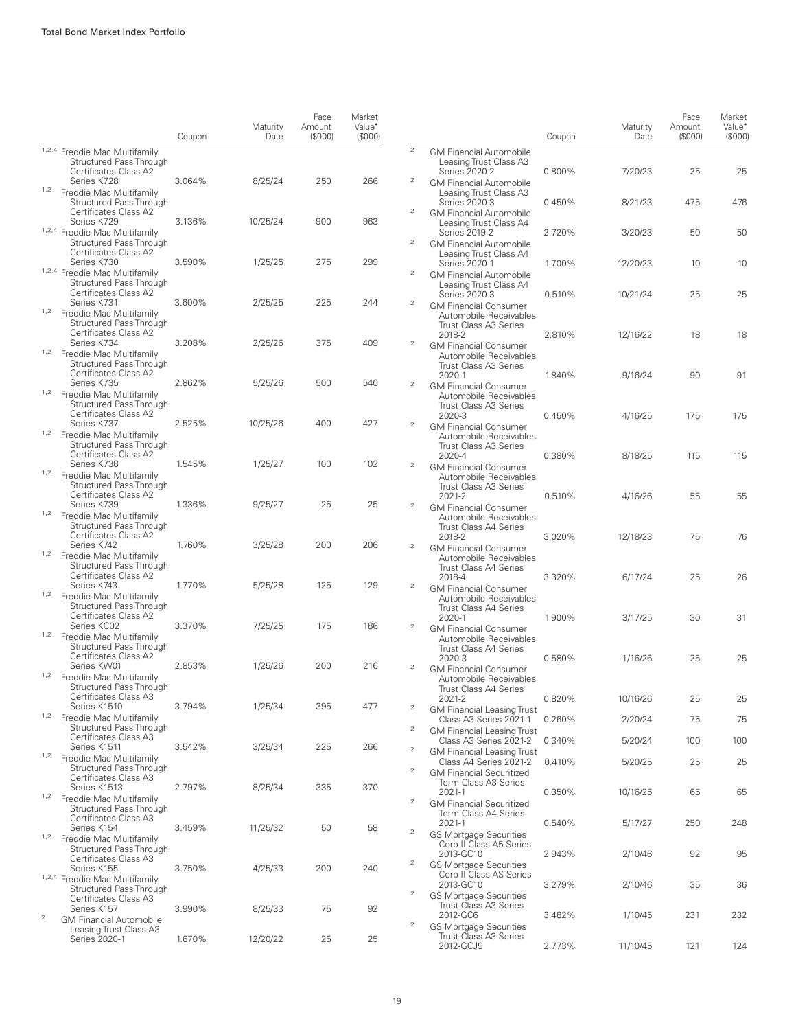| | | Coupon | Maturity Date | Face Amount ($000) | Market Value• ($000) |
|---|---|---|---|---|---|
| 1,2,4 | Freddie Mac Multifamily Structured Pass Through Certificates Class A2 Series K728 | 3.064% | 8/25/24 | 250 | 266 |
| 1,2 | Freddie Mac Multifamily Structured Pass Through Certificates Class A2 Series K729 | 3.136% | 10/25/24 | 900 | 963 |
| 1,2,4 | Freddie Mac Multifamily Structured Pass Through Certificates Class A2 Series K730 | 3.590% | 1/25/25 | 275 | 299 |
| 1,2,4 | Freddie Mac Multifamily Structured Pass Through Certificates Class A2 Series K731 | 3.600% | 2/25/25 | 225 | 244 |
| 1,2 | Freddie Mac Multifamily Structured Pass Through Certificates Class A2 Series K734 | 3.208% | 2/25/26 | 375 | 409 |
| 1,2 | Freddie Mac Multifamily Structured Pass Through Certificates Class A2 Series K735 | 2.862% | 5/25/26 | 500 | 540 |
| 1,2 | Freddie Mac Multifamily Structured Pass Through Certificates Class A2 Series K737 | 2.525% | 10/25/26 | 400 | 427 |
| 1,2 | Freddie Mac Multifamily Structured Pass Through Certificates Class A2 Series K738 | 1.545% | 1/25/27 | 100 | 102 |
| 1,2 | Freddie Mac Multifamily Structured Pass Through Certificates Class A2 Series K739 | 1.336% | 9/25/27 | 25 | 25 |
| 1,2 | Freddie Mac Multifamily Structured Pass Through Certificates Class A2 Series K742 | 1.760% | 3/25/28 | 200 | 206 |
| 1,2 | Freddie Mac Multifamily Structured Pass Through Certificates Class A2 Series K743 | 1.770% | 5/25/28 | 125 | 129 |
| 1,2 | Freddie Mac Multifamily Structured Pass Through Certificates Class A2 Series KC02 | 3.370% | 7/25/25 | 175 | 186 |
| 1,2 | Freddie Mac Multifamily Structured Pass Through Certificates Class A2 Series KW01 | 2.853% | 1/25/26 | 200 | 216 |
| 1,2 | Freddie Mac Multifamily Structured Pass Through Certificates Class A3 Series K1510 | 3.794% | 1/25/34 | 395 | 477 |
| 1,2 | Freddie Mac Multifamily Structured Pass Through Certificates Class A3 Series K1511 | 3.542% | 3/25/34 | 225 | 266 |
| 1,2 | Freddie Mac Multifamily Structured Pass Through Certificates Class A3 Series K1513 | 2.797% | 8/25/34 | 335 | 370 |
| 1,2 | Freddie Mac Multifamily Structured Pass Through Certificates Class A3 Series K154 | 3.459% | 11/25/32 | 50 | 58 |
| 1,2 | Freddie Mac Multifamily Structured Pass Through Certificates Class A3 Series K155 | 3.750% | 4/25/33 | 200 | 240 |
| 1,2,4 | Freddie Mac Multifamily Structured Pass Through Certificates Class A3 Series K157 | 3.990% | 8/25/33 | 75 | 92 |
| 2 | GM Financial Automobile Leasing Trust Class A3 Series 2020-1 | 1.670% | 12/20/22 | 25 | 25 |
| 2 | GM Financial Automobile Leasing Trust Class A3 Series 2020-2 | 0.800% | 7/20/23 | 25 | 25 |
| 2 | GM Financial Automobile Leasing Trust Class A3 Series 2020-3 | 0.450% | 8/21/23 | 475 | 476 |
| 2 | GM Financial Automobile Leasing Trust Class A4 Series 2019-2 | 2.720% | 3/20/23 | 50 | 50 |
| 2 | GM Financial Automobile Leasing Trust Class A4 Series 2020-1 | 1.700% | 12/20/23 | 10 | 10 |
| 2 | GM Financial Automobile Leasing Trust Class A4 Series 2020-3 | 0.510% | 10/21/24 | 25 | 25 |
| 2 | GM Financial Consumer Automobile Receivables Trust Class A3 Series 2018-2 | 2.810% | 12/16/22 | 18 | 18 |
| 2 | GM Financial Consumer Automobile Receivables Trust Class A3 Series 2020-1 | 1.840% | 9/16/24 | 90 | 91 |
| 2 | GM Financial Consumer Automobile Receivables Trust Class A3 Series 2020-3 | 0.450% | 4/16/25 | 175 | 175 |
| 2 | GM Financial Consumer Automobile Receivables Trust Class A3 Series 2020-4 | 0.380% | 8/18/25 | 115 | 115 |
| 2 | GM Financial Consumer Automobile Receivables Trust Class A3 Series 2021-2 | 0.510% | 4/16/26 | 55 | 55 |
| 2 | GM Financial Consumer Automobile Receivables Trust Class A4 Series 2018-2 | 3.020% | 12/18/23 | 75 | 76 |
| 2 | GM Financial Consumer Automobile Receivables Trust Class A4 Series 2018-4 | 3.320% | 6/17/24 | 25 | 26 |
| 2 | GM Financial Consumer Automobile Receivables Trust Class A4 Series 2020-1 | 1.900% | 3/17/25 | 30 | 31 |
| 2 | GM Financial Consumer Automobile Receivables Trust Class A4 Series 2020-3 | 0.580% | 1/16/26 | 25 | 25 |
| 2 | GM Financial Consumer Automobile Receivables Trust Class A4 Series 2021-2 | 0.820% | 10/16/26 | 25 | 25 |
| 2 | GM Financial Leasing Trust Class A3 Series 2021-1 | 0.260% | 2/20/24 | 75 | 75 |
| 2 | GM Financial Leasing Trust Class A3 Series 2021-2 | 0.340% | 5/20/24 | 100 | 100 |
| 2 | GM Financial Leasing Trust Class A4 Series 2021-2 | 0.410% | 5/20/25 | 25 | 25 |
| 2 | GM Financial Securitized Term Class A3 Series 2021-1 | 0.350% | 10/16/25 | 65 | 65 |
| 2 | GM Financial Securitized Term Class A4 Series 2021-1 | 0.540% | 5/17/27 | 250 | 248 |
| 2 | GS Mortgage Securities Corp II Class A5 Series 2013-GC10 | 2.943% | 2/10/46 | 92 | 95 |
| 2 | GS Mortgage Securities Corp II Class AS Series 2013-GC10 | 3.279% | 2/10/46 | 35 | 36 |
| 2 | GS Mortgage Securities Trust Class A3 Series 2012-GC6 | 3.482% | 1/10/45 | 231 | 232 |
| 2 | GS Mortgage Securities Trust Class A3 Series 2012-GCJ9 | 2.773% | 11/10/45 | 121 | 124 |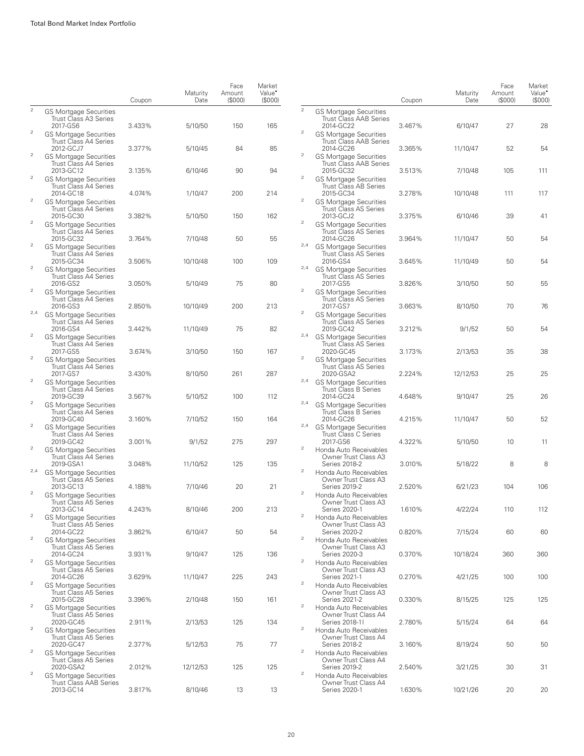| | | Coupon | Maturity Date | Face Amount ($000) | Market Value• ($000) |
|---|---|---|---|---|---|
| 2 | GS Mortgage Securities Trust Class A3 Series 2017-GS6 | 3.433% | 5/10/50 | 150 | 165 |
| 2 | GS Mortgage Securities Trust Class A4 Series 2012-GCJ7 | 3.377% | 5/10/45 | 84 | 85 |
| 2 | GS Mortgage Securities Trust Class A4 Series 2013-GC12 | 3.135% | 6/10/46 | 90 | 94 |
| 2 | GS Mortgage Securities Trust Class A4 Series 2014-GC18 | 4.074% | 1/10/47 | 200 | 214 |
| 2 | GS Mortgage Securities Trust Class A4 Series 2015-GC30 | 3.382% | 5/10/50 | 150 | 162 |
| 2 | GS Mortgage Securities Trust Class A4 Series 2015-GC32 | 3.764% | 7/10/48 | 50 | 55 |
| 2 | GS Mortgage Securities Trust Class A4 Series 2015-GC34 | 3.506% | 10/10/48 | 100 | 109 |
| 2 | GS Mortgage Securities Trust Class A4 Series 2016-GS2 | 3.050% | 5/10/49 | 75 | 80 |
| 2 | GS Mortgage Securities Trust Class A4 Series 2016-GS3 | 2.850% | 10/10/49 | 200 | 213 |
| 2,4 | GS Mortgage Securities Trust Class A4 Series 2016-GS4 | 3.442% | 11/10/49 | 75 | 82 |
| 2 | GS Mortgage Securities Trust Class A4 Series 2017-GS5 | 3.674% | 3/10/50 | 150 | 167 |
| 2 | GS Mortgage Securities Trust Class A4 Series 2017-GS7 | 3.430% | 8/10/50 | 261 | 287 |
| 2 | GS Mortgage Securities Trust Class A4 Series 2019-GC39 | 3.567% | 5/10/52 | 100 | 112 |
| 2 | GS Mortgage Securities Trust Class A4 Series 2019-GC40 | 3.160% | 7/10/52 | 150 | 164 |
| 2 | GS Mortgage Securities Trust Class A4 Series 2019-GC42 | 3.001% | 9/1/52 | 275 | 297 |
| 2 | GS Mortgage Securities Trust Class A4 Series 2019-GSA1 | 3.048% | 11/10/52 | 125 | 135 |
| 2,4 | GS Mortgage Securities Trust Class A5 Series 2013-GC13 | 4.188% | 7/10/46 | 20 | 21 |
| 2 | GS Mortgage Securities Trust Class A5 Series 2013-GC14 | 4.243% | 8/10/46 | 200 | 213 |
| 2 | GS Mortgage Securities Trust Class A5 Series 2014-GC22 | 3.862% | 6/10/47 | 50 | 54 |
| 2 | GS Mortgage Securities Trust Class A5 Series 2014-GC24 | 3.931% | 9/10/47 | 125 | 136 |
| 2 | GS Mortgage Securities Trust Class A5 Series 2014-GC26 | 3.629% | 11/10/47 | 225 | 243 |
| 2 | GS Mortgage Securities Trust Class A5 Series 2015-GC28 | 3.396% | 2/10/48 | 150 | 161 |
| 2 | GS Mortgage Securities Trust Class A5 Series 2020-GC45 | 2.911% | 2/13/53 | 125 | 134 |
| 2 | GS Mortgage Securities Trust Class A5 Series 2020-GC47 | 2.377% | 5/12/53 | 75 | 77 |
| 2 | GS Mortgage Securities Trust Class A5 Series 2020-GSA2 | 2.012% | 12/12/53 | 125 | 125 |
| 2 | GS Mortgage Securities Trust Class AAB Series 2013-GC14 | 3.817% | 8/10/46 | 13 | 13 |
| 2 | GS Mortgage Securities Trust Class AAB Series 2014-GC22 | 3.467% | 6/10/47 | 27 | 28 |
| 2 | GS Mortgage Securities Trust Class AAB Series 2014-GC26 | 3.365% | 11/10/47 | 52 | 54 |
| 2 | GS Mortgage Securities Trust Class AAB Series 2015-GC32 | 3.513% | 7/10/48 | 105 | 111 |
| 2 | GS Mortgage Securities Trust Class AB Series 2015-GC34 | 3.278% | 10/10/48 | 111 | 117 |
| 2 | GS Mortgage Securities Trust Class AS Series 2013-GCJ2 | 3.375% | 6/10/46 | 39 | 41 |
| 2 | GS Mortgage Securities Trust Class AS Series 2014-GC26 | 3.964% | 11/10/47 | 50 | 54 |
| 2,4 | GS Mortgage Securities Trust Class AS Series 2016-GS4 | 3.645% | 11/10/49 | 50 | 54 |
| 2,4 | GS Mortgage Securities Trust Class AS Series 2017-GS5 | 3.826% | 3/10/50 | 50 | 55 |
| 2 | GS Mortgage Securities Trust Class AS Series 2017-GS7 | 3.663% | 8/10/50 | 70 | 76 |
| 2 | GS Mortgage Securities Trust Class AS Series 2019-GC42 | 3.212% | 9/1/52 | 50 | 54 |
| 2,4 | GS Mortgage Securities Trust Class AS Series 2020-GC45 | 3.173% | 2/13/53 | 35 | 38 |
| 2 | GS Mortgage Securities Trust Class AS Series 2020-GSA2 | 2.224% | 12/12/53 | 25 | 25 |
| 2,4 | GS Mortgage Securities Trust Class B Series 2014-GC24 | 4.648% | 9/10/47 | 25 | 26 |
| 2,4 | GS Mortgage Securities Trust Class B Series 2014-GC26 | 4.215% | 11/10/47 | 50 | 52 |
| 2,4 | GS Mortgage Securities Trust Class C Series 2017-GS6 | 4.322% | 5/10/50 | 10 | 11 |
| 2 | Honda Auto Receivables Owner Trust Class A3 Series 2018-2 | 3.010% | 5/18/22 | 8 | 8 |
| 2 | Honda Auto Receivables Owner Trust Class A3 Series 2019-2 | 2.520% | 6/21/23 | 104 | 106 |
| 2 | Honda Auto Receivables Owner Trust Class A3 Series 2020-1 | 1.610% | 4/22/24 | 110 | 112 |
| 2 | Honda Auto Receivables Owner Trust Class A3 Series 2020-2 | 0.820% | 7/15/24 | 60 | 60 |
| 2 | Honda Auto Receivables Owner Trust Class A3 Series 2020-3 | 0.370% | 10/18/24 | 360 | 360 |
| 2 | Honda Auto Receivables Owner Trust Class A3 Series 2021-1 | 0.270% | 4/21/25 | 100 | 100 |
| 2 | Honda Auto Receivables Owner Trust Class A3 Series 2021-2 | 0.330% | 8/15/25 | 125 | 125 |
| 2 | Honda Auto Receivables Owner Trust Class A4 Series 2018-1I | 2.780% | 5/15/24 | 64 | 64 |
| 2 | Honda Auto Receivables Owner Trust Class A4 Series 2018-2 | 3.160% | 8/19/24 | 50 | 50 |
| 2 | Honda Auto Receivables Owner Trust Class A4 Series 2019-2 | 2.540% | 3/21/25 | 30 | 31 |
| 2 | Honda Auto Receivables Owner Trust Class A4 Series 2020-1 | 1.630% | 10/21/26 | 20 | 20 |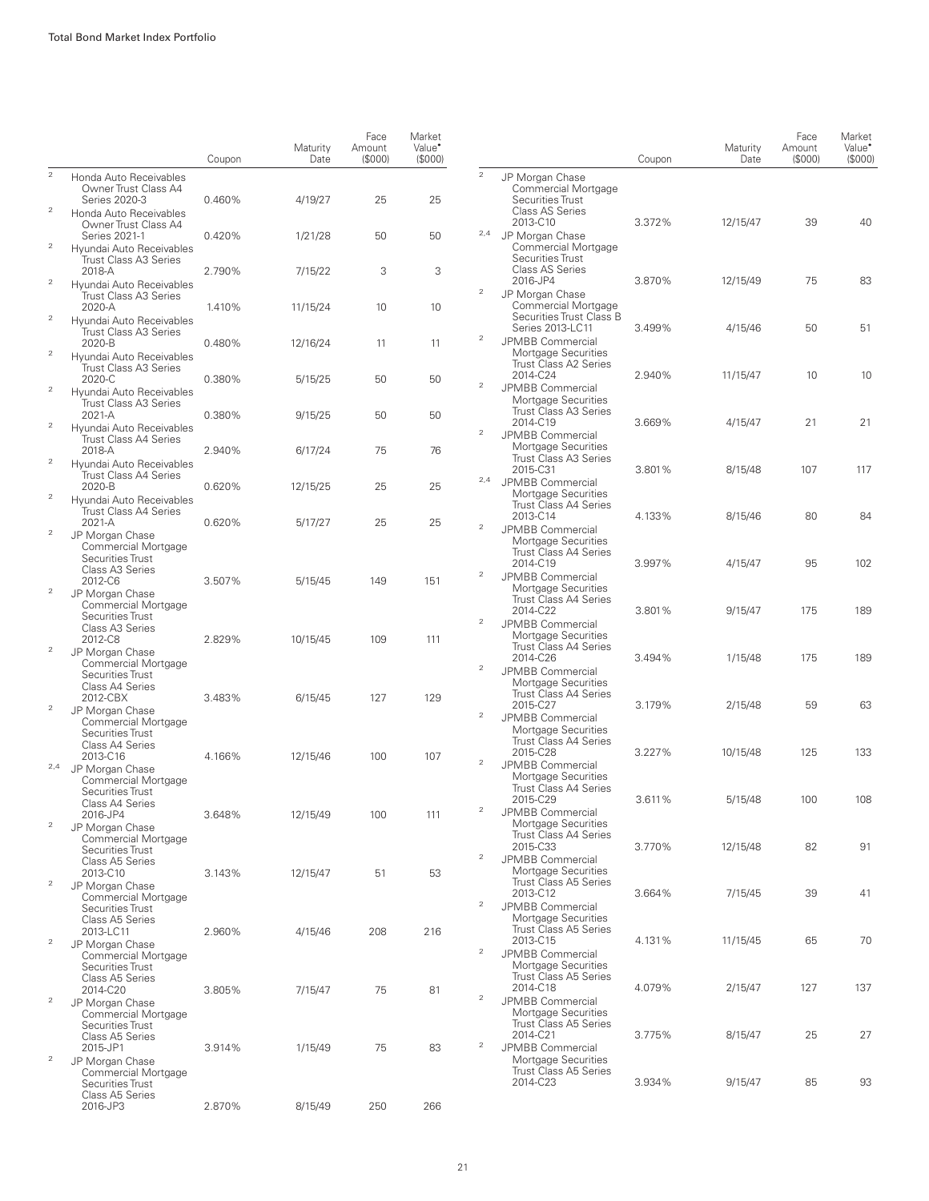Total Bond Market Index Portfolio

| | | Coupon | Maturity Date | Face Amount ($000) | Market Value• ($000) |
|---|---|---|---|---|---|
| 2 | Honda Auto Receivables Owner Trust Class A4 Series 2020-3 | 0.460% | 4/19/27 | 25 | 25 |
| 2 | Honda Auto Receivables Owner Trust Class A4 Series 2021-1 | 0.420% | 1/21/28 | 50 | 50 |
| 2 | Hyundai Auto Receivables Trust Class A3 Series 2018-A | 2.790% | 7/15/22 | 3 | 3 |
| 2 | Hyundai Auto Receivables Trust Class A3 Series 2020-A | 1.410% | 11/15/24 | 10 | 10 |
| 2 | Hyundai Auto Receivables Trust Class A3 Series 2020-B | 0.480% | 12/16/24 | 11 | 11 |
| 2 | Hyundai Auto Receivables Trust Class A3 Series 2020-C | 0.380% | 5/15/25 | 50 | 50 |
| 2 | Hyundai Auto Receivables Trust Class A3 Series 2021-A | 0.380% | 9/15/25 | 50 | 50 |
| 2 | Hyundai Auto Receivables Trust Class A4 Series 2018-A | 2.940% | 6/17/24 | 75 | 76 |
| 2 | Hyundai Auto Receivables Trust Class A4 Series 2020-B | 0.620% | 12/15/25 | 25 | 25 |
| 2 | Hyundai Auto Receivables Trust Class A4 Series 2021-A | 0.620% | 5/17/27 | 25 | 25 |
| 2 | JP Morgan Chase Commercial Mortgage Securities Trust Class A3 Series 2012-C6 | 3.507% | 5/15/45 | 149 | 151 |
| 2 | JP Morgan Chase Commercial Mortgage Securities Trust Class A3 Series 2012-C8 | 2.829% | 10/15/45 | 109 | 111 |
| 2 | JP Morgan Chase Commercial Mortgage Securities Trust Class A4 Series 2012-CBX | 3.483% | 6/15/45 | 127 | 129 |
| 2 | JP Morgan Chase Commercial Mortgage Securities Trust Class A4 Series 2013-C16 | 4.166% | 12/15/46 | 100 | 107 |
| 2,4 | JP Morgan Chase Commercial Mortgage Securities Trust Class A4 Series 2016-JP4 | 3.648% | 12/15/49 | 100 | 111 |
| 2 | JP Morgan Chase Commercial Mortgage Securities Trust Class A5 Series 2013-C10 | 3.143% | 12/15/47 | 51 | 53 |
| 2 | JP Morgan Chase Commercial Mortgage Securities Trust Class A5 Series 2013-LC11 | 2.960% | 4/15/46 | 208 | 216 |
| 2 | JP Morgan Chase Commercial Mortgage Securities Trust Class A5 Series 2014-C20 | 3.805% | 7/15/47 | 75 | 81 |
| 2 | JP Morgan Chase Commercial Mortgage Securities Trust Class A5 Series 2015-JP1 | 3.914% | 1/15/49 | 75 | 83 |
| 2 | JP Morgan Chase Commercial Mortgage Securities Trust Class A5 Series 2016-JP3 | 2.870% | 8/15/49 | 250 | 266 |
| 2 | JP Morgan Chase Commercial Mortgage Securities Trust Class AS Series 2013-C10 | 3.372% | 12/15/47 | 39 | 40 |
| 2,4 | JP Morgan Chase Commercial Mortgage Securities Trust Class AS Series 2016-JP4 | 3.870% | 12/15/49 | 75 | 83 |
| 2 | JP Morgan Chase Commercial Mortgage Securities Trust Class B Series 2013-LC11 | 3.499% | 4/15/46 | 50 | 51 |
| 2 | JPMBB Commercial Mortgage Securities Trust Class A2 Series 2014-C24 | 2.940% | 11/15/47 | 10 | 10 |
| 2 | JPMBB Commercial Mortgage Securities Trust Class A3 Series 2014-C19 | 3.669% | 4/15/47 | 21 | 21 |
| 2 | JPMBB Commercial Mortgage Securities Trust Class A3 Series 2015-C31 | 3.801% | 8/15/48 | 107 | 117 |
| 2,4 | JPMBB Commercial Mortgage Securities Trust Class A4 Series 2013-C14 | 4.133% | 8/15/46 | 80 | 84 |
| 2 | JPMBB Commercial Mortgage Securities Trust Class A4 Series 2014-C19 | 3.997% | 4/15/47 | 95 | 102 |
| 2 | JPMBB Commercial Mortgage Securities Trust Class A4 Series 2014-C22 | 3.801% | 9/15/47 | 175 | 189 |
| 2 | JPMBB Commercial Mortgage Securities Trust Class A4 Series 2014-C26 | 3.494% | 1/15/48 | 175 | 189 |
| 2 | JPMBB Commercial Mortgage Securities Trust Class A4 Series 2015-C27 | 3.179% | 2/15/48 | 59 | 63 |
| 2 | JPMBB Commercial Mortgage Securities Trust Class A4 Series 2015-C28 | 3.227% | 10/15/48 | 125 | 133 |
| 2 | JPMBB Commercial Mortgage Securities Trust Class A4 Series 2015-C29 | 3.611% | 5/15/48 | 100 | 108 |
| 2 | JPMBB Commercial Mortgage Securities Trust Class A4 Series 2015-C33 | 3.770% | 12/15/48 | 82 | 91 |
| 2 | JPMBB Commercial Mortgage Securities Trust Class A5 Series 2013-C12 | 3.664% | 7/15/45 | 39 | 41 |
| 2 | JPMBB Commercial Mortgage Securities Trust Class A5 Series 2013-C15 | 4.131% | 11/15/45 | 65 | 70 |
| 2 | JPMBB Commercial Mortgage Securities Trust Class A5 Series 2014-C18 | 4.079% | 2/15/47 | 127 | 137 |
| 2 | JPMBB Commercial Mortgage Securities Trust Class A5 Series 2014-C21 | 3.775% | 8/15/47 | 25 | 27 |
| 2 | JPMBB Commercial Mortgage Securities Trust Class A5 Series 2014-C23 | 3.934% | 9/15/47 | 85 | 93 |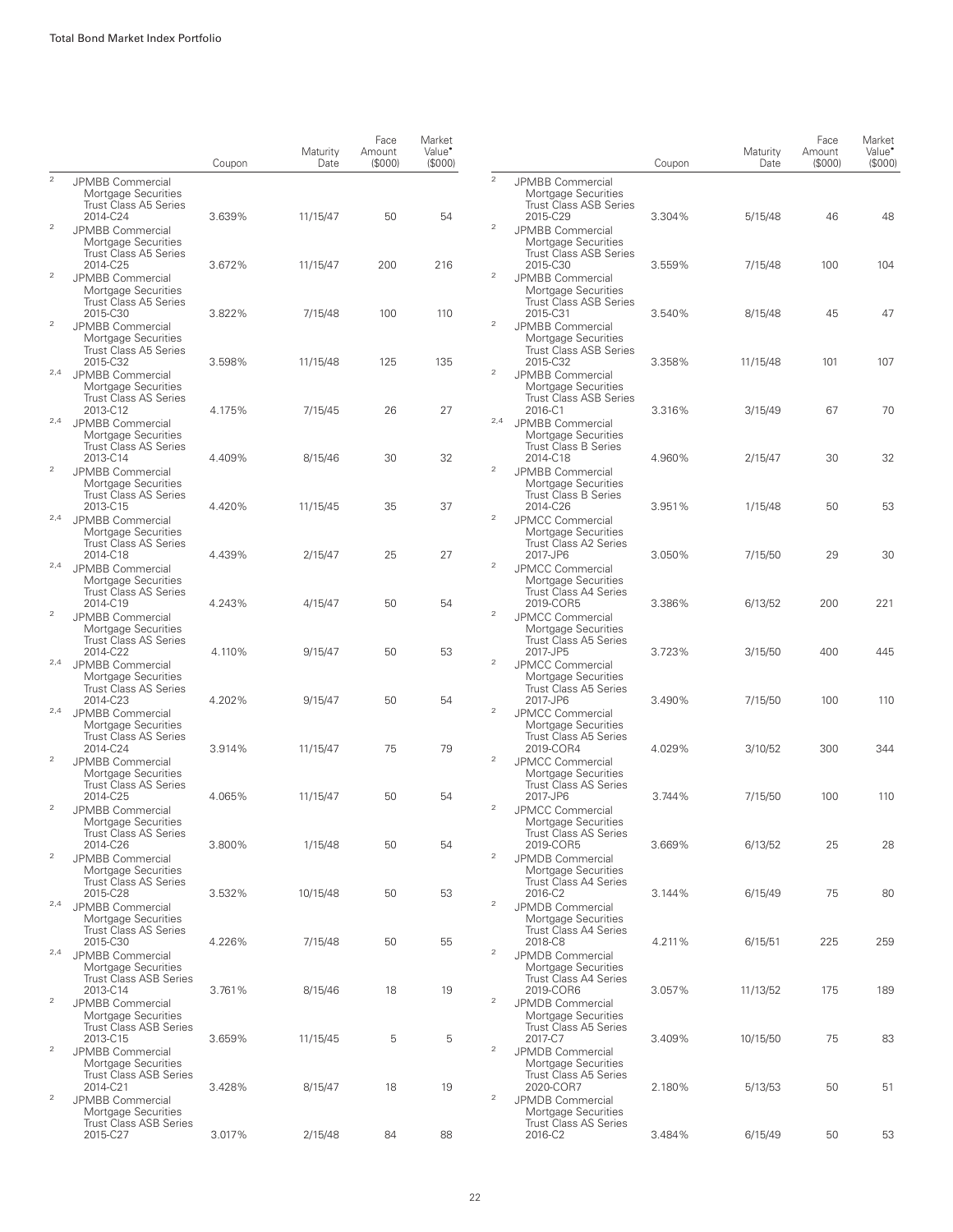| | | Coupon | Maturity Date | Face Amount ($000) | Market Value• ($000) |
|---|---|---|---|---|---|
| 2 | JPMBB Commercial Mortgage Securities Trust Class A5 Series 2014-C24 | 3.639% | 11/15/47 | 50 | 54 |
| 2 | JPMBB Commercial Mortgage Securities Trust Class A5 Series 2014-C25 | 3.672% | 11/15/47 | 200 | 216 |
| 2 | JPMBB Commercial Mortgage Securities Trust Class A5 Series 2015-C30 | 3.822% | 7/15/48 | 100 | 110 |
| 2 | JPMBB Commercial Mortgage Securities Trust Class A5 Series 2015-C32 | 3.598% | 11/15/48 | 125 | 135 |
| 2,4 | JPMBB Commercial Mortgage Securities Trust Class AS Series 2013-C12 | 4.175% | 7/15/45 | 26 | 27 |
| 2,4 | JPMBB Commercial Mortgage Securities Trust Class AS Series 2013-C14 | 4.409% | 8/15/46 | 30 | 32 |
| 2 | JPMBB Commercial Mortgage Securities Trust Class AS Series 2013-C15 | 4.420% | 11/15/45 | 35 | 37 |
| 2,4 | JPMBB Commercial Mortgage Securities Trust Class AS Series 2014-C18 | 4.439% | 2/15/47 | 25 | 27 |
| 2,4 | JPMBB Commercial Mortgage Securities Trust Class AS Series 2014-C19 | 4.243% | 4/15/47 | 50 | 54 |
| 2 | JPMBB Commercial Mortgage Securities Trust Class AS Series 2014-C22 | 4.110% | 9/15/47 | 50 | 53 |
| 2,4 | JPMBB Commercial Mortgage Securities Trust Class AS Series 2014-C23 | 4.202% | 9/15/47 | 50 | 54 |
| 2,4 | JPMBB Commercial Mortgage Securities Trust Class AS Series 2014-C24 | 3.914% | 11/15/47 | 75 | 79 |
| 2 | JPMBB Commercial Mortgage Securities Trust Class AS Series 2014-C25 | 4.065% | 11/15/47 | 50 | 54 |
| 2 | JPMBB Commercial Mortgage Securities Trust Class AS Series 2014-C26 | 3.800% | 1/15/48 | 50 | 54 |
| 2 | JPMBB Commercial Mortgage Securities Trust Class AS Series 2015-C28 | 3.532% | 10/15/48 | 50 | 53 |
| 2,4 | JPMBB Commercial Mortgage Securities Trust Class AS Series 2015-C30 | 4.226% | 7/15/48 | 50 | 55 |
| 2,4 | JPMBB Commercial Mortgage Securities Trust Class ASB Series 2013-C14 | 3.761% | 8/15/46 | 18 | 19 |
| 2 | JPMBB Commercial Mortgage Securities Trust Class ASB Series 2013-C15 | 3.659% | 11/15/45 | 5 | 5 |
| 2 | JPMBB Commercial Mortgage Securities Trust Class ASB Series 2014-C21 | 3.428% | 8/15/47 | 18 | 19 |
| 2 | JPMBB Commercial Mortgage Securities Trust Class ASB Series 2015-C27 | 3.017% | 2/15/48 | 84 | 88 |
| 2 | JPMBB Commercial Mortgage Securities Trust Class ASB Series 2015-C29 | 3.304% | 5/15/48 | 46 | 48 |
| 2 | JPMBB Commercial Mortgage Securities Trust Class ASB Series 2015-C30 | 3.559% | 7/15/48 | 100 | 104 |
| 2 | JPMBB Commercial Mortgage Securities Trust Class ASB Series 2015-C31 | 3.540% | 8/15/48 | 45 | 47 |
| 2 | JPMBB Commercial Mortgage Securities Trust Class ASB Series 2015-C32 | 3.358% | 11/15/48 | 101 | 107 |
| 2 | JPMBB Commercial Mortgage Securities Trust Class ASB Series 2016-C1 | 3.316% | 3/15/49 | 67 | 70 |
| 2,4 | JPMBB Commercial Mortgage Securities Trust Class B Series 2014-C18 | 4.960% | 2/15/47 | 30 | 32 |
| 2 | JPMBB Commercial Mortgage Securities Trust Class B Series 2014-C26 | 3.951% | 1/15/48 | 50 | 53 |
| 2 | JPMCC Commercial Mortgage Securities Trust Class A2 Series 2017-JP6 | 3.050% | 7/15/50 | 29 | 30 |
| 2 | JPMCC Commercial Mortgage Securities Trust Class A4 Series 2019-COR5 | 3.386% | 6/13/52 | 200 | 221 |
| 2 | JPMCC Commercial Mortgage Securities Trust Class A5 Series 2017-JP5 | 3.723% | 3/15/50 | 400 | 445 |
| 2 | JPMCC Commercial Mortgage Securities Trust Class A5 Series 2017-JP6 | 3.490% | 7/15/50 | 100 | 110 |
| 2 | JPMCC Commercial Mortgage Securities Trust Class A5 Series 2019-COR4 | 4.029% | 3/10/52 | 300 | 344 |
| 2 | JPMCC Commercial Mortgage Securities Trust Class AS Series 2017-JP6 | 3.744% | 7/15/50 | 100 | 110 |
| 2 | JPMCC Commercial Mortgage Securities Trust Class AS Series 2019-COR5 | 3.669% | 6/13/52 | 25 | 28 |
| 2 | JPMDB Commercial Mortgage Securities Trust Class A4 Series 2016-C2 | 3.144% | 6/15/49 | 75 | 80 |
| 2 | JPMDB Commercial Mortgage Securities Trust Class A4 Series 2018-C8 | 4.211% | 6/15/51 | 225 | 259 |
| 2 | JPMDB Commercial Mortgage Securities Trust Class A4 Series 2019-COR6 | 3.057% | 11/13/52 | 175 | 189 |
| 2 | JPMDB Commercial Mortgage Securities Trust Class A5 Series 2017-C7 | 3.409% | 10/15/50 | 75 | 83 |
| 2 | JPMDB Commercial Mortgage Securities Trust Class A5 Series 2020-COR7 | 2.180% | 5/13/53 | 50 | 51 |
| 2 | JPMDB Commercial Mortgage Securities Trust Class AS Series 2016-C2 | 3.484% | 6/15/49 | 50 | 53 |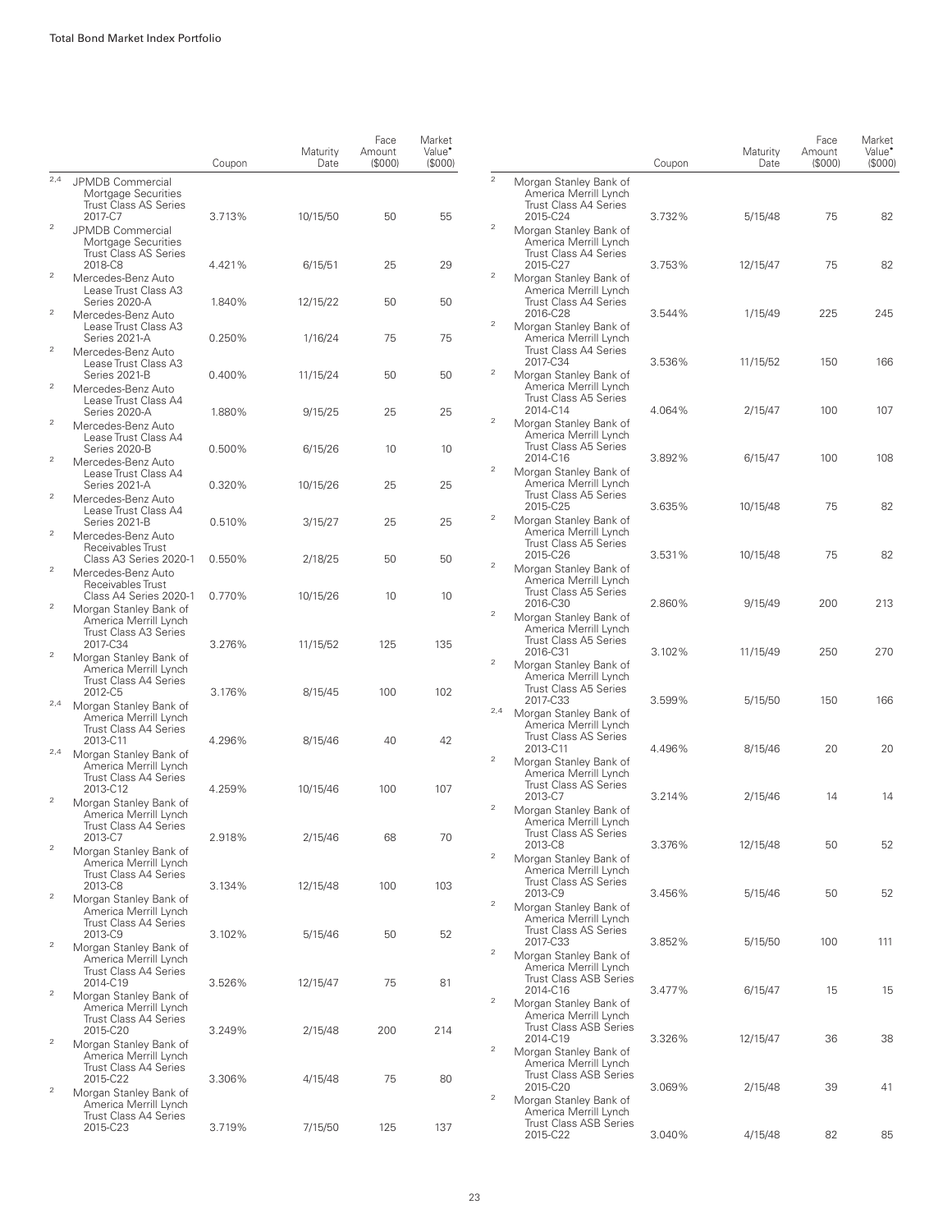| | | Coupon | Maturity Date | Face Amount ($000) | Market Value• ($000) |
|---|---|---|---|---|---|
| 2,4 | JPMDB Commercial Mortgage Securities Trust Class AS Series 2017-C7 | 3.713% | 10/15/50 | 50 | 55 |
| 2 | JPMDB Commercial Mortgage Securities Trust Class AS Series 2018-C8 | 4.421% | 6/15/51 | 25 | 29 |
| 2 | Mercedes-Benz Auto Lease Trust Class A3 Series 2020-A | 1.840% | 12/15/22 | 50 | 50 |
| 2 | Mercedes-Benz Auto Lease Trust Class A3 Series 2021-A | 0.250% | 1/16/24 | 75 | 75 |
| 2 | Mercedes-Benz Auto Lease Trust Class A3 Series 2021-B | 0.400% | 11/15/24 | 50 | 50 |
| 2 | Mercedes-Benz Auto Lease Trust Class A4 Series 2020-A | 1.880% | 9/15/25 | 25 | 25 |
| 2 | Mercedes-Benz Auto Lease Trust Class A4 Series 2020-B | 0.500% | 6/15/26 | 10 | 10 |
| 2 | Mercedes-Benz Auto Lease Trust Class A4 Series 2021-A | 0.320% | 10/15/26 | 25 | 25 |
| 2 | Mercedes-Benz Auto Lease Trust Class A4 Series 2021-B | 0.510% | 3/15/27 | 25 | 25 |
| 2 | Mercedes-Benz Auto Receivables Trust Class A3 Series 2020-1 | 0.550% | 2/18/25 | 50 | 50 |
| 2 | Mercedes-Benz Auto Receivables Trust Class A4 Series 2020-1 | 0.770% | 10/15/26 | 10 | 10 |
| 2 | Morgan Stanley Bank of America Merrill Lynch Trust Class A3 Series 2017-C34 | 3.276% | 11/15/52 | 125 | 135 |
| 2 | Morgan Stanley Bank of America Merrill Lynch Trust Class A4 Series 2012-C5 | 3.176% | 8/15/45 | 100 | 102 |
| 2,4 | Morgan Stanley Bank of America Merrill Lynch Trust Class A4 Series 2013-C11 | 4.296% | 8/15/46 | 40 | 42 |
| 2,4 | Morgan Stanley Bank of America Merrill Lynch Trust Class A4 Series 2013-C12 | 4.259% | 10/15/46 | 100 | 107 |
| 2 | Morgan Stanley Bank of America Merrill Lynch Trust Class A4 Series 2013-C7 | 2.918% | 2/15/46 | 68 | 70 |
| 2 | Morgan Stanley Bank of America Merrill Lynch Trust Class A4 Series 2013-C8 | 3.134% | 12/15/48 | 100 | 103 |
| 2 | Morgan Stanley Bank of America Merrill Lynch Trust Class A4 Series 2013-C9 | 3.102% | 5/15/46 | 50 | 52 |
| 2 | Morgan Stanley Bank of America Merrill Lynch Trust Class A4 Series 2014-C19 | 3.526% | 12/15/47 | 75 | 81 |
| 2 | Morgan Stanley Bank of America Merrill Lynch Trust Class A4 Series 2015-C20 | 3.249% | 2/15/48 | 200 | 214 |
| 2 | Morgan Stanley Bank of America Merrill Lynch Trust Class A4 Series 2015-C22 | 3.306% | 4/15/48 | 75 | 80 |
| 2 | Morgan Stanley Bank of America Merrill Lynch Trust Class A4 Series 2015-C23 | 3.719% | 7/15/50 | 125 | 137 |
| 2 | Morgan Stanley Bank of America Merrill Lynch Trust Class A4 Series 2015-C24 | 3.732% | 5/15/48 | 75 | 82 |
| 2 | Morgan Stanley Bank of America Merrill Lynch Trust Class A4 Series 2015-C27 | 3.753% | 12/15/47 | 75 | 82 |
| 2 | Morgan Stanley Bank of America Merrill Lynch Trust Class A4 Series 2016-C28 | 3.544% | 1/15/49 | 225 | 245 |
| 2 | Morgan Stanley Bank of America Merrill Lynch Trust Class A4 Series 2017-C34 | 3.536% | 11/15/52 | 150 | 166 |
| 2 | Morgan Stanley Bank of America Merrill Lynch Trust Class A5 Series 2014-C14 | 4.064% | 2/15/47 | 100 | 107 |
| 2 | Morgan Stanley Bank of America Merrill Lynch Trust Class A5 Series 2014-C16 | 3.892% | 6/15/47 | 100 | 108 |
| 2 | Morgan Stanley Bank of America Merrill Lynch Trust Class A5 Series 2015-C25 | 3.635% | 10/15/48 | 75 | 82 |
| 2 | Morgan Stanley Bank of America Merrill Lynch Trust Class A5 Series 2015-C26 | 3.531% | 10/15/48 | 75 | 82 |
| 2 | Morgan Stanley Bank of America Merrill Lynch Trust Class A5 Series 2016-C30 | 2.860% | 9/15/49 | 200 | 213 |
| 2 | Morgan Stanley Bank of America Merrill Lynch Trust Class A5 Series 2016-C31 | 3.102% | 11/15/49 | 250 | 270 |
| 2 | Morgan Stanley Bank of America Merrill Lynch Trust Class A5 Series 2017-C33 | 3.599% | 5/15/50 | 150 | 166 |
| 2,4 | Morgan Stanley Bank of America Merrill Lynch Trust Class AS Series 2013-C11 | 4.496% | 8/15/46 | 20 | 20 |
| 2 | Morgan Stanley Bank of America Merrill Lynch Trust Class AS Series 2013-C7 | 3.214% | 2/15/46 | 14 | 14 |
| 2 | Morgan Stanley Bank of America Merrill Lynch Trust Class AS Series 2013-C8 | 3.376% | 12/15/48 | 50 | 52 |
| 2 | Morgan Stanley Bank of America Merrill Lynch Trust Class AS Series 2013-C9 | 3.456% | 5/15/46 | 50 | 52 |
| 2 | Morgan Stanley Bank of America Merrill Lynch Trust Class AS Series 2017-C33 | 3.852% | 5/15/50 | 100 | 111 |
| 2 | Morgan Stanley Bank of America Merrill Lynch Trust Class ASB Series 2014-C16 | 3.477% | 6/15/47 | 15 | 15 |
| 2 | Morgan Stanley Bank of America Merrill Lynch Trust Class ASB Series 2014-C19 | 3.326% | 12/15/47 | 36 | 38 |
| 2 | Morgan Stanley Bank of America Merrill Lynch Trust Class ASB Series 2015-C20 | 3.069% | 2/15/48 | 39 | 41 |
| 2 | Morgan Stanley Bank of America Merrill Lynch Trust Class ASB Series 2015-C22 | 3.040% | 4/15/48 | 82 | 85 |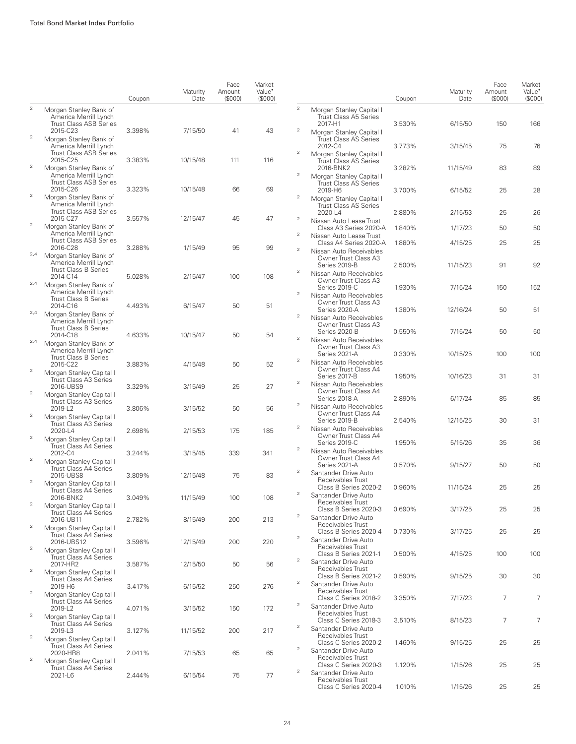Total Bond Market Index Portfolio

| | | Coupon | Maturity Date | Face Amount ($000) | Market Value• ($000) |
|---|---|---|---|---|---|
| 2 | Morgan Stanley Bank of America Merrill Lynch Trust Class ASB Series 2015-C23 | 3.398% | 7/15/50 | 41 | 43 |
| 2 | Morgan Stanley Bank of America Merrill Lynch Trust Class ASB Series 2015-C25 | 3.383% | 10/15/48 | 111 | 116 |
| 2 | Morgan Stanley Bank of America Merrill Lynch Trust Class ASB Series 2015-C26 | 3.323% | 10/15/48 | 66 | 69 |
| 2 | Morgan Stanley Bank of America Merrill Lynch Trust Class ASB Series 2015-C27 | 3.557% | 12/15/47 | 45 | 47 |
| 2 | Morgan Stanley Bank of America Merrill Lynch Trust Class ASB Series 2016-C28 | 3.288% | 1/15/49 | 95 | 99 |
| 2,4 | Morgan Stanley Bank of America Merrill Lynch Trust Class B Series 2014-C14 | 5.028% | 2/15/47 | 100 | 108 |
| 2,4 | Morgan Stanley Bank of America Merrill Lynch Trust Class B Series 2014-C16 | 4.493% | 6/15/47 | 50 | 51 |
| 2,4 | Morgan Stanley Bank of America Merrill Lynch Trust Class B Series 2014-C18 | 4.633% | 10/15/47 | 50 | 54 |
| 2,4 | Morgan Stanley Bank of America Merrill Lynch Trust Class B Series 2015-C22 | 3.883% | 4/15/48 | 50 | 52 |
| 2 | Morgan Stanley Capital I Trust Class A3 Series 2016-UBS9 | 3.329% | 3/15/49 | 25 | 27 |
| 2 | Morgan Stanley Capital I Trust Class A3 Series 2019-L2 | 3.806% | 3/15/52 | 50 | 56 |
| 2 | Morgan Stanley Capital I Trust Class A3 Series 2020-L4 | 2.698% | 2/15/53 | 175 | 185 |
| 2 | Morgan Stanley Capital I Trust Class A4 Series 2012-C4 | 3.244% | 3/15/45 | 339 | 341 |
| 2 | Morgan Stanley Capital I Trust Class A4 Series 2015-UBS8 | 3.809% | 12/15/48 | 75 | 83 |
| 2 | Morgan Stanley Capital I Trust Class A4 Series 2016-BNK2 | 3.049% | 11/15/49 | 100 | 108 |
| 2 | Morgan Stanley Capital I Trust Class A4 Series 2016-UB11 | 2.782% | 8/15/49 | 200 | 213 |
| 2 | Morgan Stanley Capital I Trust Class A4 Series 2016-UBS12 | 3.596% | 12/15/49 | 200 | 220 |
| 2 | Morgan Stanley Capital I Trust Class A4 Series 2017-HR2 | 3.587% | 12/15/50 | 50 | 56 |
| 2 | Morgan Stanley Capital I Trust Class A4 Series 2019-H6 | 3.417% | 6/15/52 | 250 | 276 |
| 2 | Morgan Stanley Capital I Trust Class A4 Series 2019-L2 | 4.071% | 3/15/52 | 150 | 172 |
| 2 | Morgan Stanley Capital I Trust Class A4 Series 2019-L3 | 3.127% | 11/15/52 | 200 | 217 |
| 2 | Morgan Stanley Capital I Trust Class A4 Series 2020-HR8 | 2.041% | 7/15/53 | 65 | 65 |
| 2 | Morgan Stanley Capital I Trust Class A4 Series 2021-L6 | 2.444% | 6/15/54 | 75 | 77 |
| 2 | Morgan Stanley Capital I Trust Class A5 Series 2017-H1 | 3.530% | 6/15/50 | 150 | 166 |
| 2 | Morgan Stanley Capital I Trust Class AS Series 2012-C4 | 3.773% | 3/15/45 | 75 | 76 |
| 2 | Morgan Stanley Capital I Trust Class AS Series 2016-BNK2 | 3.282% | 11/15/49 | 83 | 89 |
| 2 | Morgan Stanley Capital I Trust Class AS Series 2019-H6 | 3.700% | 6/15/52 | 25 | 28 |
| 2 | Morgan Stanley Capital I Trust Class AS Series 2020-L4 | 2.880% | 2/15/53 | 25 | 26 |
| 2 | Nissan Auto Lease Trust Class A3 Series 2020-A | 1.840% | 1/17/23 | 50 | 50 |
| 2 | Nissan Auto Lease Trust Class A4 Series 2020-A | 1.880% | 4/15/25 | 25 | 25 |
| 2 | Nissan Auto Receivables Owner Trust Class A3 Series 2019-B | 2.500% | 11/15/23 | 91 | 92 |
| 2 | Nissan Auto Receivables Owner Trust Class A3 Series 2019-C | 1.930% | 7/15/24 | 150 | 152 |
| 2 | Nissan Auto Receivables Owner Trust Class A3 Series 2020-A | 1.380% | 12/16/24 | 50 | 51 |
| 2 | Nissan Auto Receivables Owner Trust Class A3 Series 2020-B | 0.550% | 7/15/24 | 50 | 50 |
| 2 | Nissan Auto Receivables Owner Trust Class A3 Series 2021-A | 0.330% | 10/15/25 | 100 | 100 |
| 2 | Nissan Auto Receivables Owner Trust Class A4 Series 2017-B | 1.950% | 10/16/23 | 31 | 31 |
| 2 | Nissan Auto Receivables Owner Trust Class A4 Series 2018-A | 2.890% | 6/17/24 | 85 | 85 |
| 2 | Nissan Auto Receivables Owner Trust Class A4 Series 2019-B | 2.540% | 12/15/25 | 30 | 31 |
| 2 | Nissan Auto Receivables Owner Trust Class A4 Series 2019-C | 1.950% | 5/15/26 | 35 | 36 |
| 2 | Nissan Auto Receivables Owner Trust Class A4 Series 2021-A | 0.570% | 9/15/27 | 50 | 50 |
| 2 | Santander Drive Auto Receivables Trust Class B Series 2020-2 | 0.960% | 11/15/24 | 25 | 25 |
| 2 | Santander Drive Auto Receivables Trust Class B Series 2020-3 | 0.690% | 3/17/25 | 25 | 25 |
| 2 | Santander Drive Auto Receivables Trust Class B Series 2020-4 | 0.730% | 3/17/25 | 25 | 25 |
| 2 | Santander Drive Auto Receivables Trust Class B Series 2021-1 | 0.500% | 4/15/25 | 100 | 100 |
| 2 | Santander Drive Auto Receivables Trust Class B Series 2021-2 | 0.590% | 9/15/25 | 30 | 30 |
| 2 | Santander Drive Auto Receivables Trust Class C Series 2018-2 | 3.350% | 7/17/23 | 7 | 7 |
| 2 | Santander Drive Auto Receivables Trust Class C Series 2018-3 | 3.510% | 8/15/23 | 7 | 7 |
| 2 | Santander Drive Auto Receivables Trust Class C Series 2020-2 | 1.460% | 9/15/25 | 25 | 25 |
| 2 | Santander Drive Auto Receivables Trust Class C Series 2020-3 | 1.120% | 1/15/26 | 25 | 25 |
| 2 | Santander Drive Auto Receivables Trust Class C Series 2020-4 | 1.010% | 1/15/26 | 25 | 25 |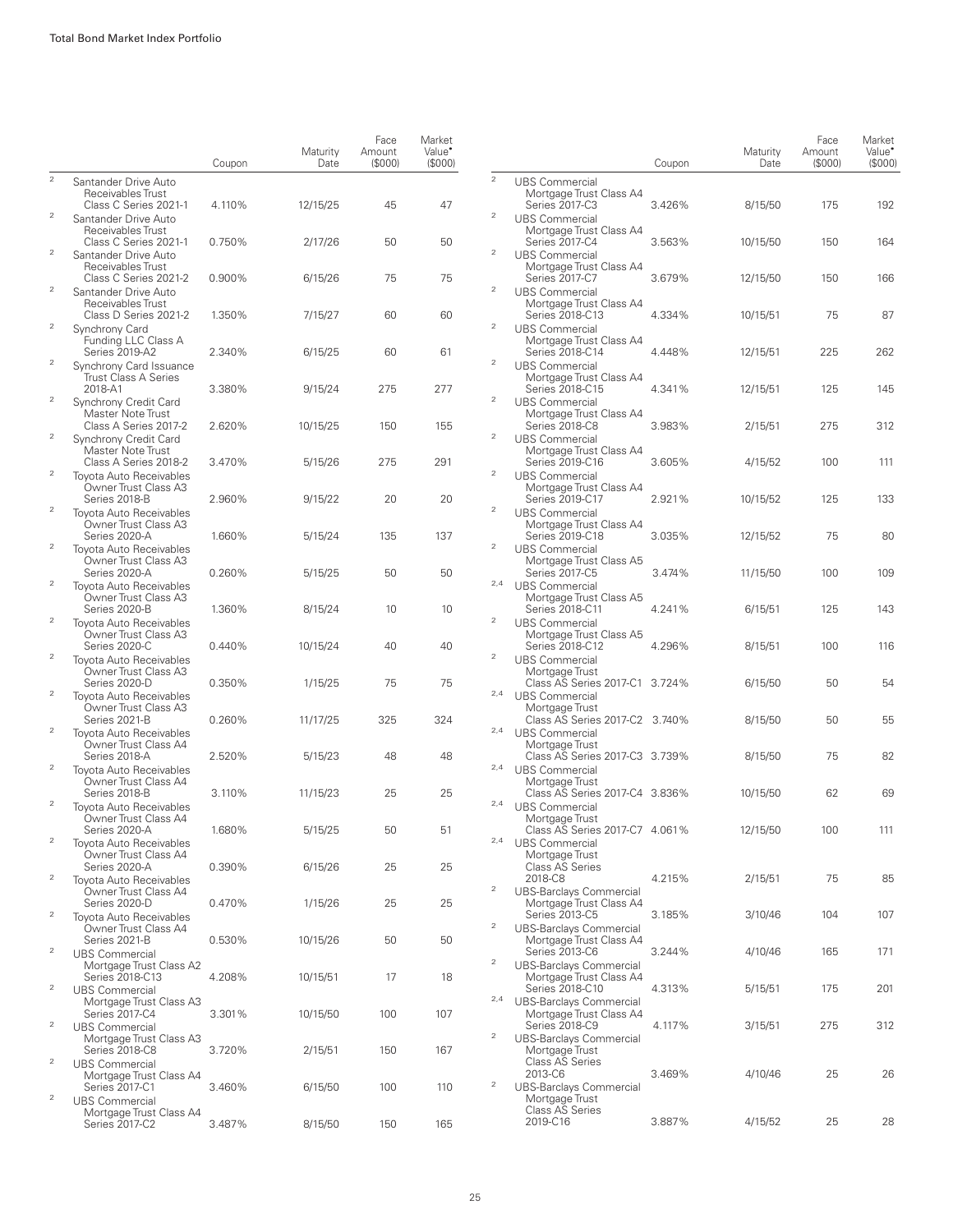| | | Coupon | Maturity Date | Face Amount ($000) | Market Value• ($000) |
|---|---|---|---|---|---|
| 2 | Santander Drive Auto Receivables Trust Class C Series 2021-1 | 4.110% | 12/15/25 | 45 | 47 |
| 2 | Santander Drive Auto Receivables Trust Class C Series 2021-1 | 0.750% | 2/17/26 | 50 | 50 |
| 2 | Santander Drive Auto Receivables Trust Class C Series 2021-2 | 0.900% | 6/15/26 | 75 | 75 |
| 2 | Santander Drive Auto Receivables Trust Class D Series 2021-2 | 1.350% | 7/15/27 | 60 | 60 |
| 2 | Synchrony Card Funding LLC Class A Series 2019-A2 | 2.340% | 6/15/25 | 60 | 61 |
| 2 | Synchrony Card Issuance Trust Class A Series 2018-A1 | 3.380% | 9/15/24 | 275 | 277 |
| 2 | Synchrony Credit Card Master Note Trust Class A Series 2017-2 | 2.620% | 10/15/25 | 150 | 155 |
| 2 | Synchrony Credit Card Master Note Trust Class A Series 2018-2 | 3.470% | 5/15/26 | 275 | 291 |
| 2 | Toyota Auto Receivables Owner Trust Class A3 Series 2018-B | 2.960% | 9/15/22 | 20 | 20 |
| 2 | Toyota Auto Receivables Owner Trust Class A3 Series 2020-A | 1.660% | 5/15/24 | 135 | 137 |
| 2 | Toyota Auto Receivables Owner Trust Class A3 Series 2020-A | 0.260% | 5/15/25 | 50 | 50 |
| 2 | Toyota Auto Receivables Owner Trust Class A3 Series 2020-B | 1.360% | 8/15/24 | 10 | 10 |
| 2 | Toyota Auto Receivables Owner Trust Class A3 Series 2020-C | 0.440% | 10/15/24 | 40 | 40 |
| 2 | Toyota Auto Receivables Owner Trust Class A3 Series 2020-D | 0.350% | 1/15/25 | 75 | 75 |
| 2 | Toyota Auto Receivables Owner Trust Class A3 Series 2021-B | 0.260% | 11/17/25 | 325 | 324 |
| 2 | Toyota Auto Receivables Owner Trust Class A4 Series 2018-A | 2.520% | 5/15/23 | 48 | 48 |
| 2 | Toyota Auto Receivables Owner Trust Class A4 Series 2018-B | 3.110% | 11/15/23 | 25 | 25 |
| 2 | Toyota Auto Receivables Owner Trust Class A4 Series 2020-A | 1.680% | 5/15/25 | 50 | 51 |
| 2 | Toyota Auto Receivables Owner Trust Class A4 Series 2020-A | 0.390% | 6/15/26 | 25 | 25 |
| 2 | Toyota Auto Receivables Owner Trust Class A4 Series 2020-D | 0.470% | 1/15/26 | 25 | 25 |
| 2 | Toyota Auto Receivables Owner Trust Class A4 Series 2021-B | 0.530% | 10/15/26 | 50 | 50 |
| 2 | UBS Commercial Mortgage Trust Class A2 Series 2018-C13 | 4.208% | 10/15/51 | 17 | 18 |
| 2 | UBS Commercial Mortgage Trust Class A3 Series 2017-C4 | 3.301% | 10/15/50 | 100 | 107 |
| 2 | UBS Commercial Mortgage Trust Class A3 Series 2018-C8 | 3.720% | 2/15/51 | 150 | 167 |
| 2 | UBS Commercial Mortgage Trust Class A4 Series 2017-C1 | 3.460% | 6/15/50 | 100 | 110 |
| 2 | UBS Commercial Mortgage Trust Class A4 Series 2017-C2 | 3.487% | 8/15/50 | 150 | 165 |
| 2 | UBS Commercial Mortgage Trust Class A4 Series 2017-C3 | 3.426% | 8/15/50 | 175 | 192 |
| 2 | UBS Commercial Mortgage Trust Class A4 Series 2017-C4 | 3.563% | 10/15/50 | 150 | 164 |
| 2 | UBS Commercial Mortgage Trust Class A4 Series 2017-C7 | 3.679% | 12/15/50 | 150 | 166 |
| 2 | UBS Commercial Mortgage Trust Class A4 Series 2018-C13 | 4.334% | 10/15/51 | 75 | 87 |
| 2 | UBS Commercial Mortgage Trust Class A4 Series 2018-C14 | 4.448% | 12/15/51 | 225 | 262 |
| 2 | UBS Commercial Mortgage Trust Class A4 Series 2018-C15 | 4.341% | 12/15/51 | 125 | 145 |
| 2 | UBS Commercial Mortgage Trust Class A4 Series 2018-C8 | 3.983% | 2/15/51 | 275 | 312 |
| 2 | UBS Commercial Mortgage Trust Class A4 Series 2019-C16 | 3.605% | 4/15/52 | 100 | 111 |
| 2 | UBS Commercial Mortgage Trust Class A4 Series 2019-C17 | 2.921% | 10/15/52 | 125 | 133 |
| 2 | UBS Commercial Mortgage Trust Class A4 Series 2019-C18 | 3.035% | 12/15/52 | 75 | 80 |
| 2 | UBS Commercial Mortgage Trust Class A5 Series 2017-C5 | 3.474% | 11/15/50 | 100 | 109 |
| 2,4 | UBS Commercial Mortgage Trust Class A5 Series 2018-C11 | 4.241% | 6/15/51 | 125 | 143 |
| 2 | UBS Commercial Mortgage Trust Class A5 Series 2018-C12 | 4.296% | 8/15/51 | 100 | 116 |
| 2 | UBS Commercial Mortgage Trust Class AS Series 2017-C1 | 3.724% | 6/15/50 | 50 | 54 |
| 2,4 | UBS Commercial Mortgage Trust Class AS Series 2017-C2 | 3.740% | 8/15/50 | 50 | 55 |
| 2,4 | UBS Commercial Mortgage Trust Class AS Series 2017-C3 | 3.739% | 8/15/50 | 75 | 82 |
| 2,4 | UBS Commercial Mortgage Trust Class AS Series 2017-C4 | 3.836% | 10/15/50 | 62 | 69 |
| 2,4 | UBS Commercial Mortgage Trust Class AS Series 2017-C7 | 4.061% | 12/15/50 | 100 | 111 |
| 2,4 | UBS Commercial Mortgage Trust Class AS Series 2018-C8 | 4.215% | 2/15/51 | 75 | 85 |
| 2 | UBS-Barclays Commercial Mortgage Trust Class A4 Series 2013-C5 | 3.185% | 3/10/46 | 104 | 107 |
| 2 | UBS-Barclays Commercial Mortgage Trust Class A4 Series 2013-C6 | 3.244% | 4/10/46 | 165 | 171 |
| 2 | UBS-Barclays Commercial Mortgage Trust Class A4 Series 2018-C10 | 4.313% | 5/15/51 | 175 | 201 |
| 2,4 | UBS-Barclays Commercial Mortgage Trust Class A4 Series 2018-C9 | 4.117% | 3/15/51 | 275 | 312 |
| 2 | UBS-Barclays Commercial Mortgage Trust Class AS Series 2013-C6 | 3.469% | 4/10/46 | 25 | 26 |
| 2 | UBS-Barclays Commercial Mortgage Trust Class AS Series 2019-C16 | 3.887% | 4/15/52 | 25 | 28 |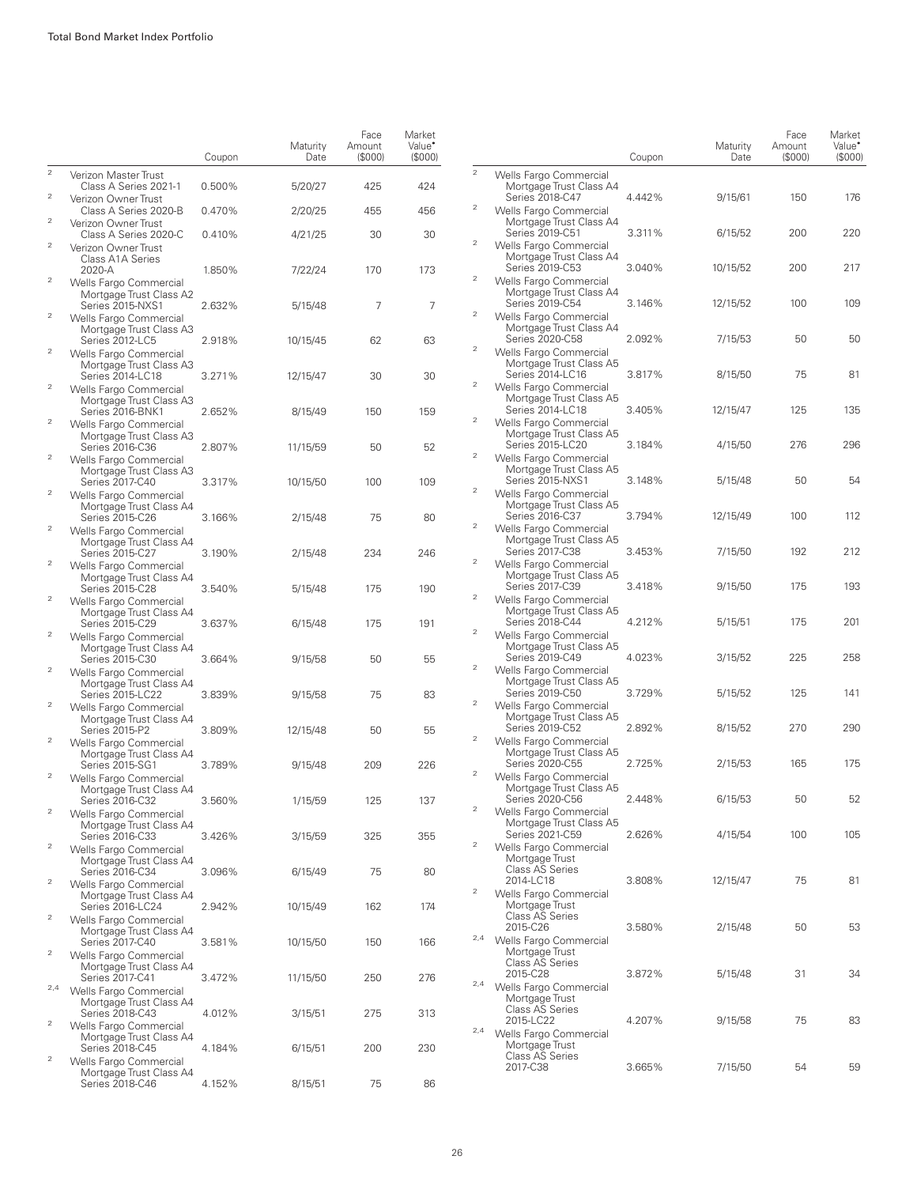| | | Coupon | Maturity Date | Face Amount ($000) | Market Value• ($000) |
|---|---|---|---|---|---|
| 2 | Verizon Master Trust Class A Series 2021-1 | 0.500% | 5/20/27 | 425 | 424 |
| 2 | Verizon Owner Trust Class A Series 2020-B | 0.470% | 2/20/25 | 455 | 456 |
| 2 | Verizon Owner Trust Class A Series 2020-C | 0.410% | 4/21/25 | 30 | 30 |
| 2 | Verizon Owner Trust Class A1A Series 2020-A | 1.850% | 7/22/24 | 170 | 173 |
| 2 | Wells Fargo Commercial Mortgage Trust Class A2 Series 2015-NXS1 | 2.632% | 5/15/48 | 7 | 7 |
| 2 | Wells Fargo Commercial Mortgage Trust Class A3 Series 2012-LC5 | 2.918% | 10/15/45 | 62 | 63 |
| 2 | Wells Fargo Commercial Mortgage Trust Class A3 Series 2014-LC18 | 3.271% | 12/15/47 | 30 | 30 |
| 2 | Wells Fargo Commercial Mortgage Trust Class A3 Series 2016-BNK1 | 2.652% | 8/15/49 | 150 | 159 |
| 2 | Wells Fargo Commercial Mortgage Trust Class A3 Series 2016-C36 | 2.807% | 11/15/59 | 50 | 52 |
| 2 | Wells Fargo Commercial Mortgage Trust Class A3 Series 2017-C40 | 3.317% | 10/15/50 | 100 | 109 |
| 2 | Wells Fargo Commercial Mortgage Trust Class A4 Series 2015-C26 | 3.166% | 2/15/48 | 75 | 80 |
| 2 | Wells Fargo Commercial Mortgage Trust Class A4 Series 2015-C27 | 3.190% | 2/15/48 | 234 | 246 |
| 2 | Wells Fargo Commercial Mortgage Trust Class A4 Series 2015-C28 | 3.540% | 5/15/48 | 175 | 190 |
| 2 | Wells Fargo Commercial Mortgage Trust Class A4 Series 2015-C29 | 3.637% | 6/15/48 | 175 | 191 |
| 2 | Wells Fargo Commercial Mortgage Trust Class A4 Series 2015-C30 | 3.664% | 9/15/58 | 50 | 55 |
| 2 | Wells Fargo Commercial Mortgage Trust Class A4 Series 2015-LC22 | 3.839% | 9/15/58 | 75 | 83 |
| 2 | Wells Fargo Commercial Mortgage Trust Class A4 Series 2015-P2 | 3.809% | 12/15/48 | 50 | 55 |
| 2 | Wells Fargo Commercial Mortgage Trust Class A4 Series 2015-SG1 | 3.789% | 9/15/48 | 209 | 226 |
| 2 | Wells Fargo Commercial Mortgage Trust Class A4 Series 2016-C32 | 3.560% | 1/15/59 | 125 | 137 |
| 2 | Wells Fargo Commercial Mortgage Trust Class A4 Series 2016-C33 | 3.426% | 3/15/59 | 325 | 355 |
| 2 | Wells Fargo Commercial Mortgage Trust Class A4 Series 2016-C34 | 3.096% | 6/15/49 | 75 | 80 |
| 2 | Wells Fargo Commercial Mortgage Trust Class A4 Series 2016-LC24 | 2.942% | 10/15/49 | 162 | 174 |
| 2 | Wells Fargo Commercial Mortgage Trust Class A4 Series 2017-C40 | 3.581% | 10/15/50 | 150 | 166 |
| 2 | Wells Fargo Commercial Mortgage Trust Class A4 Series 2017-C41 | 3.472% | 11/15/50 | 250 | 276 |
| 2,4 | Wells Fargo Commercial Mortgage Trust Class A4 Series 2018-C43 | 4.012% | 3/15/51 | 275 | 313 |
| 2 | Wells Fargo Commercial Mortgage Trust Class A4 Series 2018-C45 | 4.184% | 6/15/51 | 200 | 230 |
| 2 | Wells Fargo Commercial Mortgage Trust Class A4 Series 2018-C46 | 4.152% | 8/15/51 | 75 | 86 |
| 2 | Wells Fargo Commercial Mortgage Trust Class A4 Series 2018-C47 | 4.442% | 9/15/61 | 150 | 176 |
| 2 | Wells Fargo Commercial Mortgage Trust Class A4 Series 2019-C51 | 3.311% | 6/15/52 | 200 | 220 |
| 2 | Wells Fargo Commercial Mortgage Trust Class A4 Series 2019-C53 | 3.040% | 10/15/52 | 200 | 217 |
| 2 | Wells Fargo Commercial Mortgage Trust Class A4 Series 2019-C54 | 3.146% | 12/15/52 | 100 | 109 |
| 2 | Wells Fargo Commercial Mortgage Trust Class A4 Series 2020-C58 | 2.092% | 7/15/53 | 50 | 50 |
| 2 | Wells Fargo Commercial Mortgage Trust Class A5 Series 2014-LC16 | 3.817% | 8/15/50 | 75 | 81 |
| 2 | Wells Fargo Commercial Mortgage Trust Class A5 Series 2014-LC18 | 3.405% | 12/15/47 | 125 | 135 |
| 2 | Wells Fargo Commercial Mortgage Trust Class A5 Series 2015-LC20 | 3.184% | 4/15/50 | 276 | 296 |
| 2 | Wells Fargo Commercial Mortgage Trust Class A5 Series 2015-NXS1 | 3.148% | 5/15/48 | 50 | 54 |
| 2 | Wells Fargo Commercial Mortgage Trust Class A5 Series 2016-C37 | 3.794% | 12/15/49 | 100 | 112 |
| 2 | Wells Fargo Commercial Mortgage Trust Class A5 Series 2017-C38 | 3.453% | 7/15/50 | 192 | 212 |
| 2 | Wells Fargo Commercial Mortgage Trust Class A5 Series 2017-C39 | 3.418% | 9/15/50 | 175 | 193 |
| 2 | Wells Fargo Commercial Mortgage Trust Class A5 Series 2018-C44 | 4.212% | 5/15/51 | 175 | 201 |
| 2 | Wells Fargo Commercial Mortgage Trust Class A5 Series 2019-C49 | 4.023% | 3/15/52 | 225 | 258 |
| 2 | Wells Fargo Commercial Mortgage Trust Class A5 Series 2019-C50 | 3.729% | 5/15/52 | 125 | 141 |
| 2 | Wells Fargo Commercial Mortgage Trust Class A5 Series 2019-C52 | 2.892% | 8/15/52 | 270 | 290 |
| 2 | Wells Fargo Commercial Mortgage Trust Class A5 Series 2020-C55 | 2.725% | 2/15/53 | 165 | 175 |
| 2 | Wells Fargo Commercial Mortgage Trust Class A5 Series 2020-C56 | 2.448% | 6/15/53 | 50 | 52 |
| 2 | Wells Fargo Commercial Mortgage Trust Class A5 Series 2021-C59 | 2.626% | 4/15/54 | 100 | 105 |
| 2 | Wells Fargo Commercial Mortgage Trust Class AS Series 2014-LC18 | 3.808% | 12/15/47 | 75 | 81 |
| 2 | Wells Fargo Commercial Mortgage Trust Class AS Series 2015-C26 | 3.580% | 2/15/48 | 50 | 53 |
| 2,4 | Wells Fargo Commercial Mortgage Trust Class AS Series 2015-C28 | 3.872% | 5/15/48 | 31 | 34 |
| 2,4 | Wells Fargo Commercial Mortgage Trust Class AS Series 2015-LC22 | 4.207% | 9/15/58 | 75 | 83 |
| 2,4 | Wells Fargo Commercial Mortgage Trust Class AS Series 2017-C38 | 3.665% | 7/15/50 | 54 | 59 |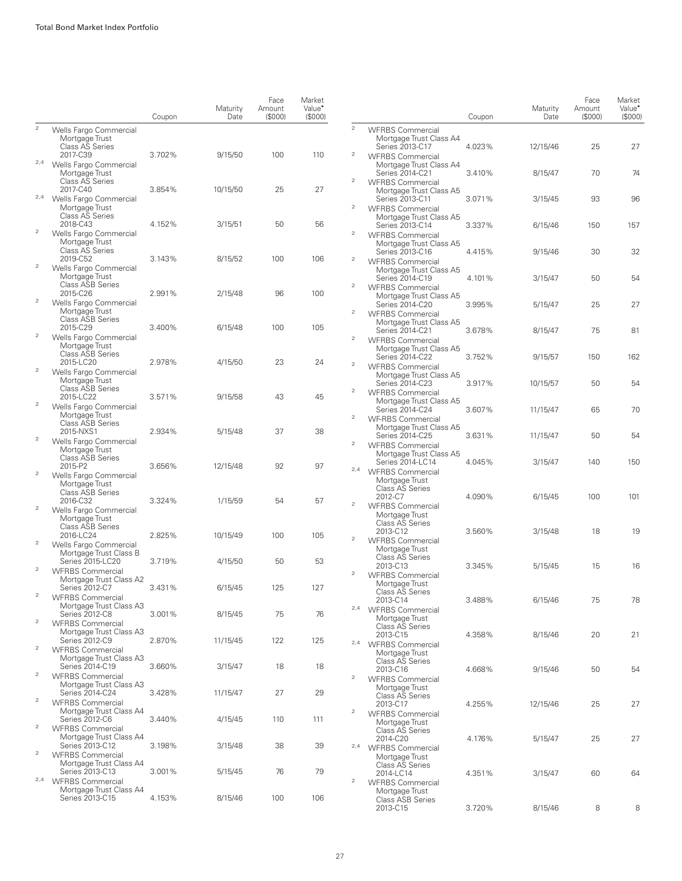| | | Coupon | Maturity Date | Face Amount ($000) | Market Value• ($000) |
|---|---|---|---|---|---|
| 2 | Wells Fargo Commercial Mortgage Trust Class AS Series 2017-C39 | 3.702% | 9/15/50 | 100 | 110 |
| 2,4 | Wells Fargo Commercial Mortgage Trust Class AS Series 2017-C40 | 3.854% | 10/15/50 | 25 | 27 |
| 2,4 | Wells Fargo Commercial Mortgage Trust Class AS Series 2018-C43 | 4.152% | 3/15/51 | 50 | 56 |
| 2 | Wells Fargo Commercial Mortgage Trust Class AS Series 2019-C52 | 3.143% | 8/15/52 | 100 | 106 |
| 2 | Wells Fargo Commercial Mortgage Trust Class ASB Series 2015-C26 | 2.991% | 2/15/48 | 96 | 100 |
| 2 | Wells Fargo Commercial Mortgage Trust Class ASB Series 2015-C29 | 3.400% | 6/15/48 | 100 | 105 |
| 2 | Wells Fargo Commercial Mortgage Trust Class ASB Series 2015-LC20 | 2.978% | 4/15/50 | 23 | 24 |
| 2 | Wells Fargo Commercial Mortgage Trust Class ASB Series 2015-LC22 | 3.571% | 9/15/58 | 43 | 45 |
| 2 | Wells Fargo Commercial Mortgage Trust Class ASB Series 2015-NXS1 | 2.934% | 5/15/48 | 37 | 38 |
| 2 | Wells Fargo Commercial Mortgage Trust Class ASB Series 2015-P2 | 3.656% | 12/15/48 | 92 | 97 |
| 2 | Wells Fargo Commercial Mortgage Trust Class ASB Series 2016-C32 | 3.324% | 1/15/59 | 54 | 57 |
| 2 | Wells Fargo Commercial Mortgage Trust Class ASB Series 2016-LC24 | 2.825% | 10/15/49 | 100 | 105 |
| 2 | Wells Fargo Commercial Mortgage Trust Class B Series 2015-LC20 | 3.719% | 4/15/50 | 50 | 53 |
| 2 | WFRBS Commercial Mortgage Trust Class A2 Series 2012-C7 | 3.431% | 6/15/45 | 125 | 127 |
| 2 | WFRBS Commercial Mortgage Trust Class A3 Series 2012-C8 | 3.001% | 8/15/45 | 75 | 76 |
| 2 | WFRBS Commercial Mortgage Trust Class A3 Series 2012-C9 | 2.870% | 11/15/45 | 122 | 125 |
| 2 | WFRBS Commercial Mortgage Trust Class A3 Series 2014-C19 | 3.660% | 3/15/47 | 18 | 18 |
| 2 | WFRBS Commercial Mortgage Trust Class A3 Series 2014-C24 | 3.428% | 11/15/47 | 27 | 29 |
| 2 | WFRBS Commercial Mortgage Trust Class A4 Series 2012-C6 | 3.440% | 4/15/45 | 110 | 111 |
| 2 | WFRBS Commercial Mortgage Trust Class A4 Series 2013-C12 | 3.198% | 3/15/48 | 38 | 39 |
| 2 | WFRBS Commercial Mortgage Trust Class A4 Series 2013-C13 | 3.001% | 5/15/45 | 76 | 79 |
| 2,4 | WFRBS Commercial Mortgage Trust Class A4 Series 2013-C15 | 4.153% | 8/15/46 | 100 | 106 |
| 2 | WFRBS Commercial Mortgage Trust Class A4 Series 2013-C17 | 4.023% | 12/15/46 | 25 | 27 |
| 2 | WFRBS Commercial Mortgage Trust Class A4 Series 2014-C21 | 3.410% | 8/15/47 | 70 | 74 |
| 2 | WFRBS Commercial Mortgage Trust Class A5 Series 2013-C11 | 3.071% | 3/15/45 | 93 | 96 |
| 2 | WFRBS Commercial Mortgage Trust Class A5 Series 2013-C14 | 3.337% | 6/15/46 | 150 | 157 |
| 2 | WFRBS Commercial Mortgage Trust Class A5 Series 2013-C16 | 4.415% | 9/15/46 | 30 | 32 |
| 2 | WFRBS Commercial Mortgage Trust Class A5 Series 2014-C19 | 4.101% | 3/15/47 | 50 | 54 |
| 2 | WFRBS Commercial Mortgage Trust Class A5 Series 2014-C20 | 3.995% | 5/15/47 | 25 | 27 |
| 2 | WFRBS Commercial Mortgage Trust Class A5 Series 2014-C21 | 3.678% | 8/15/47 | 75 | 81 |
| 2 | WFRBS Commercial Mortgage Trust Class A5 Series 2014-C22 | 3.752% | 9/15/57 | 150 | 162 |
| 2 | WFRBS Commercial Mortgage Trust Class A5 Series 2014-C23 | 3.917% | 10/15/57 | 50 | 54 |
| 2 | WFRBS Commercial Mortgage Trust Class A5 Series 2014-C24 | 3.607% | 11/15/47 | 65 | 70 |
| 2 | WF-RBS Commercial Mortgage Trust Class A5 Series 2014-C25 | 3.631% | 11/15/47 | 50 | 54 |
| 2 | WFRBS Commercial Mortgage Trust Class A5 Series 2014-LC14 | 4.045% | 3/15/47 | 140 | 150 |
| 2,4 | WFRBS Commercial Mortgage Trust Class AS Series 2012-C7 | 4.090% | 6/15/45 | 100 | 101 |
| 2 | WFRBS Commercial Mortgage Trust Class AS Series 2013-C12 | 3.560% | 3/15/48 | 18 | 19 |
| 2 | WFRBS Commercial Mortgage Trust Class AS Series 2013-C13 | 3.345% | 5/15/45 | 15 | 16 |
| 2 | WFRBS Commercial Mortgage Trust Class AS Series 2013-C14 | 3.488% | 6/15/46 | 75 | 78 |
| 2,4 | WFRBS Commercial Mortgage Trust Class AS Series 2013-C15 | 4.358% | 8/15/46 | 20 | 21 |
| 2,4 | WFRBS Commercial Mortgage Trust Class AS Series 2013-C16 | 4.668% | 9/15/46 | 50 | 54 |
| 2 | WFRBS Commercial Mortgage Trust Class AS Series 2013-C17 | 4.255% | 12/15/46 | 25 | 27 |
| 2 | WFRBS Commercial Mortgage Trust Class AS Series 2014-C20 | 4.176% | 5/15/47 | 25 | 27 |
| 2,4 | WFRBS Commercial Mortgage Trust Class AS Series 2014-LC14 | 4.351% | 3/15/47 | 60 | 64 |
| 2 | WFRBS Commercial Mortgage Trust Class ASB Series 2013-C15 | 3.720% | 8/15/46 | 8 | 8 |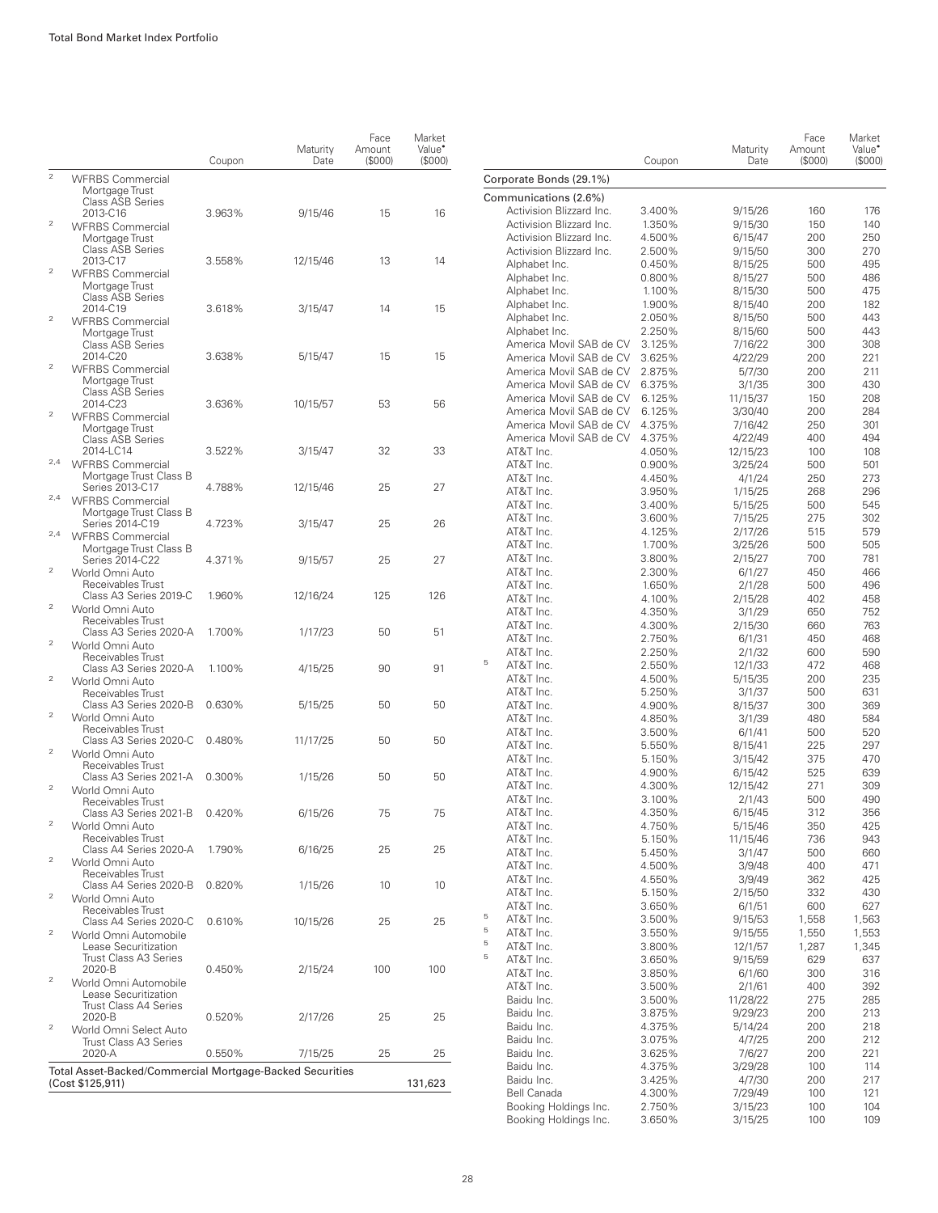| | | Coupon | Maturity Date | Face Amount ($000) | Market Value• ($000) |
|---|---|---|---|---|---|
| [2] | WFRBS Commercial Mortgage Trust Class ASB Series 2013-C16 | 3.963% | 9/15/46 | 15 | 16 |
| [2] | WFRBS Commercial Mortgage Trust Class ASB Series 2013-C17 | 3.558% | 12/15/46 | 13 | 14 |
| [2] | WFRBS Commercial Mortgage Trust Class ASB Series 2014-C19 | 3.618% | 3/15/47 | 14 | 15 |
| [2] | WFRBS Commercial Mortgage Trust Class ASB Series 2014-C20 | 3.638% | 5/15/47 | 15 | 15 |
| [2] | WFRBS Commercial Mortgage Trust Class ASB Series 2014-C23 | 3.636% | 10/15/57 | 53 | 56 |
| [2] | WFRBS Commercial Mortgage Trust Class ASB Series 2014-LC14 | 3.522% | 3/15/47 | 32 | 33 |
| [2,4] | WFRBS Commercial Mortgage Trust Class B Series 2013-C17 | 4.788% | 12/15/46 | 25 | 27 |
| [2,4] | WFRBS Commercial Mortgage Trust Class B Series 2014-C19 | 4.723% | 3/15/47 | 25 | 26 |
| [2,4] | WFRBS Commercial Mortgage Trust Class B Series 2014-C22 | 4.371% | 9/15/57 | 25 | 27 |
| [2] | World Omni Auto Receivables Trust Class A3 Series 2019-C | 1.960% | 12/16/24 | 125 | 126 |
| [2] | World Omni Auto Receivables Trust Class A3 Series 2020-A | 1.700% | 1/17/23 | 50 | 51 |
| [2] | World Omni Auto Receivables Trust Class A3 Series 2020-A | 1.100% | 4/15/25 | 90 | 91 |
| [2] | World Omni Auto Receivables Trust Class A3 Series 2020-B | 0.630% | 5/15/25 | 50 | 50 |
| [2] | World Omni Auto Receivables Trust Class A3 Series 2020-C | 0.480% | 11/17/25 | 50 | 50 |
| [2] | World Omni Auto Receivables Trust Class A3 Series 2021-A | 0.300% | 1/15/26 | 50 | 50 |
| [2] | World Omni Auto Receivables Trust Class A3 Series 2021-B | 0.420% | 6/15/26 | 75 | 75 |
| [2] | World Omni Auto Receivables Trust Class A4 Series 2020-A | 1.790% | 6/16/25 | 25 | 25 |
| [2] | World Omni Auto Receivables Trust Class A4 Series 2020-B | 0.820% | 1/15/26 | 10 | 10 |
| [2] | World Omni Auto Receivables Trust Class A4 Series 2020-C | 0.610% | 10/15/26 | 25 | 25 |
| [2] | World Omni Automobile Lease Securitization Trust Class A3 Series 2020-B | 0.450% | 2/15/24 | 100 | 100 |
| [2] | World Omni Automobile Lease Securitization Trust Class A4 Series 2020-B | 0.520% | 2/17/26 | 25 | 25 |
| [2] | World Omni Select Auto Trust Class A3 Series 2020-A | 0.550% | 7/15/25 | 25 | 25 |
| **Total Asset-Backed/Commercial Mortgage-Backed Securities (Cost $125,911)** | | | | | **131,623** |

| | | Coupon | Maturity Date | Face Amount ($000) | Market Value• ($000) |
|---|---|---|---|---|---|
| **Corporate Bonds (29.1%)** | | | | | |
| **Communications (2.6%)** | | | | | |
| | Activision Blizzard Inc. | 3.400% | 9/15/26 | 160 | 176 |
| | Activision Blizzard Inc. | 1.350% | 9/15/30 | 150 | 140 |
| | Activision Blizzard Inc. | 4.500% | 6/15/47 | 200 | 250 |
| | Activision Blizzard Inc. | 2.500% | 9/15/50 | 300 | 270 |
| | Alphabet Inc. | 0.450% | 8/15/25 | 500 | 495 |
| | Alphabet Inc. | 0.800% | 8/15/27 | 500 | 486 |
| | Alphabet Inc. | 1.100% | 8/15/30 | 500 | 475 |
| | Alphabet Inc. | 1.900% | 8/15/40 | 200 | 182 |
| | Alphabet Inc. | 2.050% | 8/15/50 | 500 | 443 |
| | Alphabet Inc. | 2.250% | 8/15/60 | 500 | 443 |
| | America Movil SAB de CV | 3.125% | 7/16/22 | 300 | 308 |
| | America Movil SAB de CV | 3.625% | 4/22/29 | 200 | 221 |
| | America Movil SAB de CV | 2.875% | 5/7/30 | 200 | 211 |
| | America Movil SAB de CV | 6.375% | 3/1/35 | 300 | 430 |
| | America Movil SAB de CV | 6.125% | 11/15/37 | 150 | 208 |
| | America Movil SAB de CV | 6.125% | 3/30/40 | 200 | 284 |
| | America Movil SAB de CV | 4.375% | 7/16/42 | 250 | 301 |
| | America Movil SAB de CV | 4.375% | 4/22/49 | 400 | 494 |
| | AT&T Inc. | 4.050% | 12/15/23 | 100 | 108 |
| | AT&T Inc. | 0.900% | 3/25/24 | 500 | 501 |
| | AT&T Inc. | 4.450% | 4/1/24 | 250 | 273 |
| | AT&T Inc. | 3.950% | 1/15/25 | 268 | 296 |
| | AT&T Inc. | 3.400% | 5/15/25 | 500 | 545 |
| | AT&T Inc. | 3.600% | 7/15/25 | 275 | 302 |
| | AT&T Inc. | 4.125% | 2/17/26 | 515 | 579 |
| | AT&T Inc. | 1.700% | 3/25/26 | 500 | 505 |
| | AT&T Inc. | 3.800% | 2/15/27 | 700 | 781 |
| | AT&T Inc. | 2.300% | 6/1/27 | 450 | 466 |
| | AT&T Inc. | 1.650% | 2/1/28 | 500 | 496 |
| | AT&T Inc. | 4.100% | 2/15/28 | 402 | 458 |
| | AT&T Inc. | 4.350% | 3/1/29 | 650 | 752 |
| | AT&T Inc. | 4.300% | 2/15/30 | 660 | 763 |
| | AT&T Inc. | 2.750% | 6/1/31 | 450 | 468 |
| | AT&T Inc. | 2.250% | 2/1/32 | 600 | 590 |
| [5] | AT&T Inc. | 2.550% | 12/1/33 | 472 | 468 |
| | AT&T Inc. | 4.500% | 5/15/35 | 200 | 235 |
| | AT&T Inc. | 5.250% | 3/1/37 | 500 | 631 |
| | AT&T Inc. | 4.900% | 8/15/37 | 300 | 369 |
| | AT&T Inc. | 4.850% | 3/1/39 | 480 | 584 |
| | AT&T Inc. | 3.500% | 6/1/41 | 500 | 520 |
| | AT&T Inc. | 5.550% | 8/15/41 | 225 | 297 |
| | AT&T Inc. | 5.150% | 3/15/42 | 375 | 470 |
| | AT&T Inc. | 4.900% | 6/15/42 | 525 | 639 |
| | AT&T Inc. | 4.300% | 12/15/42 | 271 | 309 |
| | AT&T Inc. | 3.100% | 2/1/43 | 500 | 490 |
| | AT&T Inc. | 4.350% | 6/15/45 | 312 | 356 |
| | AT&T Inc. | 4.750% | 5/15/46 | 350 | 425 |
| | AT&T Inc. | 5.150% | 11/15/46 | 736 | 943 |
| | AT&T Inc. | 5.450% | 3/1/47 | 500 | 660 |
| | AT&T Inc. | 4.500% | 3/9/48 | 400 | 471 |
| | AT&T Inc. | 4.550% | 3/9/49 | 362 | 425 |
| | AT&T Inc. | 5.150% | 2/15/50 | 332 | 430 |
| | AT&T Inc. | 3.650% | 6/1/51 | 600 | 627 |
| [5] | AT&T Inc. | 3.500% | 9/15/53 | 1,558 | 1,563 |
| [5] | AT&T Inc. | 3.550% | 9/15/55 | 1,550 | 1,553 |
| [5] | AT&T Inc. | 3.800% | 12/1/57 | 1,287 | 1,345 |
| [5] | AT&T Inc. | 3.650% | 9/15/59 | 629 | 637 |
| | AT&T Inc. | 3.850% | 6/1/60 | 300 | 316 |
| | AT&T Inc. | 3.500% | 2/1/61 | 400 | 392 |
| | Baidu Inc. | 3.500% | 11/28/22 | 275 | 285 |
| | Baidu Inc. | 3.875% | 9/29/23 | 200 | 213 |
| | Baidu Inc. | 4.375% | 5/14/24 | 200 | 218 |
| | Baidu Inc. | 3.075% | 4/7/25 | 200 | 212 |
| | Baidu Inc. | 3.625% | 7/6/27 | 200 | 221 |
| | Baidu Inc. | 4.375% | 3/29/28 | 100 | 114 |
| | Baidu Inc. | 3.425% | 4/7/30 | 200 | 217 |
| | Bell Canada | 4.300% | 7/29/49 | 100 | 121 |
| | Booking Holdings Inc. | 2.750% | 3/15/23 | 100 | 104 |
| | Booking Holdings Inc. | 3.650% | 3/15/25 | 100 | 109 |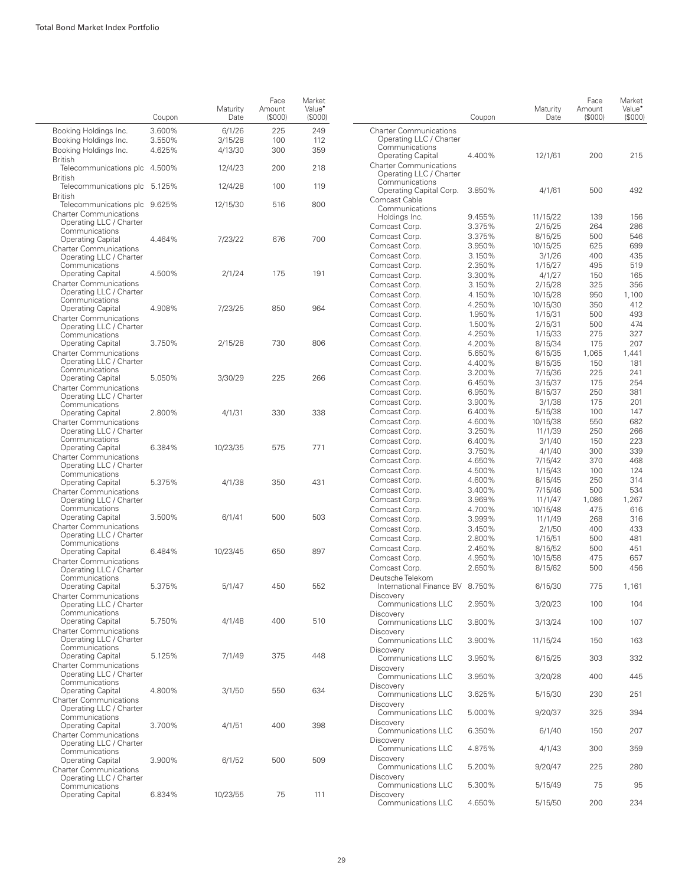| | Coupon | Maturity Date | Face Amount ($000) | Market Value• ($000) |
|---|---|---|---|---|
| Booking Holdings Inc. | 3.600% | 6/1/26 | 225 | 249 |
| Booking Holdings Inc. | 3.550% | 3/15/28 | 100 | 112 |
| Booking Holdings Inc. | 4.625% | 4/13/30 | 300 | 359 |
| British Telecommunications plc | 4.500% | 12/4/23 | 200 | 218 |
| British Telecommunications plc | 5.125% | 12/4/28 | 100 | 119 |
| British Telecommunications plc | 9.625% | 12/15/30 | 516 | 800 |
| Charter Communications Operating LLC / Charter Communications Operating Capital | 4.464% | 7/23/22 | 676 | 700 |
| Charter Communications Operating LLC / Charter Communications Operating Capital | 4.500% | 2/1/24 | 175 | 191 |
| Charter Communications Operating LLC / Charter Communications Operating Capital | 4.908% | 7/23/25 | 850 | 964 |
| Charter Communications Operating LLC / Charter Communications Operating Capital | 3.750% | 2/15/28 | 730 | 806 |
| Charter Communications Operating LLC / Charter Communications Operating Capital | 5.050% | 3/30/29 | 225 | 266 |
| Charter Communications Operating LLC / Charter Communications Operating Capital | 2.800% | 4/1/31 | 330 | 338 |
| Charter Communications Operating LLC / Charter Communications Operating Capital | 6.384% | 10/23/35 | 575 | 771 |
| Charter Communications Operating LLC / Charter Communications Operating Capital | 5.375% | 4/1/38 | 350 | 431 |
| Charter Communications Operating LLC / Charter Communications Operating Capital | 3.500% | 6/1/41 | 500 | 503 |
| Charter Communications Operating LLC / Charter Communications Operating Capital | 6.484% | 10/23/45 | 650 | 897 |
| Charter Communications Operating LLC / Charter Communications Operating Capital | 5.375% | 5/1/47 | 450 | 552 |
| Charter Communications Operating LLC / Charter Communications Operating Capital | 5.750% | 4/1/48 | 400 | 510 |
| Charter Communications Operating LLC / Charter Communications Operating Capital | 5.125% | 7/1/49 | 375 | 448 |
| Charter Communications Operating LLC / Charter Communications Operating Capital | 4.800% | 3/1/50 | 550 | 634 |
| Charter Communications Operating LLC / Charter Communications Operating Capital | 3.700% | 4/1/51 | 400 | 398 |
| Charter Communications Operating LLC / Charter Communications Operating Capital | 3.900% | 6/1/52 | 500 | 509 |
| Charter Communications Operating LLC / Charter Communications Operating Capital | 6.834% | 10/23/55 | 75 | 111 |
| Charter Communications Operating LLC / Charter Communications Operating Capital | 4.400% | 12/1/61 | 200 | 215 |
| Charter Communications Operating LLC / Charter Communications Operating Capital Corp. | 3.850% | 4/1/61 | 500 | 492 |
| Comcast Cable Communications Holdings Inc. | 9.455% | 11/15/22 | 139 | 156 |
| Comcast Corp. | 3.375% | 2/15/25 | 264 | 286 |
| Comcast Corp. | 3.375% | 8/15/25 | 500 | 546 |
| Comcast Corp. | 3.950% | 10/15/25 | 625 | 699 |
| Comcast Corp. | 3.150% | 3/1/26 | 400 | 435 |
| Comcast Corp. | 2.350% | 1/15/27 | 495 | 519 |
| Comcast Corp. | 3.300% | 4/1/27 | 150 | 165 |
| Comcast Corp. | 3.150% | 2/15/28 | 325 | 356 |
| Comcast Corp. | 4.150% | 10/15/28 | 950 | 1,100 |
| Comcast Corp. | 4.250% | 10/15/30 | 350 | 412 |
| Comcast Corp. | 1.950% | 1/15/31 | 500 | 493 |
| Comcast Corp. | 1.500% | 2/15/31 | 500 | 474 |
| Comcast Corp. | 4.250% | 1/15/33 | 275 | 327 |
| Comcast Corp. | 4.200% | 8/15/34 | 175 | 207 |
| Comcast Corp. | 5.650% | 6/15/35 | 1,065 | 1,441 |
| Comcast Corp. | 4.400% | 8/15/35 | 150 | 181 |
| Comcast Corp. | 3.200% | 7/15/36 | 225 | 241 |
| Comcast Corp. | 6.450% | 3/15/37 | 175 | 254 |
| Comcast Corp. | 6.950% | 8/15/37 | 250 | 381 |
| Comcast Corp. | 3.900% | 3/1/38 | 175 | 201 |
| Comcast Corp. | 6.400% | 5/15/38 | 100 | 147 |
| Comcast Corp. | 4.600% | 10/15/38 | 550 | 682 |
| Comcast Corp. | 3.250% | 11/1/39 | 250 | 266 |
| Comcast Corp. | 6.400% | 3/1/40 | 150 | 223 |
| Comcast Corp. | 3.750% | 4/1/40 | 300 | 339 |
| Comcast Corp. | 4.650% | 7/15/42 | 370 | 468 |
| Comcast Corp. | 4.500% | 1/15/43 | 100 | 124 |
| Comcast Corp. | 4.600% | 8/15/45 | 250 | 314 |
| Comcast Corp. | 3.400% | 7/15/46 | 500 | 534 |
| Comcast Corp. | 3.969% | 11/1/47 | 1,086 | 1,267 |
| Comcast Corp. | 4.700% | 10/15/48 | 475 | 616 |
| Comcast Corp. | 3.999% | 11/1/49 | 268 | 316 |
| Comcast Corp. | 3.450% | 2/1/50 | 400 | 433 |
| Comcast Corp. | 2.800% | 1/15/51 | 500 | 481 |
| Comcast Corp. | 2.450% | 8/15/52 | 500 | 451 |
| Comcast Corp. | 4.950% | 10/15/58 | 475 | 657 |
| Comcast Corp. | 2.650% | 8/15/62 | 500 | 456 |
| Deutsche Telekom International Finance BV | 8.750% | 6/15/30 | 775 | 1,161 |
| Discovery Communications LLC | 2.950% | 3/20/23 | 100 | 104 |
| Discovery Communications LLC | 3.800% | 3/13/24 | 100 | 107 |
| Discovery Communications LLC | 3.900% | 11/15/24 | 150 | 163 |
| Discovery Communications LLC | 3.950% | 6/15/25 | 303 | 332 |
| Discovery Communications LLC | 3.950% | 3/20/28 | 400 | 445 |
| Discovery Communications LLC | 3.625% | 5/15/30 | 230 | 251 |
| Discovery Communications LLC | 5.000% | 9/20/37 | 325 | 394 |
| Discovery Communications LLC | 6.350% | 6/1/40 | 150 | 207 |
| Discovery Communications LLC | 4.875% | 4/1/43 | 300 | 359 |
| Discovery Communications LLC | 5.200% | 9/20/47 | 225 | 280 |
| Discovery Communications LLC | 5.300% | 5/15/49 | 75 | 95 |
| Discovery Communications LLC | 4.650% | 5/15/50 | 200 | 234 |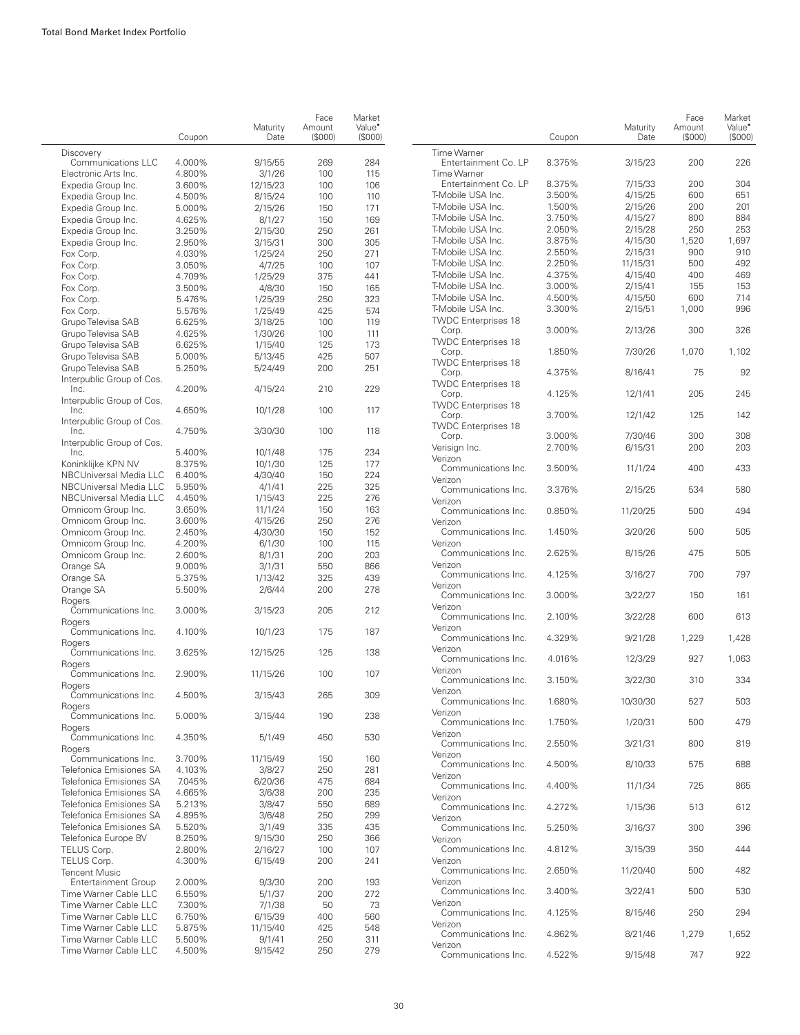| | Coupon | Maturity Date | Face Amount ($000) | Market Value• ($000) |
|---|---|---|---|---|
| Discovery Communications LLC | 4.000% | 9/15/55 | 269 | 284 |
| Electronic Arts Inc. | 4.800% | 3/1/26 | 100 | 115 |
| Expedia Group Inc. | 3.600% | 12/15/23 | 100 | 106 |
| Expedia Group Inc. | 4.500% | 8/15/24 | 100 | 110 |
| Expedia Group Inc. | 5.000% | 2/15/26 | 150 | 171 |
| Expedia Group Inc. | 4.625% | 8/1/27 | 150 | 169 |
| Expedia Group Inc. | 3.250% | 2/15/30 | 250 | 261 |
| Expedia Group Inc. | 2.950% | 3/15/31 | 300 | 305 |
| Fox Corp. | 4.030% | 1/25/24 | 250 | 271 |
| Fox Corp. | 3.050% | 4/7/25 | 100 | 107 |
| Fox Corp. | 4.709% | 1/25/29 | 375 | 441 |
| Fox Corp. | 3.500% | 4/8/30 | 150 | 165 |
| Fox Corp. | 5.476% | 1/25/39 | 250 | 323 |
| Fox Corp. | 5.576% | 1/25/49 | 425 | 574 |
| Grupo Televisa SAB | 6.625% | 3/18/25 | 100 | 119 |
| Grupo Televisa SAB | 4.625% | 1/30/26 | 100 | 111 |
| Grupo Televisa SAB | 6.625% | 1/15/40 | 125 | 173 |
| Grupo Televisa SAB | 5.000% | 5/13/45 | 425 | 507 |
| Grupo Televisa SAB | 5.250% | 5/24/49 | 200 | 251 |
| Interpublic Group of Cos. Inc. | 4.200% | 4/15/24 | 210 | 229 |
| Interpublic Group of Cos. Inc. | 4.650% | 10/1/28 | 100 | 117 |
| Interpublic Group of Cos. Inc. | 4.750% | 3/30/30 | 100 | 118 |
| Interpublic Group of Cos. Inc. | 5.400% | 10/1/48 | 175 | 234 |
| Koninklijke KPN NV | 8.375% | 10/1/30 | 125 | 177 |
| NBCUniversal Media LLC | 6.400% | 4/30/40 | 150 | 224 |
| NBCUniversal Media LLC | 5.950% | 4/1/41 | 225 | 325 |
| NBCUniversal Media LLC | 4.450% | 1/15/43 | 225 | 276 |
| Omnicom Group Inc. | 3.650% | 11/1/24 | 150 | 163 |
| Omnicom Group Inc. | 3.600% | 4/15/26 | 250 | 276 |
| Omnicom Group Inc. | 2.450% | 4/30/30 | 150 | 152 |
| Omnicom Group Inc. | 4.200% | 6/1/30 | 100 | 115 |
| Omnicom Group Inc. | 2.600% | 8/1/31 | 200 | 203 |
| Orange SA | 9.000% | 3/1/31 | 550 | 866 |
| Orange SA | 5.375% | 1/13/42 | 325 | 439 |
| Orange SA | 5.500% | 2/6/44 | 200 | 278 |
| Rogers Communications Inc. | 3.000% | 3/15/23 | 205 | 212 |
| Rogers Communications Inc. | 4.100% | 10/1/23 | 175 | 187 |
| Rogers Communications Inc. | 3.625% | 12/15/25 | 125 | 138 |
| Rogers Communications Inc. | 2.900% | 11/15/26 | 100 | 107 |
| Rogers Communications Inc. | 4.500% | 3/15/43 | 265 | 309 |
| Rogers Communications Inc. | 5.000% | 3/15/44 | 190 | 238 |
| Rogers Communications Inc. | 4.350% | 5/1/49 | 450 | 530 |
| Rogers Communications Inc. | 3.700% | 11/15/49 | 150 | 160 |
| Telefonica Emisiones SA | 4.103% | 3/8/27 | 250 | 281 |
| Telefonica Emisiones SA | 7.045% | 6/20/36 | 475 | 684 |
| Telefonica Emisiones SA | 4.665% | 3/6/38 | 200 | 235 |
| Telefonica Emisiones SA | 5.213% | 3/8/47 | 550 | 689 |
| Telefonica Emisiones SA | 4.895% | 3/6/48 | 250 | 299 |
| Telefonica Emisiones SA | 5.520% | 3/1/49 | 335 | 435 |
| Telefonica Europe BV | 8.250% | 9/15/30 | 250 | 366 |
| TELUS Corp. | 2.800% | 2/16/27 | 100 | 107 |
| TELUS Corp. | 4.300% | 6/15/49 | 200 | 241 |
| Tencent Music Entertainment Group | 2.000% | 9/3/30 | 200 | 193 |
| Time Warner Cable LLC | 6.550% | 5/1/37 | 200 | 272 |
| Time Warner Cable LLC | 7.300% | 7/1/38 | 50 | 73 |
| Time Warner Cable LLC | 6.750% | 6/15/39 | 400 | 560 |
| Time Warner Cable LLC | 5.875% | 11/15/40 | 425 | 548 |
| Time Warner Cable LLC | 5.500% | 9/1/41 | 250 | 311 |
| Time Warner Cable LLC | 4.500% | 9/15/42 | 250 | 279 |
| Time Warner Entertainment Co. LP | 8.375% | 3/15/23 | 200 | 226 |
| Time Warner Entertainment Co. LP | 8.375% | 7/15/33 | 200 | 304 |
| T-Mobile USA Inc. | 3.500% | 4/15/25 | 600 | 651 |
| T-Mobile USA Inc. | 1.500% | 2/15/26 | 200 | 201 |
| T-Mobile USA Inc. | 3.750% | 4/15/27 | 800 | 884 |
| T-Mobile USA Inc. | 2.050% | 2/15/28 | 250 | 253 |
| T-Mobile USA Inc. | 3.875% | 4/15/30 | 1,520 | 1,697 |
| T-Mobile USA Inc. | 2.550% | 2/15/31 | 900 | 910 |
| T-Mobile USA Inc. | 2.250% | 11/15/31 | 500 | 492 |
| T-Mobile USA Inc. | 4.375% | 4/15/40 | 400 | 469 |
| T-Mobile USA Inc. | 3.000% | 2/15/41 | 155 | 153 |
| T-Mobile USA Inc. | 4.500% | 4/15/50 | 600 | 714 |
| T-Mobile USA Inc. | 3.300% | 2/15/51 | 1,000 | 996 |
| TWDC Enterprises 18 Corp. | 3.000% | 2/13/26 | 300 | 326 |
| TWDC Enterprises 18 Corp. | 1.850% | 7/30/26 | 1,070 | 1,102 |
| TWDC Enterprises 18 Corp. | 4.375% | 8/16/41 | 75 | 92 |
| TWDC Enterprises 18 Corp. | 4.125% | 12/1/41 | 205 | 245 |
| TWDC Enterprises 18 Corp. | 3.700% | 12/1/42 | 125 | 142 |
| TWDC Enterprises 18 Corp. | 3.000% | 7/30/46 | 300 | 308 |
| Verisign Inc. | 2.700% | 6/15/31 | 200 | 203 |
| Verizon Communications Inc. | 3.500% | 11/1/24 | 400 | 433 |
| Verizon Communications Inc. | 3.376% | 2/15/25 | 534 | 580 |
| Verizon Communications Inc. | 0.850% | 11/20/25 | 500 | 494 |
| Verizon Communications Inc. | 1.450% | 3/20/26 | 500 | 505 |
| Verizon Communications Inc. | 2.625% | 8/15/26 | 475 | 505 |
| Verizon Communications Inc. | 4.125% | 3/16/27 | 700 | 797 |
| Verizon Communications Inc. | 3.000% | 3/22/27 | 150 | 161 |
| Verizon Communications Inc. | 2.100% | 3/22/28 | 600 | 613 |
| Verizon Communications Inc. | 4.329% | 9/21/28 | 1,229 | 1,428 |
| Verizon Communications Inc. | 4.016% | 12/3/29 | 927 | 1,063 |
| Verizon Communications Inc. | 3.150% | 3/22/30 | 310 | 334 |
| Verizon Communications Inc. | 1.680% | 10/30/30 | 527 | 503 |
| Verizon Communications Inc. | 1.750% | 1/20/31 | 500 | 479 |
| Verizon Communications Inc. | 2.550% | 3/21/31 | 800 | 819 |
| Verizon Communications Inc. | 4.500% | 8/10/33 | 575 | 688 |
| Verizon Communications Inc. | 4.400% | 11/1/34 | 725 | 865 |
| Verizon Communications Inc. | 4.272% | 1/15/36 | 513 | 612 |
| Verizon Communications Inc. | 5.250% | 3/16/37 | 300 | 396 |
| Verizon Communications Inc. | 4.812% | 3/15/39 | 350 | 444 |
| Verizon Communications Inc. | 2.650% | 11/20/40 | 500 | 482 |
| Verizon Communications Inc. | 3.400% | 3/22/41 | 500 | 530 |
| Verizon Communications Inc. | 4.125% | 8/15/46 | 250 | 294 |
| Verizon Communications Inc. | 4.862% | 8/21/46 | 1,279 | 1,652 |
| Verizon Communications Inc. | 4.522% | 9/15/48 | 747 | 922 |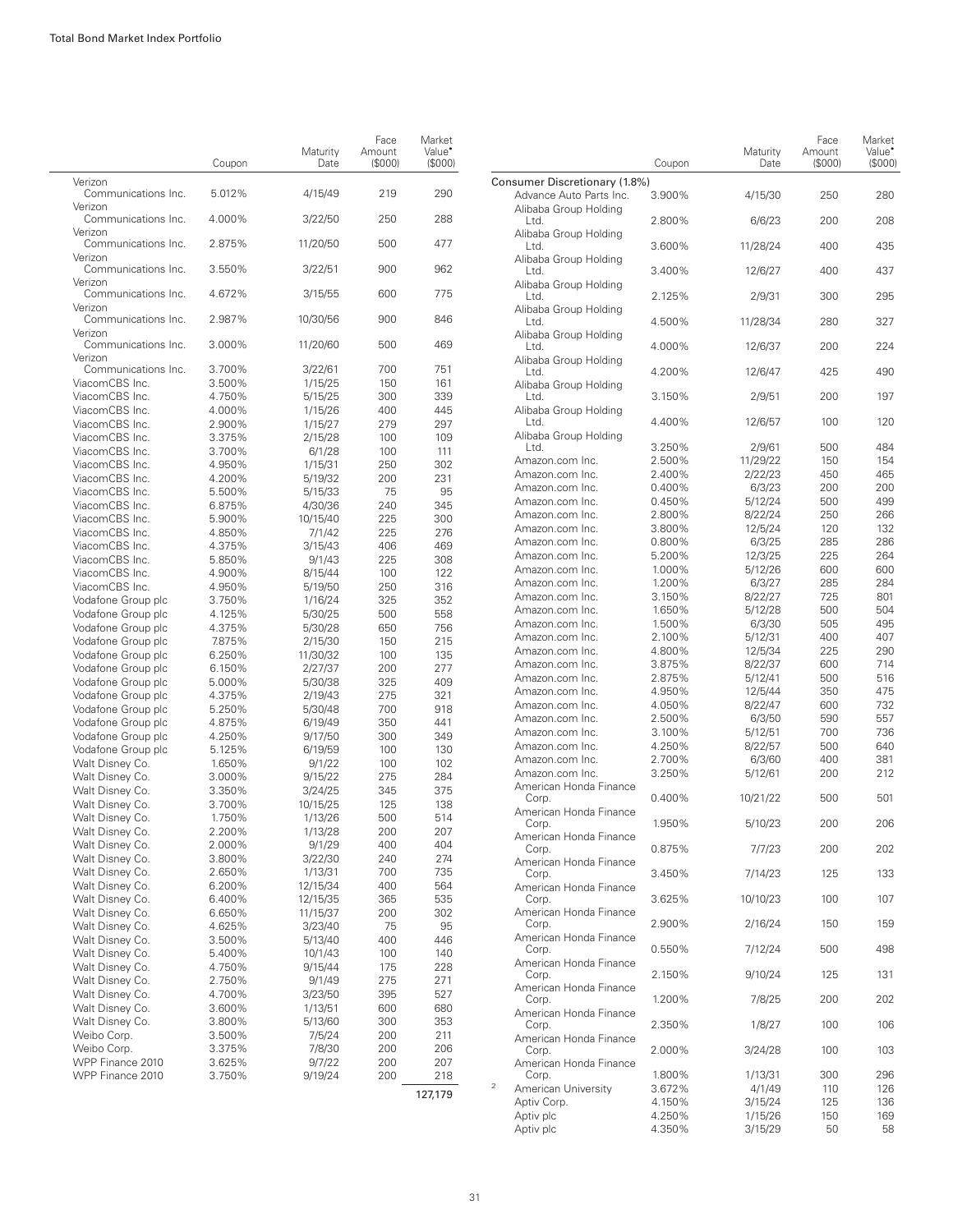| | Coupon | Maturity Date | Face Amount ($000) | Market Value• ($000) |
|---|---|---|---|---|
| Verizon Communications Inc. | 5.012% | 4/15/49 | 219 | 290 |
| Verizon Communications Inc. | 4.000% | 3/22/50 | 250 | 288 |
| Verizon Communications Inc. | 2.875% | 11/20/50 | 500 | 477 |
| Verizon Communications Inc. | 3.550% | 3/22/51 | 900 | 962 |
| Verizon Communications Inc. | 4.672% | 3/15/55 | 600 | 775 |
| Verizon Communications Inc. | 2.987% | 10/30/56 | 900 | 846 |
| Verizon Communications Inc. | 3.000% | 11/20/60 | 500 | 469 |
| Verizon Communications Inc. | 3.700% | 3/22/61 | 700 | 751 |
| ViacomCBS Inc. | 3.500% | 1/15/25 | 150 | 161 |
| ViacomCBS Inc. | 4.750% | 5/15/25 | 300 | 339 |
| ViacomCBS Inc. | 4.000% | 1/15/26 | 400 | 445 |
| ViacomCBS Inc. | 2.900% | 1/15/27 | 279 | 297 |
| ViacomCBS Inc. | 3.375% | 2/15/28 | 100 | 109 |
| ViacomCBS Inc. | 3.700% | 6/1/28 | 100 | 111 |
| ViacomCBS Inc. | 4.950% | 1/15/31 | 250 | 302 |
| ViacomCBS Inc. | 4.200% | 5/19/32 | 200 | 231 |
| ViacomCBS Inc. | 5.500% | 5/15/33 | 75 | 95 |
| ViacomCBS Inc. | 6.875% | 4/30/36 | 240 | 345 |
| ViacomCBS Inc. | 5.900% | 10/15/40 | 225 | 300 |
| ViacomCBS Inc. | 4.850% | 7/1/42 | 225 | 276 |
| ViacomCBS Inc. | 4.375% | 3/15/43 | 406 | 469 |
| ViacomCBS Inc. | 5.850% | 9/1/43 | 225 | 308 |
| ViacomCBS Inc. | 4.900% | 8/15/44 | 100 | 122 |
| ViacomCBS Inc. | 4.950% | 5/19/50 | 250 | 316 |
| Vodafone Group plc | 3.750% | 1/16/24 | 325 | 352 |
| Vodafone Group plc | 4.125% | 5/30/25 | 500 | 558 |
| Vodafone Group plc | 4.375% | 5/30/28 | 650 | 756 |
| Vodafone Group plc | 7.875% | 2/15/30 | 150 | 215 |
| Vodafone Group plc | 6.250% | 11/30/32 | 100 | 135 |
| Vodafone Group plc | 6.150% | 2/27/37 | 200 | 277 |
| Vodafone Group plc | 5.000% | 5/30/38 | 325 | 409 |
| Vodafone Group plc | 4.375% | 2/19/43 | 275 | 321 |
| Vodafone Group plc | 5.250% | 5/30/48 | 700 | 918 |
| Vodafone Group plc | 4.875% | 6/19/49 | 350 | 441 |
| Vodafone Group plc | 4.250% | 9/17/50 | 300 | 349 |
| Vodafone Group plc | 5.125% | 6/19/59 | 100 | 130 |
| Walt Disney Co. | 1.650% | 9/1/22 | 100 | 102 |
| Walt Disney Co. | 3.000% | 9/15/22 | 275 | 284 |
| Walt Disney Co. | 3.350% | 3/24/25 | 345 | 375 |
| Walt Disney Co. | 3.700% | 10/15/25 | 125 | 138 |
| Walt Disney Co. | 1.750% | 1/13/26 | 500 | 514 |
| Walt Disney Co. | 2.200% | 1/13/28 | 200 | 207 |
| Walt Disney Co. | 2.000% | 9/1/29 | 400 | 404 |
| Walt Disney Co. | 3.800% | 3/22/30 | 240 | 274 |
| Walt Disney Co. | 2.650% | 1/13/31 | 700 | 735 |
| Walt Disney Co. | 6.200% | 12/15/34 | 400 | 564 |
| Walt Disney Co. | 6.400% | 12/15/35 | 365 | 535 |
| Walt Disney Co. | 6.650% | 11/15/37 | 200 | 302 |
| Walt Disney Co. | 4.625% | 3/23/40 | 75 | 95 |
| Walt Disney Co. | 3.500% | 5/13/40 | 400 | 446 |
| Walt Disney Co. | 5.400% | 10/1/43 | 100 | 140 |
| Walt Disney Co. | 4.750% | 9/15/44 | 175 | 228 |
| Walt Disney Co. | 2.750% | 9/1/49 | 275 | 271 |
| Walt Disney Co. | 4.700% | 3/23/50 | 395 | 527 |
| Walt Disney Co. | 3.600% | 1/13/51 | 600 | 680 |
| Walt Disney Co. | 3.800% | 5/13/60 | 300 | 353 |
| Weibo Corp. | 3.500% | 7/5/24 | 200 | 211 |
| Weibo Corp. | 3.375% | 7/8/30 | 200 | 206 |
| WPP Finance 2010 | 3.625% | 9/7/22 | 200 | 207 |
| WPP Finance 2010 | 3.750% | 9/19/24 | 200 | 218 |
| | | | | 127,179 |

| | Coupon | Maturity Date | Face Amount ($000) | Market Value• ($000) |
|---|---|---|---|---|
| **Consumer Discretionary (1.8%)** | | | | |
| Advance Auto Parts Inc. | 3.900% | 4/15/30 | 250 | 280 |
| Alibaba Group Holding Ltd. | 2.800% | 6/6/23 | 200 | 208 |
| Alibaba Group Holding Ltd. | 3.600% | 11/28/24 | 400 | 435 |
| Alibaba Group Holding Ltd. | 3.400% | 12/6/27 | 400 | 437 |
| Alibaba Group Holding Ltd. | 2.125% | 2/9/31 | 300 | 295 |
| Alibaba Group Holding Ltd. | 4.500% | 11/28/34 | 280 | 327 |
| Alibaba Group Holding Ltd. | 4.000% | 12/6/37 | 200 | 224 |
| Alibaba Group Holding Ltd. | 4.200% | 12/6/47 | 425 | 490 |
| Alibaba Group Holding Ltd. | 3.150% | 2/9/51 | 200 | 197 |
| Alibaba Group Holding Ltd. | 4.400% | 12/6/57 | 100 | 120 |
| Alibaba Group Holding Ltd. | 3.250% | 2/9/61 | 500 | 484 |
| Amazon.com Inc. | 2.500% | 11/29/22 | 150 | 154 |
| Amazon.com Inc. | 2.400% | 2/22/23 | 450 | 465 |
| Amazon.com Inc. | 0.400% | 6/3/23 | 200 | 200 |
| Amazon.com Inc. | 0.450% | 5/12/24 | 500 | 499 |
| Amazon.com Inc. | 2.800% | 8/22/24 | 250 | 266 |
| Amazon.com Inc. | 3.800% | 12/5/24 | 120 | 132 |
| Amazon.com Inc. | 0.800% | 6/3/25 | 285 | 286 |
| Amazon.com Inc. | 5.200% | 12/3/25 | 225 | 264 |
| Amazon.com Inc. | 1.000% | 5/12/26 | 600 | 600 |
| Amazon.com Inc. | 1.200% | 6/3/27 | 285 | 284 |
| Amazon.com Inc. | 3.150% | 8/22/27 | 725 | 801 |
| Amazon.com Inc. | 1.650% | 5/12/28 | 500 | 504 |
| Amazon.com Inc. | 1.500% | 6/3/30 | 505 | 495 |
| Amazon.com Inc. | 2.100% | 5/12/31 | 400 | 407 |
| Amazon.com Inc. | 4.800% | 12/5/34 | 225 | 290 |
| Amazon.com Inc. | 3.875% | 8/22/37 | 600 | 714 |
| Amazon.com Inc. | 2.875% | 5/12/41 | 500 | 516 |
| Amazon.com Inc. | 4.950% | 12/5/44 | 350 | 475 |
| Amazon.com Inc. | 4.050% | 8/22/47 | 600 | 732 |
| Amazon.com Inc. | 2.500% | 6/3/50 | 590 | 557 |
| Amazon.com Inc. | 3.100% | 5/12/51 | 700 | 736 |
| Amazon.com Inc. | 4.250% | 8/22/57 | 500 | 640 |
| Amazon.com Inc. | 2.700% | 6/3/60 | 400 | 381 |
| Amazon.com Inc. | 3.250% | 5/12/61 | 200 | 212 |
| American Honda Finance Corp. | 0.400% | 10/21/22 | 500 | 501 |
| American Honda Finance Corp. | 1.950% | 5/10/23 | 200 | 206 |
| American Honda Finance Corp. | 0.875% | 7/7/23 | 200 | 202 |
| American Honda Finance Corp. | 3.450% | 7/14/23 | 125 | 133 |
| American Honda Finance Corp. | 3.625% | 10/10/23 | 100 | 107 |
| American Honda Finance Corp. | 2.900% | 2/16/24 | 150 | 159 |
| American Honda Finance Corp. | 0.550% | 7/12/24 | 500 | 498 |
| American Honda Finance Corp. | 2.150% | 9/10/24 | 125 | 131 |
| American Honda Finance Corp. | 1.200% | 7/8/25 | 200 | 202 |
| American Honda Finance Corp. | 2.350% | 1/8/27 | 100 | 106 |
| American Honda Finance Corp. | 2.000% | 3/24/28 | 100 | 103 |
| American Honda Finance Corp. | 1.800% | 1/13/31 | 300 | 296 |
| [2] American University | 3.672% | 4/1/49 | 110 | 126 |
| Aptiv Corp. | 4.150% | 3/15/24 | 125 | 136 |
| Aptiv plc | 4.250% | 1/15/26 | 150 | 169 |
| Aptiv plc | 4.350% | 3/15/29 | 50 | 58 |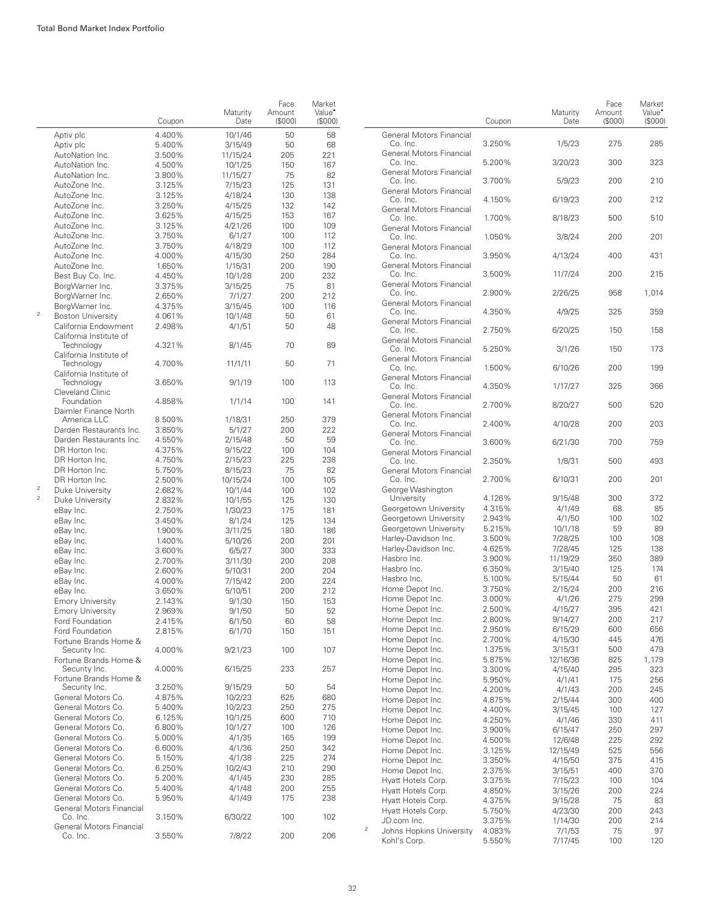| | Coupon | Maturity Date | Face Amount ($000) | Market Value• ($000) |
|---|---|---|---|---|
| Aptiv plc | 4.400% | 10/1/46 | 50 | 58 |
| Aptiv plc | 5.400% | 3/15/49 | 50 | 68 |
| AutoNation Inc. | 3.500% | 11/15/24 | 205 | 221 |
| AutoNation Inc. | 4.500% | 10/1/25 | 150 | 167 |
| AutoNation Inc. | 3.800% | 11/15/27 | 75 | 82 |
| AutoZone Inc. | 3.125% | 7/15/23 | 125 | 131 |
| AutoZone Inc. | 3.125% | 4/18/24 | 130 | 138 |
| AutoZone Inc. | 3.250% | 4/15/25 | 132 | 142 |
| AutoZone Inc. | 3.625% | 4/15/25 | 153 | 167 |
| AutoZone Inc. | 3.125% | 4/21/26 | 100 | 109 |
| AutoZone Inc. | 3.750% | 6/1/27 | 100 | 112 |
| AutoZone Inc. | 3.750% | 4/18/29 | 100 | 112 |
| AutoZone Inc. | 4.000% | 4/15/30 | 250 | 284 |
| AutoZone Inc. | 1.650% | 1/15/31 | 200 | 190 |
| Best Buy Co. Inc. | 4.450% | 10/1/28 | 200 | 232 |
| BorgWarner Inc. | 3.375% | 3/15/25 | 75 | 81 |
| BorgWarner Inc. | 2.650% | 7/1/27 | 200 | 212 |
| BorgWarner Inc. | 4.375% | 3/15/45 | 100 | 116 |
| [2] Boston University | 4.061% | 10/1/48 | 50 | 61 |
| California Endowment | 2.498% | 4/1/51 | 50 | 48 |
| California Institute of Technology | 4.321% | 8/1/45 | 70 | 89 |
| California Institute of Technology | 4.700% | 11/1/11 | 50 | 71 |
| California Institute of Technology | 3.650% | 9/1/19 | 100 | 113 |
| Cleveland Clinic Foundation | 4.858% | 1/1/14 | 100 | 141 |
| Daimler Finance North America LLC | 8.500% | 1/18/31 | 250 | 379 |
| Darden Restaurants Inc. | 3.850% | 5/1/27 | 200 | 222 |
| Darden Restaurants Inc. | 4.550% | 2/15/48 | 50 | 59 |
| DR Horton Inc. | 4.375% | 9/15/22 | 100 | 104 |
| DR Horton Inc. | 4.750% | 2/15/23 | 225 | 238 |
| DR Horton Inc. | 5.750% | 8/15/23 | 75 | 82 |
| DR Horton Inc. | 2.500% | 10/15/24 | 100 | 105 |
| [2] Duke University | 2.682% | 10/1/44 | 100 | 102 |
| [2] Duke University | 2.832% | 10/1/55 | 125 | 130 |
| eBay Inc. | 2.750% | 1/30/23 | 175 | 181 |
| eBay Inc. | 3.450% | 8/1/24 | 125 | 134 |
| eBay Inc. | 1.900% | 3/11/25 | 180 | 186 |
| eBay Inc. | 1.400% | 5/10/26 | 200 | 201 |
| eBay Inc. | 3.600% | 6/5/27 | 300 | 333 |
| eBay Inc. | 2.700% | 3/11/30 | 200 | 208 |
| eBay Inc. | 2.600% | 5/10/31 | 200 | 204 |
| eBay Inc. | 4.000% | 7/15/42 | 200 | 224 |
| eBay Inc. | 3.650% | 5/10/51 | 200 | 212 |
| Emory University | 2.143% | 9/1/30 | 150 | 153 |
| Emory University | 2.969% | 9/1/50 | 50 | 52 |
| Ford Foundation | 2.415% | 6/1/50 | 60 | 58 |
| Ford Foundation | 2.815% | 6/1/70 | 150 | 151 |
| Fortune Brands Home & Security Inc. | 4.000% | 9/21/23 | 100 | 107 |
| Fortune Brands Home & Security Inc. | 4.000% | 6/15/25 | 233 | 257 |
| Fortune Brands Home & Security Inc. | 3.250% | 9/15/29 | 50 | 54 |
| General Motors Co. | 4.875% | 10/2/23 | 625 | 680 |
| General Motors Co. | 5.400% | 10/2/23 | 250 | 275 |
| General Motors Co. | 6.125% | 10/1/25 | 600 | 710 |
| General Motors Co. | 6.800% | 10/1/27 | 100 | 126 |
| General Motors Co. | 5.000% | 4/1/35 | 165 | 199 |
| General Motors Co. | 6.600% | 4/1/36 | 250 | 342 |
| General Motors Co. | 5.150% | 4/1/38 | 225 | 274 |
| General Motors Co. | 6.250% | 10/2/43 | 210 | 290 |
| General Motors Co. | 5.200% | 4/1/45 | 230 | 285 |
| General Motors Co. | 5.400% | 4/1/48 | 200 | 255 |
| General Motors Co. | 5.950% | 4/1/49 | 175 | 238 |
| General Motors Financial Co. Inc. | 3.150% | 6/30/22 | 100 | 102 |
| General Motors Financial Co. Inc. | 3.550% | 7/8/22 | 200 | 206 |
| General Motors Financial Co. Inc. | 3.250% | 1/5/23 | 275 | 285 |
| General Motors Financial Co. Inc. | 5.200% | 3/20/23 | 300 | 323 |
| General Motors Financial Co. Inc. | 3.700% | 5/9/23 | 200 | 210 |
| General Motors Financial Co. Inc. | 4.150% | 6/19/23 | 200 | 212 |
| General Motors Financial Co. Inc. | 1.700% | 8/18/23 | 500 | 510 |
| General Motors Financial Co. Inc. | 1.050% | 3/8/24 | 200 | 201 |
| General Motors Financial Co. Inc. | 3.950% | 4/13/24 | 400 | 431 |
| General Motors Financial Co. Inc. | 3.500% | 11/7/24 | 200 | 215 |
| General Motors Financial Co. Inc. | 2.900% | 2/26/25 | 958 | 1,014 |
| General Motors Financial Co. Inc. | 4.350% | 4/9/25 | 325 | 359 |
| General Motors Financial Co. Inc. | 2.750% | 6/20/25 | 150 | 158 |
| General Motors Financial Co. Inc. | 5.250% | 3/1/26 | 150 | 173 |
| General Motors Financial Co. Inc. | 1.500% | 6/10/26 | 200 | 199 |
| General Motors Financial Co. Inc. | 4.350% | 1/17/27 | 325 | 366 |
| General Motors Financial Co. Inc. | 2.700% | 8/20/27 | 500 | 520 |
| General Motors Financial Co. Inc. | 2.400% | 4/10/28 | 200 | 203 |
| General Motors Financial Co. Inc. | 3.600% | 6/21/30 | 700 | 759 |
| General Motors Financial Co. Inc. | 2.350% | 1/8/31 | 500 | 493 |
| General Motors Financial Co. Inc. | 2.700% | 6/10/31 | 200 | 201 |
| George Washington University | 4.126% | 9/15/48 | 300 | 372 |
| Georgetown University | 4.315% | 4/1/49 | 68 | 85 |
| Georgetown University | 2.943% | 4/1/50 | 100 | 102 |
| Georgetown University | 5.215% | 10/1/18 | 59 | 89 |
| Harley-Davidson Inc. | 3.500% | 7/28/25 | 100 | 108 |
| Harley-Davidson Inc. | 4.625% | 7/28/45 | 125 | 138 |
| Hasbro Inc. | 3.900% | 11/19/29 | 350 | 389 |
| Hasbro Inc. | 6.350% | 3/15/40 | 125 | 174 |
| Hasbro Inc. | 5.100% | 5/15/44 | 50 | 61 |
| Home Depot Inc. | 3.750% | 2/15/24 | 200 | 216 |
| Home Depot Inc. | 3.000% | 4/1/26 | 275 | 299 |
| Home Depot Inc. | 2.500% | 4/15/27 | 395 | 421 |
| Home Depot Inc. | 2.800% | 9/14/27 | 200 | 217 |
| Home Depot Inc. | 2.950% | 6/15/29 | 600 | 656 |
| Home Depot Inc. | 2.700% | 4/15/30 | 445 | 476 |
| Home Depot Inc. | 1.375% | 3/15/31 | 500 | 479 |
| Home Depot Inc. | 5.875% | 12/16/36 | 825 | 1,179 |
| Home Depot Inc. | 3.300% | 4/15/40 | 295 | 323 |
| Home Depot Inc. | 5.950% | 4/1/41 | 175 | 256 |
| Home Depot Inc. | 4.200% | 4/1/43 | 200 | 245 |
| Home Depot Inc. | 4.875% | 2/15/44 | 300 | 400 |
| Home Depot Inc. | 4.400% | 3/15/45 | 100 | 127 |
| Home Depot Inc. | 4.250% | 4/1/46 | 330 | 411 |
| Home Depot Inc. | 3.900% | 6/15/47 | 250 | 297 |
| Home Depot Inc. | 4.500% | 12/6/48 | 225 | 292 |
| Home Depot Inc. | 3.125% | 12/15/49 | 525 | 556 |
| Home Depot Inc. | 3.350% | 4/15/50 | 375 | 415 |
| Home Depot Inc. | 2.375% | 3/15/51 | 400 | 370 |
| Hyatt Hotels Corp. | 3.375% | 7/15/23 | 100 | 104 |
| Hyatt Hotels Corp. | 4.850% | 3/15/26 | 200 | 224 |
| Hyatt Hotels Corp. | 4.375% | 9/15/28 | 75 | 83 |
| Hyatt Hotels Corp. | 5.750% | 4/23/30 | 200 | 243 |
| JD.com Inc. | 3.375% | 1/14/30 | 200 | 214 |
| [2] Johns Hopkins University | 4.083% | 7/1/53 | 75 | 97 |
| Kohl's Corp. | 5.550% | 7/17/45 | 100 | 120 |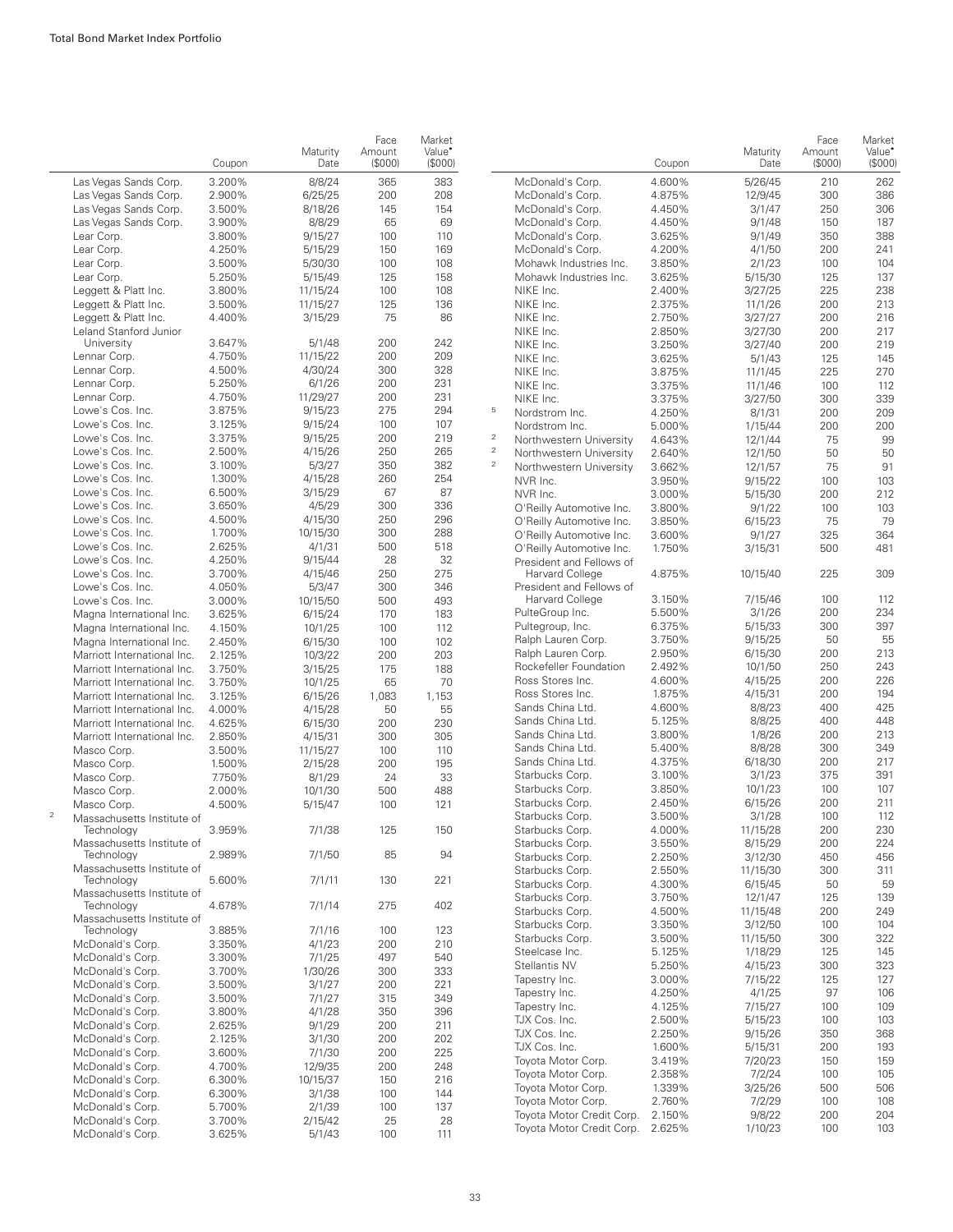| | Coupon | Maturity Date | Face Amount ($000) | Market Value• ($000) |
|---|---|---|---|---|
| Las Vegas Sands Corp. | 3.200% | 8/8/24 | 365 | 383 |
| Las Vegas Sands Corp. | 2.900% | 6/25/25 | 200 | 208 |
| Las Vegas Sands Corp. | 3.500% | 8/18/26 | 145 | 154 |
| Las Vegas Sands Corp. | 3.900% | 8/8/29 | 65 | 69 |
| Lear Corp. | 3.800% | 9/15/27 | 100 | 110 |
| Lear Corp. | 4.250% | 5/15/29 | 150 | 169 |
| Lear Corp. | 3.500% | 5/30/30 | 100 | 108 |
| Lear Corp. | 5.250% | 5/15/49 | 125 | 158 |
| Leggett & Platt Inc. | 3.800% | 11/15/24 | 100 | 108 |
| Leggett & Platt Inc. | 3.500% | 11/15/27 | 125 | 136 |
| Leggett & Platt Inc. | 4.400% | 3/15/29 | 75 | 86 |
| Leland Stanford Junior University | 3.647% | 5/1/48 | 200 | 242 |
| Lennar Corp. | 4.750% | 11/15/22 | 200 | 209 |
| Lennar Corp. | 4.500% | 4/30/24 | 300 | 328 |
| Lennar Corp. | 5.250% | 6/1/26 | 200 | 231 |
| Lennar Corp. | 4.750% | 11/29/27 | 200 | 231 |
| Lowe's Cos. Inc. | 3.875% | 9/15/23 | 275 | 294 |
| Lowe's Cos. Inc. | 3.125% | 9/15/24 | 100 | 107 |
| Lowe's Cos. Inc. | 3.375% | 9/15/25 | 200 | 219 |
| Lowe's Cos. Inc. | 2.500% | 4/15/26 | 250 | 265 |
| Lowe's Cos. Inc. | 3.100% | 5/3/27 | 350 | 382 |
| Lowe's Cos. Inc. | 1.300% | 4/15/28 | 260 | 254 |
| Lowe's Cos. Inc. | 6.500% | 3/15/29 | 67 | 87 |
| Lowe's Cos. Inc. | 3.650% | 4/5/29 | 300 | 336 |
| Lowe's Cos. Inc. | 4.500% | 4/15/30 | 250 | 296 |
| Lowe's Cos. Inc. | 1.700% | 10/15/30 | 300 | 288 |
| Lowe's Cos. Inc. | 2.625% | 4/1/31 | 500 | 518 |
| Lowe's Cos. Inc. | 4.250% | 9/15/44 | 28 | 32 |
| Lowe's Cos. Inc. | 3.700% | 4/15/46 | 250 | 275 |
| Lowe's Cos. Inc. | 4.050% | 5/3/47 | 300 | 346 |
| Lowe's Cos. Inc. | 3.000% | 10/15/50 | 500 | 493 |
| Magna International Inc. | 3.625% | 6/15/24 | 170 | 183 |
| Magna International Inc. | 4.150% | 10/1/25 | 100 | 112 |
| Magna International Inc. | 2.450% | 6/15/30 | 100 | 102 |
| Marriott International Inc. | 2.125% | 10/3/22 | 200 | 203 |
| Marriott International Inc. | 3.750% | 3/15/25 | 175 | 188 |
| Marriott International Inc. | 3.750% | 10/1/25 | 65 | 70 |
| Marriott International Inc. | 3.125% | 6/15/26 | 1,083 | 1,153 |
| Marriott International Inc. | 4.000% | 4/15/28 | 50 | 55 |
| Marriott International Inc. | 4.625% | 6/15/30 | 200 | 230 |
| Marriott International Inc. | 2.850% | 4/15/31 | 300 | 305 |
| Masco Corp. | 3.500% | 11/15/27 | 100 | 110 |
| Masco Corp. | 1.500% | 2/15/28 | 200 | 195 |
| Masco Corp. | 7.750% | 8/1/29 | 24 | 33 |
| Masco Corp. | 2.000% | 10/1/30 | 500 | 488 |
| Masco Corp. | 4.500% | 5/15/47 | 100 | 121 |
| [2] Massachusetts Institute of Technology | 3.959% | 7/1/38 | 125 | 150 |
| Massachusetts Institute of Technology | 2.989% | 7/1/50 | 85 | 94 |
| Massachusetts Institute of Technology | 5.600% | 7/1/11 | 130 | 221 |
| Massachusetts Institute of Technology | 4.678% | 7/1/14 | 275 | 402 |
| Massachusetts Institute of Technology | 3.885% | 7/1/16 | 100 | 123 |
| McDonald's Corp. | 3.350% | 4/1/23 | 200 | 210 |
| McDonald's Corp. | 3.300% | 7/1/25 | 497 | 540 |
| McDonald's Corp. | 3.700% | 1/30/26 | 300 | 333 |
| McDonald's Corp. | 3.500% | 3/1/27 | 200 | 221 |
| McDonald's Corp. | 3.500% | 7/1/27 | 315 | 349 |
| McDonald's Corp. | 3.800% | 4/1/28 | 350 | 396 |
| McDonald's Corp. | 2.625% | 9/1/29 | 200 | 211 |
| McDonald's Corp. | 2.125% | 3/1/30 | 200 | 202 |
| McDonald's Corp. | 3.600% | 7/1/30 | 200 | 225 |
| McDonald's Corp. | 4.700% | 12/9/35 | 200 | 248 |
| McDonald's Corp. | 6.300% | 10/15/37 | 150 | 216 |
| McDonald's Corp. | 6.300% | 3/1/38 | 100 | 144 |
| McDonald's Corp. | 5.700% | 2/1/39 | 100 | 137 |
| McDonald's Corp. | 3.700% | 2/15/42 | 25 | 28 |
| McDonald's Corp. | 3.625% | 5/1/43 | 100 | 111 |
| McDonald's Corp. | 4.600% | 5/26/45 | 210 | 262 |
| McDonald's Corp. | 4.875% | 12/9/45 | 300 | 386 |
| McDonald's Corp. | 4.450% | 3/1/47 | 250 | 306 |
| McDonald's Corp. | 4.450% | 9/1/48 | 150 | 187 |
| McDonald's Corp. | 3.625% | 9/1/49 | 350 | 388 |
| McDonald's Corp. | 4.200% | 4/1/50 | 200 | 241 |
| Mohawk Industries Inc. | 3.850% | 2/1/23 | 100 | 104 |
| Mohawk Industries Inc. | 3.625% | 5/15/30 | 125 | 137 |
| NIKE Inc. | 2.400% | 3/27/25 | 225 | 238 |
| NIKE Inc. | 2.375% | 11/1/26 | 200 | 213 |
| NIKE Inc. | 2.750% | 3/27/27 | 200 | 216 |
| NIKE Inc. | 2.850% | 3/27/30 | 200 | 217 |
| NIKE Inc. | 3.250% | 3/27/40 | 200 | 219 |
| NIKE Inc. | 3.625% | 5/1/43 | 125 | 145 |
| NIKE Inc. | 3.875% | 11/1/45 | 225 | 270 |
| NIKE Inc. | 3.375% | 11/1/46 | 100 | 112 |
| NIKE Inc. | 3.375% | 3/27/50 | 300 | 339 |
| [5] Nordstrom Inc. | 4.250% | 8/1/31 | 200 | 209 |
| Nordstrom Inc. | 5.000% | 1/15/44 | 200 | 200 |
| [2] Northwestern University | 4.643% | 12/1/44 | 75 | 99 |
| [2] Northwestern University | 2.640% | 12/1/50 | 50 | 50 |
| [2] Northwestern University | 3.662% | 12/1/57 | 75 | 91 |
| NVR Inc. | 3.950% | 9/15/22 | 100 | 103 |
| NVR Inc. | 3.000% | 5/15/30 | 200 | 212 |
| O'Reilly Automotive Inc. | 3.800% | 9/1/22 | 100 | 103 |
| O'Reilly Automotive Inc. | 3.850% | 6/15/23 | 75 | 79 |
| O'Reilly Automotive Inc. | 3.600% | 9/1/27 | 325 | 364 |
| O'Reilly Automotive Inc. | 1.750% | 3/15/31 | 500 | 481 |
| President and Fellows of Harvard College | 4.875% | 10/15/40 | 225 | 309 |
| President and Fellows of Harvard College | 3.150% | 7/15/46 | 100 | 112 |
| PulteGroup Inc. | 5.500% | 3/1/26 | 200 | 234 |
| Pultegroup, Inc. | 6.375% | 5/15/33 | 300 | 397 |
| Ralph Lauren Corp. | 3.750% | 9/15/25 | 50 | 55 |
| Ralph Lauren Corp. | 2.950% | 6/15/30 | 200 | 213 |
| Rockefeller Foundation | 2.492% | 10/1/50 | 250 | 243 |
| Ross Stores Inc. | 4.600% | 4/15/25 | 200 | 226 |
| Ross Stores Inc. | 1.875% | 4/15/31 | 200 | 194 |
| Sands China Ltd. | 4.600% | 8/8/23 | 400 | 425 |
| Sands China Ltd. | 5.125% | 8/8/25 | 400 | 448 |
| Sands China Ltd. | 3.800% | 1/8/26 | 200 | 213 |
| Sands China Ltd. | 5.400% | 8/8/28 | 300 | 349 |
| Sands China Ltd. | 4.375% | 6/18/30 | 200 | 217 |
| Starbucks Corp. | 3.100% | 3/1/23 | 375 | 391 |
| Starbucks Corp. | 3.850% | 10/1/23 | 100 | 107 |
| Starbucks Corp. | 2.450% | 6/15/26 | 200 | 211 |
| Starbucks Corp. | 3.500% | 3/1/28 | 100 | 112 |
| Starbucks Corp. | 4.000% | 11/15/28 | 200 | 230 |
| Starbucks Corp. | 3.550% | 8/15/29 | 200 | 224 |
| Starbucks Corp. | 2.250% | 3/12/30 | 450 | 456 |
| Starbucks Corp. | 2.550% | 11/15/30 | 300 | 311 |
| Starbucks Corp. | 4.300% | 6/15/45 | 50 | 59 |
| Starbucks Corp. | 3.750% | 12/1/47 | 125 | 139 |
| Starbucks Corp. | 4.500% | 11/15/48 | 200 | 249 |
| Starbucks Corp. | 3.350% | 3/12/50 | 100 | 104 |
| Starbucks Corp. | 3.500% | 11/15/50 | 300 | 322 |
| Steelcase Inc. | 5.125% | 1/18/29 | 125 | 145 |
| Stellantis NV | 5.250% | 4/15/23 | 300 | 323 |
| Tapestry Inc. | 3.000% | 7/15/22 | 125 | 127 |
| Tapestry Inc. | 4.250% | 4/1/25 | 97 | 106 |
| Tapestry Inc. | 4.125% | 7/15/27 | 100 | 109 |
| TJX Cos. Inc. | 2.500% | 5/15/23 | 100 | 103 |
| TJX Cos. Inc. | 2.250% | 9/15/26 | 350 | 368 |
| TJX Cos. Inc. | 1.600% | 5/15/31 | 200 | 193 |
| Toyota Motor Corp. | 3.419% | 7/20/23 | 150 | 159 |
| Toyota Motor Corp. | 2.358% | 7/2/24 | 100 | 105 |
| Toyota Motor Corp. | 1.339% | 3/25/26 | 500 | 506 |
| Toyota Motor Corp. | 2.760% | 7/2/29 | 100 | 108 |
| Toyota Motor Credit Corp. | 2.150% | 9/8/22 | 200 | 204 |
| Toyota Motor Credit Corp. | 2.625% | 1/10/23 | 100 | 103 |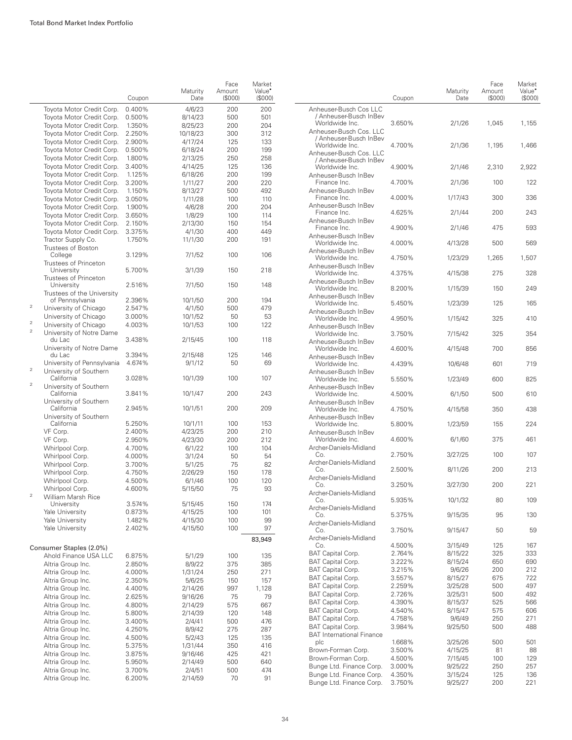| | | Coupon | Maturity Date | Face Amount ($000) | Market Value• ($000) |
|---|---|---|---|---|---|
| | Toyota Motor Credit Corp. | 0.400% | 4/6/23 | 200 | 200 |
| | Toyota Motor Credit Corp. | 0.500% | 8/14/23 | 500 | 501 |
| | Toyota Motor Credit Corp. | 1.350% | 8/25/23 | 200 | 204 |
| | Toyota Motor Credit Corp. | 2.250% | 10/18/23 | 300 | 312 |
| | Toyota Motor Credit Corp. | 2.900% | 4/17/24 | 125 | 133 |
| | Toyota Motor Credit Corp. | 0.500% | 6/18/24 | 200 | 199 |
| | Toyota Motor Credit Corp. | 1.800% | 2/13/25 | 250 | 258 |
| | Toyota Motor Credit Corp. | 3.400% | 4/14/25 | 125 | 136 |
| | Toyota Motor Credit Corp. | 1.125% | 6/18/26 | 200 | 199 |
| | Toyota Motor Credit Corp. | 3.200% | 1/11/27 | 200 | 220 |
| | Toyota Motor Credit Corp. | 1.150% | 8/13/27 | 500 | 492 |
| | Toyota Motor Credit Corp. | 3.050% | 1/11/28 | 100 | 110 |
| | Toyota Motor Credit Corp. | 1.900% | 4/6/28 | 200 | 204 |
| | Toyota Motor Credit Corp. | 3.650% | 1/8/29 | 100 | 114 |
| | Toyota Motor Credit Corp. | 2.150% | 2/13/30 | 150 | 154 |
| | Toyota Motor Credit Corp. | 3.375% | 4/1/30 | 400 | 449 |
| | Tractor Supply Co. | 1.750% | 11/1/30 | 200 | 191 |
| | Trustees of Boston College | 3.129% | 7/1/52 | 100 | 106 |
| | Trustees of Princeton University | 5.700% | 3/1/39 | 150 | 218 |
| | Trustees of Princeton University | 2.516% | 7/1/50 | 150 | 148 |
| | Trustees of the University of Pennsylvania | 2.396% | 10/1/50 | 200 | 194 |
| 2 | University of Chicago | 2.547% | 4/1/50 | 500 | 479 |
| | University of Chicago | 3.000% | 10/1/52 | 50 | 53 |
| 2 | University of Chicago | 4.003% | 10/1/53 | 100 | 122 |
| 2 | University of Notre Dame du Lac | 3.438% | 2/15/45 | 100 | 118 |
| | University of Notre Dame du Lac | 3.394% | 2/15/48 | 125 | 146 |
| | University of Pennsylvania | 4.674% | 9/1/12 | 50 | 69 |
| 2 | University of Southern California | 3.028% | 10/1/39 | 100 | 107 |
| 2 | University of Southern California | 3.841% | 10/1/47 | 200 | 243 |
| | University of Southern California | 2.945% | 10/1/51 | 200 | 209 |
| | University of Southern California | 5.250% | 10/1/11 | 100 | 153 |
| | VF Corp. | 2.400% | 4/23/25 | 200 | 210 |
| | VF Corp. | 2.950% | 4/23/30 | 200 | 212 |
| | Whirlpool Corp. | 4.700% | 6/1/22 | 100 | 104 |
| | Whirlpool Corp. | 4.000% | 3/1/24 | 50 | 54 |
| | Whirlpool Corp. | 3.700% | 5/1/25 | 75 | 82 |
| | Whirlpool Corp. | 4.750% | 2/26/29 | 150 | 178 |
| | Whirlpool Corp. | 4.500% | 6/1/46 | 100 | 120 |
| | Whirlpool Corp. | 4.600% | 5/15/50 | 75 | 93 |
| 2 | William Marsh Rice University | 3.574% | 5/15/45 | 150 | 174 |
| | Yale University | 0.873% | 4/15/25 | 100 | 101 |
| | Yale University | 1.482% | 4/15/30 | 100 | 99 |
| | Yale University | 2.402% | 4/15/50 | 100 | 97 |
| | | | | | 83,949 |
| | **Consumer Staples (2.0%)** | | | | |
| | Ahold Finance USA LLC | 6.875% | 5/1/29 | 100 | 135 |
| | Altria Group Inc. | 2.850% | 8/9/22 | 375 | 385 |
| | Altria Group Inc. | 4.000% | 1/31/24 | 250 | 271 |
| | Altria Group Inc. | 2.350% | 5/6/25 | 150 | 157 |
| | Altria Group Inc. | 4.400% | 2/14/26 | 997 | 1,128 |
| | Altria Group Inc. | 2.625% | 9/16/26 | 75 | 79 |
| | Altria Group Inc. | 4.800% | 2/14/29 | 575 | 667 |
| | Altria Group Inc. | 5.800% | 2/14/39 | 120 | 148 |
| | Altria Group Inc. | 3.400% | 2/4/41 | 500 | 476 |
| | Altria Group Inc. | 4.250% | 8/9/42 | 275 | 287 |
| | Altria Group Inc. | 4.500% | 5/2/43 | 125 | 135 |
| | Altria Group Inc. | 5.375% | 1/31/44 | 350 | 416 |
| | Altria Group Inc. | 3.875% | 9/16/46 | 425 | 421 |
| | Altria Group Inc. | 5.950% | 2/14/49 | 500 | 640 |
| | Altria Group Inc. | 3.700% | 2/4/51 | 500 | 474 |
| | Altria Group Inc. | 6.200% | 2/14/59 | 70 | 91 |
| | Anheuser-Busch Cos LLC / Anheuser-Busch InBev Worldwide Inc. | 3.650% | 2/1/26 | 1,045 | 1,155 |
| | Anheuser-Busch Cos. LLC / Anheuser-Busch InBev Worldwide Inc. | 4.700% | 2/1/36 | 1,195 | 1,466 |
| | Anheuser-Busch Cos. LLC / Anheuser-Busch InBev Worldwide Inc. | 4.900% | 2/1/46 | 2,310 | 2,922 |
| | Anheuser-Busch InBev Finance Inc. | 4.700% | 2/1/36 | 100 | 122 |
| | Anheuser-Busch InBev Finance Inc. | 4.000% | 1/17/43 | 300 | 336 |
| | Anheuser-Busch InBev Finance Inc. | 4.625% | 2/1/44 | 200 | 243 |
| | Anheuser-Busch InBev Finance Inc. | 4.900% | 2/1/46 | 475 | 593 |
| | Anheuser-Busch InBev Worldwide Inc. | 4.000% | 4/13/28 | 500 | 569 |
| | Anheuser-Busch InBev Worldwide Inc. | 4.750% | 1/23/29 | 1,265 | 1,507 |
| | Anheuser-Busch InBev Worldwide Inc. | 4.375% | 4/15/38 | 275 | 328 |
| | Anheuser-Busch InBev Worldwide Inc. | 8.200% | 1/15/39 | 150 | 249 |
| | Anheuser-Busch InBev Worldwide Inc. | 5.450% | 1/23/39 | 125 | 165 |
| | Anheuser-Busch InBev Worldwide Inc. | 4.950% | 1/15/42 | 325 | 410 |
| | Anheuser-Busch InBev Worldwide Inc. | 3.750% | 7/15/42 | 325 | 354 |
| | Anheuser-Busch InBev Worldwide Inc. | 4.600% | 4/15/48 | 700 | 856 |
| | Anheuser-Busch InBev Worldwide Inc. | 4.439% | 10/6/48 | 601 | 719 |
| | Anheuser-Busch InBev Worldwide Inc. | 5.550% | 1/23/49 | 600 | 825 |
| | Anheuser-Busch InBev Worldwide Inc. | 4.500% | 6/1/50 | 500 | 610 |
| | Anheuser-Busch InBev Worldwide Inc. | 4.750% | 4/15/58 | 350 | 438 |
| | Anheuser-Busch InBev Worldwide Inc. | 5.800% | 1/23/59 | 155 | 224 |
| | Anheuser-Busch InBev Worldwide Inc. | 4.600% | 6/1/60 | 375 | 461 |
| | Archer-Daniels-Midland Co. | 2.750% | 3/27/25 | 100 | 107 |
| | Archer-Daniels-Midland Co. | 2.500% | 8/11/26 | 200 | 213 |
| | Archer-Daniels-Midland Co. | 3.250% | 3/27/30 | 200 | 221 |
| | Archer-Daniels-Midland Co. | 5.935% | 10/1/32 | 80 | 109 |
| | Archer-Daniels-Midland Co. | 5.375% | 9/15/35 | 95 | 130 |
| | Archer-Daniels-Midland Co. | 3.750% | 9/15/47 | 50 | 59 |
| | Archer-Daniels-Midland Co. | 4.500% | 3/15/49 | 125 | 167 |
| | BAT Capital Corp. | 2.764% | 8/15/22 | 325 | 333 |
| | BAT Capital Corp. | 3.222% | 8/15/24 | 650 | 690 |
| | BAT Capital Corp. | 3.215% | 9/6/26 | 200 | 212 |
| | BAT Capital Corp. | 3.557% | 8/15/27 | 675 | 722 |
| | BAT Capital Corp. | 2.259% | 3/25/28 | 500 | 497 |
| | BAT Capital Corp. | 2.726% | 3/25/31 | 500 | 492 |
| | BAT Capital Corp. | 4.390% | 8/15/37 | 525 | 566 |
| | BAT Capital Corp. | 4.540% | 8/15/47 | 575 | 606 |
| | BAT Capital Corp. | 4.758% | 9/6/49 | 250 | 271 |
| | BAT Capital Corp. | 3.984% | 9/25/50 | 500 | 488 |
| | BAT International Finance plc | 1.668% | 3/25/26 | 500 | 501 |
| | Brown-Forman Corp. | 3.500% | 4/15/25 | 81 | 88 |
| | Brown-Forman Corp. | 4.500% | 7/15/45 | 100 | 129 |
| | Bunge Ltd. Finance Corp. | 3.000% | 9/25/22 | 250 | 257 |
| | Bunge Ltd. Finance Corp. | 4.350% | 3/15/24 | 125 | 136 |
| | Bunge Ltd. Finance Corp. | 3.750% | 9/25/27 | 200 | 221 |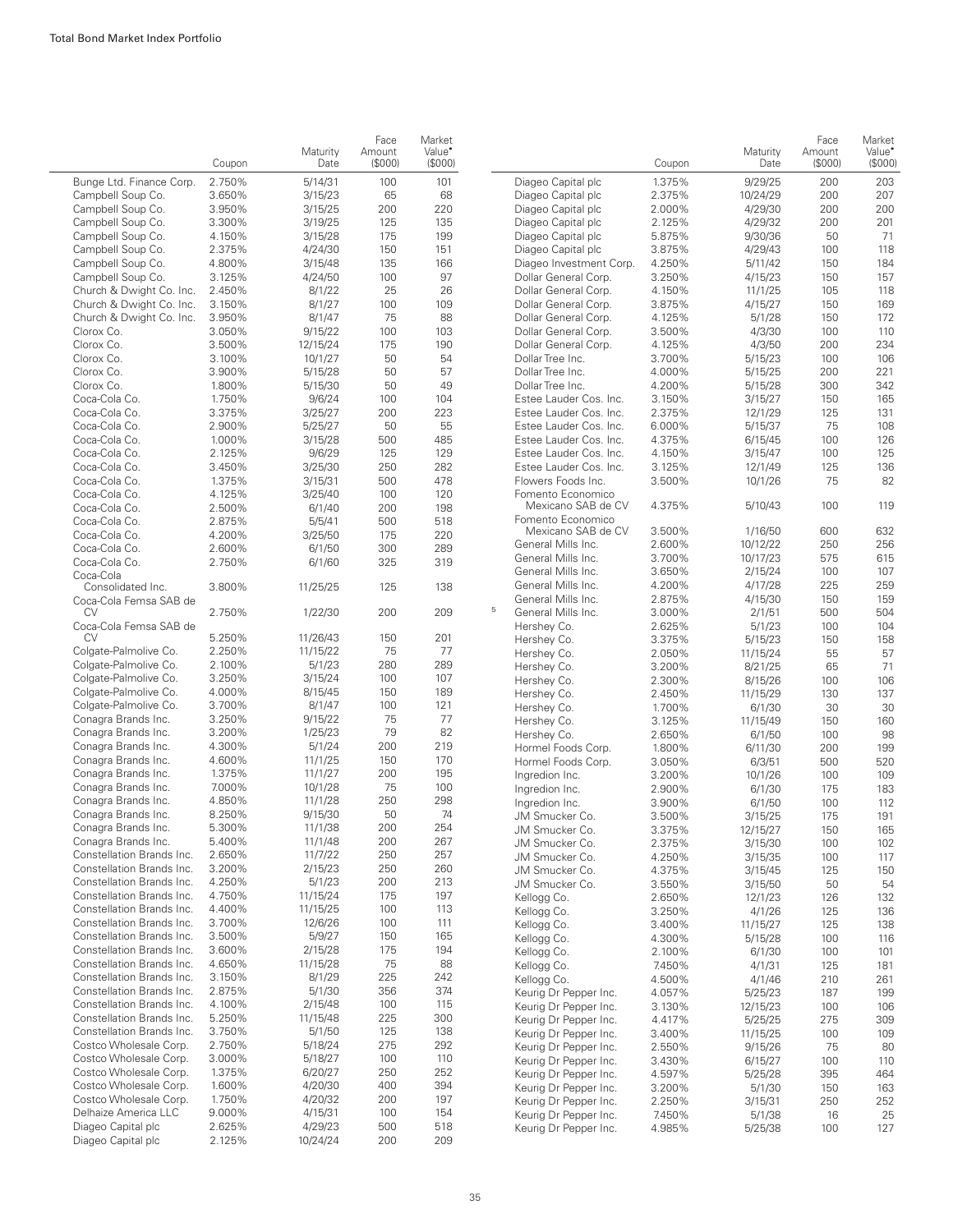| | Coupon | Maturity Date | Face Amount ($000) | Market Value• ($000) |
|---|---|---|---|---|
| Bunge Ltd. Finance Corp. | 2.750% | 5/14/31 | 100 | 101 |
| Campbell Soup Co. | 3.650% | 3/15/23 | 65 | 68 |
| Campbell Soup Co. | 3.950% | 3/15/25 | 200 | 220 |
| Campbell Soup Co. | 3.300% | 3/19/25 | 125 | 135 |
| Campbell Soup Co. | 4.150% | 3/15/28 | 175 | 199 |
| Campbell Soup Co. | 2.375% | 4/24/30 | 150 | 151 |
| Campbell Soup Co. | 4.800% | 3/15/48 | 135 | 166 |
| Campbell Soup Co. | 3.125% | 4/24/50 | 100 | 97 |
| Church & Dwight Co. Inc. | 2.450% | 8/1/22 | 25 | 26 |
| Church & Dwight Co. Inc. | 3.150% | 8/1/27 | 100 | 109 |
| Church & Dwight Co. Inc. | 3.950% | 8/1/47 | 75 | 88 |
| Clorox Co. | 3.050% | 9/15/22 | 100 | 103 |
| Clorox Co. | 3.500% | 12/15/24 | 175 | 190 |
| Clorox Co. | 3.100% | 10/1/27 | 50 | 54 |
| Clorox Co. | 3.900% | 5/15/28 | 50 | 57 |
| Clorox Co. | 1.800% | 5/15/30 | 50 | 49 |
| Coca-Cola Co. | 1.750% | 9/6/24 | 100 | 104 |
| Coca-Cola Co. | 3.375% | 3/25/27 | 200 | 223 |
| Coca-Cola Co. | 2.900% | 5/25/27 | 50 | 55 |
| Coca-Cola Co. | 1.000% | 3/15/28 | 500 | 485 |
| Coca-Cola Co. | 2.125% | 9/6/29 | 125 | 129 |
| Coca-Cola Co. | 3.450% | 3/25/30 | 250 | 282 |
| Coca-Cola Co. | 1.375% | 3/15/31 | 500 | 478 |
| Coca-Cola Co. | 4.125% | 3/25/40 | 100 | 120 |
| Coca-Cola Co. | 2.500% | 6/1/40 | 200 | 198 |
| Coca-Cola Co. | 2.875% | 5/5/41 | 500 | 518 |
| Coca-Cola Co. | 4.200% | 3/25/50 | 175 | 220 |
| Coca-Cola Co. | 2.600% | 6/1/50 | 300 | 289 |
| Coca-Cola Co. | 2.750% | 6/1/60 | 325 | 319 |
| Coca-Cola Consolidated Inc. | 3.800% | 11/25/25 | 125 | 138 |
| Coca-Cola Femsa SAB de CV | 2.750% | 1/22/30 | 200 | 209 |
| Coca-Cola Femsa SAB de CV | 5.250% | 11/26/43 | 150 | 201 |
| Colgate-Palmolive Co. | 2.250% | 11/15/22 | 75 | 77 |
| Colgate-Palmolive Co. | 2.100% | 5/1/23 | 280 | 289 |
| Colgate-Palmolive Co. | 3.250% | 3/15/24 | 100 | 107 |
| Colgate-Palmolive Co. | 4.000% | 8/15/45 | 150 | 189 |
| Colgate-Palmolive Co. | 3.700% | 8/1/47 | 100 | 121 |
| Conagra Brands Inc. | 3.250% | 9/15/22 | 75 | 77 |
| Conagra Brands Inc. | 3.200% | 1/25/23 | 79 | 82 |
| Conagra Brands Inc. | 4.300% | 5/1/24 | 200 | 219 |
| Conagra Brands Inc. | 4.600% | 11/1/25 | 150 | 170 |
| Conagra Brands Inc. | 1.375% | 11/1/27 | 200 | 195 |
| Conagra Brands Inc. | 7.000% | 10/1/28 | 75 | 100 |
| Conagra Brands Inc. | 4.850% | 11/1/28 | 250 | 298 |
| Conagra Brands Inc. | 8.250% | 9/15/30 | 50 | 74 |
| Conagra Brands Inc. | 5.300% | 11/1/38 | 200 | 254 |
| Conagra Brands Inc. | 5.400% | 11/1/48 | 200 | 267 |
| Constellation Brands Inc. | 2.650% | 11/7/22 | 250 | 257 |
| Constellation Brands Inc. | 3.200% | 2/15/23 | 250 | 260 |
| Constellation Brands Inc. | 4.250% | 5/1/23 | 200 | 213 |
| Constellation Brands Inc. | 4.750% | 11/15/24 | 175 | 197 |
| Constellation Brands Inc. | 4.400% | 11/15/25 | 100 | 113 |
| Constellation Brands Inc. | 3.700% | 12/6/26 | 100 | 111 |
| Constellation Brands Inc. | 3.500% | 5/9/27 | 150 | 165 |
| Constellation Brands Inc. | 3.600% | 2/15/28 | 175 | 194 |
| Constellation Brands Inc. | 4.650% | 11/15/28 | 75 | 88 |
| Constellation Brands Inc. | 3.150% | 8/1/29 | 225 | 242 |
| Constellation Brands Inc. | 2.875% | 5/1/30 | 356 | 374 |
| Constellation Brands Inc. | 4.100% | 2/15/48 | 100 | 115 |
| Constellation Brands Inc. | 5.250% | 11/15/48 | 225 | 300 |
| Constellation Brands Inc. | 3.750% | 5/1/50 | 125 | 138 |
| Costco Wholesale Corp. | 2.750% | 5/18/24 | 275 | 292 |
| Costco Wholesale Corp. | 3.000% | 5/18/27 | 100 | 110 |
| Costco Wholesale Corp. | 1.375% | 6/20/27 | 250 | 252 |
| Costco Wholesale Corp. | 1.600% | 4/20/30 | 400 | 394 |
| Costco Wholesale Corp. | 1.750% | 4/20/32 | 200 | 197 |
| Delhaize America LLC | 9.000% | 4/15/31 | 100 | 154 |
| Diageo Capital plc | 2.625% | 4/29/23 | 500 | 518 |
| Diageo Capital plc | 2.125% | 10/24/24 | 200 | 209 |
| Diageo Capital plc | 1.375% | 9/29/25 | 200 | 203 |
| Diageo Capital plc | 2.375% | 10/24/29 | 200 | 207 |
| Diageo Capital plc | 2.000% | 4/29/30 | 200 | 200 |
| Diageo Capital plc | 2.125% | 4/29/32 | 200 | 201 |
| Diageo Capital plc | 5.875% | 9/30/36 | 50 | 71 |
| Diageo Capital plc | 3.875% | 4/29/43 | 100 | 118 |
| Diageo Investment Corp. | 4.250% | 5/11/42 | 150 | 184 |
| Dollar General Corp. | 3.250% | 4/15/23 | 150 | 157 |
| Dollar General Corp. | 4.150% | 11/1/25 | 105 | 118 |
| Dollar General Corp. | 3.875% | 4/15/27 | 150 | 169 |
| Dollar General Corp. | 4.125% | 5/1/28 | 150 | 172 |
| Dollar General Corp. | 3.500% | 4/3/30 | 100 | 110 |
| Dollar General Corp. | 4.125% | 4/3/50 | 200 | 234 |
| Dollar Tree Inc. | 3.700% | 5/15/23 | 100 | 106 |
| Dollar Tree Inc. | 4.000% | 5/15/25 | 200 | 221 |
| Dollar Tree Inc. | 4.200% | 5/15/28 | 300 | 342 |
| Estee Lauder Cos. Inc. | 3.150% | 3/15/27 | 150 | 165 |
| Estee Lauder Cos. Inc. | 2.375% | 12/1/29 | 125 | 131 |
| Estee Lauder Cos. Inc. | 6.000% | 5/15/37 | 75 | 108 |
| Estee Lauder Cos. Inc. | 4.375% | 6/15/45 | 100 | 126 |
| Estee Lauder Cos. Inc. | 4.150% | 3/15/47 | 100 | 125 |
| Estee Lauder Cos. Inc. | 3.125% | 12/1/49 | 125 | 136 |
| Flowers Foods Inc. | 3.500% | 10/1/26 | 75 | 82 |
| Fomento Economico Mexicano SAB de CV | 4.375% | 5/10/43 | 100 | 119 |
| Fomento Economico Mexicano SAB de CV | 3.500% | 1/16/50 | 600 | 632 |
| General Mills Inc. | 2.600% | 10/12/22 | 250 | 256 |
| General Mills Inc. | 3.700% | 10/17/23 | 575 | 615 |
| General Mills Inc. | 3.650% | 2/15/24 | 100 | 107 |
| General Mills Inc. | 4.200% | 4/17/28 | 225 | 259 |
| General Mills Inc. | 2.875% | 4/15/30 | 150 | 159 |
| [5] General Mills Inc. | 3.000% | 2/1/51 | 500 | 504 |
| Hershey Co. | 2.625% | 5/1/23 | 100 | 104 |
| Hershey Co. | 3.375% | 5/15/23 | 150 | 158 |
| Hershey Co. | 2.050% | 11/15/24 | 55 | 57 |
| Hershey Co. | 3.200% | 8/21/25 | 65 | 71 |
| Hershey Co. | 2.300% | 8/15/26 | 100 | 106 |
| Hershey Co. | 2.450% | 11/15/29 | 130 | 137 |
| Hershey Co. | 1.700% | 6/1/30 | 30 | 30 |
| Hershey Co. | 3.125% | 11/15/49 | 150 | 160 |
| Hershey Co. | 2.650% | 6/1/50 | 100 | 98 |
| Hormel Foods Corp. | 1.800% | 6/11/30 | 200 | 199 |
| Hormel Foods Corp. | 3.050% | 6/3/51 | 500 | 520 |
| Ingredion Inc. | 3.200% | 10/1/26 | 100 | 109 |
| Ingredion Inc. | 2.900% | 6/1/30 | 175 | 183 |
| Ingredion Inc. | 3.900% | 6/1/50 | 100 | 112 |
| JM Smucker Co. | 3.500% | 3/15/25 | 175 | 191 |
| JM Smucker Co. | 3.375% | 12/15/27 | 150 | 165 |
| JM Smucker Co. | 2.375% | 3/15/30 | 100 | 102 |
| JM Smucker Co. | 4.250% | 3/15/35 | 100 | 117 |
| JM Smucker Co. | 4.375% | 3/15/45 | 125 | 150 |
| JM Smucker Co. | 3.550% | 3/15/50 | 50 | 54 |
| Kellogg Co. | 2.650% | 12/1/23 | 126 | 132 |
| Kellogg Co. | 3.250% | 4/1/26 | 125 | 136 |
| Kellogg Co. | 3.400% | 11/15/27 | 125 | 138 |
| Kellogg Co. | 4.300% | 5/15/28 | 100 | 116 |
| Kellogg Co. | 2.100% | 6/1/30 | 100 | 101 |
| Kellogg Co. | 7.450% | 4/1/31 | 125 | 181 |
| Kellogg Co. | 4.500% | 4/1/46 | 210 | 261 |
| Keurig Dr Pepper Inc. | 4.057% | 5/25/23 | 187 | 199 |
| Keurig Dr Pepper Inc. | 3.130% | 12/15/23 | 100 | 106 |
| Keurig Dr Pepper Inc. | 4.417% | 5/25/25 | 275 | 309 |
| Keurig Dr Pepper Inc. | 3.400% | 11/15/25 | 100 | 109 |
| Keurig Dr Pepper Inc. | 2.550% | 9/15/26 | 75 | 80 |
| Keurig Dr Pepper Inc. | 3.430% | 6/15/27 | 100 | 110 |
| Keurig Dr Pepper Inc. | 4.597% | 5/25/28 | 395 | 464 |
| Keurig Dr Pepper Inc. | 3.200% | 5/1/30 | 150 | 163 |
| Keurig Dr Pepper Inc. | 2.250% | 3/15/31 | 250 | 252 |
| Keurig Dr Pepper Inc. | 7.450% | 5/1/38 | 16 | 25 |
| Keurig Dr Pepper Inc. | 4.985% | 5/25/38 | 100 | 127 |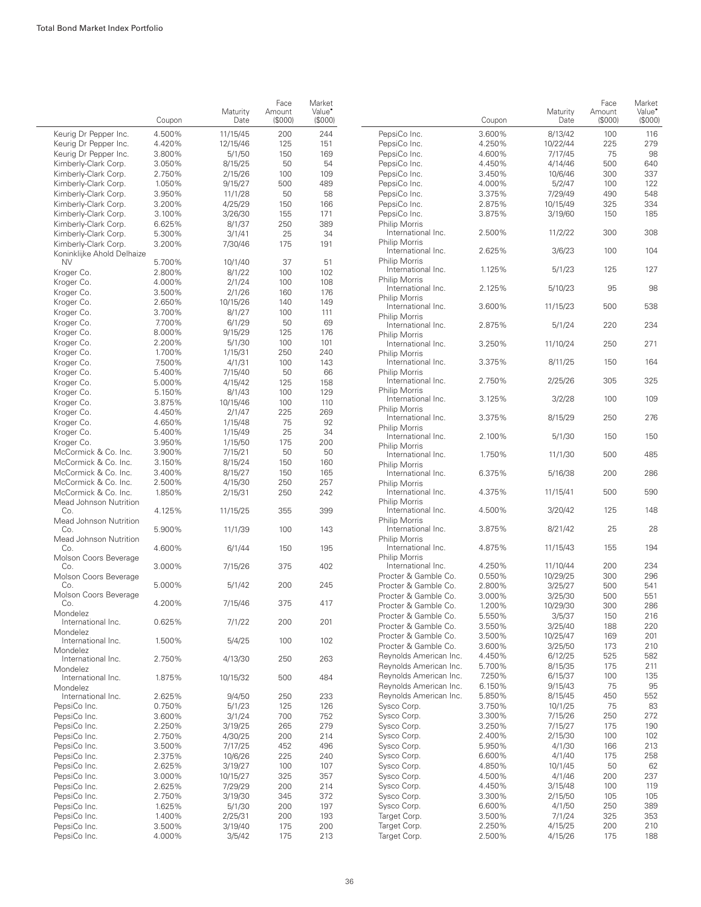| | Coupon | Maturity Date | Face Amount ($000) | Market Value• ($000) |
|---|---|---|---|---|
| Keurig Dr Pepper Inc. | 4.500% | 11/15/45 | 200 | 244 |
| Keurig Dr Pepper Inc. | 4.420% | 12/15/46 | 125 | 151 |
| Keurig Dr Pepper Inc. | 3.800% | 5/1/50 | 150 | 169 |
| Kimberly-Clark Corp. | 3.050% | 8/15/25 | 50 | 54 |
| Kimberly-Clark Corp. | 2.750% | 2/15/26 | 100 | 109 |
| Kimberly-Clark Corp. | 1.050% | 9/15/27 | 500 | 489 |
| Kimberly-Clark Corp. | 3.950% | 11/1/28 | 50 | 58 |
| Kimberly-Clark Corp. | 3.200% | 4/25/29 | 150 | 166 |
| Kimberly-Clark Corp. | 3.100% | 3/26/30 | 155 | 171 |
| Kimberly-Clark Corp. | 6.625% | 8/1/37 | 250 | 389 |
| Kimberly-Clark Corp. | 5.300% | 3/1/41 | 25 | 34 |
| Kimberly-Clark Corp. | 3.200% | 7/30/46 | 175 | 191 |
| Koninklijke Ahold Delhaize NV | 5.700% | 10/1/40 | 37 | 51 |
| Kroger Co. | 2.800% | 8/1/22 | 100 | 102 |
| Kroger Co. | 4.000% | 2/1/24 | 100 | 108 |
| Kroger Co. | 3.500% | 2/1/26 | 160 | 176 |
| Kroger Co. | 2.650% | 10/15/26 | 140 | 149 |
| Kroger Co. | 3.700% | 8/1/27 | 100 | 111 |
| Kroger Co. | 7.700% | 6/1/29 | 50 | 69 |
| Kroger Co. | 8.000% | 9/15/29 | 125 | 176 |
| Kroger Co. | 2.200% | 5/1/30 | 100 | 101 |
| Kroger Co. | 1.700% | 1/15/31 | 250 | 240 |
| Kroger Co. | 7.500% | 4/1/31 | 100 | 143 |
| Kroger Co. | 5.400% | 7/15/40 | 50 | 66 |
| Kroger Co. | 5.000% | 4/15/42 | 125 | 158 |
| Kroger Co. | 5.150% | 8/1/43 | 100 | 129 |
| Kroger Co. | 3.875% | 10/15/46 | 100 | 110 |
| Kroger Co. | 4.450% | 2/1/47 | 225 | 269 |
| Kroger Co. | 4.650% | 1/15/48 | 75 | 92 |
| Kroger Co. | 5.400% | 1/15/49 | 25 | 34 |
| Kroger Co. | 3.950% | 1/15/50 | 175 | 200 |
| McCormick & Co. Inc. | 3.900% | 7/15/21 | 50 | 50 |
| McCormick & Co. Inc. | 3.150% | 8/15/24 | 150 | 160 |
| McCormick & Co. Inc. | 3.400% | 8/15/27 | 150 | 165 |
| McCormick & Co. Inc. | 2.500% | 4/15/30 | 250 | 257 |
| McCormick & Co. Inc. | 1.850% | 2/15/31 | 250 | 242 |
| Mead Johnson Nutrition Co. | 4.125% | 11/15/25 | 355 | 399 |
| Mead Johnson Nutrition Co. | 5.900% | 11/1/39 | 100 | 143 |
| Mead Johnson Nutrition Co. | 4.600% | 6/1/44 | 150 | 195 |
| Molson Coors Beverage Co. | 3.000% | 7/15/26 | 375 | 402 |
| Molson Coors Beverage Co. | 5.000% | 5/1/42 | 200 | 245 |
| Molson Coors Beverage Co. | 4.200% | 7/15/46 | 375 | 417 |
| Mondelez International Inc. | 0.625% | 7/1/22 | 200 | 201 |
| Mondelez International Inc. | 1.500% | 5/4/25 | 100 | 102 |
| Mondelez International Inc. | 2.750% | 4/13/30 | 250 | 263 |
| Mondelez International Inc. | 1.875% | 10/15/32 | 500 | 484 |
| Mondelez International Inc. | 2.625% | 9/4/50 | 250 | 233 |
| PepsiCo Inc. | 0.750% | 5/1/23 | 125 | 126 |
| PepsiCo Inc. | 3.600% | 3/1/24 | 700 | 752 |
| PepsiCo Inc. | 2.250% | 3/19/25 | 265 | 279 |
| PepsiCo Inc. | 2.750% | 4/30/25 | 200 | 214 |
| PepsiCo Inc. | 3.500% | 7/17/25 | 452 | 496 |
| PepsiCo Inc. | 2.375% | 10/6/26 | 225 | 240 |
| PepsiCo Inc. | 2.625% | 3/19/27 | 100 | 107 |
| PepsiCo Inc. | 3.000% | 10/15/27 | 325 | 357 |
| PepsiCo Inc. | 2.625% | 7/29/29 | 200 | 214 |
| PepsiCo Inc. | 2.750% | 3/19/30 | 345 | 372 |
| PepsiCo Inc. | 1.625% | 5/1/30 | 200 | 197 |
| PepsiCo Inc. | 1.400% | 2/25/31 | 200 | 193 |
| PepsiCo Inc. | 3.500% | 3/19/40 | 175 | 200 |
| PepsiCo Inc. | 4.000% | 3/5/42 | 175 | 213 |
| PepsiCo Inc. | 3.600% | 8/13/42 | 100 | 116 |
| PepsiCo Inc. | 4.250% | 10/22/44 | 225 | 279 |
| PepsiCo Inc. | 4.600% | 7/17/45 | 75 | 98 |
| PepsiCo Inc. | 4.450% | 4/14/46 | 500 | 640 |
| PepsiCo Inc. | 3.450% | 10/6/46 | 300 | 337 |
| PepsiCo Inc. | 4.000% | 5/2/47 | 100 | 122 |
| PepsiCo Inc. | 3.375% | 7/29/49 | 490 | 548 |
| PepsiCo Inc. | 2.875% | 10/15/49 | 325 | 334 |
| PepsiCo Inc. | 3.875% | 3/19/60 | 150 | 185 |
| Philip Morris International Inc. | 2.500% | 11/2/22 | 300 | 308 |
| Philip Morris International Inc. | 2.625% | 3/6/23 | 100 | 104 |
| Philip Morris International Inc. | 1.125% | 5/1/23 | 125 | 127 |
| Philip Morris International Inc. | 2.125% | 5/10/23 | 95 | 98 |
| Philip Morris International Inc. | 3.600% | 11/15/23 | 500 | 538 |
| Philip Morris International Inc. | 2.875% | 5/1/24 | 220 | 234 |
| Philip Morris International Inc. | 3.250% | 11/10/24 | 250 | 271 |
| Philip Morris International Inc. | 3.375% | 8/11/25 | 150 | 164 |
| Philip Morris International Inc. | 2.750% | 2/25/26 | 305 | 325 |
| Philip Morris International Inc. | 3.125% | 3/2/28 | 100 | 109 |
| Philip Morris International Inc. | 3.375% | 8/15/29 | 250 | 276 |
| Philip Morris International Inc. | 2.100% | 5/1/30 | 150 | 150 |
| Philip Morris International Inc. | 1.750% | 11/1/30 | 500 | 485 |
| Philip Morris International Inc. | 6.375% | 5/16/38 | 200 | 286 |
| Philip Morris International Inc. | 4.375% | 11/15/41 | 500 | 590 |
| Philip Morris International Inc. | 4.500% | 3/20/42 | 125 | 148 |
| Philip Morris International Inc. | 3.875% | 8/21/42 | 25 | 28 |
| Philip Morris International Inc. | 4.875% | 11/15/43 | 155 | 194 |
| Philip Morris International Inc. | 4.250% | 11/10/44 | 200 | 234 |
| Procter & Gamble Co. | 0.550% | 10/29/25 | 300 | 296 |
| Procter & Gamble Co. | 2.800% | 3/25/27 | 500 | 541 |
| Procter & Gamble Co. | 3.000% | 3/25/30 | 500 | 551 |
| Procter & Gamble Co. | 1.200% | 10/29/30 | 300 | 286 |
| Procter & Gamble Co. | 5.550% | 3/5/37 | 150 | 216 |
| Procter & Gamble Co. | 3.550% | 3/25/40 | 188 | 220 |
| Procter & Gamble Co. | 3.500% | 10/25/47 | 169 | 201 |
| Procter & Gamble Co. | 3.600% | 3/25/50 | 173 | 210 |
| Reynolds American Inc. | 4.450% | 6/12/25 | 525 | 582 |
| Reynolds American Inc. | 5.700% | 8/15/35 | 175 | 211 |
| Reynolds American Inc. | 7.250% | 6/15/37 | 100 | 135 |
| Reynolds American Inc. | 6.150% | 9/15/43 | 75 | 95 |
| Reynolds American Inc. | 5.850% | 8/15/45 | 450 | 552 |
| Sysco Corp. | 3.750% | 10/1/25 | 75 | 83 |
| Sysco Corp. | 3.300% | 7/15/26 | 250 | 272 |
| Sysco Corp. | 3.250% | 7/15/27 | 175 | 190 |
| Sysco Corp. | 2.400% | 2/15/30 | 100 | 102 |
| Sysco Corp. | 5.950% | 4/1/30 | 166 | 213 |
| Sysco Corp. | 6.600% | 4/1/40 | 175 | 258 |
| Sysco Corp. | 4.850% | 10/1/45 | 50 | 62 |
| Sysco Corp. | 4.500% | 4/1/46 | 200 | 237 |
| Sysco Corp. | 4.450% | 3/15/48 | 100 | 119 |
| Sysco Corp. | 3.300% | 2/15/50 | 105 | 105 |
| Sysco Corp. | 6.600% | 4/1/50 | 250 | 389 |
| Target Corp. | 3.500% | 7/1/24 | 325 | 353 |
| Target Corp. | 2.250% | 4/15/25 | 200 | 210 |
| Target Corp. | 2.500% | 4/15/26 | 175 | 188 |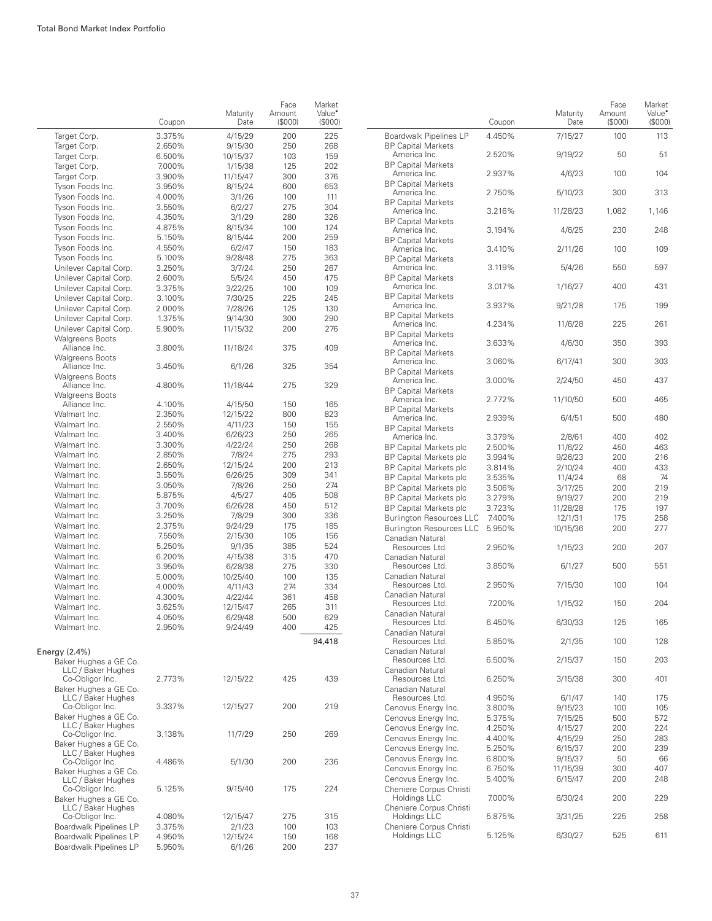| | Coupon | Maturity Date | Face Amount ($000) | Market Value• ($000) |
|---|---|---|---|---|
| Target Corp. | 3.375% | 4/15/29 | 200 | 225 |
| Target Corp. | 2.650% | 9/15/30 | 250 | 268 |
| Target Corp. | 6.500% | 10/15/37 | 103 | 159 |
| Target Corp. | 7.000% | 1/15/38 | 125 | 202 |
| Target Corp. | 3.900% | 11/15/47 | 300 | 376 |
| Tyson Foods Inc. | 3.950% | 8/15/24 | 600 | 653 |
| Tyson Foods Inc. | 4.000% | 3/1/26 | 100 | 111 |
| Tyson Foods Inc. | 3.550% | 6/2/27 | 275 | 304 |
| Tyson Foods Inc. | 4.350% | 3/1/29 | 280 | 326 |
| Tyson Foods Inc. | 4.875% | 8/15/34 | 100 | 124 |
| Tyson Foods Inc. | 5.150% | 8/15/44 | 200 | 259 |
| Tyson Foods Inc. | 4.550% | 6/2/47 | 150 | 183 |
| Tyson Foods Inc. | 5.100% | 9/28/48 | 275 | 363 |
| Unilever Capital Corp. | 3.250% | 3/7/24 | 250 | 267 |
| Unilever Capital Corp. | 2.600% | 5/5/24 | 450 | 475 |
| Unilever Capital Corp. | 3.375% | 3/22/25 | 100 | 109 |
| Unilever Capital Corp. | 3.100% | 7/30/25 | 225 | 245 |
| Unilever Capital Corp. | 2.000% | 7/28/26 | 125 | 130 |
| Unilever Capital Corp. | 1.375% | 9/14/30 | 300 | 290 |
| Unilever Capital Corp. | 5.900% | 11/15/32 | 200 | 276 |
| Walgreens Boots Alliance Inc. | 3.800% | 11/18/24 | 375 | 409 |
| Walgreens Boots Alliance Inc. | 3.450% | 6/1/26 | 325 | 354 |
| Walgreens Boots Alliance Inc. | 4.800% | 11/18/44 | 275 | 329 |
| Walgreens Boots Alliance Inc. | 4.100% | 4/15/50 | 150 | 165 |
| Walmart Inc. | 2.350% | 12/15/22 | 800 | 823 |
| Walmart Inc. | 2.550% | 4/11/23 | 150 | 155 |
| Walmart Inc. | 3.400% | 6/26/23 | 250 | 265 |
| Walmart Inc. | 3.300% | 4/22/24 | 250 | 268 |
| Walmart Inc. | 2.850% | 7/8/24 | 275 | 293 |
| Walmart Inc. | 2.650% | 12/15/24 | 200 | 213 |
| Walmart Inc. | 3.550% | 6/26/25 | 309 | 341 |
| Walmart Inc. | 3.050% | 7/8/26 | 250 | 274 |
| Walmart Inc. | 5.875% | 4/5/27 | 405 | 508 |
| Walmart Inc. | 3.700% | 6/26/28 | 450 | 512 |
| Walmart Inc. | 3.250% | 7/8/29 | 300 | 336 |
| Walmart Inc. | 2.375% | 9/24/29 | 175 | 185 |
| Walmart Inc. | 7.550% | 2/15/30 | 105 | 156 |
| Walmart Inc. | 5.250% | 9/1/35 | 385 | 524 |
| Walmart Inc. | 6.200% | 4/15/38 | 315 | 470 |
| Walmart Inc. | 3.950% | 6/28/38 | 275 | 330 |
| Walmart Inc. | 5.000% | 10/25/40 | 100 | 135 |
| Walmart Inc. | 4.000% | 4/11/43 | 274 | 334 |
| Walmart Inc. | 4.300% | 4/22/44 | 361 | 458 |
| Walmart Inc. | 3.625% | 12/15/47 | 265 | 311 |
| Walmart Inc. | 4.050% | 6/29/48 | 500 | 629 |
| Walmart Inc. | 2.950% | 9/24/49 | 400 | 425 |
| | | | | 94,418 |
| **Energy (2.4%)** | | | | |
| Baker Hughes a GE Co. LLC / Baker Hughes Co-Obligor Inc. | 2.773% | 12/15/22 | 425 | 439 |
| Baker Hughes a GE Co. LLC / Baker Hughes Co-Obligor Inc. | 3.337% | 12/15/27 | 200 | 219 |
| Baker Hughes a GE Co. LLC / Baker Hughes Co-Obligor Inc. | 3.138% | 11/7/29 | 250 | 269 |
| Baker Hughes a GE Co. LLC / Baker Hughes Co-Obligor Inc. | 4.486% | 5/1/30 | 200 | 236 |
| Baker Hughes a GE Co. LLC / Baker Hughes Co-Obligor Inc. | 5.125% | 9/15/40 | 175 | 224 |
| Baker Hughes a GE Co. LLC / Baker Hughes Co-Obligor Inc. | 4.080% | 12/15/47 | 275 | 315 |
| Boardwalk Pipelines LP | 3.375% | 2/1/23 | 100 | 103 |
| Boardwalk Pipelines LP | 4.950% | 12/15/24 | 150 | 168 |
| Boardwalk Pipelines LP | 5.950% | 6/1/26 | 200 | 237 |
| Boardwalk Pipelines LP | 4.450% | 7/15/27 | 100 | 113 |
| BP Capital Markets America Inc. | 2.520% | 9/19/22 | 50 | 51 |
| BP Capital Markets America Inc. | 2.937% | 4/6/23 | 100 | 104 |
| BP Capital Markets America Inc. | 2.750% | 5/10/23 | 300 | 313 |
| BP Capital Markets America Inc. | 3.216% | 11/28/23 | 1,082 | 1,146 |
| BP Capital Markets America Inc. | 3.194% | 4/6/25 | 230 | 248 |
| BP Capital Markets America Inc. | 3.410% | 2/11/26 | 100 | 109 |
| BP Capital Markets America Inc. | 3.119% | 5/4/26 | 550 | 597 |
| BP Capital Markets America Inc. | 3.017% | 1/16/27 | 400 | 431 |
| BP Capital Markets America Inc. | 3.937% | 9/21/28 | 175 | 199 |
| BP Capital Markets America Inc. | 4.234% | 11/6/28 | 225 | 261 |
| BP Capital Markets America Inc. | 3.633% | 4/6/30 | 350 | 393 |
| BP Capital Markets America Inc. | 3.060% | 6/17/41 | 300 | 303 |
| BP Capital Markets America Inc. | 3.000% | 2/24/50 | 450 | 437 |
| BP Capital Markets America Inc. | 2.772% | 11/10/50 | 500 | 465 |
| BP Capital Markets America Inc. | 2.939% | 6/4/51 | 500 | 480 |
| BP Capital Markets America Inc. | 3.379% | 2/8/61 | 400 | 402 |
| BP Capital Markets plc | 2.500% | 11/6/22 | 450 | 463 |
| BP Capital Markets plc | 3.994% | 9/26/23 | 200 | 216 |
| BP Capital Markets plc | 3.814% | 2/10/24 | 400 | 433 |
| BP Capital Markets plc | 3.535% | 11/4/24 | 68 | 74 |
| BP Capital Markets plc | 3.506% | 3/17/25 | 200 | 219 |
| BP Capital Markets plc | 3.279% | 9/19/27 | 200 | 219 |
| BP Capital Markets plc | 3.723% | 11/28/28 | 175 | 197 |
| Burlington Resources LLC | 7.400% | 12/1/31 | 175 | 258 |
| Burlington Resources LLC | 5.950% | 10/15/36 | 200 | 277 |
| Canadian Natural Resources Ltd. | 2.950% | 1/15/23 | 200 | 207 |
| Canadian Natural Resources Ltd. | 3.850% | 6/1/27 | 500 | 551 |
| Canadian Natural Resources Ltd. | 2.950% | 7/15/30 | 100 | 104 |
| Canadian Natural Resources Ltd. | 7.200% | 1/15/32 | 150 | 204 |
| Canadian Natural Resources Ltd. | 6.450% | 6/30/33 | 125 | 165 |
| Canadian Natural Resources Ltd. | 5.850% | 2/1/35 | 100 | 128 |
| Canadian Natural Resources Ltd. | 6.500% | 2/15/37 | 150 | 203 |
| Canadian Natural Resources Ltd. | 6.250% | 3/15/38 | 300 | 401 |
| Canadian Natural Resources Ltd. | 4.950% | 6/1/47 | 140 | 175 |
| Cenovus Energy Inc. | 3.800% | 9/15/23 | 100 | 105 |
| Cenovus Energy Inc. | 5.375% | 7/15/25 | 500 | 572 |
| Cenovus Energy Inc. | 4.250% | 4/15/27 | 200 | 224 |
| Cenovus Energy Inc. | 4.400% | 4/15/29 | 250 | 283 |
| Cenovus Energy Inc. | 5.250% | 6/15/37 | 200 | 239 |
| Cenovus Energy Inc. | 6.800% | 9/15/37 | 50 | 66 |
| Cenovus Energy Inc. | 6.750% | 11/15/39 | 300 | 407 |
| Cenovus Energy Inc. | 5.400% | 6/15/47 | 200 | 248 |
| Cheniere Corpus Christi Holdings LLC | 7.000% | 6/30/24 | 200 | 229 |
| Cheniere Corpus Christi Holdings LLC | 5.875% | 3/31/25 | 225 | 258 |
| Cheniere Corpus Christi Holdings LLC | 5.125% | 6/30/27 | 525 | 611 |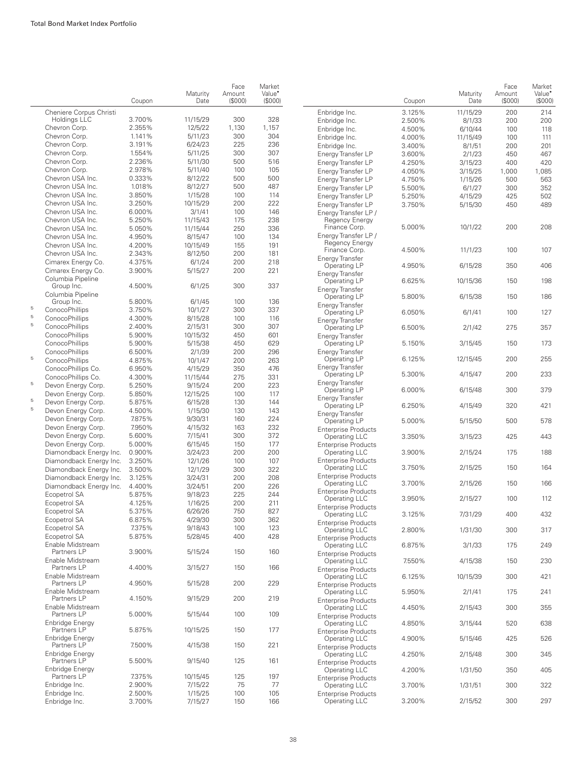| | | Coupon | Maturity Date | Face Amount ($000) | Market Value• ($000) |
|---|---|---|---|---|---|
| | Cheniere Corpus Christi Holdings LLC | 3.700% | 11/15/29 | 300 | 328 |
| | Chevron Corp. | 2.355% | 12/5/22 | 1,130 | 1,157 |
| | Chevron Corp. | 1.141% | 5/11/23 | 300 | 304 |
| | Chevron Corp. | 3.191% | 6/24/23 | 225 | 236 |
| | Chevron Corp. | 1.554% | 5/11/25 | 300 | 307 |
| | Chevron Corp. | 2.236% | 5/11/30 | 500 | 516 |
| | Chevron Corp. | 2.978% | 5/11/40 | 100 | 105 |
| | Chevron USA Inc. | 0.333% | 8/12/22 | 500 | 500 |
| | Chevron USA Inc. | 1.018% | 8/12/27 | 500 | 487 |
| | Chevron USA Inc. | 3.850% | 1/15/28 | 100 | 114 |
| | Chevron USA Inc. | 3.250% | 10/15/29 | 200 | 222 |
| | Chevron USA Inc. | 6.000% | 3/1/41 | 100 | 146 |
| | Chevron USA Inc. | 5.250% | 11/15/43 | 175 | 238 |
| | Chevron USA Inc. | 5.050% | 11/15/44 | 250 | 336 |
| | Chevron USA Inc. | 4.950% | 8/15/47 | 100 | 134 |
| | Chevron USA Inc. | 4.200% | 10/15/49 | 155 | 191 |
| | Chevron USA Inc. | 2.343% | 8/12/50 | 200 | 181 |
| | Cimarex Energy Co. | 4.375% | 6/1/24 | 200 | 218 |
| | Cimarex Energy Co. | 3.900% | 5/15/27 | 200 | 221 |
| | Columbia Pipeline Group Inc. | 4.500% | 6/1/25 | 300 | 337 |
| | Columbia Pipeline Group Inc. | 5.800% | 6/1/45 | 100 | 136 |
| 5 | ConocoPhillips | 3.750% | 10/1/27 | 300 | 337 |
| 5 | ConocoPhillips | 4.300% | 8/15/28 | 100 | 116 |
| 5 | ConocoPhillips | 2.400% | 2/15/31 | 300 | 307 |
| | ConocoPhillips | 5.900% | 10/15/32 | 450 | 601 |
| | ConocoPhillips | 5.900% | 5/15/38 | 450 | 629 |
| | ConocoPhillips | 6.500% | 2/1/39 | 200 | 296 |
| 5 | ConocoPhillips | 4.875% | 10/1/47 | 200 | 263 |
| | ConocoPhillips Co. | 6.950% | 4/15/29 | 350 | 476 |
| | ConocoPhillips Co. | 4.300% | 11/15/44 | 275 | 331 |
| 5 | Devon Energy Corp. | 5.250% | 9/15/24 | 200 | 223 |
| | Devon Energy Corp. | 5.850% | 12/15/25 | 100 | 117 |
| 5 | Devon Energy Corp. | 5.875% | 6/15/28 | 130 | 144 |
| 5 | Devon Energy Corp. | 4.500% | 1/15/30 | 130 | 143 |
| | Devon Energy Corp. | 7.875% | 9/30/31 | 160 | 224 |
| | Devon Energy Corp. | 7.950% | 4/15/32 | 163 | 232 |
| | Devon Energy Corp. | 5.600% | 7/15/41 | 300 | 372 |
| | Devon Energy Corp. | 5.000% | 6/15/45 | 150 | 177 |
| | Diamondback Energy Inc. | 0.900% | 3/24/23 | 200 | 200 |
| | Diamondback Energy Inc. | 3.250% | 12/1/26 | 100 | 107 |
| | Diamondback Energy Inc. | 3.500% | 12/1/29 | 300 | 322 |
| | Diamondback Energy Inc. | 3.125% | 3/24/31 | 200 | 208 |
| | Diamondback Energy Inc. | 4.400% | 3/24/51 | 200 | 226 |
| | Ecopetrol SA | 5.875% | 9/18/23 | 225 | 244 |
| | Ecopetrol SA | 4.125% | 1/16/25 | 200 | 211 |
| | Ecopetrol SA | 5.375% | 6/26/26 | 750 | 827 |
| | Ecopetrol SA | 6.875% | 4/29/30 | 300 | 362 |
| | Ecopetrol SA | 7.375% | 9/18/43 | 100 | 123 |
| | Ecopetrol SA | 5.875% | 5/28/45 | 400 | 428 |
| | Enable Midstream Partners LP | 3.900% | 5/15/24 | 150 | 160 |
| | Enable Midstream Partners LP | 4.400% | 3/15/27 | 150 | 166 |
| | Enable Midstream Partners LP | 4.950% | 5/15/28 | 200 | 229 |
| | Enable Midstream Partners LP | 4.150% | 9/15/29 | 200 | 219 |
| | Enable Midstream Partners LP | 5.000% | 5/15/44 | 100 | 109 |
| | Enbridge Energy Partners LP | 5.875% | 10/15/25 | 150 | 177 |
| | Enbridge Energy Partners LP | 7.500% | 4/15/38 | 150 | 221 |
| | Enbridge Energy Partners LP | 5.500% | 9/15/40 | 125 | 161 |
| | Enbridge Energy Partners LP | 7.375% | 10/15/45 | 125 | 197 |
| | Enbridge Inc. | 2.900% | 7/15/22 | 75 | 77 |
| | Enbridge Inc. | 2.500% | 1/15/25 | 100 | 105 |
| | Enbridge Inc. | 3.700% | 7/15/27 | 150 | 166 |
| | Enbridge Inc. | 3.125% | 11/15/29 | 200 | 214 |
| | Enbridge Inc. | 2.500% | 8/1/33 | 200 | 200 |
| | Enbridge Inc. | 4.500% | 6/10/44 | 100 | 118 |
| | Enbridge Inc. | 4.000% | 11/15/49 | 100 | 111 |
| | Enbridge Inc. | 3.400% | 8/1/51 | 200 | 201 |
| | Energy Transfer LP | 3.600% | 2/1/23 | 450 | 467 |
| | Energy Transfer LP | 4.250% | 3/15/23 | 400 | 420 |
| | Energy Transfer LP | 4.050% | 3/15/25 | 1,000 | 1,085 |
| | Energy Transfer LP | 4.750% | 1/15/26 | 500 | 563 |
| | Energy Transfer LP | 5.500% | 6/1/27 | 300 | 352 |
| | Energy Transfer LP | 5.250% | 4/15/29 | 425 | 502 |
| | Energy Transfer LP | 3.750% | 5/15/30 | 450 | 489 |
| | Energy Transfer LP / Regency Energy Finance Corp. | 5.000% | 10/1/22 | 200 | 208 |
| | Energy Transfer LP / Regency Energy Finance Corp. | 4.500% | 11/1/23 | 100 | 107 |
| | Energy Transfer Operating LP | 4.950% | 6/15/28 | 350 | 406 |
| | Energy Transfer Operating LP | 6.625% | 10/15/36 | 150 | 198 |
| | Energy Transfer Operating LP | 5.800% | 6/15/38 | 150 | 186 |
| | Energy Transfer Operating LP | 6.050% | 6/1/41 | 100 | 127 |
| | Energy Transfer Operating LP | 6.500% | 2/1/42 | 275 | 357 |
| | Energy Transfer Operating LP | 5.150% | 3/15/45 | 150 | 173 |
| | Energy Transfer Operating LP | 6.125% | 12/15/45 | 200 | 255 |
| | Energy Transfer Operating LP | 5.300% | 4/15/47 | 200 | 233 |
| | Energy Transfer Operating LP | 6.000% | 6/15/48 | 300 | 379 |
| | Energy Transfer Operating LP | 6.250% | 4/15/49 | 320 | 421 |
| | Energy Transfer Operating LP | 5.000% | 5/15/50 | 500 | 578 |
| | Enterprise Products Operating LLC | 3.350% | 3/15/23 | 425 | 443 |
| | Enterprise Products Operating LLC | 3.900% | 2/15/24 | 175 | 188 |
| | Enterprise Products Operating LLC | 3.750% | 2/15/25 | 150 | 164 |
| | Enterprise Products Operating LLC | 3.700% | 2/15/26 | 150 | 166 |
| | Enterprise Products Operating LLC | 3.950% | 2/15/27 | 100 | 112 |
| | Enterprise Products Operating LLC | 3.125% | 7/31/29 | 400 | 432 |
| | Enterprise Products Operating LLC | 2.800% | 1/31/30 | 300 | 317 |
| | Enterprise Products Operating LLC | 6.875% | 3/1/33 | 175 | 249 |
| | Enterprise Products Operating LLC | 7.550% | 4/15/38 | 150 | 230 |
| | Enterprise Products Operating LLC | 6.125% | 10/15/39 | 300 | 421 |
| | Enterprise Products Operating LLC | 5.950% | 2/1/41 | 175 | 241 |
| | Enterprise Products Operating LLC | 4.450% | 2/15/43 | 300 | 355 |
| | Enterprise Products Operating LLC | 4.850% | 3/15/44 | 520 | 638 |
| | Enterprise Products Operating LLC | 4.900% | 5/15/46 | 425 | 526 |
| | Enterprise Products Operating LLC | 4.250% | 2/15/48 | 300 | 345 |
| | Enterprise Products Operating LLC | 4.200% | 1/31/50 | 350 | 405 |
| | Enterprise Products Operating LLC | 3.700% | 1/31/51 | 300 | 322 |
| | Enterprise Products Operating LLC | 3.200% | 2/15/52 | 300 | 297 |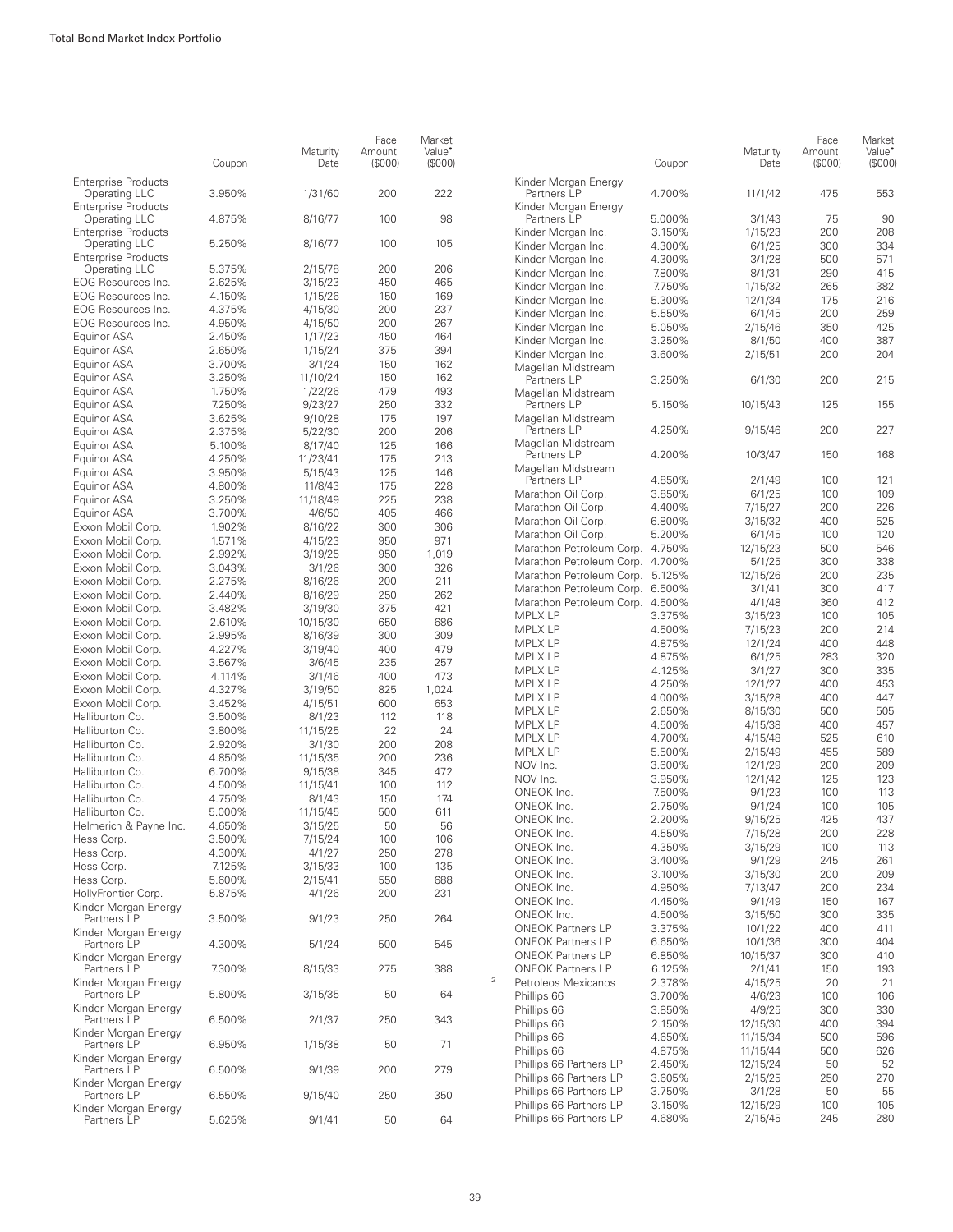| | Coupon | Maturity Date | Face Amount ($000) | Market Value• ($000) |
|---|---|---|---|---|
| Enterprise Products Operating LLC | 3.950% | 1/31/60 | 200 | 222 |
| Enterprise Products Operating LLC | 4.875% | 8/16/77 | 100 | 98 |
| Enterprise Products Operating LLC | 5.250% | 8/16/77 | 100 | 105 |
| Enterprise Products Operating LLC | 5.375% | 2/15/78 | 200 | 206 |
| EOG Resources Inc. | 2.625% | 3/15/23 | 450 | 465 |
| EOG Resources Inc. | 4.150% | 1/15/26 | 150 | 169 |
| EOG Resources Inc. | 4.375% | 4/15/30 | 200 | 237 |
| EOG Resources Inc. | 4.950% | 4/15/50 | 200 | 267 |
| Equinor ASA | 2.450% | 1/17/23 | 450 | 464 |
| Equinor ASA | 2.650% | 1/15/24 | 375 | 394 |
| Equinor ASA | 3.700% | 3/1/24 | 150 | 162 |
| Equinor ASA | 3.250% | 11/10/24 | 150 | 162 |
| Equinor ASA | 1.750% | 1/22/26 | 479 | 493 |
| Equinor ASA | 7.250% | 9/23/27 | 250 | 332 |
| Equinor ASA | 3.625% | 9/10/28 | 175 | 197 |
| Equinor ASA | 2.375% | 5/22/30 | 200 | 206 |
| Equinor ASA | 5.100% | 8/17/40 | 125 | 166 |
| Equinor ASA | 4.250% | 11/23/41 | 175 | 213 |
| Equinor ASA | 3.950% | 5/15/43 | 125 | 146 |
| Equinor ASA | 4.800% | 11/8/43 | 175 | 228 |
| Equinor ASA | 3.250% | 11/18/49 | 225 | 238 |
| Equinor ASA | 3.700% | 4/6/50 | 405 | 466 |
| Exxon Mobil Corp. | 1.902% | 8/16/22 | 300 | 306 |
| Exxon Mobil Corp. | 1.571% | 4/15/23 | 950 | 971 |
| Exxon Mobil Corp. | 2.992% | 3/19/25 | 950 | 1,019 |
| Exxon Mobil Corp. | 3.043% | 3/1/26 | 300 | 326 |
| Exxon Mobil Corp. | 2.275% | 8/16/26 | 200 | 211 |
| Exxon Mobil Corp. | 2.440% | 8/16/29 | 250 | 262 |
| Exxon Mobil Corp. | 3.482% | 3/19/30 | 375 | 421 |
| Exxon Mobil Corp. | 2.610% | 10/15/30 | 650 | 686 |
| Exxon Mobil Corp. | 2.995% | 8/16/39 | 300 | 309 |
| Exxon Mobil Corp. | 4.227% | 3/19/40 | 400 | 479 |
| Exxon Mobil Corp. | 3.567% | 3/6/45 | 235 | 257 |
| Exxon Mobil Corp. | 4.114% | 3/1/46 | 400 | 473 |
| Exxon Mobil Corp. | 4.327% | 3/19/50 | 825 | 1,024 |
| Exxon Mobil Corp. | 3.452% | 4/15/51 | 600 | 653 |
| Halliburton Co. | 3.500% | 8/1/23 | 112 | 118 |
| Halliburton Co. | 3.800% | 11/15/25 | 22 | 24 |
| Halliburton Co. | 2.920% | 3/1/30 | 200 | 208 |
| Halliburton Co. | 4.850% | 11/15/35 | 200 | 236 |
| Halliburton Co. | 6.700% | 9/15/38 | 345 | 472 |
| Halliburton Co. | 4.500% | 11/15/41 | 100 | 112 |
| Halliburton Co. | 4.750% | 8/1/43 | 150 | 174 |
| Halliburton Co. | 5.000% | 11/15/45 | 500 | 611 |
| Helmerich & Payne Inc. | 4.650% | 3/15/25 | 50 | 56 |
| Hess Corp. | 3.500% | 7/15/24 | 100 | 106 |
| Hess Corp. | 4.300% | 4/1/27 | 250 | 278 |
| Hess Corp. | 7.125% | 3/15/33 | 100 | 135 |
| Hess Corp. | 5.600% | 2/15/41 | 550 | 688 |
| HollyFrontier Corp. | 5.875% | 4/1/26 | 200 | 231 |
| Kinder Morgan Energy Partners LP | 3.500% | 9/1/23 | 250 | 264 |
| Kinder Morgan Energy Partners LP | 4.300% | 5/1/24 | 500 | 545 |
| Kinder Morgan Energy Partners LP | 7.300% | 8/15/33 | 275 | 388 |
| Kinder Morgan Energy Partners LP | 5.800% | 3/15/35 | 50 | 64 |
| Kinder Morgan Energy Partners LP | 6.500% | 2/1/37 | 250 | 343 |
| Kinder Morgan Energy Partners LP | 6.950% | 1/15/38 | 50 | 71 |
| Kinder Morgan Energy Partners LP | 6.500% | 9/1/39 | 200 | 279 |
| Kinder Morgan Energy Partners LP | 6.550% | 9/15/40 | 250 | 350 |
| Kinder Morgan Energy Partners LP | 5.625% | 9/1/41 | 50 | 64 |
| Kinder Morgan Energy Partners LP | 4.700% | 11/1/42 | 475 | 553 |
| Kinder Morgan Energy Partners LP | 5.000% | 3/1/43 | 75 | 90 |
| Kinder Morgan Inc. | 3.150% | 1/15/23 | 200 | 208 |
| Kinder Morgan Inc. | 4.300% | 6/1/25 | 300 | 334 |
| Kinder Morgan Inc. | 4.300% | 3/1/28 | 500 | 571 |
| Kinder Morgan Inc. | 7.800% | 8/1/31 | 290 | 415 |
| Kinder Morgan Inc. | 7.750% | 1/15/32 | 265 | 382 |
| Kinder Morgan Inc. | 5.300% | 12/1/34 | 175 | 216 |
| Kinder Morgan Inc. | 5.550% | 6/1/45 | 200 | 259 |
| Kinder Morgan Inc. | 5.050% | 2/15/46 | 350 | 425 |
| Kinder Morgan Inc. | 3.250% | 8/1/50 | 400 | 387 |
| Kinder Morgan Inc. | 3.600% | 2/15/51 | 200 | 204 |
| Magellan Midstream Partners LP | 3.250% | 6/1/30 | 200 | 215 |
| Magellan Midstream Partners LP | 5.150% | 10/15/43 | 125 | 155 |
| Magellan Midstream Partners LP | 4.250% | 9/15/46 | 200 | 227 |
| Magellan Midstream Partners LP | 4.200% | 10/3/47 | 150 | 168 |
| Magellan Midstream Partners LP | 4.850% | 2/1/49 | 100 | 121 |
| Marathon Oil Corp. | 3.850% | 6/1/25 | 100 | 109 |
| Marathon Oil Corp. | 4.400% | 7/15/27 | 200 | 226 |
| Marathon Oil Corp. | 6.800% | 3/15/32 | 400 | 525 |
| Marathon Oil Corp. | 5.200% | 6/1/45 | 100 | 120 |
| Marathon Petroleum Corp. | 4.750% | 12/15/23 | 500 | 546 |
| Marathon Petroleum Corp. | 4.700% | 5/1/25 | 300 | 338 |
| Marathon Petroleum Corp. | 5.125% | 12/15/26 | 200 | 235 |
| Marathon Petroleum Corp. | 6.500% | 3/1/41 | 300 | 417 |
| Marathon Petroleum Corp. | 4.500% | 4/1/48 | 360 | 412 |
| MPLX LP | 3.375% | 3/15/23 | 100 | 105 |
| MPLX LP | 4.500% | 7/15/23 | 200 | 214 |
| MPLX LP | 4.875% | 12/1/24 | 400 | 448 |
| MPLX LP | 4.875% | 6/1/25 | 283 | 320 |
| MPLX LP | 4.125% | 3/1/27 | 300 | 335 |
| MPLX LP | 4.250% | 12/1/27 | 400 | 453 |
| MPLX LP | 4.000% | 3/15/28 | 400 | 447 |
| MPLX LP | 2.650% | 8/15/30 | 500 | 505 |
| MPLX LP | 4.500% | 4/15/38 | 400 | 457 |
| MPLX LP | 4.700% | 4/15/48 | 525 | 610 |
| MPLX LP | 5.500% | 2/15/49 | 455 | 589 |
| NOV Inc. | 3.600% | 12/1/29 | 200 | 209 |
| NOV Inc. | 3.950% | 12/1/42 | 125 | 123 |
| ONEOK Inc. | 7.500% | 9/1/23 | 100 | 113 |
| ONEOK Inc. | 2.750% | 9/1/24 | 100 | 105 |
| ONEOK Inc. | 2.200% | 9/15/25 | 425 | 437 |
| ONEOK Inc. | 4.550% | 7/15/28 | 200 | 228 |
| ONEOK Inc. | 4.350% | 3/15/29 | 100 | 113 |
| ONEOK Inc. | 3.400% | 9/1/29 | 245 | 261 |
| ONEOK Inc. | 3.100% | 3/15/30 | 200 | 209 |
| ONEOK Inc. | 4.950% | 7/13/47 | 200 | 234 |
| ONEOK Inc. | 4.450% | 9/1/49 | 150 | 167 |
| ONEOK Inc. | 4.500% | 3/15/50 | 300 | 335 |
| ONEOK Partners LP | 3.375% | 10/1/22 | 400 | 411 |
| ONEOK Partners LP | 6.650% | 10/1/36 | 300 | 404 |
| ONEOK Partners LP | 6.850% | 10/15/37 | 300 | 410 |
| ONEOK Partners LP | 6.125% | 2/1/41 | 150 | 193 |
| [2] Petroleos Mexicanos | 2.378% | 4/15/25 | 20 | 21 |
| Phillips 66 | 3.700% | 4/6/23 | 100 | 106 |
| Phillips 66 | 3.850% | 4/9/25 | 300 | 330 |
| Phillips 66 | 2.150% | 12/15/30 | 400 | 394 |
| Phillips 66 | 4.650% | 11/15/34 | 500 | 596 |
| Phillips 66 | 4.875% | 11/15/44 | 500 | 626 |
| Phillips 66 Partners LP | 2.450% | 12/15/24 | 50 | 52 |
| Phillips 66 Partners LP | 3.605% | 2/15/25 | 250 | 270 |
| Phillips 66 Partners LP | 3.750% | 3/1/28 | 50 | 55 |
| Phillips 66 Partners LP | 3.150% | 12/15/29 | 100 | 105 |
| Phillips 66 Partners LP | 4.680% | 2/15/45 | 245 | 280 |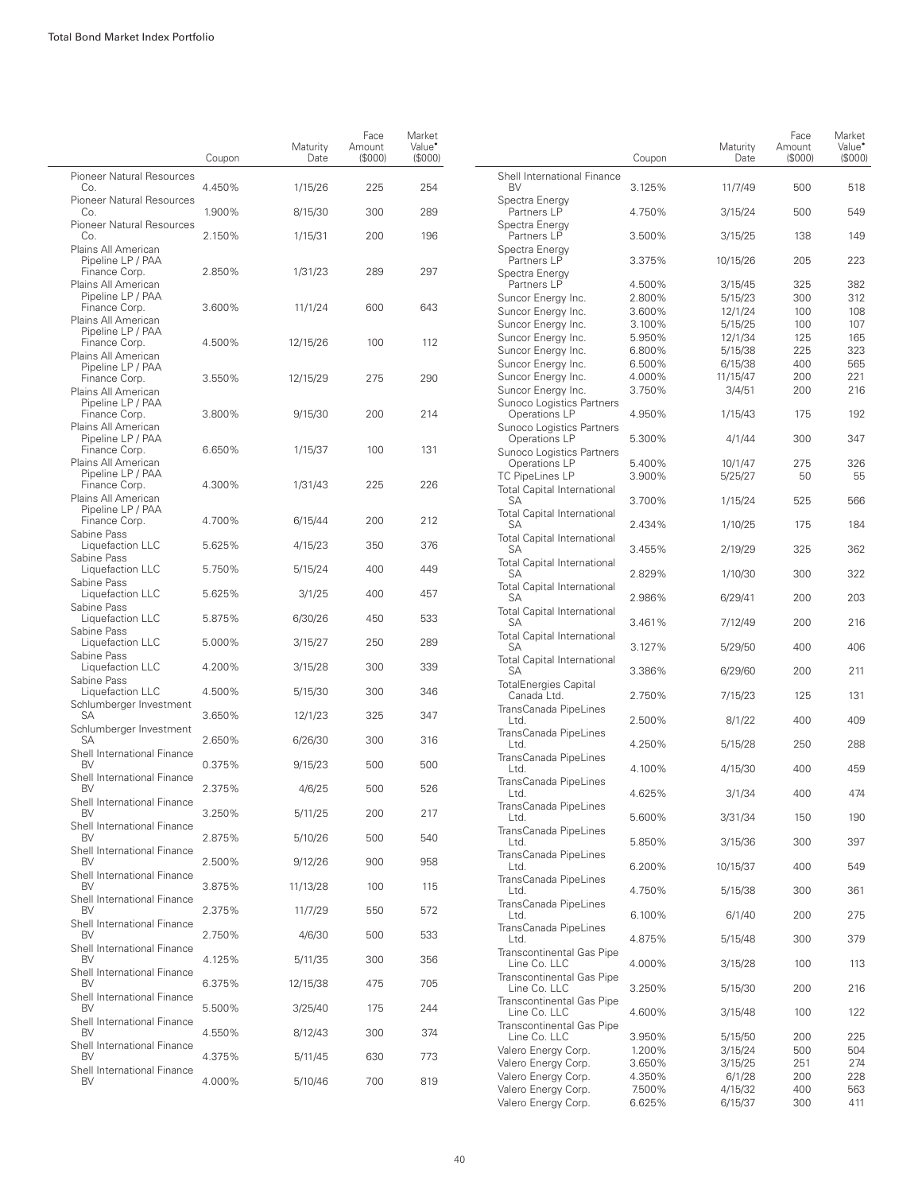| | Coupon | Maturity Date | Face Amount ($000) | Market Value• ($000) |
|---|---|---|---|---|
| Pioneer Natural Resources Co. | 4.450% | 1/15/26 | 225 | 254 |
| Pioneer Natural Resources Co. | 1.900% | 8/15/30 | 300 | 289 |
| Pioneer Natural Resources Co. | 2.150% | 1/15/31 | 200 | 196 |
| Plains All American Pipeline LP / PAA Finance Corp. | 2.850% | 1/31/23 | 289 | 297 |
| Plains All American Pipeline LP / PAA Finance Corp. | 3.600% | 11/1/24 | 600 | 643 |
| Plains All American Pipeline LP / PAA Finance Corp. | 4.500% | 12/15/26 | 100 | 112 |
| Plains All American Pipeline LP / PAA Finance Corp. | 3.550% | 12/15/29 | 275 | 290 |
| Plains All American Pipeline LP / PAA Finance Corp. | 3.800% | 9/15/30 | 200 | 214 |
| Plains All American Pipeline LP / PAA Finance Corp. | 6.650% | 1/15/37 | 100 | 131 |
| Plains All American Pipeline LP / PAA Finance Corp. | 4.300% | 1/31/43 | 225 | 226 |
| Plains All American Pipeline LP / PAA Finance Corp. | 4.700% | 6/15/44 | 200 | 212 |
| Sabine Pass Liquefaction LLC | 5.625% | 4/15/23 | 350 | 376 |
| Sabine Pass Liquefaction LLC | 5.750% | 5/15/24 | 400 | 449 |
| Sabine Pass Liquefaction LLC | 5.625% | 3/1/25 | 400 | 457 |
| Sabine Pass Liquefaction LLC | 5.875% | 6/30/26 | 450 | 533 |
| Sabine Pass Liquefaction LLC | 5.000% | 3/15/27 | 250 | 289 |
| Sabine Pass Liquefaction LLC | 4.200% | 3/15/28 | 300 | 339 |
| Sabine Pass Liquefaction LLC | 4.500% | 5/15/30 | 300 | 346 |
| Schlumberger Investment SA | 3.650% | 12/1/23 | 325 | 347 |
| Schlumberger Investment SA | 2.650% | 6/26/30 | 300 | 316 |
| Shell International Finance BV | 0.375% | 9/15/23 | 500 | 500 |
| Shell International Finance BV | 2.375% | 4/6/25 | 500 | 526 |
| Shell International Finance BV | 3.250% | 5/11/25 | 200 | 217 |
| Shell International Finance BV | 2.875% | 5/10/26 | 500 | 540 |
| Shell International Finance BV | 2.500% | 9/12/26 | 900 | 958 |
| Shell International Finance BV | 3.875% | 11/13/28 | 100 | 115 |
| Shell International Finance BV | 2.375% | 11/7/29 | 550 | 572 |
| Shell International Finance BV | 2.750% | 4/6/30 | 500 | 533 |
| Shell International Finance BV | 4.125% | 5/11/35 | 300 | 356 |
| Shell International Finance BV | 6.375% | 12/15/38 | 475 | 705 |
| Shell International Finance BV | 5.500% | 3/25/40 | 175 | 244 |
| Shell International Finance BV | 4.550% | 8/12/43 | 300 | 374 |
| Shell International Finance BV | 4.375% | 5/11/45 | 630 | 773 |
| Shell International Finance BV | 4.000% | 5/10/46 | 700 | 819 |
| Shell International Finance BV | 3.125% | 11/7/49 | 500 | 518 |
| Spectra Energy Partners LP | 4.750% | 3/15/24 | 500 | 549 |
| Spectra Energy Partners LP | 3.500% | 3/15/25 | 138 | 149 |
| Spectra Energy Partners LP | 3.375% | 10/15/26 | 205 | 223 |
| Spectra Energy Partners LP | 4.500% | 3/15/45 | 325 | 382 |
| Suncor Energy Inc. | 2.800% | 5/15/23 | 300 | 312 |
| Suncor Energy Inc. | 3.600% | 12/1/24 | 100 | 108 |
| Suncor Energy Inc. | 3.100% | 5/15/25 | 100 | 107 |
| Suncor Energy Inc. | 5.950% | 12/1/34 | 125 | 165 |
| Suncor Energy Inc. | 6.800% | 5/15/38 | 225 | 323 |
| Suncor Energy Inc. | 6.500% | 6/15/38 | 400 | 565 |
| Suncor Energy Inc. | 4.000% | 11/15/47 | 200 | 221 |
| Suncor Energy Inc. | 3.750% | 3/4/51 | 200 | 216 |
| Sunoco Logistics Partners Operations LP | 4.950% | 1/15/43 | 175 | 192 |
| Sunoco Logistics Partners Operations LP | 5.300% | 4/1/44 | 300 | 347 |
| Sunoco Logistics Partners Operations LP | 5.400% | 10/1/47 | 275 | 326 |
| TC PipeLines LP | 3.900% | 5/25/27 | 50 | 55 |
| Total Capital International SA | 3.700% | 1/15/24 | 525 | 566 |
| Total Capital International SA | 2.434% | 1/10/25 | 175 | 184 |
| Total Capital International SA | 3.455% | 2/19/29 | 325 | 362 |
| Total Capital International SA | 2.829% | 1/10/30 | 300 | 322 |
| Total Capital International SA | 2.986% | 6/29/41 | 200 | 203 |
| Total Capital International SA | 3.461% | 7/12/49 | 200 | 216 |
| Total Capital International SA | 3.127% | 5/29/50 | 400 | 406 |
| Total Capital International SA | 3.386% | 6/29/60 | 200 | 211 |
| TotalEnergies Capital Canada Ltd. | 2.750% | 7/15/23 | 125 | 131 |
| TransCanada PipeLines Ltd. | 2.500% | 8/1/22 | 400 | 409 |
| TransCanada PipeLines Ltd. | 4.250% | 5/15/28 | 250 | 288 |
| TransCanada PipeLines Ltd. | 4.100% | 4/15/30 | 400 | 459 |
| TransCanada PipeLines Ltd. | 4.625% | 3/1/34 | 400 | 474 |
| TransCanada PipeLines Ltd. | 5.600% | 3/31/34 | 150 | 190 |
| TransCanada PipeLines Ltd. | 5.850% | 3/15/36 | 300 | 397 |
| TransCanada PipeLines Ltd. | 6.200% | 10/15/37 | 400 | 549 |
| TransCanada PipeLines Ltd. | 4.750% | 5/15/38 | 300 | 361 |
| TransCanada PipeLines Ltd. | 6.100% | 6/1/40 | 200 | 275 |
| TransCanada PipeLines Ltd. | 4.875% | 5/15/48 | 300 | 379 |
| Transcontinental Gas Pipe Line Co. LLC | 4.000% | 3/15/28 | 100 | 113 |
| Transcontinental Gas Pipe Line Co. LLC | 3.250% | 5/15/30 | 200 | 216 |
| Transcontinental Gas Pipe Line Co. LLC | 4.600% | 3/15/48 | 100 | 122 |
| Transcontinental Gas Pipe Line Co. LLC | 3.950% | 5/15/50 | 200 | 225 |
| Valero Energy Corp. | 1.200% | 3/15/24 | 500 | 504 |
| Valero Energy Corp. | 3.650% | 3/15/25 | 251 | 274 |
| Valero Energy Corp. | 4.350% | 6/1/28 | 200 | 228 |
| Valero Energy Corp. | 7.500% | 4/15/32 | 400 | 563 |
| Valero Energy Corp. | 6.625% | 6/15/37 | 300 | 411 |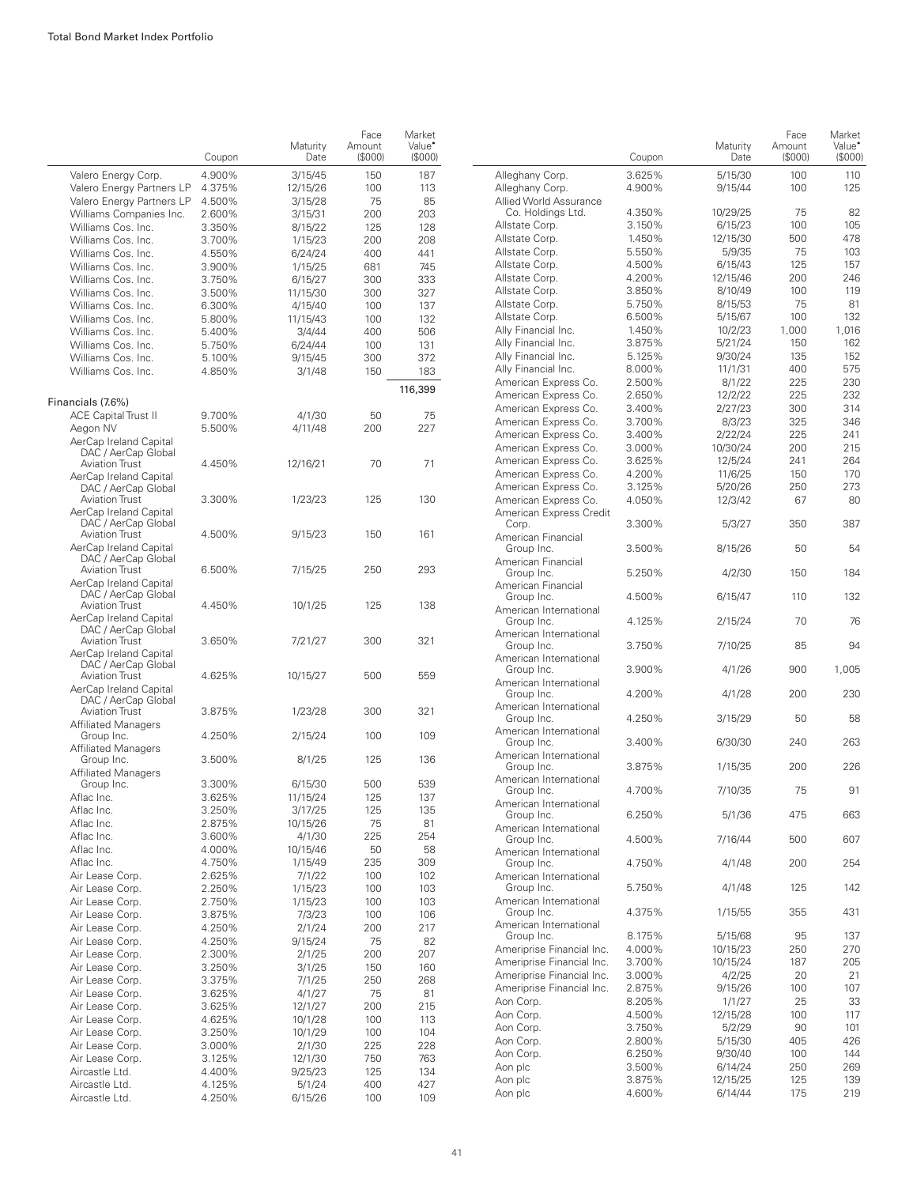| | Coupon | Maturity Date | Face Amount ($000) | Market Value• ($000) |
|---|---|---|---|---|
| Valero Energy Corp. | 4.900% | 3/15/45 | 150 | 187 |
| Valero Energy Partners LP | 4.375% | 12/15/26 | 100 | 113 |
| Valero Energy Partners LP | 4.500% | 3/15/28 | 75 | 85 |
| Williams Companies Inc. | 2.600% | 3/15/31 | 200 | 203 |
| Williams Cos. Inc. | 3.350% | 8/15/22 | 125 | 128 |
| Williams Cos. Inc. | 3.700% | 1/15/23 | 200 | 208 |
| Williams Cos. Inc. | 4.550% | 6/24/24 | 400 | 441 |
| Williams Cos. Inc. | 3.900% | 1/15/25 | 681 | 745 |
| Williams Cos. Inc. | 3.750% | 6/15/27 | 300 | 333 |
| Williams Cos. Inc. | 3.500% | 11/15/30 | 300 | 327 |
| Williams Cos. Inc. | 6.300% | 4/15/40 | 100 | 137 |
| Williams Cos. Inc. | 5.800% | 11/15/43 | 100 | 132 |
| Williams Cos. Inc. | 5.400% | 3/4/44 | 400 | 506 |
| Williams Cos. Inc. | 5.750% | 6/24/44 | 100 | 131 |
| Williams Cos. Inc. | 5.100% | 9/15/45 | 300 | 372 |
| Williams Cos. Inc. | 4.850% | 3/1/48 | 150 | 183 |
| | | | | 116,399 |
| **Financials (7.6%)** | | | | |
| ACE Capital Trust II | 9.700% | 4/1/30 | 50 | 75 |
| Aegon NV | 5.500% | 4/11/48 | 200 | 227 |
| AerCap Ireland Capital DAC / AerCap Global Aviation Trust | 4.450% | 12/16/21 | 70 | 71 |
| AerCap Ireland Capital DAC / AerCap Global Aviation Trust | 3.300% | 1/23/23 | 125 | 130 |
| AerCap Ireland Capital DAC / AerCap Global Aviation Trust | 4.500% | 9/15/23 | 150 | 161 |
| AerCap Ireland Capital DAC / AerCap Global Aviation Trust | 6.500% | 7/15/25 | 250 | 293 |
| AerCap Ireland Capital DAC / AerCap Global Aviation Trust | 4.450% | 10/1/25 | 125 | 138 |
| AerCap Ireland Capital DAC / AerCap Global Aviation Trust | 3.650% | 7/21/27 | 300 | 321 |
| AerCap Ireland Capital DAC / AerCap Global Aviation Trust | 4.625% | 10/15/27 | 500 | 559 |
| AerCap Ireland Capital DAC / AerCap Global Aviation Trust | 3.875% | 1/23/28 | 300 | 321 |
| Affiliated Managers Group Inc. | 4.250% | 2/15/24 | 100 | 109 |
| Affiliated Managers Group Inc. | 3.500% | 8/1/25 | 125 | 136 |
| Affiliated Managers Group Inc. | 3.300% | 6/15/30 | 500 | 539 |
| Aflac Inc. | 3.625% | 11/15/24 | 125 | 137 |
| Aflac Inc. | 3.250% | 3/17/25 | 125 | 135 |
| Aflac Inc. | 2.875% | 10/15/26 | 75 | 81 |
| Aflac Inc. | 3.600% | 4/1/30 | 225 | 254 |
| Aflac Inc. | 4.000% | 10/15/46 | 50 | 58 |
| Aflac Inc. | 4.750% | 1/15/49 | 235 | 309 |
| Air Lease Corp. | 2.625% | 7/1/22 | 100 | 102 |
| Air Lease Corp. | 2.250% | 1/15/23 | 100 | 103 |
| Air Lease Corp. | 2.750% | 1/15/23 | 100 | 103 |
| Air Lease Corp. | 3.875% | 7/3/23 | 100 | 106 |
| Air Lease Corp. | 4.250% | 2/1/24 | 200 | 217 |
| Air Lease Corp. | 4.250% | 9/15/24 | 75 | 82 |
| Air Lease Corp. | 2.300% | 2/1/25 | 200 | 207 |
| Air Lease Corp. | 3.250% | 3/1/25 | 150 | 160 |
| Air Lease Corp. | 3.375% | 7/1/25 | 250 | 268 |
| Air Lease Corp. | 3.625% | 4/1/27 | 75 | 81 |
| Air Lease Corp. | 3.625% | 12/1/27 | 200 | 215 |
| Air Lease Corp. | 4.625% | 10/1/28 | 100 | 113 |
| Air Lease Corp. | 3.250% | 10/1/29 | 100 | 104 |
| Air Lease Corp. | 3.000% | 2/1/30 | 225 | 228 |
| Air Lease Corp. | 3.125% | 12/1/30 | 750 | 763 |
| Aircastle Ltd. | 4.400% | 9/25/23 | 125 | 134 |
| Aircastle Ltd. | 4.125% | 5/1/24 | 400 | 427 |
| Aircastle Ltd. | 4.250% | 6/15/26 | 100 | 109 |
| Alleghany Corp. | 3.625% | 5/15/30 | 100 | 110 |
| Alleghany Corp. | 4.900% | 9/15/44 | 100 | 125 |
| Allied World Assurance Co. Holdings Ltd. | 4.350% | 10/29/25 | 75 | 82 |
| Allstate Corp. | 3.150% | 6/15/23 | 100 | 105 |
| Allstate Corp. | 1.450% | 12/15/30 | 500 | 478 |
| Allstate Corp. | 5.550% | 5/9/35 | 75 | 103 |
| Allstate Corp. | 4.500% | 6/15/43 | 125 | 157 |
| Allstate Corp. | 4.200% | 12/15/46 | 200 | 246 |
| Allstate Corp. | 3.850% | 8/10/49 | 100 | 119 |
| Allstate Corp. | 5.750% | 8/15/53 | 75 | 81 |
| Allstate Corp. | 6.500% | 5/15/67 | 100 | 132 |
| Ally Financial Inc. | 1.450% | 10/2/23 | 1,000 | 1,016 |
| Ally Financial Inc. | 3.875% | 5/21/24 | 150 | 162 |
| Ally Financial Inc. | 5.125% | 9/30/24 | 135 | 152 |
| Ally Financial Inc. | 8.000% | 11/1/31 | 400 | 575 |
| American Express Co. | 2.500% | 8/1/22 | 225 | 230 |
| American Express Co. | 2.650% | 12/2/22 | 225 | 232 |
| American Express Co. | 3.400% | 2/27/23 | 300 | 314 |
| American Express Co. | 3.700% | 8/3/23 | 325 | 346 |
| American Express Co. | 3.400% | 2/22/24 | 225 | 241 |
| American Express Co. | 3.000% | 10/30/24 | 200 | 215 |
| American Express Co. | 3.625% | 12/5/24 | 241 | 264 |
| American Express Co. | 4.200% | 11/6/25 | 150 | 170 |
| American Express Co. | 3.125% | 5/20/26 | 250 | 273 |
| American Express Co. | 4.050% | 12/3/42 | 67 | 80 |
| American Express Credit Corp. | 3.300% | 5/3/27 | 350 | 387 |
| American Financial Group Inc. | 3.500% | 8/15/26 | 50 | 54 |
| American Financial Group Inc. | 5.250% | 4/2/30 | 150 | 184 |
| American Financial Group Inc. | 4.500% | 6/15/47 | 110 | 132 |
| American International Group Inc. | 4.125% | 2/15/24 | 70 | 76 |
| American International Group Inc. | 3.750% | 7/10/25 | 85 | 94 |
| American International Group Inc. | 3.900% | 4/1/26 | 900 | 1,005 |
| American International Group Inc. | 4.200% | 4/1/28 | 200 | 230 |
| American International Group Inc. | 4.250% | 3/15/29 | 50 | 58 |
| American International Group Inc. | 3.400% | 6/30/30 | 240 | 263 |
| American International Group Inc. | 3.875% | 1/15/35 | 200 | 226 |
| American International Group Inc. | 4.700% | 7/10/35 | 75 | 91 |
| American International Group Inc. | 6.250% | 5/1/36 | 475 | 663 |
| American International Group Inc. | 4.500% | 7/16/44 | 500 | 607 |
| American International Group Inc. | 4.750% | 4/1/48 | 200 | 254 |
| American International Group Inc. | 5.750% | 4/1/48 | 125 | 142 |
| American International Group Inc. | 4.375% | 1/15/55 | 355 | 431 |
| American International Group Inc. | 8.175% | 5/15/68 | 95 | 137 |
| Ameriprise Financial Inc. | 4.000% | 10/15/23 | 250 | 270 |
| Ameriprise Financial Inc. | 3.700% | 10/15/24 | 187 | 205 |
| Ameriprise Financial Inc. | 3.000% | 4/2/25 | 20 | 21 |
| Ameriprise Financial Inc. | 2.875% | 9/15/26 | 100 | 107 |
| Aon Corp. | 8.205% | 1/1/27 | 25 | 33 |
| Aon Corp. | 4.500% | 12/15/28 | 100 | 117 |
| Aon Corp. | 3.750% | 5/2/29 | 90 | 101 |
| Aon Corp. | 2.800% | 5/15/30 | 405 | 426 |
| Aon Corp. | 6.250% | 9/30/40 | 100 | 144 |
| Aon plc | 3.500% | 6/14/24 | 250 | 269 |
| Aon plc | 3.875% | 12/15/25 | 125 | 139 |
| Aon plc | 4.600% | 6/14/44 | 175 | 219 |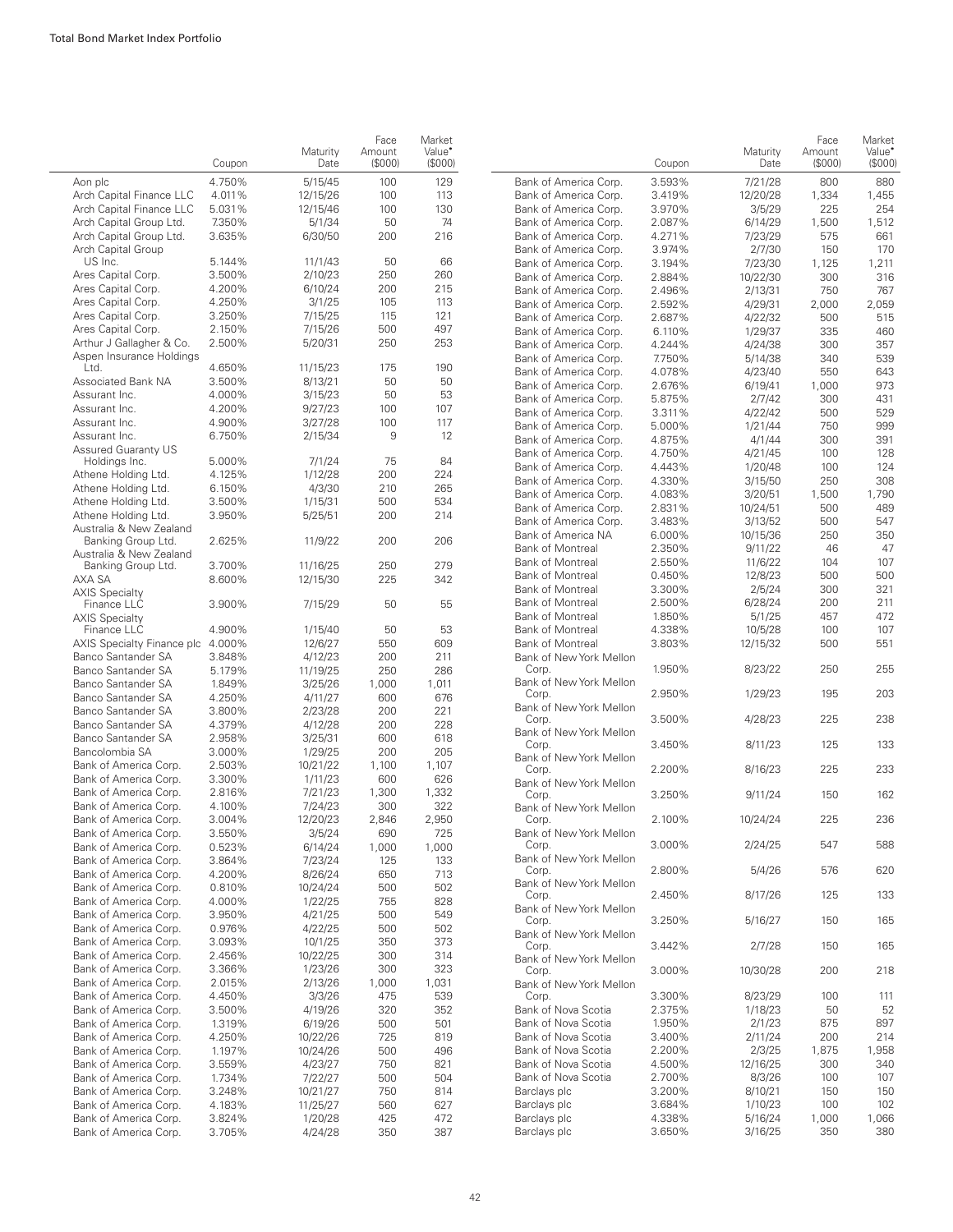| | Coupon | Maturity Date | Face Amount ($000) | Market Value• ($000) |
|---|---|---|---|---|
| Aon plc | 4.750% | 5/15/45 | 100 | 129 |
| Arch Capital Finance LLC | 4.011% | 12/15/26 | 100 | 113 |
| Arch Capital Finance LLC | 5.031% | 12/15/46 | 100 | 130 |
| Arch Capital Group Ltd. | 7.350% | 5/1/34 | 50 | 74 |
| Arch Capital Group Ltd. | 3.635% | 6/30/50 | 200 | 216 |
| Arch Capital Group US Inc. | 5.144% | 11/1/43 | 50 | 66 |
| Ares Capital Corp. | 3.500% | 2/10/23 | 250 | 260 |
| Ares Capital Corp. | 4.200% | 6/10/24 | 200 | 215 |
| Ares Capital Corp. | 4.250% | 3/1/25 | 105 | 113 |
| Ares Capital Corp. | 3.250% | 7/15/25 | 115 | 121 |
| Ares Capital Corp. | 2.150% | 7/15/26 | 500 | 497 |
| Arthur J Gallagher & Co. | 2.500% | 5/20/31 | 250 | 253 |
| Aspen Insurance Holdings Ltd. | 4.650% | 11/15/23 | 175 | 190 |
| Associated Bank NA | 3.500% | 8/13/21 | 50 | 50 |
| Assurant Inc. | 4.000% | 3/15/23 | 50 | 53 |
| Assurant Inc. | 4.200% | 9/27/23 | 100 | 107 |
| Assurant Inc. | 4.900% | 3/27/28 | 100 | 117 |
| Assurant Inc. | 6.750% | 2/15/34 | 9 | 12 |
| Assured Guaranty US Holdings Inc. | 5.000% | 7/1/24 | 75 | 84 |
| Athene Holding Ltd. | 4.125% | 1/12/28 | 200 | 224 |
| Athene Holding Ltd. | 6.150% | 4/3/30 | 210 | 265 |
| Athene Holding Ltd. | 3.500% | 1/15/31 | 500 | 534 |
| Athene Holding Ltd. | 3.950% | 5/25/51 | 200 | 214 |
| Australia & New Zealand Banking Group Ltd. | 2.625% | 11/9/22 | 200 | 206 |
| Australia & New Zealand Banking Group Ltd. | 3.700% | 11/16/25 | 250 | 279 |
| AXA SA | 8.600% | 12/15/30 | 225 | 342 |
| AXIS Specialty Finance LLC | 3.900% | 7/15/29 | 50 | 55 |
| AXIS Specialty Finance LLC | 4.900% | 1/15/40 | 50 | 53 |
| AXIS Specialty Finance plc | 4.000% | 12/6/27 | 550 | 609 |
| Banco Santander SA | 3.848% | 4/12/23 | 200 | 211 |
| Banco Santander SA | 5.179% | 11/19/25 | 250 | 286 |
| Banco Santander SA | 1.849% | 3/25/26 | 1,000 | 1,011 |
| Banco Santander SA | 4.250% | 4/11/27 | 600 | 676 |
| Banco Santander SA | 3.800% | 2/23/28 | 200 | 221 |
| Banco Santander SA | 4.379% | 4/12/28 | 200 | 228 |
| Banco Santander SA | 2.958% | 3/25/31 | 600 | 618 |
| Bancolombia SA | 3.000% | 1/29/25 | 200 | 205 |
| Bank of America Corp. | 2.503% | 10/21/22 | 1,100 | 1,107 |
| Bank of America Corp. | 3.300% | 1/11/23 | 600 | 626 |
| Bank of America Corp. | 2.816% | 7/21/23 | 1,300 | 1,332 |
| Bank of America Corp. | 4.100% | 7/24/23 | 300 | 322 |
| Bank of America Corp. | 3.004% | 12/20/23 | 2,846 | 2,950 |
| Bank of America Corp. | 3.550% | 3/5/24 | 690 | 725 |
| Bank of America Corp. | 0.523% | 6/14/24 | 1,000 | 1,000 |
| Bank of America Corp. | 3.864% | 7/23/24 | 125 | 133 |
| Bank of America Corp. | 4.200% | 8/26/24 | 650 | 713 |
| Bank of America Corp. | 0.810% | 10/24/24 | 500 | 502 |
| Bank of America Corp. | 4.000% | 1/22/25 | 755 | 828 |
| Bank of America Corp. | 3.950% | 4/21/25 | 500 | 549 |
| Bank of America Corp. | 0.976% | 4/22/25 | 500 | 502 |
| Bank of America Corp. | 3.093% | 10/1/25 | 350 | 373 |
| Bank of America Corp. | 2.456% | 10/22/25 | 300 | 314 |
| Bank of America Corp. | 3.366% | 1/23/26 | 300 | 323 |
| Bank of America Corp. | 2.015% | 2/13/26 | 1,000 | 1,031 |
| Bank of America Corp. | 4.450% | 3/3/26 | 475 | 539 |
| Bank of America Corp. | 3.500% | 4/19/26 | 320 | 352 |
| Bank of America Corp. | 1.319% | 6/19/26 | 500 | 501 |
| Bank of America Corp. | 4.250% | 10/22/26 | 725 | 819 |
| Bank of America Corp. | 1.197% | 10/24/26 | 500 | 496 |
| Bank of America Corp. | 3.559% | 4/23/27 | 750 | 821 |
| Bank of America Corp. | 1.734% | 7/22/27 | 500 | 504 |
| Bank of America Corp. | 3.248% | 10/21/27 | 750 | 814 |
| Bank of America Corp. | 4.183% | 11/25/27 | 560 | 627 |
| Bank of America Corp. | 3.824% | 1/20/28 | 425 | 472 |
| Bank of America Corp. | 3.705% | 4/24/28 | 350 | 387 |
| Bank of America Corp. | 3.593% | 7/21/28 | 800 | 880 |
| Bank of America Corp. | 3.419% | 12/20/28 | 1,334 | 1,455 |
| Bank of America Corp. | 3.970% | 3/5/29 | 225 | 254 |
| Bank of America Corp. | 2.087% | 6/14/29 | 1,500 | 1,512 |
| Bank of America Corp. | 4.271% | 7/23/29 | 575 | 661 |
| Bank of America Corp. | 3.974% | 2/7/30 | 150 | 170 |
| Bank of America Corp. | 3.194% | 7/23/30 | 1,125 | 1,211 |
| Bank of America Corp. | 2.884% | 10/22/30 | 300 | 316 |
| Bank of America Corp. | 2.496% | 2/13/31 | 750 | 767 |
| Bank of America Corp. | 2.592% | 4/29/31 | 2,000 | 2,059 |
| Bank of America Corp. | 2.687% | 4/22/32 | 500 | 515 |
| Bank of America Corp. | 6.110% | 1/29/37 | 335 | 460 |
| Bank of America Corp. | 4.244% | 4/24/38 | 300 | 357 |
| Bank of America Corp. | 7.750% | 5/14/38 | 340 | 539 |
| Bank of America Corp. | 4.078% | 4/23/40 | 550 | 643 |
| Bank of America Corp. | 2.676% | 6/19/41 | 1,000 | 973 |
| Bank of America Corp. | 5.875% | 2/7/42 | 300 | 431 |
| Bank of America Corp. | 3.311% | 4/22/42 | 500 | 529 |
| Bank of America Corp. | 5.000% | 1/21/44 | 750 | 999 |
| Bank of America Corp. | 4.875% | 4/1/44 | 300 | 391 |
| Bank of America Corp. | 4.750% | 4/21/45 | 100 | 128 |
| Bank of America Corp. | 4.443% | 1/20/48 | 100 | 124 |
| Bank of America Corp. | 4.330% | 3/15/50 | 250 | 308 |
| Bank of America Corp. | 4.083% | 3/20/51 | 1,500 | 1,790 |
| Bank of America Corp. | 2.831% | 10/24/51 | 500 | 489 |
| Bank of America Corp. | 3.483% | 3/13/52 | 500 | 547 |
| Bank of America NA | 6.000% | 10/15/36 | 250 | 350 |
| Bank of Montreal | 2.350% | 9/11/22 | 46 | 47 |
| Bank of Montreal | 2.550% | 11/6/22 | 104 | 107 |
| Bank of Montreal | 0.450% | 12/8/23 | 500 | 500 |
| Bank of Montreal | 3.300% | 2/5/24 | 300 | 321 |
| Bank of Montreal | 2.500% | 6/28/24 | 200 | 211 |
| Bank of Montreal | 1.850% | 5/1/25 | 457 | 472 |
| Bank of Montreal | 4.338% | 10/5/28 | 100 | 107 |
| Bank of Montreal | 3.803% | 12/15/32 | 500 | 551 |
| Bank of New York Mellon Corp. | 1.950% | 8/23/22 | 250 | 255 |
| Bank of New York Mellon Corp. | 2.950% | 1/29/23 | 195 | 203 |
| Bank of New York Mellon Corp. | 3.500% | 4/28/23 | 225 | 238 |
| Bank of New York Mellon Corp. | 3.450% | 8/11/23 | 125 | 133 |
| Bank of New York Mellon Corp. | 2.200% | 8/16/23 | 225 | 233 |
| Bank of New York Mellon Corp. | 3.250% | 9/11/24 | 150 | 162 |
| Bank of New York Mellon Corp. | 2.100% | 10/24/24 | 225 | 236 |
| Bank of New York Mellon Corp. | 3.000% | 2/24/25 | 547 | 588 |
| Bank of New York Mellon Corp. | 2.800% | 5/4/26 | 576 | 620 |
| Bank of New York Mellon Corp. | 2.450% | 8/17/26 | 125 | 133 |
| Bank of New York Mellon Corp. | 3.250% | 5/16/27 | 150 | 165 |
| Bank of New York Mellon Corp. | 3.442% | 2/7/28 | 150 | 165 |
| Bank of New York Mellon Corp. | 3.000% | 10/30/28 | 200 | 218 |
| Bank of New York Mellon Corp. | 3.300% | 8/23/29 | 100 | 111 |
| Bank of Nova Scotia | 2.375% | 1/18/23 | 50 | 52 |
| Bank of Nova Scotia | 1.950% | 2/1/23 | 875 | 897 |
| Bank of Nova Scotia | 3.400% | 2/11/24 | 200 | 214 |
| Bank of Nova Scotia | 2.200% | 2/3/25 | 1,875 | 1,958 |
| Bank of Nova Scotia | 4.500% | 12/16/25 | 300 | 340 |
| Bank of Nova Scotia | 2.700% | 8/3/26 | 100 | 107 |
| Barclays plc | 3.200% | 8/10/21 | 150 | 150 |
| Barclays plc | 3.684% | 1/10/23 | 100 | 102 |
| Barclays plc | 4.338% | 5/16/24 | 1,000 | 1,066 |
| Barclays plc | 3.650% | 3/16/25 | 350 | 380 |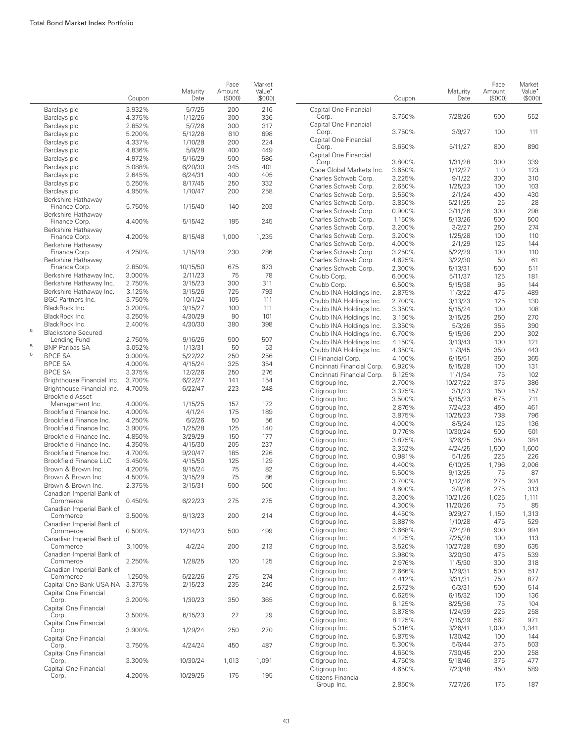| | Coupon | Maturity Date | Face Amount ($000) | Market Value• ($000) |
|---|---|---|---|---|
| Barclays plc | 3.932% | 5/7/25 | 200 | 216 |
| Barclays plc | 4.375% | 1/12/26 | 300 | 336 |
| Barclays plc | 2.852% | 5/7/26 | 300 | 317 |
| Barclays plc | 5.200% | 5/12/26 | 610 | 698 |
| Barclays plc | 4.337% | 1/10/28 | 200 | 224 |
| Barclays plc | 4.836% | 5/9/28 | 400 | 449 |
| Barclays plc | 4.972% | 5/16/29 | 500 | 586 |
| Barclays plc | 5.088% | 6/20/30 | 345 | 401 |
| Barclays plc | 2.645% | 6/24/31 | 400 | 405 |
| Barclays plc | 5.250% | 8/17/45 | 250 | 332 |
| Barclays plc | 4.950% | 1/10/47 | 200 | 258 |
| Berkshire Hathaway Finance Corp. | 5.750% | 1/15/40 | 140 | 203 |
| Berkshire Hathaway Finance Corp. | 4.400% | 5/15/42 | 195 | 245 |
| Berkshire Hathaway Finance Corp. | 4.200% | 8/15/48 | 1,000 | 1,235 |
| Berkshire Hathaway Finance Corp. | 4.250% | 1/15/49 | 230 | 286 |
| Berkshire Hathaway Finance Corp. | 2.850% | 10/15/50 | 675 | 673 |
| Berkshire Hathaway Inc. | 3.000% | 2/11/23 | 75 | 78 |
| Berkshire Hathaway Inc. | 2.750% | 3/15/23 | 300 | 311 |
| Berkshire Hathaway Inc. | 3.125% | 3/15/26 | 725 | 793 |
| BGC Partners Inc. | 3.750% | 10/1/24 | 105 | 111 |
| BlackRock Inc. | 3.200% | 3/15/27 | 100 | 111 |
| BlackRock Inc. | 3.250% | 4/30/29 | 90 | 101 |
| BlackRock Inc. | 2.400% | 4/30/30 | 380 | 398 |
| [5] Blackstone Secured Lending Fund | 2.750% | 9/16/26 | 500 | 507 |
| [5] BNP Paribas SA | 3.052% | 1/13/31 | 50 | 53 |
| [5] BPCE SA | 3.000% | 5/22/22 | 250 | 256 |
| BPCE SA | 4.000% | 4/15/24 | 325 | 354 |
| BPCE SA | 3.375% | 12/2/26 | 250 | 276 |
| Brighthouse Financial Inc. | 3.700% | 6/22/27 | 141 | 154 |
| Brighthouse Financial Inc. | 4.700% | 6/22/47 | 223 | 248 |
| Brookfield Asset Management Inc. | 4.000% | 1/15/25 | 157 | 172 |
| Brookfield Finance Inc. | 4.000% | 4/1/24 | 175 | 189 |
| Brookfield Finance Inc. | 4.250% | 6/2/26 | 50 | 56 |
| Brookfield Finance Inc. | 3.900% | 1/25/28 | 125 | 140 |
| Brookfield Finance Inc. | 4.850% | 3/29/29 | 150 | 177 |
| Brookfield Finance Inc. | 4.350% | 4/15/30 | 205 | 237 |
| Brookfield Finance Inc. | 4.700% | 9/20/47 | 185 | 226 |
| Brookfield Finance LLC | 3.450% | 4/15/50 | 125 | 129 |
| Brown & Brown Inc. | 4.200% | 9/15/24 | 75 | 82 |
| Brown & Brown Inc. | 4.500% | 3/15/29 | 75 | 86 |
| Brown & Brown Inc. | 2.375% | 3/15/31 | 500 | 500 |
| Canadian Imperial Bank of Commerce | 0.450% | 6/22/23 | 275 | 275 |
| Canadian Imperial Bank of Commerce | 3.500% | 9/13/23 | 200 | 214 |
| Canadian Imperial Bank of Commerce | 0.500% | 12/14/23 | 500 | 499 |
| Canadian Imperial Bank of Commerce | 3.100% | 4/2/24 | 200 | 213 |
| Canadian Imperial Bank of Commerce | 2.250% | 1/28/25 | 120 | 125 |
| Canadian Imperial Bank of Commerce | 1.250% | 6/22/26 | 275 | 274 |
| Capital One Bank USA NA | 3.375% | 2/15/23 | 235 | 246 |
| Capital One Financial Corp. | 3.200% | 1/30/23 | 350 | 365 |
| Capital One Financial Corp. | 3.500% | 6/15/23 | 27 | 29 |
| Capital One Financial Corp. | 3.900% | 1/29/24 | 250 | 270 |
| Capital One Financial Corp. | 3.750% | 4/24/24 | 450 | 487 |
| Capital One Financial Corp. | 3.300% | 10/30/24 | 1,013 | 1,091 |
| Capital One Financial Corp. | 4.200% | 10/29/25 | 175 | 195 |
| Capital One Financial Corp. | 3.750% | 7/28/26 | 500 | 552 |
| Capital One Financial Corp. | 3.750% | 3/9/27 | 100 | 111 |
| Capital One Financial Corp. | 3.650% | 5/11/27 | 800 | 890 |
| Capital One Financial Corp. | 3.800% | 1/31/28 | 300 | 339 |
| Cboe Global Markets Inc. | 3.650% | 1/12/27 | 110 | 123 |
| Charles Schwab Corp. | 3.225% | 9/1/22 | 300 | 310 |
| Charles Schwab Corp. | 2.650% | 1/25/23 | 100 | 103 |
| Charles Schwab Corp. | 3.550% | 2/1/24 | 400 | 430 |
| Charles Schwab Corp. | 3.850% | 5/21/25 | 25 | 28 |
| Charles Schwab Corp. | 0.900% | 3/11/26 | 300 | 298 |
| Charles Schwab Corp. | 1.150% | 5/13/26 | 500 | 500 |
| Charles Schwab Corp. | 3.200% | 3/2/27 | 250 | 274 |
| Charles Schwab Corp. | 3.200% | 1/25/28 | 100 | 110 |
| Charles Schwab Corp. | 4.000% | 2/1/29 | 125 | 144 |
| Charles Schwab Corp. | 3.250% | 5/22/29 | 100 | 110 |
| Charles Schwab Corp. | 4.625% | 3/22/30 | 50 | 61 |
| Charles Schwab Corp. | 2.300% | 5/13/31 | 500 | 511 |
| Chubb Corp. | 6.000% | 5/11/37 | 125 | 181 |
| Chubb Corp. | 6.500% | 5/15/38 | 95 | 144 |
| Chubb INA Holdings Inc. | 2.875% | 11/3/22 | 475 | 489 |
| Chubb INA Holdings Inc. | 2.700% | 3/13/23 | 125 | 130 |
| Chubb INA Holdings Inc. | 3.350% | 5/15/24 | 100 | 108 |
| Chubb INA Holdings Inc. | 3.150% | 3/15/25 | 250 | 270 |
| Chubb INA Holdings Inc. | 3.350% | 5/3/26 | 355 | 390 |
| Chubb INA Holdings Inc. | 6.700% | 5/15/36 | 200 | 302 |
| Chubb INA Holdings Inc. | 4.150% | 3/13/43 | 100 | 121 |
| Chubb INA Holdings Inc. | 4.350% | 11/3/45 | 350 | 443 |
| CI Financial Corp. | 4.100% | 6/15/51 | 350 | 365 |
| Cincinnati Financial Corp. | 6.920% | 5/15/28 | 100 | 131 |
| Cincinnati Financial Corp. | 6.125% | 11/1/34 | 75 | 102 |
| Citigroup Inc. | 2.700% | 10/27/22 | 375 | 386 |
| Citigroup Inc. | 3.375% | 3/1/23 | 150 | 157 |
| Citigroup Inc. | 3.500% | 5/15/23 | 675 | 711 |
| Citigroup Inc. | 2.876% | 7/24/23 | 450 | 461 |
| Citigroup Inc. | 3.875% | 10/25/23 | 738 | 796 |
| Citigroup Inc. | 4.000% | 8/5/24 | 125 | 136 |
| Citigroup Inc. | 0.776% | 10/30/24 | 500 | 501 |
| Citigroup Inc. | 3.875% | 3/26/25 | 350 | 384 |
| Citigroup Inc. | 3.352% | 4/24/25 | 1,500 | 1,600 |
| Citigroup Inc. | 0.981% | 5/1/25 | 225 | 226 |
| Citigroup Inc. | 4.400% | 6/10/25 | 1,796 | 2,006 |
| Citigroup Inc. | 5.500% | 9/13/25 | 75 | 87 |
| Citigroup Inc. | 3.700% | 1/12/26 | 275 | 304 |
| Citigroup Inc. | 4.600% | 3/9/26 | 275 | 313 |
| Citigroup Inc. | 3.200% | 10/21/26 | 1,025 | 1,111 |
| Citigroup Inc. | 4.300% | 11/20/26 | 75 | 85 |
| Citigroup Inc. | 4.450% | 9/29/27 | 1,150 | 1,313 |
| Citigroup Inc. | 3.887% | 1/10/28 | 475 | 529 |
| Citigroup Inc. | 3.668% | 7/24/28 | 900 | 994 |
| Citigroup Inc. | 4.125% | 7/25/28 | 100 | 113 |
| Citigroup Inc. | 3.520% | 10/27/28 | 580 | 635 |
| Citigroup Inc. | 3.980% | 3/20/30 | 475 | 539 |
| Citigroup Inc. | 2.976% | 11/5/30 | 300 | 318 |
| Citigroup Inc. | 2.666% | 1/29/31 | 500 | 517 |
| Citigroup Inc. | 4.412% | 3/31/31 | 750 | 877 |
| Citigroup Inc. | 2.572% | 6/3/31 | 500 | 514 |
| Citigroup Inc. | 6.625% | 6/15/32 | 100 | 136 |
| Citigroup Inc. | 6.125% | 8/25/36 | 75 | 104 |
| Citigroup Inc. | 3.878% | 1/24/39 | 225 | 258 |
| Citigroup Inc. | 8.125% | 7/15/39 | 562 | 971 |
| Citigroup Inc. | 5.316% | 3/26/41 | 1,000 | 1,341 |
| Citigroup Inc. | 5.875% | 1/30/42 | 100 | 144 |
| Citigroup Inc. | 5.300% | 5/6/44 | 375 | 503 |
| Citigroup Inc. | 4.650% | 7/30/45 | 200 | 258 |
| Citigroup Inc. | 4.750% | 5/18/46 | 375 | 477 |
| Citigroup Inc. | 4.650% | 7/23/48 | 450 | 589 |
| Citizens Financial Group Inc. | 2.850% | 7/27/26 | 175 | 187 |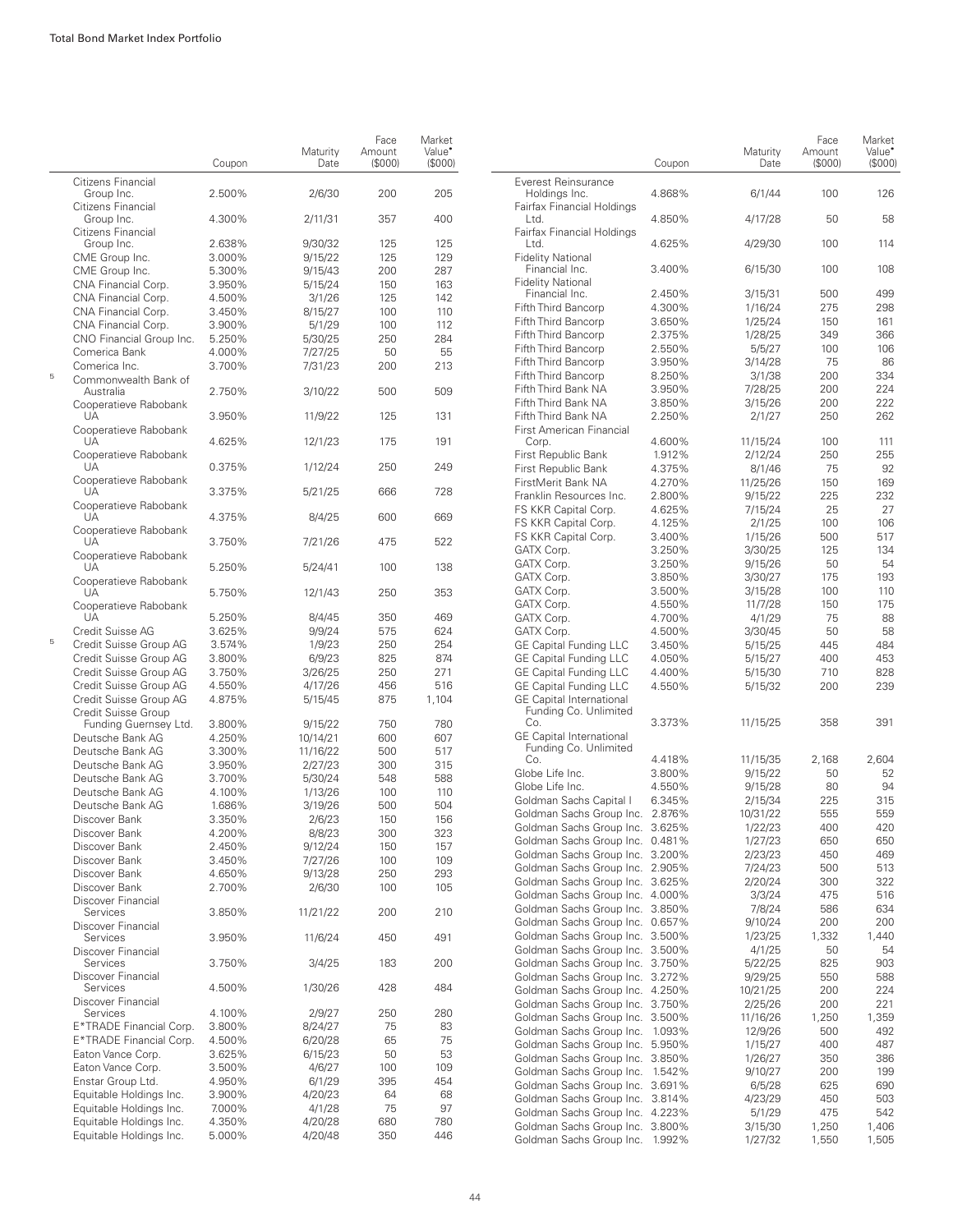| | Coupon | Maturity Date | Face Amount ($000) | Market Value• ($000) |
|---|---|---|---|---|
| Citizens Financial Group Inc. | 2.500% | 2/6/30 | 200 | 205 |
| Citizens Financial Group Inc. | 4.300% | 2/11/31 | 357 | 400 |
| Citizens Financial Group Inc. | 2.638% | 9/30/32 | 125 | 125 |
| CME Group Inc. | 3.000% | 9/15/22 | 125 | 129 |
| CME Group Inc. | 5.300% | 9/15/43 | 200 | 287 |
| CNA Financial Corp. | 3.950% | 5/15/24 | 150 | 163 |
| CNA Financial Corp. | 4.500% | 3/1/26 | 125 | 142 |
| CNA Financial Corp. | 3.450% | 8/15/27 | 100 | 110 |
| CNA Financial Corp. | 3.900% | 5/1/29 | 100 | 112 |
| CNO Financial Group Inc. | 5.250% | 5/30/25 | 250 | 284 |
| Comerica Bank | 4.000% | 7/27/25 | 50 | 55 |
| Comerica Inc. | 3.700% | 7/31/23 | 200 | 213 |
| [5] Commonwealth Bank of Australia | 2.750% | 3/10/22 | 500 | 509 |
| Cooperatieve Rabobank UA | 3.950% | 11/9/22 | 125 | 131 |
| Cooperatieve Rabobank UA | 4.625% | 12/1/23 | 175 | 191 |
| Cooperatieve Rabobank UA | 0.375% | 1/12/24 | 250 | 249 |
| Cooperatieve Rabobank UA | 3.375% | 5/21/25 | 666 | 728 |
| Cooperatieve Rabobank UA | 4.375% | 8/4/25 | 600 | 669 |
| Cooperatieve Rabobank UA | 3.750% | 7/21/26 | 475 | 522 |
| Cooperatieve Rabobank UA | 5.250% | 5/24/41 | 100 | 138 |
| Cooperatieve Rabobank UA | 5.750% | 12/1/43 | 250 | 353 |
| Cooperatieve Rabobank UA | 5.250% | 8/4/45 | 350 | 469 |
| Credit Suisse AG | 3.625% | 9/9/24 | 575 | 624 |
| [5] Credit Suisse Group AG | 3.574% | 1/9/23 | 250 | 254 |
| Credit Suisse Group AG | 3.800% | 6/9/23 | 825 | 874 |
| Credit Suisse Group AG | 3.750% | 3/26/25 | 250 | 271 |
| Credit Suisse Group AG | 4.550% | 4/17/26 | 456 | 516 |
| Credit Suisse Group AG | 4.875% | 5/15/45 | 875 | 1,104 |
| Credit Suisse Group Funding Guernsey Ltd. | 3.800% | 9/15/22 | 750 | 780 |
| Deutsche Bank AG | 4.250% | 10/14/21 | 600 | 607 |
| Deutsche Bank AG | 3.300% | 11/16/22 | 500 | 517 |
| Deutsche Bank AG | 3.950% | 2/27/23 | 300 | 315 |
| Deutsche Bank AG | 3.700% | 5/30/24 | 548 | 588 |
| Deutsche Bank AG | 4.100% | 1/13/26 | 100 | 110 |
| Deutsche Bank AG | 1.686% | 3/19/26 | 500 | 504 |
| Discover Bank | 3.350% | 2/6/23 | 150 | 156 |
| Discover Bank | 4.200% | 8/8/23 | 300 | 323 |
| Discover Bank | 2.450% | 9/12/24 | 150 | 157 |
| Discover Bank | 3.450% | 7/27/26 | 100 | 109 |
| Discover Bank | 4.650% | 9/13/28 | 250 | 293 |
| Discover Bank | 2.700% | 2/6/30 | 100 | 105 |
| Discover Financial Services | 3.850% | 11/21/22 | 200 | 210 |
| Discover Financial Services | 3.950% | 11/6/24 | 450 | 491 |
| Discover Financial Services | 3.750% | 3/4/25 | 183 | 200 |
| Discover Financial Services | 4.500% | 1/30/26 | 428 | 484 |
| Discover Financial Services | 4.100% | 2/9/27 | 250 | 280 |
| E*TRADE Financial Corp. | 3.800% | 8/24/27 | 75 | 83 |
| E*TRADE Financial Corp. | 4.500% | 6/20/28 | 65 | 75 |
| Eaton Vance Corp. | 3.625% | 6/15/23 | 50 | 53 |
| Eaton Vance Corp. | 3.500% | 4/6/27 | 100 | 109 |
| Enstar Group Ltd. | 4.950% | 6/1/29 | 395 | 454 |
| Equitable Holdings Inc. | 3.900% | 4/20/23 | 64 | 68 |
| Equitable Holdings Inc. | 7.000% | 4/1/28 | 75 | 97 |
| Equitable Holdings Inc. | 4.350% | 4/20/28 | 680 | 780 |
| Equitable Holdings Inc. | 5.000% | 4/20/48 | 350 | 446 |
| Everest Reinsurance Holdings Inc. | 4.868% | 6/1/44 | 100 | 126 |
| Fairfax Financial Holdings Ltd. | 4.850% | 4/17/28 | 50 | 58 |
| Fairfax Financial Holdings Ltd. | 4.625% | 4/29/30 | 100 | 114 |
| Fidelity National Financial Inc. | 3.400% | 6/15/30 | 100 | 108 |
| Fidelity National Financial Inc. | 2.450% | 3/15/31 | 500 | 499 |
| Fifth Third Bancorp | 4.300% | 1/16/24 | 275 | 298 |
| Fifth Third Bancorp | 3.650% | 1/25/24 | 150 | 161 |
| Fifth Third Bancorp | 2.375% | 1/28/25 | 349 | 366 |
| Fifth Third Bancorp | 2.550% | 5/5/27 | 100 | 106 |
| Fifth Third Bancorp | 3.950% | 3/14/28 | 75 | 86 |
| Fifth Third Bancorp | 8.250% | 3/1/38 | 200 | 334 |
| Fifth Third Bank NA | 3.950% | 7/28/25 | 200 | 224 |
| Fifth Third Bank NA | 3.850% | 3/15/26 | 200 | 222 |
| Fifth Third Bank NA | 2.250% | 2/1/27 | 250 | 262 |
| First American Financial Corp. | 4.600% | 11/15/24 | 100 | 111 |
| First Republic Bank | 1.912% | 2/12/24 | 250 | 255 |
| First Republic Bank | 4.375% | 8/1/46 | 75 | 92 |
| FirstMerit Bank NA | 4.270% | 11/25/26 | 150 | 169 |
| Franklin Resources Inc. | 2.800% | 9/15/22 | 225 | 232 |
| FS KKR Capital Corp. | 4.625% | 7/15/24 | 25 | 27 |
| FS KKR Capital Corp. | 4.125% | 2/1/25 | 100 | 106 |
| FS KKR Capital Corp. | 3.400% | 1/15/26 | 500 | 517 |
| GATX Corp. | 3.250% | 3/30/25 | 125 | 134 |
| GATX Corp. | 3.250% | 9/15/26 | 50 | 54 |
| GATX Corp. | 3.850% | 3/30/27 | 175 | 193 |
| GATX Corp. | 3.500% | 3/15/28 | 100 | 110 |
| GATX Corp. | 4.550% | 11/7/28 | 150 | 175 |
| GATX Corp. | 4.700% | 4/1/29 | 75 | 88 |
| GATX Corp. | 4.500% | 3/30/45 | 50 | 58 |
| GE Capital Funding LLC | 3.450% | 5/15/25 | 445 | 484 |
| GE Capital Funding LLC | 4.050% | 5/15/27 | 400 | 453 |
| GE Capital Funding LLC | 4.400% | 5/15/30 | 710 | 828 |
| GE Capital Funding LLC | 4.550% | 5/15/32 | 200 | 239 |
| GE Capital International Funding Co. Unlimited Co. | 3.373% | 11/15/25 | 358 | 391 |
| GE Capital International Funding Co. Unlimited Co. | 4.418% | 11/15/35 | 2,168 | 2,604 |
| Globe Life Inc. | 3.800% | 9/15/22 | 50 | 52 |
| Globe Life Inc. | 4.550% | 9/15/28 | 80 | 94 |
| Goldman Sachs Capital I | 6.345% | 2/15/34 | 225 | 315 |
| Goldman Sachs Group Inc. | 2.876% | 10/31/22 | 555 | 559 |
| Goldman Sachs Group Inc. | 3.625% | 1/22/23 | 400 | 420 |
| Goldman Sachs Group Inc. | 0.481% | 1/27/23 | 650 | 650 |
| Goldman Sachs Group Inc. | 3.200% | 2/23/23 | 450 | 469 |
| Goldman Sachs Group Inc. | 2.905% | 7/24/23 | 500 | 513 |
| Goldman Sachs Group Inc. | 3.625% | 2/20/24 | 300 | 322 |
| Goldman Sachs Group Inc. | 4.000% | 3/3/24 | 475 | 516 |
| Goldman Sachs Group Inc. | 3.850% | 7/8/24 | 586 | 634 |
| Goldman Sachs Group Inc. | 0.657% | 9/10/24 | 200 | 200 |
| Goldman Sachs Group Inc. | 3.500% | 1/23/25 | 1,332 | 1,440 |
| Goldman Sachs Group Inc. | 3.500% | 4/1/25 | 50 | 54 |
| Goldman Sachs Group Inc. | 3.750% | 5/22/25 | 825 | 903 |
| Goldman Sachs Group Inc. | 3.272% | 9/29/25 | 550 | 588 |
| Goldman Sachs Group Inc. | 4.250% | 10/21/25 | 200 | 224 |
| Goldman Sachs Group Inc. | 3.750% | 2/25/26 | 200 | 221 |
| Goldman Sachs Group Inc. | 3.500% | 11/16/26 | 1,250 | 1,359 |
| Goldman Sachs Group Inc. | 1.093% | 12/9/26 | 500 | 492 |
| Goldman Sachs Group Inc. | 5.950% | 1/15/27 | 400 | 487 |
| Goldman Sachs Group Inc. | 3.850% | 1/26/27 | 350 | 386 |
| Goldman Sachs Group Inc. | 1.542% | 9/10/27 | 200 | 199 |
| Goldman Sachs Group Inc. | 3.691% | 6/5/28 | 625 | 690 |
| Goldman Sachs Group Inc. | 3.814% | 4/23/29 | 450 | 503 |
| Goldman Sachs Group Inc. | 4.223% | 5/1/29 | 475 | 542 |
| Goldman Sachs Group Inc. | 3.800% | 3/15/30 | 1,250 | 1,406 |
| Goldman Sachs Group Inc. | 1.992% | 1/27/32 | 1,550 | 1,505 |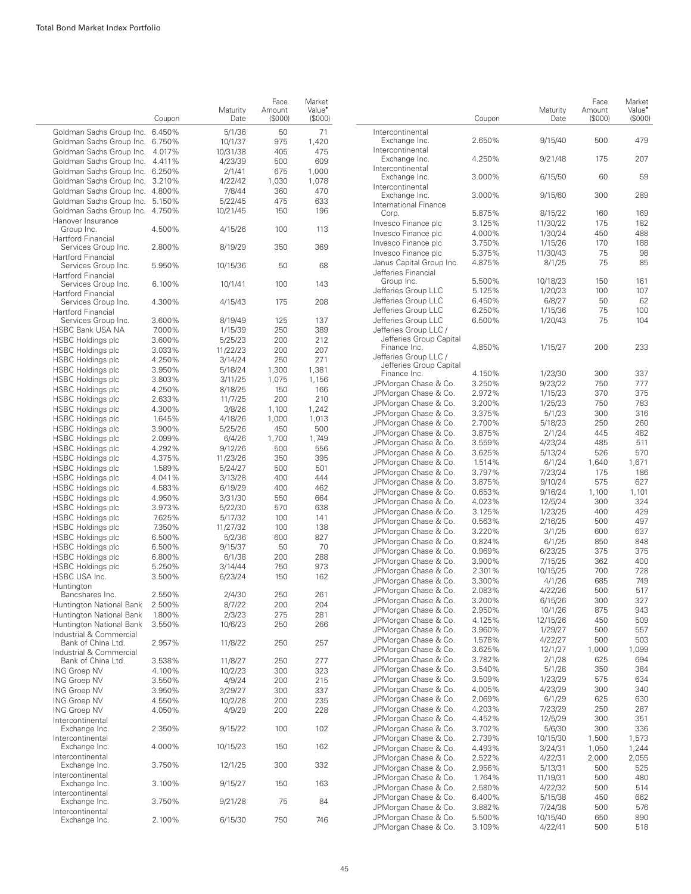| | Coupon | Maturity Date | Face Amount ($000) | Market Value• ($000) |
|---|---|---|---|---|
| Goldman Sachs Group Inc. | 6.450% | 5/1/36 | 50 | 71 |
| Goldman Sachs Group Inc. | 6.750% | 10/1/37 | 975 | 1,420 |
| Goldman Sachs Group Inc. | 4.017% | 10/31/38 | 405 | 475 |
| Goldman Sachs Group Inc. | 4.411% | 4/23/39 | 500 | 609 |
| Goldman Sachs Group Inc. | 6.250% | 2/1/41 | 675 | 1,000 |
| Goldman Sachs Group Inc. | 3.210% | 4/22/42 | 1,030 | 1,078 |
| Goldman Sachs Group Inc. | 4.800% | 7/8/44 | 360 | 470 |
| Goldman Sachs Group Inc. | 5.150% | 5/22/45 | 475 | 633 |
| Goldman Sachs Group Inc. | 4.750% | 10/21/45 | 150 | 196 |
| Hanover Insurance Group Inc. | 4.500% | 4/15/26 | 100 | 113 |
| Hartford Financial Services Group Inc. | 2.800% | 8/19/29 | 350 | 369 |
| Hartford Financial Services Group Inc. | 5.950% | 10/15/36 | 50 | 68 |
| Hartford Financial Services Group Inc. | 6.100% | 10/1/41 | 100 | 143 |
| Hartford Financial Services Group Inc. | 4.300% | 4/15/43 | 175 | 208 |
| Hartford Financial Services Group Inc. | 3.600% | 8/19/49 | 125 | 137 |
| HSBC Bank USA NA | 7.000% | 1/15/39 | 250 | 389 |
| HSBC Holdings plc | 3.600% | 5/25/23 | 200 | 212 |
| HSBC Holdings plc | 3.033% | 11/22/23 | 200 | 207 |
| HSBC Holdings plc | 4.250% | 3/14/24 | 250 | 271 |
| HSBC Holdings plc | 3.950% | 5/18/24 | 1,300 | 1,381 |
| HSBC Holdings plc | 3.803% | 3/11/25 | 1,075 | 1,156 |
| HSBC Holdings plc | 4.250% | 8/18/25 | 150 | 166 |
| HSBC Holdings plc | 2.633% | 11/7/25 | 200 | 210 |
| HSBC Holdings plc | 4.300% | 3/8/26 | 1,100 | 1,242 |
| HSBC Holdings plc | 1.645% | 4/18/26 | 1,000 | 1,013 |
| HSBC Holdings plc | 3.900% | 5/25/26 | 450 | 500 |
| HSBC Holdings plc | 2.099% | 6/4/26 | 1,700 | 1,749 |
| HSBC Holdings plc | 4.292% | 9/12/26 | 500 | 556 |
| HSBC Holdings plc | 4.375% | 11/23/26 | 350 | 395 |
| HSBC Holdings plc | 1.589% | 5/24/27 | 500 | 501 |
| HSBC Holdings plc | 4.041% | 3/13/28 | 400 | 444 |
| HSBC Holdings plc | 4.583% | 6/19/29 | 400 | 462 |
| HSBC Holdings plc | 4.950% | 3/31/30 | 550 | 664 |
| HSBC Holdings plc | 3.973% | 5/22/30 | 570 | 638 |
| HSBC Holdings plc | 7.625% | 5/17/32 | 100 | 141 |
| HSBC Holdings plc | 7.350% | 11/27/32 | 100 | 138 |
| HSBC Holdings plc | 6.500% | 5/2/36 | 600 | 827 |
| HSBC Holdings plc | 6.500% | 9/15/37 | 50 | 70 |
| HSBC Holdings plc | 6.800% | 6/1/38 | 200 | 288 |
| HSBC Holdings plc | 5.250% | 3/14/44 | 750 | 973 |
| HSBC USA Inc. | 3.500% | 6/23/24 | 150 | 162 |
| Huntington Bancshares Inc. | 2.550% | 2/4/30 | 250 | 261 |
| Huntington National Bank | 2.500% | 8/7/22 | 200 | 204 |
| Huntington National Bank | 1.800% | 2/3/23 | 275 | 281 |
| Huntington National Bank | 3.550% | 10/6/23 | 250 | 266 |
| Industrial & Commercial Bank of China Ltd. | 2.957% | 11/8/22 | 250 | 257 |
| Industrial & Commercial Bank of China Ltd. | 3.538% | 11/8/27 | 250 | 277 |
| ING Groep NV | 4.100% | 10/2/23 | 300 | 323 |
| ING Groep NV | 3.550% | 4/9/24 | 200 | 215 |
| ING Groep NV | 3.950% | 3/29/27 | 300 | 337 |
| ING Groep NV | 4.550% | 10/2/28 | 200 | 235 |
| ING Groep NV | 4.050% | 4/9/29 | 200 | 228 |
| Intercontinental Exchange Inc. | 2.350% | 9/15/22 | 100 | 102 |
| Intercontinental Exchange Inc. | 4.000% | 10/15/23 | 150 | 162 |
| Intercontinental Exchange Inc. | 3.750% | 12/1/25 | 300 | 332 |
| Intercontinental Exchange Inc. | 3.100% | 9/15/27 | 150 | 163 |
| Intercontinental Exchange Inc. | 3.750% | 9/21/28 | 75 | 84 |
| Intercontinental Exchange Inc. | 2.100% | 6/15/30 | 750 | 746 |
| Intercontinental Exchange Inc. | 2.650% | 9/15/40 | 500 | 479 |
| Intercontinental Exchange Inc. | 4.250% | 9/21/48 | 175 | 207 |
| Intercontinental Exchange Inc. | 3.000% | 6/15/50 | 60 | 59 |
| Intercontinental Exchange Inc. | 3.000% | 9/15/60 | 300 | 289 |
| International Finance Corp. | 5.875% | 8/15/22 | 160 | 169 |
| Invesco Finance plc | 3.125% | 11/30/22 | 175 | 182 |
| Invesco Finance plc | 4.000% | 1/30/24 | 450 | 488 |
| Invesco Finance plc | 3.750% | 1/15/26 | 170 | 188 |
| Invesco Finance plc | 5.375% | 11/30/43 | 75 | 98 |
| Janus Capital Group Inc. | 4.875% | 8/1/25 | 75 | 85 |
| Jefferies Financial Group Inc. | 5.500% | 10/18/23 | 150 | 161 |
| Jefferies Group LLC | 5.125% | 1/20/23 | 100 | 107 |
| Jefferies Group LLC | 6.450% | 6/8/27 | 50 | 62 |
| Jefferies Group LLC | 6.250% | 1/15/36 | 75 | 100 |
| Jefferies Group LLC | 6.500% | 1/20/43 | 75 | 104 |
| Jefferies Group LLC / Jefferies Group Capital Finance Inc. | 4.850% | 1/15/27 | 200 | 233 |
| Jefferies Group LLC / Jefferies Group Capital Finance Inc. | 4.150% | 1/23/30 | 300 | 337 |
| JPMorgan Chase & Co. | 3.250% | 9/23/22 | 750 | 777 |
| JPMorgan Chase & Co. | 2.972% | 1/15/23 | 370 | 375 |
| JPMorgan Chase & Co. | 3.200% | 1/25/23 | 750 | 783 |
| JPMorgan Chase & Co. | 3.375% | 5/1/23 | 300 | 316 |
| JPMorgan Chase & Co. | 2.700% | 5/18/23 | 250 | 260 |
| JPMorgan Chase & Co. | 3.875% | 2/1/24 | 445 | 482 |
| JPMorgan Chase & Co. | 3.559% | 4/23/24 | 485 | 511 |
| JPMorgan Chase & Co. | 3.625% | 5/13/24 | 526 | 570 |
| JPMorgan Chase & Co. | 1.514% | 6/1/24 | 1,640 | 1,671 |
| JPMorgan Chase & Co. | 3.797% | 7/23/24 | 175 | 186 |
| JPMorgan Chase & Co. | 3.875% | 9/10/24 | 575 | 627 |
| JPMorgan Chase & Co. | 0.653% | 9/16/24 | 1,100 | 1,101 |
| JPMorgan Chase & Co. | 4.023% | 12/5/24 | 300 | 324 |
| JPMorgan Chase & Co. | 3.125% | 1/23/25 | 400 | 429 |
| JPMorgan Chase & Co. | 0.563% | 2/16/25 | 500 | 497 |
| JPMorgan Chase & Co. | 3.220% | 3/1/25 | 600 | 637 |
| JPMorgan Chase & Co. | 0.824% | 6/1/25 | 850 | 848 |
| JPMorgan Chase & Co. | 0.969% | 6/23/25 | 375 | 375 |
| JPMorgan Chase & Co. | 3.900% | 7/15/25 | 362 | 400 |
| JPMorgan Chase & Co. | 2.301% | 10/15/25 | 700 | 728 |
| JPMorgan Chase & Co. | 3.300% | 4/1/26 | 685 | 749 |
| JPMorgan Chase & Co. | 2.083% | 4/22/26 | 500 | 517 |
| JPMorgan Chase & Co. | 3.200% | 6/15/26 | 300 | 327 |
| JPMorgan Chase & Co. | 2.950% | 10/1/26 | 875 | 943 |
| JPMorgan Chase & Co. | 4.125% | 12/15/26 | 450 | 509 |
| JPMorgan Chase & Co. | 3.960% | 1/29/27 | 500 | 557 |
| JPMorgan Chase & Co. | 1.578% | 4/22/27 | 500 | 503 |
| JPMorgan Chase & Co. | 3.625% | 12/1/27 | 1,000 | 1,099 |
| JPMorgan Chase & Co. | 3.782% | 2/1/28 | 625 | 694 |
| JPMorgan Chase & Co. | 3.540% | 5/1/28 | 350 | 384 |
| JPMorgan Chase & Co. | 3.509% | 1/23/29 | 575 | 634 |
| JPMorgan Chase & Co. | 4.005% | 4/23/29 | 300 | 340 |
| JPMorgan Chase & Co. | 2.069% | 6/1/29 | 625 | 630 |
| JPMorgan Chase & Co. | 4.203% | 7/23/29 | 250 | 287 |
| JPMorgan Chase & Co. | 4.452% | 12/5/29 | 300 | 351 |
| JPMorgan Chase & Co. | 3.702% | 5/6/30 | 300 | 336 |
| JPMorgan Chase & Co. | 2.739% | 10/15/30 | 1,500 | 1,573 |
| JPMorgan Chase & Co. | 4.493% | 3/24/31 | 1,050 | 1,244 |
| JPMorgan Chase & Co. | 2.522% | 4/22/31 | 2,000 | 2,055 |
| JPMorgan Chase & Co. | 2.956% | 5/13/31 | 500 | 525 |
| JPMorgan Chase & Co. | 1.764% | 11/19/31 | 500 | 480 |
| JPMorgan Chase & Co. | 2.580% | 4/22/32 | 500 | 514 |
| JPMorgan Chase & Co. | 6.400% | 5/15/38 | 450 | 662 |
| JPMorgan Chase & Co. | 3.882% | 7/24/38 | 500 | 576 |
| JPMorgan Chase & Co. | 5.500% | 10/15/40 | 650 | 890 |
| JPMorgan Chase & Co. | 3.109% | 4/22/41 | 500 | 518 |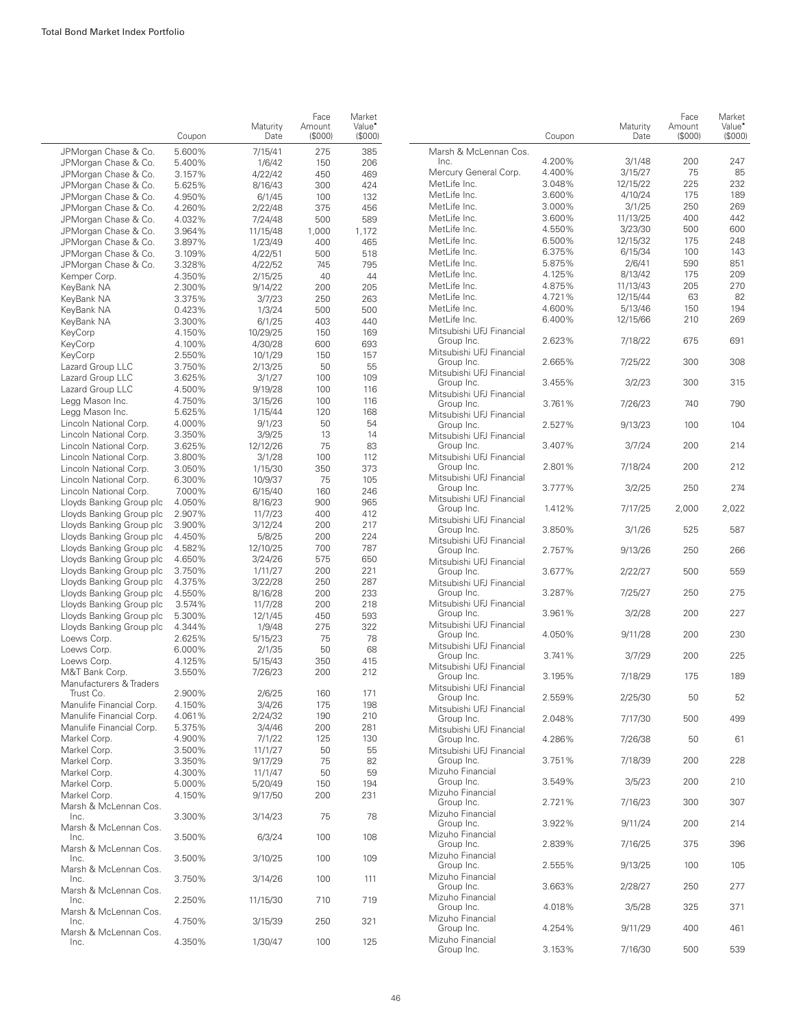| | Coupon | Maturity Date | Face Amount ($000) | Market Value• ($000) |
|---|---|---|---|---|
| JPMorgan Chase & Co. | 5.600% | 7/15/41 | 275 | 385 |
| JPMorgan Chase & Co. | 5.400% | 1/6/42 | 150 | 206 |
| JPMorgan Chase & Co. | 3.157% | 4/22/42 | 450 | 469 |
| JPMorgan Chase & Co. | 5.625% | 8/16/43 | 300 | 424 |
| JPMorgan Chase & Co. | 4.950% | 6/1/45 | 100 | 132 |
| JPMorgan Chase & Co. | 4.260% | 2/22/48 | 375 | 456 |
| JPMorgan Chase & Co. | 4.032% | 7/24/48 | 500 | 589 |
| JPMorgan Chase & Co. | 3.964% | 11/15/48 | 1,000 | 1,172 |
| JPMorgan Chase & Co. | 3.897% | 1/23/49 | 400 | 465 |
| JPMorgan Chase & Co. | 3.109% | 4/22/51 | 500 | 518 |
| JPMorgan Chase & Co. | 3.328% | 4/22/52 | 745 | 795 |
| Kemper Corp. | 4.350% | 2/15/25 | 40 | 44 |
| KeyBank NA | 2.300% | 9/14/22 | 200 | 205 |
| KeyBank NA | 3.375% | 3/7/23 | 250 | 263 |
| KeyBank NA | 0.423% | 1/3/24 | 500 | 500 |
| KeyBank NA | 3.300% | 6/1/25 | 403 | 440 |
| KeyCorp | 4.150% | 10/29/25 | 150 | 169 |
| KeyCorp | 4.100% | 4/30/28 | 600 | 693 |
| KeyCorp | 2.550% | 10/1/29 | 150 | 157 |
| Lazard Group LLC | 3.750% | 2/13/25 | 50 | 55 |
| Lazard Group LLC | 3.625% | 3/1/27 | 100 | 109 |
| Lazard Group LLC | 4.500% | 9/19/28 | 100 | 116 |
| Legg Mason Inc. | 4.750% | 3/15/26 | 100 | 116 |
| Legg Mason Inc. | 5.625% | 1/15/44 | 120 | 168 |
| Lincoln National Corp. | 4.000% | 9/1/23 | 50 | 54 |
| Lincoln National Corp. | 3.350% | 3/9/25 | 13 | 14 |
| Lincoln National Corp. | 3.625% | 12/12/26 | 75 | 83 |
| Lincoln National Corp. | 3.800% | 3/1/28 | 100 | 112 |
| Lincoln National Corp. | 3.050% | 1/15/30 | 350 | 373 |
| Lincoln National Corp. | 6.300% | 10/9/37 | 75 | 105 |
| Lincoln National Corp. | 7.000% | 6/15/40 | 160 | 246 |
| Lloyds Banking Group plc | 4.050% | 8/16/23 | 900 | 965 |
| Lloyds Banking Group plc | 2.907% | 11/7/23 | 400 | 412 |
| Lloyds Banking Group plc | 3.900% | 3/12/24 | 200 | 217 |
| Lloyds Banking Group plc | 4.450% | 5/8/25 | 200 | 224 |
| Lloyds Banking Group plc | 4.582% | 12/10/25 | 700 | 787 |
| Lloyds Banking Group plc | 4.650% | 3/24/26 | 575 | 650 |
| Lloyds Banking Group plc | 3.750% | 1/11/27 | 200 | 221 |
| Lloyds Banking Group plc | 4.375% | 3/22/28 | 250 | 287 |
| Lloyds Banking Group plc | 4.550% | 8/16/28 | 200 | 233 |
| Lloyds Banking Group plc | 3.574% | 11/7/28 | 200 | 218 |
| Lloyds Banking Group plc | 5.300% | 12/1/45 | 450 | 593 |
| Lloyds Banking Group plc | 4.344% | 1/9/48 | 275 | 322 |
| Loews Corp. | 2.625% | 5/15/23 | 75 | 78 |
| Loews Corp. | 6.000% | 2/1/35 | 50 | 68 |
| Loews Corp. | 4.125% | 5/15/43 | 350 | 415 |
| M&T Bank Corp. | 3.550% | 7/26/23 | 200 | 212 |
| Manufacturers & Traders Trust Co. | 2.900% | 2/6/25 | 160 | 171 |
| Manulife Financial Corp. | 4.150% | 3/4/26 | 175 | 198 |
| Manulife Financial Corp. | 4.061% | 2/24/32 | 190 | 210 |
| Manulife Financial Corp. | 5.375% | 3/4/46 | 200 | 281 |
| Markel Corp. | 4.900% | 7/1/22 | 125 | 130 |
| Markel Corp. | 3.500% | 11/1/27 | 50 | 55 |
| Markel Corp. | 3.350% | 9/17/29 | 75 | 82 |
| Markel Corp. | 4.300% | 11/1/47 | 50 | 59 |
| Markel Corp. | 5.000% | 5/20/49 | 150 | 194 |
| Markel Corp. | 4.150% | 9/17/50 | 200 | 231 |
| Marsh & McLennan Cos. Inc. | 3.300% | 3/14/23 | 75 | 78 |
| Marsh & McLennan Cos. Inc. | 3.500% | 6/3/24 | 100 | 108 |
| Marsh & McLennan Cos. Inc. | 3.500% | 3/10/25 | 100 | 109 |
| Marsh & McLennan Cos. Inc. | 3.750% | 3/14/26 | 100 | 111 |
| Marsh & McLennan Cos. Inc. | 2.250% | 11/15/30 | 710 | 719 |
| Marsh & McLennan Cos. Inc. | 4.750% | 3/15/39 | 250 | 321 |
| Marsh & McLennan Cos. Inc. | 4.350% | 1/30/47 | 100 | 125 |
| Marsh & McLennan Cos. Inc. | 4.200% | 3/1/48 | 200 | 247 |
| Mercury General Corp. | 4.400% | 3/15/27 | 75 | 85 |
| MetLife Inc. | 3.048% | 12/15/22 | 225 | 232 |
| MetLife Inc. | 3.600% | 4/10/24 | 175 | 189 |
| MetLife Inc. | 3.000% | 3/1/25 | 250 | 269 |
| MetLife Inc. | 3.600% | 11/13/25 | 400 | 442 |
| MetLife Inc. | 4.550% | 3/23/30 | 500 | 600 |
| MetLife Inc. | 6.500% | 12/15/32 | 175 | 248 |
| MetLife Inc. | 6.375% | 6/15/34 | 100 | 143 |
| MetLife Inc. | 5.875% | 2/6/41 | 590 | 851 |
| MetLife Inc. | 4.125% | 8/13/42 | 175 | 209 |
| MetLife Inc. | 4.875% | 11/13/43 | 205 | 270 |
| MetLife Inc. | 4.721% | 12/15/44 | 63 | 82 |
| MetLife Inc. | 4.600% | 5/13/46 | 150 | 194 |
| MetLife Inc. | 6.400% | 12/15/66 | 210 | 269 |
| Mitsubishi UFJ Financial Group Inc. | 2.623% | 7/18/22 | 675 | 691 |
| Mitsubishi UFJ Financial Group Inc. | 2.665% | 7/25/22 | 300 | 308 |
| Mitsubishi UFJ Financial Group Inc. | 3.455% | 3/2/23 | 300 | 315 |
| Mitsubishi UFJ Financial Group Inc. | 3.761% | 7/26/23 | 740 | 790 |
| Mitsubishi UFJ Financial Group Inc. | 2.527% | 9/13/23 | 100 | 104 |
| Mitsubishi UFJ Financial Group Inc. | 3.407% | 3/7/24 | 200 | 214 |
| Mitsubishi UFJ Financial Group Inc. | 2.801% | 7/18/24 | 200 | 212 |
| Mitsubishi UFJ Financial Group Inc. | 3.777% | 3/2/25 | 250 | 274 |
| Mitsubishi UFJ Financial Group Inc. | 1.412% | 7/17/25 | 2,000 | 2,022 |
| Mitsubishi UFJ Financial Group Inc. | 3.850% | 3/1/26 | 525 | 587 |
| Mitsubishi UFJ Financial Group Inc. | 2.757% | 9/13/26 | 250 | 266 |
| Mitsubishi UFJ Financial Group Inc. | 3.677% | 2/22/27 | 500 | 559 |
| Mitsubishi UFJ Financial Group Inc. | 3.287% | 7/25/27 | 250 | 275 |
| Mitsubishi UFJ Financial Group Inc. | 3.961% | 3/2/28 | 200 | 227 |
| Mitsubishi UFJ Financial Group Inc. | 4.050% | 9/11/28 | 200 | 230 |
| Mitsubishi UFJ Financial Group Inc. | 3.741% | 3/7/29 | 200 | 225 |
| Mitsubishi UFJ Financial Group Inc. | 3.195% | 7/18/29 | 175 | 189 |
| Mitsubishi UFJ Financial Group Inc. | 2.559% | 2/25/30 | 50 | 52 |
| Mitsubishi UFJ Financial Group Inc. | 2.048% | 7/17/30 | 500 | 499 |
| Mitsubishi UFJ Financial Group Inc. | 4.286% | 7/26/38 | 50 | 61 |
| Mitsubishi UFJ Financial Group Inc. | 3.751% | 7/18/39 | 200 | 228 |
| Mizuho Financial Group Inc. | 3.549% | 3/5/23 | 200 | 210 |
| Mizuho Financial Group Inc. | 2.721% | 7/16/23 | 300 | 307 |
| Mizuho Financial Group Inc. | 3.922% | 9/11/24 | 200 | 214 |
| Mizuho Financial Group Inc. | 2.839% | 7/16/25 | 375 | 396 |
| Mizuho Financial Group Inc. | 2.555% | 9/13/25 | 100 | 105 |
| Mizuho Financial Group Inc. | 3.663% | 2/28/27 | 250 | 277 |
| Mizuho Financial Group Inc. | 4.018% | 3/5/28 | 325 | 371 |
| Mizuho Financial Group Inc. | 4.254% | 9/11/29 | 400 | 461 |
| Mizuho Financial Group Inc. | 3.153% | 7/16/30 | 500 | 539 |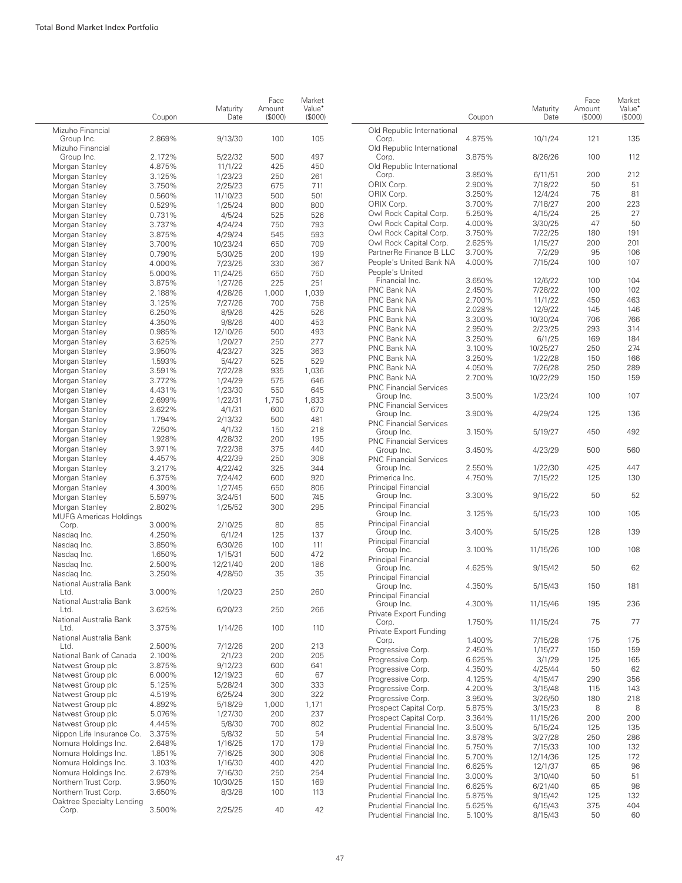| | Coupon | Maturity Date | Face Amount ($000) | Market Value• ($000) |
|---|---|---|---|---|
| Mizuho Financial Group Inc. | 2.869% | 9/13/30 | 100 | 105 |
| Mizuho Financial Group Inc. | 2.172% | 5/22/32 | 500 | 497 |
| Morgan Stanley | 4.875% | 11/1/22 | 425 | 450 |
| Morgan Stanley | 3.125% | 1/23/23 | 250 | 261 |
| Morgan Stanley | 3.750% | 2/25/23 | 675 | 711 |
| Morgan Stanley | 0.560% | 11/10/23 | 500 | 501 |
| Morgan Stanley | 0.529% | 1/25/24 | 800 | 800 |
| Morgan Stanley | 0.731% | 4/5/24 | 525 | 526 |
| Morgan Stanley | 3.737% | 4/24/24 | 750 | 793 |
| Morgan Stanley | 3.875% | 4/29/24 | 545 | 593 |
| Morgan Stanley | 3.700% | 10/23/24 | 650 | 709 |
| Morgan Stanley | 0.790% | 5/30/25 | 200 | 199 |
| Morgan Stanley | 4.000% | 7/23/25 | 330 | 367 |
| Morgan Stanley | 5.000% | 11/24/25 | 650 | 750 |
| Morgan Stanley | 3.875% | 1/27/26 | 225 | 251 |
| Morgan Stanley | 2.188% | 4/28/26 | 1,000 | 1,039 |
| Morgan Stanley | 3.125% | 7/27/26 | 700 | 758 |
| Morgan Stanley | 6.250% | 8/9/26 | 425 | 526 |
| Morgan Stanley | 4.350% | 9/8/26 | 400 | 453 |
| Morgan Stanley | 0.985% | 12/10/26 | 500 | 493 |
| Morgan Stanley | 3.625% | 1/20/27 | 250 | 277 |
| Morgan Stanley | 3.950% | 4/23/27 | 325 | 363 |
| Morgan Stanley | 1.593% | 5/4/27 | 525 | 529 |
| Morgan Stanley | 3.591% | 7/22/28 | 935 | 1,036 |
| Morgan Stanley | 3.772% | 1/24/29 | 575 | 646 |
| Morgan Stanley | 4.431% | 1/23/30 | 550 | 645 |
| Morgan Stanley | 2.699% | 1/22/31 | 1,750 | 1,833 |
| Morgan Stanley | 3.622% | 4/1/31 | 600 | 670 |
| Morgan Stanley | 1.794% | 2/13/32 | 500 | 481 |
| Morgan Stanley | 7.250% | 4/1/32 | 150 | 218 |
| Morgan Stanley | 1.928% | 4/28/32 | 200 | 195 |
| Morgan Stanley | 3.971% | 7/22/38 | 375 | 440 |
| Morgan Stanley | 4.457% | 4/22/39 | 250 | 308 |
| Morgan Stanley | 3.217% | 4/22/42 | 325 | 344 |
| Morgan Stanley | 6.375% | 7/24/42 | 600 | 920 |
| Morgan Stanley | 4.300% | 1/27/45 | 650 | 806 |
| Morgan Stanley | 5.597% | 3/24/51 | 500 | 745 |
| Morgan Stanley | 2.802% | 1/25/52 | 300 | 295 |
| MUFG Americas Holdings Corp. | 3.000% | 2/10/25 | 80 | 85 |
| Nasdaq Inc. | 4.250% | 6/1/24 | 125 | 137 |
| Nasdaq Inc. | 3.850% | 6/30/26 | 100 | 111 |
| Nasdaq Inc. | 1.650% | 1/15/31 | 500 | 472 |
| Nasdaq Inc. | 2.500% | 12/21/40 | 200 | 186 |
| Nasdaq Inc. | 3.250% | 4/28/50 | 35 | 35 |
| National Australia Bank Ltd. | 3.000% | 1/20/23 | 250 | 260 |
| National Australia Bank Ltd. | 3.625% | 6/20/23 | 250 | 266 |
| National Australia Bank Ltd. | 3.375% | 1/14/26 | 100 | 110 |
| National Australia Bank Ltd. | 2.500% | 7/12/26 | 200 | 213 |
| National Bank of Canada | 2.100% | 2/1/23 | 200 | 205 |
| Natwest Group plc | 3.875% | 9/12/23 | 600 | 641 |
| Natwest Group plc | 6.000% | 12/19/23 | 60 | 67 |
| Natwest Group plc | 5.125% | 5/28/24 | 300 | 333 |
| Natwest Group plc | 4.519% | 6/25/24 | 300 | 322 |
| Natwest Group plc | 4.892% | 5/18/29 | 1,000 | 1,171 |
| Natwest Group plc | 5.076% | 1/27/30 | 200 | 237 |
| Natwest Group plc | 4.445% | 5/8/30 | 700 | 802 |
| Nippon Life Insurance Co. | 3.375% | 5/8/32 | 50 | 54 |
| Nomura Holdings Inc. | 2.648% | 1/16/25 | 170 | 179 |
| Nomura Holdings Inc. | 1.851% | 7/16/25 | 300 | 306 |
| Nomura Holdings Inc. | 3.103% | 1/16/30 | 400 | 420 |
| Nomura Holdings Inc. | 2.679% | 7/16/30 | 250 | 254 |
| Northern Trust Corp. | 3.950% | 10/30/25 | 150 | 169 |
| Northern Trust Corp. | 3.650% | 8/3/28 | 100 | 113 |
| Oaktree Specialty Lending Corp. | 3.500% | 2/25/25 | 40 | 42 |
| Old Republic International Corp. | 4.875% | 10/1/24 | 121 | 135 |
| Old Republic International Corp. | 3.875% | 8/26/26 | 100 | 112 |
| Old Republic International Corp. | 3.850% | 6/11/51 | 200 | 212 |
| ORIX Corp. | 2.900% | 7/18/22 | 50 | 51 |
| ORIX Corp. | 3.250% | 12/4/24 | 75 | 81 |
| ORIX Corp. | 3.700% | 7/18/27 | 200 | 223 |
| Owl Rock Capital Corp. | 5.250% | 4/15/24 | 25 | 27 |
| Owl Rock Capital Corp. | 4.000% | 3/30/25 | 47 | 50 |
| Owl Rock Capital Corp. | 3.750% | 7/22/25 | 180 | 191 |
| Owl Rock Capital Corp. | 2.625% | 1/15/27 | 200 | 201 |
| PartnerRe Finance B LLC | 3.700% | 7/2/29 | 95 | 106 |
| People's United Bank NA | 4.000% | 7/15/24 | 100 | 107 |
| People's United Financial Inc. | 3.650% | 12/6/22 | 100 | 104 |
| PNC Bank NA | 2.450% | 7/28/22 | 100 | 102 |
| PNC Bank NA | 2.700% | 11/1/22 | 450 | 463 |
| PNC Bank NA | 2.028% | 12/9/22 | 145 | 146 |
| PNC Bank NA | 3.300% | 10/30/24 | 706 | 766 |
| PNC Bank NA | 2.950% | 2/23/25 | 293 | 314 |
| PNC Bank NA | 3.250% | 6/1/25 | 169 | 184 |
| PNC Bank NA | 3.100% | 10/25/27 | 250 | 274 |
| PNC Bank NA | 3.250% | 1/22/28 | 150 | 166 |
| PNC Bank NA | 4.050% | 7/26/28 | 250 | 289 |
| PNC Bank NA | 2.700% | 10/22/29 | 150 | 159 |
| PNC Financial Services Group Inc. | 3.500% | 1/23/24 | 100 | 107 |
| PNC Financial Services Group Inc. | 3.900% | 4/29/24 | 125 | 136 |
| PNC Financial Services Group Inc. | 3.150% | 5/19/27 | 450 | 492 |
| PNC Financial Services Group Inc. | 3.450% | 4/23/29 | 500 | 560 |
| PNC Financial Services Group Inc. | 2.550% | 1/22/30 | 425 | 447 |
| Primerica Inc. | 4.750% | 7/15/22 | 125 | 130 |
| Principal Financial Group Inc. | 3.300% | 9/15/22 | 50 | 52 |
| Principal Financial Group Inc. | 3.125% | 5/15/23 | 100 | 105 |
| Principal Financial Group Inc. | 3.400% | 5/15/25 | 128 | 139 |
| Principal Financial Group Inc. | 3.100% | 11/15/26 | 100 | 108 |
| Principal Financial Group Inc. | 4.625% | 9/15/42 | 50 | 62 |
| Principal Financial Group Inc. | 4.350% | 5/15/43 | 150 | 181 |
| Principal Financial Group Inc. | 4.300% | 11/15/46 | 195 | 236 |
| Private Export Funding Corp. | 1.750% | 11/15/24 | 75 | 77 |
| Private Export Funding Corp. | 1.400% | 7/15/28 | 175 | 175 |
| Progressive Corp. | 2.450% | 1/15/27 | 150 | 159 |
| Progressive Corp. | 6.625% | 3/1/29 | 125 | 165 |
| Progressive Corp. | 4.350% | 4/25/44 | 50 | 62 |
| Progressive Corp. | 4.125% | 4/15/47 | 290 | 356 |
| Progressive Corp. | 4.200% | 3/15/48 | 115 | 143 |
| Progressive Corp. | 3.950% | 3/26/50 | 180 | 218 |
| Prospect Capital Corp. | 5.875% | 3/15/23 | 8 | 8 |
| Prospect Capital Corp. | 3.364% | 11/15/26 | 200 | 200 |
| Prudential Financial Inc. | 3.500% | 5/15/24 | 125 | 135 |
| Prudential Financial Inc. | 3.878% | 3/27/28 | 250 | 286 |
| Prudential Financial Inc. | 5.750% | 7/15/33 | 100 | 132 |
| Prudential Financial Inc. | 5.700% | 12/14/36 | 125 | 172 |
| Prudential Financial Inc. | 6.625% | 12/1/37 | 65 | 96 |
| Prudential Financial Inc. | 3.000% | 3/10/40 | 50 | 51 |
| Prudential Financial Inc. | 6.625% | 6/21/40 | 65 | 98 |
| Prudential Financial Inc. | 5.875% | 9/15/42 | 125 | 132 |
| Prudential Financial Inc. | 5.625% | 6/15/43 | 375 | 404 |
| Prudential Financial Inc. | 5.100% | 8/15/43 | 50 | 60 |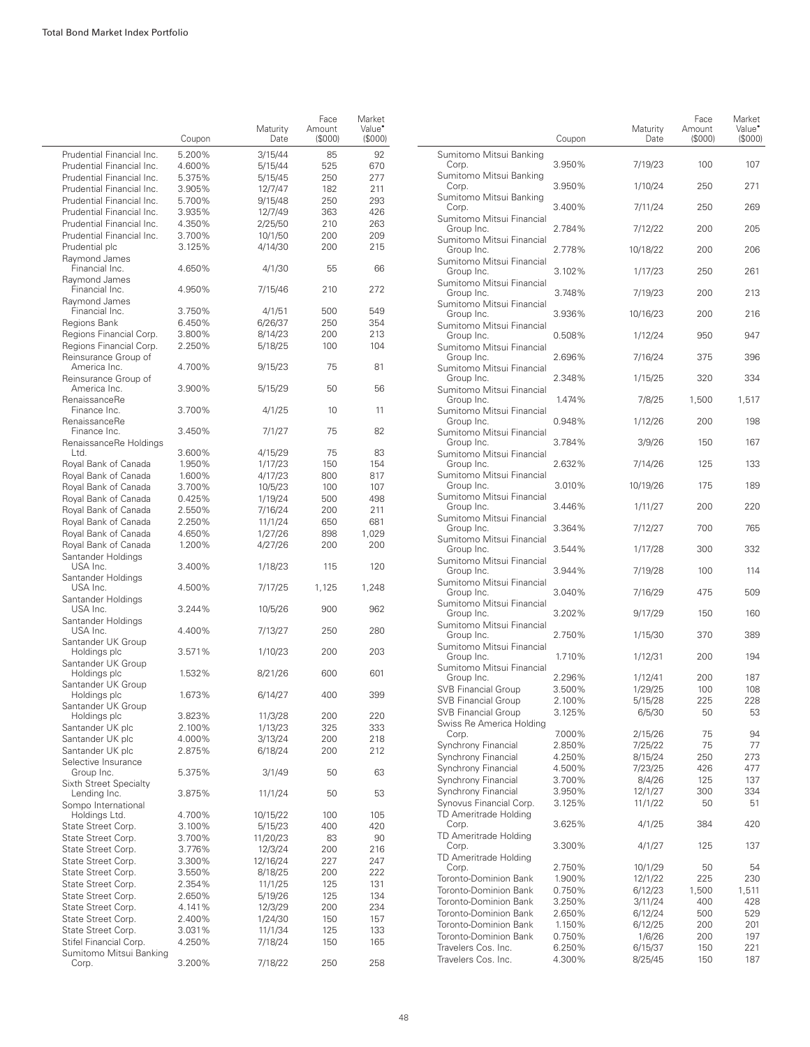| | Coupon | Maturity Date | Face Amount ($000) | Market Value• ($000) |
|---|---|---|---|---|
| Prudential Financial Inc. | 5.200% | 3/15/44 | 85 | 92 |
| Prudential Financial Inc. | 4.600% | 5/15/44 | 525 | 670 |
| Prudential Financial Inc. | 5.375% | 5/15/45 | 250 | 277 |
| Prudential Financial Inc. | 3.905% | 12/7/47 | 182 | 211 |
| Prudential Financial Inc. | 5.700% | 9/15/48 | 250 | 293 |
| Prudential Financial Inc. | 3.935% | 12/7/49 | 363 | 426 |
| Prudential Financial Inc. | 4.350% | 2/25/50 | 210 | 263 |
| Prudential Financial Inc. | 3.700% | 10/1/50 | 200 | 209 |
| Prudential plc | 3.125% | 4/14/30 | 200 | 215 |
| Raymond James Financial Inc. | 4.650% | 4/1/30 | 55 | 66 |
| Raymond James Financial Inc. | 4.950% | 7/15/46 | 210 | 272 |
| Raymond James Financial Inc. | 3.750% | 4/1/51 | 500 | 549 |
| Regions Bank | 6.450% | 6/26/37 | 250 | 354 |
| Regions Financial Corp. | 3.800% | 8/14/23 | 200 | 213 |
| Regions Financial Corp. | 2.250% | 5/18/25 | 100 | 104 |
| Reinsurance Group of America Inc. | 4.700% | 9/15/23 | 75 | 81 |
| Reinsurance Group of America Inc. | 3.900% | 5/15/29 | 50 | 56 |
| RenaissanceRe Finance Inc. | 3.700% | 4/1/25 | 10 | 11 |
| RenaissanceRe Finance Inc. | 3.450% | 7/1/27 | 75 | 82 |
| RenaissanceRe Holdings Ltd. | 3.600% | 4/15/29 | 75 | 83 |
| Royal Bank of Canada | 1.950% | 1/17/23 | 150 | 154 |
| Royal Bank of Canada | 1.600% | 4/17/23 | 800 | 817 |
| Royal Bank of Canada | 3.700% | 10/5/23 | 100 | 107 |
| Royal Bank of Canada | 0.425% | 1/19/24 | 500 | 498 |
| Royal Bank of Canada | 2.550% | 7/16/24 | 200 | 211 |
| Royal Bank of Canada | 2.250% | 11/1/24 | 650 | 681 |
| Royal Bank of Canada | 4.650% | 1/27/26 | 898 | 1,029 |
| Royal Bank of Canada | 1.200% | 4/27/26 | 200 | 200 |
| Santander Holdings USA Inc. | 3.400% | 1/18/23 | 115 | 120 |
| Santander Holdings USA Inc. | 4.500% | 7/17/25 | 1,125 | 1,248 |
| Santander Holdings USA Inc. | 3.244% | 10/5/26 | 900 | 962 |
| Santander Holdings USA Inc. | 4.400% | 7/13/27 | 250 | 280 |
| Santander UK Group Holdings plc | 3.571% | 1/10/23 | 200 | 203 |
| Santander UK Group Holdings plc | 1.532% | 8/21/26 | 600 | 601 |
| Santander UK Group Holdings plc | 1.673% | 6/14/27 | 400 | 399 |
| Santander UK Group Holdings plc | 3.823% | 11/3/28 | 200 | 220 |
| Santander UK plc | 2.100% | 1/13/23 | 325 | 333 |
| Santander UK plc | 4.000% | 3/13/24 | 200 | 218 |
| Santander UK plc | 2.875% | 6/18/24 | 200 | 212 |
| Selective Insurance Group Inc. | 5.375% | 3/1/49 | 50 | 63 |
| Sixth Street Specialty Lending Inc. | 3.875% | 11/1/24 | 50 | 53 |
| Sompo International Holdings Ltd. | 4.700% | 10/15/22 | 100 | 105 |
| State Street Corp. | 3.100% | 5/15/23 | 400 | 420 |
| State Street Corp. | 3.700% | 11/20/23 | 83 | 90 |
| State Street Corp. | 3.776% | 12/3/24 | 200 | 216 |
| State Street Corp. | 3.300% | 12/16/24 | 227 | 247 |
| State Street Corp. | 3.550% | 8/18/25 | 200 | 222 |
| State Street Corp. | 2.354% | 11/1/25 | 125 | 131 |
| State Street Corp. | 2.650% | 5/19/26 | 125 | 134 |
| State Street Corp. | 4.141% | 12/3/29 | 200 | 234 |
| State Street Corp. | 2.400% | 1/24/30 | 150 | 157 |
| State Street Corp. | 3.031% | 11/1/34 | 125 | 133 |
| Stifel Financial Corp. | 4.250% | 7/18/24 | 150 | 165 |
| Sumitomo Mitsui Banking Corp. | 3.200% | 7/18/22 | 250 | 258 |
| Sumitomo Mitsui Banking Corp. | 3.950% | 7/19/23 | 100 | 107 |
| Sumitomo Mitsui Banking Corp. | 3.950% | 1/10/24 | 250 | 271 |
| Sumitomo Mitsui Banking Corp. | 3.400% | 7/11/24 | 250 | 269 |
| Sumitomo Mitsui Financial Group Inc. | 2.784% | 7/12/22 | 200 | 205 |
| Sumitomo Mitsui Financial Group Inc. | 2.778% | 10/18/22 | 200 | 206 |
| Sumitomo Mitsui Financial Group Inc. | 3.102% | 1/17/23 | 250 | 261 |
| Sumitomo Mitsui Financial Group Inc. | 3.748% | 7/19/23 | 200 | 213 |
| Sumitomo Mitsui Financial Group Inc. | 3.936% | 10/16/23 | 200 | 216 |
| Sumitomo Mitsui Financial Group Inc. | 0.508% | 1/12/24 | 950 | 947 |
| Sumitomo Mitsui Financial Group Inc. | 2.696% | 7/16/24 | 375 | 396 |
| Sumitomo Mitsui Financial Group Inc. | 2.348% | 1/15/25 | 320 | 334 |
| Sumitomo Mitsui Financial Group Inc. | 1.474% | 7/8/25 | 1,500 | 1,517 |
| Sumitomo Mitsui Financial Group Inc. | 0.948% | 1/12/26 | 200 | 198 |
| Sumitomo Mitsui Financial Group Inc. | 3.784% | 3/9/26 | 150 | 167 |
| Sumitomo Mitsui Financial Group Inc. | 2.632% | 7/14/26 | 125 | 133 |
| Sumitomo Mitsui Financial Group Inc. | 3.010% | 10/19/26 | 175 | 189 |
| Sumitomo Mitsui Financial Group Inc. | 3.446% | 1/11/27 | 200 | 220 |
| Sumitomo Mitsui Financial Group Inc. | 3.364% | 7/12/27 | 700 | 765 |
| Sumitomo Mitsui Financial Group Inc. | 3.544% | 1/17/28 | 300 | 332 |
| Sumitomo Mitsui Financial Group Inc. | 3.944% | 7/19/28 | 100 | 114 |
| Sumitomo Mitsui Financial Group Inc. | 3.040% | 7/16/29 | 475 | 509 |
| Sumitomo Mitsui Financial Group Inc. | 3.202% | 9/17/29 | 150 | 160 |
| Sumitomo Mitsui Financial Group Inc. | 2.750% | 1/15/30 | 370 | 389 |
| Sumitomo Mitsui Financial Group Inc. | 1.710% | 1/12/31 | 200 | 194 |
| Sumitomo Mitsui Financial Group Inc. | 2.296% | 1/12/41 | 200 | 187 |
| SVB Financial Group | 3.500% | 1/29/25 | 100 | 108 |
| SVB Financial Group | 2.100% | 5/15/28 | 225 | 228 |
| SVB Financial Group | 3.125% | 6/5/30 | 50 | 53 |
| Swiss Re America Holding Corp. | 7.000% | 2/15/26 | 75 | 94 |
| Synchrony Financial | 2.850% | 7/25/22 | 75 | 77 |
| Synchrony Financial | 4.250% | 8/15/24 | 250 | 273 |
| Synchrony Financial | 4.500% | 7/23/25 | 426 | 477 |
| Synchrony Financial | 3.700% | 8/4/26 | 125 | 137 |
| Synchrony Financial | 3.950% | 12/1/27 | 300 | 334 |
| Synovus Financial Corp. | 3.125% | 11/1/22 | 50 | 51 |
| TD Ameritrade Holding Corp. | 3.625% | 4/1/25 | 384 | 420 |
| TD Ameritrade Holding Corp. | 3.300% | 4/1/27 | 125 | 137 |
| TD Ameritrade Holding Corp. | 2.750% | 10/1/29 | 50 | 54 |
| Toronto-Dominion Bank | 1.900% | 12/1/22 | 225 | 230 |
| Toronto-Dominion Bank | 0.750% | 6/12/23 | 1,500 | 1,511 |
| Toronto-Dominion Bank | 3.250% | 3/11/24 | 400 | 428 |
| Toronto-Dominion Bank | 2.650% | 6/12/24 | 500 | 529 |
| Toronto-Dominion Bank | 1.150% | 6/12/25 | 200 | 201 |
| Toronto-Dominion Bank | 0.750% | 1/6/26 | 200 | 197 |
| Travelers Cos. Inc. | 6.250% | 6/15/37 | 150 | 221 |
| Travelers Cos. Inc. | 4.300% | 8/25/45 | 150 | 187 |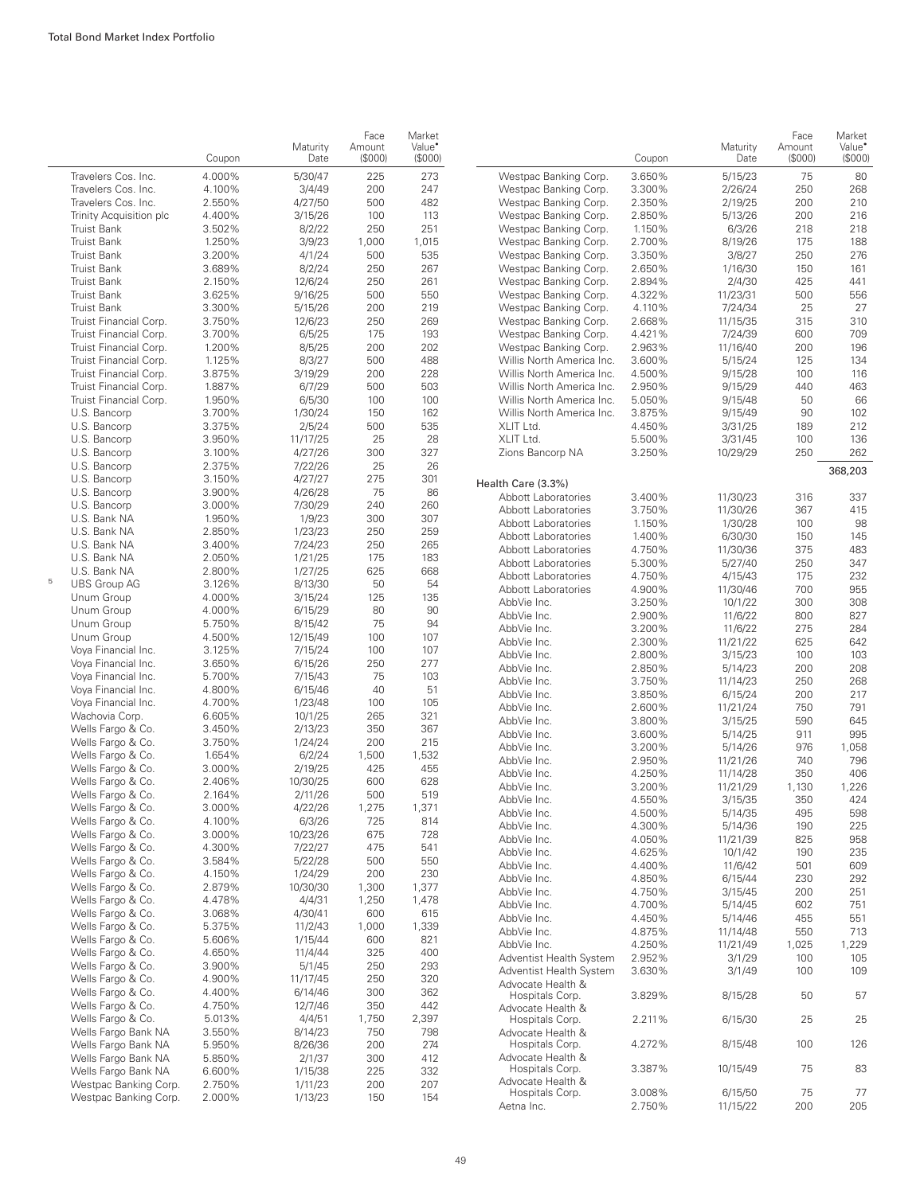| | Coupon | Maturity Date | Face Amount ($000) | Market Value• ($000) |
|---|---|---|---|---|
| Travelers Cos. Inc. | 4.000% | 5/30/47 | 225 | 273 |
| Travelers Cos. Inc. | 4.100% | 3/4/49 | 200 | 247 |
| Travelers Cos. Inc. | 2.550% | 4/27/50 | 500 | 482 |
| Trinity Acquisition plc | 4.400% | 3/15/26 | 100 | 113 |
| Truist Bank | 3.502% | 8/2/22 | 250 | 251 |
| Truist Bank | 1.250% | 3/9/23 | 1,000 | 1,015 |
| Truist Bank | 3.200% | 4/1/24 | 500 | 535 |
| Truist Bank | 3.689% | 8/2/24 | 250 | 267 |
| Truist Bank | 2.150% | 12/6/24 | 250 | 261 |
| Truist Bank | 3.625% | 9/16/25 | 500 | 550 |
| Truist Bank | 3.300% | 5/15/26 | 200 | 219 |
| Truist Financial Corp. | 3.750% | 12/6/23 | 250 | 269 |
| Truist Financial Corp. | 3.700% | 6/5/25 | 175 | 193 |
| Truist Financial Corp. | 1.200% | 8/5/25 | 200 | 202 |
| Truist Financial Corp. | 1.125% | 8/3/27 | 500 | 488 |
| Truist Financial Corp. | 3.875% | 3/19/29 | 200 | 228 |
| Truist Financial Corp. | 1.887% | 6/7/29 | 500 | 503 |
| Truist Financial Corp. | 1.950% | 6/5/30 | 100 | 100 |
| U.S. Bancorp | 3.700% | 1/30/24 | 150 | 162 |
| U.S. Bancorp | 3.375% | 2/5/24 | 500 | 535 |
| U.S. Bancorp | 3.950% | 11/17/25 | 25 | 28 |
| U.S. Bancorp | 3.100% | 4/27/26 | 300 | 327 |
| U.S. Bancorp | 2.375% | 7/22/26 | 25 | 26 |
| U.S. Bancorp | 3.150% | 4/27/27 | 275 | 301 |
| U.S. Bancorp | 3.900% | 4/26/28 | 75 | 86 |
| U.S. Bancorp | 3.000% | 7/30/29 | 240 | 260 |
| U.S. Bank NA | 1.950% | 1/9/23 | 300 | 307 |
| U.S. Bank NA | 2.850% | 1/23/23 | 250 | 259 |
| U.S. Bank NA | 3.400% | 7/24/23 | 250 | 265 |
| U.S. Bank NA | 2.050% | 1/21/25 | 175 | 183 |
| U.S. Bank NA | 2.800% | 1/27/25 | 625 | 668 |
| [5] UBS Group AG | 3.126% | 8/13/30 | 50 | 54 |
| Unum Group | 4.000% | 3/15/24 | 125 | 135 |
| Unum Group | 4.000% | 6/15/29 | 80 | 90 |
| Unum Group | 5.750% | 8/15/42 | 75 | 94 |
| Unum Group | 4.500% | 12/15/49 | 100 | 107 |
| Voya Financial Inc. | 3.125% | 7/15/24 | 100 | 107 |
| Voya Financial Inc. | 3.650% | 6/15/26 | 250 | 277 |
| Voya Financial Inc. | 5.700% | 7/15/43 | 75 | 103 |
| Voya Financial Inc. | 4.800% | 6/15/46 | 40 | 51 |
| Voya Financial Inc. | 4.700% | 1/23/48 | 100 | 105 |
| Wachovia Corp. | 6.605% | 10/1/25 | 265 | 321 |
| Wells Fargo & Co. | 3.450% | 2/13/23 | 350 | 367 |
| Wells Fargo & Co. | 3.750% | 1/24/24 | 200 | 215 |
| Wells Fargo & Co. | 1.654% | 6/2/24 | 1,500 | 1,532 |
| Wells Fargo & Co. | 3.000% | 2/19/25 | 425 | 455 |
| Wells Fargo & Co. | 2.406% | 10/30/25 | 600 | 628 |
| Wells Fargo & Co. | 2.164% | 2/11/26 | 500 | 519 |
| Wells Fargo & Co. | 3.000% | 4/22/26 | 1,275 | 1,371 |
| Wells Fargo & Co. | 4.100% | 6/3/26 | 725 | 814 |
| Wells Fargo & Co. | 3.000% | 10/23/26 | 675 | 728 |
| Wells Fargo & Co. | 4.300% | 7/22/27 | 475 | 541 |
| Wells Fargo & Co. | 3.584% | 5/22/28 | 500 | 550 |
| Wells Fargo & Co. | 4.150% | 1/24/29 | 200 | 230 |
| Wells Fargo & Co. | 2.879% | 10/30/30 | 1,300 | 1,377 |
| Wells Fargo & Co. | 4.478% | 4/4/31 | 1,250 | 1,478 |
| Wells Fargo & Co. | 3.068% | 4/30/41 | 600 | 615 |
| Wells Fargo & Co. | 5.375% | 11/2/43 | 1,000 | 1,339 |
| Wells Fargo & Co. | 5.606% | 1/15/44 | 600 | 821 |
| Wells Fargo & Co. | 4.650% | 11/4/44 | 325 | 400 |
| Wells Fargo & Co. | 3.900% | 5/1/45 | 250 | 293 |
| Wells Fargo & Co. | 4.900% | 11/17/45 | 250 | 320 |
| Wells Fargo & Co. | 4.400% | 6/14/46 | 300 | 362 |
| Wells Fargo & Co. | 4.750% | 12/7/46 | 350 | 442 |
| Wells Fargo & Co. | 5.013% | 4/4/51 | 1,750 | 2,397 |
| Wells Fargo Bank NA | 3.550% | 8/14/23 | 750 | 798 |
| Wells Fargo Bank NA | 5.950% | 8/26/36 | 200 | 274 |
| Wells Fargo Bank NA | 5.850% | 2/1/37 | 300 | 412 |
| Wells Fargo Bank NA | 6.600% | 1/15/38 | 225 | 332 |
| Westpac Banking Corp. | 2.750% | 1/11/23 | 200 | 207 |
| Westpac Banking Corp. | 2.000% | 1/13/23 | 150 | 154 |
| Westpac Banking Corp. | 3.650% | 5/15/23 | 75 | 80 |
| Westpac Banking Corp. | 3.300% | 2/26/24 | 250 | 268 |
| Westpac Banking Corp. | 2.350% | 2/19/25 | 200 | 210 |
| Westpac Banking Corp. | 2.850% | 5/13/26 | 200 | 216 |
| Westpac Banking Corp. | 1.150% | 6/3/26 | 218 | 218 |
| Westpac Banking Corp. | 2.700% | 8/19/26 | 175 | 188 |
| Westpac Banking Corp. | 3.350% | 3/8/27 | 250 | 276 |
| Westpac Banking Corp. | 2.650% | 1/16/30 | 150 | 161 |
| Westpac Banking Corp. | 2.894% | 2/4/30 | 425 | 441 |
| Westpac Banking Corp. | 4.322% | 11/23/31 | 500 | 556 |
| Westpac Banking Corp. | 4.110% | 7/24/34 | 25 | 27 |
| Westpac Banking Corp. | 2.668% | 11/15/35 | 315 | 310 |
| Westpac Banking Corp. | 4.421% | 7/24/39 | 600 | 709 |
| Westpac Banking Corp. | 2.963% | 11/16/40 | 200 | 196 |
| Willis North America Inc. | 3.600% | 5/15/24 | 125 | 134 |
| Willis North America Inc. | 4.500% | 9/15/28 | 100 | 116 |
| Willis North America Inc. | 2.950% | 9/15/29 | 440 | 463 |
| Willis North America Inc. | 5.050% | 9/15/48 | 50 | 66 |
| Willis North America Inc. | 3.875% | 9/15/49 | 90 | 102 |
| XLIT Ltd. | 4.450% | 3/31/25 | 189 | 212 |
| XLIT Ltd. | 5.500% | 3/31/45 | 100 | 136 |
| Zions Bancorp NA | 3.250% | 10/29/29 | 250 | 262 |
| | | | | 368,203 |
| **Health Care (3.3%)** | | | | |
| Abbott Laboratories | 3.400% | 11/30/23 | 316 | 337 |
| Abbott Laboratories | 3.750% | 11/30/26 | 367 | 415 |
| Abbott Laboratories | 1.150% | 1/30/28 | 100 | 98 |
| Abbott Laboratories | 1.400% | 6/30/30 | 150 | 145 |
| Abbott Laboratories | 4.750% | 11/30/36 | 375 | 483 |
| Abbott Laboratories | 5.300% | 5/27/40 | 250 | 347 |
| Abbott Laboratories | 4.750% | 4/15/43 | 175 | 232 |
| Abbott Laboratories | 4.900% | 11/30/46 | 700 | 955 |
| AbbVie Inc. | 3.250% | 10/1/22 | 300 | 308 |
| AbbVie Inc. | 2.900% | 11/6/22 | 800 | 827 |
| AbbVie Inc. | 3.200% | 11/6/22 | 275 | 284 |
| AbbVie Inc. | 2.300% | 11/21/22 | 625 | 642 |
| AbbVie Inc. | 2.800% | 3/15/23 | 100 | 103 |
| AbbVie Inc. | 2.850% | 5/14/23 | 200 | 208 |
| AbbVie Inc. | 3.750% | 11/14/23 | 250 | 268 |
| AbbVie Inc. | 3.850% | 6/15/24 | 200 | 217 |
| AbbVie Inc. | 2.600% | 11/21/24 | 750 | 791 |
| AbbVie Inc. | 3.800% | 3/15/25 | 590 | 645 |
| AbbVie Inc. | 3.600% | 5/14/25 | 911 | 995 |
| AbbVie Inc. | 3.200% | 5/14/26 | 976 | 1,058 |
| AbbVie Inc. | 2.950% | 11/21/26 | 740 | 796 |
| AbbVie Inc. | 4.250% | 11/14/28 | 350 | 406 |
| AbbVie Inc. | 3.200% | 11/21/29 | 1,130 | 1,226 |
| AbbVie Inc. | 4.550% | 3/15/35 | 350 | 424 |
| AbbVie Inc. | 4.500% | 5/14/35 | 495 | 598 |
| AbbVie Inc. | 4.300% | 5/14/36 | 190 | 225 |
| AbbVie Inc. | 4.050% | 11/21/39 | 825 | 958 |
| AbbVie Inc. | 4.625% | 10/1/42 | 190 | 235 |
| AbbVie Inc. | 4.400% | 11/6/42 | 501 | 609 |
| AbbVie Inc. | 4.850% | 6/15/44 | 230 | 292 |
| AbbVie Inc. | 4.750% | 3/15/45 | 200 | 251 |
| AbbVie Inc. | 4.700% | 5/14/45 | 602 | 751 |
| AbbVie Inc. | 4.450% | 5/14/46 | 455 | 551 |
| AbbVie Inc. | 4.875% | 11/14/48 | 550 | 713 |
| AbbVie Inc. | 4.250% | 11/21/49 | 1,025 | 1,229 |
| Adventist Health System | 2.952% | 3/1/29 | 100 | 105 |
| Adventist Health System | 3.630% | 3/1/49 | 100 | 109 |
| Advocate Health & Hospitals Corp. | 3.829% | 8/15/28 | 50 | 57 |
| Advocate Health & Hospitals Corp. | 2.211% | 6/15/30 | 25 | 25 |
| Advocate Health & Hospitals Corp. | 4.272% | 8/15/48 | 100 | 126 |
| Advocate Health & Hospitals Corp. | 3.387% | 10/15/49 | 75 | 83 |
| Advocate Health & Hospitals Corp. | 3.008% | 6/15/50 | 75 | 77 |
| Aetna Inc. | 2.750% | 11/15/22 | 200 | 205 |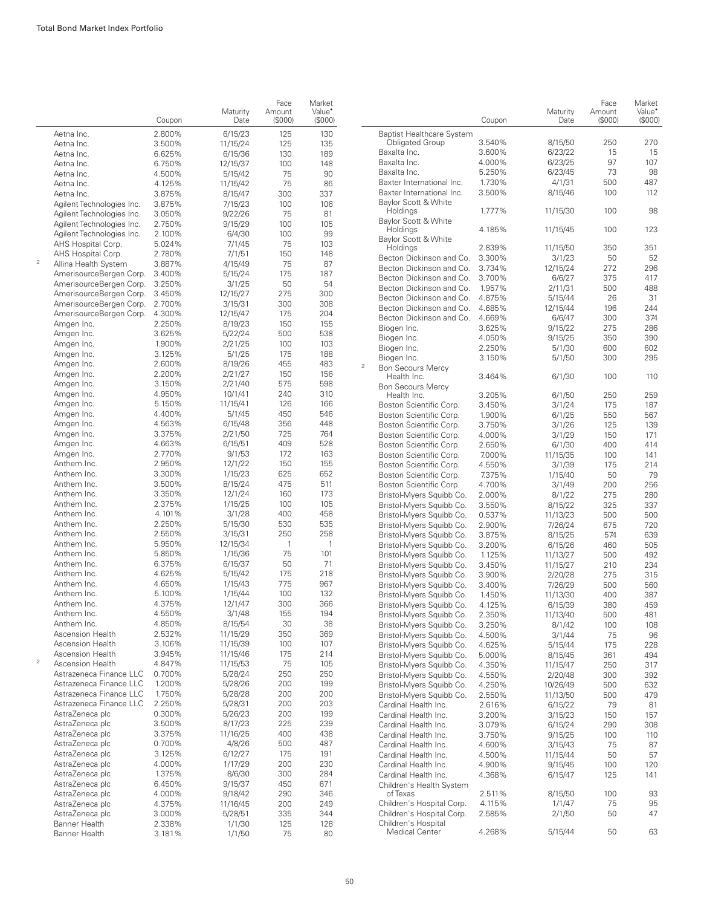| | Coupon | Maturity Date | Face Amount ($000) | Market Value• ($000) |
|---|---|---|---|---|
| Aetna Inc. | 2.800% | 6/15/23 | 125 | 130 |
| Aetna Inc. | 3.500% | 11/15/24 | 125 | 135 |
| Aetna Inc. | 6.625% | 6/15/36 | 130 | 189 |
| Aetna Inc. | 6.750% | 12/15/37 | 100 | 148 |
| Aetna Inc. | 4.500% | 5/15/42 | 75 | 90 |
| Aetna Inc. | 4.125% | 11/15/42 | 75 | 86 |
| Aetna Inc. | 3.875% | 8/15/47 | 300 | 337 |
| Agilent Technologies Inc. | 3.875% | 7/15/23 | 100 | 106 |
| Agilent Technologies Inc. | 3.050% | 9/22/26 | 75 | 81 |
| Agilent Technologies Inc. | 2.750% | 9/15/29 | 100 | 105 |
| Agilent Technologies Inc. | 2.100% | 6/4/30 | 100 | 99 |
| AHS Hospital Corp. | 5.024% | 7/1/45 | 75 | 103 |
| AHS Hospital Corp. | 2.780% | 7/1/51 | 150 | 148 |
| [2] Allina Health System | 3.887% | 4/15/49 | 75 | 87 |
| AmerisourceBergen Corp. | 3.400% | 5/15/24 | 175 | 187 |
| AmerisourceBergen Corp. | 3.250% | 3/1/25 | 50 | 54 |
| AmerisourceBergen Corp. | 3.450% | 12/15/27 | 275 | 300 |
| AmerisourceBergen Corp. | 2.700% | 3/15/31 | 300 | 308 |
| AmerisourceBergen Corp. | 4.300% | 12/15/47 | 175 | 204 |
| Amgen Inc. | 2.250% | 8/19/23 | 150 | 155 |
| Amgen Inc. | 3.625% | 5/22/24 | 500 | 538 |
| Amgen Inc. | 1.900% | 2/21/25 | 100 | 103 |
| Amgen Inc. | 3.125% | 5/1/25 | 175 | 188 |
| Amgen Inc. | 2.600% | 8/19/26 | 455 | 483 |
| Amgen Inc. | 2.200% | 2/21/27 | 150 | 156 |
| Amgen Inc. | 3.150% | 2/21/40 | 575 | 598 |
| Amgen Inc. | 4.950% | 10/1/41 | 240 | 310 |
| Amgen Inc. | 5.150% | 11/15/41 | 126 | 166 |
| Amgen Inc. | 4.400% | 5/1/45 | 450 | 546 |
| Amgen Inc. | 4.563% | 6/15/48 | 356 | 448 |
| Amgen Inc. | 3.375% | 2/21/50 | 725 | 764 |
| Amgen Inc. | 4.663% | 6/15/51 | 409 | 528 |
| Amgen Inc. | 2.770% | 9/1/53 | 172 | 163 |
| Anthem Inc. | 2.950% | 12/1/22 | 150 | 155 |
| Anthem Inc. | 3.300% | 1/15/23 | 625 | 652 |
| Anthem Inc. | 3.500% | 8/15/24 | 475 | 511 |
| Anthem Inc. | 3.350% | 12/1/24 | 160 | 173 |
| Anthem Inc. | 2.375% | 1/15/25 | 100 | 105 |
| Anthem Inc. | 4.101% | 3/1/28 | 400 | 458 |
| Anthem Inc. | 2.250% | 5/15/30 | 530 | 535 |
| Anthem Inc. | 2.550% | 3/15/31 | 250 | 258 |
| Anthem Inc. | 5.950% | 12/15/34 | 1 | 1 |
| Anthem Inc. | 5.850% | 1/15/36 | 75 | 101 |
| Anthem Inc. | 6.375% | 6/15/37 | 50 | 71 |
| Anthem Inc. | 4.625% | 5/15/42 | 175 | 218 |
| Anthem Inc. | 4.650% | 1/15/43 | 775 | 967 |
| Anthem Inc. | 5.100% | 1/15/44 | 100 | 132 |
| Anthem Inc. | 4.375% | 12/1/47 | 300 | 366 |
| Anthem Inc. | 4.550% | 3/1/48 | 155 | 194 |
| Anthem Inc. | 4.850% | 8/15/54 | 30 | 38 |
| Ascension Health | 2.532% | 11/15/29 | 350 | 369 |
| Ascension Health | 3.106% | 11/15/39 | 100 | 107 |
| Ascension Health | 3.945% | 11/15/46 | 175 | 214 |
| [2] Ascension Health | 4.847% | 11/15/53 | 75 | 105 |
| Astrazeneca Finance LLC | 0.700% | 5/28/24 | 250 | 250 |
| Astrazeneca Finance LLC | 1.200% | 5/28/26 | 200 | 199 |
| Astrazeneca Finance LLC | 1.750% | 5/28/28 | 200 | 200 |
| Astrazeneca Finance LLC | 2.250% | 5/28/31 | 200 | 203 |
| AstraZeneca plc | 0.300% | 5/26/23 | 200 | 199 |
| AstraZeneca plc | 3.500% | 8/17/23 | 225 | 239 |
| AstraZeneca plc | 3.375% | 11/16/25 | 400 | 438 |
| AstraZeneca plc | 0.700% | 4/8/26 | 500 | 487 |
| AstraZeneca plc | 3.125% | 6/12/27 | 175 | 191 |
| AstraZeneca plc | 4.000% | 1/17/29 | 200 | 230 |
| AstraZeneca plc | 1.375% | 8/6/30 | 300 | 284 |
| AstraZeneca plc | 6.450% | 9/15/37 | 450 | 671 |
| AstraZeneca plc | 4.000% | 9/18/42 | 290 | 346 |
| AstraZeneca plc | 4.375% | 11/16/45 | 200 | 249 |
| AstraZeneca plc | 3.000% | 5/28/51 | 335 | 344 |
| Banner Health | 2.338% | 1/1/30 | 125 | 128 |
| Banner Health | 3.181% | 1/1/50 | 75 | 80 |
| Baptist Healthcare System Obligated Group | 3.540% | 8/15/50 | 250 | 270 |
| Baxalta Inc. | 3.600% | 6/23/22 | 15 | 15 |
| Baxalta Inc. | 4.000% | 6/23/25 | 97 | 107 |
| Baxalta Inc. | 5.250% | 6/23/45 | 73 | 98 |
| Baxter International Inc. | 1.730% | 4/1/31 | 500 | 487 |
| Baxter International Inc. | 3.500% | 8/15/46 | 100 | 112 |
| Baylor Scott & White Holdings | 1.777% | 11/15/30 | 100 | 98 |
| Baylor Scott & White Holdings | 4.185% | 11/15/45 | 100 | 123 |
| Baylor Scott & White Holdings | 2.839% | 11/15/50 | 350 | 351 |
| Becton Dickinson and Co. | 3.300% | 3/1/23 | 50 | 52 |
| Becton Dickinson and Co. | 3.734% | 12/15/24 | 272 | 296 |
| Becton Dickinson and Co. | 3.700% | 6/6/27 | 375 | 417 |
| Becton Dickinson and Co. | 1.957% | 2/11/31 | 500 | 488 |
| Becton Dickinson and Co. | 4.875% | 5/15/44 | 26 | 31 |
| Becton Dickinson and Co. | 4.685% | 12/15/44 | 196 | 244 |
| Becton Dickinson and Co. | 4.669% | 6/6/47 | 300 | 374 |
| Biogen Inc. | 3.625% | 9/15/22 | 275 | 286 |
| Biogen Inc. | 4.050% | 9/15/25 | 350 | 390 |
| Biogen Inc. | 2.250% | 5/1/30 | 600 | 602 |
| Biogen Inc. | 3.150% | 5/1/50 | 300 | 295 |
| [2] Bon Secours Mercy Health Inc. | 3.464% | 6/1/30 | 100 | 110 |
| Bon Secours Mercy Health Inc. | 3.205% | 6/1/50 | 250 | 259 |
| Boston Scientific Corp. | 3.450% | 3/1/24 | 175 | 187 |
| Boston Scientific Corp. | 1.900% | 6/1/25 | 550 | 567 |
| Boston Scientific Corp. | 3.750% | 3/1/26 | 125 | 139 |
| Boston Scientific Corp. | 4.000% | 3/1/29 | 150 | 171 |
| Boston Scientific Corp. | 2.650% | 6/1/30 | 400 | 414 |
| Boston Scientific Corp. | 7.000% | 11/15/35 | 100 | 141 |
| Boston Scientific Corp. | 4.550% | 3/1/39 | 175 | 214 |
| Boston Scientific Corp. | 7.375% | 1/15/40 | 50 | 79 |
| Boston Scientific Corp. | 4.700% | 3/1/49 | 200 | 256 |
| Bristol-Myers Squibb Co. | 2.000% | 8/1/22 | 275 | 280 |
| Bristol-Myers Squibb Co. | 3.550% | 8/15/22 | 325 | 337 |
| Bristol-Myers Squibb Co. | 0.537% | 11/13/23 | 500 | 500 |
| Bristol-Myers Squibb Co. | 2.900% | 7/26/24 | 675 | 720 |
| Bristol-Myers Squibb Co. | 3.875% | 8/15/25 | 574 | 639 |
| Bristol-Myers Squibb Co. | 3.200% | 6/15/26 | 460 | 505 |
| Bristol-Myers Squibb Co. | 1.125% | 11/13/27 | 500 | 492 |
| Bristol-Myers Squibb Co. | 3.450% | 11/15/27 | 210 | 234 |
| Bristol-Myers Squibb Co. | 3.900% | 2/20/28 | 275 | 315 |
| Bristol-Myers Squibb Co. | 3.400% | 7/26/29 | 500 | 560 |
| Bristol-Myers Squibb Co. | 1.450% | 11/13/30 | 400 | 387 |
| Bristol-Myers Squibb Co. | 4.125% | 6/15/39 | 380 | 459 |
| Bristol-Myers Squibb Co. | 2.350% | 11/13/40 | 500 | 481 |
| Bristol-Myers Squibb Co. | 3.250% | 8/1/42 | 100 | 108 |
| Bristol-Myers Squibb Co. | 4.500% | 3/1/44 | 75 | 96 |
| Bristol-Myers Squibb Co. | 4.625% | 5/15/44 | 175 | 228 |
| Bristol-Myers Squibb Co. | 5.000% | 8/15/45 | 361 | 494 |
| Bristol-Myers Squibb Co. | 4.350% | 11/15/47 | 250 | 317 |
| Bristol-Myers Squibb Co. | 4.550% | 2/20/48 | 300 | 392 |
| Bristol-Myers Squibb Co. | 4.250% | 10/26/49 | 500 | 632 |
| Bristol-Myers Squibb Co. | 2.550% | 11/13/50 | 500 | 479 |
| Cardinal Health Inc. | 2.616% | 6/15/22 | 79 | 81 |
| Cardinal Health Inc. | 3.200% | 3/15/23 | 150 | 157 |
| Cardinal Health Inc. | 3.079% | 6/15/24 | 290 | 308 |
| Cardinal Health Inc. | 3.750% | 9/15/25 | 100 | 110 |
| Cardinal Health Inc. | 4.600% | 3/15/43 | 75 | 87 |
| Cardinal Health Inc. | 4.500% | 11/15/44 | 50 | 57 |
| Cardinal Health Inc. | 4.900% | 9/15/45 | 100 | 120 |
| Cardinal Health Inc. | 4.368% | 6/15/47 | 125 | 141 |
| Children's Health System of Texas | 2.511% | 8/15/50 | 100 | 93 |
| Children's Hospital Corp. | 4.115% | 1/1/47 | 75 | 95 |
| Children's Hospital Corp. | 2.585% | 2/1/50 | 50 | 47 |
| Children's Hospital Medical Center | 4.268% | 5/15/44 | 50 | 63 |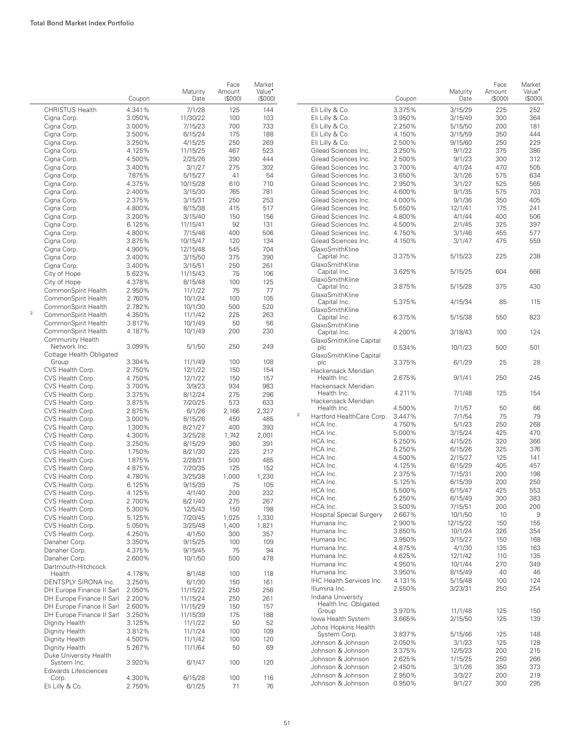| | Coupon | Maturity Date | Face Amount ($000) | Market Value• ($000) |
|---|---|---|---|---|
| CHRISTUS Health | 4.341% | 7/1/28 | 125 | 144 |
| Cigna Corp. | 3.050% | 11/30/22 | 100 | 103 |
| Cigna Corp. | 3.000% | 7/15/23 | 700 | 733 |
| Cigna Corp. | 3.500% | 6/15/24 | 175 | 188 |
| Cigna Corp. | 3.250% | 4/15/25 | 250 | 269 |
| Cigna Corp. | 4.125% | 11/15/25 | 467 | 523 |
| Cigna Corp. | 4.500% | 2/25/26 | 390 | 444 |
| Cigna Corp. | 3.400% | 3/1/27 | 275 | 302 |
| Cigna Corp. | 7.875% | 5/15/27 | 41 | 54 |
| Cigna Corp. | 4.375% | 10/15/28 | 610 | 710 |
| Cigna Corp. | 2.400% | 3/15/30 | 765 | 781 |
| Cigna Corp. | 2.375% | 3/15/31 | 250 | 253 |
| Cigna Corp. | 4.800% | 8/15/38 | 415 | 517 |
| Cigna Corp. | 3.200% | 3/15/40 | 150 | 156 |
| Cigna Corp. | 6.125% | 11/15/41 | 92 | 131 |
| Cigna Corp. | 4.800% | 7/15/46 | 400 | 506 |
| Cigna Corp. | 3.875% | 10/15/47 | 120 | 134 |
| Cigna Corp. | 4.900% | 12/15/48 | 545 | 704 |
| Cigna Corp. | 3.400% | 3/15/50 | 375 | 390 |
| Cigna Corp. | 3.400% | 3/15/51 | 250 | 261 |
| City of Hope | 5.623% | 11/15/43 | 75 | 106 |
| City of Hope | 4.378% | 8/15/48 | 100 | 125 |
| CommonSpirit Health | 2.950% | 11/1/22 | 75 | 77 |
| CommonSpirit Health | 2.760% | 10/1/24 | 100 | 105 |
| CommonSpirit Health | 2.782% | 10/1/30 | 500 | 520 |
| [2] CommonSpirit Health | 4.350% | 11/1/42 | 225 | 263 |
| CommonSpirit Health | 3.817% | 10/1/49 | 50 | 56 |
| CommonSpirit Health | 4.187% | 10/1/49 | 200 | 230 |
| Community Health Network Inc. | 3.099% | 5/1/50 | 250 | 249 |
| Cottage Health Obligated Group | 3.304% | 11/1/49 | 100 | 108 |
| CVS Health Corp. | 2.750% | 12/1/22 | 150 | 154 |
| CVS Health Corp. | 4.750% | 12/1/22 | 150 | 157 |
| CVS Health Corp. | 3.700% | 3/9/23 | 934 | 983 |
| CVS Health Corp. | 3.375% | 8/12/24 | 275 | 296 |
| CVS Health Corp. | 3.875% | 7/20/25 | 573 | 633 |
| CVS Health Corp. | 2.875% | 6/1/26 | 2,166 | 2,327 |
| CVS Health Corp. | 3.000% | 8/15/26 | 450 | 485 |
| CVS Health Corp. | 1.300% | 8/21/27 | 400 | 393 |
| CVS Health Corp. | 4.300% | 3/25/28 | 1,742 | 2,001 |
| CVS Health Corp. | 3.250% | 8/15/29 | 360 | 391 |
| CVS Health Corp. | 1.750% | 8/21/30 | 225 | 217 |
| CVS Health Corp. | 1.875% | 2/28/31 | 500 | 485 |
| CVS Health Corp. | 4.875% | 7/20/35 | 125 | 152 |
| CVS Health Corp. | 4.780% | 3/25/38 | 1,000 | 1,230 |
| CVS Health Corp. | 6.125% | 9/15/39 | 75 | 105 |
| CVS Health Corp. | 4.125% | 4/1/40 | 200 | 232 |
| CVS Health Corp. | 2.700% | 8/21/40 | 275 | 267 |
| CVS Health Corp. | 5.300% | 12/5/43 | 150 | 198 |
| CVS Health Corp. | 5.125% | 7/20/45 | 1,025 | 1,330 |
| CVS Health Corp. | 5.050% | 3/25/48 | 1,400 | 1,821 |
| CVS Health Corp. | 4.250% | 4/1/50 | 300 | 357 |
| Danaher Corp. | 3.350% | 9/15/25 | 100 | 109 |
| Danaher Corp. | 4.375% | 9/15/45 | 75 | 94 |
| Danaher Corp. | 2.600% | 10/1/50 | 500 | 478 |
| Dartmouth-Hitchcock Health | 4.178% | 8/1/48 | 100 | 118 |
| DENTSPLY SIRONA Inc. | 3.250% | 6/1/30 | 150 | 161 |
| DH Europe Finance II Sarl | 2.050% | 11/15/22 | 250 | 256 |
| DH Europe Finance II Sarl | 2.200% | 11/15/24 | 250 | 261 |
| DH Europe Finance II Sarl | 2.600% | 11/15/29 | 150 | 157 |
| DH Europe Finance II Sarl | 3.250% | 11/15/39 | 175 | 188 |
| Dignity Health | 3.125% | 11/1/22 | 50 | 52 |
| Dignity Health | 3.812% | 11/1/24 | 100 | 109 |
| Dignity Health | 4.500% | 11/1/42 | 100 | 120 |
| Dignity Health | 5.267% | 11/1/64 | 50 | 69 |
| Duke University Health System Inc. | 3.920% | 6/1/47 | 100 | 120 |
| Edwards Lifesciences Corp. | 4.300% | 6/15/28 | 100 | 116 |
| Eli Lilly & Co. | 2.750% | 6/1/25 | 71 | 76 |
| Eli Lilly & Co. | 3.375% | 3/15/29 | 225 | 252 |
| Eli Lilly & Co. | 3.950% | 3/15/49 | 300 | 364 |
| Eli Lilly & Co. | 2.250% | 5/15/50 | 200 | 181 |
| Eli Lilly & Co. | 4.150% | 3/15/59 | 350 | 444 |
| Eli Lilly & Co. | 2.500% | 9/15/60 | 250 | 229 |
| Gilead Sciences Inc. | 3.250% | 9/1/22 | 375 | 386 |
| Gilead Sciences Inc. | 2.500% | 9/1/23 | 300 | 312 |
| Gilead Sciences Inc. | 3.700% | 4/1/24 | 470 | 505 |
| Gilead Sciences Inc. | 3.650% | 3/1/26 | 575 | 634 |
| Gilead Sciences Inc. | 2.950% | 3/1/27 | 525 | 565 |
| Gilead Sciences Inc. | 4.600% | 9/1/35 | 575 | 703 |
| Gilead Sciences Inc. | 4.000% | 9/1/36 | 350 | 405 |
| Gilead Sciences Inc. | 5.650% | 12/1/41 | 175 | 241 |
| Gilead Sciences Inc. | 4.800% | 4/1/44 | 400 | 506 |
| Gilead Sciences Inc. | 4.500% | 2/1/45 | 325 | 397 |
| Gilead Sciences Inc. | 4.750% | 3/1/46 | 455 | 577 |
| Gilead Sciences Inc. | 4.150% | 3/1/47 | 475 | 559 |
| GlaxoSmithKline Capital Inc. | 3.375% | 5/15/23 | 225 | 238 |
| GlaxoSmithKline Capital Inc. | 3.625% | 5/15/25 | 604 | 666 |
| GlaxoSmithKline Capital Inc. | 3.875% | 5/15/28 | 375 | 430 |
| GlaxoSmithKline Capital Inc. | 5.375% | 4/15/34 | 85 | 115 |
| GlaxoSmithKline Capital Inc. | 6.375% | 5/15/38 | 550 | 823 |
| GlaxoSmithKline Capital Inc. | 4.200% | 3/18/43 | 100 | 124 |
| GlaxoSmithKline Capital plc | 0.534% | 10/1/23 | 500 | 501 |
| GlaxoSmithKline Capital plc | 3.375% | 6/1/29 | 25 | 28 |
| Hackensack Meridian Health Inc. | 2.675% | 9/1/41 | 250 | 245 |
| Hackensack Meridian Health Inc. | 4.211% | 7/1/48 | 125 | 154 |
| Hackensack Meridian Health Inc. | 4.500% | 7/1/57 | 50 | 66 |
| [2] Hartford HealthCare Corp. | 3.447% | 7/1/54 | 75 | 79 |
| HCA Inc. | 4.750% | 5/1/23 | 250 | 268 |
| HCA Inc. | 5.000% | 3/15/24 | 425 | 470 |
| HCA Inc. | 5.250% | 4/15/25 | 320 | 366 |
| HCA Inc. | 5.250% | 6/15/26 | 325 | 376 |
| HCA Inc. | 4.500% | 2/15/27 | 125 | 141 |
| HCA Inc. | 4.125% | 6/15/29 | 405 | 457 |
| HCA Inc. | 2.375% | 7/15/31 | 200 | 198 |
| HCA Inc. | 5.125% | 6/15/39 | 200 | 250 |
| HCA Inc. | 5.500% | 6/15/47 | 425 | 553 |
| HCA Inc. | 5.250% | 6/15/49 | 300 | 383 |
| HCA Inc. | 3.500% | 7/15/51 | 200 | 200 |
| Hospital Special Surgery | 2.667% | 10/1/50 | 10 | 9 |
| Humana Inc. | 2.900% | 12/15/22 | 150 | 155 |
| Humana Inc. | 3.850% | 10/1/24 | 326 | 354 |
| Humana Inc. | 3.950% | 3/15/27 | 150 | 168 |
| Humana Inc. | 4.875% | 4/1/30 | 135 | 163 |
| Humana Inc. | 4.625% | 12/1/42 | 110 | 135 |
| Humana Inc. | 4.950% | 10/1/44 | 270 | 349 |
| Humana Inc. | 3.950% | 8/15/49 | 40 | 46 |
| IHC Health Services Inc. | 4.131% | 5/15/48 | 100 | 124 |
| Illumina Inc. | 2.550% | 3/23/31 | 250 | 254 |
| Indiana University Health Inc. Obligated Group | 3.970% | 11/1/48 | 125 | 150 |
| Iowa Health System | 3.665% | 2/15/50 | 125 | 139 |
| Johns Hopkins Health System Corp. | 3.837% | 5/15/46 | 125 | 148 |
| Johnson & Johnson | 2.050% | 3/1/23 | 125 | 128 |
| Johnson & Johnson | 3.375% | 12/5/23 | 200 | 215 |
| Johnson & Johnson | 2.625% | 1/15/25 | 250 | 266 |
| Johnson & Johnson | 2.450% | 3/1/26 | 350 | 373 |
| Johnson & Johnson | 2.950% | 3/3/27 | 200 | 219 |
| Johnson & Johnson | 0.950% | 9/1/27 | 300 | 295 |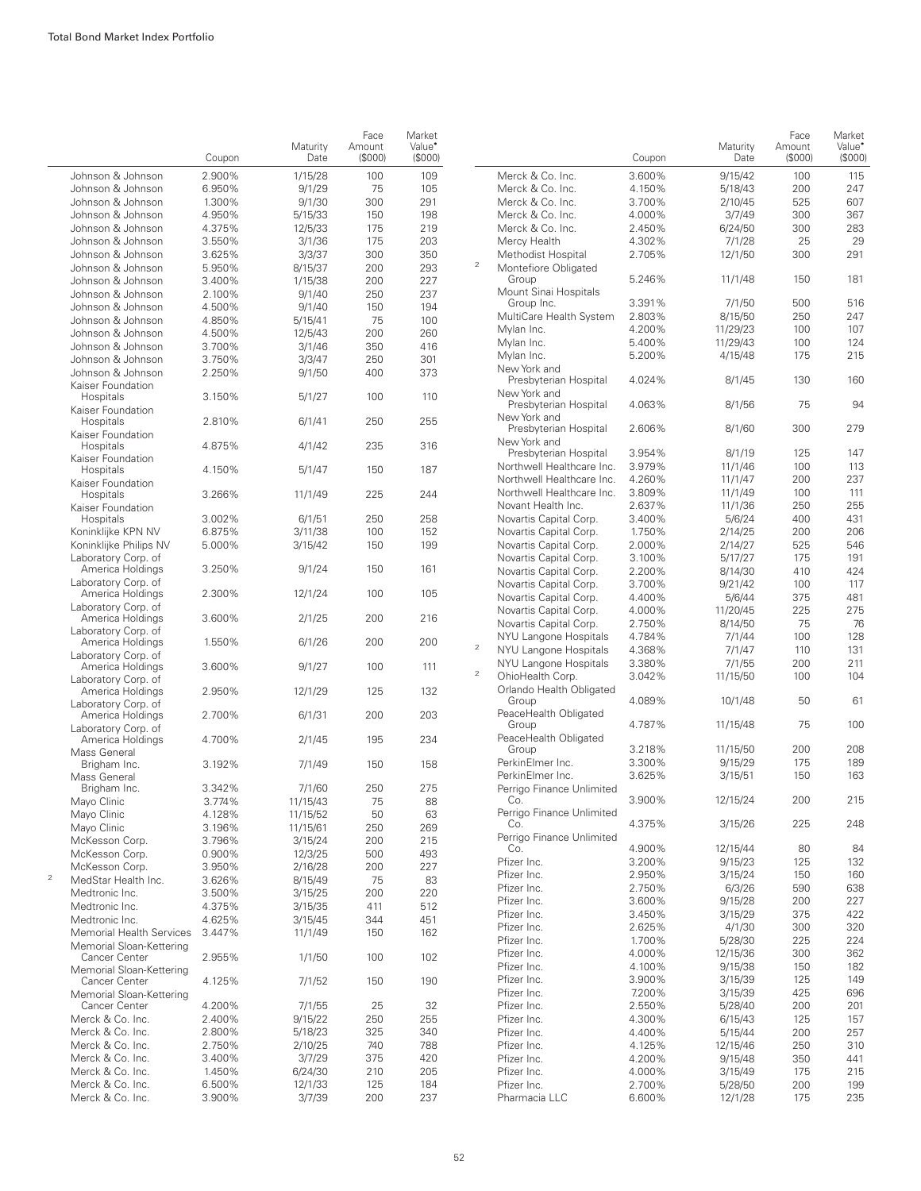| | Coupon | Maturity Date | Face Amount ($000) | Market Value• ($000) |
|---|---|---|---|---|
| Johnson & Johnson | 2.900% | 1/15/28 | 100 | 109 |
| Johnson & Johnson | 6.950% | 9/1/29 | 75 | 105 |
| Johnson & Johnson | 1.300% | 9/1/30 | 300 | 291 |
| Johnson & Johnson | 4.950% | 5/15/33 | 150 | 198 |
| Johnson & Johnson | 4.375% | 12/5/33 | 175 | 219 |
| Johnson & Johnson | 3.550% | 3/1/36 | 175 | 203 |
| Johnson & Johnson | 3.625% | 3/3/37 | 300 | 350 |
| Johnson & Johnson | 5.950% | 8/15/37 | 200 | 293 |
| Johnson & Johnson | 3.400% | 1/15/38 | 200 | 227 |
| Johnson & Johnson | 2.100% | 9/1/40 | 250 | 237 |
| Johnson & Johnson | 4.500% | 9/1/40 | 150 | 194 |
| Johnson & Johnson | 4.850% | 5/15/41 | 75 | 100 |
| Johnson & Johnson | 4.500% | 12/5/43 | 200 | 260 |
| Johnson & Johnson | 3.700% | 3/1/46 | 350 | 416 |
| Johnson & Johnson | 3.750% | 3/3/47 | 250 | 301 |
| Johnson & Johnson | 2.250% | 9/1/50 | 400 | 373 |
| Kaiser Foundation Hospitals | 3.150% | 5/1/27 | 100 | 110 |
| Kaiser Foundation Hospitals | 2.810% | 6/1/41 | 250 | 255 |
| Kaiser Foundation Hospitals | 4.875% | 4/1/42 | 235 | 316 |
| Kaiser Foundation Hospitals | 4.150% | 5/1/47 | 150 | 187 |
| Kaiser Foundation Hospitals | 3.266% | 11/1/49 | 225 | 244 |
| Kaiser Foundation Hospitals | 3.002% | 6/1/51 | 250 | 258 |
| Koninklijke KPN NV | 6.875% | 3/11/38 | 100 | 152 |
| Koninklijke Philips NV | 5.000% | 3/15/42 | 150 | 199 |
| Laboratory Corp. of America Holdings | 3.250% | 9/1/24 | 150 | 161 |
| Laboratory Corp. of America Holdings | 2.300% | 12/1/24 | 100 | 105 |
| Laboratory Corp. of America Holdings | 3.600% | 2/1/25 | 200 | 216 |
| Laboratory Corp. of America Holdings | 1.550% | 6/1/26 | 200 | 200 |
| Laboratory Corp. of America Holdings | 3.600% | 9/1/27 | 100 | 111 |
| Laboratory Corp. of America Holdings | 2.950% | 12/1/29 | 125 | 132 |
| Laboratory Corp. of America Holdings | 2.700% | 6/1/31 | 200 | 203 |
| Laboratory Corp. of America Holdings | 4.700% | 2/1/45 | 195 | 234 |
| Mass General Brigham Inc. | 3.192% | 7/1/49 | 150 | 158 |
| Mass General Brigham Inc. | 3.342% | 7/1/60 | 250 | 275 |
| Mayo Clinic | 3.774% | 11/15/43 | 75 | 88 |
| Mayo Clinic | 4.128% | 11/15/52 | 50 | 63 |
| Mayo Clinic | 3.196% | 11/15/61 | 250 | 269 |
| McKesson Corp. | 3.796% | 3/15/24 | 200 | 215 |
| McKesson Corp. | 0.900% | 12/3/25 | 500 | 493 |
| McKesson Corp. | 3.950% | 2/16/28 | 200 | 227 |
| [2] MedStar Health Inc. | 3.626% | 8/15/49 | 75 | 83 |
| Medtronic Inc. | 3.500% | 3/15/25 | 200 | 220 |
| Medtronic Inc. | 4.375% | 3/15/35 | 411 | 512 |
| Medtronic Inc. | 4.625% | 3/15/45 | 344 | 451 |
| Memorial Health Services | 3.447% | 11/1/49 | 150 | 162 |
| Memorial Sloan-Kettering Cancer Center | 2.955% | 1/1/50 | 100 | 102 |
| Memorial Sloan-Kettering Cancer Center | 4.125% | 7/1/52 | 150 | 190 |
| Memorial Sloan-Kettering Cancer Center | 4.200% | 7/1/55 | 25 | 32 |
| Merck & Co. Inc. | 2.400% | 9/15/22 | 250 | 255 |
| Merck & Co. Inc. | 2.800% | 5/18/23 | 325 | 340 |
| Merck & Co. Inc. | 2.750% | 2/10/25 | 740 | 788 |
| Merck & Co. Inc. | 3.400% | 3/7/29 | 375 | 420 |
| Merck & Co. Inc. | 1.450% | 6/24/30 | 210 | 205 |
| Merck & Co. Inc. | 6.500% | 12/1/33 | 125 | 184 |
| Merck & Co. Inc. | 3.900% | 3/7/39 | 200 | 237 |
| Merck & Co. Inc. | 3.600% | 9/15/42 | 100 | 115 |
| Merck & Co. Inc. | 4.150% | 5/18/43 | 200 | 247 |
| Merck & Co. Inc. | 3.700% | 2/10/45 | 525 | 607 |
| Merck & Co. Inc. | 4.000% | 3/7/49 | 300 | 367 |
| Merck & Co. Inc. | 2.450% | 6/24/50 | 300 | 283 |
| Mercy Health | 4.302% | 7/1/28 | 25 | 29 |
| Methodist Hospital | 2.705% | 12/1/50 | 300 | 291 |
| [2] Montefiore Obligated Group | 5.246% | 11/1/48 | 150 | 181 |
| Mount Sinai Hospitals Group Inc. | 3.391% | 7/1/50 | 500 | 516 |
| MultiCare Health System | 2.803% | 8/15/50 | 250 | 247 |
| Mylan Inc. | 4.200% | 11/29/23 | 100 | 107 |
| Mylan Inc. | 5.400% | 11/29/43 | 100 | 124 |
| Mylan Inc. | 5.200% | 4/15/48 | 175 | 215 |
| New York and Presbyterian Hospital | 4.024% | 8/1/45 | 130 | 160 |
| New York and Presbyterian Hospital | 4.063% | 8/1/56 | 75 | 94 |
| New York and Presbyterian Hospital | 2.606% | 8/1/60 | 300 | 279 |
| New York and Presbyterian Hospital | 3.954% | 8/1/19 | 125 | 147 |
| Northwell Healthcare Inc. | 3.979% | 11/1/46 | 100 | 113 |
| Northwell Healthcare Inc. | 4.260% | 11/1/47 | 200 | 237 |
| Northwell Healthcare Inc. | 3.809% | 11/1/49 | 100 | 111 |
| Novant Health Inc. | 2.637% | 11/1/36 | 250 | 255 |
| Novartis Capital Corp. | 3.400% | 5/6/24 | 400 | 431 |
| Novartis Capital Corp. | 1.750% | 2/14/25 | 200 | 206 |
| Novartis Capital Corp. | 2.000% | 2/14/27 | 525 | 546 |
| Novartis Capital Corp. | 3.100% | 5/17/27 | 175 | 191 |
| Novartis Capital Corp. | 2.200% | 8/14/30 | 410 | 424 |
| Novartis Capital Corp. | 3.700% | 9/21/42 | 100 | 117 |
| Novartis Capital Corp. | 4.400% | 5/6/44 | 375 | 481 |
| Novartis Capital Corp. | 4.000% | 11/20/45 | 225 | 275 |
| Novartis Capital Corp. | 2.750% | 8/14/50 | 75 | 76 |
| NYU Langone Hospitals | 4.784% | 7/1/44 | 100 | 128 |
| [2] NYU Langone Hospitals | 4.368% | 7/1/47 | 110 | 131 |
| NYU Langone Hospitals | 3.380% | 7/1/55 | 200 | 211 |
| [2] OhioHealth Corp. | 3.042% | 11/15/50 | 100 | 104 |
| Orlando Health Obligated Group | 4.089% | 10/1/48 | 50 | 61 |
| PeaceHealth Obligated Group | 4.787% | 11/15/48 | 75 | 100 |
| PeaceHealth Obligated Group | 3.218% | 11/15/50 | 200 | 208 |
| PerkinElmer Inc. | 3.300% | 9/15/29 | 175 | 189 |
| PerkinElmer Inc. | 3.625% | 3/15/51 | 150 | 163 |
| Perrigo Finance Unlimited Co. | 3.900% | 12/15/24 | 200 | 215 |
| Perrigo Finance Unlimited Co. | 4.375% | 3/15/26 | 225 | 248 |
| Perrigo Finance Unlimited Co. | 4.900% | 12/15/44 | 80 | 84 |
| Pfizer Inc. | 3.200% | 9/15/23 | 125 | 132 |
| Pfizer Inc. | 2.950% | 3/15/24 | 150 | 160 |
| Pfizer Inc. | 2.750% | 6/3/26 | 590 | 638 |
| Pfizer Inc. | 3.600% | 9/15/28 | 200 | 227 |
| Pfizer Inc. | 3.450% | 3/15/29 | 375 | 422 |
| Pfizer Inc. | 2.625% | 4/1/30 | 300 | 320 |
| Pfizer Inc. | 1.700% | 5/28/30 | 225 | 224 |
| Pfizer Inc. | 4.000% | 12/15/36 | 300 | 362 |
| Pfizer Inc. | 4.100% | 9/15/38 | 150 | 182 |
| Pfizer Inc. | 3.900% | 3/15/39 | 125 | 149 |
| Pfizer Inc. | 7.200% | 3/15/39 | 425 | 696 |
| Pfizer Inc. | 2.550% | 5/28/40 | 200 | 201 |
| Pfizer Inc. | 4.300% | 6/15/43 | 125 | 157 |
| Pfizer Inc. | 4.400% | 5/15/44 | 200 | 257 |
| Pfizer Inc. | 4.125% | 12/15/46 | 250 | 310 |
| Pfizer Inc. | 4.200% | 9/15/48 | 350 | 441 |
| Pfizer Inc. | 4.000% | 3/15/49 | 175 | 215 |
| Pfizer Inc. | 2.700% | 5/28/50 | 200 | 199 |
| Pharmacia LLC | 6.600% | 12/1/28 | 175 | 235 |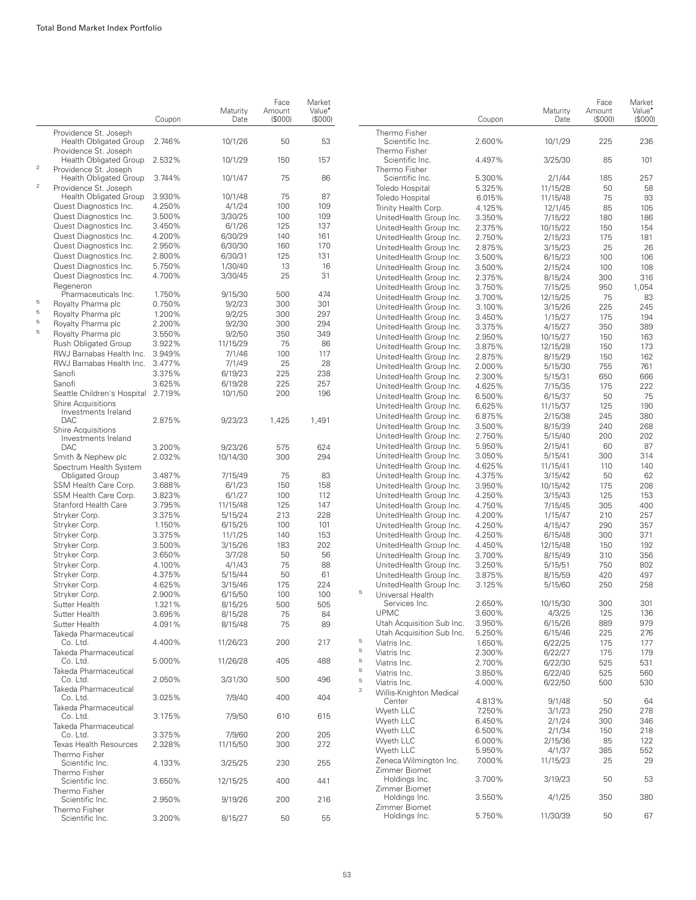| | | Coupon | Maturity Date | Face Amount ($000) | Market Value• ($000) |
|---|---|---|---|---|---|
| | Providence St. Joseph Health Obligated Group | 2.746% | 10/1/26 | 50 | 53 |
| | Providence St. Joseph Health Obligated Group | 2.532% | 10/1/29 | 150 | 157 |
| 2 | Providence St. Joseph Health Obligated Group | 3.744% | 10/1/47 | 75 | 86 |
| 2 | Providence St. Joseph Health Obligated Group | 3.930% | 10/1/48 | 75 | 87 |
| | Quest Diagnostics Inc. | 4.250% | 4/1/24 | 100 | 109 |
| | Quest Diagnostics Inc. | 3.500% | 3/30/25 | 100 | 109 |
| | Quest Diagnostics Inc. | 3.450% | 6/1/26 | 125 | 137 |
| | Quest Diagnostics Inc. | 4.200% | 6/30/29 | 140 | 161 |
| | Quest Diagnostics Inc. | 2.950% | 6/30/30 | 160 | 170 |
| | Quest Diagnostics Inc. | 2.800% | 6/30/31 | 125 | 131 |
| | Quest Diagnostics Inc. | 5.750% | 1/30/40 | 13 | 16 |
| | Quest Diagnostics Inc. | 4.700% | 3/30/45 | 25 | 31 |
| | Regeneron Pharmaceuticals Inc. | 1.750% | 9/15/30 | 500 | 474 |
| 5 | Royalty Pharma plc | 0.750% | 9/2/23 | 300 | 301 |
| 5 | Royalty Pharma plc | 1.200% | 9/2/25 | 300 | 297 |
| 5 | Royalty Pharma plc | 2.200% | 9/2/30 | 300 | 294 |
| 5 | Royalty Pharma plc | 3.550% | 9/2/50 | 350 | 349 |
| | Rush Obligated Group | 3.922% | 11/15/29 | 75 | 86 |
| | RWJ Barnabas Health Inc. | 3.949% | 7/1/46 | 100 | 117 |
| | RWJ Barnabas Health Inc. | 3.477% | 7/1/49 | 25 | 28 |
| | Sanofi | 3.375% | 6/19/23 | 225 | 238 |
| | Sanofi | 3.625% | 6/19/28 | 225 | 257 |
| | Seattle Children's Hospital | 2.719% | 10/1/50 | 200 | 196 |
| | Shire Acquisitions Investments Ireland DAC | 2.875% | 9/23/23 | 1,425 | 1,491 |
| | Shire Acquisitions Investments Ireland DAC | 3.200% | 9/23/26 | 575 | 624 |
| | Smith & Nephew plc | 2.032% | 10/14/30 | 300 | 294 |
| | Spectrum Health System Obligated Group | 3.487% | 7/15/49 | 75 | 83 |
| | SSM Health Care Corp. | 3.688% | 6/1/23 | 150 | 158 |
| | SSM Health Care Corp. | 3.823% | 6/1/27 | 100 | 112 |
| | Stanford Health Care | 3.795% | 11/15/48 | 125 | 147 |
| | Stryker Corp. | 3.375% | 5/15/24 | 213 | 228 |
| | Stryker Corp. | 1.150% | 6/15/25 | 100 | 101 |
| | Stryker Corp. | 3.375% | 11/1/25 | 140 | 153 |
| | Stryker Corp. | 3.500% | 3/15/26 | 183 | 202 |
| | Stryker Corp. | 3.650% | 3/7/28 | 50 | 56 |
| | Stryker Corp. | 4.100% | 4/1/43 | 75 | 88 |
| | Stryker Corp. | 4.375% | 5/15/44 | 50 | 61 |
| | Stryker Corp. | 4.625% | 3/15/46 | 175 | 224 |
| | Stryker Corp. | 2.900% | 6/15/50 | 100 | 100 |
| | Sutter Health | 1.321% | 8/15/25 | 500 | 505 |
| | Sutter Health | 3.695% | 8/15/28 | 75 | 84 |
| | Sutter Health | 4.091% | 8/15/48 | 75 | 89 |
| | Takeda Pharmaceutical Co. Ltd. | 4.400% | 11/26/23 | 200 | 217 |
| | Takeda Pharmaceutical Co. Ltd. | 5.000% | 11/26/28 | 405 | 488 |
| | Takeda Pharmaceutical Co. Ltd. | 2.050% | 3/31/30 | 500 | 496 |
| | Takeda Pharmaceutical Co. Ltd. | 3.025% | 7/9/40 | 400 | 404 |
| | Takeda Pharmaceutical Co. Ltd. | 3.175% | 7/9/50 | 610 | 615 |
| | Takeda Pharmaceutical Co. Ltd. | 3.375% | 7/9/60 | 200 | 205 |
| | Texas Health Resources | 2.328% | 11/15/50 | 300 | 272 |
| | Thermo Fisher Scientific Inc. | 4.133% | 3/25/25 | 230 | 255 |
| | Thermo Fisher Scientific Inc. | 3.650% | 12/15/25 | 400 | 441 |
| | Thermo Fisher Scientific Inc. | 2.950% | 9/19/26 | 200 | 216 |
| | Thermo Fisher Scientific Inc. | 3.200% | 8/15/27 | 50 | 55 |
| | Thermo Fisher Scientific Inc. | 2.600% | 10/1/29 | 225 | 236 |
| | Thermo Fisher Scientific Inc. | 4.497% | 3/25/30 | 85 | 101 |
| | Thermo Fisher Scientific Inc. | 5.300% | 2/1/44 | 185 | 257 |
| | Toledo Hospital | 5.325% | 11/15/28 | 50 | 58 |
| | Toledo Hospital | 6.015% | 11/15/48 | 75 | 93 |
| | Trinity Health Corp. | 4.125% | 12/1/45 | 85 | 105 |
| | UnitedHealth Group Inc. | 3.350% | 7/15/22 | 180 | 186 |
| | UnitedHealth Group Inc. | 2.375% | 10/15/22 | 150 | 154 |
| | UnitedHealth Group Inc. | 2.750% | 2/15/23 | 175 | 181 |
| | UnitedHealth Group Inc. | 2.875% | 3/15/23 | 25 | 26 |
| | UnitedHealth Group Inc. | 3.500% | 6/15/23 | 100 | 106 |
| | UnitedHealth Group Inc. | 3.500% | 2/15/24 | 100 | 108 |
| | UnitedHealth Group Inc. | 2.375% | 8/15/24 | 300 | 316 |
| | UnitedHealth Group Inc. | 3.750% | 7/15/25 | 950 | 1,054 |
| | UnitedHealth Group Inc. | 3.700% | 12/15/25 | 75 | 83 |
| | UnitedHealth Group Inc. | 3.100% | 3/15/26 | 225 | 245 |
| | UnitedHealth Group Inc. | 3.450% | 1/15/27 | 175 | 194 |
| | UnitedHealth Group Inc. | 3.375% | 4/15/27 | 350 | 389 |
| | UnitedHealth Group Inc. | 2.950% | 10/15/27 | 150 | 163 |
| | UnitedHealth Group Inc. | 3.875% | 12/15/28 | 150 | 173 |
| | UnitedHealth Group Inc. | 2.875% | 8/15/29 | 150 | 162 |
| | UnitedHealth Group Inc. | 2.000% | 5/15/30 | 755 | 761 |
| | UnitedHealth Group Inc. | 2.300% | 5/15/31 | 650 | 666 |
| | UnitedHealth Group Inc. | 4.625% | 7/15/35 | 175 | 222 |
| | UnitedHealth Group Inc. | 6.500% | 6/15/37 | 50 | 75 |
| | UnitedHealth Group Inc. | 6.625% | 11/15/37 | 125 | 190 |
| | UnitedHealth Group Inc. | 6.875% | 2/15/38 | 245 | 380 |
| | UnitedHealth Group Inc. | 3.500% | 8/15/39 | 240 | 268 |
| | UnitedHealth Group Inc. | 2.750% | 5/15/40 | 200 | 202 |
| | UnitedHealth Group Inc. | 5.950% | 2/15/41 | 60 | 87 |
| | UnitedHealth Group Inc. | 3.050% | 5/15/41 | 300 | 314 |
| | UnitedHealth Group Inc. | 4.625% | 11/15/41 | 110 | 140 |
| | UnitedHealth Group Inc. | 4.375% | 3/15/42 | 50 | 62 |
| | UnitedHealth Group Inc. | 3.950% | 10/15/42 | 175 | 208 |
| | UnitedHealth Group Inc. | 4.250% | 3/15/43 | 125 | 153 |
| | UnitedHealth Group Inc. | 4.750% | 7/15/45 | 305 | 400 |
| | UnitedHealth Group Inc. | 4.200% | 1/15/47 | 210 | 257 |
| | UnitedHealth Group Inc. | 4.250% | 4/15/47 | 290 | 357 |
| | UnitedHealth Group Inc. | 4.250% | 6/15/48 | 300 | 371 |
| | UnitedHealth Group Inc. | 4.450% | 12/15/48 | 150 | 192 |
| | UnitedHealth Group Inc. | 3.700% | 8/15/49 | 310 | 356 |
| | UnitedHealth Group Inc. | 3.250% | 5/15/51 | 750 | 802 |
| | UnitedHealth Group Inc. | 3.875% | 8/15/59 | 420 | 497 |
| | UnitedHealth Group Inc. | 3.125% | 5/15/60 | 250 | 258 |
| 5 | Universal Health Services Inc. | 2.650% | 10/15/30 | 300 | 301 |
| | UPMC | 3.600% | 4/3/25 | 125 | 136 |
| | Utah Acquisition Sub Inc. | 3.950% | 6/15/26 | 889 | 979 |
| | Utah Acquisition Sub Inc. | 5.250% | 6/15/46 | 225 | 276 |
| 5 | Viatris Inc. | 1.650% | 6/22/25 | 175 | 177 |
| 5 | Viatris Inc. | 2.300% | 6/22/27 | 175 | 179 |
| 5 | Viatris Inc. | 2.700% | 6/22/30 | 525 | 531 |
| 5 | Viatris Inc. | 3.850% | 6/22/40 | 525 | 560 |
| 5 | Viatris Inc. | 4.000% | 6/22/50 | 500 | 530 |
| 2 | Willis-Knighton Medical Center | 4.813% | 9/1/48 | 50 | 64 |
| | Wyeth LLC | 7.250% | 3/1/23 | 250 | 278 |
| | Wyeth LLC | 6.450% | 2/1/24 | 300 | 346 |
| | Wyeth LLC | 6.500% | 2/1/34 | 150 | 218 |
| | Wyeth LLC | 6.000% | 2/15/36 | 85 | 122 |
| | Wyeth LLC | 5.950% | 4/1/37 | 385 | 552 |
| | Zeneca Wilmington Inc. | 7.000% | 11/15/23 | 25 | 29 |
| | Zimmer Biomet Holdings Inc. | 3.700% | 3/19/23 | 50 | 53 |
| | Zimmer Biomet Holdings Inc. | 3.550% | 4/1/25 | 350 | 380 |
| | Zimmer Biomet Holdings Inc. | 5.750% | 11/30/39 | 50 | 67 |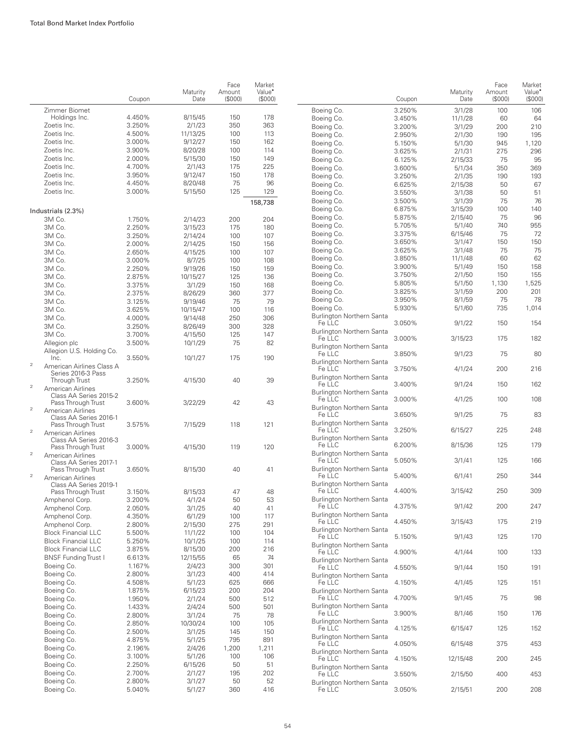| | Coupon | Maturity Date | Face Amount ($000) | Market Value• ($000) |
|---|---|---|---|---|
| Zimmer Biomet Holdings Inc. | 4.450% | 8/15/45 | 150 | 178 |
| Zoetis Inc. | 3.250% | 2/1/23 | 350 | 363 |
| Zoetis Inc. | 4.500% | 11/13/25 | 100 | 113 |
| Zoetis Inc. | 3.000% | 9/12/27 | 150 | 162 |
| Zoetis Inc. | 3.900% | 8/20/28 | 100 | 114 |
| Zoetis Inc. | 2.000% | 5/15/30 | 150 | 149 |
| Zoetis Inc. | 4.700% | 2/1/43 | 175 | 225 |
| Zoetis Inc. | 3.950% | 9/12/47 | 150 | 178 |
| Zoetis Inc. | 4.450% | 8/20/48 | 75 | 96 |
| Zoetis Inc. | 3.000% | 5/15/50 | 125 | 129 |
| | | | | 158,738 |
| **Industrials (2.3%)** | | | | |
| 3M Co. | 1.750% | 2/14/23 | 200 | 204 |
| 3M Co. | 2.250% | 3/15/23 | 175 | 180 |
| 3M Co. | 3.250% | 2/14/24 | 100 | 107 |
| 3M Co. | 2.000% | 2/14/25 | 150 | 156 |
| 3M Co. | 2.650% | 4/15/25 | 100 | 107 |
| 3M Co. | 3.000% | 8/7/25 | 100 | 108 |
| 3M Co. | 2.250% | 9/19/26 | 150 | 159 |
| 3M Co. | 2.875% | 10/15/27 | 125 | 136 |
| 3M Co. | 3.375% | 3/1/29 | 150 | 168 |
| 3M Co. | 2.375% | 8/26/29 | 360 | 377 |
| 3M Co. | 3.125% | 9/19/46 | 75 | 79 |
| 3M Co. | 3.625% | 10/15/47 | 100 | 116 |
| 3M Co. | 4.000% | 9/14/48 | 250 | 306 |
| 3M Co. | 3.250% | 8/26/49 | 300 | 328 |
| 3M Co. | 3.700% | 4/15/50 | 125 | 147 |
| Allegion plc | 3.500% | 10/1/29 | 75 | 82 |
| Allegion U.S. Holding Co. Inc. | 3.550% | 10/1/27 | 175 | 190 |
| [2] American Airlines Class A Series 2016-3 Pass Through Trust | 3.250% | 4/15/30 | 40 | 39 |
| [2] American Airlines Class AA Series 2015-2 Pass Through Trust | 3.600% | 3/22/29 | 42 | 43 |
| [2] American Airlines Class AA Series 2016-1 Pass Through Trust | 3.575% | 7/15/29 | 118 | 121 |
| [2] American Airlines Class AA Series 2016-3 Pass Through Trust | 3.000% | 4/15/30 | 119 | 120 |
| [2] American Airlines Class AA Series 2017-1 Pass Through Trust | 3.650% | 8/15/30 | 40 | 41 |
| [2] American Airlines Class AA Series 2019-1 Pass Through Trust | 3.150% | 8/15/33 | 47 | 48 |
| Amphenol Corp. | 3.200% | 4/1/24 | 50 | 53 |
| Amphenol Corp. | 2.050% | 3/1/25 | 40 | 41 |
| Amphenol Corp. | 4.350% | 6/1/29 | 100 | 117 |
| Amphenol Corp. | 2.800% | 2/15/30 | 275 | 291 |
| Block Financial LLC | 5.500% | 11/1/22 | 100 | 104 |
| Block Financial LLC | 5.250% | 10/1/25 | 100 | 114 |
| Block Financial LLC | 3.875% | 8/15/30 | 200 | 216 |
| BNSF Funding Trust I | 6.613% | 12/15/55 | 65 | 74 |
| Boeing Co. | 1.167% | 2/4/23 | 300 | 301 |
| Boeing Co. | 2.800% | 3/1/23 | 400 | 414 |
| Boeing Co. | 4.508% | 5/1/23 | 625 | 666 |
| Boeing Co. | 1.875% | 6/15/23 | 200 | 204 |
| Boeing Co. | 1.950% | 2/1/24 | 500 | 512 |
| Boeing Co. | 1.433% | 2/4/24 | 500 | 501 |
| Boeing Co. | 2.800% | 3/1/24 | 75 | 78 |
| Boeing Co. | 2.850% | 10/30/24 | 100 | 105 |
| Boeing Co. | 2.500% | 3/1/25 | 145 | 150 |
| Boeing Co. | 4.875% | 5/1/25 | 795 | 891 |
| Boeing Co. | 2.196% | 2/4/26 | 1,200 | 1,211 |
| Boeing Co. | 3.100% | 5/1/26 | 100 | 106 |
| Boeing Co. | 2.250% | 6/15/26 | 50 | 51 |
| Boeing Co. | 2.700% | 2/1/27 | 195 | 202 |
| Boeing Co. | 2.800% | 3/1/27 | 50 | 52 |
| Boeing Co. | 5.040% | 5/1/27 | 360 | 416 |
| Boeing Co. | 3.250% | 3/1/28 | 100 | 106 |
| Boeing Co. | 3.450% | 11/1/28 | 60 | 64 |
| Boeing Co. | 3.200% | 3/1/29 | 200 | 210 |
| Boeing Co. | 2.950% | 2/1/30 | 190 | 195 |
| Boeing Co. | 5.150% | 5/1/30 | 945 | 1,120 |
| Boeing Co. | 3.625% | 2/1/31 | 275 | 296 |
| Boeing Co. | 6.125% | 2/15/33 | 75 | 95 |
| Boeing Co. | 3.600% | 5/1/34 | 350 | 369 |
| Boeing Co. | 3.250% | 2/1/35 | 190 | 193 |
| Boeing Co. | 6.625% | 2/15/38 | 50 | 67 |
| Boeing Co. | 3.550% | 3/1/38 | 50 | 51 |
| Boeing Co. | 3.500% | 3/1/39 | 75 | 76 |
| Boeing Co. | 6.875% | 3/15/39 | 100 | 140 |
| Boeing Co. | 5.875% | 2/15/40 | 75 | 96 |
| Boeing Co. | 5.705% | 5/1/40 | 740 | 955 |
| Boeing Co. | 3.375% | 6/15/46 | 75 | 72 |
| Boeing Co. | 3.650% | 3/1/47 | 150 | 150 |
| Boeing Co. | 3.625% | 3/1/48 | 75 | 75 |
| Boeing Co. | 3.850% | 11/1/48 | 60 | 62 |
| Boeing Co. | 3.900% | 5/1/49 | 150 | 158 |
| Boeing Co. | 3.750% | 2/1/50 | 150 | 155 |
| Boeing Co. | 5.805% | 5/1/50 | 1,130 | 1,525 |
| Boeing Co. | 3.825% | 3/1/59 | 200 | 201 |
| Boeing Co. | 3.950% | 8/1/59 | 75 | 78 |
| Boeing Co. | 5.930% | 5/1/60 | 735 | 1,014 |
| Burlington Northern Santa Fe LLC | 3.050% | 9/1/22 | 150 | 154 |
| Burlington Northern Santa Fe LLC | 3.000% | 3/15/23 | 175 | 182 |
| Burlington Northern Santa Fe LLC | 3.850% | 9/1/23 | 75 | 80 |
| Burlington Northern Santa Fe LLC | 3.750% | 4/1/24 | 200 | 216 |
| Burlington Northern Santa Fe LLC | 3.400% | 9/1/24 | 150 | 162 |
| Burlington Northern Santa Fe LLC | 3.000% | 4/1/25 | 100 | 108 |
| Burlington Northern Santa Fe LLC | 3.650% | 9/1/25 | 75 | 83 |
| Burlington Northern Santa Fe LLC | 3.250% | 6/15/27 | 225 | 248 |
| Burlington Northern Santa Fe LLC | 6.200% | 8/15/36 | 125 | 179 |
| Burlington Northern Santa Fe LLC | 5.050% | 3/1/41 | 125 | 166 |
| Burlington Northern Santa Fe LLC | 5.400% | 6/1/41 | 250 | 344 |
| Burlington Northern Santa Fe LLC | 4.400% | 3/15/42 | 250 | 309 |
| Burlington Northern Santa Fe LLC | 4.375% | 9/1/42 | 200 | 247 |
| Burlington Northern Santa Fe LLC | 4.450% | 3/15/43 | 175 | 219 |
| Burlington Northern Santa Fe LLC | 5.150% | 9/1/43 | 125 | 170 |
| Burlington Northern Santa Fe LLC | 4.900% | 4/1/44 | 100 | 133 |
| Burlington Northern Santa Fe LLC | 4.550% | 9/1/44 | 150 | 191 |
| Burlington Northern Santa Fe LLC | 4.150% | 4/1/45 | 125 | 151 |
| Burlington Northern Santa Fe LLC | 4.700% | 9/1/45 | 75 | 98 |
| Burlington Northern Santa Fe LLC | 3.900% | 8/1/46 | 150 | 176 |
| Burlington Northern Santa Fe LLC | 4.125% | 6/15/47 | 125 | 152 |
| Burlington Northern Santa Fe LLC | 4.050% | 6/15/48 | 375 | 453 |
| Burlington Northern Santa Fe LLC | 4.150% | 12/15/48 | 200 | 245 |
| Burlington Northern Santa Fe LLC | 3.550% | 2/15/50 | 400 | 453 |
| Burlington Northern Santa Fe LLC | 3.050% | 2/15/51 | 200 | 208 |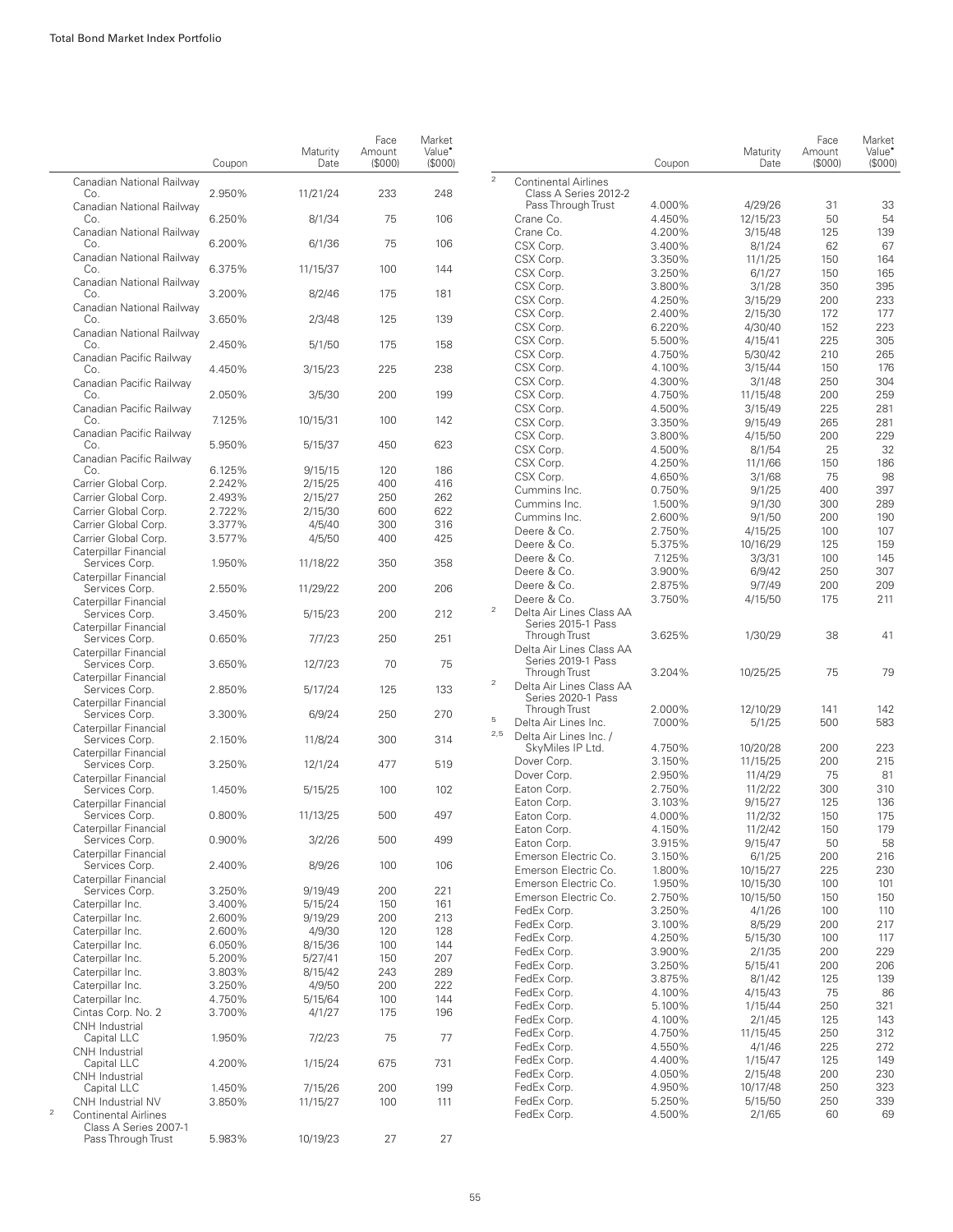|  | Coupon | Maturity Date | Face Amount ($000) | Market Value• ($000) |
|---|---|---|---|---|
| Canadian National Railway Co. | 2.950% | 11/21/24 | 233 | 248 |
| Canadian National Railway Co. | 6.250% | 8/1/34 | 75 | 106 |
| Canadian National Railway Co. | 6.200% | 6/1/36 | 75 | 106 |
| Canadian National Railway Co. | 6.375% | 11/15/37 | 100 | 144 |
| Canadian National Railway Co. | 3.200% | 8/2/46 | 175 | 181 |
| Canadian National Railway Co. | 3.650% | 2/3/48 | 125 | 139 |
| Canadian National Railway Co. | 2.450% | 5/1/50 | 175 | 158 |
| Canadian Pacific Railway Co. | 4.450% | 3/15/23 | 225 | 238 |
| Canadian Pacific Railway Co. | 2.050% | 3/5/30 | 200 | 199 |
| Canadian Pacific Railway Co. | 7.125% | 10/15/31 | 100 | 142 |
| Canadian Pacific Railway Co. | 5.950% | 5/15/37 | 450 | 623 |
| Canadian Pacific Railway Co. | 6.125% | 9/15/15 | 120 | 186 |
| Carrier Global Corp. | 2.242% | 2/15/25 | 400 | 416 |
| Carrier Global Corp. | 2.493% | 2/15/27 | 250 | 262 |
| Carrier Global Corp. | 2.722% | 2/15/30 | 600 | 622 |
| Carrier Global Corp. | 3.377% | 4/5/40 | 300 | 316 |
| Carrier Global Corp. | 3.577% | 4/5/50 | 400 | 425 |
| Caterpillar Financial Services Corp. | 1.950% | 11/18/22 | 350 | 358 |
| Caterpillar Financial Services Corp. | 2.550% | 11/29/22 | 200 | 206 |
| Caterpillar Financial Services Corp. | 3.450% | 5/15/23 | 200 | 212 |
| Caterpillar Financial Services Corp. | 0.650% | 7/7/23 | 250 | 251 |
| Caterpillar Financial Services Corp. | 3.650% | 12/7/23 | 70 | 75 |
| Caterpillar Financial Services Corp. | 2.850% | 5/17/24 | 125 | 133 |
| Caterpillar Financial Services Corp. | 3.300% | 6/9/24 | 250 | 270 |
| Caterpillar Financial Services Corp. | 2.150% | 11/8/24 | 300 | 314 |
| Caterpillar Financial Services Corp. | 3.250% | 12/1/24 | 477 | 519 |
| Caterpillar Financial Services Corp. | 1.450% | 5/15/25 | 100 | 102 |
| Caterpillar Financial Services Corp. | 0.800% | 11/13/25 | 500 | 497 |
| Caterpillar Financial Services Corp. | 0.900% | 3/2/26 | 500 | 499 |
| Caterpillar Financial Services Corp. | 2.400% | 8/9/26 | 100 | 106 |
| Caterpillar Financial Services Corp. | 3.250% | 9/19/49 | 200 | 221 |
| Caterpillar Inc. | 3.400% | 5/15/24 | 150 | 161 |
| Caterpillar Inc. | 2.600% | 9/19/29 | 200 | 213 |
| Caterpillar Inc. | 2.600% | 4/9/30 | 120 | 128 |
| Caterpillar Inc. | 6.050% | 8/15/36 | 100 | 144 |
| Caterpillar Inc. | 5.200% | 5/27/41 | 150 | 207 |
| Caterpillar Inc. | 3.803% | 8/15/42 | 243 | 289 |
| Caterpillar Inc. | 3.250% | 4/9/50 | 200 | 222 |
| Caterpillar Inc. | 4.750% | 5/15/64 | 100 | 144 |
| Cintas Corp. No. 2 | 3.700% | 4/1/27 | 175 | 196 |
| CNH Industrial Capital LLC | 1.950% | 7/2/23 | 75 | 77 |
| CNH Industrial Capital LLC | 4.200% | 1/15/24 | 675 | 731 |
| CNH Industrial Capital LLC | 1.450% | 7/15/26 | 200 | 199 |
| CNH Industrial NV | 3.850% | 11/15/27 | 100 | 111 |
| [2] Continental Airlines Class A Series 2007-1 Pass Through Trust | 5.983% | 10/19/23 | 27 | 27 |
| [2] Continental Airlines Class A Series 2012-2 Pass Through Trust | 4.000% | 4/29/26 | 31 | 33 |
| Crane Co. | 4.450% | 12/15/23 | 50 | 54 |
| Crane Co. | 4.200% | 3/15/48 | 125 | 139 |
| CSX Corp. | 3.400% | 8/1/24 | 62 | 67 |
| CSX Corp. | 3.350% | 11/1/25 | 150 | 164 |
| CSX Corp. | 3.250% | 6/1/27 | 150 | 165 |
| CSX Corp. | 3.800% | 3/1/28 | 350 | 395 |
| CSX Corp. | 4.250% | 3/15/29 | 200 | 233 |
| CSX Corp. | 2.400% | 2/15/30 | 172 | 177 |
| CSX Corp. | 6.220% | 4/30/40 | 152 | 223 |
| CSX Corp. | 5.500% | 4/15/41 | 225 | 305 |
| CSX Corp. | 4.750% | 5/30/42 | 210 | 265 |
| CSX Corp. | 4.100% | 3/15/44 | 150 | 176 |
| CSX Corp. | 4.300% | 3/1/48 | 250 | 304 |
| CSX Corp. | 4.750% | 11/15/48 | 200 | 259 |
| CSX Corp. | 4.500% | 3/15/49 | 225 | 281 |
| CSX Corp. | 3.350% | 9/15/49 | 265 | 281 |
| CSX Corp. | 3.800% | 4/15/50 | 200 | 229 |
| CSX Corp. | 4.500% | 8/1/54 | 25 | 32 |
| CSX Corp. | 4.250% | 11/1/66 | 150 | 186 |
| CSX Corp. | 4.650% | 3/1/68 | 75 | 98 |
| Cummins Inc. | 0.750% | 9/1/25 | 400 | 397 |
| Cummins Inc. | 1.500% | 9/1/30 | 300 | 289 |
| Cummins Inc. | 2.600% | 9/1/50 | 200 | 190 |
| Deere & Co. | 2.750% | 4/15/25 | 100 | 107 |
| Deere & Co. | 5.375% | 10/16/29 | 125 | 159 |
| Deere & Co. | 7.125% | 3/3/31 | 100 | 145 |
| Deere & Co. | 3.900% | 6/9/42 | 250 | 307 |
| Deere & Co. | 2.875% | 9/7/49 | 200 | 209 |
| Deere & Co. | 3.750% | 4/15/50 | 175 | 211 |
| [2] Delta Air Lines Class AA Series 2015-1 Pass Through Trust | 3.625% | 1/30/29 | 38 | 41 |
| Delta Air Lines Class AA Series 2019-1 Pass Through Trust | 3.204% | 10/25/25 | 75 | 79 |
| [2] Delta Air Lines Class AA Series 2020-1 Pass Through Trust | 2.000% | 12/10/29 | 141 | 142 |
| [5] Delta Air Lines Inc. | 7.000% | 5/1/25 | 500 | 583 |
| [2,5] Delta Air Lines Inc. / SkyMiles IP Ltd. | 4.750% | 10/20/28 | 200 | 223 |
| Dover Corp. | 3.150% | 11/15/25 | 200 | 215 |
| Dover Corp. | 2.950% | 11/4/29 | 75 | 81 |
| Eaton Corp. | 2.750% | 11/2/22 | 300 | 310 |
| Eaton Corp. | 3.103% | 9/15/27 | 125 | 136 |
| Eaton Corp. | 4.000% | 11/2/32 | 150 | 175 |
| Eaton Corp. | 4.150% | 11/2/42 | 150 | 179 |
| Eaton Corp. | 3.915% | 9/15/47 | 50 | 58 |
| Emerson Electric Co. | 3.150% | 6/1/25 | 200 | 216 |
| Emerson Electric Co. | 1.800% | 10/15/27 | 225 | 230 |
| Emerson Electric Co. | 1.950% | 10/15/30 | 100 | 101 |
| Emerson Electric Co. | 2.750% | 10/15/50 | 150 | 150 |
| FedEx Corp. | 3.250% | 4/1/26 | 100 | 110 |
| FedEx Corp. | 3.100% | 8/5/29 | 200 | 217 |
| FedEx Corp. | 4.250% | 5/15/30 | 100 | 117 |
| FedEx Corp. | 3.900% | 2/1/35 | 200 | 229 |
| FedEx Corp. | 3.250% | 5/15/41 | 200 | 206 |
| FedEx Corp. | 3.875% | 8/1/42 | 125 | 139 |
| FedEx Corp. | 4.100% | 4/15/43 | 75 | 86 |
| FedEx Corp. | 5.100% | 1/15/44 | 250 | 321 |
| FedEx Corp. | 4.100% | 2/1/45 | 125 | 143 |
| FedEx Corp. | 4.750% | 11/15/45 | 250 | 312 |
| FedEx Corp. | 4.550% | 4/1/46 | 225 | 272 |
| FedEx Corp. | 4.400% | 1/15/47 | 125 | 149 |
| FedEx Corp. | 4.050% | 2/15/48 | 200 | 230 |
| FedEx Corp. | 4.950% | 10/17/48 | 250 | 323 |
| FedEx Corp. | 5.250% | 5/15/50 | 250 | 339 |
| FedEx Corp. | 4.500% | 2/1/65 | 60 | 69 |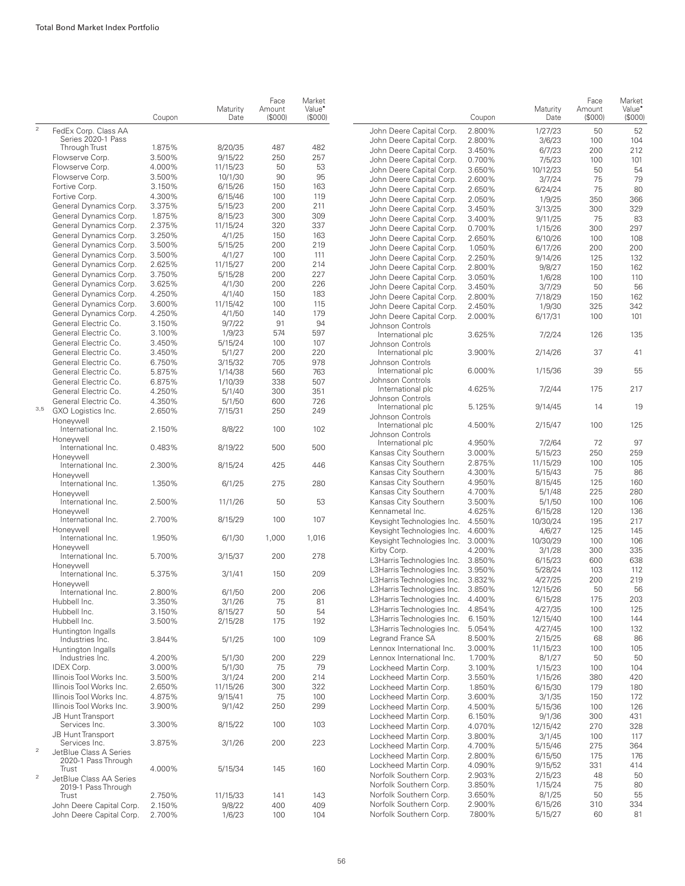| | | Coupon | Maturity Date | Face Amount ($000) | Market Value• ($000) |
|---|---|---|---|---|---|
| 2 | FedEx Corp. Class AA Series 2020-1 Pass Through Trust | 1.875% | 8/20/35 | 487 | 482 |
| | Flowserve Corp. | 3.500% | 9/15/22 | 250 | 257 |
| | Flowserve Corp. | 4.000% | 11/15/23 | 50 | 53 |
| | Flowserve Corp. | 3.500% | 10/1/30 | 90 | 95 |
| | Fortive Corp. | 3.150% | 6/15/26 | 150 | 163 |
| | Fortive Corp. | 4.300% | 6/15/46 | 100 | 119 |
| | General Dynamics Corp. | 3.375% | 5/15/23 | 200 | 211 |
| | General Dynamics Corp. | 1.875% | 8/15/23 | 300 | 309 |
| | General Dynamics Corp. | 2.375% | 11/15/24 | 320 | 337 |
| | General Dynamics Corp. | 3.250% | 4/1/25 | 150 | 163 |
| | General Dynamics Corp. | 3.500% | 5/15/25 | 200 | 219 |
| | General Dynamics Corp. | 3.500% | 4/1/27 | 100 | 111 |
| | General Dynamics Corp. | 2.625% | 11/15/27 | 200 | 214 |
| | General Dynamics Corp. | 3.750% | 5/15/28 | 200 | 227 |
| | General Dynamics Corp. | 3.625% | 4/1/30 | 200 | 226 |
| | General Dynamics Corp. | 4.250% | 4/1/40 | 150 | 183 |
| | General Dynamics Corp. | 3.600% | 11/15/42 | 100 | 115 |
| | General Dynamics Corp. | 4.250% | 4/1/50 | 140 | 179 |
| | General Electric Co. | 3.150% | 9/7/22 | 91 | 94 |
| | General Electric Co. | 3.100% | 1/9/23 | 574 | 597 |
| | General Electric Co. | 3.450% | 5/15/24 | 100 | 107 |
| | General Electric Co. | 3.450% | 5/1/27 | 200 | 220 |
| | General Electric Co. | 6.750% | 3/15/32 | 705 | 978 |
| | General Electric Co. | 5.875% | 1/14/38 | 560 | 763 |
| | General Electric Co. | 6.875% | 1/10/39 | 338 | 507 |
| | General Electric Co. | 4.250% | 5/1/40 | 300 | 351 |
| | General Electric Co. | 4.350% | 5/1/50 | 600 | 726 |
| 3,5 | GXO Logistics Inc. | 2.650% | 7/15/31 | 250 | 249 |
| | Honeywell International Inc. | 2.150% | 8/8/22 | 100 | 102 |
| | Honeywell International Inc. | 0.483% | 8/19/22 | 500 | 500 |
| | Honeywell International Inc. | 2.300% | 8/15/24 | 425 | 446 |
| | Honeywell International Inc. | 1.350% | 6/1/25 | 275 | 280 |
| | Honeywell International Inc. | 2.500% | 11/1/26 | 50 | 53 |
| | Honeywell International Inc. | 2.700% | 8/15/29 | 100 | 107 |
| | Honeywell International Inc. | 1.950% | 6/1/30 | 1,000 | 1,016 |
| | Honeywell International Inc. | 5.700% | 3/15/37 | 200 | 278 |
| | Honeywell International Inc. | 5.375% | 3/1/41 | 150 | 209 |
| | Honeywell International Inc. | 2.800% | 6/1/50 | 200 | 206 |
| | Hubbell Inc. | 3.350% | 3/1/26 | 75 | 81 |
| | Hubbell Inc. | 3.150% | 8/15/27 | 50 | 54 |
| | Hubbell Inc. | 3.500% | 2/15/28 | 175 | 192 |
| | Huntington Ingalls Industries Inc. | 3.844% | 5/1/25 | 100 | 109 |
| | Huntington Ingalls Industries Inc. | 4.200% | 5/1/30 | 200 | 229 |
| | IDEX Corp. | 3.000% | 5/1/30 | 75 | 79 |
| | Illinois Tool Works Inc. | 3.500% | 3/1/24 | 200 | 214 |
| | Illinois Tool Works Inc. | 2.650% | 11/15/26 | 300 | 322 |
| | Illinois Tool Works Inc. | 4.875% | 9/15/41 | 75 | 100 |
| | Illinois Tool Works Inc. | 3.900% | 9/1/42 | 250 | 299 |
| | JB Hunt Transport Services Inc. | 3.300% | 8/15/22 | 100 | 103 |
| | JB Hunt Transport Services Inc. | 3.875% | 3/1/26 | 200 | 223 |
| 2 | JetBlue Class A Series 2020-1 Pass Through Trust | 4.000% | 5/15/34 | 145 | 160 |
| 2 | JetBlue Class AA Series 2019-1 Pass Through Trust | 2.750% | 11/15/33 | 141 | 143 |
| | John Deere Capital Corp. | 2.150% | 9/8/22 | 400 | 409 |
| | John Deere Capital Corp. | 2.700% | 1/6/23 | 100 | 104 |
| | John Deere Capital Corp. | 2.800% | 1/27/23 | 50 | 52 |
| | John Deere Capital Corp. | 2.800% | 3/6/23 | 100 | 104 |
| | John Deere Capital Corp. | 3.450% | 6/7/23 | 200 | 212 |
| | John Deere Capital Corp. | 0.700% | 7/5/23 | 100 | 101 |
| | John Deere Capital Corp. | 3.650% | 10/12/23 | 50 | 54 |
| | John Deere Capital Corp. | 2.600% | 3/7/24 | 75 | 79 |
| | John Deere Capital Corp. | 2.650% | 6/24/24 | 75 | 80 |
| | John Deere Capital Corp. | 2.050% | 1/9/25 | 350 | 366 |
| | John Deere Capital Corp. | 3.450% | 3/13/25 | 300 | 329 |
| | John Deere Capital Corp. | 3.400% | 9/11/25 | 75 | 83 |
| | John Deere Capital Corp. | 0.700% | 1/15/26 | 300 | 297 |
| | John Deere Capital Corp. | 2.650% | 6/10/26 | 100 | 108 |
| | John Deere Capital Corp. | 1.050% | 6/17/26 | 200 | 200 |
| | John Deere Capital Corp. | 2.250% | 9/14/26 | 125 | 132 |
| | John Deere Capital Corp. | 2.800% | 9/8/27 | 150 | 162 |
| | John Deere Capital Corp. | 3.050% | 1/6/28 | 100 | 110 |
| | John Deere Capital Corp. | 3.450% | 3/7/29 | 50 | 56 |
| | John Deere Capital Corp. | 2.800% | 7/18/29 | 150 | 162 |
| | John Deere Capital Corp. | 2.450% | 1/9/30 | 325 | 342 |
| | John Deere Capital Corp. | 2.000% | 6/17/31 | 100 | 101 |
| | Johnson Controls International plc | 3.625% | 7/2/24 | 126 | 135 |
| | Johnson Controls International plc | 3.900% | 2/14/26 | 37 | 41 |
| | Johnson Controls International plc | 6.000% | 1/15/36 | 39 | 55 |
| | Johnson Controls International plc | 4.625% | 7/2/44 | 175 | 217 |
| | Johnson Controls International plc | 5.125% | 9/14/45 | 14 | 19 |
| | Johnson Controls International plc | 4.500% | 2/15/47 | 100 | 125 |
| | Johnson Controls International plc | 4.950% | 7/2/64 | 72 | 97 |
| | Kansas City Southern | 3.000% | 5/15/23 | 250 | 259 |
| | Kansas City Southern | 2.875% | 11/15/29 | 100 | 105 |
| | Kansas City Southern | 4.300% | 5/15/43 | 75 | 86 |
| | Kansas City Southern | 4.950% | 8/15/45 | 125 | 160 |
| | Kansas City Southern | 4.700% | 5/1/48 | 225 | 280 |
| | Kansas City Southern | 3.500% | 5/1/50 | 100 | 106 |
| | Kennametal Inc. | 4.625% | 6/15/28 | 120 | 136 |
| | Keysight Technologies Inc. | 4.550% | 10/30/24 | 195 | 217 |
| | Keysight Technologies Inc. | 4.600% | 4/6/27 | 125 | 145 |
| | Keysight Technologies Inc. | 3.000% | 10/30/29 | 100 | 106 |
| | Kirby Corp. | 4.200% | 3/1/28 | 300 | 335 |
| | L3Harris Technologies Inc. | 3.850% | 6/15/23 | 600 | 638 |
| | L3Harris Technologies Inc. | 3.950% | 5/28/24 | 103 | 112 |
| | L3Harris Technologies Inc. | 3.832% | 4/27/25 | 200 | 219 |
| | L3Harris Technologies Inc. | 3.850% | 12/15/26 | 50 | 56 |
| | L3Harris Technologies Inc. | 4.400% | 6/15/28 | 175 | 203 |
| | L3Harris Technologies Inc. | 4.854% | 4/27/35 | 100 | 125 |
| | L3Harris Technologies Inc. | 6.150% | 12/15/40 | 100 | 144 |
| | L3Harris Technologies Inc. | 5.054% | 4/27/45 | 100 | 132 |
| | Legrand France SA | 8.500% | 2/15/25 | 68 | 86 |
| | Lennox International Inc. | 3.000% | 11/15/23 | 100 | 105 |
| | Lennox International Inc. | 1.700% | 8/1/27 | 50 | 50 |
| | Lockheed Martin Corp. | 3.100% | 1/15/23 | 100 | 104 |
| | Lockheed Martin Corp. | 3.550% | 1/15/26 | 380 | 420 |
| | Lockheed Martin Corp. | 1.850% | 6/15/30 | 179 | 180 |
| | Lockheed Martin Corp. | 3.600% | 3/1/35 | 150 | 172 |
| | Lockheed Martin Corp. | 4.500% | 5/15/36 | 100 | 126 |
| | Lockheed Martin Corp. | 6.150% | 9/1/36 | 300 | 431 |
| | Lockheed Martin Corp. | 4.070% | 12/15/42 | 270 | 328 |
| | Lockheed Martin Corp. | 3.800% | 3/1/45 | 100 | 117 |
| | Lockheed Martin Corp. | 4.700% | 5/15/46 | 275 | 364 |
| | Lockheed Martin Corp. | 2.800% | 6/15/50 | 175 | 176 |
| | Lockheed Martin Corp. | 4.090% | 9/15/52 | 331 | 414 |
| | Norfolk Southern Corp. | 2.903% | 2/15/23 | 48 | 50 |
| | Norfolk Southern Corp. | 3.850% | 1/15/24 | 75 | 80 |
| | Norfolk Southern Corp. | 3.650% | 8/1/25 | 50 | 55 |
| | Norfolk Southern Corp. | 2.900% | 6/15/26 | 310 | 334 |
| | Norfolk Southern Corp. | 7.800% | 5/15/27 | 60 | 81 |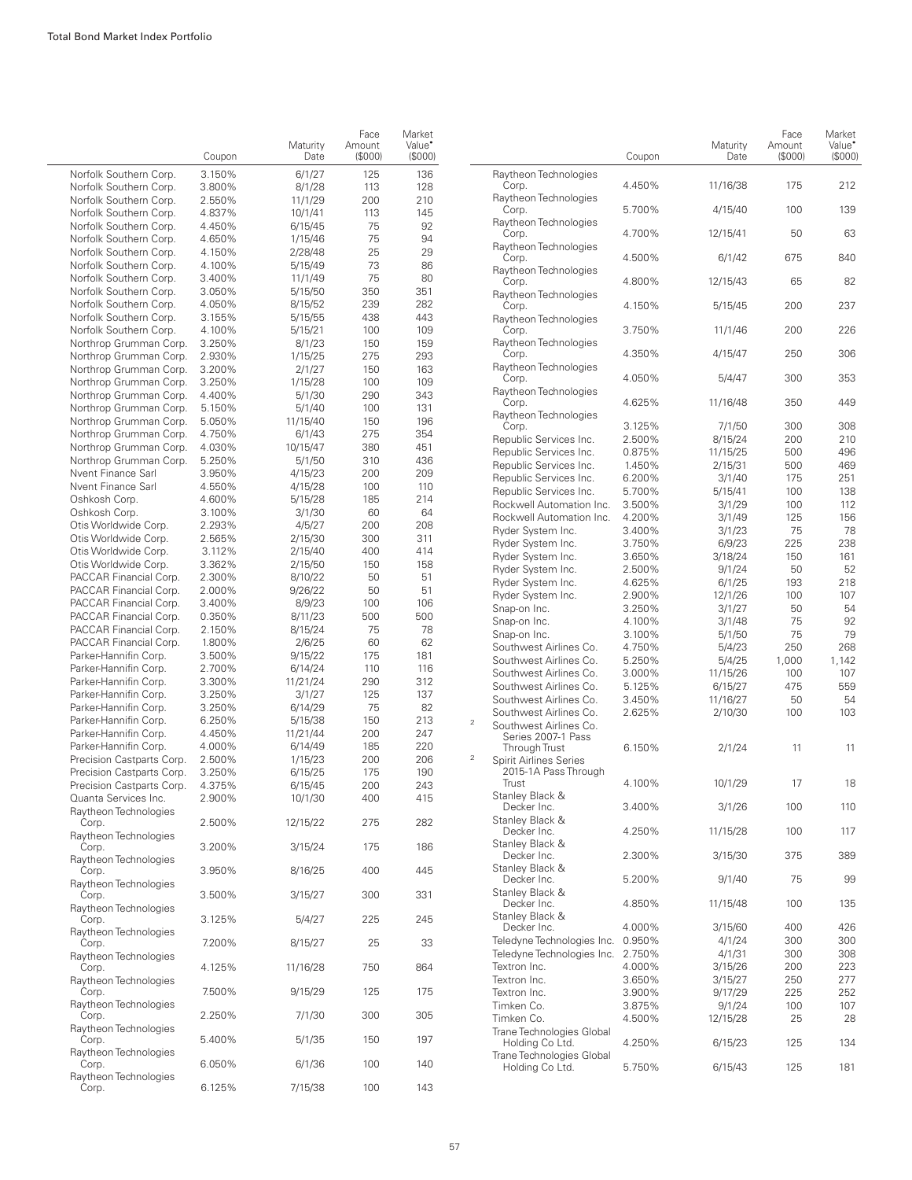| | Coupon | Maturity Date | Face Amount ($000) | Market Value• ($000) |
|---|---|---|---|---|
| Norfolk Southern Corp. | 3.150% | 6/1/27 | 125 | 136 |
| Norfolk Southern Corp. | 3.800% | 8/1/28 | 113 | 128 |
| Norfolk Southern Corp. | 2.550% | 11/1/29 | 200 | 210 |
| Norfolk Southern Corp. | 4.837% | 10/1/41 | 113 | 145 |
| Norfolk Southern Corp. | 4.450% | 6/15/45 | 75 | 92 |
| Norfolk Southern Corp. | 4.650% | 1/15/46 | 75 | 94 |
| Norfolk Southern Corp. | 4.150% | 2/28/48 | 25 | 29 |
| Norfolk Southern Corp. | 4.100% | 5/15/49 | 73 | 86 |
| Norfolk Southern Corp. | 3.400% | 11/1/49 | 75 | 80 |
| Norfolk Southern Corp. | 3.050% | 5/15/50 | 350 | 351 |
| Norfolk Southern Corp. | 4.050% | 8/15/52 | 239 | 282 |
| Norfolk Southern Corp. | 3.155% | 5/15/55 | 438 | 443 |
| Norfolk Southern Corp. | 4.100% | 5/15/21 | 100 | 109 |
| Northrop Grumman Corp. | 3.250% | 8/1/23 | 150 | 159 |
| Northrop Grumman Corp. | 2.930% | 1/15/25 | 275 | 293 |
| Northrop Grumman Corp. | 3.200% | 2/1/27 | 150 | 163 |
| Northrop Grumman Corp. | 3.250% | 1/15/28 | 100 | 109 |
| Northrop Grumman Corp. | 4.400% | 5/1/30 | 290 | 343 |
| Northrop Grumman Corp. | 5.150% | 5/1/40 | 100 | 131 |
| Northrop Grumman Corp. | 5.050% | 11/15/40 | 150 | 196 |
| Northrop Grumman Corp. | 4.750% | 6/1/43 | 275 | 354 |
| Northrop Grumman Corp. | 4.030% | 10/15/47 | 380 | 451 |
| Northrop Grumman Corp. | 5.250% | 5/1/50 | 310 | 436 |
| Nvent Finance Sarl | 3.950% | 4/15/23 | 200 | 209 |
| Nvent Finance Sarl | 4.550% | 4/15/28 | 100 | 110 |
| Oshkosh Corp. | 4.600% | 5/15/28 | 185 | 214 |
| Oshkosh Corp. | 3.100% | 3/1/30 | 60 | 64 |
| Otis Worldwide Corp. | 2.293% | 4/5/27 | 200 | 208 |
| Otis Worldwide Corp. | 2.565% | 2/15/30 | 300 | 311 |
| Otis Worldwide Corp. | 3.112% | 2/15/40 | 400 | 414 |
| Otis Worldwide Corp. | 3.362% | 2/15/50 | 150 | 158 |
| PACCAR Financial Corp. | 2.300% | 8/10/22 | 50 | 51 |
| PACCAR Financial Corp. | 2.000% | 9/26/22 | 50 | 51 |
| PACCAR Financial Corp. | 3.400% | 8/9/23 | 100 | 106 |
| PACCAR Financial Corp. | 0.350% | 8/11/23 | 500 | 500 |
| PACCAR Financial Corp. | 2.150% | 8/15/24 | 75 | 78 |
| PACCAR Financial Corp. | 1.800% | 2/6/25 | 60 | 62 |
| Parker-Hannifin Corp. | 3.500% | 9/15/22 | 175 | 181 |
| Parker-Hannifin Corp. | 2.700% | 6/14/24 | 110 | 116 |
| Parker-Hannifin Corp. | 3.300% | 11/21/24 | 290 | 312 |
| Parker-Hannifin Corp. | 3.250% | 3/1/27 | 125 | 137 |
| Parker-Hannifin Corp. | 3.250% | 6/14/29 | 75 | 82 |
| Parker-Hannifin Corp. | 6.250% | 5/15/38 | 150 | 213 |
| Parker-Hannifin Corp. | 4.450% | 11/21/44 | 200 | 247 |
| Parker-Hannifin Corp. | 4.000% | 6/14/49 | 185 | 220 |
| Precision Castparts Corp. | 2.500% | 1/15/23 | 200 | 206 |
| Precision Castparts Corp. | 3.250% | 6/15/25 | 175 | 190 |
| Precision Castparts Corp. | 4.375% | 6/15/45 | 200 | 243 |
| Quanta Services Inc. | 2.900% | 10/1/30 | 400 | 415 |
| Raytheon Technologies Corp. | 2.500% | 12/15/22 | 275 | 282 |
| Raytheon Technologies Corp. | 3.200% | 3/15/24 | 175 | 186 |
| Raytheon Technologies Corp. | 3.950% | 8/16/25 | 400 | 445 |
| Raytheon Technologies Corp. | 3.500% | 3/15/27 | 300 | 331 |
| Raytheon Technologies Corp. | 3.125% | 5/4/27 | 225 | 245 |
| Raytheon Technologies Corp. | 7.200% | 8/15/27 | 25 | 33 |
| Raytheon Technologies Corp. | 4.125% | 11/16/28 | 750 | 864 |
| Raytheon Technologies Corp. | 7.500% | 9/15/29 | 125 | 175 |
| Raytheon Technologies Corp. | 2.250% | 7/1/30 | 300 | 305 |
| Raytheon Technologies Corp. | 5.400% | 5/1/35 | 150 | 197 |
| Raytheon Technologies Corp. | 6.050% | 6/1/36 | 100 | 140 |
| Raytheon Technologies Corp. | 6.125% | 7/15/38 | 100 | 143 |
| Raytheon Technologies Corp. | 4.450% | 11/16/38 | 175 | 212 |
| Raytheon Technologies Corp. | 5.700% | 4/15/40 | 100 | 139 |
| Raytheon Technologies Corp. | 4.700% | 12/15/41 | 50 | 63 |
| Raytheon Technologies Corp. | 4.500% | 6/1/42 | 675 | 840 |
| Raytheon Technologies Corp. | 4.800% | 12/15/43 | 65 | 82 |
| Raytheon Technologies Corp. | 4.150% | 5/15/45 | 200 | 237 |
| Raytheon Technologies Corp. | 3.750% | 11/1/46 | 200 | 226 |
| Raytheon Technologies Corp. | 4.350% | 4/15/47 | 250 | 306 |
| Raytheon Technologies Corp. | 4.050% | 5/4/47 | 300 | 353 |
| Raytheon Technologies Corp. | 4.625% | 11/16/48 | 350 | 449 |
| Raytheon Technologies Corp. | 3.125% | 7/1/50 | 300 | 308 |
| Republic Services Inc. | 2.500% | 8/15/24 | 200 | 210 |
| Republic Services Inc. | 0.875% | 11/15/25 | 500 | 496 |
| Republic Services Inc. | 1.450% | 2/15/31 | 500 | 469 |
| Republic Services Inc. | 6.200% | 3/1/40 | 175 | 251 |
| Republic Services Inc. | 5.700% | 5/15/41 | 100 | 138 |
| Rockwell Automation Inc. | 3.500% | 3/1/29 | 100 | 112 |
| Rockwell Automation Inc. | 4.200% | 3/1/49 | 125 | 156 |
| Ryder System Inc. | 3.400% | 3/1/23 | 75 | 78 |
| Ryder System Inc. | 3.750% | 6/9/23 | 225 | 238 |
| Ryder System Inc. | 3.650% | 3/18/24 | 150 | 161 |
| Ryder System Inc. | 2.500% | 9/1/24 | 50 | 52 |
| Ryder System Inc. | 4.625% | 6/1/25 | 193 | 218 |
| Ryder System Inc. | 2.900% | 12/1/26 | 100 | 107 |
| Snap-on Inc. | 3.250% | 3/1/27 | 50 | 54 |
| Snap-on Inc. | 4.100% | 3/1/48 | 75 | 92 |
| Snap-on Inc. | 3.100% | 5/1/50 | 75 | 79 |
| Southwest Airlines Co. | 4.750% | 5/4/23 | 250 | 268 |
| Southwest Airlines Co. | 5.250% | 5/4/25 | 1,000 | 1,142 |
| Southwest Airlines Co. | 3.000% | 11/15/26 | 100 | 107 |
| Southwest Airlines Co. | 5.125% | 6/15/27 | 475 | 559 |
| Southwest Airlines Co. | 3.450% | 11/16/27 | 50 | 54 |
| Southwest Airlines Co. | 2.625% | 2/10/30 | 100 | 103 |
| [2] Southwest Airlines Co. Series 2007-1 Pass Through Trust | 6.150% | 2/1/24 | 11 | 11 |
| [2] Spirit Airlines Series 2015-1A Pass Through Trust | 4.100% | 10/1/29 | 17 | 18 |
| Stanley Black & Decker Inc. | 3.400% | 3/1/26 | 100 | 110 |
| Stanley Black & Decker Inc. | 4.250% | 11/15/28 | 100 | 117 |
| Stanley Black & Decker Inc. | 2.300% | 3/15/30 | 375 | 389 |
| Stanley Black & Decker Inc. | 5.200% | 9/1/40 | 75 | 99 |
| Stanley Black & Decker Inc. | 4.850% | 11/15/48 | 100 | 135 |
| Stanley Black & Decker Inc. | 4.000% | 3/15/60 | 400 | 426 |
| Teledyne Technologies Inc. | 0.950% | 4/1/24 | 300 | 300 |
| Teledyne Technologies Inc. | 2.750% | 4/1/31 | 300 | 308 |
| Textron Inc. | 4.000% | 3/15/26 | 200 | 223 |
| Textron Inc. | 3.650% | 3/15/27 | 250 | 277 |
| Textron Inc. | 3.900% | 9/17/29 | 225 | 252 |
| Timken Co. | 3.875% | 9/1/24 | 100 | 107 |
| Timken Co. | 4.500% | 12/15/28 | 25 | 28 |
| Trane Technologies Global Holding Co Ltd. | 4.250% | 6/15/23 | 125 | 134 |
| Trane Technologies Global Holding Co Ltd. | 5.750% | 6/15/43 | 125 | 181 |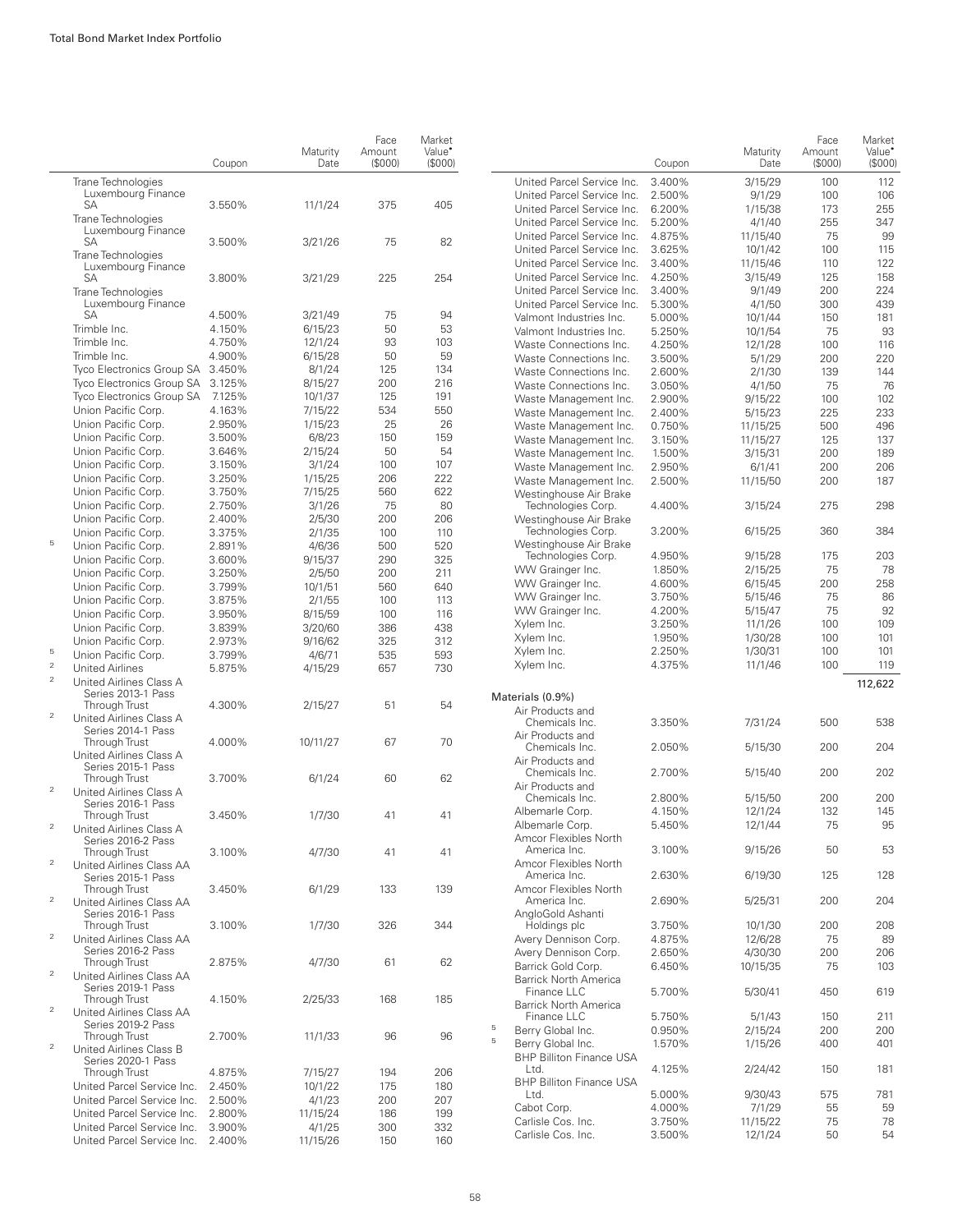| | Coupon | Maturity Date | Face Amount ($000) | Market Value• ($000) |
|---|---|---|---|---|
| Trane Technologies Luxembourg Finance SA | 3.550% | 11/1/24 | 375 | 405 |
| Trane Technologies Luxembourg Finance SA | 3.500% | 3/21/26 | 75 | 82 |
| Trane Technologies Luxembourg Finance SA | 3.800% | 3/21/29 | 225 | 254 |
| Trane Technologies Luxembourg Finance SA | 4.500% | 3/21/49 | 75 | 94 |
| Trimble Inc. | 4.150% | 6/15/23 | 50 | 53 |
| Trimble Inc. | 4.750% | 12/1/24 | 93 | 103 |
| Trimble Inc. | 4.900% | 6/15/28 | 50 | 59 |
| Tyco Electronics Group SA | 3.450% | 8/1/24 | 125 | 134 |
| Tyco Electronics Group SA | 3.125% | 8/15/27 | 200 | 216 |
| Tyco Electronics Group SA | 7.125% | 10/1/37 | 125 | 191 |
| Union Pacific Corp. | 4.163% | 7/15/22 | 534 | 550 |
| Union Pacific Corp. | 2.950% | 1/15/23 | 25 | 26 |
| Union Pacific Corp. | 3.500% | 6/8/23 | 150 | 159 |
| Union Pacific Corp. | 3.646% | 2/15/24 | 50 | 54 |
| Union Pacific Corp. | 3.150% | 3/1/24 | 100 | 107 |
| Union Pacific Corp. | 3.250% | 1/15/25 | 206 | 222 |
| Union Pacific Corp. | 3.750% | 7/15/25 | 560 | 622 |
| Union Pacific Corp. | 2.750% | 3/1/26 | 75 | 80 |
| Union Pacific Corp. | 2.400% | 2/5/30 | 200 | 206 |
| Union Pacific Corp. | 3.375% | 2/1/35 | 100 | 110 |
| [5] Union Pacific Corp. | 2.891% | 4/6/36 | 500 | 520 |
| Union Pacific Corp. | 3.600% | 9/15/37 | 290 | 325 |
| Union Pacific Corp. | 3.250% | 2/5/50 | 200 | 211 |
| Union Pacific Corp. | 3.799% | 10/1/51 | 560 | 640 |
| Union Pacific Corp. | 3.875% | 2/1/55 | 100 | 113 |
| Union Pacific Corp. | 3.950% | 8/15/59 | 100 | 116 |
| Union Pacific Corp. | 3.839% | 3/20/60 | 386 | 438 |
| Union Pacific Corp. | 2.973% | 9/16/62 | 325 | 312 |
| [5] Union Pacific Corp. | 3.799% | 4/6/71 | 535 | 593 |
| [2] United Airlines | 5.875% | 4/15/29 | 657 | 730 |
| [2] United Airlines Class A Series 2013-1 Pass Through Trust | 4.300% | 2/15/27 | 51 | 54 |
| [2] United Airlines Class A Series 2014-1 Pass Through Trust | 4.000% | 10/11/27 | 67 | 70 |
| United Airlines Class A Series 2015-1 Pass Through Trust | 3.700% | 6/1/24 | 60 | 62 |
| [2] United Airlines Class A Series 2016-1 Pass Through Trust | 3.450% | 1/7/30 | 41 | 41 |
| [2] United Airlines Class A Series 2016-2 Pass Through Trust | 3.100% | 4/7/30 | 41 | 41 |
| [2] United Airlines Class AA Series 2015-1 Pass Through Trust | 3.450% | 6/1/29 | 133 | 139 |
| [2] United Airlines Class AA Series 2016-1 Pass Through Trust | 3.100% | 1/7/30 | 326 | 344 |
| [2] United Airlines Class AA Series 2016-2 Pass Through Trust | 2.875% | 4/7/30 | 61 | 62 |
| [2] United Airlines Class AA Series 2019-1 Pass Through Trust | 4.150% | 2/25/33 | 168 | 185 |
| [2] United Airlines Class AA Series 2019-2 Pass Through Trust | 2.700% | 11/1/33 | 96 | 96 |
| [2] United Airlines Class B Series 2020-1 Pass Through Trust | 4.875% | 7/15/27 | 194 | 206 |
| United Parcel Service Inc. | 2.450% | 10/1/22 | 175 | 180 |
| United Parcel Service Inc. | 2.500% | 4/1/23 | 200 | 207 |
| United Parcel Service Inc. | 2.800% | 11/15/24 | 186 | 199 |
| United Parcel Service Inc. | 3.900% | 4/1/25 | 300 | 332 |
| United Parcel Service Inc. | 2.400% | 11/15/26 | 150 | 160 |
| United Parcel Service Inc. | 3.400% | 3/15/29 | 100 | 112 |
| United Parcel Service Inc. | 2.500% | 9/1/29 | 100 | 106 |
| United Parcel Service Inc. | 6.200% | 1/15/38 | 173 | 255 |
| United Parcel Service Inc. | 5.200% | 4/1/40 | 255 | 347 |
| United Parcel Service Inc. | 4.875% | 11/15/40 | 75 | 99 |
| United Parcel Service Inc. | 3.625% | 10/1/42 | 100 | 115 |
| United Parcel Service Inc. | 3.400% | 11/15/46 | 110 | 122 |
| United Parcel Service Inc. | 4.250% | 3/15/49 | 125 | 158 |
| United Parcel Service Inc. | 3.400% | 9/1/49 | 200 | 224 |
| United Parcel Service Inc. | 5.300% | 4/1/50 | 300 | 439 |
| Valmont Industries Inc. | 5.000% | 10/1/44 | 150 | 181 |
| Valmont Industries Inc. | 5.250% | 10/1/54 | 75 | 93 |
| Waste Connections Inc. | 4.250% | 12/1/28 | 100 | 116 |
| Waste Connections Inc. | 3.500% | 5/1/29 | 200 | 220 |
| Waste Connections Inc. | 2.600% | 2/1/30 | 139 | 144 |
| Waste Connections Inc. | 3.050% | 4/1/50 | 75 | 76 |
| Waste Management Inc. | 2.900% | 9/15/22 | 100 | 102 |
| Waste Management Inc. | 2.400% | 5/15/23 | 225 | 233 |
| Waste Management Inc. | 0.750% | 11/15/25 | 500 | 496 |
| Waste Management Inc. | 3.150% | 11/15/27 | 125 | 137 |
| Waste Management Inc. | 1.500% | 3/15/31 | 200 | 189 |
| Waste Management Inc. | 2.950% | 6/1/41 | 200 | 206 |
| Waste Management Inc. | 2.500% | 11/15/50 | 200 | 187 |
| Westinghouse Air Brake Technologies Corp. | 4.400% | 3/15/24 | 275 | 298 |
| Westinghouse Air Brake Technologies Corp. | 3.200% | 6/15/25 | 360 | 384 |
| Westinghouse Air Brake Technologies Corp. | 4.950% | 9/15/28 | 175 | 203 |
| WW Grainger Inc. | 1.850% | 2/15/25 | 75 | 78 |
| WW Grainger Inc. | 4.600% | 6/15/45 | 200 | 258 |
| WW Grainger Inc. | 3.750% | 5/15/46 | 75 | 86 |
| WW Grainger Inc. | 4.200% | 5/15/47 | 75 | 92 |
| Xylem Inc. | 3.250% | 11/1/26 | 100 | 109 |
| Xylem Inc. | 1.950% | 1/30/28 | 100 | 101 |
| Xylem Inc. | 2.250% | 1/30/31 | 100 | 101 |
| Xylem Inc. | 4.375% | 11/1/46 | 100 | 119 |
| | | | | 112,622 |
| **Materials (0.9%)** | | | | |
| Air Products and Chemicals Inc. | 3.350% | 7/31/24 | 500 | 538 |
| Air Products and Chemicals Inc. | 2.050% | 5/15/30 | 200 | 204 |
| Air Products and Chemicals Inc. | 2.700% | 5/15/40 | 200 | 202 |
| Air Products and Chemicals Inc. | 2.800% | 5/15/50 | 200 | 200 |
| Albemarle Corp. | 4.150% | 12/1/24 | 132 | 145 |
| Albemarle Corp. | 5.450% | 12/1/44 | 75 | 95 |
| Amcor Flexibles North America Inc. | 3.100% | 9/15/26 | 50 | 53 |
| Amcor Flexibles North America Inc. | 2.630% | 6/19/30 | 125 | 128 |
| Amcor Flexibles North America Inc. | 2.690% | 5/25/31 | 200 | 204 |
| AngloGold Ashanti Holdings plc | 3.750% | 10/1/30 | 200 | 208 |
| Avery Dennison Corp. | 4.875% | 12/6/28 | 75 | 89 |
| Avery Dennison Corp. | 2.650% | 4/30/30 | 200 | 206 |
| Barrick Gold Corp. | 6.450% | 10/15/35 | 75 | 103 |
| Barrick North America Finance LLC | 5.700% | 5/30/41 | 450 | 619 |
| Barrick North America Finance LLC | 5.750% | 5/1/43 | 150 | 211 |
| [5] Berry Global Inc. | 0.950% | 2/15/24 | 200 | 200 |
| [5] Berry Global Inc. | 1.570% | 1/15/26 | 400 | 401 |
| BHP Billiton Finance USA Ltd. | 4.125% | 2/24/42 | 150 | 181 |
| BHP Billiton Finance USA Ltd. | 5.000% | 9/30/43 | 575 | 781 |
| Cabot Corp. | 4.000% | 7/1/29 | 55 | 59 |
| Carlisle Cos. Inc. | 3.750% | 11/15/22 | 75 | 78 |
| Carlisle Cos. Inc. | 3.500% | 12/1/24 | 50 | 54 |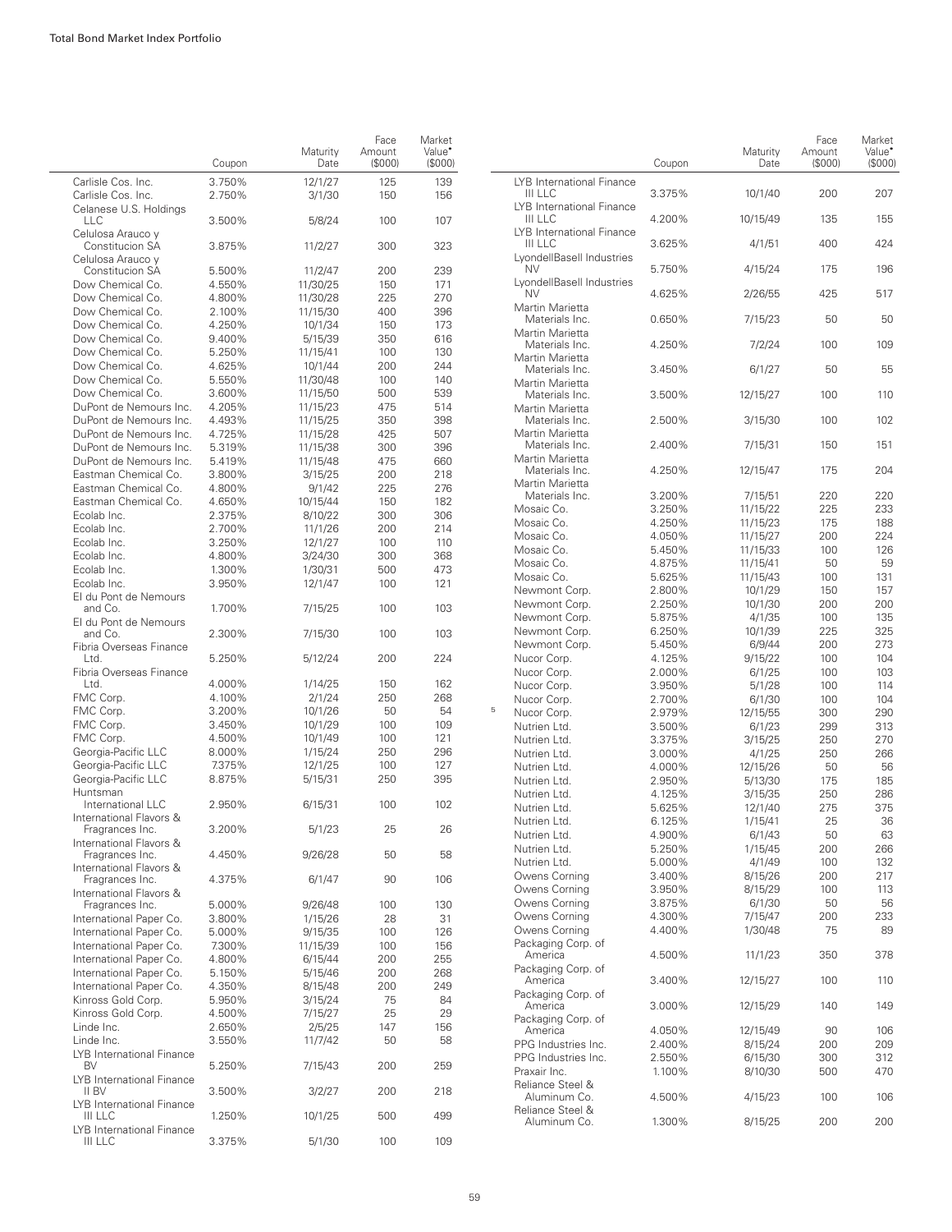| | Coupon | Maturity Date | Face Amount ($000) | Market Value• ($000) |
|---|---|---|---|---|
| Carlisle Cos. Inc. | 3.750% | 12/1/27 | 125 | 139 |
| Carlisle Cos. Inc. | 2.750% | 3/1/30 | 150 | 156 |
| Celanese U.S. Holdings LLC | 3.500% | 5/8/24 | 100 | 107 |
| Celulosa Arauco y Constitucion SA | 3.875% | 11/2/27 | 300 | 323 |
| Celulosa Arauco y Constitucion SA | 5.500% | 11/2/47 | 200 | 239 |
| Dow Chemical Co. | 4.550% | 11/30/25 | 150 | 171 |
| Dow Chemical Co. | 4.800% | 11/30/28 | 225 | 270 |
| Dow Chemical Co. | 2.100% | 11/15/30 | 400 | 396 |
| Dow Chemical Co. | 4.250% | 10/1/34 | 150 | 173 |
| Dow Chemical Co. | 9.400% | 5/15/39 | 350 | 616 |
| Dow Chemical Co. | 5.250% | 11/15/41 | 100 | 130 |
| Dow Chemical Co. | 4.625% | 10/1/44 | 200 | 244 |
| Dow Chemical Co. | 5.550% | 11/30/48 | 100 | 140 |
| Dow Chemical Co. | 3.600% | 11/15/50 | 500 | 539 |
| DuPont de Nemours Inc. | 4.205% | 11/15/23 | 475 | 514 |
| DuPont de Nemours Inc. | 4.493% | 11/15/25 | 350 | 398 |
| DuPont de Nemours Inc. | 4.725% | 11/15/28 | 425 | 507 |
| DuPont de Nemours Inc. | 5.319% | 11/15/38 | 300 | 396 |
| DuPont de Nemours Inc. | 5.419% | 11/15/48 | 475 | 660 |
| Eastman Chemical Co. | 3.800% | 3/15/25 | 200 | 218 |
| Eastman Chemical Co. | 4.800% | 9/1/42 | 225 | 276 |
| Eastman Chemical Co. | 4.650% | 10/15/44 | 150 | 182 |
| Ecolab Inc. | 2.375% | 8/10/22 | 300 | 306 |
| Ecolab Inc. | 2.700% | 11/1/26 | 200 | 214 |
| Ecolab Inc. | 3.250% | 12/1/27 | 100 | 110 |
| Ecolab Inc. | 4.800% | 3/24/30 | 300 | 368 |
| Ecolab Inc. | 1.300% | 1/30/31 | 500 | 473 |
| Ecolab Inc. | 3.950% | 12/1/47 | 100 | 121 |
| EI du Pont de Nemours and Co. | 1.700% | 7/15/25 | 100 | 103 |
| EI du Pont de Nemours and Co. | 2.300% | 7/15/30 | 100 | 103 |
| Fibria Overseas Finance Ltd. | 5.250% | 5/12/24 | 200 | 224 |
| Fibria Overseas Finance Ltd. | 4.000% | 1/14/25 | 150 | 162 |
| FMC Corp. | 4.100% | 2/1/24 | 250 | 268 |
| FMC Corp. | 3.200% | 10/1/26 | 50 | 54 |
| FMC Corp. | 3.450% | 10/1/29 | 100 | 109 |
| FMC Corp. | 4.500% | 10/1/49 | 100 | 121 |
| Georgia-Pacific LLC | 8.000% | 1/15/24 | 250 | 296 |
| Georgia-Pacific LLC | 7.375% | 12/1/25 | 100 | 127 |
| Georgia-Pacific LLC | 8.875% | 5/15/31 | 250 | 395 |
| Huntsman International LLC | 2.950% | 6/15/31 | 100 | 102 |
| International Flavors & Fragrances Inc. | 3.200% | 5/1/23 | 25 | 26 |
| International Flavors & Fragrances Inc. | 4.450% | 9/26/28 | 50 | 58 |
| International Flavors & Fragrances Inc. | 4.375% | 6/1/47 | 90 | 106 |
| International Flavors & Fragrances Inc. | 5.000% | 9/26/48 | 100 | 130 |
| International Paper Co. | 3.800% | 1/15/26 | 28 | 31 |
| International Paper Co. | 5.000% | 9/15/35 | 100 | 126 |
| International Paper Co. | 7.300% | 11/15/39 | 100 | 156 |
| International Paper Co. | 4.800% | 6/15/44 | 200 | 255 |
| International Paper Co. | 5.150% | 5/15/46 | 200 | 268 |
| International Paper Co. | 4.350% | 8/15/48 | 200 | 249 |
| Kinross Gold Corp. | 5.950% | 3/15/24 | 75 | 84 |
| Kinross Gold Corp. | 4.500% | 7/15/27 | 25 | 29 |
| Linde Inc. | 2.650% | 2/5/25 | 147 | 156 |
| Linde Inc. | 3.550% | 11/7/42 | 50 | 58 |
| LYB International Finance BV | 5.250% | 7/15/43 | 200 | 259 |
| LYB International Finance II BV | 3.500% | 3/2/27 | 200 | 218 |
| LYB International Finance III LLC | 1.250% | 10/1/25 | 500 | 499 |
| LYB International Finance III LLC | 3.375% | 5/1/30 | 100 | 109 |
| LYB International Finance III LLC | 3.375% | 10/1/40 | 200 | 207 |
| LYB International Finance III LLC | 4.200% | 10/15/49 | 135 | 155 |
| LYB International Finance III LLC | 3.625% | 4/1/51 | 400 | 424 |
| LyondellBasell Industries NV | 5.750% | 4/15/24 | 175 | 196 |
| LyondellBasell Industries NV | 4.625% | 2/26/55 | 425 | 517 |
| Martin Marietta Materials Inc. | 0.650% | 7/15/23 | 50 | 50 |
| Martin Marietta Materials Inc. | 4.250% | 7/2/24 | 100 | 109 |
| Martin Marietta Materials Inc. | 3.450% | 6/1/27 | 50 | 55 |
| Martin Marietta Materials Inc. | 3.500% | 12/15/27 | 100 | 110 |
| Martin Marietta Materials Inc. | 2.500% | 3/15/30 | 100 | 102 |
| Martin Marietta Materials Inc. | 2.400% | 7/15/31 | 150 | 151 |
| Martin Marietta Materials Inc. | 4.250% | 12/15/47 | 175 | 204 |
| Martin Marietta Materials Inc. | 3.200% | 7/15/51 | 220 | 220 |
| Mosaic Co. | 3.250% | 11/15/22 | 225 | 233 |
| Mosaic Co. | 4.250% | 11/15/23 | 175 | 188 |
| Mosaic Co. | 4.050% | 11/15/27 | 200 | 224 |
| Mosaic Co. | 5.450% | 11/15/33 | 100 | 126 |
| Mosaic Co. | 4.875% | 11/15/41 | 50 | 59 |
| Mosaic Co. | 5.625% | 11/15/43 | 100 | 131 |
| Newmont Corp. | 2.800% | 10/1/29 | 150 | 157 |
| Newmont Corp. | 2.250% | 10/1/30 | 200 | 200 |
| Newmont Corp. | 5.875% | 4/1/35 | 100 | 135 |
| Newmont Corp. | 6.250% | 10/1/39 | 225 | 325 |
| Newmont Corp. | 5.450% | 6/9/44 | 200 | 273 |
| Nucor Corp. | 4.125% | 9/15/22 | 100 | 104 |
| Nucor Corp. | 2.000% | 6/1/25 | 100 | 103 |
| Nucor Corp. | 3.950% | 5/1/28 | 100 | 114 |
| Nucor Corp. | 2.700% | 6/1/30 | 100 | 104 |
| [5] Nucor Corp. | 2.979% | 12/15/55 | 300 | 290 |
| Nutrien Ltd. | 3.500% | 6/1/23 | 299 | 313 |
| Nutrien Ltd. | 3.375% | 3/15/25 | 250 | 270 |
| Nutrien Ltd. | 3.000% | 4/1/25 | 250 | 266 |
| Nutrien Ltd. | 4.000% | 12/15/26 | 50 | 56 |
| Nutrien Ltd. | 2.950% | 5/13/30 | 175 | 185 |
| Nutrien Ltd. | 4.125% | 3/15/35 | 250 | 286 |
| Nutrien Ltd. | 5.625% | 12/1/40 | 275 | 375 |
| Nutrien Ltd. | 6.125% | 1/15/41 | 25 | 36 |
| Nutrien Ltd. | 4.900% | 6/1/43 | 50 | 63 |
| Nutrien Ltd. | 5.250% | 1/15/45 | 200 | 266 |
| Nutrien Ltd. | 5.000% | 4/1/49 | 100 | 132 |
| Owens Corning | 3.400% | 8/15/26 | 200 | 217 |
| Owens Corning | 3.950% | 8/15/29 | 100 | 113 |
| Owens Corning | 3.875% | 6/1/30 | 50 | 56 |
| Owens Corning | 4.300% | 7/15/47 | 200 | 233 |
| Owens Corning | 4.400% | 1/30/48 | 75 | 89 |
| Packaging Corp. of America | 4.500% | 11/1/23 | 350 | 378 |
| Packaging Corp. of America | 3.400% | 12/15/27 | 100 | 110 |
| Packaging Corp. of America | 3.000% | 12/15/29 | 140 | 149 |
| Packaging Corp. of America | 4.050% | 12/15/49 | 90 | 106 |
| PPG Industries Inc. | 2.400% | 8/15/24 | 200 | 209 |
| PPG Industries Inc. | 2.550% | 6/15/30 | 300 | 312 |
| Praxair Inc. | 1.100% | 8/10/30 | 500 | 470 |
| Reliance Steel & Aluminum Co. | 4.500% | 4/15/23 | 100 | 106 |
| Reliance Steel & Aluminum Co. | 1.300% | 8/15/25 | 200 | 200 |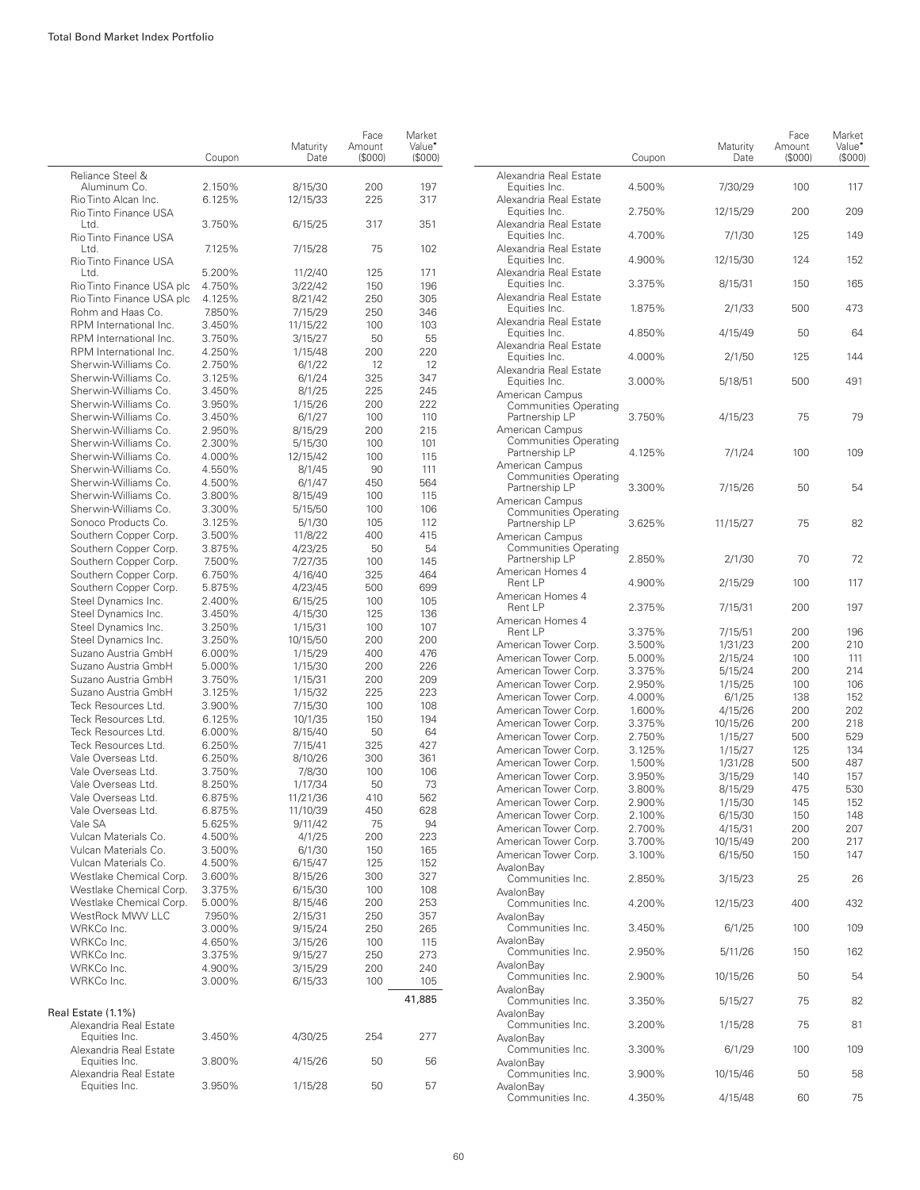| | Coupon | Maturity Date | Face Amount ($000) | Market Value• ($000) |
|---|---|---|---|---|
| Reliance Steel & Aluminum Co. | 2.150% | 8/15/30 | 200 | 197 |
| Rio Tinto Alcan Inc. | 6.125% | 12/15/33 | 225 | 317 |
| Rio Tinto Finance USA Ltd. | 3.750% | 6/15/25 | 317 | 351 |
| Rio Tinto Finance USA Ltd. | 7.125% | 7/15/28 | 75 | 102 |
| Rio Tinto Finance USA Ltd. | 5.200% | 11/2/40 | 125 | 171 |
| Rio Tinto Finance USA plc | 4.750% | 3/22/42 | 150 | 196 |
| Rio Tinto Finance USA plc | 4.125% | 8/21/42 | 250 | 305 |
| Rohm and Haas Co. | 7.850% | 7/15/29 | 250 | 346 |
| RPM International Inc. | 3.450% | 11/15/22 | 100 | 103 |
| RPM International Inc. | 3.750% | 3/15/27 | 50 | 55 |
| RPM International Inc. | 4.250% | 1/15/48 | 200 | 220 |
| Sherwin-Williams Co. | 2.750% | 6/1/22 | 12 | 12 |
| Sherwin-Williams Co. | 3.125% | 6/1/24 | 325 | 347 |
| Sherwin-Williams Co. | 3.450% | 8/1/25 | 225 | 245 |
| Sherwin-Williams Co. | 3.950% | 1/15/26 | 200 | 222 |
| Sherwin-Williams Co. | 3.450% | 6/1/27 | 100 | 110 |
| Sherwin-Williams Co. | 2.950% | 8/15/29 | 200 | 215 |
| Sherwin-Williams Co. | 2.300% | 5/15/30 | 100 | 101 |
| Sherwin-Williams Co. | 4.000% | 12/15/42 | 100 | 115 |
| Sherwin-Williams Co. | 4.550% | 8/1/45 | 90 | 111 |
| Sherwin-Williams Co. | 4.500% | 6/1/47 | 450 | 564 |
| Sherwin-Williams Co. | 3.800% | 8/15/49 | 100 | 115 |
| Sherwin-Williams Co. | 3.300% | 5/15/50 | 100 | 106 |
| Sonoco Products Co. | 3.125% | 5/1/30 | 105 | 112 |
| Southern Copper Corp. | 3.500% | 11/8/22 | 400 | 415 |
| Southern Copper Corp. | 3.875% | 4/23/25 | 50 | 54 |
| Southern Copper Corp. | 7.500% | 7/27/35 | 100 | 145 |
| Southern Copper Corp. | 6.750% | 4/16/40 | 325 | 464 |
| Southern Copper Corp. | 5.875% | 4/23/45 | 500 | 699 |
| Steel Dynamics Inc. | 2.400% | 6/15/25 | 100 | 105 |
| Steel Dynamics Inc. | 3.450% | 4/15/30 | 125 | 136 |
| Steel Dynamics Inc. | 3.250% | 1/15/31 | 100 | 107 |
| Steel Dynamics Inc. | 3.250% | 10/15/50 | 200 | 200 |
| Suzano Austria GmbH | 6.000% | 1/15/29 | 400 | 476 |
| Suzano Austria GmbH | 5.000% | 1/15/30 | 200 | 226 |
| Suzano Austria GmbH | 3.750% | 1/15/31 | 200 | 209 |
| Suzano Austria GmbH | 3.125% | 1/15/32 | 225 | 223 |
| Teck Resources Ltd. | 3.900% | 7/15/30 | 100 | 108 |
| Teck Resources Ltd. | 6.125% | 10/1/35 | 150 | 194 |
| Teck Resources Ltd. | 6.000% | 8/15/40 | 50 | 64 |
| Teck Resources Ltd. | 6.250% | 7/15/41 | 325 | 427 |
| Vale Overseas Ltd. | 6.250% | 8/10/26 | 300 | 361 |
| Vale Overseas Ltd. | 3.750% | 7/8/30 | 100 | 106 |
| Vale Overseas Ltd. | 8.250% | 1/17/34 | 50 | 73 |
| Vale Overseas Ltd. | 6.875% | 11/21/36 | 410 | 562 |
| Vale Overseas Ltd. | 6.875% | 11/10/39 | 450 | 628 |
| Vale SA | 5.625% | 9/11/42 | 75 | 94 |
| Vulcan Materials Co. | 4.500% | 4/1/25 | 200 | 223 |
| Vulcan Materials Co. | 3.500% | 6/1/30 | 150 | 165 |
| Vulcan Materials Co. | 4.500% | 6/15/47 | 125 | 152 |
| Westlake Chemical Corp. | 3.600% | 8/15/26 | 300 | 327 |
| Westlake Chemical Corp. | 3.375% | 6/15/30 | 100 | 108 |
| Westlake Chemical Corp. | 5.000% | 8/15/46 | 200 | 253 |
| WestRock MWV LLC | 7.950% | 2/15/31 | 250 | 357 |
| WRKCo Inc. | 3.000% | 9/15/24 | 250 | 265 |
| WRKCo Inc. | 4.650% | 3/15/26 | 100 | 115 |
| WRKCo Inc. | 3.375% | 9/15/27 | 250 | 273 |
| WRKCo Inc. | 4.900% | 3/15/29 | 200 | 240 |
| WRKCo Inc. | 3.000% | 6/15/33 | 100 | 105 |
| | | | | 41,885 |
| **Real Estate (1.1%)** | | | | |
| Alexandria Real Estate Equities Inc. | 3.450% | 4/30/25 | 254 | 277 |
| Alexandria Real Estate Equities Inc. | 3.800% | 4/15/26 | 50 | 56 |
| Alexandria Real Estate Equities Inc. | 3.950% | 1/15/28 | 50 | 57 |
| Alexandria Real Estate Equities Inc. | 4.500% | 7/30/29 | 100 | 117 |
| Alexandria Real Estate Equities Inc. | 2.750% | 12/15/29 | 200 | 209 |
| Alexandria Real Estate Equities Inc. | 4.700% | 7/1/30 | 125 | 149 |
| Alexandria Real Estate Equities Inc. | 4.900% | 12/15/30 | 124 | 152 |
| Alexandria Real Estate Equities Inc. | 3.375% | 8/15/31 | 150 | 165 |
| Alexandria Real Estate Equities Inc. | 1.875% | 2/1/33 | 500 | 473 |
| Alexandria Real Estate Equities Inc. | 4.850% | 4/15/49 | 50 | 64 |
| Alexandria Real Estate Equities Inc. | 4.000% | 2/1/50 | 125 | 144 |
| Alexandria Real Estate Equities Inc. | 3.000% | 5/18/51 | 500 | 491 |
| American Campus Communities Operating Partnership LP | 3.750% | 4/15/23 | 75 | 79 |
| American Campus Communities Operating Partnership LP | 4.125% | 7/1/24 | 100 | 109 |
| American Campus Communities Operating Partnership LP | 3.300% | 7/15/26 | 50 | 54 |
| American Campus Communities Operating Partnership LP | 3.625% | 11/15/27 | 75 | 82 |
| American Campus Communities Operating Partnership LP | 2.850% | 2/1/30 | 70 | 72 |
| American Homes 4 Rent LP | 4.900% | 2/15/29 | 100 | 117 |
| American Homes 4 Rent LP | 2.375% | 7/15/31 | 200 | 197 |
| American Homes 4 Rent LP | 3.375% | 7/15/51 | 200 | 196 |
| American Tower Corp. | 3.500% | 1/31/23 | 200 | 210 |
| American Tower Corp. | 5.000% | 2/15/24 | 100 | 111 |
| American Tower Corp. | 3.375% | 5/15/24 | 200 | 214 |
| American Tower Corp. | 2.950% | 1/15/25 | 100 | 106 |
| American Tower Corp. | 4.000% | 6/1/25 | 138 | 152 |
| American Tower Corp. | 1.600% | 4/15/26 | 200 | 202 |
| American Tower Corp. | 3.375% | 10/15/26 | 200 | 218 |
| American Tower Corp. | 2.750% | 1/15/27 | 500 | 529 |
| American Tower Corp. | 3.125% | 1/15/27 | 125 | 134 |
| American Tower Corp. | 1.500% | 1/31/28 | 500 | 487 |
| American Tower Corp. | 3.950% | 3/15/29 | 140 | 157 |
| American Tower Corp. | 3.800% | 8/15/29 | 475 | 530 |
| American Tower Corp. | 2.900% | 1/15/30 | 145 | 152 |
| American Tower Corp. | 2.100% | 6/15/30 | 150 | 148 |
| American Tower Corp. | 2.700% | 4/15/31 | 200 | 207 |
| American Tower Corp. | 3.700% | 10/15/49 | 200 | 217 |
| American Tower Corp. | 3.100% | 6/15/50 | 150 | 147 |
| AvalonBay Communities Inc. | 2.850% | 3/15/23 | 25 | 26 |
| AvalonBay Communities Inc. | 4.200% | 12/15/23 | 400 | 432 |
| AvalonBay Communities Inc. | 3.450% | 6/1/25 | 100 | 109 |
| AvalonBay Communities Inc. | 2.950% | 5/11/26 | 150 | 162 |
| AvalonBay Communities Inc. | 2.900% | 10/15/26 | 50 | 54 |
| AvalonBay Communities Inc. | 3.350% | 5/15/27 | 75 | 82 |
| AvalonBay Communities Inc. | 3.200% | 1/15/28 | 75 | 81 |
| AvalonBay Communities Inc. | 3.300% | 6/1/29 | 100 | 109 |
| AvalonBay Communities Inc. | 3.900% | 10/15/46 | 50 | 58 |
| AvalonBay Communities Inc. | 4.350% | 4/15/48 | 60 | 75 |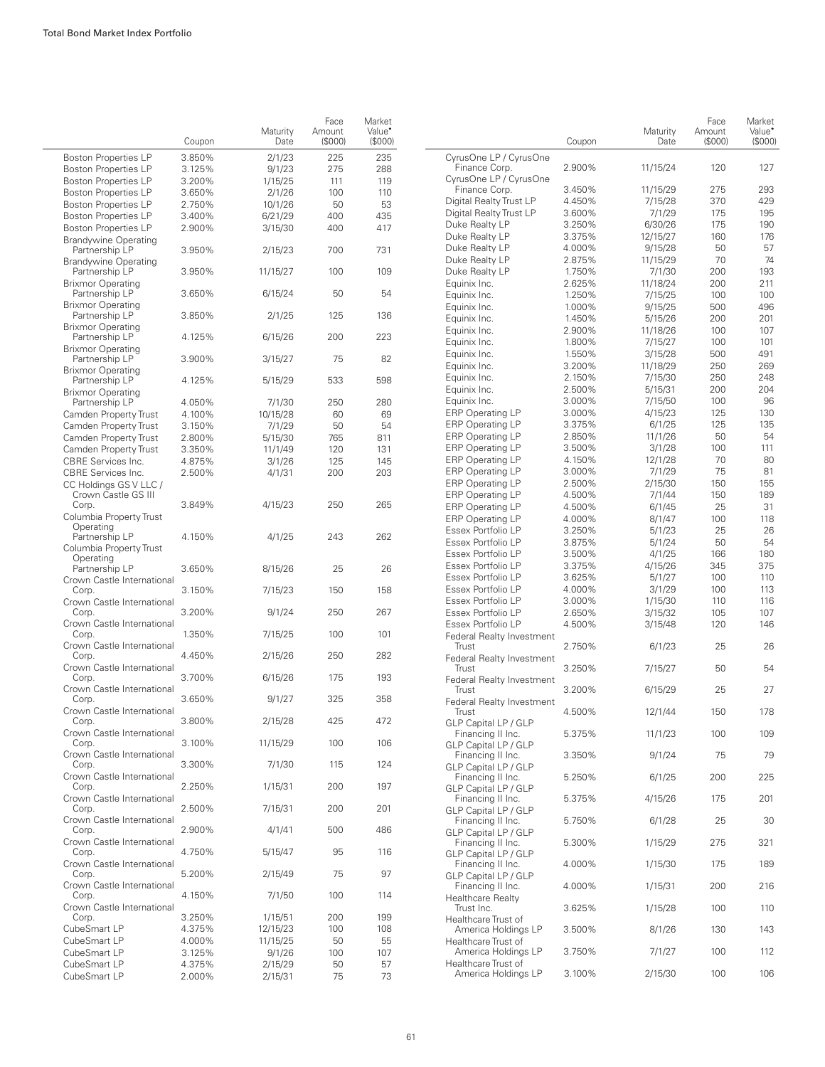| | Coupon | Maturity Date | Face Amount ($000) | Market Value• ($000) |
|---|---|---|---|---|
| Boston Properties LP | 3.850% | 2/1/23 | 225 | 235 |
| Boston Properties LP | 3.125% | 9/1/23 | 275 | 288 |
| Boston Properties LP | 3.200% | 1/15/25 | 111 | 119 |
| Boston Properties LP | 3.650% | 2/1/26 | 100 | 110 |
| Boston Properties LP | 2.750% | 10/1/26 | 50 | 53 |
| Boston Properties LP | 3.400% | 6/21/29 | 400 | 435 |
| Boston Properties LP | 2.900% | 3/15/30 | 400 | 417 |
| Brandywine Operating Partnership LP | 3.950% | 2/15/23 | 700 | 731 |
| Brandywine Operating Partnership LP | 3.950% | 11/15/27 | 100 | 109 |
| Brixmor Operating Partnership LP | 3.650% | 6/15/24 | 50 | 54 |
| Brixmor Operating Partnership LP | 3.850% | 2/1/25 | 125 | 136 |
| Brixmor Operating Partnership LP | 4.125% | 6/15/26 | 200 | 223 |
| Brixmor Operating Partnership LP | 3.900% | 3/15/27 | 75 | 82 |
| Brixmor Operating Partnership LP | 4.125% | 5/15/29 | 533 | 598 |
| Brixmor Operating Partnership LP | 4.050% | 7/1/30 | 250 | 280 |
| Camden Property Trust | 4.100% | 10/15/28 | 60 | 69 |
| Camden Property Trust | 3.150% | 7/1/29 | 50 | 54 |
| Camden Property Trust | 2.800% | 5/15/30 | 765 | 811 |
| Camden Property Trust | 3.350% | 11/1/49 | 120 | 131 |
| CBRE Services Inc. | 4.875% | 3/1/26 | 125 | 145 |
| CBRE Services Inc. | 2.500% | 4/1/31 | 200 | 203 |
| CC Holdings GS V LLC / Crown Castle GS III Corp. | 3.849% | 4/15/23 | 250 | 265 |
| Columbia Property Trust Operating Partnership LP | 4.150% | 4/1/25 | 243 | 262 |
| Columbia Property Trust Operating Partnership LP | 3.650% | 8/15/26 | 25 | 26 |
| Crown Castle International Corp. | 3.150% | 7/15/23 | 150 | 158 |
| Crown Castle International Corp. | 3.200% | 9/1/24 | 250 | 267 |
| Crown Castle International Corp. | 1.350% | 7/15/25 | 100 | 101 |
| Crown Castle International Corp. | 4.450% | 2/15/26 | 250 | 282 |
| Crown Castle International Corp. | 3.700% | 6/15/26 | 175 | 193 |
| Crown Castle International Corp. | 3.650% | 9/1/27 | 325 | 358 |
| Crown Castle International Corp. | 3.800% | 2/15/28 | 425 | 472 |
| Crown Castle International Corp. | 3.100% | 11/15/29 | 100 | 106 |
| Crown Castle International Corp. | 3.300% | 7/1/30 | 115 | 124 |
| Crown Castle International Corp. | 2.250% | 1/15/31 | 200 | 197 |
| Crown Castle International Corp. | 2.500% | 7/15/31 | 200 | 201 |
| Crown Castle International Corp. | 2.900% | 4/1/41 | 500 | 486 |
| Crown Castle International Corp. | 4.750% | 5/15/47 | 95 | 116 |
| Crown Castle International Corp. | 5.200% | 2/15/49 | 75 | 97 |
| Crown Castle International Corp. | 4.150% | 7/1/50 | 100 | 114 |
| Crown Castle International Corp. | 3.250% | 1/15/51 | 200 | 199 |
| CubeSmart LP | 4.375% | 12/15/23 | 100 | 108 |
| CubeSmart LP | 4.000% | 11/15/25 | 50 | 55 |
| CubeSmart LP | 3.125% | 9/1/26 | 100 | 107 |
| CubeSmart LP | 4.375% | 2/15/29 | 50 | 57 |
| CubeSmart LP | 2.000% | 2/15/31 | 75 | 73 |
| CyrusOne LP / CyrusOne Finance Corp. | 2.900% | 11/15/24 | 120 | 127 |
| CyrusOne LP / CyrusOne Finance Corp. | 3.450% | 11/15/29 | 275 | 293 |
| Digital Realty Trust LP | 4.450% | 7/15/28 | 370 | 429 |
| Digital Realty Trust LP | 3.600% | 7/1/29 | 175 | 195 |
| Duke Realty LP | 3.250% | 6/30/26 | 175 | 190 |
| Duke Realty LP | 3.375% | 12/15/27 | 160 | 176 |
| Duke Realty LP | 4.000% | 9/15/28 | 50 | 57 |
| Duke Realty LP | 2.875% | 11/15/29 | 70 | 74 |
| Duke Realty LP | 1.750% | 7/1/30 | 200 | 193 |
| Equinix Inc. | 2.625% | 11/18/24 | 200 | 211 |
| Equinix Inc. | 1.250% | 7/15/25 | 100 | 100 |
| Equinix Inc. | 1.000% | 9/15/25 | 500 | 496 |
| Equinix Inc. | 1.450% | 5/15/26 | 200 | 201 |
| Equinix Inc. | 2.900% | 11/18/26 | 100 | 107 |
| Equinix Inc. | 1.800% | 7/15/27 | 100 | 101 |
| Equinix Inc. | 1.550% | 3/15/28 | 500 | 491 |
| Equinix Inc. | 3.200% | 11/18/29 | 250 | 269 |
| Equinix Inc. | 2.150% | 7/15/30 | 250 | 248 |
| Equinix Inc. | 2.500% | 5/15/31 | 200 | 204 |
| Equinix Inc. | 3.000% | 7/15/50 | 100 | 96 |
| ERP Operating LP | 3.000% | 4/15/23 | 125 | 130 |
| ERP Operating LP | 3.375% | 6/1/25 | 125 | 135 |
| ERP Operating LP | 2.850% | 11/1/26 | 50 | 54 |
| ERP Operating LP | 3.500% | 3/1/28 | 100 | 111 |
| ERP Operating LP | 4.150% | 12/1/28 | 70 | 80 |
| ERP Operating LP | 3.000% | 7/1/29 | 75 | 81 |
| ERP Operating LP | 2.500% | 2/15/30 | 150 | 155 |
| ERP Operating LP | 4.500% | 7/1/44 | 150 | 189 |
| ERP Operating LP | 4.500% | 6/1/45 | 25 | 31 |
| ERP Operating LP | 4.000% | 8/1/47 | 100 | 118 |
| Essex Portfolio LP | 3.250% | 5/1/23 | 25 | 26 |
| Essex Portfolio LP | 3.875% | 5/1/24 | 50 | 54 |
| Essex Portfolio LP | 3.500% | 4/1/25 | 166 | 180 |
| Essex Portfolio LP | 3.375% | 4/15/26 | 345 | 375 |
| Essex Portfolio LP | 3.625% | 5/1/27 | 100 | 110 |
| Essex Portfolio LP | 4.000% | 3/1/29 | 100 | 113 |
| Essex Portfolio LP | 3.000% | 1/15/30 | 110 | 116 |
| Essex Portfolio LP | 2.650% | 3/15/32 | 105 | 107 |
| Essex Portfolio LP | 4.500% | 3/15/48 | 120 | 146 |
| Federal Realty Investment Trust | 2.750% | 6/1/23 | 25 | 26 |
| Federal Realty Investment Trust | 3.250% | 7/15/27 | 50 | 54 |
| Federal Realty Investment Trust | 3.200% | 6/15/29 | 25 | 27 |
| Federal Realty Investment Trust | 4.500% | 12/1/44 | 150 | 178 |
| GLP Capital LP / GLP Financing II Inc. | 5.375% | 11/1/23 | 100 | 109 |
| GLP Capital LP / GLP Financing II Inc. | 3.350% | 9/1/24 | 75 | 79 |
| GLP Capital LP / GLP Financing II Inc. | 5.250% | 6/1/25 | 200 | 225 |
| GLP Capital LP / GLP Financing II Inc. | 5.375% | 4/15/26 | 175 | 201 |
| GLP Capital LP / GLP Financing II Inc. | 5.750% | 6/1/28 | 25 | 30 |
| GLP Capital LP / GLP Financing II Inc. | 5.300% | 1/15/29 | 275 | 321 |
| GLP Capital LP / GLP Financing II Inc. | 4.000% | 1/15/30 | 175 | 189 |
| GLP Capital LP / GLP Financing II Inc. | 4.000% | 1/15/31 | 200 | 216 |
| Healthcare Realty Trust Inc. | 3.625% | 1/15/28 | 100 | 110 |
| Healthcare Trust of America Holdings LP | 3.500% | 8/1/26 | 130 | 143 |
| Healthcare Trust of America Holdings LP | 3.750% | 7/1/27 | 100 | 112 |
| Healthcare Trust of America Holdings LP | 3.100% | 2/15/30 | 100 | 106 |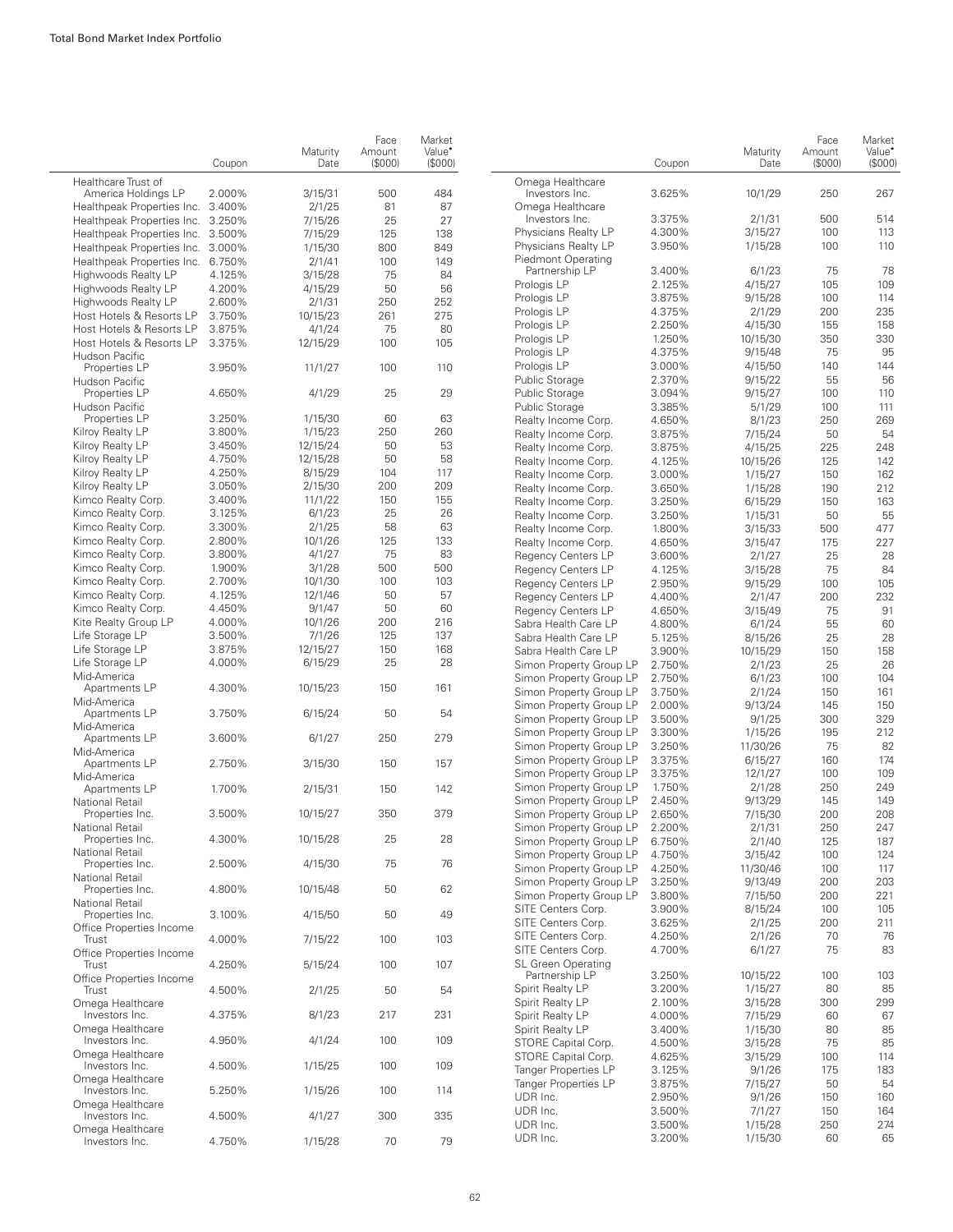| | Coupon | Maturity Date | Face Amount ($000) | Market Value• ($000) |
|---|---|---|---|---|
| Healthcare Trust of America Holdings LP | 2.000% | 3/15/31 | 500 | 484 |
| Healthpeak Properties Inc. | 3.400% | 2/1/25 | 81 | 87 |
| Healthpeak Properties Inc. | 3.250% | 7/15/26 | 25 | 27 |
| Healthpeak Properties Inc. | 3.500% | 7/15/29 | 125 | 138 |
| Healthpeak Properties Inc. | 3.000% | 1/15/30 | 800 | 849 |
| Healthpeak Properties Inc. | 6.750% | 2/1/41 | 100 | 149 |
| Highwoods Realty LP | 4.125% | 3/15/28 | 75 | 84 |
| Highwoods Realty LP | 4.200% | 4/15/29 | 50 | 56 |
| Highwoods Realty LP | 2.600% | 2/1/31 | 250 | 252 |
| Host Hotels & Resorts LP | 3.750% | 10/15/23 | 261 | 275 |
| Host Hotels & Resorts LP | 3.875% | 4/1/24 | 75 | 80 |
| Host Hotels & Resorts LP | 3.375% | 12/15/29 | 100 | 105 |
| Hudson Pacific Properties LP | 3.950% | 11/1/27 | 100 | 110 |
| Hudson Pacific Properties LP | 4.650% | 4/1/29 | 25 | 29 |
| Hudson Pacific Properties LP | 3.250% | 1/15/30 | 60 | 63 |
| Kilroy Realty LP | 3.800% | 1/15/23 | 250 | 260 |
| Kilroy Realty LP | 3.450% | 12/15/24 | 50 | 53 |
| Kilroy Realty LP | 4.750% | 12/15/28 | 50 | 58 |
| Kilroy Realty LP | 4.250% | 8/15/29 | 104 | 117 |
| Kilroy Realty LP | 3.050% | 2/15/30 | 200 | 209 |
| Kimco Realty Corp. | 3.400% | 11/1/22 | 150 | 155 |
| Kimco Realty Corp. | 3.125% | 6/1/23 | 25 | 26 |
| Kimco Realty Corp. | 3.300% | 2/1/25 | 58 | 63 |
| Kimco Realty Corp. | 2.800% | 10/1/26 | 125 | 133 |
| Kimco Realty Corp. | 3.800% | 4/1/27 | 75 | 83 |
| Kimco Realty Corp. | 1.900% | 3/1/28 | 500 | 500 |
| Kimco Realty Corp. | 2.700% | 10/1/30 | 100 | 103 |
| Kimco Realty Corp. | 4.125% | 12/1/46 | 50 | 57 |
| Kimco Realty Corp. | 4.450% | 9/1/47 | 50 | 60 |
| Kite Realty Group LP | 4.000% | 10/1/26 | 200 | 216 |
| Life Storage LP | 3.500% | 7/1/26 | 125 | 137 |
| Life Storage LP | 3.875% | 12/15/27 | 150 | 168 |
| Life Storage LP | 4.000% | 6/15/29 | 25 | 28 |
| Mid-America Apartments LP | 4.300% | 10/15/23 | 150 | 161 |
| Mid-America Apartments LP | 3.750% | 6/15/24 | 50 | 54 |
| Mid-America Apartments LP | 3.600% | 6/1/27 | 250 | 279 |
| Mid-America Apartments LP | 2.750% | 3/15/30 | 150 | 157 |
| Mid-America Apartments LP | 1.700% | 2/15/31 | 150 | 142 |
| National Retail Properties Inc. | 3.500% | 10/15/27 | 350 | 379 |
| National Retail Properties Inc. | 4.300% | 10/15/28 | 25 | 28 |
| National Retail Properties Inc. | 2.500% | 4/15/30 | 75 | 76 |
| National Retail Properties Inc. | 4.800% | 10/15/48 | 50 | 62 |
| National Retail Properties Inc. | 3.100% | 4/15/50 | 50 | 49 |
| Office Properties Income Trust | 4.000% | 7/15/22 | 100 | 103 |
| Office Properties Income Trust | 4.250% | 5/15/24 | 100 | 107 |
| Office Properties Income Trust | 4.500% | 2/1/25 | 50 | 54 |
| Omega Healthcare Investors Inc. | 4.375% | 8/1/23 | 217 | 231 |
| Omega Healthcare Investors Inc. | 4.950% | 4/1/24 | 100 | 109 |
| Omega Healthcare Investors Inc. | 4.500% | 1/15/25 | 100 | 109 |
| Omega Healthcare Investors Inc. | 5.250% | 1/15/26 | 100 | 114 |
| Omega Healthcare Investors Inc. | 4.500% | 4/1/27 | 300 | 335 |
| Omega Healthcare Investors Inc. | 4.750% | 1/15/28 | 70 | 79 |
| Omega Healthcare Investors Inc. | 3.625% | 10/1/29 | 250 | 267 |
| Omega Healthcare Investors Inc. | 3.375% | 2/1/31 | 500 | 514 |
| Physicians Realty LP | 4.300% | 3/15/27 | 100 | 113 |
| Physicians Realty LP | 3.950% | 1/15/28 | 100 | 110 |
| Piedmont Operating Partnership LP | 3.400% | 6/1/23 | 75 | 78 |
| Prologis LP | 2.125% | 4/15/27 | 105 | 109 |
| Prologis LP | 3.875% | 9/15/28 | 100 | 114 |
| Prologis LP | 4.375% | 2/1/29 | 200 | 235 |
| Prologis LP | 2.250% | 4/15/30 | 155 | 158 |
| Prologis LP | 1.250% | 10/15/30 | 350 | 330 |
| Prologis LP | 4.375% | 9/15/48 | 75 | 95 |
| Prologis LP | 3.000% | 4/15/50 | 140 | 144 |
| Public Storage | 2.370% | 9/15/22 | 55 | 56 |
| Public Storage | 3.094% | 9/15/27 | 100 | 110 |
| Public Storage | 3.385% | 5/1/29 | 100 | 111 |
| Realty Income Corp. | 4.650% | 8/1/23 | 250 | 269 |
| Realty Income Corp. | 3.875% | 7/15/24 | 50 | 54 |
| Realty Income Corp. | 3.875% | 4/15/25 | 225 | 248 |
| Realty Income Corp. | 4.125% | 10/15/26 | 125 | 142 |
| Realty Income Corp. | 3.000% | 1/15/27 | 150 | 162 |
| Realty Income Corp. | 3.650% | 1/15/28 | 190 | 212 |
| Realty Income Corp. | 3.250% | 6/15/29 | 150 | 163 |
| Realty Income Corp. | 3.250% | 1/15/31 | 50 | 55 |
| Realty Income Corp. | 1.800% | 3/15/33 | 500 | 477 |
| Realty Income Corp. | 4.650% | 3/15/47 | 175 | 227 |
| Regency Centers LP | 3.600% | 2/1/27 | 25 | 28 |
| Regency Centers LP | 4.125% | 3/15/28 | 75 | 84 |
| Regency Centers LP | 2.950% | 9/15/29 | 100 | 105 |
| Regency Centers LP | 4.400% | 2/1/47 | 200 | 232 |
| Regency Centers LP | 4.650% | 3/15/49 | 75 | 91 |
| Sabra Health Care LP | 4.800% | 6/1/24 | 55 | 60 |
| Sabra Health Care LP | 5.125% | 8/15/26 | 25 | 28 |
| Sabra Health Care LP | 3.900% | 10/15/29 | 150 | 158 |
| Simon Property Group LP | 2.750% | 2/1/23 | 25 | 26 |
| Simon Property Group LP | 2.750% | 6/1/23 | 100 | 104 |
| Simon Property Group LP | 3.750% | 2/1/24 | 150 | 161 |
| Simon Property Group LP | 2.000% | 9/13/24 | 145 | 150 |
| Simon Property Group LP | 3.500% | 9/1/25 | 300 | 329 |
| Simon Property Group LP | 3.300% | 1/15/26 | 195 | 212 |
| Simon Property Group LP | 3.250% | 11/30/26 | 75 | 82 |
| Simon Property Group LP | 3.375% | 6/15/27 | 160 | 174 |
| Simon Property Group LP | 3.375% | 12/1/27 | 100 | 109 |
| Simon Property Group LP | 1.750% | 2/1/28 | 250 | 249 |
| Simon Property Group LP | 2.450% | 9/13/29 | 145 | 149 |
| Simon Property Group LP | 2.650% | 7/15/30 | 200 | 208 |
| Simon Property Group LP | 2.200% | 2/1/31 | 250 | 247 |
| Simon Property Group LP | 6.750% | 2/1/40 | 125 | 187 |
| Simon Property Group LP | 4.750% | 3/15/42 | 100 | 124 |
| Simon Property Group LP | 4.250% | 11/30/46 | 100 | 117 |
| Simon Property Group LP | 3.250% | 9/13/49 | 200 | 203 |
| Simon Property Group LP | 3.800% | 7/15/50 | 200 | 221 |
| SITE Centers Corp. | 3.900% | 8/15/24 | 100 | 105 |
| SITE Centers Corp. | 3.625% | 2/1/25 | 200 | 211 |
| SITE Centers Corp. | 4.250% | 2/1/26 | 70 | 76 |
| SITE Centers Corp. | 4.700% | 6/1/27 | 75 | 83 |
| SL Green Operating Partnership LP | 3.250% | 10/15/22 | 100 | 103 |
| Spirit Realty LP | 3.200% | 1/15/27 | 80 | 85 |
| Spirit Realty LP | 2.100% | 3/15/28 | 300 | 299 |
| Spirit Realty LP | 4.000% | 7/15/29 | 60 | 67 |
| Spirit Realty LP | 3.400% | 1/15/30 | 80 | 85 |
| STORE Capital Corp. | 4.500% | 3/15/28 | 75 | 85 |
| STORE Capital Corp. | 4.625% | 3/15/29 | 100 | 114 |
| Tanger Properties LP | 3.125% | 9/1/26 | 175 | 183 |
| Tanger Properties LP | 3.875% | 7/15/27 | 50 | 54 |
| UDR Inc. | 2.950% | 9/1/26 | 150 | 160 |
| UDR Inc. | 3.500% | 7/1/27 | 150 | 164 |
| UDR Inc. | 3.500% | 1/15/28 | 250 | 274 |
| UDR Inc. | 3.200% | 1/15/30 | 60 | 65 |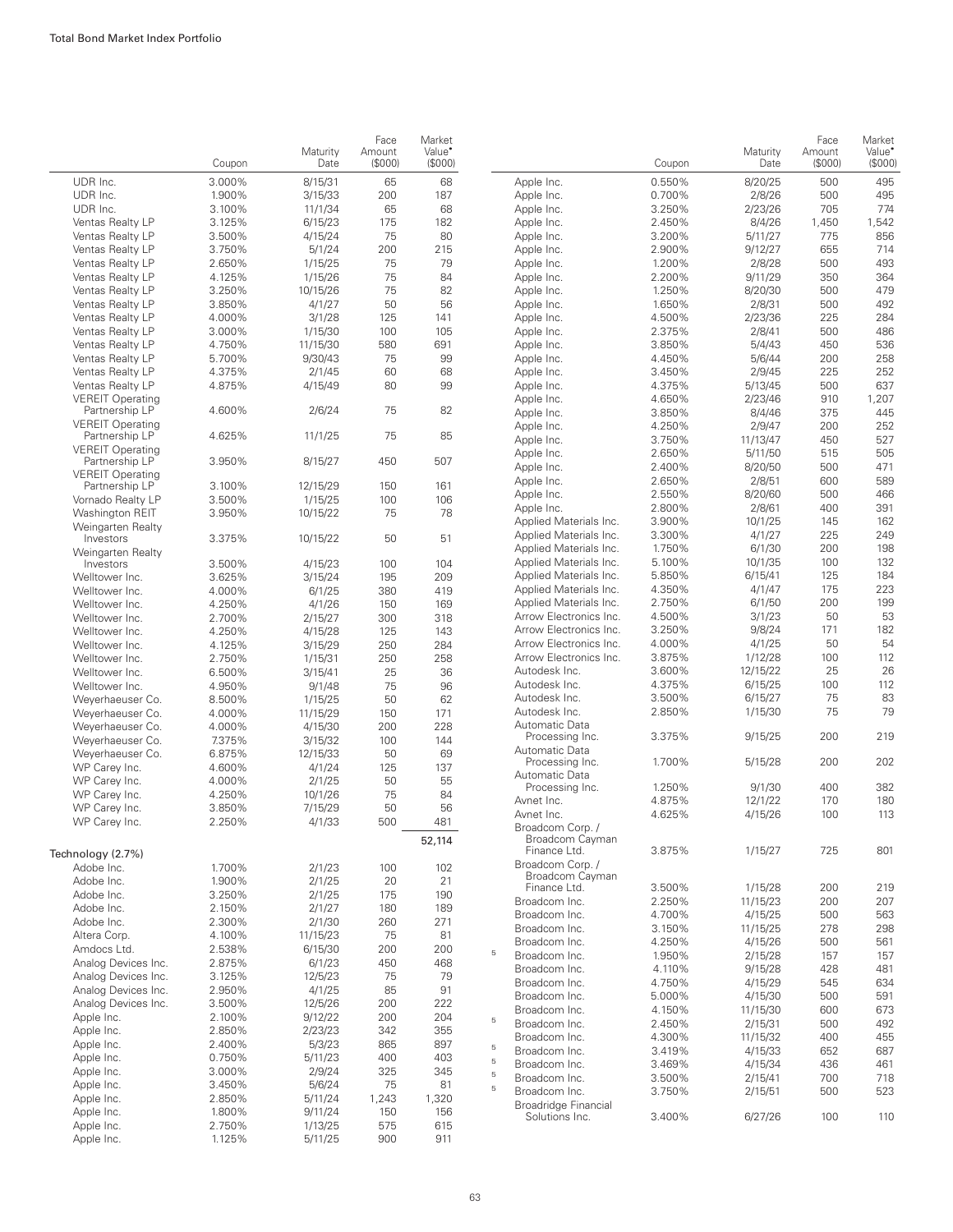| | Coupon | Maturity Date | Face Amount ($000) | Market Value• ($000) |
|---|---|---|---|---|
| UDR Inc. | 3.000% | 8/15/31 | 65 | 68 |
| UDR Inc. | 1.900% | 3/15/33 | 200 | 187 |
| UDR Inc. | 3.100% | 11/1/34 | 65 | 68 |
| Ventas Realty LP | 3.125% | 6/15/23 | 175 | 182 |
| Ventas Realty LP | 3.500% | 4/15/24 | 75 | 80 |
| Ventas Realty LP | 3.750% | 5/1/24 | 200 | 215 |
| Ventas Realty LP | 2.650% | 1/15/25 | 75 | 79 |
| Ventas Realty LP | 4.125% | 1/15/26 | 75 | 84 |
| Ventas Realty LP | 3.250% | 10/15/26 | 75 | 82 |
| Ventas Realty LP | 3.850% | 4/1/27 | 50 | 56 |
| Ventas Realty LP | 4.000% | 3/1/28 | 125 | 141 |
| Ventas Realty LP | 3.000% | 1/15/30 | 100 | 105 |
| Ventas Realty LP | 4.750% | 11/15/30 | 580 | 691 |
| Ventas Realty LP | 5.700% | 9/30/43 | 75 | 99 |
| Ventas Realty LP | 4.375% | 2/1/45 | 60 | 68 |
| Ventas Realty LP | 4.875% | 4/15/49 | 80 | 99 |
| VEREIT Operating Partnership LP | 4.600% | 2/6/24 | 75 | 82 |
| VEREIT Operating Partnership LP | 4.625% | 11/1/25 | 75 | 85 |
| VEREIT Operating Partnership LP | 3.950% | 8/15/27 | 450 | 507 |
| VEREIT Operating Partnership LP | 3.100% | 12/15/29 | 150 | 161 |
| Vornado Realty LP | 3.500% | 1/15/25 | 100 | 106 |
| Washington REIT | 3.950% | 10/15/22 | 75 | 78 |
| Weingarten Realty Investors | 3.375% | 10/15/22 | 50 | 51 |
| Weingarten Realty Investors | 3.500% | 4/15/23 | 100 | 104 |
| Welltower Inc. | 3.625% | 3/15/24 | 195 | 209 |
| Welltower Inc. | 4.000% | 6/1/25 | 380 | 419 |
| Welltower Inc. | 4.250% | 4/1/26 | 150 | 169 |
| Welltower Inc. | 2.700% | 2/15/27 | 300 | 318 |
| Welltower Inc. | 4.250% | 4/15/28 | 125 | 143 |
| Welltower Inc. | 4.125% | 3/15/29 | 250 | 284 |
| Welltower Inc. | 2.750% | 1/15/31 | 250 | 258 |
| Welltower Inc. | 6.500% | 3/15/41 | 25 | 36 |
| Welltower Inc. | 4.950% | 9/1/48 | 75 | 96 |
| Weyerhaeuser Co. | 8.500% | 1/15/25 | 50 | 62 |
| Weyerhaeuser Co. | 4.000% | 11/15/29 | 150 | 171 |
| Weyerhaeuser Co. | 4.000% | 4/15/30 | 200 | 228 |
| Weyerhaeuser Co. | 7.375% | 3/15/32 | 100 | 144 |
| Weyerhaeuser Co. | 6.875% | 12/15/33 | 50 | 69 |
| WP Carey Inc. | 4.600% | 4/1/24 | 125 | 137 |
| WP Carey Inc. | 4.000% | 2/1/25 | 50 | 55 |
| WP Carey Inc. | 4.250% | 10/1/26 | 75 | 84 |
| WP Carey Inc. | 3.850% | 7/15/29 | 50 | 56 |
| WP Carey Inc. | 2.250% | 4/1/33 | 500 | 481 |
| | | | | 52,114 |
| **Technology (2.7%)** | | | | |
| Adobe Inc. | 1.700% | 2/1/23 | 100 | 102 |
| Adobe Inc. | 1.900% | 2/1/25 | 20 | 21 |
| Adobe Inc. | 3.250% | 2/1/25 | 175 | 190 |
| Adobe Inc. | 2.150% | 2/1/27 | 180 | 189 |
| Adobe Inc. | 2.300% | 2/1/30 | 260 | 271 |
| Altera Corp. | 4.100% | 11/15/23 | 75 | 81 |
| Amdocs Ltd. | 2.538% | 6/15/30 | 200 | 200 |
| Analog Devices Inc. | 2.875% | 6/1/23 | 450 | 468 |
| Analog Devices Inc. | 3.125% | 12/5/23 | 75 | 79 |
| Analog Devices Inc. | 2.950% | 4/1/25 | 85 | 91 |
| Analog Devices Inc. | 3.500% | 12/5/26 | 200 | 222 |
| Apple Inc. | 2.100% | 9/12/22 | 200 | 204 |
| Apple Inc. | 2.850% | 2/23/23 | 342 | 355 |
| Apple Inc. | 2.400% | 5/3/23 | 865 | 897 |
| Apple Inc. | 0.750% | 5/11/23 | 400 | 403 |
| Apple Inc. | 3.000% | 2/9/24 | 325 | 345 |
| Apple Inc. | 3.450% | 5/6/24 | 75 | 81 |
| Apple Inc. | 2.850% | 5/11/24 | 1,243 | 1,320 |
| Apple Inc. | 1.800% | 9/11/24 | 150 | 156 |
| Apple Inc. | 2.750% | 1/13/25 | 575 | 615 |
| Apple Inc. | 1.125% | 5/11/25 | 900 | 911 |
| Apple Inc. | 0.550% | 8/20/25 | 500 | 495 |
| Apple Inc. | 0.700% | 2/8/26 | 500 | 495 |
| Apple Inc. | 3.250% | 2/23/26 | 705 | 774 |
| Apple Inc. | 2.450% | 8/4/26 | 1,450 | 1,542 |
| Apple Inc. | 3.200% | 5/11/27 | 775 | 856 |
| Apple Inc. | 2.900% | 9/12/27 | 655 | 714 |
| Apple Inc. | 1.200% | 2/8/28 | 500 | 493 |
| Apple Inc. | 2.200% | 9/11/29 | 350 | 364 |
| Apple Inc. | 1.250% | 8/20/30 | 500 | 479 |
| Apple Inc. | 1.650% | 2/8/31 | 500 | 492 |
| Apple Inc. | 4.500% | 2/23/36 | 225 | 284 |
| Apple Inc. | 2.375% | 2/8/41 | 500 | 486 |
| Apple Inc. | 3.850% | 5/4/43 | 450 | 536 |
| Apple Inc. | 4.450% | 5/6/44 | 200 | 258 |
| Apple Inc. | 3.450% | 2/9/45 | 225 | 252 |
| Apple Inc. | 4.375% | 5/13/45 | 500 | 637 |
| Apple Inc. | 4.650% | 2/23/46 | 910 | 1,207 |
| Apple Inc. | 3.850% | 8/4/46 | 375 | 445 |
| Apple Inc. | 4.250% | 2/9/47 | 200 | 252 |
| Apple Inc. | 3.750% | 11/13/47 | 450 | 527 |
| Apple Inc. | 2.650% | 5/11/50 | 515 | 505 |
| Apple Inc. | 2.400% | 8/20/50 | 500 | 471 |
| Apple Inc. | 2.650% | 2/8/51 | 600 | 589 |
| Apple Inc. | 2.550% | 8/20/60 | 500 | 466 |
| Apple Inc. | 2.800% | 2/8/61 | 400 | 391 |
| Applied Materials Inc. | 3.900% | 10/1/25 | 145 | 162 |
| Applied Materials Inc. | 3.300% | 4/1/27 | 225 | 249 |
| Applied Materials Inc. | 1.750% | 6/1/30 | 200 | 198 |
| Applied Materials Inc. | 5.100% | 10/1/35 | 100 | 132 |
| Applied Materials Inc. | 5.850% | 6/15/41 | 125 | 184 |
| Applied Materials Inc. | 4.350% | 4/1/47 | 175 | 223 |
| Applied Materials Inc. | 2.750% | 6/1/50 | 200 | 199 |
| Arrow Electronics Inc. | 4.500% | 3/1/23 | 50 | 53 |
| Arrow Electronics Inc. | 3.250% | 9/8/24 | 171 | 182 |
| Arrow Electronics Inc. | 4.000% | 4/1/25 | 50 | 54 |
| Arrow Electronics Inc. | 3.875% | 1/12/28 | 100 | 112 |
| Autodesk Inc. | 3.600% | 12/15/22 | 25 | 26 |
| Autodesk Inc. | 4.375% | 6/15/25 | 100 | 112 |
| Autodesk Inc. | 3.500% | 6/15/27 | 75 | 83 |
| Autodesk Inc. | 2.850% | 1/15/30 | 75 | 79 |
| Automatic Data Processing Inc. | 3.375% | 9/15/25 | 200 | 219 |
| Automatic Data Processing Inc. | 1.700% | 5/15/28 | 200 | 202 |
| Automatic Data Processing Inc. | 1.250% | 9/1/30 | 400 | 382 |
| Avnet Inc. | 4.875% | 12/1/22 | 170 | 180 |
| Avnet Inc. | 4.625% | 4/15/26 | 100 | 113 |
| Broadcom Corp. / Broadcom Cayman Finance Ltd. | 3.875% | 1/15/27 | 725 | 801 |
| Broadcom Corp. / Broadcom Cayman Finance Ltd. | 3.500% | 1/15/28 | 200 | 219 |
| Broadcom Inc. | 2.250% | 11/15/23 | 200 | 207 |
| Broadcom Inc. | 4.700% | 4/15/25 | 500 | 563 |
| Broadcom Inc. | 3.150% | 11/15/25 | 278 | 298 |
| Broadcom Inc. | 4.250% | 4/15/26 | 500 | 561 |
| [5] Broadcom Inc. | 1.950% | 2/15/28 | 157 | 157 |
| Broadcom Inc. | 4.110% | 9/15/28 | 428 | 481 |
| Broadcom Inc. | 4.750% | 4/15/29 | 545 | 634 |
| Broadcom Inc. | 5.000% | 4/15/30 | 500 | 591 |
| Broadcom Inc. | 4.150% | 11/15/30 | 600 | 673 |
| [5] Broadcom Inc. | 2.450% | 2/15/31 | 500 | 492 |
| Broadcom Inc. | 4.300% | 11/15/32 | 400 | 455 |
| [5] Broadcom Inc. | 3.419% | 4/15/33 | 652 | 687 |
| [5] Broadcom Inc. | 3.469% | 4/15/34 | 436 | 461 |
| [5] Broadcom Inc. | 3.500% | 2/15/41 | 700 | 718 |
| [5] Broadcom Inc. | 3.750% | 2/15/51 | 500 | 523 |
| Broadridge Financial Solutions Inc. | 3.400% | 6/27/26 | 100 | 110 |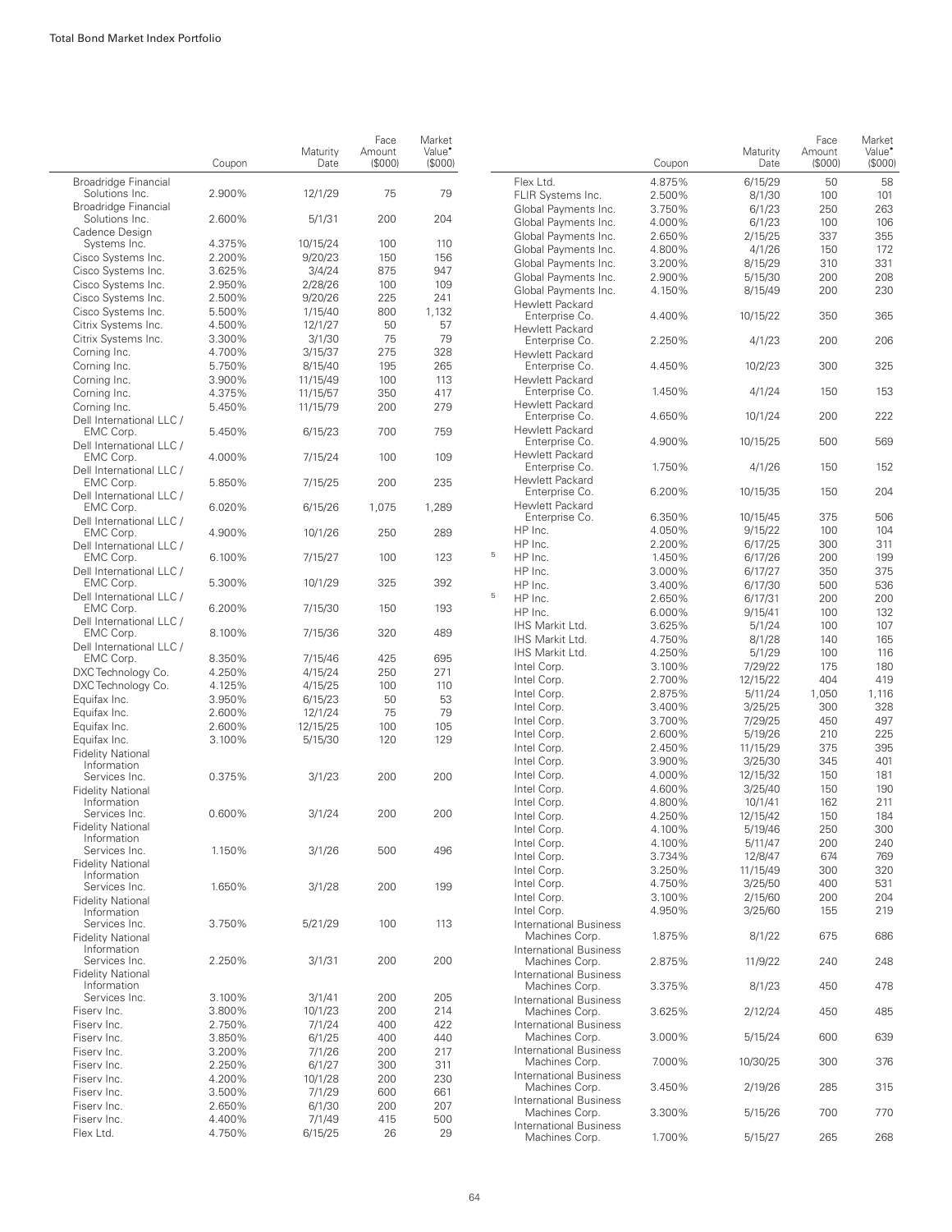| | Coupon | Maturity Date | Face Amount ($000) | Market Value• ($000) |
|---|---|---|---|---|
| Broadridge Financial Solutions Inc. | 2.900% | 12/1/29 | 75 | 79 |
| Broadridge Financial Solutions Inc. | 2.600% | 5/1/31 | 200 | 204 |
| Cadence Design Systems Inc. | 4.375% | 10/15/24 | 100 | 110 |
| Cisco Systems Inc. | 2.200% | 9/20/23 | 150 | 156 |
| Cisco Systems Inc. | 3.625% | 3/4/24 | 875 | 947 |
| Cisco Systems Inc. | 2.950% | 2/28/26 | 100 | 109 |
| Cisco Systems Inc. | 2.500% | 9/20/26 | 225 | 241 |
| Cisco Systems Inc. | 5.500% | 1/15/40 | 800 | 1,132 |
| Citrix Systems Inc. | 4.500% | 12/1/27 | 50 | 57 |
| Citrix Systems Inc. | 3.300% | 3/1/30 | 75 | 79 |
| Corning Inc. | 4.700% | 3/15/37 | 275 | 328 |
| Corning Inc. | 5.750% | 8/15/40 | 195 | 265 |
| Corning Inc. | 3.900% | 11/15/49 | 100 | 113 |
| Corning Inc. | 4.375% | 11/15/57 | 350 | 417 |
| Corning Inc. | 5.450% | 11/15/79 | 200 | 279 |
| Dell International LLC / EMC Corp. | 5.450% | 6/15/23 | 700 | 759 |
| Dell International LLC / EMC Corp. | 4.000% | 7/15/24 | 100 | 109 |
| Dell International LLC / EMC Corp. | 5.850% | 7/15/25 | 200 | 235 |
| Dell International LLC / EMC Corp. | 6.020% | 6/15/26 | 1,075 | 1,289 |
| Dell International LLC / EMC Corp. | 4.900% | 10/1/26 | 250 | 289 |
| Dell International LLC / EMC Corp. | 6.100% | 7/15/27 | 100 | 123 |
| Dell International LLC / EMC Corp. | 5.300% | 10/1/29 | 325 | 392 |
| Dell International LLC / EMC Corp. | 6.200% | 7/15/30 | 150 | 193 |
| Dell International LLC / EMC Corp. | 8.100% | 7/15/36 | 320 | 489 |
| Dell International LLC / EMC Corp. | 8.350% | 7/15/46 | 425 | 695 |
| DXC Technology Co. | 4.250% | 4/15/24 | 250 | 271 |
| DXC Technology Co. | 4.125% | 4/15/25 | 100 | 110 |
| Equifax Inc. | 3.950% | 6/15/23 | 50 | 53 |
| Equifax Inc. | 2.600% | 12/1/24 | 75 | 79 |
| Equifax Inc. | 2.600% | 12/15/25 | 100 | 105 |
| Equifax Inc. | 3.100% | 5/15/30 | 120 | 129 |
| Fidelity National Information Services Inc. | 0.375% | 3/1/23 | 200 | 200 |
| Fidelity National Information Services Inc. | 0.600% | 3/1/24 | 200 | 200 |
| Fidelity National Information Services Inc. | 1.150% | 3/1/26 | 500 | 496 |
| Fidelity National Information Services Inc. | 1.650% | 3/1/28 | 200 | 199 |
| Fidelity National Information Services Inc. | 3.750% | 5/21/29 | 100 | 113 |
| Fidelity National Information Services Inc. | 2.250% | 3/1/31 | 200 | 200 |
| Fidelity National Information Services Inc. | 3.100% | 3/1/41 | 200 | 205 |
| Fiserv Inc. | 3.800% | 10/1/23 | 200 | 214 |
| Fiserv Inc. | 2.750% | 7/1/24 | 400 | 422 |
| Fiserv Inc. | 3.850% | 6/1/25 | 400 | 440 |
| Fiserv Inc. | 3.200% | 7/1/26 | 200 | 217 |
| Fiserv Inc. | 2.250% | 6/1/27 | 300 | 311 |
| Fiserv Inc. | 4.200% | 10/1/28 | 200 | 230 |
| Fiserv Inc. | 3.500% | 7/1/29 | 600 | 661 |
| Fiserv Inc. | 2.650% | 6/1/30 | 200 | 207 |
| Fiserv Inc. | 4.400% | 7/1/49 | 415 | 500 |
| Flex Ltd. | 4.750% | 6/15/25 | 26 | 29 |
| Flex Ltd. | 4.875% | 6/15/29 | 50 | 58 |
| FLIR Systems Inc. | 2.500% | 8/1/30 | 100 | 101 |
| Global Payments Inc. | 3.750% | 6/1/23 | 250 | 263 |
| Global Payments Inc. | 4.000% | 6/1/23 | 100 | 106 |
| Global Payments Inc. | 2.650% | 2/15/25 | 337 | 355 |
| Global Payments Inc. | 4.800% | 4/1/26 | 150 | 172 |
| Global Payments Inc. | 3.200% | 8/15/29 | 310 | 331 |
| Global Payments Inc. | 2.900% | 5/15/30 | 200 | 208 |
| Global Payments Inc. | 4.150% | 8/15/49 | 200 | 230 |
| Hewlett Packard Enterprise Co. | 4.400% | 10/15/22 | 350 | 365 |
| Hewlett Packard Enterprise Co. | 2.250% | 4/1/23 | 200 | 206 |
| Hewlett Packard Enterprise Co. | 4.450% | 10/2/23 | 300 | 325 |
| Hewlett Packard Enterprise Co. | 1.450% | 4/1/24 | 150 | 153 |
| Hewlett Packard Enterprise Co. | 4.650% | 10/1/24 | 200 | 222 |
| Hewlett Packard Enterprise Co. | 4.900% | 10/15/25 | 500 | 569 |
| Hewlett Packard Enterprise Co. | 1.750% | 4/1/26 | 150 | 152 |
| Hewlett Packard Enterprise Co. | 6.200% | 10/15/35 | 150 | 204 |
| Hewlett Packard Enterprise Co. | 6.350% | 10/15/45 | 375 | 506 |
| HP Inc. | 4.050% | 9/15/22 | 100 | 104 |
| HP Inc. | 2.200% | 6/17/25 | 300 | 311 |
| [5] HP Inc. | 1.450% | 6/17/26 | 200 | 199 |
| HP Inc. | 3.000% | 6/17/27 | 350 | 375 |
| HP Inc. | 3.400% | 6/17/30 | 500 | 536 |
| [5] HP Inc. | 2.650% | 6/17/31 | 200 | 200 |
| HP Inc. | 6.000% | 9/15/41 | 100 | 132 |
| IHS Markit Ltd. | 3.625% | 5/1/24 | 100 | 107 |
| IHS Markit Ltd. | 4.750% | 8/1/28 | 140 | 165 |
| IHS Markit Ltd. | 4.250% | 5/1/29 | 100 | 116 |
| Intel Corp. | 3.100% | 7/29/22 | 175 | 180 |
| Intel Corp. | 2.700% | 12/15/22 | 404 | 419 |
| Intel Corp. | 2.875% | 5/11/24 | 1,050 | 1,116 |
| Intel Corp. | 3.400% | 3/25/25 | 300 | 328 |
| Intel Corp. | 3.700% | 7/29/25 | 450 | 497 |
| Intel Corp. | 2.600% | 5/19/26 | 210 | 225 |
| Intel Corp. | 2.450% | 11/15/29 | 375 | 395 |
| Intel Corp. | 3.900% | 3/25/30 | 345 | 401 |
| Intel Corp. | 4.000% | 12/15/32 | 150 | 181 |
| Intel Corp. | 4.600% | 3/25/40 | 150 | 190 |
| Intel Corp. | 4.800% | 10/1/41 | 162 | 211 |
| Intel Corp. | 4.250% | 12/15/42 | 150 | 184 |
| Intel Corp. | 4.100% | 5/19/46 | 250 | 300 |
| Intel Corp. | 4.100% | 5/11/47 | 200 | 240 |
| Intel Corp. | 3.734% | 12/8/47 | 674 | 769 |
| Intel Corp. | 3.250% | 11/15/49 | 300 | 320 |
| Intel Corp. | 4.750% | 3/25/50 | 400 | 531 |
| Intel Corp. | 3.100% | 2/15/60 | 200 | 204 |
| Intel Corp. | 4.950% | 3/25/60 | 155 | 219 |
| International Business Machines Corp. | 1.875% | 8/1/22 | 675 | 686 |
| International Business Machines Corp. | 2.875% | 11/9/22 | 240 | 248 |
| International Business Machines Corp. | 3.375% | 8/1/23 | 450 | 478 |
| International Business Machines Corp. | 3.625% | 2/12/24 | 450 | 485 |
| International Business Machines Corp. | 3.000% | 5/15/24 | 600 | 639 |
| International Business Machines Corp. | 7.000% | 10/30/25 | 300 | 376 |
| International Business Machines Corp. | 3.450% | 2/19/26 | 285 | 315 |
| International Business Machines Corp. | 3.300% | 5/15/26 | 700 | 770 |
| International Business Machines Corp. | 1.700% | 5/15/27 | 265 | 268 |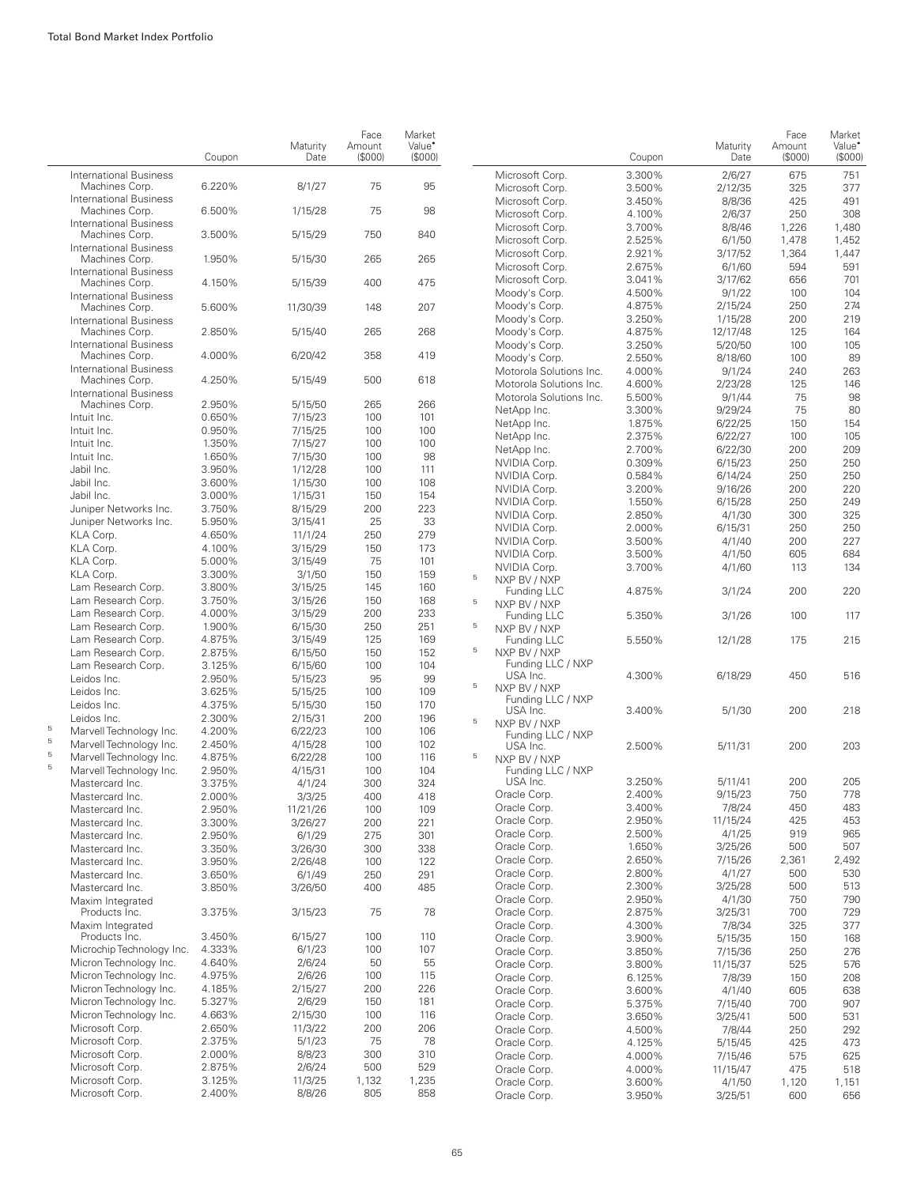| | Coupon | Maturity Date | Face Amount ($000) | Market Value• ($000) |
|---|---|---|---|---|
| International Business Machines Corp. | 6.220% | 8/1/27 | 75 | 95 |
| International Business Machines Corp. | 6.500% | 1/15/28 | 75 | 98 |
| International Business Machines Corp. | 3.500% | 5/15/29 | 750 | 840 |
| International Business Machines Corp. | 1.950% | 5/15/30 | 265 | 265 |
| International Business Machines Corp. | 4.150% | 5/15/39 | 400 | 475 |
| International Business Machines Corp. | 5.600% | 11/30/39 | 148 | 207 |
| International Business Machines Corp. | 2.850% | 5/15/40 | 265 | 268 |
| International Business Machines Corp. | 4.000% | 6/20/42 | 358 | 419 |
| International Business Machines Corp. | 4.250% | 5/15/49 | 500 | 618 |
| International Business Machines Corp. | 2.950% | 5/15/50 | 265 | 266 |
| Intuit Inc. | 0.650% | 7/15/23 | 100 | 101 |
| Intuit Inc. | 0.950% | 7/15/25 | 100 | 100 |
| Intuit Inc. | 1.350% | 7/15/27 | 100 | 100 |
| Intuit Inc. | 1.650% | 7/15/30 | 100 | 98 |
| Jabil Inc. | 3.950% | 1/12/28 | 100 | 111 |
| Jabil Inc. | 3.600% | 1/15/30 | 100 | 108 |
| Jabil Inc. | 3.000% | 1/15/31 | 150 | 154 |
| Juniper Networks Inc. | 3.750% | 8/15/29 | 200 | 223 |
| Juniper Networks Inc. | 5.950% | 3/15/41 | 25 | 33 |
| KLA Corp. | 4.650% | 11/1/24 | 250 | 279 |
| KLA Corp. | 4.100% | 3/15/29 | 150 | 173 |
| KLA Corp. | 5.000% | 3/15/49 | 75 | 101 |
| KLA Corp. | 3.300% | 3/1/50 | 150 | 159 |
| Lam Research Corp. | 3.800% | 3/15/25 | 145 | 160 |
| Lam Research Corp. | 3.750% | 3/15/26 | 150 | 168 |
| Lam Research Corp. | 4.000% | 3/15/29 | 200 | 233 |
| Lam Research Corp. | 1.900% | 6/15/30 | 250 | 251 |
| Lam Research Corp. | 4.875% | 3/15/49 | 125 | 169 |
| Lam Research Corp. | 2.875% | 6/15/50 | 150 | 152 |
| Lam Research Corp. | 3.125% | 6/15/60 | 100 | 104 |
| Leidos Inc. | 2.950% | 5/15/23 | 95 | 99 |
| Leidos Inc. | 3.625% | 5/15/25 | 100 | 109 |
| Leidos Inc. | 4.375% | 5/15/30 | 150 | 170 |
| Leidos Inc. | 2.300% | 2/15/31 | 200 | 196 |
| [5] Marvell Technology Inc. | 4.200% | 6/22/23 | 100 | 106 |
| [5] Marvell Technology Inc. | 2.450% | 4/15/28 | 100 | 102 |
| [5] Marvell Technology Inc. | 4.875% | 6/22/28 | 100 | 116 |
| [5] Marvell Technology Inc. | 2.950% | 4/15/31 | 100 | 104 |
| Mastercard Inc. | 3.375% | 4/1/24 | 300 | 324 |
| Mastercard Inc. | 2.000% | 3/3/25 | 400 | 418 |
| Mastercard Inc. | 2.950% | 11/21/26 | 100 | 109 |
| Mastercard Inc. | 3.300% | 3/26/27 | 200 | 221 |
| Mastercard Inc. | 2.950% | 6/1/29 | 275 | 301 |
| Mastercard Inc. | 3.350% | 3/26/30 | 300 | 338 |
| Mastercard Inc. | 3.950% | 2/26/48 | 100 | 122 |
| Mastercard Inc. | 3.650% | 6/1/49 | 250 | 291 |
| Mastercard Inc. | 3.850% | 3/26/50 | 400 | 485 |
| Maxim Integrated Products Inc. | 3.375% | 3/15/23 | 75 | 78 |
| Maxim Integrated Products Inc. | 3.450% | 6/15/27 | 100 | 110 |
| Microchip Technology Inc. | 4.333% | 6/1/23 | 100 | 107 |
| Micron Technology Inc. | 4.640% | 2/6/24 | 50 | 55 |
| Micron Technology Inc. | 4.975% | 2/6/26 | 100 | 115 |
| Micron Technology Inc. | 4.185% | 2/15/27 | 200 | 226 |
| Micron Technology Inc. | 5.327% | 2/6/29 | 150 | 181 |
| Micron Technology Inc. | 4.663% | 2/15/30 | 100 | 116 |
| Microsoft Corp. | 2.650% | 11/3/22 | 200 | 206 |
| Microsoft Corp. | 2.375% | 5/1/23 | 75 | 78 |
| Microsoft Corp. | 2.000% | 8/8/23 | 300 | 310 |
| Microsoft Corp. | 2.875% | 2/6/24 | 500 | 529 |
| Microsoft Corp. | 3.125% | 11/3/25 | 1,132 | 1,235 |
| Microsoft Corp. | 2.400% | 8/8/26 | 805 | 858 |
| Microsoft Corp. | 3.300% | 2/6/27 | 675 | 751 |
| Microsoft Corp. | 3.500% | 2/12/35 | 325 | 377 |
| Microsoft Corp. | 3.450% | 8/8/36 | 425 | 491 |
| Microsoft Corp. | 4.100% | 2/6/37 | 250 | 308 |
| Microsoft Corp. | 3.700% | 8/8/46 | 1,226 | 1,480 |
| Microsoft Corp. | 2.525% | 6/1/50 | 1,478 | 1,452 |
| Microsoft Corp. | 2.921% | 3/17/52 | 1,364 | 1,447 |
| Microsoft Corp. | 2.675% | 6/1/60 | 594 | 591 |
| Microsoft Corp. | 3.041% | 3/17/62 | 656 | 701 |
| Moody's Corp. | 4.500% | 9/1/22 | 100 | 104 |
| Moody's Corp. | 4.875% | 2/15/24 | 250 | 274 |
| Moody's Corp. | 3.250% | 1/15/28 | 200 | 219 |
| Moody's Corp. | 4.875% | 12/17/48 | 125 | 164 |
| Moody's Corp. | 3.250% | 5/20/50 | 100 | 105 |
| Moody's Corp. | 2.550% | 8/18/60 | 100 | 89 |
| Motorola Solutions Inc. | 4.000% | 9/1/24 | 240 | 263 |
| Motorola Solutions Inc. | 4.600% | 2/23/28 | 125 | 146 |
| Motorola Solutions Inc. | 5.500% | 9/1/44 | 75 | 98 |
| NetApp Inc. | 3.300% | 9/29/24 | 75 | 80 |
| NetApp Inc. | 1.875% | 6/22/25 | 150 | 154 |
| NetApp Inc. | 2.375% | 6/22/27 | 100 | 105 |
| NetApp Inc. | 2.700% | 6/22/30 | 200 | 209 |
| NVIDIA Corp. | 0.309% | 6/15/23 | 250 | 250 |
| NVIDIA Corp. | 0.584% | 6/14/24 | 250 | 250 |
| NVIDIA Corp. | 3.200% | 9/16/26 | 200 | 220 |
| NVIDIA Corp. | 1.550% | 6/15/28 | 250 | 249 |
| NVIDIA Corp. | 2.850% | 4/1/30 | 300 | 325 |
| NVIDIA Corp. | 2.000% | 6/15/31 | 250 | 250 |
| NVIDIA Corp. | 3.500% | 4/1/40 | 200 | 227 |
| NVIDIA Corp. | 3.500% | 4/1/50 | 605 | 684 |
| NVIDIA Corp. | 3.700% | 4/1/60 | 113 | 134 |
| [5] NXP BV / NXP Funding LLC | 4.875% | 3/1/24 | 200 | 220 |
| [5] NXP BV / NXP Funding LLC | 5.350% | 3/1/26 | 100 | 117 |
| [5] NXP BV / NXP Funding LLC | 5.550% | 12/1/28 | 175 | 215 |
| [5] NXP BV / NXP Funding LLC / NXP USA Inc. | 4.300% | 6/18/29 | 450 | 516 |
| [5] NXP BV / NXP Funding LLC / NXP USA Inc. | 3.400% | 5/1/30 | 200 | 218 |
| [5] NXP BV / NXP Funding LLC / NXP USA Inc. | 2.500% | 5/11/31 | 200 | 203 |
| [5] NXP BV / NXP Funding LLC / NXP USA Inc. | 3.250% | 5/11/41 | 200 | 205 |
| Oracle Corp. | 2.400% | 9/15/23 | 750 | 778 |
| Oracle Corp. | 3.400% | 7/8/24 | 450 | 483 |
| Oracle Corp. | 2.950% | 11/15/24 | 425 | 453 |
| Oracle Corp. | 2.500% | 4/1/25 | 919 | 965 |
| Oracle Corp. | 1.650% | 3/25/26 | 500 | 507 |
| Oracle Corp. | 2.650% | 7/15/26 | 2,361 | 2,492 |
| Oracle Corp. | 2.800% | 4/1/27 | 500 | 530 |
| Oracle Corp. | 2.300% | 3/25/28 | 500 | 513 |
| Oracle Corp. | 2.950% | 4/1/30 | 750 | 790 |
| Oracle Corp. | 2.875% | 3/25/31 | 700 | 729 |
| Oracle Corp. | 4.300% | 7/8/34 | 325 | 377 |
| Oracle Corp. | 3.900% | 5/15/35 | 150 | 168 |
| Oracle Corp. | 3.850% | 7/15/36 | 250 | 276 |
| Oracle Corp. | 3.800% | 11/15/37 | 525 | 576 |
| Oracle Corp. | 6.125% | 7/8/39 | 150 | 208 |
| Oracle Corp. | 3.600% | 4/1/40 | 605 | 638 |
| Oracle Corp. | 5.375% | 7/15/40 | 700 | 907 |
| Oracle Corp. | 3.650% | 3/25/41 | 500 | 531 |
| Oracle Corp. | 4.500% | 7/8/44 | 250 | 292 |
| Oracle Corp. | 4.125% | 5/15/45 | 425 | 473 |
| Oracle Corp. | 4.000% | 7/15/46 | 575 | 625 |
| Oracle Corp. | 4.000% | 11/15/47 | 475 | 518 |
| Oracle Corp. | 3.600% | 4/1/50 | 1,120 | 1,151 |
| Oracle Corp. | 3.950% | 3/25/51 | 600 | 656 |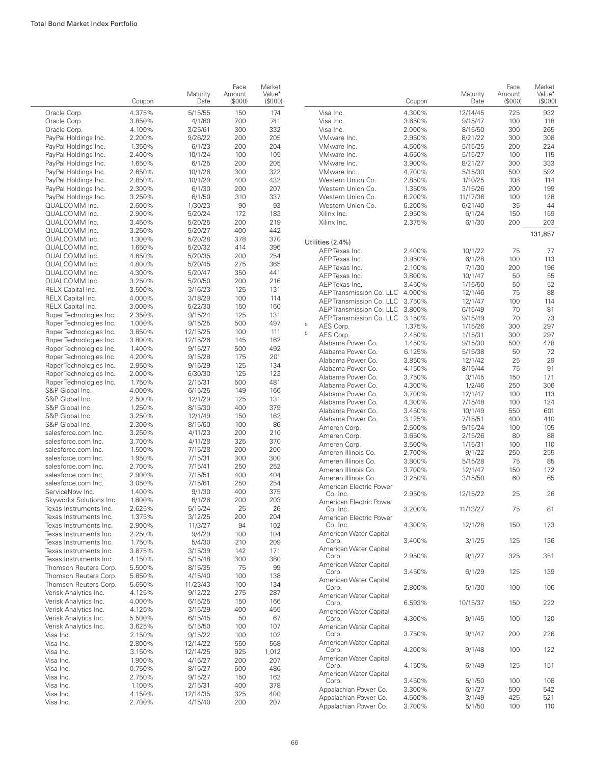| | Coupon | Maturity Date | Face Amount ($000) | Market Value• ($000) |
|---|---|---|---|---|
| Oracle Corp. | 4.375% | 5/15/55 | 150 | 174 |
| Oracle Corp. | 3.850% | 4/1/60 | 700 | 741 |
| Oracle Corp. | 4.100% | 3/25/61 | 300 | 332 |
| PayPal Holdings Inc. | 2.200% | 9/26/22 | 200 | 205 |
| PayPal Holdings Inc. | 1.350% | 6/1/23 | 200 | 204 |
| PayPal Holdings Inc. | 2.400% | 10/1/24 | 100 | 105 |
| PayPal Holdings Inc. | 1.650% | 6/1/25 | 200 | 205 |
| PayPal Holdings Inc. | 2.650% | 10/1/26 | 300 | 322 |
| PayPal Holdings Inc. | 2.850% | 10/1/29 | 400 | 432 |
| PayPal Holdings Inc. | 2.300% | 6/1/30 | 200 | 207 |
| PayPal Holdings Inc. | 3.250% | 6/1/50 | 310 | 337 |
| QUALCOMM Inc. | 2.600% | 1/30/23 | 90 | 93 |
| QUALCOMM Inc. | 2.900% | 5/20/24 | 172 | 183 |
| QUALCOMM Inc. | 3.450% | 5/20/25 | 200 | 219 |
| QUALCOMM Inc. | 3.250% | 5/20/27 | 400 | 442 |
| QUALCOMM Inc. | 1.300% | 5/20/28 | 378 | 370 |
| QUALCOMM Inc. | 1.650% | 5/20/32 | 414 | 396 |
| QUALCOMM Inc. | 4.650% | 5/20/35 | 200 | 254 |
| QUALCOMM Inc. | 4.800% | 5/20/45 | 275 | 365 |
| QUALCOMM Inc. | 4.300% | 5/20/47 | 350 | 441 |
| QUALCOMM Inc. | 3.250% | 5/20/50 | 200 | 216 |
| RELX Capital Inc. | 3.500% | 3/16/23 | 125 | 131 |
| RELX Capital Inc. | 4.000% | 3/18/29 | 100 | 114 |
| RELX Capital Inc. | 3.000% | 5/22/30 | 150 | 160 |
| Roper Technologies Inc. | 2.350% | 9/15/24 | 125 | 131 |
| Roper Technologies Inc. | 1.000% | 9/15/25 | 500 | 497 |
| Roper Technologies Inc. | 3.850% | 12/15/25 | 100 | 111 |
| Roper Technologies Inc. | 3.800% | 12/15/26 | 145 | 162 |
| Roper Technologies Inc. | 1.400% | 9/15/27 | 500 | 492 |
| Roper Technologies Inc. | 4.200% | 9/15/28 | 175 | 201 |
| Roper Technologies Inc. | 2.950% | 9/15/29 | 125 | 134 |
| Roper Technologies Inc. | 2.000% | 6/30/30 | 125 | 123 |
| Roper Technologies Inc. | 1.750% | 2/15/31 | 500 | 481 |
| S&P Global Inc. | 4.000% | 6/15/25 | 149 | 166 |
| S&P Global Inc. | 2.500% | 12/1/29 | 125 | 131 |
| S&P Global Inc. | 1.250% | 8/15/30 | 400 | 379 |
| S&P Global Inc. | 3.250% | 12/1/49 | 150 | 162 |
| S&P Global Inc. | 2.300% | 8/15/60 | 100 | 86 |
| salesforce.com Inc. | 3.250% | 4/11/23 | 200 | 210 |
| salesforce.com Inc. | 3.700% | 4/11/28 | 325 | 370 |
| salesforce.com Inc. | 1.500% | 7/15/28 | 200 | 200 |
| salesforce.com Inc. | 1.950% | 7/15/31 | 300 | 300 |
| salesforce.com Inc. | 2.700% | 7/15/41 | 250 | 252 |
| salesforce.com Inc. | 2.900% | 7/15/51 | 400 | 404 |
| salesforce.com Inc. | 3.050% | 7/15/61 | 250 | 254 |
| ServiceNow Inc. | 1.400% | 9/1/30 | 400 | 375 |
| Skyworks Solutions Inc. | 1.800% | 6/1/26 | 200 | 203 |
| Texas Instruments Inc. | 2.625% | 5/15/24 | 25 | 26 |
| Texas Instruments Inc. | 1.375% | 3/12/25 | 200 | 204 |
| Texas Instruments Inc. | 2.900% | 11/3/27 | 94 | 102 |
| Texas Instruments Inc. | 2.250% | 9/4/29 | 100 | 104 |
| Texas Instruments Inc. | 1.750% | 5/4/30 | 210 | 209 |
| Texas Instruments Inc. | 3.875% | 3/15/39 | 142 | 171 |
| Texas Instruments Inc. | 4.150% | 5/15/48 | 300 | 380 |
| Thomson Reuters Corp. | 5.500% | 8/15/35 | 75 | 99 |
| Thomson Reuters Corp. | 5.850% | 4/15/40 | 100 | 138 |
| Thomson Reuters Corp. | 5.650% | 11/23/43 | 100 | 134 |
| Verisk Analytics Inc. | 4.125% | 9/12/22 | 275 | 287 |
| Verisk Analytics Inc. | 4.000% | 6/15/25 | 150 | 166 |
| Verisk Analytics Inc. | 4.125% | 3/15/29 | 400 | 455 |
| Verisk Analytics Inc. | 5.500% | 6/15/45 | 50 | 67 |
| Verisk Analytics Inc. | 3.625% | 5/15/50 | 100 | 107 |
| Visa Inc. | 2.150% | 9/15/22 | 100 | 102 |
| Visa Inc. | 2.800% | 12/14/22 | 550 | 568 |
| Visa Inc. | 3.150% | 12/14/25 | 925 | 1,012 |
| Visa Inc. | 1.900% | 4/15/27 | 200 | 207 |
| Visa Inc. | 0.750% | 8/15/27 | 500 | 486 |
| Visa Inc. | 2.750% | 9/15/27 | 150 | 162 |
| Visa Inc. | 1.100% | 2/15/31 | 400 | 378 |
| Visa Inc. | 4.150% | 12/14/35 | 325 | 400 |
| Visa Inc. | 2.700% | 4/15/40 | 200 | 207 |
| Visa Inc. | 4.300% | 12/14/45 | 725 | 932 |
| Visa Inc. | 3.650% | 9/15/47 | 100 | 118 |
| Visa Inc. | 2.000% | 8/15/50 | 300 | 265 |
| VMware Inc. | 2.950% | 8/21/22 | 300 | 308 |
| VMware Inc. | 4.500% | 5/15/25 | 200 | 224 |
| VMware Inc. | 4.650% | 5/15/27 | 100 | 115 |
| VMware Inc. | 3.900% | 8/21/27 | 300 | 333 |
| VMware Inc. | 4.700% | 5/15/30 | 500 | 592 |
| Western Union Co. | 2.850% | 1/10/25 | 108 | 114 |
| Western Union Co. | 1.350% | 3/15/26 | 200 | 199 |
| Western Union Co. | 6.200% | 11/17/36 | 100 | 126 |
| Western Union Co. | 6.200% | 6/21/40 | 35 | 44 |
| Xilinx Inc. | 2.950% | 6/1/24 | 150 | 159 |
| Xilinx Inc. | 2.375% | 6/1/30 | 200 | 203 |
| | | | | 131,857 |
| **Utilities (2.4%)** | | | | |
| AEP Texas Inc. | 2.400% | 10/1/22 | 75 | 77 |
| AEP Texas Inc. | 3.950% | 6/1/28 | 100 | 113 |
| AEP Texas Inc. | 2.100% | 7/1/30 | 200 | 196 |
| AEP Texas Inc. | 3.800% | 10/1/47 | 50 | 55 |
| AEP Texas Inc. | 3.450% | 1/15/50 | 50 | 52 |
| AEP Transmission Co. LLC | 4.000% | 12/1/46 | 75 | 88 |
| AEP Transmission Co. LLC | 3.750% | 12/1/47 | 100 | 114 |
| AEP Transmission Co. LLC | 3.800% | 6/15/49 | 70 | 81 |
| AEP Transmission Co. LLC | 3.150% | 9/15/49 | 70 | 73 |
| [5] AES Corp. | 1.375% | 1/15/26 | 300 | 297 |
| [5] AES Corp. | 2.450% | 1/15/31 | 300 | 297 |
| Alabama Power Co. | 1.450% | 9/15/30 | 500 | 478 |
| Alabama Power Co. | 6.125% | 5/15/38 | 50 | 72 |
| Alabama Power Co. | 3.850% | 12/1/42 | 25 | 29 |
| Alabama Power Co. | 4.150% | 8/15/44 | 75 | 91 |
| Alabama Power Co. | 3.750% | 3/1/45 | 150 | 171 |
| Alabama Power Co. | 4.300% | 1/2/46 | 250 | 306 |
| Alabama Power Co. | 3.700% | 12/1/47 | 100 | 113 |
| Alabama Power Co. | 4.300% | 7/15/48 | 100 | 124 |
| Alabama Power Co. | 3.450% | 10/1/49 | 550 | 601 |
| Alabama Power Co. | 3.125% | 7/15/51 | 400 | 410 |
| Ameren Corp. | 2.500% | 9/15/24 | 100 | 105 |
| Ameren Corp. | 3.650% | 2/15/26 | 80 | 88 |
| Ameren Corp. | 3.500% | 1/15/31 | 100 | 110 |
| Ameren Illinois Co. | 2.700% | 9/1/22 | 250 | 255 |
| Ameren Illinois Co. | 3.800% | 5/15/28 | 75 | 85 |
| Ameren Illinois Co. | 3.700% | 12/1/47 | 150 | 172 |
| Ameren Illinois Co. | 3.250% | 3/15/50 | 60 | 65 |
| American Electric Power Co. Inc. | 2.950% | 12/15/22 | 25 | 26 |
| American Electric Power Co. Inc. | 3.200% | 11/13/27 | 75 | 81 |
| American Electric Power Co. Inc. | 4.300% | 12/1/28 | 150 | 173 |
| American Water Capital Corp. | 3.400% | 3/1/25 | 125 | 136 |
| American Water Capital Corp. | 2.950% | 9/1/27 | 325 | 351 |
| American Water Capital Corp. | 3.450% | 6/1/29 | 125 | 139 |
| American Water Capital Corp. | 2.800% | 5/1/30 | 100 | 106 |
| American Water Capital Corp. | 6.593% | 10/15/37 | 150 | 222 |
| American Water Capital Corp. | 4.300% | 9/1/45 | 100 | 120 |
| American Water Capital Corp. | 3.750% | 9/1/47 | 200 | 226 |
| American Water Capital Corp. | 4.200% | 9/1/48 | 100 | 122 |
| American Water Capital Corp. | 4.150% | 6/1/49 | 125 | 151 |
| American Water Capital Corp. | 3.450% | 5/1/50 | 100 | 108 |
| Appalachian Power Co. | 3.300% | 6/1/27 | 500 | 542 |
| Appalachian Power Co. | 4.500% | 3/1/49 | 425 | 521 |
| Appalachian Power Co. | 3.700% | 5/1/50 | 100 | 110 |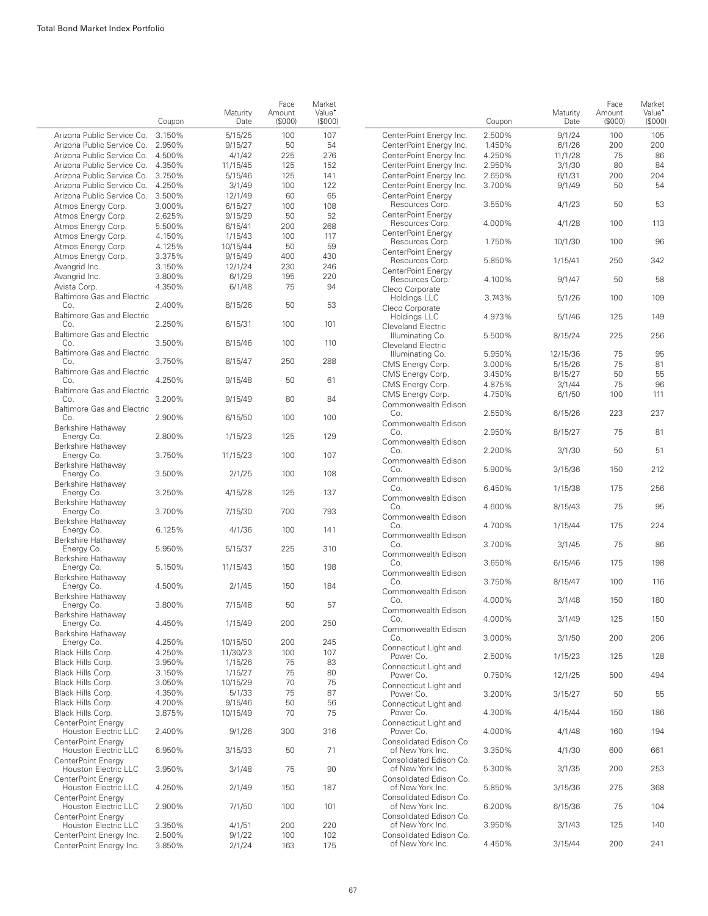| | Coupon | Maturity Date | Face Amount ($000) | Market Value• ($000) |
|---|---|---|---|---|
| Arizona Public Service Co. | 3.150% | 5/15/25 | 100 | 107 |
| Arizona Public Service Co. | 2.950% | 9/15/27 | 50 | 54 |
| Arizona Public Service Co. | 4.500% | 4/1/42 | 225 | 276 |
| Arizona Public Service Co. | 4.350% | 11/15/45 | 125 | 152 |
| Arizona Public Service Co. | 3.750% | 5/15/46 | 125 | 141 |
| Arizona Public Service Co. | 4.250% | 3/1/49 | 100 | 122 |
| Arizona Public Service Co. | 3.500% | 12/1/49 | 60 | 65 |
| Atmos Energy Corp. | 3.000% | 6/15/27 | 100 | 108 |
| Atmos Energy Corp. | 2.625% | 9/15/29 | 50 | 52 |
| Atmos Energy Corp. | 5.500% | 6/15/41 | 200 | 268 |
| Atmos Energy Corp. | 4.150% | 1/15/43 | 100 | 117 |
| Atmos Energy Corp. | 4.125% | 10/15/44 | 50 | 59 |
| Atmos Energy Corp. | 3.375% | 9/15/49 | 400 | 430 |
| Avangrid Inc. | 3.150% | 12/1/24 | 230 | 246 |
| Avangrid Inc. | 3.800% | 6/1/29 | 195 | 220 |
| Avista Corp. | 4.350% | 6/1/48 | 75 | 94 |
| Baltimore Gas and Electric Co. | 2.400% | 8/15/26 | 50 | 53 |
| Baltimore Gas and Electric Co. | 2.250% | 6/15/31 | 100 | 101 |
| Baltimore Gas and Electric Co. | 3.500% | 8/15/46 | 100 | 110 |
| Baltimore Gas and Electric Co. | 3.750% | 8/15/47 | 250 | 288 |
| Baltimore Gas and Electric Co. | 4.250% | 9/15/48 | 50 | 61 |
| Baltimore Gas and Electric Co. | 3.200% | 9/15/49 | 80 | 84 |
| Baltimore Gas and Electric Co. | 2.900% | 6/15/50 | 100 | 100 |
| Berkshire Hathaway Energy Co. | 2.800% | 1/15/23 | 125 | 129 |
| Berkshire Hathaway Energy Co. | 3.750% | 11/15/23 | 100 | 107 |
| Berkshire Hathaway Energy Co. | 3.500% | 2/1/25 | 100 | 108 |
| Berkshire Hathaway Energy Co. | 3.250% | 4/15/28 | 125 | 137 |
| Berkshire Hathaway Energy Co. | 3.700% | 7/15/30 | 700 | 793 |
| Berkshire Hathaway Energy Co. | 6.125% | 4/1/36 | 100 | 141 |
| Berkshire Hathaway Energy Co. | 5.950% | 5/15/37 | 225 | 310 |
| Berkshire Hathaway Energy Co. | 5.150% | 11/15/43 | 150 | 198 |
| Berkshire Hathaway Energy Co. | 4.500% | 2/1/45 | 150 | 184 |
| Berkshire Hathaway Energy Co. | 3.800% | 7/15/48 | 50 | 57 |
| Berkshire Hathaway Energy Co. | 4.450% | 1/15/49 | 200 | 250 |
| Berkshire Hathaway Energy Co. | 4.250% | 10/15/50 | 200 | 245 |
| Black Hills Corp. | 4.250% | 11/30/23 | 100 | 107 |
| Black Hills Corp. | 3.950% | 1/15/26 | 75 | 83 |
| Black Hills Corp. | 3.150% | 1/15/27 | 75 | 80 |
| Black Hills Corp. | 3.050% | 10/15/29 | 70 | 75 |
| Black Hills Corp. | 4.350% | 5/1/33 | 75 | 87 |
| Black Hills Corp. | 4.200% | 9/15/46 | 50 | 56 |
| Black Hills Corp. | 3.875% | 10/15/49 | 70 | 75 |
| CenterPoint Energy Houston Electric LLC | 2.400% | 9/1/26 | 300 | 316 |
| CenterPoint Energy Houston Electric LLC | 6.950% | 3/15/33 | 50 | 71 |
| CenterPoint Energy Houston Electric LLC | 3.950% | 3/1/48 | 75 | 90 |
| CenterPoint Energy Houston Electric LLC | 4.250% | 2/1/49 | 150 | 187 |
| CenterPoint Energy Houston Electric LLC | 2.900% | 7/1/50 | 100 | 101 |
| CenterPoint Energy Houston Electric LLC | 3.350% | 4/1/51 | 200 | 220 |
| CenterPoint Energy Inc. | 2.500% | 9/1/22 | 100 | 102 |
| CenterPoint Energy Inc. | 3.850% | 2/1/24 | 163 | 175 |
| CenterPoint Energy Inc. | 2.500% | 9/1/24 | 100 | 105 |
| CenterPoint Energy Inc. | 1.450% | 6/1/26 | 200 | 200 |
| CenterPoint Energy Inc. | 4.250% | 11/1/28 | 75 | 86 |
| CenterPoint Energy Inc. | 2.950% | 3/1/30 | 80 | 84 |
| CenterPoint Energy Inc. | 2.650% | 6/1/31 | 200 | 204 |
| CenterPoint Energy Inc. | 3.700% | 9/1/49 | 50 | 54 |
| CenterPoint Energy Resources Corp. | 3.550% | 4/1/23 | 50 | 53 |
| CenterPoint Energy Resources Corp. | 4.000% | 4/1/28 | 100 | 113 |
| CenterPoint Energy Resources Corp. | 1.750% | 10/1/30 | 100 | 96 |
| CenterPoint Energy Resources Corp. | 5.850% | 1/15/41 | 250 | 342 |
| CenterPoint Energy Resources Corp. | 4.100% | 9/1/47 | 50 | 58 |
| Cleco Corporate Holdings LLC | 3.743% | 5/1/26 | 100 | 109 |
| Cleco Corporate Holdings LLC | 4.973% | 5/1/46 | 125 | 149 |
| Cleveland Electric Illuminating Co. | 5.500% | 8/15/24 | 225 | 256 |
| Cleveland Electric Illuminating Co. | 5.950% | 12/15/36 | 75 | 95 |
| CMS Energy Corp. | 3.000% | 5/15/26 | 75 | 81 |
| CMS Energy Corp. | 3.450% | 8/15/27 | 50 | 55 |
| CMS Energy Corp. | 4.875% | 3/1/44 | 75 | 96 |
| CMS Energy Corp. | 4.750% | 6/1/50 | 100 | 111 |
| Commonwealth Edison Co. | 2.550% | 6/15/26 | 223 | 237 |
| Commonwealth Edison Co. | 2.950% | 8/15/27 | 75 | 81 |
| Commonwealth Edison Co. | 2.200% | 3/1/30 | 50 | 51 |
| Commonwealth Edison Co. | 5.900% | 3/15/36 | 150 | 212 |
| Commonwealth Edison Co. | 6.450% | 1/15/38 | 175 | 256 |
| Commonwealth Edison Co. | 4.600% | 8/15/43 | 75 | 95 |
| Commonwealth Edison Co. | 4.700% | 1/15/44 | 175 | 224 |
| Commonwealth Edison Co. | 3.700% | 3/1/45 | 75 | 86 |
| Commonwealth Edison Co. | 3.650% | 6/15/46 | 175 | 198 |
| Commonwealth Edison Co. | 3.750% | 8/15/47 | 100 | 116 |
| Commonwealth Edison Co. | 4.000% | 3/1/48 | 150 | 180 |
| Commonwealth Edison Co. | 4.000% | 3/1/49 | 125 | 150 |
| Commonwealth Edison Co. | 3.000% | 3/1/50 | 200 | 206 |
| Connecticut Light and Power Co. | 2.500% | 1/15/23 | 125 | 128 |
| Connecticut Light and Power Co. | 0.750% | 12/1/25 | 500 | 494 |
| Connecticut Light and Power Co. | 3.200% | 3/15/27 | 50 | 55 |
| Connecticut Light and Power Co. | 4.300% | 4/15/44 | 150 | 186 |
| Connecticut Light and Power Co. | 4.000% | 4/1/48 | 160 | 194 |
| Consolidated Edison Co. of New York Inc. | 3.350% | 4/1/30 | 600 | 661 |
| Consolidated Edison Co. of New York Inc. | 5.300% | 3/1/35 | 200 | 253 |
| Consolidated Edison Co. of New York Inc. | 5.850% | 3/15/36 | 275 | 368 |
| Consolidated Edison Co. of New York Inc. | 6.200% | 6/15/36 | 75 | 104 |
| Consolidated Edison Co. of New York Inc. | 3.950% | 3/1/43 | 125 | 140 |
| Consolidated Edison Co. of New York Inc. | 4.450% | 3/15/44 | 200 | 241 |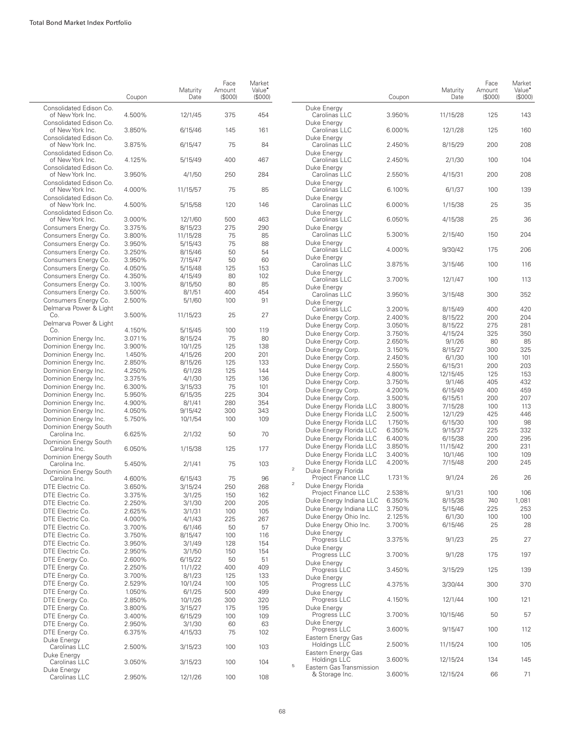| | Coupon | Maturity Date | Face Amount ($000) | Market Value• ($000) |
|---|---|---|---|---|
| Consolidated Edison Co. of New York Inc. | 4.500% | 12/1/45 | 375 | 454 |
| Consolidated Edison Co. of New York Inc. | 3.850% | 6/15/46 | 145 | 161 |
| Consolidated Edison Co. of New York Inc. | 3.875% | 6/15/47 | 75 | 84 |
| Consolidated Edison Co. of New York Inc. | 4.125% | 5/15/49 | 400 | 467 |
| Consolidated Edison Co. of New York Inc. | 3.950% | 4/1/50 | 250 | 284 |
| Consolidated Edison Co. of New York Inc. | 4.000% | 11/15/57 | 75 | 85 |
| Consolidated Edison Co. of New York Inc. | 4.500% | 5/15/58 | 120 | 146 |
| Consolidated Edison Co. of New York Inc. | 3.000% | 12/1/60 | 500 | 463 |
| Consumers Energy Co. | 3.375% | 8/15/23 | 275 | 290 |
| Consumers Energy Co. | 3.800% | 11/15/28 | 75 | 85 |
| Consumers Energy Co. | 3.950% | 5/15/43 | 75 | 88 |
| Consumers Energy Co. | 3.250% | 8/15/46 | 50 | 54 |
| Consumers Energy Co. | 3.950% | 7/15/47 | 50 | 60 |
| Consumers Energy Co. | 4.050% | 5/15/48 | 125 | 153 |
| Consumers Energy Co. | 4.350% | 4/15/49 | 80 | 102 |
| Consumers Energy Co. | 3.100% | 8/15/50 | 80 | 85 |
| Consumers Energy Co. | 3.500% | 8/1/51 | 400 | 454 |
| Consumers Energy Co. | 2.500% | 5/1/60 | 100 | 91 |
| Delmarva Power & Light Co. | 3.500% | 11/15/23 | 25 | 27 |
| Delmarva Power & Light Co. | 4.150% | 5/15/45 | 100 | 119 |
| Dominion Energy Inc. | 3.071% | 8/15/24 | 75 | 80 |
| Dominion Energy Inc. | 3.900% | 10/1/25 | 125 | 138 |
| Dominion Energy Inc. | 1.450% | 4/15/26 | 200 | 201 |
| Dominion Energy Inc. | 2.850% | 8/15/26 | 125 | 133 |
| Dominion Energy Inc. | 4.250% | 6/1/28 | 125 | 144 |
| Dominion Energy Inc. | 3.375% | 4/1/30 | 125 | 136 |
| Dominion Energy Inc. | 6.300% | 3/15/33 | 75 | 101 |
| Dominion Energy Inc. | 5.950% | 6/15/35 | 225 | 304 |
| Dominion Energy Inc. | 4.900% | 8/1/41 | 280 | 354 |
| Dominion Energy Inc. | 4.050% | 9/15/42 | 300 | 343 |
| Dominion Energy Inc. | 5.750% | 10/1/54 | 100 | 109 |
| Dominion Energy South Carolina Inc. | 6.625% | 2/1/32 | 50 | 70 |
| Dominion Energy South Carolina Inc. | 6.050% | 1/15/38 | 125 | 177 |
| Dominion Energy South Carolina Inc. | 5.450% | 2/1/41 | 75 | 103 |
| Dominion Energy South Carolina Inc. | 4.600% | 6/15/43 | 75 | 96 |
| DTE Electric Co. | 3.650% | 3/15/24 | 250 | 268 |
| DTE Electric Co. | 3.375% | 3/1/25 | 150 | 162 |
| DTE Electric Co. | 2.250% | 3/1/30 | 200 | 205 |
| DTE Electric Co. | 2.625% | 3/1/31 | 100 | 105 |
| DTE Electric Co. | 4.000% | 4/1/43 | 225 | 267 |
| DTE Electric Co. | 3.700% | 6/1/46 | 50 | 57 |
| DTE Electric Co. | 3.750% | 8/15/47 | 100 | 116 |
| DTE Electric Co. | 3.950% | 3/1/49 | 128 | 154 |
| DTE Electric Co. | 2.950% | 3/1/50 | 150 | 154 |
| DTE Energy Co. | 2.600% | 6/15/22 | 50 | 51 |
| DTE Energy Co. | 2.250% | 11/1/22 | 400 | 409 |
| DTE Energy Co. | 3.700% | 8/1/23 | 125 | 133 |
| DTE Energy Co. | 2.529% | 10/1/24 | 100 | 105 |
| DTE Energy Co. | 1.050% | 6/1/25 | 500 | 499 |
| DTE Energy Co. | 2.850% | 10/1/26 | 300 | 320 |
| DTE Energy Co. | 3.800% | 3/15/27 | 175 | 195 |
| DTE Energy Co. | 3.400% | 6/15/29 | 100 | 109 |
| DTE Energy Co. | 2.950% | 3/1/30 | 60 | 63 |
| DTE Energy Co. | 6.375% | 4/15/33 | 75 | 102 |
| Duke Energy Carolinas LLC | 2.500% | 3/15/23 | 100 | 103 |
| Duke Energy Carolinas LLC | 3.050% | 3/15/23 | 100 | 104 |
| Duke Energy Carolinas LLC | 2.950% | 12/1/26 | 100 | 108 |
| Duke Energy Carolinas LLC | 3.950% | 11/15/28 | 125 | 143 |
| Duke Energy Carolinas LLC | 6.000% | 12/1/28 | 125 | 160 |
| Duke Energy Carolinas LLC | 2.450% | 8/15/29 | 200 | 208 |
| Duke Energy Carolinas LLC | 2.450% | 2/1/30 | 100 | 104 |
| Duke Energy Carolinas LLC | 2.550% | 4/15/31 | 200 | 208 |
| Duke Energy Carolinas LLC | 6.100% | 6/1/37 | 100 | 139 |
| Duke Energy Carolinas LLC | 6.000% | 1/15/38 | 25 | 35 |
| Duke Energy Carolinas LLC | 6.050% | 4/15/38 | 25 | 36 |
| Duke Energy Carolinas LLC | 5.300% | 2/15/40 | 150 | 204 |
| Duke Energy Carolinas LLC | 4.000% | 9/30/42 | 175 | 206 |
| Duke Energy Carolinas LLC | 3.875% | 3/15/46 | 100 | 116 |
| Duke Energy Carolinas LLC | 3.700% | 12/1/47 | 100 | 113 |
| Duke Energy Carolinas LLC | 3.950% | 3/15/48 | 300 | 352 |
| Duke Energy Carolinas LLC | 3.200% | 8/15/49 | 400 | 420 |
| Duke Energy Corp. | 2.400% | 8/15/22 | 200 | 204 |
| Duke Energy Corp. | 3.050% | 8/15/22 | 275 | 281 |
| Duke Energy Corp. | 3.750% | 4/15/24 | 325 | 350 |
| Duke Energy Corp. | 2.650% | 9/1/26 | 80 | 85 |
| Duke Energy Corp. | 3.150% | 8/15/27 | 300 | 325 |
| Duke Energy Corp. | 2.450% | 6/1/30 | 100 | 101 |
| Duke Energy Corp. | 2.550% | 6/15/31 | 200 | 203 |
| Duke Energy Corp. | 4.800% | 12/15/45 | 125 | 153 |
| Duke Energy Corp. | 3.750% | 9/1/46 | 405 | 432 |
| Duke Energy Corp. | 4.200% | 6/15/49 | 400 | 459 |
| Duke Energy Corp. | 3.500% | 6/15/51 | 200 | 207 |
| Duke Energy Florida LLC | 3.800% | 7/15/28 | 100 | 113 |
| Duke Energy Florida LLC | 2.500% | 12/1/29 | 425 | 446 |
| Duke Energy Florida LLC | 1.750% | 6/15/30 | 100 | 98 |
| Duke Energy Florida LLC | 6.350% | 9/15/37 | 225 | 332 |
| Duke Energy Florida LLC | 6.400% | 6/15/38 | 200 | 295 |
| Duke Energy Florida LLC | 3.850% | 11/15/42 | 200 | 231 |
| Duke Energy Florida LLC | 3.400% | 10/1/46 | 100 | 109 |
| Duke Energy Florida LLC | 4.200% | 7/15/48 | 200 | 245 |
| [2] Duke Energy Florida Project Finance LLC | 1.731% | 9/1/24 | 26 | 26 |
| [2] Duke Energy Florida Project Finance LLC | 2.538% | 9/1/31 | 100 | 106 |
| Duke Energy Indiana LLC | 6.350% | 8/15/38 | 740 | 1,081 |
| Duke Energy Indiana LLC | 3.750% | 5/15/46 | 225 | 253 |
| Duke Energy Ohio Inc. | 2.125% | 6/1/30 | 100 | 100 |
| Duke Energy Ohio Inc. | 3.700% | 6/15/46 | 25 | 28 |
| Duke Energy Progress LLC | 3.375% | 9/1/23 | 25 | 27 |
| Duke Energy Progress LLC | 3.700% | 9/1/28 | 175 | 197 |
| Duke Energy Progress LLC | 3.450% | 3/15/29 | 125 | 139 |
| Duke Energy Progress LLC | 4.375% | 3/30/44 | 300 | 370 |
| Duke Energy Progress LLC | 4.150% | 12/1/44 | 100 | 121 |
| Duke Energy Progress LLC | 3.700% | 10/15/46 | 50 | 57 |
| Duke Energy Progress LLC | 3.600% | 9/15/47 | 100 | 112 |
| Eastern Energy Gas Holdings LLC | 2.500% | 11/15/24 | 100 | 105 |
| Eastern Energy Gas Holdings LLC | 3.600% | 12/15/24 | 134 | 145 |
| [5] Eastern Gas Transmission & Storage Inc. | 3.600% | 12/15/24 | 66 | 71 |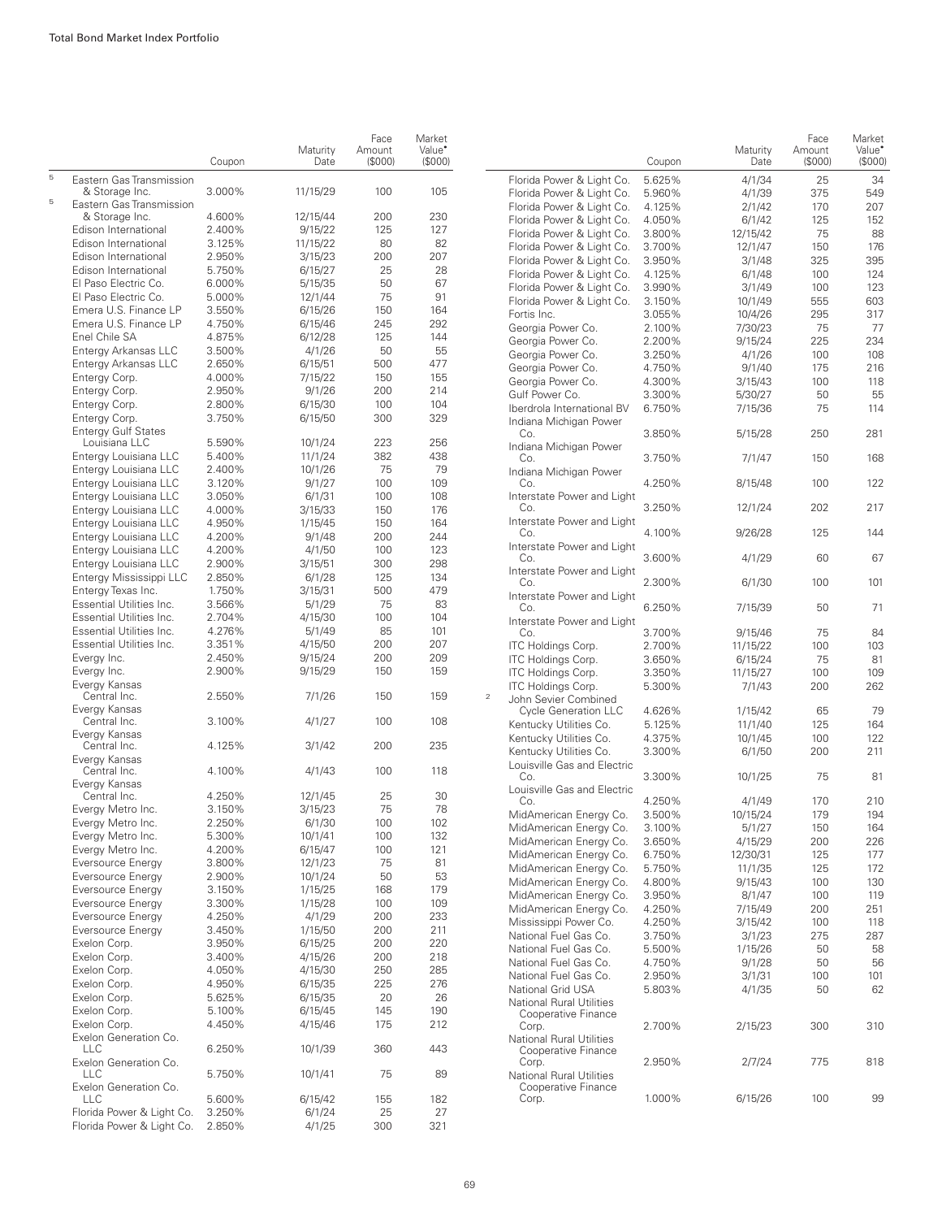| | Coupon | Maturity Date | Face Amount ($000) | Market Value• ($000) |
|---|---|---|---|---|
| [5] Eastern Gas Transmission & Storage Inc. | 3.000% | 11/15/29 | 100 | 105 |
| [5] Eastern Gas Transmission & Storage Inc. | 4.600% | 12/15/44 | 200 | 230 |
| Edison International | 2.400% | 9/15/22 | 125 | 127 |
| Edison International | 3.125% | 11/15/22 | 80 | 82 |
| Edison International | 2.950% | 3/15/23 | 200 | 207 |
| Edison International | 5.750% | 6/15/27 | 25 | 28 |
| El Paso Electric Co. | 6.000% | 5/15/35 | 50 | 67 |
| El Paso Electric Co. | 5.000% | 12/1/44 | 75 | 91 |
| Emera U.S. Finance LP | 3.550% | 6/15/26 | 150 | 164 |
| Emera U.S. Finance LP | 4.750% | 6/15/46 | 245 | 292 |
| Enel Chile SA | 4.875% | 6/12/28 | 125 | 144 |
| Entergy Arkansas LLC | 3.500% | 4/1/26 | 50 | 55 |
| Entergy Arkansas LLC | 2.650% | 6/15/51 | 500 | 477 |
| Entergy Corp. | 4.000% | 7/15/22 | 150 | 155 |
| Entergy Corp. | 2.950% | 9/1/26 | 200 | 214 |
| Entergy Corp. | 2.800% | 6/15/30 | 100 | 104 |
| Entergy Corp. | 3.750% | 6/15/50 | 300 | 329 |
| Entergy Gulf States Louisiana LLC | 5.590% | 10/1/24 | 223 | 256 |
| Entergy Louisiana LLC | 5.400% | 11/1/24 | 382 | 438 |
| Entergy Louisiana LLC | 2.400% | 10/1/26 | 75 | 79 |
| Entergy Louisiana LLC | 3.120% | 9/1/27 | 100 | 109 |
| Entergy Louisiana LLC | 3.050% | 6/1/31 | 100 | 108 |
| Entergy Louisiana LLC | 4.000% | 3/15/33 | 150 | 176 |
| Entergy Louisiana LLC | 4.950% | 1/15/45 | 150 | 164 |
| Entergy Louisiana LLC | 4.200% | 9/1/48 | 200 | 244 |
| Entergy Louisiana LLC | 4.200% | 4/1/50 | 100 | 123 |
| Entergy Louisiana LLC | 2.900% | 3/15/51 | 300 | 298 |
| Entergy Mississippi LLC | 2.850% | 6/1/28 | 125 | 134 |
| Entergy Texas Inc. | 1.750% | 3/15/31 | 500 | 479 |
| Essential Utilities Inc. | 3.566% | 5/1/29 | 75 | 83 |
| Essential Utilities Inc. | 2.704% | 4/15/30 | 100 | 104 |
| Essential Utilities Inc. | 4.276% | 5/1/49 | 85 | 101 |
| Essential Utilities Inc. | 3.351% | 4/15/50 | 200 | 207 |
| Evergy Inc. | 2.450% | 9/15/24 | 200 | 209 |
| Evergy Inc. | 2.900% | 9/15/29 | 150 | 159 |
| Evergy Kansas Central Inc. | 2.550% | 7/1/26 | 150 | 159 |
| Evergy Kansas Central Inc. | 3.100% | 4/1/27 | 100 | 108 |
| Evergy Kansas Central Inc. | 4.125% | 3/1/42 | 200 | 235 |
| Evergy Kansas Central Inc. | 4.100% | 4/1/43 | 100 | 118 |
| Evergy Kansas Central Inc. | 4.250% | 12/1/45 | 25 | 30 |
| Evergy Metro Inc. | 3.150% | 3/15/23 | 75 | 78 |
| Evergy Metro Inc. | 2.250% | 6/1/30 | 100 | 102 |
| Evergy Metro Inc. | 5.300% | 10/1/41 | 100 | 132 |
| Evergy Metro Inc. | 4.200% | 6/15/47 | 100 | 121 |
| Eversource Energy | 3.800% | 12/1/23 | 75 | 81 |
| Eversource Energy | 2.900% | 10/1/24 | 50 | 53 |
| Eversource Energy | 3.150% | 1/15/25 | 168 | 179 |
| Eversource Energy | 3.300% | 1/15/28 | 100 | 109 |
| Eversource Energy | 4.250% | 4/1/29 | 200 | 233 |
| Eversource Energy | 3.450% | 1/15/50 | 200 | 211 |
| Exelon Corp. | 3.950% | 6/15/25 | 200 | 220 |
| Exelon Corp. | 3.400% | 4/15/26 | 200 | 218 |
| Exelon Corp. | 4.050% | 4/15/30 | 250 | 285 |
| Exelon Corp. | 4.950% | 6/15/35 | 225 | 276 |
| Exelon Corp. | 5.625% | 6/15/35 | 20 | 26 |
| Exelon Corp. | 5.100% | 6/15/45 | 145 | 190 |
| Exelon Corp. | 4.450% | 4/15/46 | 175 | 212 |
| Exelon Generation Co. LLC | 6.250% | 10/1/39 | 360 | 443 |
| Exelon Generation Co. LLC | 5.750% | 10/1/41 | 75 | 89 |
| Exelon Generation Co. LLC | 5.600% | 6/15/42 | 155 | 182 |
| Florida Power & Light Co. | 3.250% | 6/1/24 | 25 | 27 |
| Florida Power & Light Co. | 2.850% | 4/1/25 | 300 | 321 |
| Florida Power & Light Co. | 5.625% | 4/1/34 | 25 | 34 |
| Florida Power & Light Co. | 5.960% | 4/1/39 | 375 | 549 |
| Florida Power & Light Co. | 4.125% | 2/1/42 | 170 | 207 |
| Florida Power & Light Co. | 4.050% | 6/1/42 | 125 | 152 |
| Florida Power & Light Co. | 3.800% | 12/15/42 | 75 | 88 |
| Florida Power & Light Co. | 3.700% | 12/1/47 | 150 | 176 |
| Florida Power & Light Co. | 3.950% | 3/1/48 | 325 | 395 |
| Florida Power & Light Co. | 4.125% | 6/1/48 | 100 | 124 |
| Florida Power & Light Co. | 3.990% | 3/1/49 | 100 | 123 |
| Florida Power & Light Co. | 3.150% | 10/1/49 | 555 | 603 |
| Fortis Inc. | 3.055% | 10/4/26 | 295 | 317 |
| Georgia Power Co. | 2.100% | 7/30/23 | 75 | 77 |
| Georgia Power Co. | 2.200% | 9/15/24 | 225 | 234 |
| Georgia Power Co. | 3.250% | 4/1/26 | 100 | 108 |
| Georgia Power Co. | 4.750% | 9/1/40 | 175 | 216 |
| Georgia Power Co. | 4.300% | 3/15/43 | 100 | 118 |
| Gulf Power Co. | 3.300% | 5/30/27 | 50 | 55 |
| Iberdrola International BV | 6.750% | 7/15/36 | 75 | 114 |
| Indiana Michigan Power Co. | 3.850% | 5/15/28 | 250 | 281 |
| Indiana Michigan Power Co. | 3.750% | 7/1/47 | 150 | 168 |
| Indiana Michigan Power Co. | 4.250% | 8/15/48 | 100 | 122 |
| Interstate Power and Light Co. | 3.250% | 12/1/24 | 202 | 217 |
| Interstate Power and Light Co. | 4.100% | 9/26/28 | 125 | 144 |
| Interstate Power and Light Co. | 3.600% | 4/1/29 | 60 | 67 |
| Interstate Power and Light Co. | 2.300% | 6/1/30 | 100 | 101 |
| Interstate Power and Light Co. | 6.250% | 7/15/39 | 50 | 71 |
| Interstate Power and Light Co. | 3.700% | 9/15/46 | 75 | 84 |
| ITC Holdings Corp. | 2.700% | 11/15/22 | 100 | 103 |
| ITC Holdings Corp. | 3.650% | 6/15/24 | 75 | 81 |
| ITC Holdings Corp. | 3.350% | 11/15/27 | 100 | 109 |
| ITC Holdings Corp. | 5.300% | 7/1/43 | 200 | 262 |
| [2] John Sevier Combined Cycle Generation LLC | 4.626% | 1/15/42 | 65 | 79 |
| Kentucky Utilities Co. | 5.125% | 11/1/40 | 125 | 164 |
| Kentucky Utilities Co. | 4.375% | 10/1/45 | 100 | 122 |
| Kentucky Utilities Co. | 3.300% | 6/1/50 | 200 | 211 |
| Louisville Gas and Electric Co. | 3.300% | 10/1/25 | 75 | 81 |
| Louisville Gas and Electric Co. | 4.250% | 4/1/49 | 170 | 210 |
| MidAmerican Energy Co. | 3.500% | 10/15/24 | 179 | 194 |
| MidAmerican Energy Co. | 3.100% | 5/1/27 | 150 | 164 |
| MidAmerican Energy Co. | 3.650% | 4/15/29 | 200 | 226 |
| MidAmerican Energy Co. | 6.750% | 12/30/31 | 125 | 177 |
| MidAmerican Energy Co. | 5.750% | 11/1/35 | 125 | 172 |
| MidAmerican Energy Co. | 4.800% | 9/15/43 | 100 | 130 |
| MidAmerican Energy Co. | 3.950% | 8/1/47 | 100 | 119 |
| MidAmerican Energy Co. | 4.250% | 7/15/49 | 200 | 251 |
| Mississippi Power Co. | 4.250% | 3/15/42 | 100 | 118 |
| National Fuel Gas Co. | 3.750% | 3/1/23 | 275 | 287 |
| National Fuel Gas Co. | 5.500% | 1/15/26 | 50 | 58 |
| National Fuel Gas Co. | 4.750% | 9/1/28 | 50 | 56 |
| National Fuel Gas Co. | 2.950% | 3/1/31 | 100 | 101 |
| National Grid USA | 5.803% | 4/1/35 | 50 | 62 |
| National Rural Utilities Cooperative Finance Corp. | 2.700% | 2/15/23 | 300 | 310 |
| National Rural Utilities Cooperative Finance Corp. | 2.950% | 2/7/24 | 775 | 818 |
| National Rural Utilities Cooperative Finance Corp. | 1.000% | 6/15/26 | 100 | 99 |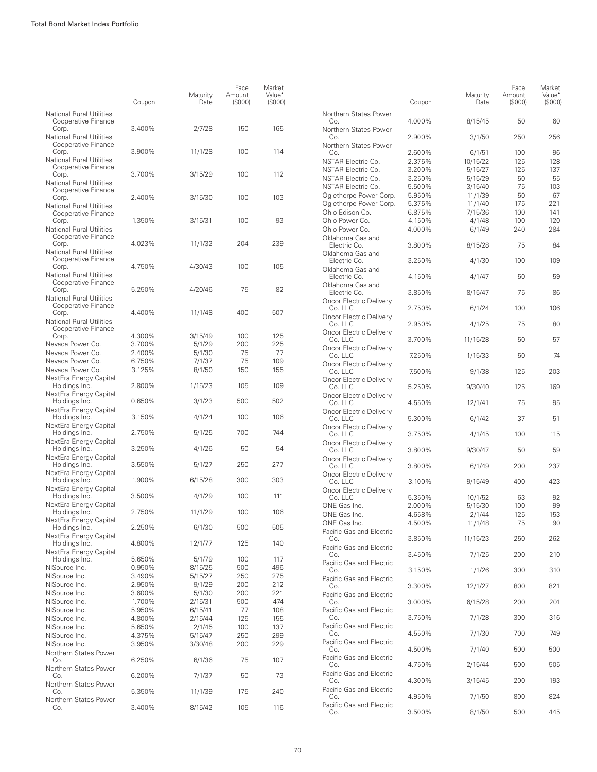| | Coupon | Maturity Date | Face Amount ($000) | Market Value• ($000) |
|---|---|---|---|---|
| National Rural Utilities Cooperative Finance Corp. | 3.400% | 2/7/28 | 150 | 165 |
| National Rural Utilities Cooperative Finance Corp. | 3.900% | 11/1/28 | 100 | 114 |
| National Rural Utilities Cooperative Finance Corp. | 3.700% | 3/15/29 | 100 | 112 |
| National Rural Utilities Cooperative Finance Corp. | 2.400% | 3/15/30 | 100 | 103 |
| National Rural Utilities Cooperative Finance Corp. | 1.350% | 3/15/31 | 100 | 93 |
| National Rural Utilities Cooperative Finance Corp. | 4.023% | 11/1/32 | 204 | 239 |
| National Rural Utilities Cooperative Finance Corp. | 4.750% | 4/30/43 | 100 | 105 |
| National Rural Utilities Cooperative Finance Corp. | 5.250% | 4/20/46 | 75 | 82 |
| National Rural Utilities Cooperative Finance Corp. | 4.400% | 11/1/48 | 400 | 507 |
| National Rural Utilities Cooperative Finance Corp. | 4.300% | 3/15/49 | 100 | 125 |
| Nevada Power Co. | 3.700% | 5/1/29 | 200 | 225 |
| Nevada Power Co. | 2.400% | 5/1/30 | 75 | 77 |
| Nevada Power Co. | 6.750% | 7/1/37 | 75 | 109 |
| Nevada Power Co. | 3.125% | 8/1/50 | 150 | 155 |
| NextEra Energy Capital Holdings Inc. | 2.800% | 1/15/23 | 105 | 109 |
| NextEra Energy Capital Holdings Inc. | 0.650% | 3/1/23 | 500 | 502 |
| NextEra Energy Capital Holdings Inc. | 3.150% | 4/1/24 | 100 | 106 |
| NextEra Energy Capital Holdings Inc. | 2.750% | 5/1/25 | 700 | 744 |
| NextEra Energy Capital Holdings Inc. | 3.250% | 4/1/26 | 50 | 54 |
| NextEra Energy Capital Holdings Inc. | 3.550% | 5/1/27 | 250 | 277 |
| NextEra Energy Capital Holdings Inc. | 1.900% | 6/15/28 | 300 | 303 |
| NextEra Energy Capital Holdings Inc. | 3.500% | 4/1/29 | 100 | 111 |
| NextEra Energy Capital Holdings Inc. | 2.750% | 11/1/29 | 100 | 106 |
| NextEra Energy Capital Holdings Inc. | 2.250% | 6/1/30 | 500 | 505 |
| NextEra Energy Capital Holdings Inc. | 4.800% | 12/1/77 | 125 | 140 |
| NextEra Energy Capital Holdings Inc. | 5.650% | 5/1/79 | 100 | 117 |
| NiSource Inc. | 0.950% | 8/15/25 | 500 | 496 |
| NiSource Inc. | 3.490% | 5/15/27 | 250 | 275 |
| NiSource Inc. | 2.950% | 9/1/29 | 200 | 212 |
| NiSource Inc. | 3.600% | 5/1/30 | 200 | 221 |
| NiSource Inc. | 1.700% | 2/15/31 | 500 | 474 |
| NiSource Inc. | 5.950% | 6/15/41 | 77 | 108 |
| NiSource Inc. | 4.800% | 2/15/44 | 125 | 155 |
| NiSource Inc. | 5.650% | 2/1/45 | 100 | 137 |
| NiSource Inc. | 4.375% | 5/15/47 | 250 | 299 |
| NiSource Inc. | 3.950% | 3/30/48 | 200 | 229 |
| Northern States Power Co. | 6.250% | 6/1/36 | 75 | 107 |
| Northern States Power Co. | 6.200% | 7/1/37 | 50 | 73 |
| Northern States Power Co. | 5.350% | 11/1/39 | 175 | 240 |
| Northern States Power Co. | 3.400% | 8/15/42 | 105 | 116 |
| Northern States Power Co. | 4.000% | 8/15/45 | 50 | 60 |
| Northern States Power Co. | 2.900% | 3/1/50 | 250 | 256 |
| Northern States Power Co. | 2.600% | 6/1/51 | 100 | 96 |
| NSTAR Electric Co. | 2.375% | 10/15/22 | 125 | 128 |
| NSTAR Electric Co. | 3.200% | 5/15/27 | 125 | 137 |
| NSTAR Electric Co. | 3.250% | 5/15/29 | 50 | 55 |
| NSTAR Electric Co. | 5.500% | 3/15/40 | 75 | 103 |
| Oglethorpe Power Corp. | 5.950% | 11/1/39 | 50 | 67 |
| Oglethorpe Power Corp. | 5.375% | 11/1/40 | 175 | 221 |
| Ohio Edison Co. | 6.875% | 7/15/36 | 100 | 141 |
| Ohio Power Co. | 4.150% | 4/1/48 | 100 | 120 |
| Ohio Power Co. | 4.000% | 6/1/49 | 240 | 284 |
| Oklahoma Gas and Electric Co. | 3.800% | 8/15/28 | 75 | 84 |
| Oklahoma Gas and Electric Co. | 3.250% | 4/1/30 | 100 | 109 |
| Oklahoma Gas and Electric Co. | 4.150% | 4/1/47 | 50 | 59 |
| Oklahoma Gas and Electric Co. | 3.850% | 8/15/47 | 75 | 86 |
| Oncor Electric Delivery Co. LLC | 2.750% | 6/1/24 | 100 | 106 |
| Oncor Electric Delivery Co. LLC | 2.950% | 4/1/25 | 75 | 80 |
| Oncor Electric Delivery Co. LLC | 3.700% | 11/15/28 | 50 | 57 |
| Oncor Electric Delivery Co. LLC | 7.250% | 1/15/33 | 50 | 74 |
| Oncor Electric Delivery Co. LLC | 7.500% | 9/1/38 | 125 | 203 |
| Oncor Electric Delivery Co. LLC | 5.250% | 9/30/40 | 125 | 169 |
| Oncor Electric Delivery Co. LLC | 4.550% | 12/1/41 | 75 | 95 |
| Oncor Electric Delivery Co. LLC | 5.300% | 6/1/42 | 37 | 51 |
| Oncor Electric Delivery Co. LLC | 3.750% | 4/1/45 | 100 | 115 |
| Oncor Electric Delivery Co. LLC | 3.800% | 9/30/47 | 50 | 59 |
| Oncor Electric Delivery Co. LLC | 3.800% | 6/1/49 | 200 | 237 |
| Oncor Electric Delivery Co. LLC | 3.100% | 9/15/49 | 400 | 423 |
| Oncor Electric Delivery Co. LLC | 5.350% | 10/1/52 | 63 | 92 |
| ONE Gas Inc. | 2.000% | 5/15/30 | 100 | 99 |
| ONE Gas Inc. | 4.658% | 2/1/44 | 125 | 153 |
| ONE Gas Inc. | 4.500% | 11/1/48 | 75 | 90 |
| Pacific Gas and Electric Co. | 3.850% | 11/15/23 | 250 | 262 |
| Pacific Gas and Electric Co. | 3.450% | 7/1/25 | 200 | 210 |
| Pacific Gas and Electric Co. | 3.150% | 1/1/26 | 300 | 310 |
| Pacific Gas and Electric Co. | 3.300% | 12/1/27 | 800 | 821 |
| Pacific Gas and Electric Co. | 3.000% | 6/15/28 | 200 | 201 |
| Pacific Gas and Electric Co. | 3.750% | 7/1/28 | 300 | 316 |
| Pacific Gas and Electric Co. | 4.550% | 7/1/30 | 700 | 749 |
| Pacific Gas and Electric Co. | 4.500% | 7/1/40 | 500 | 500 |
| Pacific Gas and Electric Co. | 4.750% | 2/15/44 | 500 | 505 |
| Pacific Gas and Electric Co. | 4.300% | 3/15/45 | 200 | 193 |
| Pacific Gas and Electric Co. | 4.950% | 7/1/50 | 800 | 824 |
| Pacific Gas and Electric Co. | 3.500% | 8/1/50 | 500 | 445 |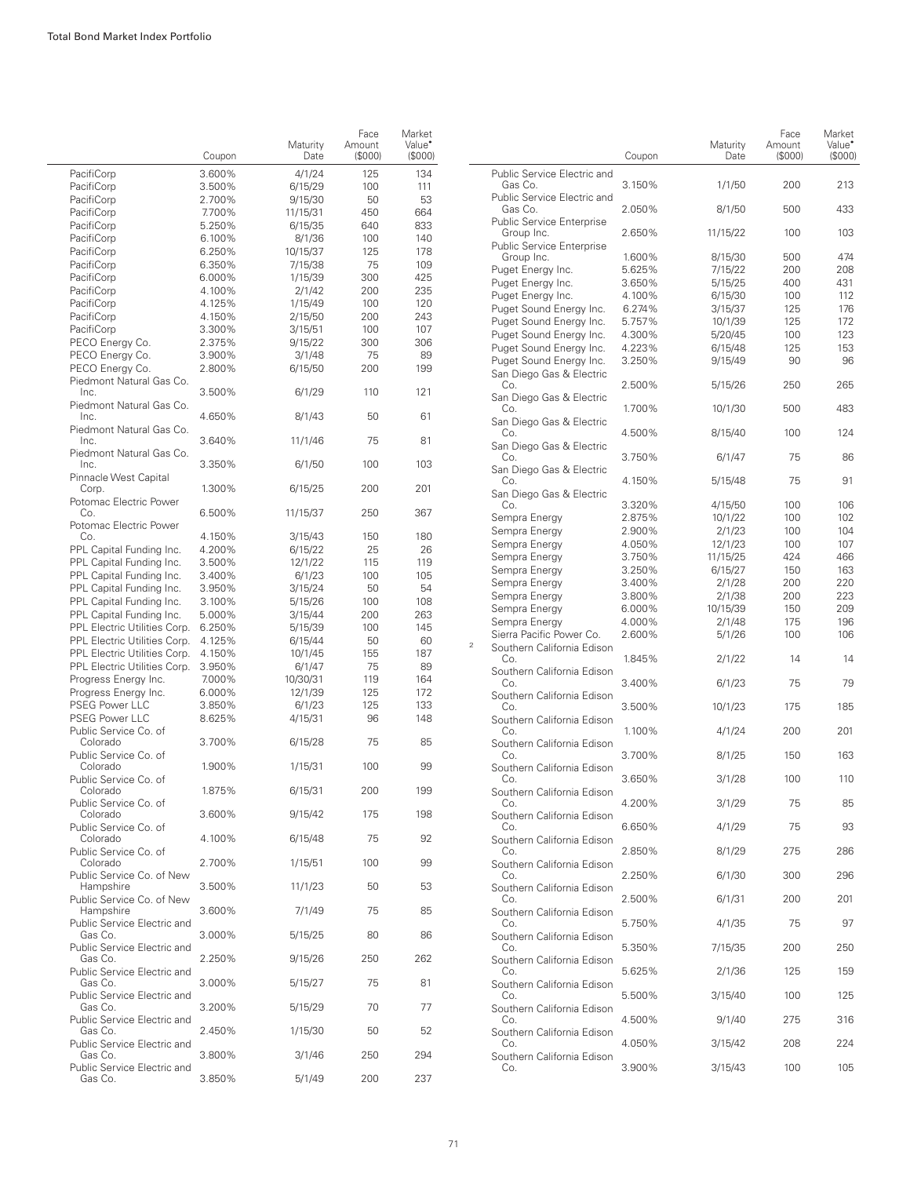| | Coupon | Maturity Date | Face Amount ($000) | Market Value• ($000) |
|---|---|---|---|---|
| PacifiCorp | 3.600% | 4/1/24 | 125 | 134 |
| PacifiCorp | 3.500% | 6/15/29 | 100 | 111 |
| PacifiCorp | 2.700% | 9/15/30 | 50 | 53 |
| PacifiCorp | 7.700% | 11/15/31 | 450 | 664 |
| PacifiCorp | 5.250% | 6/15/35 | 640 | 833 |
| PacifiCorp | 6.100% | 8/1/36 | 100 | 140 |
| PacifiCorp | 6.250% | 10/15/37 | 125 | 178 |
| PacifiCorp | 6.350% | 7/15/38 | 75 | 109 |
| PacifiCorp | 6.000% | 1/15/39 | 300 | 425 |
| PacifiCorp | 4.100% | 2/1/42 | 200 | 235 |
| PacifiCorp | 4.125% | 1/15/49 | 100 | 120 |
| PacifiCorp | 4.150% | 2/15/50 | 200 | 243 |
| PacifiCorp | 3.300% | 3/15/51 | 100 | 107 |
| PECO Energy Co. | 2.375% | 9/15/22 | 300 | 306 |
| PECO Energy Co. | 3.900% | 3/1/48 | 75 | 89 |
| PECO Energy Co. | 2.800% | 6/15/50 | 200 | 199 |
| Piedmont Natural Gas Co. Inc. | 3.500% | 6/1/29 | 110 | 121 |
| Piedmont Natural Gas Co. Inc. | 4.650% | 8/1/43 | 50 | 61 |
| Piedmont Natural Gas Co. Inc. | 3.640% | 11/1/46 | 75 | 81 |
| Piedmont Natural Gas Co. Inc. | 3.350% | 6/1/50 | 100 | 103 |
| Pinnacle West Capital Corp. | 1.300% | 6/15/25 | 200 | 201 |
| Potomac Electric Power Co. | 6.500% | 11/15/37 | 250 | 367 |
| Potomac Electric Power Co. | 4.150% | 3/15/43 | 150 | 180 |
| PPL Capital Funding Inc. | 4.200% | 6/15/22 | 25 | 26 |
| PPL Capital Funding Inc. | 3.500% | 12/1/22 | 115 | 119 |
| PPL Capital Funding Inc. | 3.400% | 6/1/23 | 100 | 105 |
| PPL Capital Funding Inc. | 3.950% | 3/15/24 | 50 | 54 |
| PPL Capital Funding Inc. | 3.100% | 5/15/26 | 100 | 108 |
| PPL Capital Funding Inc. | 5.000% | 3/15/44 | 200 | 263 |
| PPL Electric Utilities Corp. | 6.250% | 5/15/39 | 100 | 145 |
| PPL Electric Utilities Corp. | 4.125% | 6/15/44 | 50 | 60 |
| PPL Electric Utilities Corp. | 4.150% | 10/1/45 | 155 | 187 |
| PPL Electric Utilities Corp. | 3.950% | 6/1/47 | 75 | 89 |
| Progress Energy Inc. | 7.000% | 10/30/31 | 119 | 164 |
| Progress Energy Inc. | 6.000% | 12/1/39 | 125 | 172 |
| PSEG Power LLC | 3.850% | 6/1/23 | 125 | 133 |
| PSEG Power LLC | 8.625% | 4/15/31 | 96 | 148 |
| Public Service Co. of Colorado | 3.700% | 6/15/28 | 75 | 85 |
| Public Service Co. of Colorado | 1.900% | 1/15/31 | 100 | 99 |
| Public Service Co. of Colorado | 1.875% | 6/15/31 | 200 | 199 |
| Public Service Co. of Colorado | 3.600% | 9/15/42 | 175 | 198 |
| Public Service Co. of Colorado | 4.100% | 6/15/48 | 75 | 92 |
| Public Service Co. of Colorado | 2.700% | 1/15/51 | 100 | 99 |
| Public Service Co. of New Hampshire | 3.500% | 11/1/23 | 50 | 53 |
| Public Service Co. of New Hampshire | 3.600% | 7/1/49 | 75 | 85 |
| Public Service Electric and Gas Co. | 3.000% | 5/15/25 | 80 | 86 |
| Public Service Electric and Gas Co. | 2.250% | 9/15/26 | 250 | 262 |
| Public Service Electric and Gas Co. | 3.000% | 5/15/27 | 75 | 81 |
| Public Service Electric and Gas Co. | 3.200% | 5/15/29 | 70 | 77 |
| Public Service Electric and Gas Co. | 2.450% | 1/15/30 | 50 | 52 |
| Public Service Electric and Gas Co. | 3.800% | 3/1/46 | 250 | 294 |
| Public Service Electric and Gas Co. | 3.850% | 5/1/49 | 200 | 237 |
| Public Service Electric and Gas Co. | 3.150% | 1/1/50 | 200 | 213 |
| Public Service Electric and Gas Co. | 2.050% | 8/1/50 | 500 | 433 |
| Public Service Enterprise Group Inc. | 2.650% | 11/15/22 | 100 | 103 |
| Public Service Enterprise Group Inc. | 1.600% | 8/15/30 | 500 | 474 |
| Puget Energy Inc. | 5.625% | 7/15/22 | 200 | 208 |
| Puget Energy Inc. | 3.650% | 5/15/25 | 400 | 431 |
| Puget Energy Inc. | 4.100% | 6/15/30 | 100 | 112 |
| Puget Sound Energy Inc. | 6.274% | 3/15/37 | 125 | 176 |
| Puget Sound Energy Inc. | 5.757% | 10/1/39 | 125 | 172 |
| Puget Sound Energy Inc. | 4.300% | 5/20/45 | 100 | 123 |
| Puget Sound Energy Inc. | 4.223% | 6/15/48 | 125 | 153 |
| Puget Sound Energy Inc. | 3.250% | 9/15/49 | 90 | 96 |
| San Diego Gas & Electric Co. | 2.500% | 5/15/26 | 250 | 265 |
| San Diego Gas & Electric Co. | 1.700% | 10/1/30 | 500 | 483 |
| San Diego Gas & Electric Co. | 4.500% | 8/15/40 | 100 | 124 |
| San Diego Gas & Electric Co. | 3.750% | 6/1/47 | 75 | 86 |
| San Diego Gas & Electric Co. | 4.150% | 5/15/48 | 75 | 91 |
| San Diego Gas & Electric Co. | 3.320% | 4/15/50 | 100 | 106 |
| Sempra Energy | 2.875% | 10/1/22 | 100 | 102 |
| Sempra Energy | 2.900% | 2/1/23 | 100 | 104 |
| Sempra Energy | 4.050% | 12/1/23 | 100 | 107 |
| Sempra Energy | 3.750% | 11/15/25 | 424 | 466 |
| Sempra Energy | 3.250% | 6/15/27 | 150 | 163 |
| Sempra Energy | 3.400% | 2/1/28 | 200 | 220 |
| Sempra Energy | 3.800% | 2/1/38 | 200 | 223 |
| Sempra Energy | 6.000% | 10/15/39 | 150 | 209 |
| Sempra Energy | 4.000% | 2/1/48 | 175 | 196 |
| Sierra Pacific Power Co. | 2.600% | 5/1/26 | 100 | 106 |
| [2] Southern California Edison Co. | 1.845% | 2/1/22 | 14 | 14 |
| Southern California Edison Co. | 3.400% | 6/1/23 | 75 | 79 |
| Southern California Edison Co. | 3.500% | 10/1/23 | 175 | 185 |
| Southern California Edison Co. | 1.100% | 4/1/24 | 200 | 201 |
| Southern California Edison Co. | 3.700% | 8/1/25 | 150 | 163 |
| Southern California Edison Co. | 3.650% | 3/1/28 | 100 | 110 |
| Southern California Edison Co. | 4.200% | 3/1/29 | 75 | 85 |
| Southern California Edison Co. | 6.650% | 4/1/29 | 75 | 93 |
| Southern California Edison Co. | 2.850% | 8/1/29 | 275 | 286 |
| Southern California Edison Co. | 2.250% | 6/1/30 | 300 | 296 |
| Southern California Edison Co. | 2.500% | 6/1/31 | 200 | 201 |
| Southern California Edison Co. | 5.750% | 4/1/35 | 75 | 97 |
| Southern California Edison Co. | 5.350% | 7/15/35 | 200 | 250 |
| Southern California Edison Co. | 5.625% | 2/1/36 | 125 | 159 |
| Southern California Edison Co. | 5.500% | 3/15/40 | 100 | 125 |
| Southern California Edison Co. | 4.500% | 9/1/40 | 275 | 316 |
| Southern California Edison Co. | 4.050% | 3/15/42 | 208 | 224 |
| Southern California Edison Co. | 3.900% | 3/15/43 | 100 | 105 |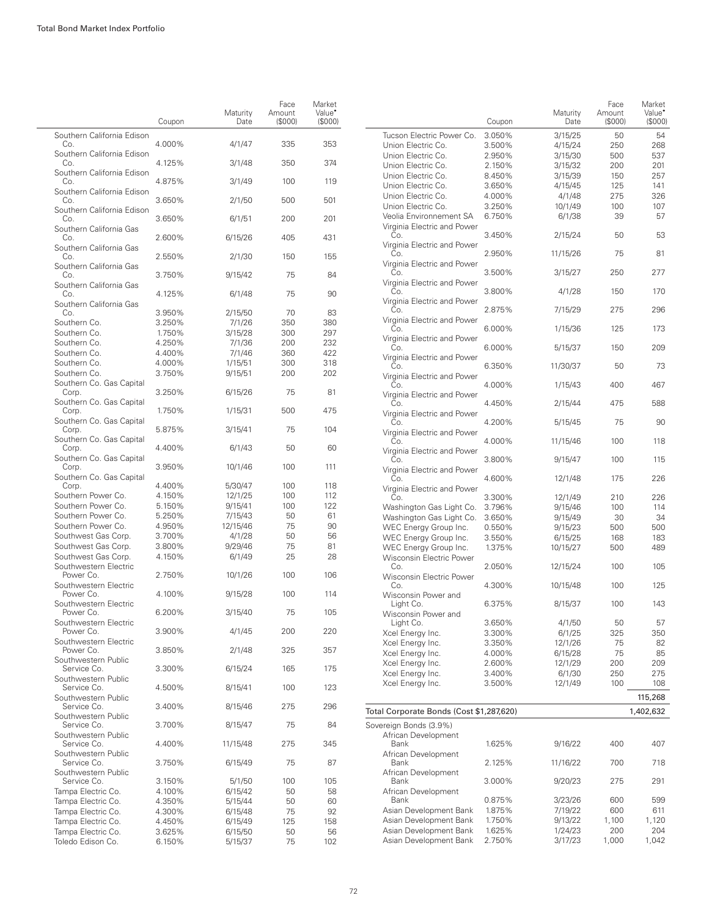| | Coupon | Maturity Date | Face Amount ($000) | Market Value• ($000) |
|---|---|---|---|---|
| Southern California Edison Co. | 4.000% | 4/1/47 | 335 | 353 |
| Southern California Edison Co. | 4.125% | 3/1/48 | 350 | 374 |
| Southern California Edison Co. | 4.875% | 3/1/49 | 100 | 119 |
| Southern California Edison Co. | 3.650% | 2/1/50 | 500 | 501 |
| Southern California Edison Co. | 3.650% | 6/1/51 | 200 | 201 |
| Southern California Gas Co. | 2.600% | 6/15/26 | 405 | 431 |
| Southern California Gas Co. | 2.550% | 2/1/30 | 150 | 155 |
| Southern California Gas Co. | 3.750% | 9/15/42 | 75 | 84 |
| Southern California Gas Co. | 4.125% | 6/1/48 | 75 | 90 |
| Southern California Gas Co. | 3.950% | 2/15/50 | 70 | 83 |
| Southern Co. | 3.250% | 7/1/26 | 350 | 380 |
| Southern Co. | 1.750% | 3/15/28 | 300 | 297 |
| Southern Co. | 4.250% | 7/1/36 | 200 | 232 |
| Southern Co. | 4.400% | 7/1/46 | 360 | 422 |
| Southern Co. | 4.000% | 1/15/51 | 300 | 318 |
| Southern Co. | 3.750% | 9/15/51 | 200 | 202 |
| Southern Co. Gas Capital Corp. | 3.250% | 6/15/26 | 75 | 81 |
| Southern Co. Gas Capital Corp. | 1.750% | 1/15/31 | 500 | 475 |
| Southern Co. Gas Capital Corp. | 5.875% | 3/15/41 | 75 | 104 |
| Southern Co. Gas Capital Corp. | 4.400% | 6/1/43 | 50 | 60 |
| Southern Co. Gas Capital Corp. | 3.950% | 10/1/46 | 100 | 111 |
| Southern Co. Gas Capital Corp. | 4.400% | 5/30/47 | 100 | 118 |
| Southern Power Co. | 4.150% | 12/1/25 | 100 | 112 |
| Southern Power Co. | 5.150% | 9/15/41 | 100 | 122 |
| Southern Power Co. | 5.250% | 7/15/43 | 50 | 61 |
| Southern Power Co. | 4.950% | 12/15/46 | 75 | 90 |
| Southwest Gas Corp. | 3.700% | 4/1/28 | 50 | 56 |
| Southwest Gas Corp. | 3.800% | 9/29/46 | 75 | 81 |
| Southwest Gas Corp. | 4.150% | 6/1/49 | 25 | 28 |
| Southwestern Electric Power Co. | 2.750% | 10/1/26 | 100 | 106 |
| Southwestern Electric Power Co. | 4.100% | 9/15/28 | 100 | 114 |
| Southwestern Electric Power Co. | 6.200% | 3/15/40 | 75 | 105 |
| Southwestern Electric Power Co. | 3.900% | 4/1/45 | 200 | 220 |
| Southwestern Electric Power Co. | 3.850% | 2/1/48 | 325 | 357 |
| Southwestern Public Service Co. | 3.300% | 6/15/24 | 165 | 175 |
| Southwestern Public Service Co. | 4.500% | 8/15/41 | 100 | 123 |
| Southwestern Public Service Co. | 3.400% | 8/15/46 | 275 | 296 |
| Southwestern Public Service Co. | 3.700% | 8/15/47 | 75 | 84 |
| Southwestern Public Service Co. | 4.400% | 11/15/48 | 275 | 345 |
| Southwestern Public Service Co. | 3.750% | 6/15/49 | 75 | 87 |
| Southwestern Public Service Co. | 3.150% | 5/1/50 | 100 | 105 |
| Tampa Electric Co. | 4.100% | 6/15/42 | 50 | 58 |
| Tampa Electric Co. | 4.350% | 5/15/44 | 50 | 60 |
| Tampa Electric Co. | 4.300% | 6/15/48 | 75 | 92 |
| Tampa Electric Co. | 4.450% | 6/15/49 | 125 | 158 |
| Tampa Electric Co. | 3.625% | 6/15/50 | 50 | 56 |
| Toledo Edison Co. | 6.150% | 5/15/37 | 75 | 102 |
| Tucson Electric Power Co. | 3.050% | 3/15/25 | 50 | 54 |
| Union Electric Co. | 3.500% | 4/15/24 | 250 | 268 |
| Union Electric Co. | 2.950% | 3/15/30 | 500 | 537 |
| Union Electric Co. | 2.150% | 3/15/32 | 200 | 201 |
| Union Electric Co. | 8.450% | 3/15/39 | 150 | 257 |
| Union Electric Co. | 3.650% | 4/15/45 | 125 | 141 |
| Union Electric Co. | 4.000% | 4/1/48 | 275 | 326 |
| Union Electric Co. | 3.250% | 10/1/49 | 100 | 107 |
| Veolia Environnement SA | 6.750% | 6/1/38 | 39 | 57 |
| Virginia Electric and Power Co. | 3.450% | 2/15/24 | 50 | 53 |
| Virginia Electric and Power Co. | 2.950% | 11/15/26 | 75 | 81 |
| Virginia Electric and Power Co. | 3.500% | 3/15/27 | 250 | 277 |
| Virginia Electric and Power Co. | 3.800% | 4/1/28 | 150 | 170 |
| Virginia Electric and Power Co. | 2.875% | 7/15/29 | 275 | 296 |
| Virginia Electric and Power Co. | 6.000% | 1/15/36 | 125 | 173 |
| Virginia Electric and Power Co. | 6.000% | 5/15/37 | 150 | 209 |
| Virginia Electric and Power Co. | 6.350% | 11/30/37 | 50 | 73 |
| Virginia Electric and Power Co. | 4.000% | 1/15/43 | 400 | 467 |
| Virginia Electric and Power Co. | 4.450% | 2/15/44 | 475 | 588 |
| Virginia Electric and Power Co. | 4.200% | 5/15/45 | 75 | 90 |
| Virginia Electric and Power Co. | 4.000% | 11/15/46 | 100 | 118 |
| Virginia Electric and Power Co. | 3.800% | 9/15/47 | 100 | 115 |
| Virginia Electric and Power Co. | 4.600% | 12/1/48 | 175 | 226 |
| Virginia Electric and Power Co. | 3.300% | 12/1/49 | 210 | 226 |
| Washington Gas Light Co. | 3.796% | 9/15/46 | 100 | 114 |
| Washington Gas Light Co. | 3.650% | 9/15/49 | 30 | 34 |
| WEC Energy Group Inc. | 0.550% | 9/15/23 | 500 | 500 |
| WEC Energy Group Inc. | 3.550% | 6/15/25 | 168 | 183 |
| WEC Energy Group Inc. | 1.375% | 10/15/27 | 500 | 489 |
| Wisconsin Electric Power Co. | 2.050% | 12/15/24 | 100 | 105 |
| Wisconsin Electric Power Co. | 4.300% | 10/15/48 | 100 | 125 |
| Wisconsin Power and Light Co. | 6.375% | 8/15/37 | 100 | 143 |
| Wisconsin Power and Light Co. | 3.650% | 4/1/50 | 50 | 57 |
| Xcel Energy Inc. | 3.300% | 6/1/25 | 325 | 350 |
| Xcel Energy Inc. | 3.350% | 12/1/26 | 75 | 82 |
| Xcel Energy Inc. | 4.000% | 6/15/28 | 75 | 85 |
| Xcel Energy Inc. | 2.600% | 12/1/29 | 200 | 209 |
| Xcel Energy Inc. | 3.400% | 6/1/30 | 250 | 275 |
| Xcel Energy Inc. | 3.500% | 12/1/49 | 100 | 108 |
| | | | | 115,268 |
| Total Corporate Bonds (Cost $1,287,620) | | | | 1,402,632 |
| Sovereign Bonds (3.9%) | | | | |
| African Development Bank | 1.625% | 9/16/22 | 400 | 407 |
| African Development Bank | 2.125% | 11/16/22 | 700 | 718 |
| African Development Bank | 3.000% | 9/20/23 | 275 | 291 |
| African Development Bank | 0.875% | 3/23/26 | 600 | 599 |
| Asian Development Bank | 1.875% | 7/19/22 | 600 | 611 |
| Asian Development Bank | 1.750% | 9/13/22 | 1,100 | 1,120 |
| Asian Development Bank | 1.625% | 1/24/23 | 200 | 204 |
| Asian Development Bank | 2.750% | 3/17/23 | 1,000 | 1,042 |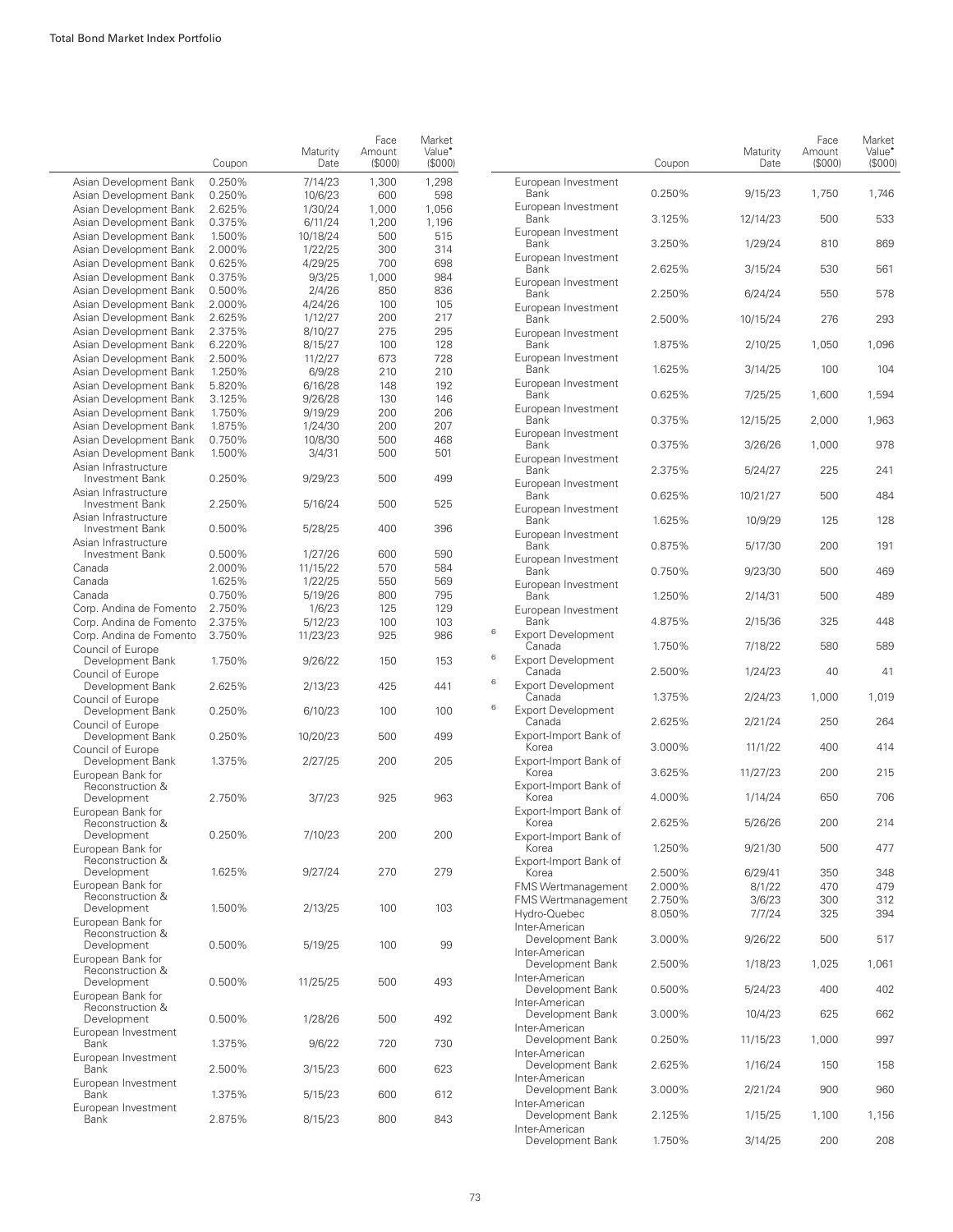| | Coupon | Maturity Date | Face Amount ($000) | Market Value• ($000) |
|---|---|---|---|---|
| Asian Development Bank | 0.250% | 7/14/23 | 1,300 | 1,298 |
| Asian Development Bank | 0.250% | 10/6/23 | 600 | 598 |
| Asian Development Bank | 2.625% | 1/30/24 | 1,000 | 1,056 |
| Asian Development Bank | 0.375% | 6/11/24 | 1,200 | 1,196 |
| Asian Development Bank | 1.500% | 10/18/24 | 500 | 515 |
| Asian Development Bank | 2.000% | 1/22/25 | 300 | 314 |
| Asian Development Bank | 0.625% | 4/29/25 | 700 | 698 |
| Asian Development Bank | 0.375% | 9/3/25 | 1,000 | 984 |
| Asian Development Bank | 0.500% | 2/4/26 | 850 | 836 |
| Asian Development Bank | 2.000% | 4/24/26 | 100 | 105 |
| Asian Development Bank | 2.625% | 1/12/27 | 200 | 217 |
| Asian Development Bank | 2.375% | 8/10/27 | 275 | 295 |
| Asian Development Bank | 6.220% | 8/15/27 | 100 | 128 |
| Asian Development Bank | 2.500% | 11/2/27 | 673 | 728 |
| Asian Development Bank | 1.250% | 6/9/28 | 210 | 210 |
| Asian Development Bank | 5.820% | 6/16/28 | 148 | 192 |
| Asian Development Bank | 3.125% | 9/26/28 | 130 | 146 |
| Asian Development Bank | 1.750% | 9/19/29 | 200 | 206 |
| Asian Development Bank | 1.875% | 1/24/30 | 200 | 207 |
| Asian Development Bank | 0.750% | 10/8/30 | 500 | 468 |
| Asian Development Bank | 1.500% | 3/4/31 | 500 | 501 |
| Asian Infrastructure Investment Bank | 0.250% | 9/29/23 | 500 | 499 |
| Asian Infrastructure Investment Bank | 2.250% | 5/16/24 | 500 | 525 |
| Asian Infrastructure Investment Bank | 0.500% | 5/28/25 | 400 | 396 |
| Asian Infrastructure Investment Bank | 0.500% | 1/27/26 | 600 | 590 |
| Canada | 2.000% | 11/15/22 | 570 | 584 |
| Canada | 1.625% | 1/22/25 | 550 | 569 |
| Canada | 0.750% | 5/19/26 | 800 | 795 |
| Corp. Andina de Fomento | 2.750% | 1/6/23 | 125 | 129 |
| Corp. Andina de Fomento | 2.375% | 5/12/23 | 100 | 103 |
| Corp. Andina de Fomento | 3.750% | 11/23/23 | 925 | 986 |
| Council of Europe Development Bank | 1.750% | 9/26/22 | 150 | 153 |
| Council of Europe Development Bank | 2.625% | 2/13/23 | 425 | 441 |
| Council of Europe Development Bank | 0.250% | 6/10/23 | 100 | 100 |
| Council of Europe Development Bank | 0.250% | 10/20/23 | 500 | 499 |
| Council of Europe Development Bank | 1.375% | 2/27/25 | 200 | 205 |
| European Bank for Reconstruction & Development | 2.750% | 3/7/23 | 925 | 963 |
| European Bank for Reconstruction & Development | 0.250% | 7/10/23 | 200 | 200 |
| European Bank for Reconstruction & Development | 1.625% | 9/27/24 | 270 | 279 |
| European Bank for Reconstruction & Development | 1.500% | 2/13/25 | 100 | 103 |
| European Bank for Reconstruction & Development | 0.500% | 5/19/25 | 100 | 99 |
| European Bank for Reconstruction & Development | 0.500% | 11/25/25 | 500 | 493 |
| European Bank for Reconstruction & Development | 0.500% | 1/28/26 | 500 | 492 |
| European Investment Bank | 1.375% | 9/6/22 | 720 | 730 |
| European Investment Bank | 2.500% | 3/15/23 | 600 | 623 |
| European Investment Bank | 1.375% | 5/15/23 | 600 | 612 |
| European Investment Bank | 2.875% | 8/15/23 | 800 | 843 |
| European Investment Bank | 0.250% | 9/15/23 | 1,750 | 1,746 |
| European Investment Bank | 3.125% | 12/14/23 | 500 | 533 |
| European Investment Bank | 3.250% | 1/29/24 | 810 | 869 |
| European Investment Bank | 2.625% | 3/15/24 | 530 | 561 |
| European Investment Bank | 2.250% | 6/24/24 | 550 | 578 |
| European Investment Bank | 2.500% | 10/15/24 | 276 | 293 |
| European Investment Bank | 1.875% | 2/10/25 | 1,050 | 1,096 |
| European Investment Bank | 1.625% | 3/14/25 | 100 | 104 |
| European Investment Bank | 0.625% | 7/25/25 | 1,600 | 1,594 |
| European Investment Bank | 0.375% | 12/15/25 | 2,000 | 1,963 |
| European Investment Bank | 0.375% | 3/26/26 | 1,000 | 978 |
| European Investment Bank | 2.375% | 5/24/27 | 225 | 241 |
| European Investment Bank | 0.625% | 10/21/27 | 500 | 484 |
| European Investment Bank | 1.625% | 10/9/29 | 125 | 128 |
| European Investment Bank | 0.875% | 5/17/30 | 200 | 191 |
| European Investment Bank | 0.750% | 9/23/30 | 500 | 469 |
| European Investment Bank | 1.250% | 2/14/31 | 500 | 489 |
| European Investment Bank | 4.875% | 2/15/36 | 325 | 448 |
| [6] Export Development Canada | 1.750% | 7/18/22 | 580 | 589 |
| [6] Export Development Canada | 2.500% | 1/24/23 | 40 | 41 |
| [6] Export Development Canada | 1.375% | 2/24/23 | 1,000 | 1,019 |
| [6] Export Development Canada | 2.625% | 2/21/24 | 250 | 264 |
| Export-Import Bank of Korea | 3.000% | 11/1/22 | 400 | 414 |
| Export-Import Bank of Korea | 3.625% | 11/27/23 | 200 | 215 |
| Export-Import Bank of Korea | 4.000% | 1/14/24 | 650 | 706 |
| Export-Import Bank of Korea | 2.625% | 5/26/26 | 200 | 214 |
| Export-Import Bank of Korea | 1.250% | 9/21/30 | 500 | 477 |
| Export-Import Bank of Korea | 2.500% | 6/29/41 | 350 | 348 |
| FMS Wertmanagement | 2.000% | 8/1/22 | 470 | 479 |
| FMS Wertmanagement | 2.750% | 3/6/23 | 300 | 312 |
| Hydro-Quebec | 8.050% | 7/7/24 | 325 | 394 |
| Inter-American Development Bank | 3.000% | 9/26/22 | 500 | 517 |
| Inter-American Development Bank | 2.500% | 1/18/23 | 1,025 | 1,061 |
| Inter-American Development Bank | 0.500% | 5/24/23 | 400 | 402 |
| Inter-American Development Bank | 3.000% | 10/4/23 | 625 | 662 |
| Inter-American Development Bank | 0.250% | 11/15/23 | 1,000 | 997 |
| Inter-American Development Bank | 2.625% | 1/16/24 | 150 | 158 |
| Inter-American Development Bank | 3.000% | 2/21/24 | 900 | 960 |
| Inter-American Development Bank | 2.125% | 1/15/25 | 1,100 | 1,156 |
| Inter-American Development Bank | 1.750% | 3/14/25 | 200 | 208 |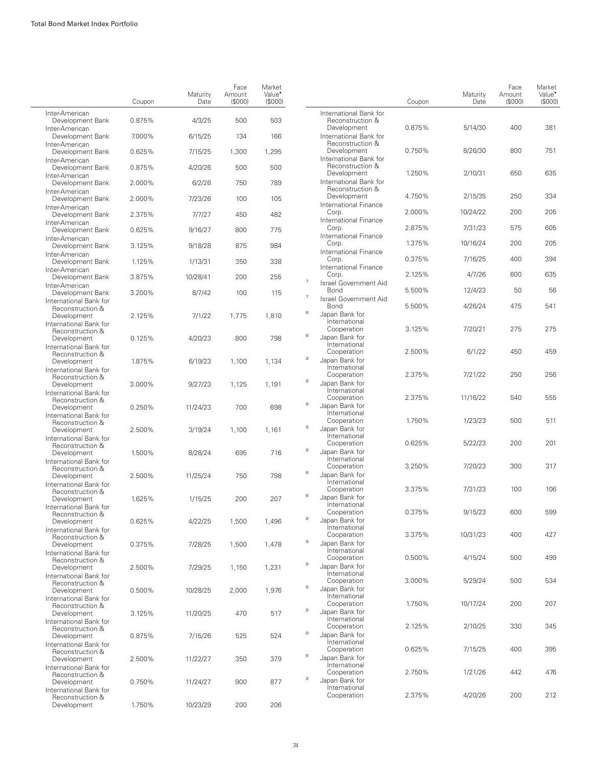| | Coupon | Maturity Date | Face Amount ($000) | Market Value• ($000) |
|---|---|---|---|---|
| Inter-American Development Bank | 0.875% | 4/3/25 | 500 | 503 |
| Inter-American Development Bank | 7.000% | 6/15/25 | 134 | 166 |
| Inter-American Development Bank | 0.625% | 7/15/25 | 1,300 | 1,295 |
| Inter-American Development Bank | 0.875% | 4/20/26 | 500 | 500 |
| Inter-American Development Bank | 2.000% | 6/2/26 | 750 | 789 |
| Inter-American Development Bank | 2.000% | 7/23/26 | 100 | 105 |
| Inter-American Development Bank | 2.375% | 7/7/27 | 450 | 482 |
| Inter-American Development Bank | 0.625% | 9/16/27 | 800 | 775 |
| Inter-American Development Bank | 3.125% | 9/18/28 | 875 | 984 |
| Inter-American Development Bank | 1.125% | 1/13/31 | 350 | 338 |
| Inter-American Development Bank | 3.875% | 10/28/41 | 200 | 255 |
| Inter-American Development Bank | 3.200% | 8/7/42 | 100 | 115 |
| International Bank for Reconstruction & Development | 2.125% | 7/1/22 | 1,775 | 1,810 |
| International Bank for Reconstruction & Development | 0.125% | 4/20/23 | 800 | 798 |
| International Bank for Reconstruction & Development | 1.875% | 6/19/23 | 1,100 | 1,134 |
| International Bank for Reconstruction & Development | 3.000% | 9/27/23 | 1,125 | 1,191 |
| International Bank for Reconstruction & Development | 0.250% | 11/24/23 | 700 | 698 |
| International Bank for Reconstruction & Development | 2.500% | 3/19/24 | 1,100 | 1,161 |
| International Bank for Reconstruction & Development | 1.500% | 8/28/24 | 695 | 716 |
| International Bank for Reconstruction & Development | 2.500% | 11/25/24 | 750 | 798 |
| International Bank for Reconstruction & Development | 1.625% | 1/15/25 | 200 | 207 |
| International Bank for Reconstruction & Development | 0.625% | 4/22/25 | 1,500 | 1,496 |
| International Bank for Reconstruction & Development | 0.375% | 7/28/25 | 1,500 | 1,478 |
| International Bank for Reconstruction & Development | 2.500% | 7/29/25 | 1,150 | 1,231 |
| International Bank for Reconstruction & Development | 0.500% | 10/28/25 | 2,000 | 1,976 |
| International Bank for Reconstruction & Development | 3.125% | 11/20/25 | 470 | 517 |
| International Bank for Reconstruction & Development | 0.875% | 7/15/26 | 525 | 524 |
| International Bank for Reconstruction & Development | 2.500% | 11/22/27 | 350 | 379 |
| International Bank for Reconstruction & Development | 0.750% | 11/24/27 | 900 | 877 |
| International Bank for Reconstruction & Development | 1.750% | 10/23/29 | 200 | 206 |
| International Bank for Reconstruction & Development | 0.875% | 5/14/30 | 400 | 381 |
| International Bank for Reconstruction & Development | 0.750% | 8/26/30 | 800 | 751 |
| International Bank for Reconstruction & Development | 1.250% | 2/10/31 | 650 | 635 |
| International Bank for Reconstruction & Development | 4.750% | 2/15/35 | 250 | 334 |
| International Finance Corp. | 2.000% | 10/24/22 | 200 | 205 |
| International Finance Corp. | 2.875% | 7/31/23 | 575 | 605 |
| International Finance Corp. | 1.375% | 10/16/24 | 200 | 205 |
| International Finance Corp. | 0.375% | 7/16/25 | 400 | 394 |
| International Finance Corp. | 2.125% | 4/7/26 | 600 | 635 |
| [7] Israel Government Aid Bond | 5.500% | 12/4/23 | 50 | 56 |
| [7] Israel Government Aid Bond | 5.500% | 4/26/24 | 475 | 541 |
| [8] Japan Bank for International Cooperation | 3.125% | 7/20/21 | 275 | 275 |
| [8] Japan Bank for International Cooperation | 2.500% | 6/1/22 | 450 | 459 |
| [8] Japan Bank for International Cooperation | 2.375% | 7/21/22 | 250 | 256 |
| [8] Japan Bank for International Cooperation | 2.375% | 11/16/22 | 540 | 555 |
| [8] Japan Bank for International Cooperation | 1.750% | 1/23/23 | 500 | 511 |
| [8] Japan Bank for International Cooperation | 0.625% | 5/22/23 | 200 | 201 |
| [8] Japan Bank for International Cooperation | 3.250% | 7/20/23 | 300 | 317 |
| [8] Japan Bank for International Cooperation | 3.375% | 7/31/23 | 100 | 106 |
| [8] Japan Bank for International Cooperation | 0.375% | 9/15/23 | 600 | 599 |
| [8] Japan Bank for International Cooperation | 3.375% | 10/31/23 | 400 | 427 |
| [8] Japan Bank for International Cooperation | 0.500% | 4/15/24 | 500 | 499 |
| [8] Japan Bank for International Cooperation | 3.000% | 5/29/24 | 500 | 534 |
| [8] Japan Bank for International Cooperation | 1.750% | 10/17/24 | 200 | 207 |
| [8] Japan Bank for International Cooperation | 2.125% | 2/10/25 | 330 | 345 |
| [8] Japan Bank for International Cooperation | 0.625% | 7/15/25 | 400 | 395 |
| [8] Japan Bank for International Cooperation | 2.750% | 1/21/26 | 442 | 476 |
| [8] Japan Bank for International Cooperation | 2.375% | 4/20/26 | 200 | 212 |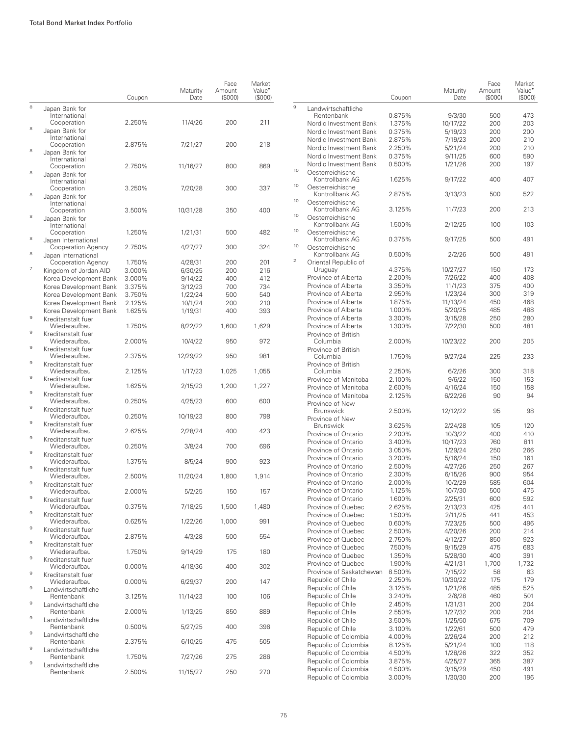| | | Coupon | Maturity Date | Face Amount ($000) | Market Value• ($000) |
|---|---|---|---|---|---|
| [8] | Japan Bank for International Cooperation | 2.250% | 11/4/26 | 200 | 211 |
| [8] | Japan Bank for International Cooperation | 2.875% | 7/21/27 | 200 | 218 |
| [8] | Japan Bank for International Cooperation | 2.750% | 11/16/27 | 800 | 869 |
| [8] | Japan Bank for International Cooperation | 3.250% | 7/20/28 | 300 | 337 |
| [8] | Japan Bank for International Cooperation | 3.500% | 10/31/28 | 350 | 400 |
| [8] | Japan Bank for International Cooperation | 1.250% | 1/21/31 | 500 | 482 |
| [8] | Japan International Cooperation Agency | 2.750% | 4/27/27 | 300 | 324 |
| [8] | Japan International Cooperation Agency | 1.750% | 4/28/31 | 200 | 201 |
| [7] | Kingdom of Jordan AID | 3.000% | 6/30/25 | 200 | 216 |
| | Korea Development Bank | 3.000% | 9/14/22 | 400 | 412 |
| | Korea Development Bank | 3.375% | 3/12/23 | 700 | 734 |
| | Korea Development Bank | 3.750% | 1/22/24 | 500 | 540 |
| | Korea Development Bank | 2.125% | 10/1/24 | 200 | 210 |
| | Korea Development Bank | 1.625% | 1/19/31 | 400 | 393 |
| [9] | Kreditanstalt fuer Wiederaufbau | 1.750% | 8/22/22 | 1,600 | 1,629 |
| [9] | Kreditanstalt fuer Wiederaufbau | 2.000% | 10/4/22 | 950 | 972 |
| [9] | Kreditanstalt fuer Wiederaufbau | 2.375% | 12/29/22 | 950 | 981 |
| [9] | Kreditanstalt fuer Wiederaufbau | 2.125% | 1/17/23 | 1,025 | 1,055 |
| [9] | Kreditanstalt fuer Wiederaufbau | 1.625% | 2/15/23 | 1,200 | 1,227 |
| [9] | Kreditanstalt fuer Wiederaufbau | 0.250% | 4/25/23 | 600 | 600 |
| [9] | Kreditanstalt fuer Wiederaufbau | 0.250% | 10/19/23 | 800 | 798 |
| [9] | Kreditanstalt fuer Wiederaufbau | 2.625% | 2/28/24 | 400 | 423 |
| [9] | Kreditanstalt fuer Wiederaufbau | 0.250% | 3/8/24 | 700 | 696 |
| [9] | Kreditanstalt fuer Wiederaufbau | 1.375% | 8/5/24 | 900 | 923 |
| [9] | Kreditanstalt fuer Wiederaufbau | 2.500% | 11/20/24 | 1,800 | 1,914 |
| [9] | Kreditanstalt fuer Wiederaufbau | 2.000% | 5/2/25 | 150 | 157 |
| [9] | Kreditanstalt fuer Wiederaufbau | 0.375% | 7/18/25 | 1,500 | 1,480 |
| [9] | Kreditanstalt fuer Wiederaufbau | 0.625% | 1/22/26 | 1,000 | 991 |
| [9] | Kreditanstalt fuer Wiederaufbau | 2.875% | 4/3/28 | 500 | 554 |
| [9] | Kreditanstalt fuer Wiederaufbau | 1.750% | 9/14/29 | 175 | 180 |
| [9] | Kreditanstalt fuer Wiederaufbau | 0.000% | 4/18/36 | 400 | 302 |
| [9] | Kreditanstalt fuer Wiederaufbau | 0.000% | 6/29/37 | 200 | 147 |
| [9] | Landwirtschaftliche Rentenbank | 3.125% | 11/14/23 | 100 | 106 |
| [9] | Landwirtschaftliche Rentenbank | 2.000% | 1/13/25 | 850 | 889 |
| [9] | Landwirtschaftliche Rentenbank | 0.500% | 5/27/25 | 400 | 396 |
| [9] | Landwirtschaftliche Rentenbank | 2.375% | 6/10/25 | 475 | 505 |
| [9] | Landwirtschaftliche Rentenbank | 1.750% | 7/27/26 | 275 | 286 |
| [9] | Landwirtschaftliche Rentenbank | 2.500% | 11/15/27 | 250 | 270 |
| [9] | Landwirtschaftliche Rentenbank | 0.875% | 9/3/30 | 500 | 473 |
| | Nordic Investment Bank | 1.375% | 10/17/22 | 200 | 203 |
| | Nordic Investment Bank | 0.375% | 5/19/23 | 200 | 200 |
| | Nordic Investment Bank | 2.875% | 7/19/23 | 200 | 210 |
| | Nordic Investment Bank | 2.250% | 5/21/24 | 200 | 210 |
| | Nordic Investment Bank | 0.375% | 9/11/25 | 600 | 590 |
| | Nordic Investment Bank | 0.500% | 1/21/26 | 200 | 197 |
| [10] | Oesterreichische Kontrollbank AG | 1.625% | 9/17/22 | 400 | 407 |
| [10] | Oesterreichische Kontrollbank AG | 2.875% | 3/13/23 | 500 | 522 |
| [10] | Oesterreichische Kontrollbank AG | 3.125% | 11/7/23 | 200 | 213 |
| [10] | Oesterreichische Kontrollbank AG | 1.500% | 2/12/25 | 100 | 103 |
| [10] | Oesterreichische Kontrollbank AG | 0.375% | 9/17/25 | 500 | 491 |
| [10] | Oesterreichische Kontrollbank AG | 0.500% | 2/2/26 | 500 | 491 |
| [2] | Oriental Republic of Uruguay | 4.375% | 10/27/27 | 150 | 173 |
| | Province of Alberta | 2.200% | 7/26/22 | 400 | 408 |
| | Province of Alberta | 3.350% | 11/1/23 | 375 | 400 |
| | Province of Alberta | 2.950% | 1/23/24 | 300 | 319 |
| | Province of Alberta | 1.875% | 11/13/24 | 450 | 468 |
| | Province of Alberta | 1.000% | 5/20/25 | 485 | 488 |
| | Province of Alberta | 3.300% | 3/15/28 | 250 | 280 |
| | Province of Alberta | 1.300% | 7/22/30 | 500 | 481 |
| | Province of British Columbia | 2.000% | 10/23/22 | 200 | 205 |
| | Province of British Columbia | 1.750% | 9/27/24 | 225 | 233 |
| | Province of British Columbia | 2.250% | 6/2/26 | 300 | 318 |
| | Province of Manitoba | 2.100% | 9/6/22 | 150 | 153 |
| | Province of Manitoba | 2.600% | 4/16/24 | 150 | 158 |
| | Province of Manitoba | 2.125% | 6/22/26 | 90 | 94 |
| | Province of New Brunswick | 2.500% | 12/12/22 | 95 | 98 |
| | Province of New Brunswick | 3.625% | 2/24/28 | 105 | 120 |
| | Province of Ontario | 2.200% | 10/3/22 | 400 | 410 |
| | Province of Ontario | 3.400% | 10/17/23 | 760 | 811 |
| | Province of Ontario | 3.050% | 1/29/24 | 250 | 266 |
| | Province of Ontario | 3.200% | 5/16/24 | 150 | 161 |
| | Province of Ontario | 2.500% | 4/27/26 | 250 | 267 |
| | Province of Ontario | 2.300% | 6/15/26 | 900 | 954 |
| | Province of Ontario | 2.000% | 10/2/29 | 585 | 604 |
| | Province of Ontario | 1.125% | 10/7/30 | 500 | 475 |
| | Province of Ontario | 1.600% | 2/25/31 | 600 | 592 |
| | Province of Quebec | 2.625% | 2/13/23 | 425 | 441 |
| | Province of Quebec | 1.500% | 2/11/25 | 441 | 453 |
| | Province of Quebec | 0.600% | 7/23/25 | 500 | 496 |
| | Province of Quebec | 2.500% | 4/20/26 | 200 | 214 |
| | Province of Quebec | 2.750% | 4/12/27 | 850 | 923 |
| | Province of Quebec | 7.500% | 9/15/29 | 475 | 683 |
| | Province of Quebec | 1.350% | 5/28/30 | 400 | 391 |
| | Province of Quebec | 1.900% | 4/21/31 | 1,700 | 1,732 |
| | Province of Saskatchewan | 8.500% | 7/15/22 | 58 | 63 |
| | Republic of Chile | 2.250% | 10/30/22 | 175 | 179 |
| | Republic of Chile | 3.125% | 1/21/26 | 485 | 525 |
| | Republic of Chile | 3.240% | 2/6/28 | 460 | 501 |
| | Republic of Chile | 2.450% | 1/31/31 | 200 | 204 |
| | Republic of Chile | 2.550% | 1/27/32 | 200 | 204 |
| | Republic of Chile | 3.500% | 1/25/50 | 675 | 709 |
| | Republic of Chile | 3.100% | 1/22/61 | 500 | 479 |
| | Republic of Colombia | 4.000% | 2/26/24 | 200 | 212 |
| | Republic of Colombia | 8.125% | 5/21/24 | 100 | 118 |
| | Republic of Colombia | 4.500% | 1/28/26 | 322 | 352 |
| | Republic of Colombia | 3.875% | 4/25/27 | 365 | 387 |
| | Republic of Colombia | 4.500% | 3/15/29 | 450 | 491 |
| | Republic of Colombia | 3.000% | 1/30/30 | 200 | 196 |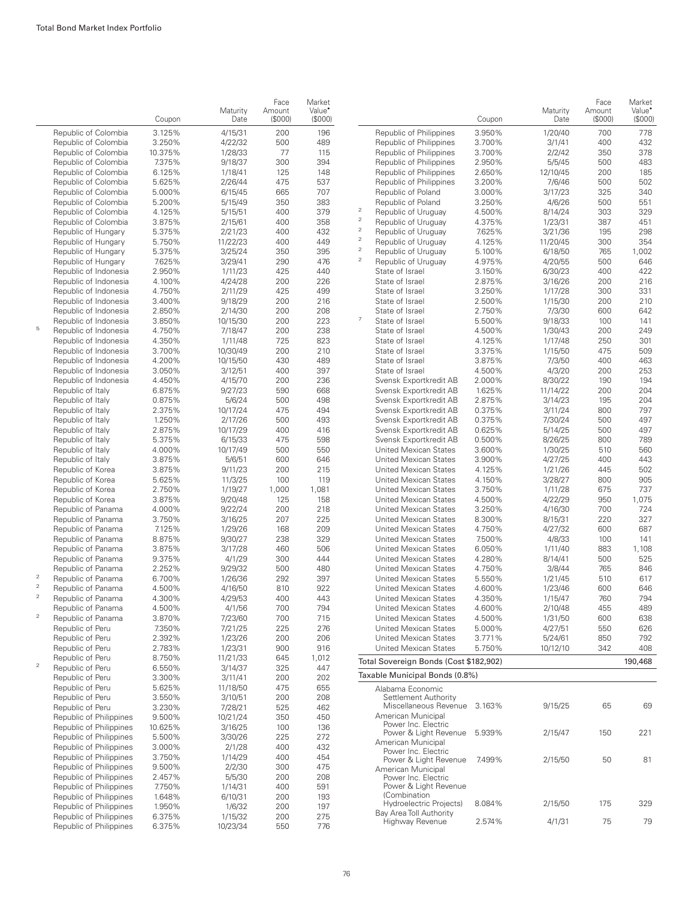| | | Coupon | Maturity Date | Face Amount ($000) | Market Value• ($000) |
|---|---|---|---|---|---|
| | Republic of Colombia | 3.125% | 4/15/31 | 200 | 196 |
| | Republic of Colombia | 3.250% | 4/22/32 | 500 | 489 |
| | Republic of Colombia | 10.375% | 1/28/33 | 77 | 115 |
| | Republic of Colombia | 7.375% | 9/18/37 | 300 | 394 |
| | Republic of Colombia | 6.125% | 1/18/41 | 125 | 148 |
| | Republic of Colombia | 5.625% | 2/26/44 | 475 | 537 |
| | Republic of Colombia | 5.000% | 6/15/45 | 665 | 707 |
| | Republic of Colombia | 5.200% | 5/15/49 | 350 | 383 |
| | Republic of Colombia | 4.125% | 5/15/51 | 400 | 379 |
| | Republic of Colombia | 3.875% | 2/15/61 | 400 | 358 |
| | Republic of Hungary | 5.375% | 2/21/23 | 400 | 432 |
| | Republic of Hungary | 5.750% | 11/22/23 | 400 | 449 |
| | Republic of Hungary | 5.375% | 3/25/24 | 350 | 395 |
| | Republic of Hungary | 7.625% | 3/29/41 | 290 | 476 |
| | Republic of Indonesia | 2.950% | 1/11/23 | 425 | 440 |
| | Republic of Indonesia | 4.100% | 4/24/28 | 200 | 226 |
| | Republic of Indonesia | 4.750% | 2/11/29 | 425 | 499 |
| | Republic of Indonesia | 3.400% | 9/18/29 | 200 | 216 |
| | Republic of Indonesia | 2.850% | 2/14/30 | 200 | 208 |
| | Republic of Indonesia | 3.850% | 10/15/30 | 200 | 223 |
| 5 | Republic of Indonesia | 4.750% | 7/18/47 | 200 | 238 |
| | Republic of Indonesia | 4.350% | 1/11/48 | 725 | 823 |
| | Republic of Indonesia | 3.700% | 10/30/49 | 200 | 210 |
| | Republic of Indonesia | 4.200% | 10/15/50 | 430 | 489 |
| | Republic of Indonesia | 3.050% | 3/12/51 | 400 | 397 |
| | Republic of Indonesia | 4.450% | 4/15/70 | 200 | 236 |
| | Republic of Italy | 6.875% | 9/27/23 | 590 | 668 |
| | Republic of Italy | 0.875% | 5/6/24 | 500 | 498 |
| | Republic of Italy | 2.375% | 10/17/24 | 475 | 494 |
| | Republic of Italy | 1.250% | 2/17/26 | 500 | 493 |
| | Republic of Italy | 2.875% | 10/17/29 | 400 | 416 |
| | Republic of Italy | 5.375% | 6/15/33 | 475 | 598 |
| | Republic of Italy | 4.000% | 10/17/49 | 500 | 550 |
| | Republic of Italy | 3.875% | 5/6/51 | 600 | 646 |
| | Republic of Korea | 3.875% | 9/11/23 | 200 | 215 |
| | Republic of Korea | 5.625% | 11/3/25 | 100 | 119 |
| | Republic of Korea | 2.750% | 1/19/27 | 1,000 | 1,081 |
| | Republic of Korea | 3.875% | 9/20/48 | 125 | 158 |
| | Republic of Panama | 4.000% | 9/22/24 | 200 | 218 |
| | Republic of Panama | 3.750% | 3/16/25 | 207 | 225 |
| | Republic of Panama | 7.125% | 1/29/26 | 168 | 209 |
| | Republic of Panama | 8.875% | 9/30/27 | 238 | 329 |
| | Republic of Panama | 3.875% | 3/17/28 | 460 | 506 |
| | Republic of Panama | 9.375% | 4/1/29 | 300 | 444 |
| | Republic of Panama | 2.252% | 9/29/32 | 500 | 480 |
| 2 | Republic of Panama | 6.700% | 1/26/36 | 292 | 397 |
| 2 | Republic of Panama | 4.500% | 4/16/50 | 810 | 922 |
| 2 | Republic of Panama | 4.300% | 4/29/53 | 400 | 443 |
| | Republic of Panama | 4.500% | 4/1/56 | 700 | 794 |
| 2 | Republic of Panama | 3.870% | 7/23/60 | 700 | 715 |
| | Republic of Peru | 7.350% | 7/21/25 | 225 | 276 |
| | Republic of Peru | 2.392% | 1/23/26 | 200 | 206 |
| | Republic of Peru | 2.783% | 1/23/31 | 900 | 916 |
| | Republic of Peru | 8.750% | 11/21/33 | 645 | 1,012 |
| 2 | Republic of Peru | 6.550% | 3/14/37 | 325 | 447 |
| | Republic of Peru | 3.300% | 3/11/41 | 200 | 202 |
| | Republic of Peru | 5.625% | 11/18/50 | 475 | 655 |
| | Republic of Peru | 3.550% | 3/10/51 | 200 | 208 |
| | Republic of Peru | 3.230% | 7/28/21 | 525 | 462 |
| | Republic of Philippines | 9.500% | 10/21/24 | 350 | 450 |
| | Republic of Philippines | 10.625% | 3/16/25 | 100 | 136 |
| | Republic of Philippines | 5.500% | 3/30/26 | 225 | 272 |
| | Republic of Philippines | 3.000% | 2/1/28 | 400 | 432 |
| | Republic of Philippines | 3.750% | 1/14/29 | 400 | 454 |
| | Republic of Philippines | 9.500% | 2/2/30 | 300 | 475 |
| | Republic of Philippines | 2.457% | 5/5/30 | 200 | 208 |
| | Republic of Philippines | 7.750% | 1/14/31 | 400 | 591 |
| | Republic of Philippines | 1.648% | 6/10/31 | 200 | 193 |
| | Republic of Philippines | 1.950% | 1/6/32 | 200 | 197 |
| | Republic of Philippines | 6.375% | 1/15/32 | 200 | 275 |
| | Republic of Philippines | 6.375% | 10/23/34 | 550 | 776 |
| | Republic of Philippines | 3.950% | 1/20/40 | 700 | 778 |
| | Republic of Philippines | 3.700% | 3/1/41 | 400 | 432 |
| | Republic of Philippines | 3.700% | 2/2/42 | 350 | 378 |
| | Republic of Philippines | 2.950% | 5/5/45 | 500 | 483 |
| | Republic of Philippines | 2.650% | 12/10/45 | 200 | 185 |
| | Republic of Philippines | 3.200% | 7/6/46 | 500 | 502 |
| | Republic of Poland | 3.000% | 3/17/23 | 325 | 340 |
| | Republic of Poland | 3.250% | 4/6/26 | 500 | 551 |
| 2 | Republic of Uruguay | 4.500% | 8/14/24 | 303 | 329 |
| 2 | Republic of Uruguay | 4.375% | 1/23/31 | 387 | 451 |
| 2 | Republic of Uruguay | 7.625% | 3/21/36 | 195 | 298 |
| 2 | Republic of Uruguay | 4.125% | 11/20/45 | 300 | 354 |
| 2 | Republic of Uruguay | 5.100% | 6/18/50 | 765 | 1,002 |
| 2 | Republic of Uruguay | 4.975% | 4/20/55 | 500 | 646 |
| | State of Israel | 3.150% | 6/30/23 | 400 | 422 |
| | State of Israel | 2.875% | 3/16/26 | 200 | 216 |
| | State of Israel | 3.250% | 1/17/28 | 300 | 331 |
| | State of Israel | 2.500% | 1/15/30 | 200 | 210 |
| | State of Israel | 2.750% | 7/3/30 | 600 | 642 |
| 7 | State of Israel | 5.500% | 9/18/33 | 100 | 141 |
| | State of Israel | 4.500% | 1/30/43 | 200 | 249 |
| | State of Israel | 4.125% | 1/17/48 | 250 | 301 |
| | State of Israel | 3.375% | 1/15/50 | 475 | 509 |
| | State of Israel | 3.875% | 7/3/50 | 400 | 463 |
| | State of Israel | 4.500% | 4/3/20 | 200 | 253 |
| | Svensk Exportkredit AB | 2.000% | 8/30/22 | 190 | 194 |
| | Svensk Exportkredit AB | 1.625% | 11/14/22 | 200 | 204 |
| | Svensk Exportkredit AB | 2.875% | 3/14/23 | 195 | 204 |
| | Svensk Exportkredit AB | 0.375% | 3/11/24 | 800 | 797 |
| | Svensk Exportkredit AB | 0.375% | 7/30/24 | 500 | 497 |
| | Svensk Exportkredit AB | 0.625% | 5/14/25 | 500 | 497 |
| | Svensk Exportkredit AB | 0.500% | 8/26/25 | 800 | 789 |
| | United Mexican States | 3.600% | 1/30/25 | 510 | 560 |
| | United Mexican States | 3.900% | 4/27/25 | 400 | 443 |
| | United Mexican States | 4.125% | 1/21/26 | 445 | 502 |
| | United Mexican States | 4.150% | 3/28/27 | 800 | 905 |
| | United Mexican States | 3.750% | 1/11/28 | 675 | 737 |
| | United Mexican States | 4.500% | 4/22/29 | 950 | 1,075 |
| | United Mexican States | 3.250% | 4/16/30 | 700 | 724 |
| | United Mexican States | 8.300% | 8/15/31 | 220 | 327 |
| | United Mexican States | 4.750% | 4/27/32 | 600 | 687 |
| | United Mexican States | 7.500% | 4/8/33 | 100 | 141 |
| | United Mexican States | 6.050% | 1/11/40 | 883 | 1,108 |
| | United Mexican States | 4.280% | 8/14/41 | 500 | 525 |
| | United Mexican States | 4.750% | 3/8/44 | 765 | 846 |
| | United Mexican States | 5.550% | 1/21/45 | 510 | 617 |
| | United Mexican States | 4.600% | 1/23/46 | 600 | 646 |
| | United Mexican States | 4.350% | 1/15/47 | 760 | 794 |
| | United Mexican States | 4.600% | 2/10/48 | 455 | 489 |
| | United Mexican States | 4.500% | 1/31/50 | 600 | 638 |
| | United Mexican States | 5.000% | 4/27/51 | 550 | 626 |
| | United Mexican States | 3.771% | 5/24/61 | 850 | 792 |
| | United Mexican States | 5.750% | 10/12/10 | 342 | 408 |
| **Total Sovereign Bonds (Cost $182,902)** | | | | | **190,468** |
| **Taxable Municipal Bonds (0.8%)** | | | | | |
| | Alabama Economic Settlement Authority Miscellaneous Revenue | 3.163% | 9/15/25 | 65 | 69 |
| | American Municipal Power Inc. Electric Power & Light Revenue | 5.939% | 2/15/47 | 150 | 221 |
| | American Municipal Power Inc. Electric Power & Light Revenue | 7.499% | 2/15/50 | 50 | 81 |
| | American Municipal Power Inc. Electric Power & Light Revenue (Combination Hydroelectric Projects) | 8.084% | 2/15/50 | 175 | 329 |
| | Bay Area Toll Authority Highway Revenue | 2.574% | 4/1/31 | 75 | 79 |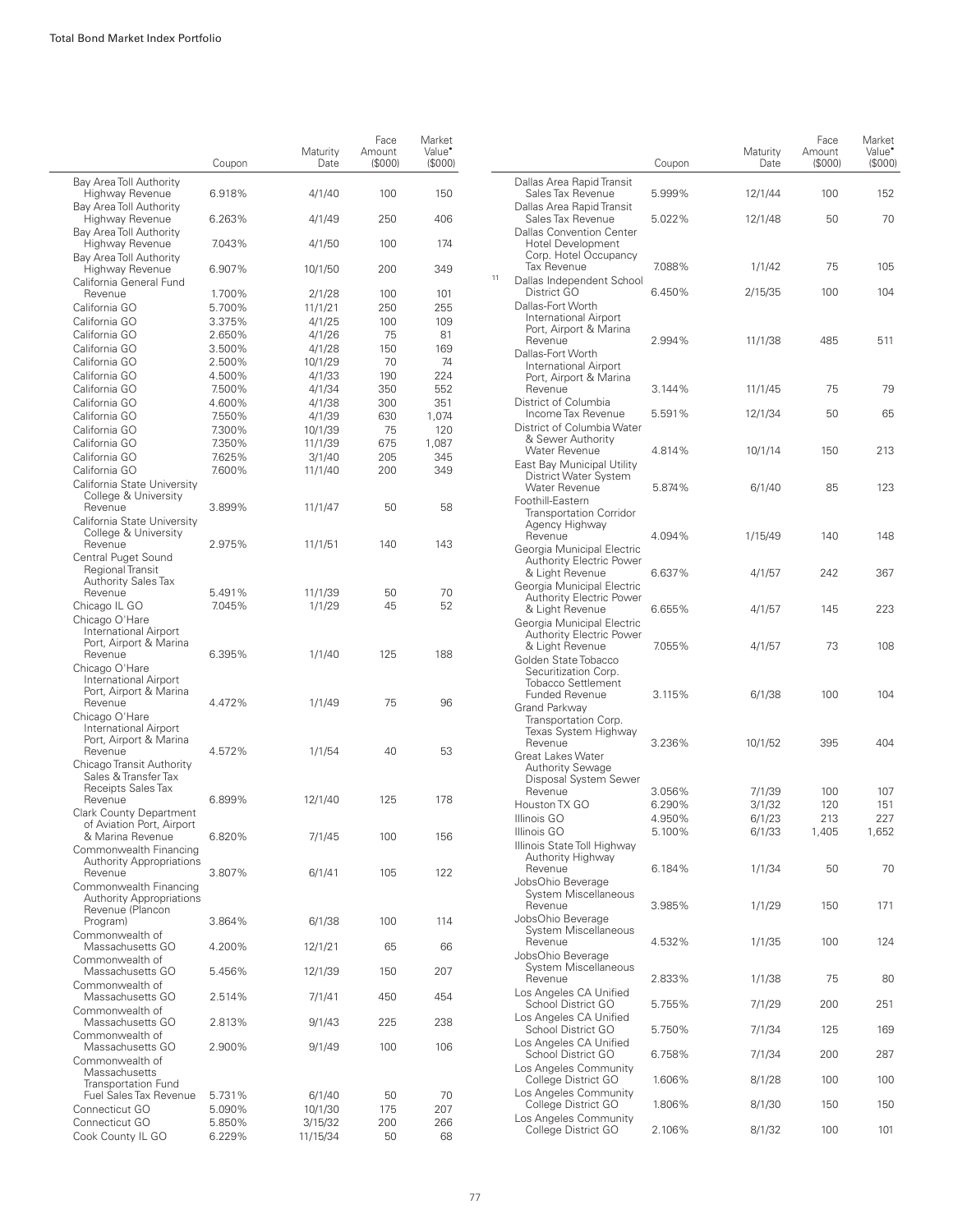| | Coupon | Maturity Date | Face Amount ($000) | Market Value• ($000) |
|---|---|---|---|---|
| Bay Area Toll Authority Highway Revenue | 6.918% | 4/1/40 | 100 | 150 |
| Bay Area Toll Authority Highway Revenue | 6.263% | 4/1/49 | 250 | 406 |
| Bay Area Toll Authority Highway Revenue | 7.043% | 4/1/50 | 100 | 174 |
| Bay Area Toll Authority Highway Revenue | 6.907% | 10/1/50 | 200 | 349 |
| California General Fund Revenue | 1.700% | 2/1/28 | 100 | 101 |
| California GO | 5.700% | 11/1/21 | 250 | 255 |
| California GO | 3.375% | 4/1/25 | 100 | 109 |
| California GO | 2.650% | 4/1/26 | 75 | 81 |
| California GO | 3.500% | 4/1/28 | 150 | 169 |
| California GO | 2.500% | 10/1/29 | 70 | 74 |
| California GO | 4.500% | 4/1/33 | 190 | 224 |
| California GO | 7.500% | 4/1/34 | 350 | 552 |
| California GO | 4.600% | 4/1/38 | 300 | 351 |
| California GO | 7.550% | 4/1/39 | 630 | 1,074 |
| California GO | 7.300% | 10/1/39 | 75 | 120 |
| California GO | 7.350% | 11/1/39 | 675 | 1,087 |
| California GO | 7.625% | 3/1/40 | 205 | 345 |
| California GO | 7.600% | 11/1/40 | 200 | 349 |
| California State University College & University Revenue | 3.899% | 11/1/47 | 50 | 58 |
| California State University College & University Revenue | 2.975% | 11/1/51 | 140 | 143 |
| Central Puget Sound Regional Transit Authority Sales Tax Revenue | 5.491% | 11/1/39 | 50 | 70 |
| Chicago IL GO | 7.045% | 1/1/29 | 45 | 52 |
| Chicago O'Hare International Airport Port, Airport & Marina Revenue | 6.395% | 1/1/40 | 125 | 188 |
| Chicago O'Hare International Airport Port, Airport & Marina Revenue | 4.472% | 1/1/49 | 75 | 96 |
| Chicago O'Hare International Airport Port, Airport & Marina Revenue | 4.572% | 1/1/54 | 40 | 53 |
| Chicago Transit Authority Sales & Transfer Tax Receipts Sales Tax Revenue | 6.899% | 12/1/40 | 125 | 178 |
| Clark County Department of Aviation Port, Airport & Marina Revenue | 6.820% | 7/1/45 | 100 | 156 |
| Commonwealth Financing Authority Appropriations Revenue | 3.807% | 6/1/41 | 105 | 122 |
| Commonwealth Financing Authority Appropriations Revenue (Plancon Program) | 3.864% | 6/1/38 | 100 | 114 |
| Commonwealth of Massachusetts GO | 4.200% | 12/1/21 | 65 | 66 |
| Commonwealth of Massachusetts GO | 5.456% | 12/1/39 | 150 | 207 |
| Commonwealth of Massachusetts GO | 2.514% | 7/1/41 | 450 | 454 |
| Commonwealth of Massachusetts GO | 2.813% | 9/1/43 | 225 | 238 |
| Commonwealth of Massachusetts GO | 2.900% | 9/1/49 | 100 | 106 |
| Commonwealth of Massachusetts Transportation Fund Fuel Sales Tax Revenue | 5.731% | 6/1/40 | 50 | 70 |
| Connecticut GO | 5.090% | 10/1/30 | 175 | 207 |
| Connecticut GO | 5.850% | 3/15/32 | 200 | 266 |
| Cook County IL GO | 6.229% | 11/15/34 | 50 | 68 |
| Dallas Area Rapid Transit Sales Tax Revenue | 5.999% | 12/1/44 | 100 | 152 |
| Dallas Area Rapid Transit Sales Tax Revenue | 5.022% | 12/1/48 | 50 | 70 |
| Dallas Convention Center Hotel Development Corp. Hotel Occupancy Tax Revenue | 7.088% | 1/1/42 | 75 | 105 |
| [11] Dallas Independent School District GO | 6.450% | 2/15/35 | 100 | 104 |
| Dallas-Fort Worth International Airport Port, Airport & Marina Revenue | 2.994% | 11/1/38 | 485 | 511 |
| Dallas-Fort Worth International Airport Port, Airport & Marina Revenue | 3.144% | 11/1/45 | 75 | 79 |
| District of Columbia Income Tax Revenue | 5.591% | 12/1/34 | 50 | 65 |
| District of Columbia Water & Sewer Authority Water Revenue | 4.814% | 10/1/14 | 150 | 213 |
| East Bay Municipal Utility District Water System Water Revenue | 5.874% | 6/1/40 | 85 | 123 |
| Foothill-Eastern Transportation Corridor Agency Highway Revenue | 4.094% | 1/15/49 | 140 | 148 |
| Georgia Municipal Electric Authority Electric Power & Light Revenue | 6.637% | 4/1/57 | 242 | 367 |
| Georgia Municipal Electric Authority Electric Power & Light Revenue | 6.655% | 4/1/57 | 145 | 223 |
| Georgia Municipal Electric Authority Electric Power & Light Revenue | 7.055% | 4/1/57 | 73 | 108 |
| Golden State Tobacco Securitization Corp. Tobacco Settlement Funded Revenue | 3.115% | 6/1/38 | 100 | 104 |
| Grand Parkway Transportation Corp. Texas System Highway Revenue | 3.236% | 10/1/52 | 395 | 404 |
| Great Lakes Water Authority Sewage Disposal System Sewer Revenue | 3.056% | 7/1/39 | 100 | 107 |
| Houston TX GO | 6.290% | 3/1/32 | 120 | 151 |
| Illinois GO | 4.950% | 6/1/23 | 213 | 227 |
| Illinois GO | 5.100% | 6/1/33 | 1,405 | 1,652 |
| Illinois State Toll Highway Authority Highway Revenue | 6.184% | 1/1/34 | 50 | 70 |
| JobsOhio Beverage System Miscellaneous Revenue | 3.985% | 1/1/29 | 150 | 171 |
| JobsOhio Beverage System Miscellaneous Revenue | 4.532% | 1/1/35 | 100 | 124 |
| JobsOhio Beverage System Miscellaneous Revenue | 2.833% | 1/1/38 | 75 | 80 |
| Los Angeles CA Unified School District GO | 5.755% | 7/1/29 | 200 | 251 |
| Los Angeles CA Unified School District GO | 5.750% | 7/1/34 | 125 | 169 |
| Los Angeles CA Unified School District GO | 6.758% | 7/1/34 | 200 | 287 |
| Los Angeles Community College District GO | 1.606% | 8/1/28 | 100 | 100 |
| Los Angeles Community College District GO | 1.806% | 8/1/30 | 150 | 150 |
| Los Angeles Community College District GO | 2.106% | 8/1/32 | 100 | 101 |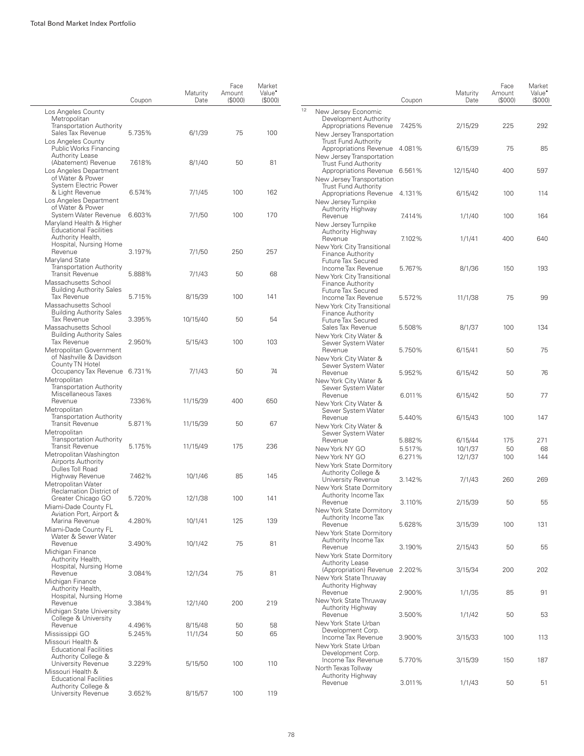|  | Coupon | Maturity Date | Face Amount ($000) | Market Value• ($000) |
|---|---|---|---|---|
| Los Angeles County Metropolitan Transportation Authority Sales Tax Revenue | 5.735% | 6/1/39 | 75 | 100 |
| Los Angeles County Public Works Financing Authority Lease (Abatement) Revenue | 7.618% | 8/1/40 | 50 | 81 |
| Los Angeles Department of Water & Power System Electric Power & Light Revenue | 6.574% | 7/1/45 | 100 | 162 |
| Los Angeles Department of Water & Power System Water Revenue | 6.603% | 7/1/50 | 100 | 170 |
| Maryland Health & Higher Educational Facilities Authority Health, Hospital, Nursing Home Revenue | 3.197% | 7/1/50 | 250 | 257 |
| Maryland State Transportation Authority Transit Revenue | 5.888% | 7/1/43 | 50 | 68 |
| Massachusetts School Building Authority Sales Tax Revenue | 5.715% | 8/15/39 | 100 | 141 |
| Massachusetts School Building Authority Sales Tax Revenue | 3.395% | 10/15/40 | 50 | 54 |
| Massachusetts School Building Authority Sales Tax Revenue | 2.950% | 5/15/43 | 100 | 103 |
| Metropolitan Government of Nashville & Davidson County TN Hotel Occupancy Tax Revenue | 6.731% | 7/1/43 | 50 | 74 |
| Metropolitan Transportation Authority Miscellaneous Taxes Revenue | 7.336% | 11/15/39 | 400 | 650 |
| Metropolitan Transportation Authority Transit Revenue | 5.871% | 11/15/39 | 50 | 67 |
| Metropolitan Transportation Authority Transit Revenue | 5.175% | 11/15/49 | 175 | 236 |
| Metropolitan Washington Airports Authority Dulles Toll Road Highway Revenue | 7.462% | 10/1/46 | 85 | 145 |
| Metropolitan Water Reclamation District of Greater Chicago GO | 5.720% | 12/1/38 | 100 | 141 |
| Miami-Dade County FL Aviation Port, Airport & Marina Revenue | 4.280% | 10/1/41 | 125 | 139 |
| Miami-Dade County FL Water & Sewer Water Revenue | 3.490% | 10/1/42 | 75 | 81 |
| Michigan Finance Authority Health, Hospital, Nursing Home Revenue | 3.084% | 12/1/34 | 75 | 81 |
| Michigan Finance Authority Health, Hospital, Nursing Home Revenue | 3.384% | 12/1/40 | 200 | 219 |
| Michigan State University College & University Revenue | 4.496% | 8/15/48 | 50 | 58 |
| Mississippi GO | 5.245% | 11/1/34 | 50 | 65 |
| Missouri Health & Educational Facilities Authority College & University Revenue | 3.229% | 5/15/50 | 100 | 110 |
| Missouri Health & Educational Facilities Authority College & University Revenue | 3.652% | 8/15/57 | 100 | 119 |
| [12] New Jersey Economic Development Authority Appropriations Revenue | 7.425% | 2/15/29 | 225 | 292 |
| New Jersey Transportation Trust Fund Authority Appropriations Revenue | 4.081% | 6/15/39 | 75 | 85 |
| New Jersey Transportation Trust Fund Authority Appropriations Revenue | 6.561% | 12/15/40 | 400 | 597 |
| New Jersey Transportation Trust Fund Authority Appropriations Revenue | 4.131% | 6/15/42 | 100 | 114 |
| New Jersey Turnpike Authority Highway Revenue | 7.414% | 1/1/40 | 100 | 164 |
| New Jersey Turnpike Authority Highway Revenue | 7.102% | 1/1/41 | 400 | 640 |
| New York City Transitional Finance Authority Future Tax Secured Income Tax Revenue | 5.767% | 8/1/36 | 150 | 193 |
| New York City Transitional Finance Authority Future Tax Secured Income Tax Revenue | 5.572% | 11/1/38 | 75 | 99 |
| New York City Transitional Finance Authority Future Tax Secured Sales Tax Revenue | 5.508% | 8/1/37 | 100 | 134 |
| New York City Water & Sewer System Water Revenue | 5.750% | 6/15/41 | 50 | 75 |
| New York City Water & Sewer System Water Revenue | 5.952% | 6/15/42 | 50 | 76 |
| New York City Water & Sewer System Water Revenue | 6.011% | 6/15/42 | 50 | 77 |
| New York City Water & Sewer System Water Revenue | 5.440% | 6/15/43 | 100 | 147 |
| New York City Water & Sewer System Water Revenue | 5.882% | 6/15/44 | 175 | 271 |
| New York NY GO | 5.517% | 10/1/37 | 50 | 68 |
| New York NY GO | 6.271% | 12/1/37 | 100 | 144 |
| New York State Dormitory Authority College & University Revenue | 3.142% | 7/1/43 | 260 | 269 |
| New York State Dormitory Authority Income Tax Revenue | 3.110% | 2/15/39 | 50 | 55 |
| New York State Dormitory Authority Income Tax Revenue | 5.628% | 3/15/39 | 100 | 131 |
| New York State Dormitory Authority Income Tax Revenue | 3.190% | 2/15/43 | 50 | 55 |
| New York State Dormitory Authority Lease (Appropriation) Revenue | 2.202% | 3/15/34 | 200 | 202 |
| New York State Thruway Authority Highway Revenue | 2.900% | 1/1/35 | 85 | 91 |
| New York State Thruway Authority Highway Revenue | 3.500% | 1/1/42 | 50 | 53 |
| New York State Urban Development Corp. Income Tax Revenue | 3.900% | 3/15/33 | 100 | 113 |
| New York State Urban Development Corp. Income Tax Revenue | 5.770% | 3/15/39 | 150 | 187 |
| North Texas Tollway Authority Highway Revenue | 3.011% | 1/1/43 | 50 | 51 |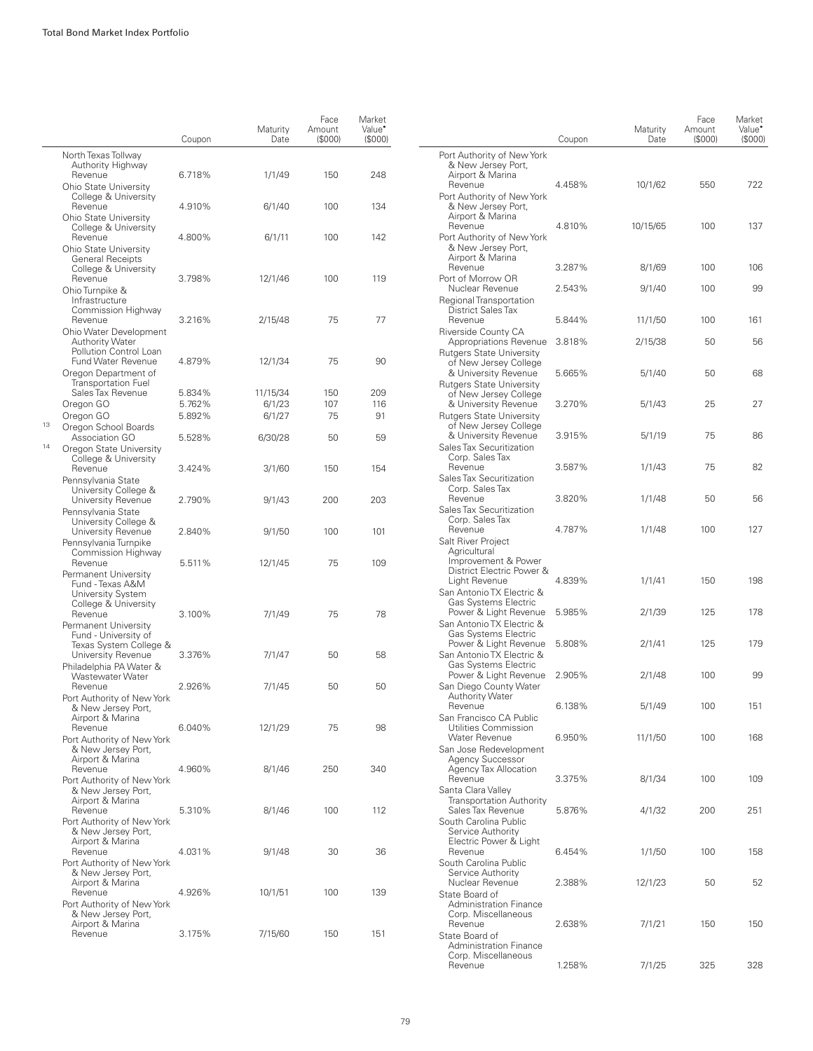| | Coupon | Maturity Date | Face Amount ($000) | Market Value• ($000) |
|---|---|---|---|---|
| North Texas Tollway Authority Highway Revenue | 6.718% | 1/1/49 | 150 | 248 |
| Ohio State University College & University Revenue | 4.910% | 6/1/40 | 100 | 134 |
| Ohio State University College & University Revenue | 4.800% | 6/1/11 | 100 | 142 |
| Ohio State University General Receipts College & University Revenue | 3.798% | 12/1/46 | 100 | 119 |
| Ohio Turnpike & Infrastructure Commission Highway Revenue | 3.216% | 2/15/48 | 75 | 77 |
| Ohio Water Development Authority Water Pollution Control Loan Fund Water Revenue | 4.879% | 12/1/34 | 75 | 90 |
| Oregon Department of Transportation Fuel Sales Tax Revenue | 5.834% | 11/15/34 | 150 | 209 |
| Oregon GO | 5.762% | 6/1/23 | 107 | 116 |
| Oregon GO | 5.892% | 6/1/27 | 75 | 91 |
| [13] Oregon School Boards Association GO | 5.528% | 6/30/28 | 50 | 59 |
| [14] Oregon State University College & University Revenue | 3.424% | 3/1/60 | 150 | 154 |
| Pennsylvania State University College & University Revenue | 2.790% | 9/1/43 | 200 | 203 |
| Pennsylvania State University College & University Revenue | 2.840% | 9/1/50 | 100 | 101 |
| Pennsylvania Turnpike Commission Highway Revenue | 5.511% | 12/1/45 | 75 | 109 |
| Permanent University Fund - Texas A&M University System College & University Revenue | 3.100% | 7/1/49 | 75 | 78 |
| Permanent University Fund - University of Texas System College & University Revenue | 3.376% | 7/1/47 | 50 | 58 |
| Philadelphia PA Water & Wastewater Water Revenue | 2.926% | 7/1/45 | 50 | 50 |
| Port Authority of New York & New Jersey Port, Airport & Marina Revenue | 6.040% | 12/1/29 | 75 | 98 |
| Port Authority of New York & New Jersey Port, Airport & Marina Revenue | 4.960% | 8/1/46 | 250 | 340 |
| Port Authority of New York & New Jersey Port, Airport & Marina Revenue | 5.310% | 8/1/46 | 100 | 112 |
| Port Authority of New York & New Jersey Port, Airport & Marina Revenue | 4.031% | 9/1/48 | 30 | 36 |
| Port Authority of New York & New Jersey Port, Airport & Marina Revenue | 4.926% | 10/1/51 | 100 | 139 |
| Port Authority of New York & New Jersey Port, Airport & Marina Revenue | 3.175% | 7/15/60 | 150 | 151 |
| Port Authority of New York & New Jersey Port, Airport & Marina Revenue | 4.458% | 10/1/62 | 550 | 722 |
| Port Authority of New York & New Jersey Port, Airport & Marina Revenue | 4.810% | 10/15/65 | 100 | 137 |
| Port Authority of New York & New Jersey Port, Airport & Marina Revenue | 3.287% | 8/1/69 | 100 | 106 |
| Port of Morrow OR Nuclear Revenue | 2.543% | 9/1/40 | 100 | 99 |
| Regional Transportation District Sales Tax Revenue | 5.844% | 11/1/50 | 100 | 161 |
| Riverside County CA Appropriations Revenue | 3.818% | 2/15/38 | 50 | 56 |
| Rutgers State University of New Jersey College & University Revenue | 5.665% | 5/1/40 | 50 | 68 |
| Rutgers State University of New Jersey College & University Revenue | 3.270% | 5/1/43 | 25 | 27 |
| Rutgers State University of New Jersey College & University Revenue | 3.915% | 5/1/19 | 75 | 86 |
| Sales Tax Securitization Corp. Sales Tax Revenue | 3.587% | 1/1/43 | 75 | 82 |
| Sales Tax Securitization Corp. Sales Tax Revenue | 3.820% | 1/1/48 | 50 | 56 |
| Sales Tax Securitization Corp. Sales Tax Revenue | 4.787% | 1/1/48 | 100 | 127 |
| Salt River Project Agricultural Improvement & Power District Electric Power & Light Revenue | 4.839% | 1/1/41 | 150 | 198 |
| San Antonio TX Electric & Gas Systems Electric Power & Light Revenue | 5.985% | 2/1/39 | 125 | 178 |
| San Antonio TX Electric & Gas Systems Electric Power & Light Revenue | 5.808% | 2/1/41 | 125 | 179 |
| San Antonio TX Electric & Gas Systems Electric Power & Light Revenue | 2.905% | 2/1/48 | 100 | 99 |
| San Diego County Water Authority Water Revenue | 6.138% | 5/1/49 | 100 | 151 |
| San Francisco CA Public Utilities Commission Water Revenue | 6.950% | 11/1/50 | 100 | 168 |
| San Jose Redevelopment Agency Successor Agency Tax Allocation Revenue | 3.375% | 8/1/34 | 100 | 109 |
| Santa Clara Valley Transportation Authority Sales Tax Revenue | 5.876% | 4/1/32 | 200 | 251 |
| South Carolina Public Service Authority Electric Power & Light Revenue | 6.454% | 1/1/50 | 100 | 158 |
| South Carolina Public Service Authority Nuclear Revenue | 2.388% | 12/1/23 | 50 | 52 |
| State Board of Administration Finance Corp. Miscellaneous Revenue | 2.638% | 7/1/21 | 150 | 150 |
| State Board of Administration Finance Corp. Miscellaneous Revenue | 1.258% | 7/1/25 | 325 | 328 |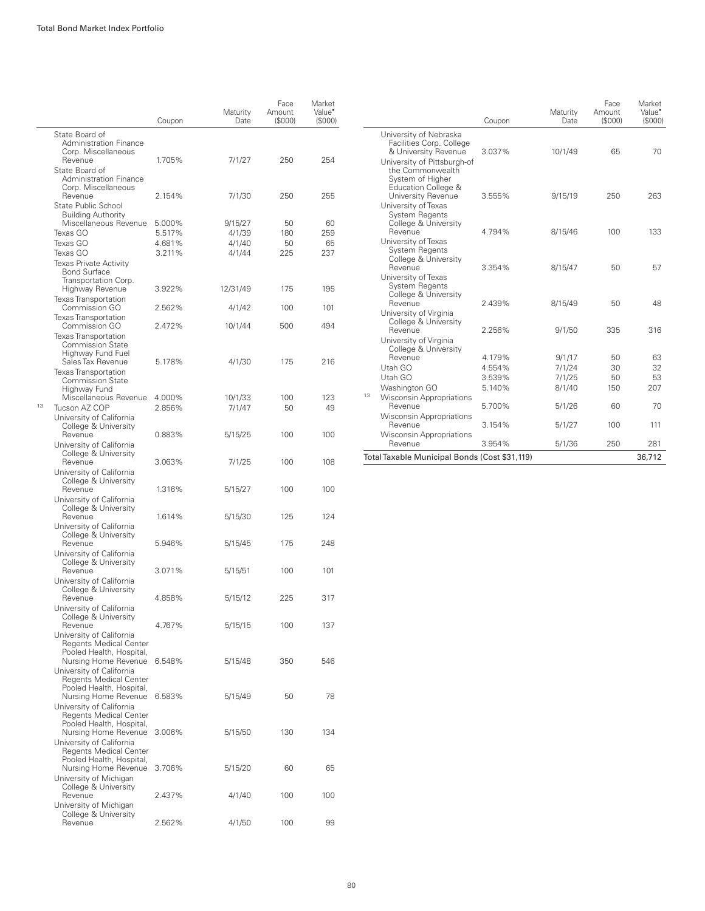| | Coupon | Maturity Date | Face Amount ($000) | Market Value• ($000) |
|---|---|---|---|---|
| State Board of Administration Finance Corp. Miscellaneous Revenue | 1.705% | 7/1/27 | 250 | 254 |
| State Board of Administration Finance Corp. Miscellaneous Revenue | 2.154% | 7/1/30 | 250 | 255 |
| State Public School Building Authority Miscellaneous Revenue | 5.000% | 9/15/27 | 50 | 60 |
| Texas GO | 5.517% | 4/1/39 | 180 | 259 |
| Texas GO | 4.681% | 4/1/40 | 50 | 65 |
| Texas GO | 3.211% | 4/1/44 | 225 | 237 |
| Texas Private Activity Bond Surface Transportation Corp. Highway Revenue | 3.922% | 12/31/49 | 175 | 195 |
| Texas Transportation Commission GO | 2.562% | 4/1/42 | 100 | 101 |
| Texas Transportation Commission GO | 2.472% | 10/1/44 | 500 | 494 |
| Texas Transportation Commission State Highway Fund Fuel Sales Tax Revenue | 5.178% | 4/1/30 | 175 | 216 |
| Texas Transportation Commission State Highway Fund Miscellaneous Revenue | 4.000% | 10/1/33 | 100 | 123 |
| [13] Tucson AZ COP | 2.856% | 7/1/47 | 50 | 49 |
| University of California College & University Revenue | 0.883% | 5/15/25 | 100 | 100 |
| University of California College & University Revenue | 3.063% | 7/1/25 | 100 | 108 |
| University of California College & University Revenue | 1.316% | 5/15/27 | 100 | 100 |
| University of California College & University Revenue | 1.614% | 5/15/30 | 125 | 124 |
| University of California College & University Revenue | 5.946% | 5/15/45 | 175 | 248 |
| University of California College & University Revenue | 3.071% | 5/15/51 | 100 | 101 |
| University of California College & University Revenue | 4.858% | 5/15/12 | 225 | 317 |
| University of California College & University Revenue | 4.767% | 5/15/15 | 100 | 137 |
| University of California Regents Medical Center Pooled Health, Hospital, Nursing Home Revenue | 6.548% | 5/15/48 | 350 | 546 |
| University of California Regents Medical Center Pooled Health, Hospital, Nursing Home Revenue | 6.583% | 5/15/49 | 50 | 78 |
| University of California Regents Medical Center Pooled Health, Hospital, Nursing Home Revenue | 3.006% | 5/15/50 | 130 | 134 |
| University of California Regents Medical Center Pooled Health, Hospital, Nursing Home Revenue | 3.706% | 5/15/20 | 60 | 65 |
| University of Michigan College & University Revenue | 2.437% | 4/1/40 | 100 | 100 |
| University of Michigan College & University Revenue | 2.562% | 4/1/50 | 100 | 99 |
| University of Nebraska Facilities Corp. College & University Revenue | 3.037% | 10/1/49 | 65 | 70 |
| University of Pittsburgh-of the Commonwealth System of Higher Education College & University Revenue | 3.555% | 9/15/19 | 250 | 263 |
| University of Texas System Regents College & University Revenue | 4.794% | 8/15/46 | 100 | 133 |
| University of Texas System Regents College & University Revenue | 3.354% | 8/15/47 | 50 | 57 |
| University of Texas System Regents College & University Revenue | 2.439% | 8/15/49 | 50 | 48 |
| University of Virginia College & University Revenue | 2.256% | 9/1/50 | 335 | 316 |
| University of Virginia College & University Revenue | 4.179% | 9/1/17 | 50 | 63 |
| Utah GO | 4.554% | 7/1/24 | 30 | 32 |
| Utah GO | 3.539% | 7/1/25 | 50 | 53 |
| Washington GO | 5.140% | 8/1/40 | 150 | 207 |
| [13] Wisconsin Appropriations Revenue | 5.700% | 5/1/26 | 60 | 70 |
| Wisconsin Appropriations Revenue | 3.154% | 5/1/27 | 100 | 111 |
| Wisconsin Appropriations Revenue | 3.954% | 5/1/36 | 250 | 281 |
| **Total Taxable Municipal Bonds (Cost $31,119)** | | | | **36,712** |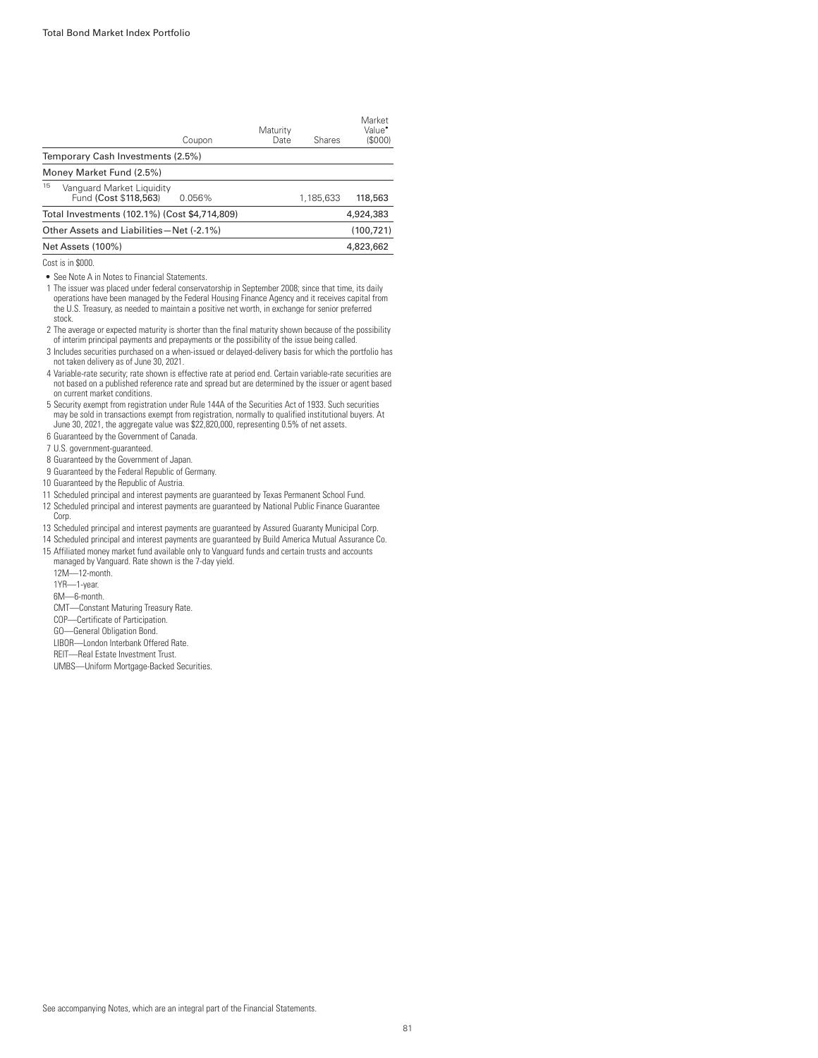| | Coupon | Maturity Date | Shares | Market Value• ($000) |
|---|---|---|---|---|
| **Temporary Cash Investments (2.5%)** | | | | |
| **Money Market Fund (2.5%)** | | | | |
| [15] Vanguard Market Liquidity Fund (Cost $118,563) | 0.056% | | 1,185,633 | 118,563 |
| **Total Investments (102.1%) (Cost $4,714,809)** | | | | 4,924,383 |
| **Other Assets and Liabilities—Net (-2.1%)** | | | | (100,721) |
| **Net Assets (100%)** | | | | 4,823,662 |

Cost is in $000.

- • See Note A in Notes to Financial Statements.

1 The issuer was placed under federal conservatorship in September 2008; since that time, its daily operations have been managed by the Federal Housing Finance Agency and it receives capital from the U.S. Treasury, as needed to maintain a positive net worth, in exchange for senior preferred stock.

2 The average or expected maturity is shorter than the final maturity shown because of the possibility of interim principal payments and prepayments or the possibility of the issue being called.

3 Includes securities purchased on a when-issued or delayed-delivery basis for which the portfolio has not taken delivery as of June 30, 2021.

4 Variable-rate security; rate shown is effective rate at period end. Certain variable-rate securities are not based on a published reference rate and spread but are determined by the issuer or agent based on current market conditions.

5 Security exempt from registration under Rule 144A of the Securities Act of 1933. Such securities may be sold in transactions exempt from registration, normally to qualified institutional buyers. At June 30, 2021, the aggregate value was $22,820,000, representing 0.5% of net assets.

6 Guaranteed by the Government of Canada.

7 U.S. government-guaranteed.

8 Guaranteed by the Government of Japan.

9 Guaranteed by the Federal Republic of Germany.

10 Guaranteed by the Republic of Austria.

11 Scheduled principal and interest payments are guaranteed by Texas Permanent School Fund.

12 Scheduled principal and interest payments are guaranteed by National Public Finance Guarantee Corp.

13 Scheduled principal and interest payments are guaranteed by Assured Guaranty Municipal Corp.

14 Scheduled principal and interest payments are guaranteed by Build America Mutual Assurance Co.

15 Affiliated money market fund available only to Vanguard funds and certain trusts and accounts managed by Vanguard. Rate shown is the 7-day yield.

12M—12-month.

1YR—1-year.

6M—6-month.

CMT—Constant Maturing Treasury Rate.

COP—Certificate of Participation.

GO—General Obligation Bond.

LIBOR—London Interbank Offered Rate.

REIT—Real Estate Investment Trust.

UMBS—Uniform Mortgage-Backed Securities.

See accompanying Notes, which are an integral part of the Financial Statements.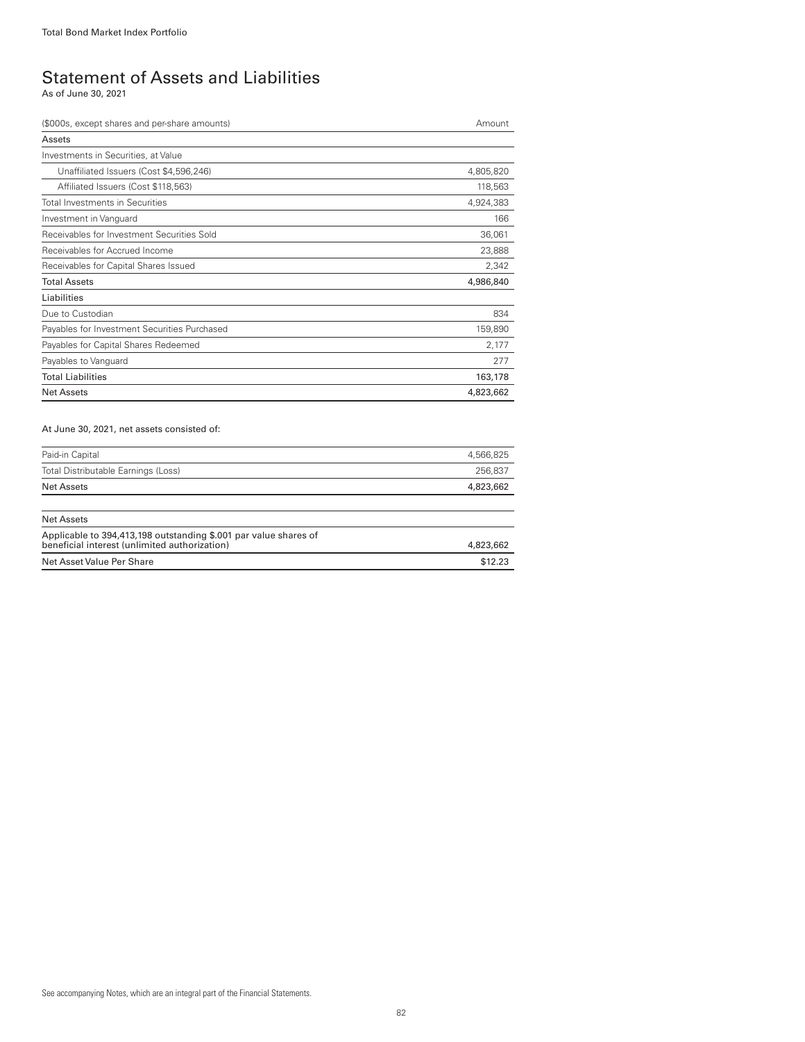# Statement of Assets and Liabilities

As of June 30, 2021

| ($000s, except shares and per-share amounts) | Amount |
|---|---|
| **Assets** | |
| Investments in Securities, at Value | |
| Unaffiliated Issuers (Cost $4,596,246) | 4,805,820 |
| Affiliated Issuers (Cost $118,563) | 118,563 |
| Total Investments in Securities | 4,924,383 |
| Investment in Vanguard | 166 |
| Receivables for Investment Securities Sold | 36,061 |
| Receivables for Accrued Income | 23,888 |
| Receivables for Capital Shares Issued | 2,342 |
| **Total Assets** | **4,986,840** |
| **Liabilities** | |
| Due to Custodian | 834 |
| Payables for Investment Securities Purchased | 159,890 |
| Payables for Capital Shares Redeemed | 2,177 |
| Payables to Vanguard | 277 |
| **Total Liabilities** | **163,178** |
| **Net Assets** | **4,823,662** |

At June 30, 2021, net assets consisted of:

| | |
|---|---|
| Paid-in Capital | 4,566,825 |
| Total Distributable Earnings (Loss) | 256,837 |
| **Net Assets** | **4,823,662** |

| **Net Assets** | |
|---|---|
| Applicable to 394,413,198 outstanding $.001 par value shares of beneficial interest (unlimited authorization) | 4,823,662 |
| **Net Asset Value Per Share** | **$12.23** |

See accompanying Notes, which are an integral part of the Financial Statements.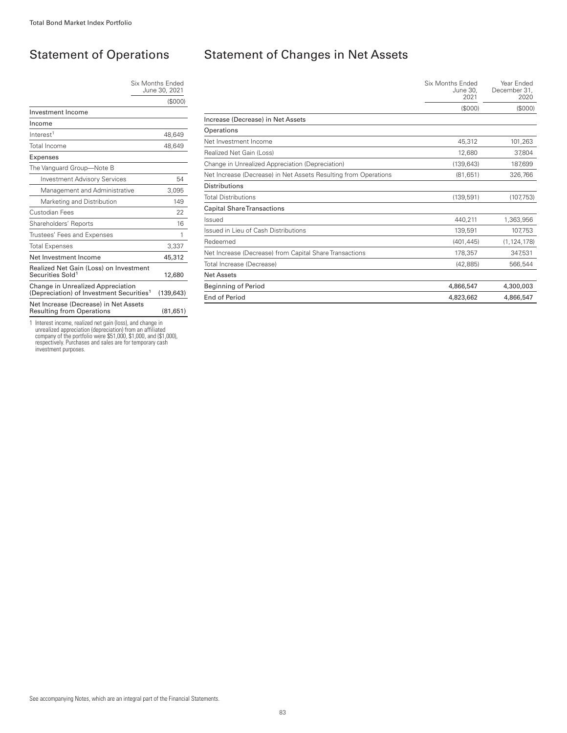## Statement of Operations

| | Six Months Ended June 30, 2021 |
|---|---|
| | ($000) |
| **Investment Income** | |
| **Income** | |
| Interest[1] | 48,649 |
| Total Income | 48,649 |
| **Expenses** | |
| The Vanguard Group—Note B | |
| Investment Advisory Services | 54 |
| Management and Administrative | 3,095 |
| Marketing and Distribution | 149 |
| Custodian Fees | 22 |
| Shareholders' Reports | 16 |
| Trustees' Fees and Expenses | 1 |
| Total Expenses | 3,337 |
| Net Investment Income | 45,312 |
| Realized Net Gain (Loss) on Investment Securities Sold[1] | 12,680 |
| Change in Unrealized Appreciation (Depreciation) of Investment Securities[1] | (139,643) |
| Net Increase (Decrease) in Net Assets Resulting from Operations | (81,651) |

1 Interest income, realized net gain (loss), and change in unrealized appreciation (depreciation) from an affiliated company of the portfolio were $51,000, $1,000, and ($1,000), respectively. Purchases and sales are for temporary cash investment purposes.

## Statement of Changes in Net Assets

| | Six Months Ended June 30, 2021 | Year Ended December 31, 2020 |
|---|---|---|
| | ($000) | ($000) |
| **Increase (Decrease) in Net Assets** | | |
| **Operations** | | |
| Net Investment Income | 45,312 | 101,263 |
| Realized Net Gain (Loss) | 12,680 | 37,804 |
| Change in Unrealized Appreciation (Depreciation) | (139,643) | 187,699 |
| Net Increase (Decrease) in Net Assets Resulting from Operations | (81,651) | 326,766 |
| **Distributions** | | |
| Total Distributions | (139,591) | (107,753) |
| **Capital Share Transactions** | | |
| Issued | 440,211 | 1,363,956 |
| Issued in Lieu of Cash Distributions | 139,591 | 107,753 |
| Redeemed | (401,445) | (1,124,178) |
| Net Increase (Decrease) from Capital Share Transactions | 178,357 | 347,531 |
| Total Increase (Decrease) | (42,885) | 566,544 |
| **Net Assets** | | |
| Beginning of Period | 4,866,547 | 4,300,003 |
| End of Period | 4,823,662 | 4,866,547 |

See accompanying Notes, which are an integral part of the Financial Statements.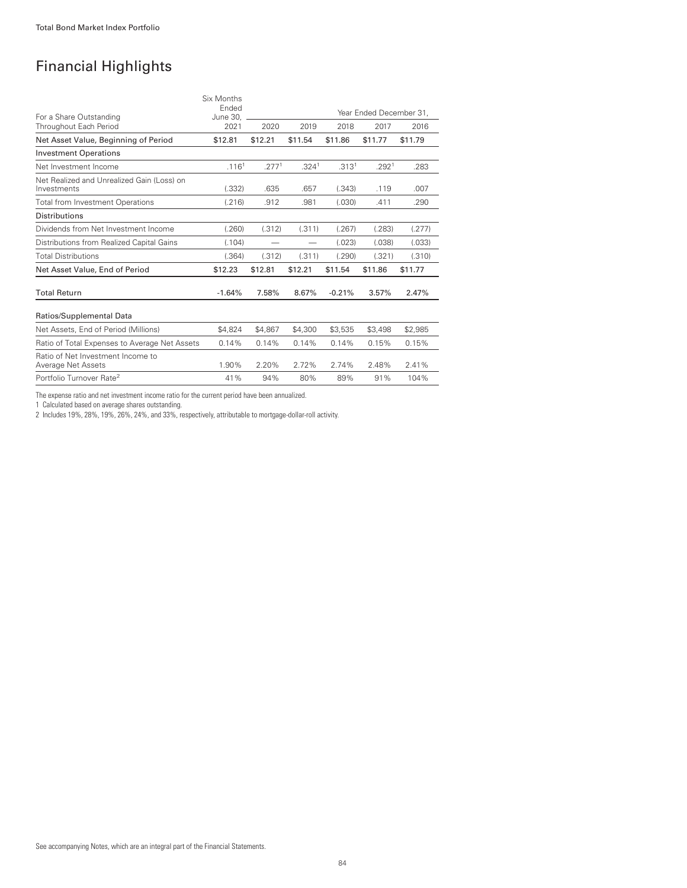# Financial Highlights

| For a Share Outstanding Throughout Each Period | Six Months Ended June 30, 2021 | Year Ended December 31, 2020 | 2019 | 2018 | 2017 | 2016 |
|---|---|---|---|---|---|---|
| **Net Asset Value, Beginning of Period** | $12.81 | $12.21 | $11.54 | $11.86 | $11.77 | $11.79 |
| **Investment Operations** | | | | | | |
| Net Investment Income | .116[1] | .277[1] | .324[1] | .313[1] | .292[1] | .283 |
| Net Realized and Unrealized Gain (Loss) on Investments | (.332) | .635 | .657 | (.343) | .119 | .007 |
| Total from Investment Operations | (.216) | .912 | .981 | (.030) | .411 | .290 |
| **Distributions** | | | | | | |
| Dividends from Net Investment Income | (.260) | (.312) | (.311) | (.267) | (.283) | (.277) |
| Distributions from Realized Capital Gains | (.104) | — | — | (.023) | (.038) | (.033) |
| Total Distributions | (.364) | (.312) | (.311) | (.290) | (.321) | (.310) |
| **Net Asset Value, End of Period** | $12.23 | $12.81 | $12.21 | $11.54 | $11.86 | $11.77 |
| **Total Return** | -1.64% | 7.58% | 8.67% | -0.21% | 3.57% | 2.47% |
| **Ratios/Supplemental Data** | | | | | | |
| Net Assets, End of Period (Millions) | $4,824 | $4,867 | $4,300 | $3,535 | $3,498 | $2,985 |
| Ratio of Total Expenses to Average Net Assets | 0.14% | 0.14% | 0.14% | 0.14% | 0.15% | 0.15% |
| Ratio of Net Investment Income to Average Net Assets | 1.90% | 2.20% | 2.72% | 2.74% | 2.48% | 2.41% |
| Portfolio Turnover Rate[2] | 41% | 94% | 80% | 89% | 91% | 104% |

The expense ratio and net investment income ratio for the current period have been annualized.

1 Calculated based on average shares outstanding.

2 Includes 19%, 28%, 19%, 26%, 24%, and 33%, respectively, attributable to mortgage-dollar-roll activity.

See accompanying Notes, which are an integral part of the Financial Statements.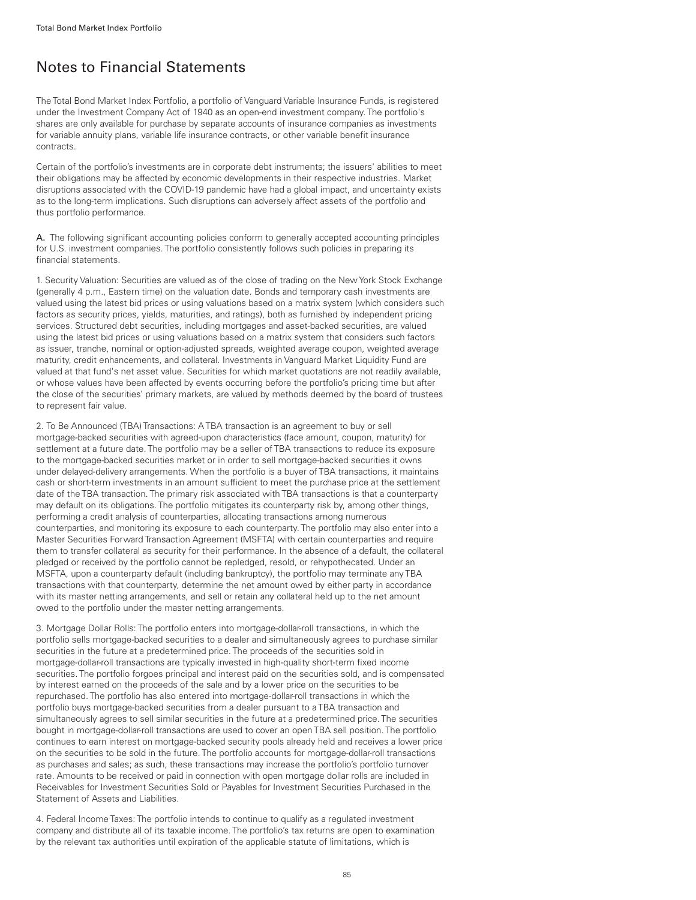# Notes to Financial Statements

The Total Bond Market Index Portfolio, a portfolio of Vanguard Variable Insurance Funds, is registered under the Investment Company Act of 1940 as an open-end investment company. The portfolio's shares are only available for purchase by separate accounts of insurance companies as investments for variable annuity plans, variable life insurance contracts, or other variable benefit insurance contracts.

Certain of the portfolio's investments are in corporate debt instruments; the issuers' abilities to meet their obligations may be affected by economic developments in their respective industries. Market disruptions associated with the COVID-19 pandemic have had a global impact, and uncertainty exists as to the long-term implications. Such disruptions can adversely affect assets of the portfolio and thus portfolio performance.

**A.** The following significant accounting policies conform to generally accepted accounting principles for U.S. investment companies. The portfolio consistently follows such policies in preparing its financial statements.

1. Security Valuation: Securities are valued as of the close of trading on the New York Stock Exchange (generally 4 p.m., Eastern time) on the valuation date. Bonds and temporary cash investments are valued using the latest bid prices or using valuations based on a matrix system (which considers such factors as security prices, yields, maturities, and ratings), both as furnished by independent pricing services. Structured debt securities, including mortgages and asset-backed securities, are valued using the latest bid prices or using valuations based on a matrix system that considers such factors as issuer, tranche, nominal or option-adjusted spreads, weighted average coupon, weighted average maturity, credit enhancements, and collateral. Investments in Vanguard Market Liquidity Fund are valued at that fund's net asset value. Securities for which market quotations are not readily available, or whose values have been affected by events occurring before the portfolio's pricing time but after the close of the securities' primary markets, are valued by methods deemed by the board of trustees to represent fair value.

2. To Be Announced (TBA) Transactions: A TBA transaction is an agreement to buy or sell mortgage-backed securities with agreed-upon characteristics (face amount, coupon, maturity) for settlement at a future date. The portfolio may be a seller of TBA transactions to reduce its exposure to the mortgage-backed securities market or in order to sell mortgage-backed securities it owns under delayed-delivery arrangements. When the portfolio is a buyer of TBA transactions, it maintains cash or short-term investments in an amount sufficient to meet the purchase price at the settlement date of the TBA transaction. The primary risk associated with TBA transactions is that a counterparty may default on its obligations. The portfolio mitigates its counterparty risk by, among other things, performing a credit analysis of counterparties, allocating transactions among numerous counterparties, and monitoring its exposure to each counterparty. The portfolio may also enter into a Master Securities Forward Transaction Agreement (MSFTA) with certain counterparties and require them to transfer collateral as security for their performance. In the absence of a default, the collateral pledged or received by the portfolio cannot be repledged, resold, or rehypothecated. Under an MSFTA, upon a counterparty default (including bankruptcy), the portfolio may terminate any TBA transactions with that counterparty, determine the net amount owed by either party in accordance with its master netting arrangements, and sell or retain any collateral held up to the net amount owed to the portfolio under the master netting arrangements.

3. Mortgage Dollar Rolls: The portfolio enters into mortgage-dollar-roll transactions, in which the portfolio sells mortgage-backed securities to a dealer and simultaneously agrees to purchase similar securities in the future at a predetermined price. The proceeds of the securities sold in mortgage-dollar-roll transactions are typically invested in high-quality short-term fixed income securities. The portfolio forgoes principal and interest paid on the securities sold, and is compensated by interest earned on the proceeds of the sale and by a lower price on the securities to be repurchased. The portfolio has also entered into mortgage-dollar-roll transactions in which the portfolio buys mortgage-backed securities from a dealer pursuant to a TBA transaction and simultaneously agrees to sell similar securities in the future at a predetermined price. The securities bought in mortgage-dollar-roll transactions are used to cover an open TBA sell position. The portfolio continues to earn interest on mortgage-backed security pools already held and receives a lower price on the securities to be sold in the future. The portfolio accounts for mortgage-dollar-roll transactions as purchases and sales; as such, these transactions may increase the portfolio's portfolio turnover rate. Amounts to be received or paid in connection with open mortgage dollar rolls are included in Receivables for Investment Securities Sold or Payables for Investment Securities Purchased in the Statement of Assets and Liabilities.

4. Federal Income Taxes: The portfolio intends to continue to qualify as a regulated investment company and distribute all of its taxable income. The portfolio's tax returns are open to examination by the relevant tax authorities until expiration of the applicable statute of limitations, which is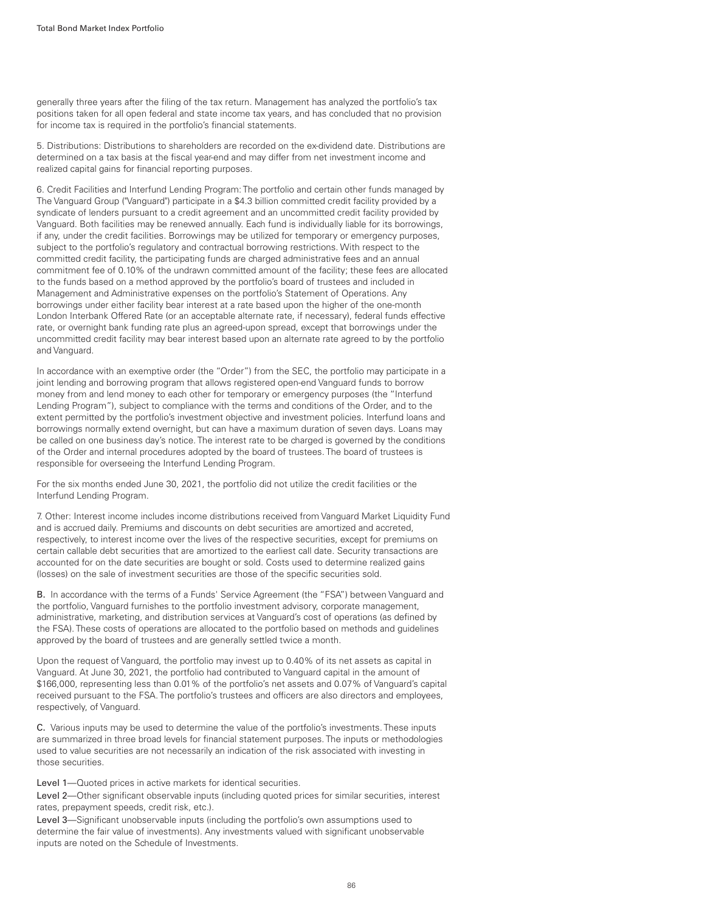generally three years after the filing of the tax return. Management has analyzed the portfolio's tax positions taken for all open federal and state income tax years, and has concluded that no provision for income tax is required in the portfolio's financial statements.

5. Distributions: Distributions to shareholders are recorded on the ex-dividend date. Distributions are determined on a tax basis at the fiscal year-end and may differ from net investment income and realized capital gains for financial reporting purposes.

6. Credit Facilities and Interfund Lending Program: The portfolio and certain other funds managed by The Vanguard Group ("Vanguard") participate in a $4.3 billion committed credit facility provided by a syndicate of lenders pursuant to a credit agreement and an uncommitted credit facility provided by Vanguard. Both facilities may be renewed annually. Each fund is individually liable for its borrowings, if any, under the credit facilities. Borrowings may be utilized for temporary or emergency purposes, subject to the portfolio's regulatory and contractual borrowing restrictions. With respect to the committed credit facility, the participating funds are charged administrative fees and an annual commitment fee of 0.10% of the undrawn committed amount of the facility; these fees are allocated to the funds based on a method approved by the portfolio's board of trustees and included in Management and Administrative expenses on the portfolio's Statement of Operations. Any borrowings under either facility bear interest at a rate based upon the higher of the one-month London Interbank Offered Rate (or an acceptable alternate rate, if necessary), federal funds effective rate, or overnight bank funding rate plus an agreed-upon spread, except that borrowings under the uncommitted credit facility may bear interest based upon an alternate rate agreed to by the portfolio and Vanguard.

In accordance with an exemptive order (the "Order") from the SEC, the portfolio may participate in a joint lending and borrowing program that allows registered open-end Vanguard funds to borrow money from and lend money to each other for temporary or emergency purposes (the "Interfund Lending Program"), subject to compliance with the terms and conditions of the Order, and to the extent permitted by the portfolio's investment objective and investment policies. Interfund loans and borrowings normally extend overnight, but can have a maximum duration of seven days. Loans may be called on one business day's notice. The interest rate to be charged is governed by the conditions of the Order and internal procedures adopted by the board of trustees. The board of trustees is responsible for overseeing the Interfund Lending Program.

For the six months ended June 30, 2021, the portfolio did not utilize the credit facilities or the Interfund Lending Program.

7. Other: Interest income includes income distributions received from Vanguard Market Liquidity Fund and is accrued daily. Premiums and discounts on debt securities are amortized and accreted, respectively, to interest income over the lives of the respective securities, except for premiums on certain callable debt securities that are amortized to the earliest call date. Security transactions are accounted for on the date securities are bought or sold. Costs used to determine realized gains (losses) on the sale of investment securities are those of the specific securities sold.

**B.** In accordance with the terms of a Funds' Service Agreement (the "FSA") between Vanguard and the portfolio, Vanguard furnishes to the portfolio investment advisory, corporate management, administrative, marketing, and distribution services at Vanguard's cost of operations (as defined by the FSA). These costs of operations are allocated to the portfolio based on methods and guidelines approved by the board of trustees and are generally settled twice a month.

Upon the request of Vanguard, the portfolio may invest up to 0.40% of its net assets as capital in Vanguard. At June 30, 2021, the portfolio had contributed to Vanguard capital in the amount of $166,000, representing less than 0.01% of the portfolio's net assets and 0.07% of Vanguard's capital received pursuant to the FSA. The portfolio's trustees and officers are also directors and employees, respectively, of Vanguard.

**C.** Various inputs may be used to determine the value of the portfolio's investments. These inputs are summarized in three broad levels for financial statement purposes. The inputs or methodologies used to value securities are not necessarily an indication of the risk associated with investing in those securities.

Level 1—Quoted prices in active markets for identical securities.

Level 2—Other significant observable inputs (including quoted prices for similar securities, interest rates, prepayment speeds, credit risk, etc.).

Level 3—Significant unobservable inputs (including the portfolio's own assumptions used to determine the fair value of investments). Any investments valued with significant unobservable inputs are noted on the Schedule of Investments.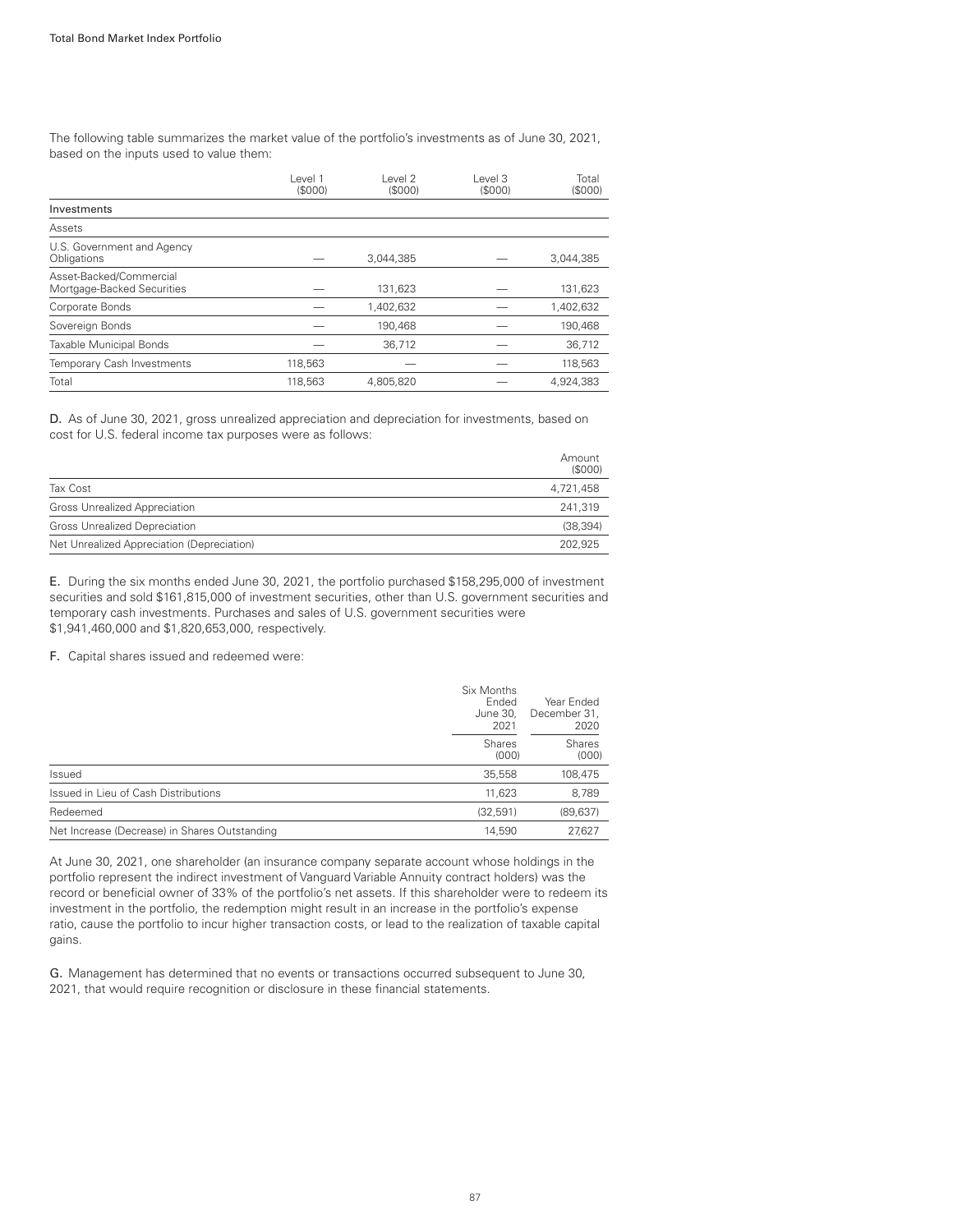The following table summarizes the market value of the portfolio's investments as of June 30, 2021, based on the inputs used to value them:

| | Level 1 (\$000) | Level 2 (\$000) | Level 3 (\$000) | Total (\$000) |
|---|---|---|---|---|
| **Investments** | | | | |
| Assets | | | | |
| U.S. Government and Agency Obligations | — | 3,044,385 | — | 3,044,385 |
| Asset-Backed/Commercial Mortgage-Backed Securities | — | 131,623 | — | 131,623 |
| Corporate Bonds | — | 1,402,632 | — | 1,402,632 |
| Sovereign Bonds | — | 190,468 | — | 190,468 |
| Taxable Municipal Bonds | — | 36,712 | — | 36,712 |
| Temporary Cash Investments | 118,563 | — | — | 118,563 |
| Total | 118,563 | 4,805,820 | — | 4,924,383 |

**D.** As of June 30, 2021, gross unrealized appreciation and depreciation for investments, based on cost for U.S. federal income tax purposes were as follows:

| | Amount (\$000) |
|---|---|
| Tax Cost | 4,721,458 |
| Gross Unrealized Appreciation | 241,319 |
| Gross Unrealized Depreciation | (38,394) |
| Net Unrealized Appreciation (Depreciation) | 202,925 |

**E.** During the six months ended June 30, 2021, the portfolio purchased \$158,295,000 of investment securities and sold \$161,815,000 of investment securities, other than U.S. government securities and temporary cash investments. Purchases and sales of U.S. government securities were \$1,941,460,000 and \$1,820,653,000, respectively.

**F.** Capital shares issued and redeemed were:

| | Six Months Ended June 30, 2021 | Year Ended December 31, 2020 |
|---|---|---|
| | Shares (000) | Shares (000) |
| Issued | 35,558 | 108,475 |
| Issued in Lieu of Cash Distributions | 11,623 | 8,789 |
| Redeemed | (32,591) | (89,637) |
| Net Increase (Decrease) in Shares Outstanding | 14,590 | 27,627 |

At June 30, 2021, one shareholder (an insurance company separate account whose holdings in the portfolio represent the indirect investment of Vanguard Variable Annuity contract holders) was the record or beneficial owner of 33% of the portfolio's net assets. If this shareholder were to redeem its investment in the portfolio, the redemption might result in an increase in the portfolio's expense ratio, cause the portfolio to incur higher transaction costs, or lead to the realization of taxable capital gains.

**G.** Management has determined that no events or transactions occurred subsequent to June 30, 2021, that would require recognition or disclosure in these financial statements.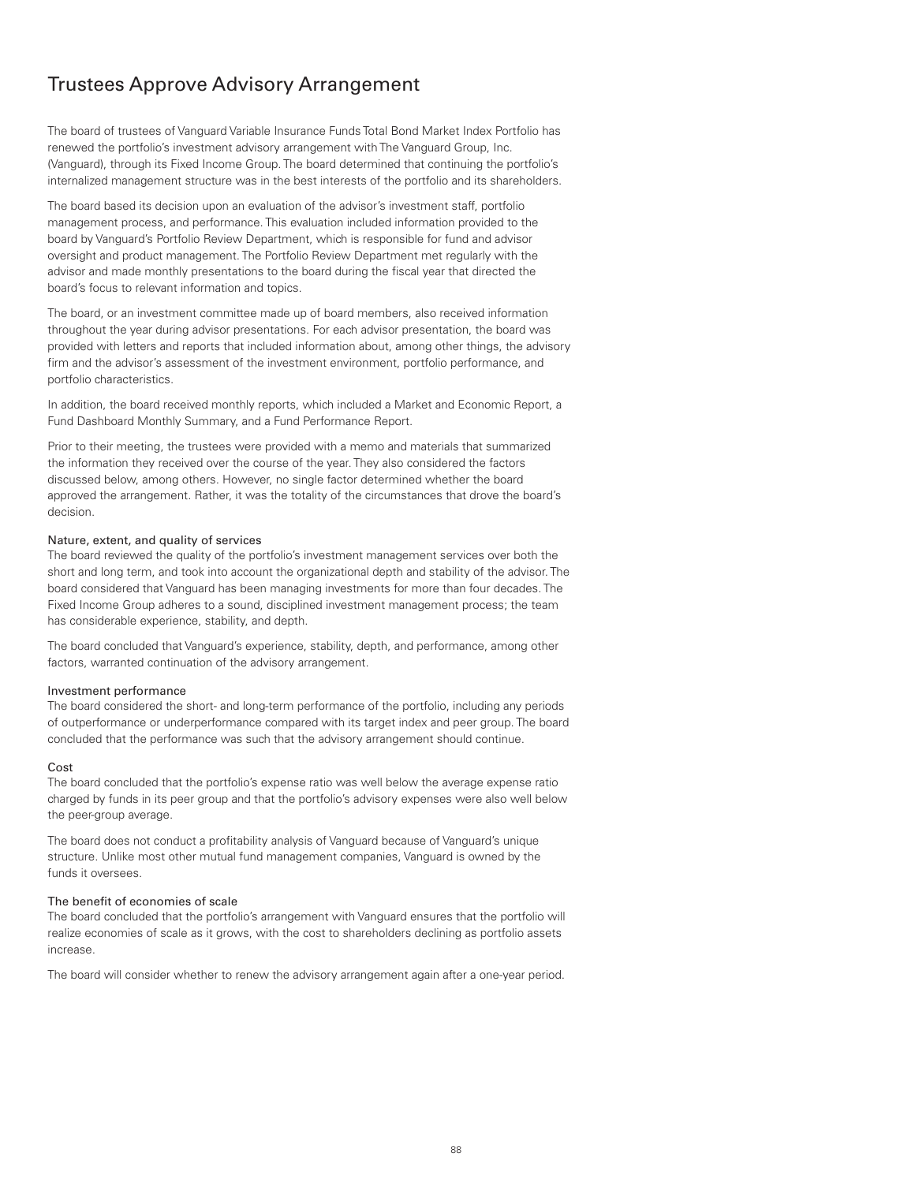# Trustees Approve Advisory Arrangement

The board of trustees of Vanguard Variable Insurance Funds Total Bond Market Index Portfolio has renewed the portfolio's investment advisory arrangement with The Vanguard Group, Inc. (Vanguard), through its Fixed Income Group. The board determined that continuing the portfolio's internalized management structure was in the best interests of the portfolio and its shareholders.

The board based its decision upon an evaluation of the advisor's investment staff, portfolio management process, and performance. This evaluation included information provided to the board by Vanguard's Portfolio Review Department, which is responsible for fund and advisor oversight and product management. The Portfolio Review Department met regularly with the advisor and made monthly presentations to the board during the fiscal year that directed the board's focus to relevant information and topics.

The board, or an investment committee made up of board members, also received information throughout the year during advisor presentations. For each advisor presentation, the board was provided with letters and reports that included information about, among other things, the advisory firm and the advisor's assessment of the investment environment, portfolio performance, and portfolio characteristics.

In addition, the board received monthly reports, which included a Market and Economic Report, a Fund Dashboard Monthly Summary, and a Fund Performance Report.

Prior to their meeting, the trustees were provided with a memo and materials that summarized the information they received over the course of the year. They also considered the factors discussed below, among others. However, no single factor determined whether the board approved the arrangement. Rather, it was the totality of the circumstances that drove the board's decision.

### Nature, extent, and quality of services

The board reviewed the quality of the portfolio's investment management services over both the short and long term, and took into account the organizational depth and stability of the advisor. The board considered that Vanguard has been managing investments for more than four decades. The Fixed Income Group adheres to a sound, disciplined investment management process; the team has considerable experience, stability, and depth.

The board concluded that Vanguard's experience, stability, depth, and performance, among other factors, warranted continuation of the advisory arrangement.

### Investment performance

The board considered the short- and long-term performance of the portfolio, including any periods of outperformance or underperformance compared with its target index and peer group. The board concluded that the performance was such that the advisory arrangement should continue.

### Cost

The board concluded that the portfolio's expense ratio was well below the average expense ratio charged by funds in its peer group and that the portfolio's advisory expenses were also well below the peer-group average.

The board does not conduct a profitability analysis of Vanguard because of Vanguard's unique structure. Unlike most other mutual fund management companies, Vanguard is owned by the funds it oversees.

### The benefit of economies of scale

The board concluded that the portfolio's arrangement with Vanguard ensures that the portfolio will realize economies of scale as it grows, with the cost to shareholders declining as portfolio assets increase.

The board will consider whether to renew the advisory arrangement again after a one-year period.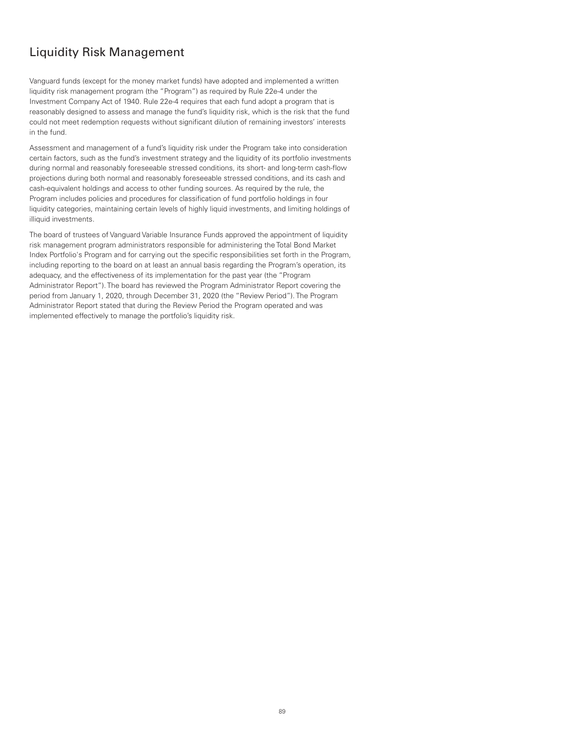# Liquidity Risk Management

Vanguard funds (except for the money market funds) have adopted and implemented a written liquidity risk management program (the "Program") as required by Rule 22e-4 under the Investment Company Act of 1940. Rule 22e-4 requires that each fund adopt a program that is reasonably designed to assess and manage the fund's liquidity risk, which is the risk that the fund could not meet redemption requests without significant dilution of remaining investors' interests in the fund.

Assessment and management of a fund's liquidity risk under the Program take into consideration certain factors, such as the fund's investment strategy and the liquidity of its portfolio investments during normal and reasonably foreseeable stressed conditions, its short- and long-term cash-flow projections during both normal and reasonably foreseeable stressed conditions, and its cash and cash-equivalent holdings and access to other funding sources. As required by the rule, the Program includes policies and procedures for classification of fund portfolio holdings in four liquidity categories, maintaining certain levels of highly liquid investments, and limiting holdings of illiquid investments.

The board of trustees of Vanguard Variable Insurance Funds approved the appointment of liquidity risk management program administrators responsible for administering the Total Bond Market Index Portfolio's Program and for carrying out the specific responsibilities set forth in the Program, including reporting to the board on at least an annual basis regarding the Program's operation, its adequacy, and the effectiveness of its implementation for the past year (the "Program Administrator Report"). The board has reviewed the Program Administrator Report covering the period from January 1, 2020, through December 31, 2020 (the "Review Period"). The Program Administrator Report stated that during the Review Period the Program operated and was implemented effectively to manage the portfolio's liquidity risk.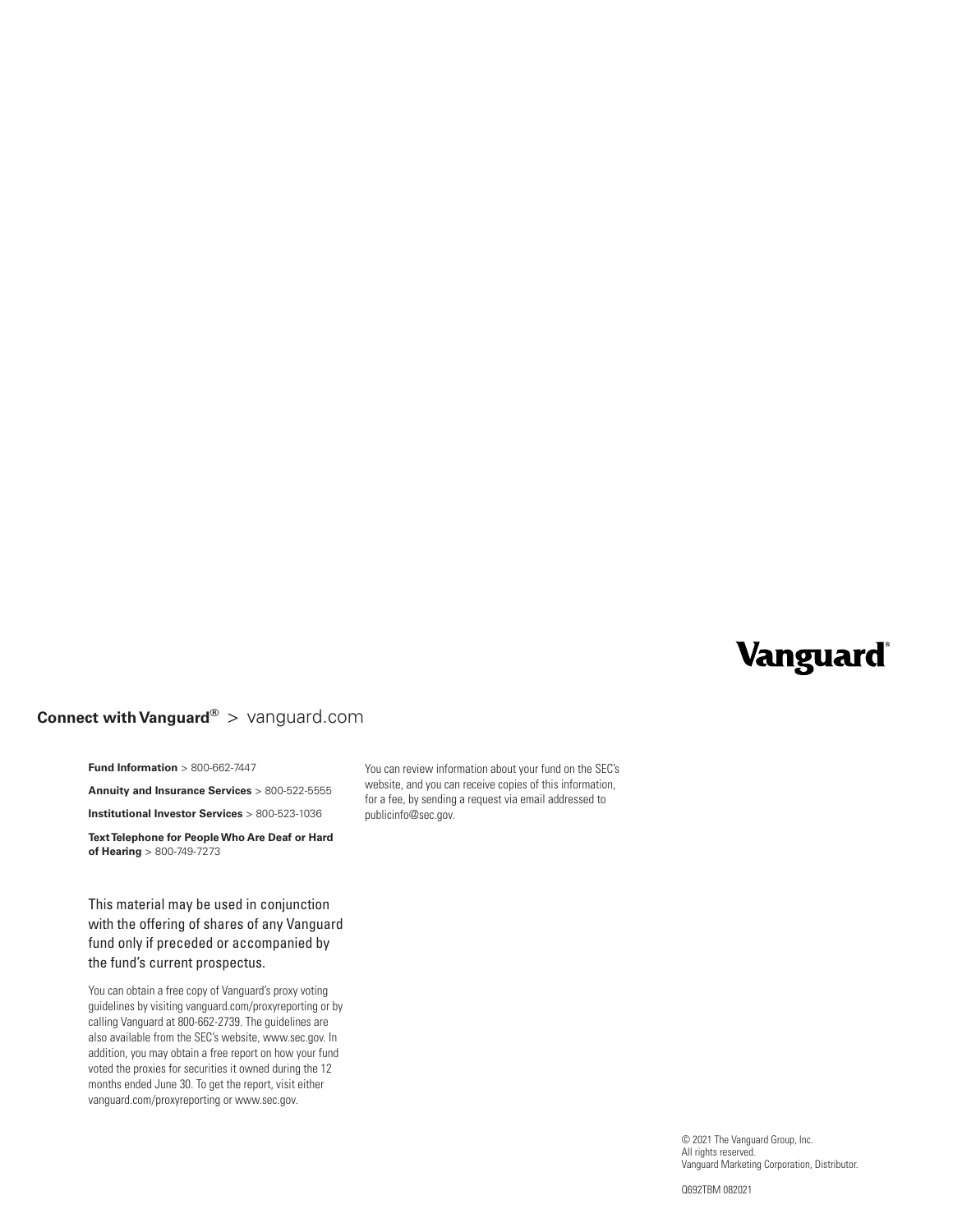Vanguard®

**Connect with Vanguard®** > vanguard.com

**Fund Information** > 800-662-7447

**Annuity and Insurance Services** > 800-522-5555

**Institutional Investor Services** > 800-523-1036

**Text Telephone for People Who Are Deaf or Hard of Hearing** > 800-749-7273

This material may be used in conjunction with the offering of shares of any Vanguard fund only if preceded or accompanied by the fund's current prospectus.

You can obtain a free copy of Vanguard's proxy voting guidelines by visiting vanguard.com/proxyreporting or by calling Vanguard at 800-662-2739. The guidelines are also available from the SEC's website, www.sec.gov. In addition, you may obtain a free report on how your fund voted the proxies for securities it owned during the 12 months ended June 30. To get the report, visit either vanguard.com/proxyreporting or www.sec.gov.

You can review information about your fund on the SEC's website, and you can receive copies of this information, for a fee, by sending a request via email addressed to publicinfo@sec.gov.

© 2021 The Vanguard Group, Inc.
All rights reserved.
Vanguard Marketing Corporation, Distributor.

Q692TBM 082021